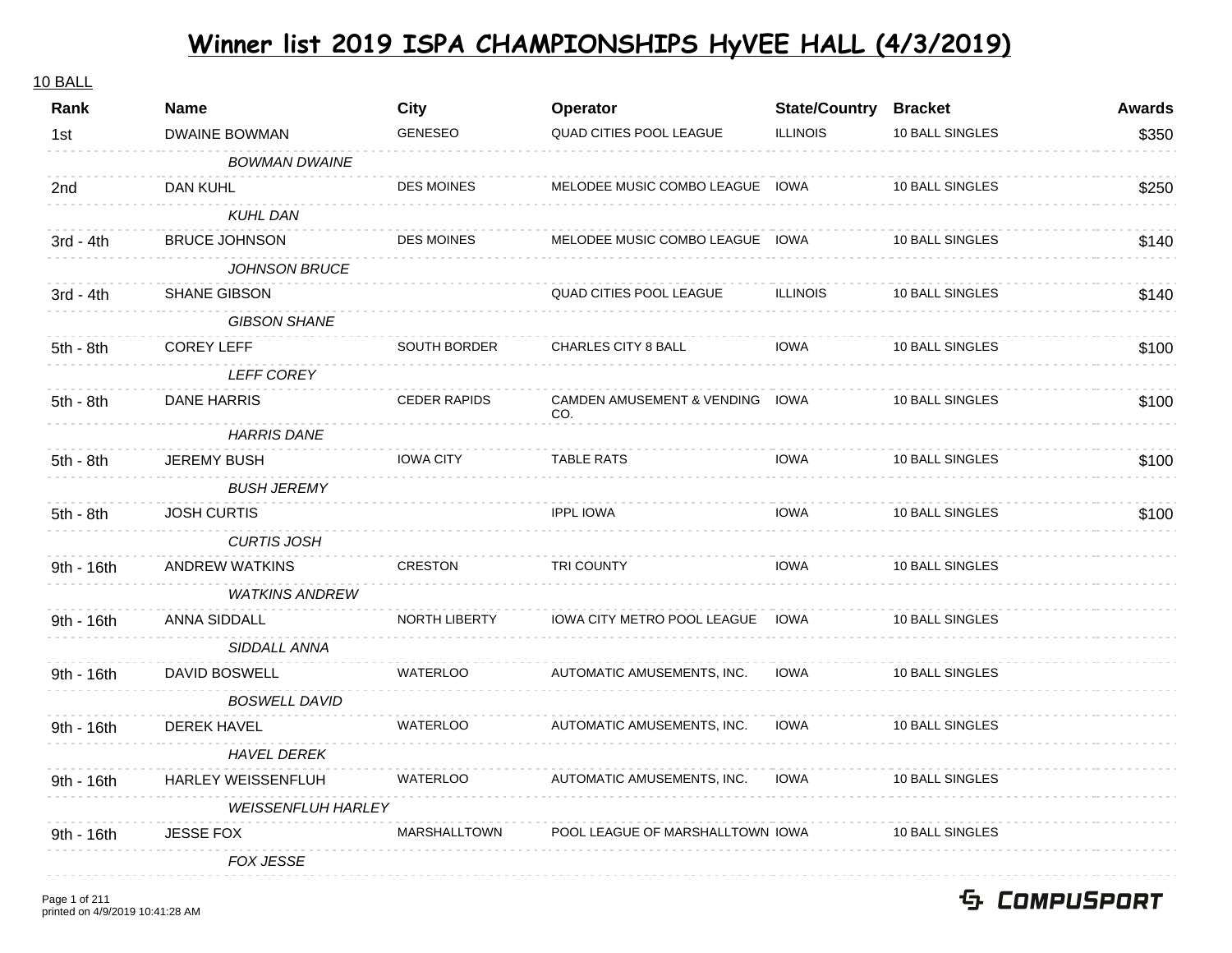# Winner list 2019 ISPA CHAMPIONSHIPS HyVEE HALL (4/3/2019)

10 BALL

| Rank | Name | City | Operator | State/Country | Bracket | Awards |
|---|---|---|---|---|---|---|
| 1st | DWAINE BOWMAN | GENESEO | QUAD CITIES POOL LEAGUE | ILLINOIS | 10 BALL SINGLES | $350 |
| | *BOWMAN DWAINE* | | | | | |
| 2nd | DAN KUHL | DES MOINES | MELODEE MUSIC COMBO LEAGUE | IOWA | 10 BALL SINGLES | $250 |
| | *KUHL DAN* | | | | | |
| 3rd - 4th | BRUCE JOHNSON | DES MOINES | MELODEE MUSIC COMBO LEAGUE | IOWA | 10 BALL SINGLES | $140 |
| | *JOHNSON BRUCE* | | | | | |
| 3rd - 4th | SHANE GIBSON | | QUAD CITIES POOL LEAGUE | ILLINOIS | 10 BALL SINGLES | $140 |
| | *GIBSON SHANE* | | | | | |
| 5th - 8th | COREY LEFF | SOUTH BORDER | CHARLES CITY 8 BALL | IOWA | 10 BALL SINGLES | $100 |
| | *LEFF COREY* | | | | | |
| 5th - 8th | DANE HARRIS | CEDER RAPIDS | CAMDEN AMUSEMENT & VENDING CO. | IOWA | 10 BALL SINGLES | $100 |
| | *HARRIS DANE* | | | | | |
| 5th - 8th | JEREMY BUSH | IOWA CITY | TABLE RATS | IOWA | 10 BALL SINGLES | $100 |
| | *BUSH JEREMY* | | | | | |
| 5th - 8th | JOSH CURTIS | | IPPL IOWA | IOWA | 10 BALL SINGLES | $100 |
| | *CURTIS JOSH* | | | | | |
| 9th - 16th | ANDREW WATKINS | CRESTON | TRI COUNTY | IOWA | 10 BALL SINGLES | |
| | *WATKINS ANDREW* | | | | | |
| 9th - 16th | ANNA SIDDALL | NORTH LIBERTY | IOWA CITY METRO POOL LEAGUE | IOWA | 10 BALL SINGLES | |
| | *SIDDALL ANNA* | | | | | |
| 9th - 16th | DAVID BOSWELL | WATERLOO | AUTOMATIC AMUSEMENTS, INC. | IOWA | 10 BALL SINGLES | |
| | *BOSWELL DAVID* | | | | | |
| 9th - 16th | DEREK HAVEL | WATERLOO | AUTOMATIC AMUSEMENTS, INC. | IOWA | 10 BALL SINGLES | |
| | *HAVEL DEREK* | | | | | |
| 9th - 16th | HARLEY WEISSENFLUH | WATERLOO | AUTOMATIC AMUSEMENTS, INC. | IOWA | 10 BALL SINGLES | |
| | *WEISSENFLUH HARLEY* | | | | | |
| 9th - 16th | JESSE FOX | MARSHALLTOWN | POOL LEAGUE OF MARSHALLTOWN | IOWA | 10 BALL SINGLES | |
| | *FOX JESSE* | | | | | |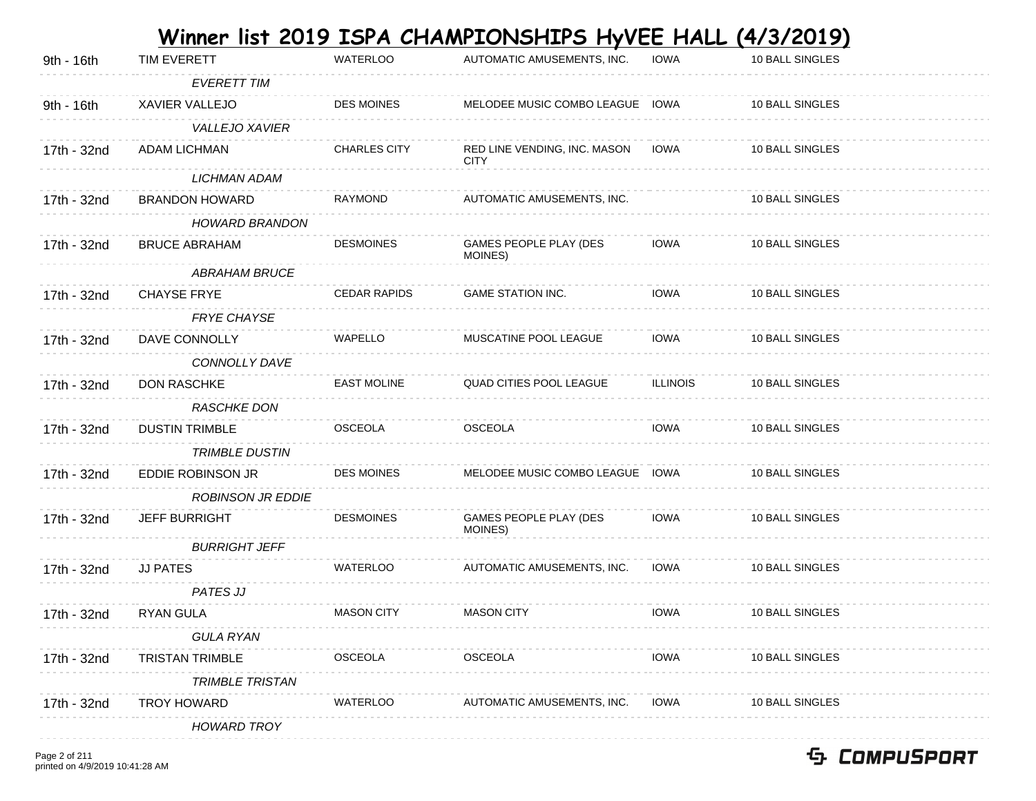# Winner list 2019 ISPA CHAMPIONSHIPS HyVEE HALL (4/3/2019)

| Place | Name | City | Sponsor | State | Event |
|---|---|---|---|---|---|
| 9th - 16th | TIM EVERETT | WATERLOO | AUTOMATIC AMUSEMENTS, INC. | IOWA | 10 BALL SINGLES |
| | *EVERETT TIM* | | | | |
| 9th - 16th | XAVIER VALLEJO | DES MOINES | MELODEE MUSIC COMBO LEAGUE | IOWA | 10 BALL SINGLES |
| | *VALLEJO XAVIER* | | | | |
| 17th - 32nd | ADAM LICHMAN | CHARLES CITY | RED LINE VENDING, INC. MASON CITY | IOWA | 10 BALL SINGLES |
| | *LICHMAN ADAM* | | | | |
| 17th - 32nd | BRANDON HOWARD | RAYMOND | AUTOMATIC AMUSEMENTS, INC. | | 10 BALL SINGLES |
| | *HOWARD BRANDON* | | | | |
| 17th - 32nd | BRUCE ABRAHAM | DESMOINES | GAMES PEOPLE PLAY (DES MOINES) | IOWA | 10 BALL SINGLES |
| | *ABRAHAM BRUCE* | | | | |
| 17th - 32nd | CHAYSE FRYE | CEDAR RAPIDS | GAME STATION INC. | IOWA | 10 BALL SINGLES |
| | *FRYE CHAYSE* | | | | |
| 17th - 32nd | DAVE CONNOLLY | WAPELLO | MUSCATINE POOL LEAGUE | IOWA | 10 BALL SINGLES |
| | *CONNOLLY DAVE* | | | | |
| 17th - 32nd | DON RASCHKE | EAST MOLINE | QUAD CITIES POOL LEAGUE | ILLINOIS | 10 BALL SINGLES |
| | *RASCHKE DON* | | | | |
| 17th - 32nd | DUSTIN TRIMBLE | OSCEOLA | OSCEOLA | IOWA | 10 BALL SINGLES |
| | *TRIMBLE DUSTIN* | | | | |
| 17th - 32nd | EDDIE ROBINSON JR | DES MOINES | MELODEE MUSIC COMBO LEAGUE | IOWA | 10 BALL SINGLES |
| | *ROBINSON JR EDDIE* | | | | |
| 17th - 32nd | JEFF BURRIGHT | DESMOINES | GAMES PEOPLE PLAY (DES MOINES) | IOWA | 10 BALL SINGLES |
| | *BURRIGHT JEFF* | | | | |
| 17th - 32nd | JJ PATES | WATERLOO | AUTOMATIC AMUSEMENTS, INC. | IOWA | 10 BALL SINGLES |
| | *PATES JJ* | | | | |
| 17th - 32nd | RYAN GULA | MASON CITY | MASON CITY | IOWA | 10 BALL SINGLES |
| | *GULA RYAN* | | | | |
| 17th - 32nd | TRISTAN TRIMBLE | OSCEOLA | OSCEOLA | IOWA | 10 BALL SINGLES |
| | *TRIMBLE TRISTAN* | | | | |
| 17th - 32nd | TROY HOWARD | WATERLOO | AUTOMATIC AMUSEMENTS, INC. | IOWA | 10 BALL SINGLES |
| | *HOWARD TROY* | | | | |

printed on 4/9/2019 10:41:28 AM

COMPUSPORT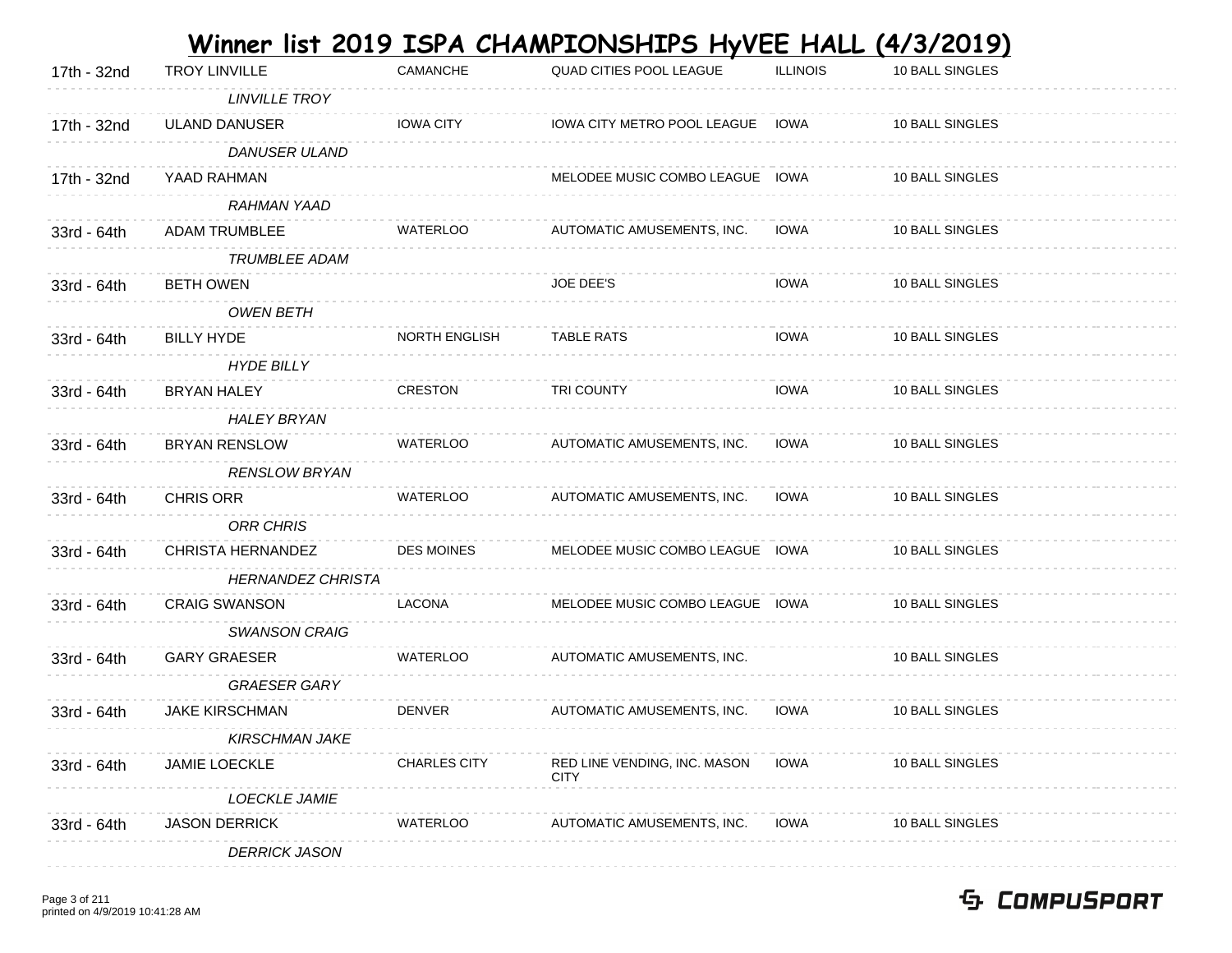# Winner list 2019 ISPA CHAMPIONSHIPS HyVEE HALL (4/3/2019)

| Place | Name | City | League | State | Event |
|---|---|---|---|---|---|
| 17th - 32nd | TROY LINVILLE | CAMANCHE | QUAD CITIES POOL LEAGUE | ILLINOIS | 10 BALL SINGLES |
| | *LINVILLE TROY* | | | | |
| 17th - 32nd | ULAND DANUSER | IOWA CITY | IOWA CITY METRO POOL LEAGUE | IOWA | 10 BALL SINGLES |
| | *DANUSER ULAND* | | | | |
| 17th - 32nd | YAAD RAHMAN | | MELODEE MUSIC COMBO LEAGUE | IOWA | 10 BALL SINGLES |
| | *RAHMAN YAAD* | | | | |
| 33rd - 64th | ADAM TRUMBLEE | WATERLOO | AUTOMATIC AMUSEMENTS, INC. | IOWA | 10 BALL SINGLES |
| | *TRUMBLEE ADAM* | | | | |
| 33rd - 64th | BETH OWEN | | JOE DEE'S | IOWA | 10 BALL SINGLES |
| | *OWEN BETH* | | | | |
| 33rd - 64th | BILLY HYDE | NORTH ENGLISH | TABLE RATS | IOWA | 10 BALL SINGLES |
| | *HYDE BILLY* | | | | |
| 33rd - 64th | BRYAN HALEY | CRESTON | TRI COUNTY | IOWA | 10 BALL SINGLES |
| | *HALEY BRYAN* | | | | |
| 33rd - 64th | BRYAN RENSLOW | WATERLOO | AUTOMATIC AMUSEMENTS, INC. | IOWA | 10 BALL SINGLES |
| | *RENSLOW BRYAN* | | | | |
| 33rd - 64th | CHRIS ORR | WATERLOO | AUTOMATIC AMUSEMENTS, INC. | IOWA | 10 BALL SINGLES |
| | *ORR CHRIS* | | | | |
| 33rd - 64th | CHRISTA HERNANDEZ | DES MOINES | MELODEE MUSIC COMBO LEAGUE | IOWA | 10 BALL SINGLES |
| | *HERNANDEZ CHRISTA* | | | | |
| 33rd - 64th | CRAIG SWANSON | LACONA | MELODEE MUSIC COMBO LEAGUE | IOWA | 10 BALL SINGLES |
| | *SWANSON CRAIG* | | | | |
| 33rd - 64th | GARY GRAESER | WATERLOO | AUTOMATIC AMUSEMENTS, INC. | | 10 BALL SINGLES |
| | *GRAESER GARY* | | | | |
| 33rd - 64th | JAKE KIRSCHMAN | DENVER | AUTOMATIC AMUSEMENTS, INC. | IOWA | 10 BALL SINGLES |
| | *KIRSCHMAN JAKE* | | | | |
| 33rd - 64th | JAMIE LOECKLE | CHARLES CITY | RED LINE VENDING, INC. MASON CITY | IOWA | 10 BALL SINGLES |
| | *LOECKLE JAMIE* | | | | |
| 33rd - 64th | JASON DERRICK | WATERLOO | AUTOMATIC AMUSEMENTS, INC. | IOWA | 10 BALL SINGLES |
| | *DERRICK JASON* | | | | |

printed on 4/9/2019 10:41:28 AM

COMPUSPORT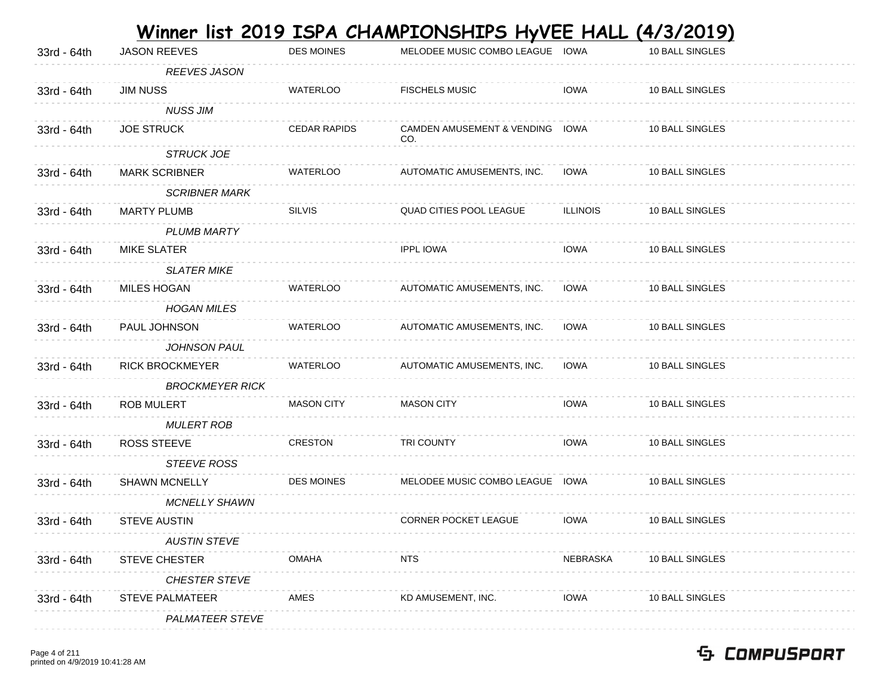# Winner list 2019 ISPA CHAMPIONSHIPS HyVEE HALL (4/3/2019)

| Place | Name | City | Sponsor | State | Event |
|---|---|---|---|---|---|
| 33rd - 64th | JASON REEVES | DES MOINES | MELODEE MUSIC COMBO LEAGUE | IOWA | 10 BALL SINGLES |
| | *REEVES JASON* | | | | |
| 33rd - 64th | JIM NUSS | WATERLOO | FISCHELS MUSIC | IOWA | 10 BALL SINGLES |
| | *NUSS JIM* | | | | |
| 33rd - 64th | JOE STRUCK | CEDAR RAPIDS | CAMDEN AMUSEMENT & VENDING CO. | IOWA | 10 BALL SINGLES |
| | *STRUCK JOE* | | | | |
| 33rd - 64th | MARK SCRIBNER | WATERLOO | AUTOMATIC AMUSEMENTS, INC. | IOWA | 10 BALL SINGLES |
| | *SCRIBNER MARK* | | | | |
| 33rd - 64th | MARTY PLUMB | SILVIS | QUAD CITIES POOL LEAGUE | ILLINOIS | 10 BALL SINGLES |
| | *PLUMB MARTY* | | | | |
| 33rd - 64th | MIKE SLATER | | IPPL IOWA | IOWA | 10 BALL SINGLES |
| | *SLATER MIKE* | | | | |
| 33rd - 64th | MILES HOGAN | WATERLOO | AUTOMATIC AMUSEMENTS, INC. | IOWA | 10 BALL SINGLES |
| | *HOGAN MILES* | | | | |
| 33rd - 64th | PAUL JOHNSON | WATERLOO | AUTOMATIC AMUSEMENTS, INC. | IOWA | 10 BALL SINGLES |
| | *JOHNSON PAUL* | | | | |
| 33rd - 64th | RICK BROCKMEYER | WATERLOO | AUTOMATIC AMUSEMENTS, INC. | IOWA | 10 BALL SINGLES |
| | *BROCKMEYER RICK* | | | | |
| 33rd - 64th | ROB MULERT | MASON CITY | MASON CITY | IOWA | 10 BALL SINGLES |
| | *MULERT ROB* | | | | |
| 33rd - 64th | ROSS STEEVE | CRESTON | TRI COUNTY | IOWA | 10 BALL SINGLES |
| | *STEEVE ROSS* | | | | |
| 33rd - 64th | SHAWN MCNELLY | DES MOINES | MELODEE MUSIC COMBO LEAGUE | IOWA | 10 BALL SINGLES |
| | *MCNELLY SHAWN* | | | | |
| 33rd - 64th | STEVE AUSTIN | | CORNER POCKET LEAGUE | IOWA | 10 BALL SINGLES |
| | *AUSTIN STEVE* | | | | |
| 33rd - 64th | STEVE CHESTER | OMAHA | NTS | NEBRASKA | 10 BALL SINGLES |
| | *CHESTER STEVE* | | | | |
| 33rd - 64th | STEVE PALMATEER | AMES | KD AMUSEMENT, INC. | IOWA | 10 BALL SINGLES |
| | *PALMATEER STEVE* | | | | |

printed on 4/9/2019 10:41:28 AM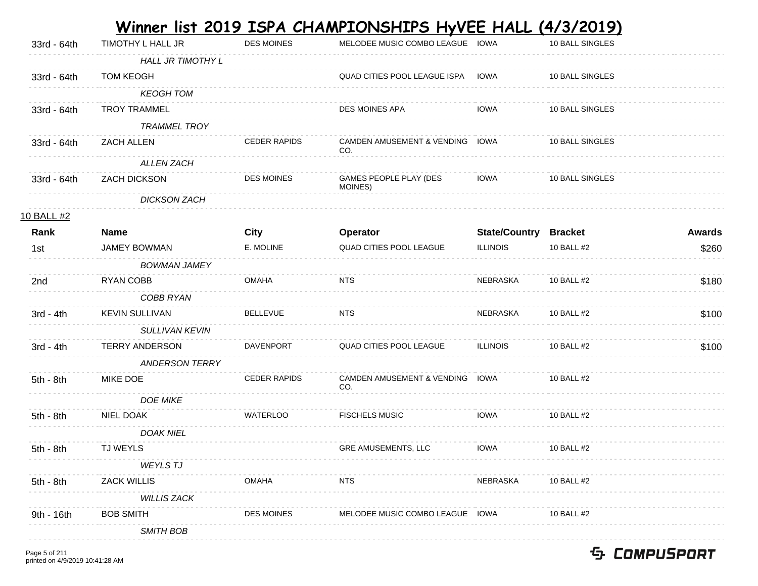# Winner list 2019 ISPA CHAMPIONSHIPS HyVEE HALL (4/3/2019)

| Rank | Name | City | Operator | State/Country | Bracket | Awards |
|---|---|---|---|---|---|---|
| 33rd - 64th | TIMOTHY L HALL JR | DES MOINES | MELODEE MUSIC COMBO LEAGUE | IOWA | 10 BALL SINGLES | |
| | *HALL JR TIMOTHY L* | | | | | |
| 33rd - 64th | TOM KEOGH | | QUAD CITIES POOL LEAGUE ISPA | IOWA | 10 BALL SINGLES | |
| | *KEOGH TOM* | | | | | |
| 33rd - 64th | TROY TRAMMEL | | DES MOINES APA | IOWA | 10 BALL SINGLES | |
| | *TRAMMEL TROY* | | | | | |
| 33rd - 64th | ZACH ALLEN | CEDER RAPIDS | CAMDEN AMUSEMENT & VENDING CO. | IOWA | 10 BALL SINGLES | |
| | *ALLEN ZACH* | | | | | |
| 33rd - 64th | ZACH DICKSON | DES MOINES | GAMES PEOPLE PLAY (DES MOINES) | IOWA | 10 BALL SINGLES | |
| | *DICKSON ZACH* | | | | | |

10 BALL #2

| Rank | Name | City | Operator | State/Country | Bracket | Awards |
|---|---|---|---|---|---|---|
| 1st | JAMEY BOWMAN | E. MOLINE | QUAD CITIES POOL LEAGUE | ILLINOIS | 10 BALL #2 | $260 |
| | *BOWMAN JAMEY* | | | | | |
| 2nd | RYAN COBB | OMAHA | NTS | NEBRASKA | 10 BALL #2 | $180 |
| | *COBB RYAN* | | | | | |
| 3rd - 4th | KEVIN SULLIVAN | BELLEVUE | NTS | NEBRASKA | 10 BALL #2 | $100 |
| | *SULLIVAN KEVIN* | | | | | |
| 3rd - 4th | TERRY ANDERSON | DAVENPORT | QUAD CITIES POOL LEAGUE | ILLINOIS | 10 BALL #2 | $100 |
| | *ANDERSON TERRY* | | | | | |
| 5th - 8th | MIKE DOE | CEDER RAPIDS | CAMDEN AMUSEMENT & VENDING CO. | IOWA | 10 BALL #2 | |
| | *DOE MIKE* | | | | | |
| 5th - 8th | NIEL DOAK | WATERLOO | FISCHELS MUSIC | IOWA | 10 BALL #2 | |
| | *DOAK NIEL* | | | | | |
| 5th - 8th | TJ WEYLS | | GRE AMUSEMENTS, LLC | IOWA | 10 BALL #2 | |
| | *WEYLS TJ* | | | | | |
| 5th - 8th | ZACK WILLIS | OMAHA | NTS | NEBRASKA | 10 BALL #2 | |
| | *WILLIS ZACK* | | | | | |
| 9th - 16th | BOB SMITH | DES MOINES | MELODEE MUSIC COMBO LEAGUE | IOWA | 10 BALL #2 | |
| | *SMITH BOB* | | | | | |

printed on 4/9/2019 10:41:28 AM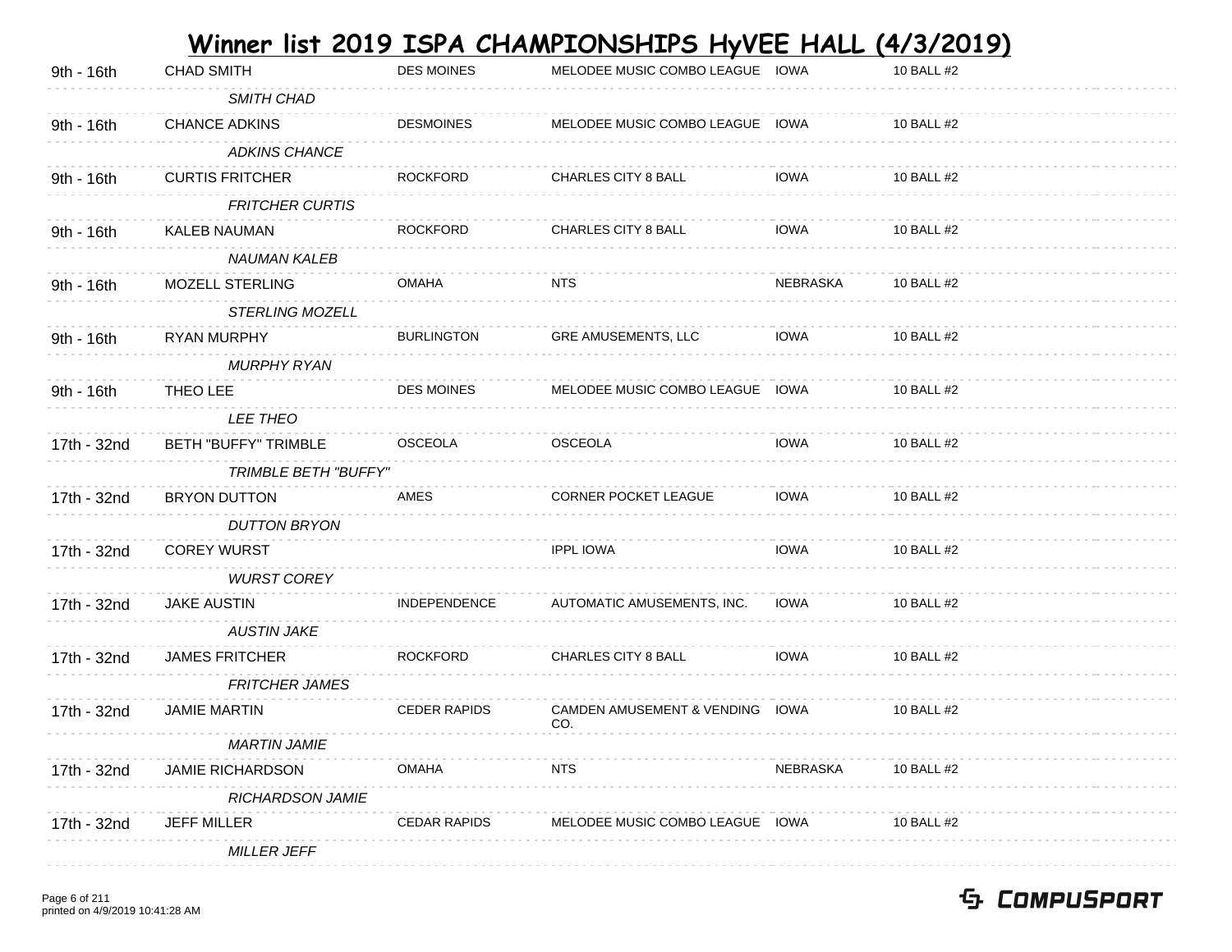# Winner list 2019 ISPA CHAMPIONSHIPS HyVEE HALL (4/3/2019)

| Place | Name | City | Team/League | State | Event |
|---|---|---|---|---|---|
| 9th - 16th | CHAD SMITH | DES MOINES | MELODEE MUSIC COMBO LEAGUE | IOWA | 10 BALL #2 |
| | *SMITH CHAD* | | | | |
| 9th - 16th | CHANCE ADKINS | DESMOINES | MELODEE MUSIC COMBO LEAGUE | IOWA | 10 BALL #2 |
| | *ADKINS CHANCE* | | | | |
| 9th - 16th | CURTIS FRITCHER | ROCKFORD | CHARLES CITY 8 BALL | IOWA | 10 BALL #2 |
| | *FRITCHER CURTIS* | | | | |
| 9th - 16th | KALEB NAUMAN | ROCKFORD | CHARLES CITY 8 BALL | IOWA | 10 BALL #2 |
| | *NAUMAN KALEB* | | | | |
| 9th - 16th | MOZELL STERLING | OMAHA | NTS | NEBRASKA | 10 BALL #2 |
| | *STERLING MOZELL* | | | | |
| 9th - 16th | RYAN MURPHY | BURLINGTON | GRE AMUSEMENTS, LLC | IOWA | 10 BALL #2 |
| | *MURPHY RYAN* | | | | |
| 9th - 16th | THEO LEE | DES MOINES | MELODEE MUSIC COMBO LEAGUE | IOWA | 10 BALL #2 |
| | *LEE THEO* | | | | |
| 17th - 32nd | BETH "BUFFY" TRIMBLE | OSCEOLA | OSCEOLA | IOWA | 10 BALL #2 |
| | *TRIMBLE BETH "BUFFY"* | | | | |
| 17th - 32nd | BRYON DUTTON | AMES | CORNER POCKET LEAGUE | IOWA | 10 BALL #2 |
| | *DUTTON BRYON* | | | | |
| 17th - 32nd | COREY WURST | | IPPL IOWA | IOWA | 10 BALL #2 |
| | *WURST COREY* | | | | |
| 17th - 32nd | JAKE AUSTIN | INDEPENDENCE | AUTOMATIC AMUSEMENTS, INC. | IOWA | 10 BALL #2 |
| | *AUSTIN JAKE* | | | | |
| 17th - 32nd | JAMES FRITCHER | ROCKFORD | CHARLES CITY 8 BALL | IOWA | 10 BALL #2 |
| | *FRITCHER JAMES* | | | | |
| 17th - 32nd | JAMIE MARTIN | CEDER RAPIDS | CAMDEN AMUSEMENT & VENDING CO. | IOWA | 10 BALL #2 |
| | *MARTIN JAMIE* | | | | |
| 17th - 32nd | JAMIE RICHARDSON | OMAHA | NTS | NEBRASKA | 10 BALL #2 |
| | *RICHARDSON JAMIE* | | | | |
| 17th - 32nd | JEFF MILLER | CEDAR RAPIDS | MELODEE MUSIC COMBO LEAGUE | IOWA | 10 BALL #2 |
| | *MILLER JEFF* | | | | |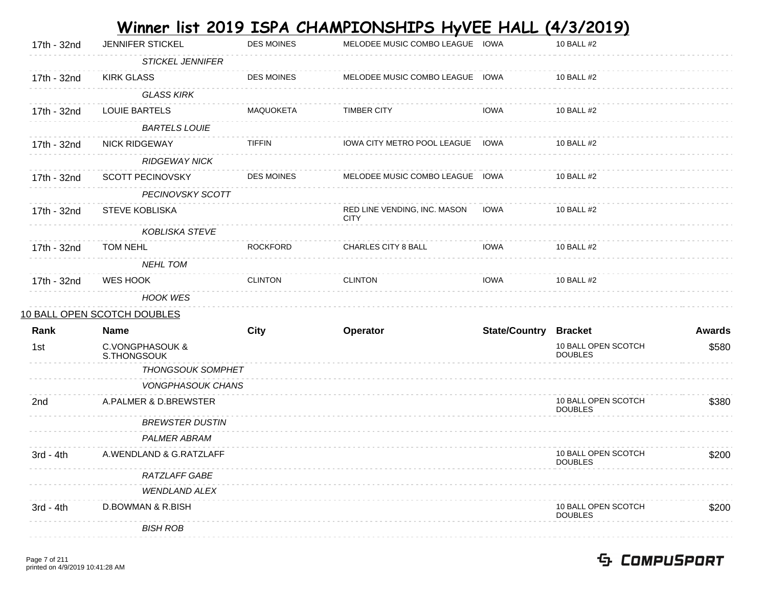# Winner list 2019 ISPA CHAMPIONSHIPS HyVEE HALL (4/3/2019)

| Rank | Name | City | Operator | State/Country | Bracket | Awards |
|---|---|---|---|---|---|---|
| 17th - 32nd | JENNIFER STICKEL | DES MOINES | MELODEE MUSIC COMBO LEAGUE | IOWA | 10 BALL #2 | |
| | *STICKEL JENNIFER* | | | | | |
| 17th - 32nd | KIRK GLASS | DES MOINES | MELODEE MUSIC COMBO LEAGUE | IOWA | 10 BALL #2 | |
| | *GLASS KIRK* | | | | | |
| 17th - 32nd | LOUIE BARTELS | MAQUOKETA | TIMBER CITY | IOWA | 10 BALL #2 | |
| | *BARTELS LOUIE* | | | | | |
| 17th - 32nd | NICK RIDGEWAY | TIFFIN | IOWA CITY METRO POOL LEAGUE | IOWA | 10 BALL #2 | |
| | *RIDGEWAY NICK* | | | | | |
| 17th - 32nd | SCOTT PECINOVSKY | DES MOINES | MELODEE MUSIC COMBO LEAGUE | IOWA | 10 BALL #2 | |
| | *PECINOVSKY SCOTT* | | | | | |
| 17th - 32nd | STEVE KOBLISKA | | RED LINE VENDING, INC. MASON CITY | IOWA | 10 BALL #2 | |
| | *KOBLISKA STEVE* | | | | | |
| 17th - 32nd | TOM NEHL | ROCKFORD | CHARLES CITY 8 BALL | IOWA | 10 BALL #2 | |
| | *NEHL TOM* | | | | | |
| 17th - 32nd | WES HOOK | CLINTON | CLINTON | IOWA | 10 BALL #2 | |
| | *HOOK WES* | | | | | |

## 10 BALL OPEN SCOTCH DOUBLES

| Rank | Name | City | Operator | State/Country | Bracket | Awards |
|---|---|---|---|---|---|---|
| 1st | C.VONGPHASOUK & S.THONGSOUK | | | | 10 BALL OPEN SCOTCH DOUBLES | $580 |
| | *THONGSOUK SOMPHET* | | | | | |
| | *VONGPHASOUK CHANS* | | | | | |
| 2nd | A.PALMER & D.BREWSTER | | | | 10 BALL OPEN SCOTCH DOUBLES | $380 |
| | *BREWSTER DUSTIN* | | | | | |
| | *PALMER ABRAM* | | | | | |
| 3rd - 4th | A.WENDLAND & G.RATZLAFF | | | | 10 BALL OPEN SCOTCH DOUBLES | $200 |
| | *RATZLAFF GABE* | | | | | |
| | *WENDLAND ALEX* | | | | | |
| 3rd - 4th | D.BOWMAN & R.BISH | | | | 10 BALL OPEN SCOTCH DOUBLES | $200 |
| | *BISH ROB* | | | | | |

printed on 4/9/2019 10:41:28 AM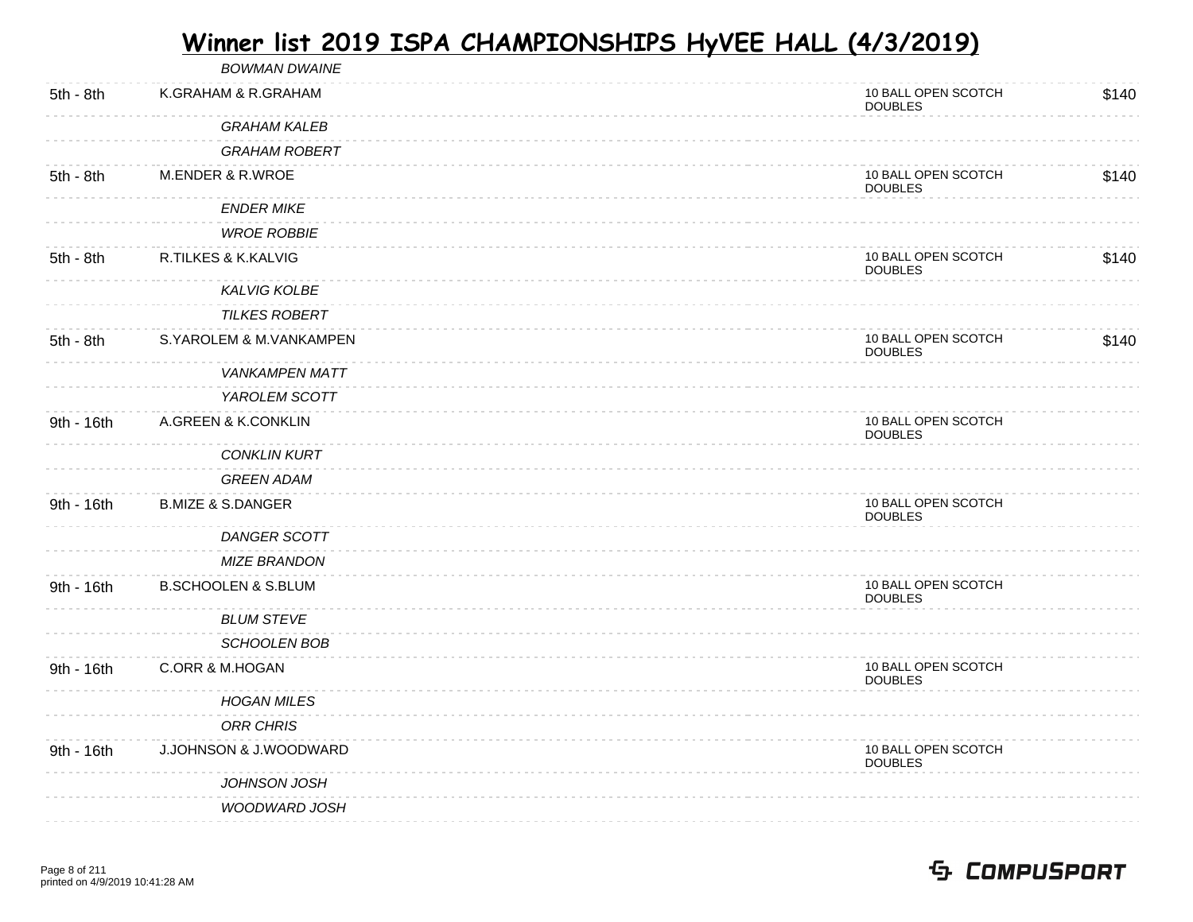# Winner list 2019 ISPA CHAMPIONSHIPS HyVEE HALL (4/3/2019)

| Place | Team / Player | Event | Prize |
|---|---|---|---|
| | *BOWMAN DWAINE* | | |
| 5th - 8th | K.GRAHAM & R.GRAHAM | 10 BALL OPEN SCOTCH DOUBLES | $140 |
| | *GRAHAM KALEB* | | |
| | *GRAHAM ROBERT* | | |
| 5th - 8th | M.ENDER & R.WROE | 10 BALL OPEN SCOTCH DOUBLES | $140 |
| | *ENDER MIKE* | | |
| | *WROE ROBBIE* | | |
| 5th - 8th | R.TILKES & K.KALVIG | 10 BALL OPEN SCOTCH DOUBLES | $140 |
| | *KALVIG KOLBE* | | |
| | *TILKES ROBERT* | | |
| 5th - 8th | S.YAROLEM & M.VANKAMPEN | 10 BALL OPEN SCOTCH DOUBLES | $140 |
| | *VANKAMPEN MATT* | | |
| | *YAROLEM SCOTT* | | |
| 9th - 16th | A.GREEN & K.CONKLIN | 10 BALL OPEN SCOTCH DOUBLES | |
| | *CONKLIN KURT* | | |
| | *GREEN ADAM* | | |
| 9th - 16th | B.MIZE & S.DANGER | 10 BALL OPEN SCOTCH DOUBLES | |
| | *DANGER SCOTT* | | |
| | *MIZE BRANDON* | | |
| 9th - 16th | B.SCHOOLEN & S.BLUM | 10 BALL OPEN SCOTCH DOUBLES | |
| | *BLUM STEVE* | | |
| | *SCHOOLEN BOB* | | |
| 9th - 16th | C.ORR & M.HOGAN | 10 BALL OPEN SCOTCH DOUBLES | |
| | *HOGAN MILES* | | |
| | *ORR CHRIS* | | |
| 9th - 16th | J.JOHNSON & J.WOODWARD | 10 BALL OPEN SCOTCH DOUBLES | |
| | *JOHNSON JOSH* | | |
| | *WOODWARD JOSH* | | |

printed on 4/9/2019 10:41:28 AM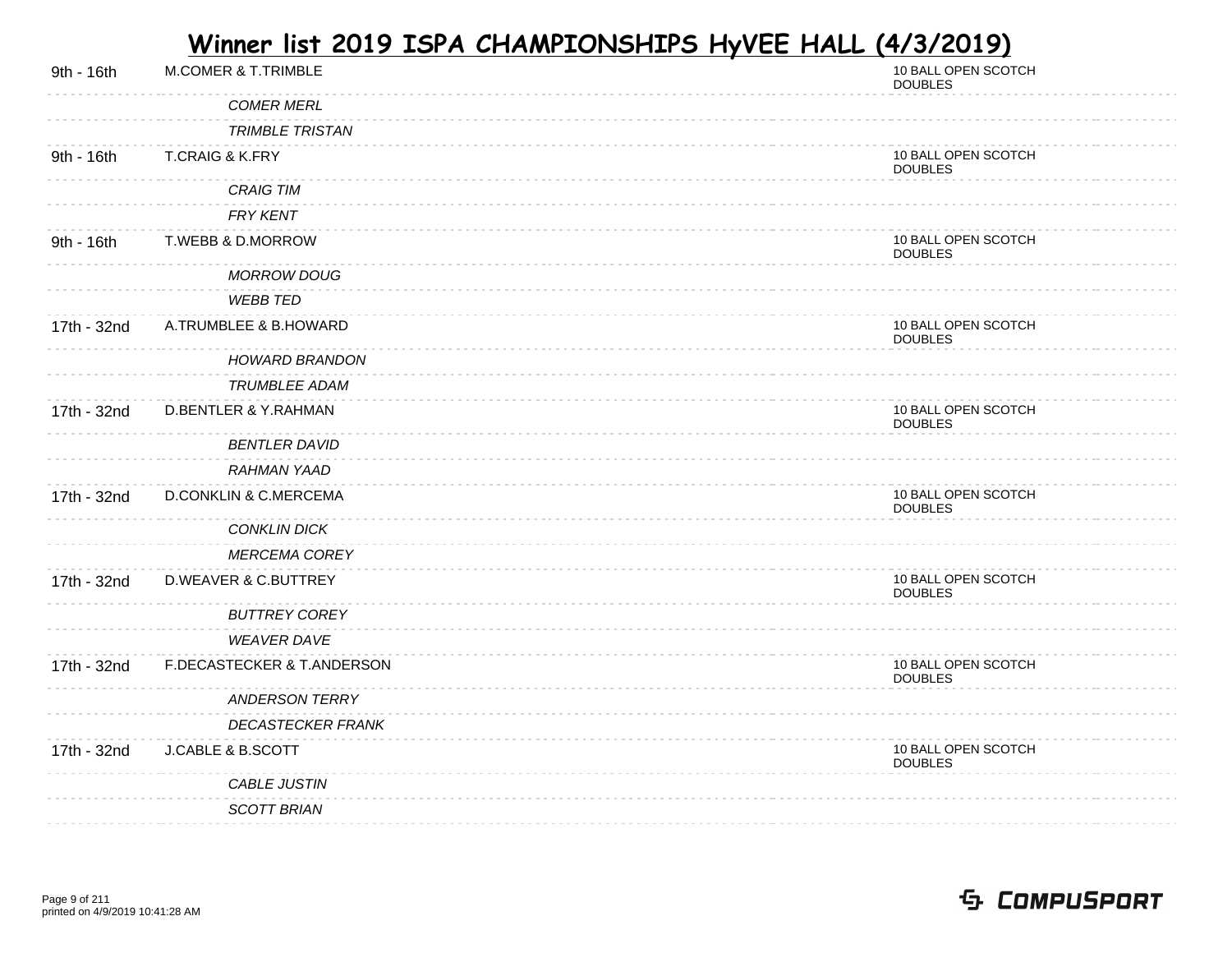# Winner list 2019 ISPA CHAMPIONSHIPS HyVEE HALL (4/3/2019)

| Place | Team / Player | Event |
| --- | --- | --- |
| 9th - 16th | M.COMER & T.TRIMBLE | 10 BALL OPEN SCOTCH DOUBLES |
| | *COMER MERL* | |
| | *TRIMBLE TRISTAN* | |
| 9th - 16th | T.CRAIG & K.FRY | 10 BALL OPEN SCOTCH DOUBLES |
| | *CRAIG TIM* | |
| | *FRY KENT* | |
| 9th - 16th | T.WEBB & D.MORROW | 10 BALL OPEN SCOTCH DOUBLES |
| | *MORROW DOUG* | |
| | *WEBB TED* | |
| 17th - 32nd | A.TRUMBLEE & B.HOWARD | 10 BALL OPEN SCOTCH DOUBLES |
| | *HOWARD BRANDON* | |
| | *TRUMBLEE ADAM* | |
| 17th - 32nd | D.BENTLER & Y.RAHMAN | 10 BALL OPEN SCOTCH DOUBLES |
| | *BENTLER DAVID* | |
| | *RAHMAN YAAD* | |
| 17th - 32nd | D.CONKLIN & C.MERCEMA | 10 BALL OPEN SCOTCH DOUBLES |
| | *CONKLIN DICK* | |
| | *MERCEMA COREY* | |
| 17th - 32nd | D.WEAVER & C.BUTTREY | 10 BALL OPEN SCOTCH DOUBLES |
| | *BUTTREY COREY* | |
| | *WEAVER DAVE* | |
| 17th - 32nd | F.DECASTECKER & T.ANDERSON | 10 BALL OPEN SCOTCH DOUBLES |
| | *ANDERSON TERRY* | |
| | *DECASTECKER FRANK* | |
| 17th - 32nd | J.CABLE & B.SCOTT | 10 BALL OPEN SCOTCH DOUBLES |
| | *CABLE JUSTIN* | |
| | *SCOTT BRIAN* | |

printed on 4/9/2019 10:41:28 AM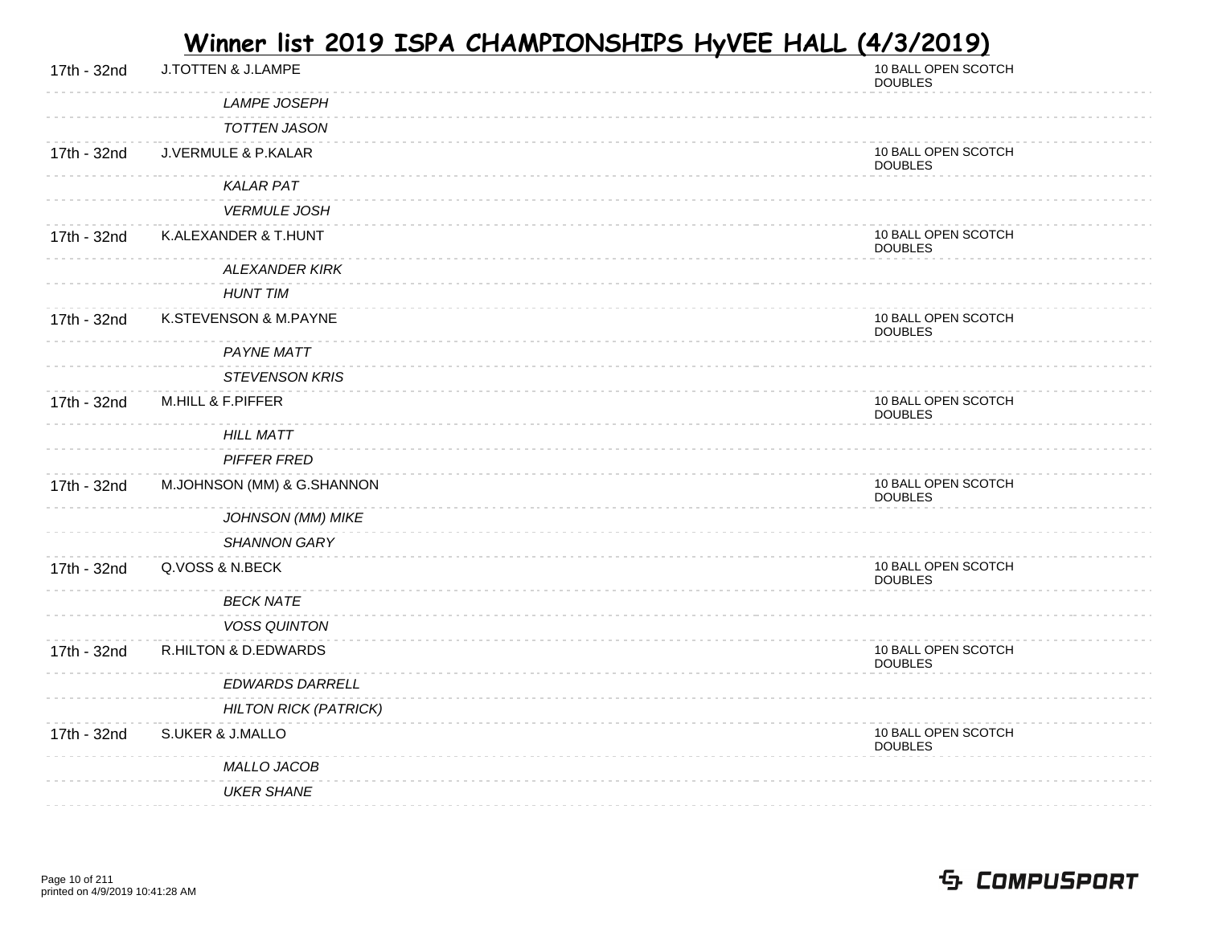# Winner list 2019 ISPA CHAMPIONSHIPS HyVEE HALL (4/3/2019)

| Place | Team / Player | Event |
|---|---|---|
| 17th - 32nd | J.TOTTEN & J.LAMPE | 10 BALL OPEN SCOTCH DOUBLES |
| | *LAMPE JOSEPH* | |
| | *TOTTEN JASON* | |
| 17th - 32nd | J.VERMULE & P.KALAR | 10 BALL OPEN SCOTCH DOUBLES |
| | *KALAR PAT* | |
| | *VERMULE JOSH* | |
| 17th - 32nd | K.ALEXANDER & T.HUNT | 10 BALL OPEN SCOTCH DOUBLES |
| | *ALEXANDER KIRK* | |
| | *HUNT TIM* | |
| 17th - 32nd | K.STEVENSON & M.PAYNE | 10 BALL OPEN SCOTCH DOUBLES |
| | *PAYNE MATT* | |
| | *STEVENSON KRIS* | |
| 17th - 32nd | M.HILL & F.PIFFER | 10 BALL OPEN SCOTCH DOUBLES |
| | *HILL MATT* | |
| | *PIFFER FRED* | |
| 17th - 32nd | M.JOHNSON (MM) & G.SHANNON | 10 BALL OPEN SCOTCH DOUBLES |
| | *JOHNSON (MM) MIKE* | |
| | *SHANNON GARY* | |
| 17th - 32nd | Q.VOSS & N.BECK | 10 BALL OPEN SCOTCH DOUBLES |
| | *BECK NATE* | |
| | *VOSS QUINTON* | |
| 17th - 32nd | R.HILTON & D.EDWARDS | 10 BALL OPEN SCOTCH DOUBLES |
| | *EDWARDS DARRELL* | |
| | *HILTON RICK (PATRICK)* | |
| 17th - 32nd | S.UKER & J.MALLO | 10 BALL OPEN SCOTCH DOUBLES |
| | *MALLO JACOB* | |
| | *UKER SHANE* | |

printed on 4/9/2019 10:41:28 AM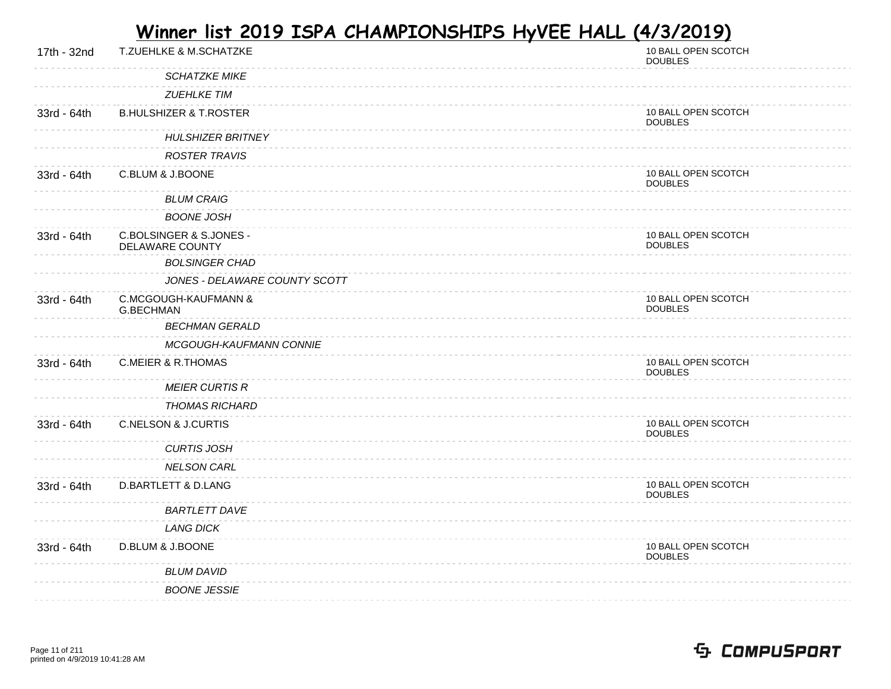# Winner list 2019 ISPA CHAMPIONSHIPS HyVEE HALL (4/3/2019)

| Place | Team / Player | Event |
|---|---|---|
| 17th - 32nd | T.ZUEHLKE & M.SCHATZKE | 10 BALL OPEN SCOTCH DOUBLES |
| | *SCHATZKE MIKE* | |
| | *ZUEHLKE TIM* | |
| 33rd - 64th | B.HULSHIZER & T.ROSTER | 10 BALL OPEN SCOTCH DOUBLES |
| | *HULSHIZER BRITNEY* | |
| | *ROSTER TRAVIS* | |
| 33rd - 64th | C.BLUM & J.BOONE | 10 BALL OPEN SCOTCH DOUBLES |
| | *BLUM CRAIG* | |
| | *BOONE JOSH* | |
| 33rd - 64th | C.BOLSINGER & S.JONES - DELAWARE COUNTY | 10 BALL OPEN SCOTCH DOUBLES |
| | *BOLSINGER CHAD* | |
| | *JONES - DELAWARE COUNTY SCOTT* | |
| 33rd - 64th | C.MCGOUGH-KAUFMANN & G.BECHMAN | 10 BALL OPEN SCOTCH DOUBLES |
| | *BECHMAN GERALD* | |
| | *MCGOUGH-KAUFMANN CONNIE* | |
| 33rd - 64th | C.MEIER & R.THOMAS | 10 BALL OPEN SCOTCH DOUBLES |
| | *MEIER CURTIS R* | |
| | *THOMAS RICHARD* | |
| 33rd - 64th | C.NELSON & J.CURTIS | 10 BALL OPEN SCOTCH DOUBLES |
| | *CURTIS JOSH* | |
| | *NELSON CARL* | |
| 33rd - 64th | D.BARTLETT & D.LANG | 10 BALL OPEN SCOTCH DOUBLES |
| | *BARTLETT DAVE* | |
| | *LANG DICK* | |
| 33rd - 64th | D.BLUM & J.BOONE | 10 BALL OPEN SCOTCH DOUBLES |
| | *BLUM DAVID* | |
| | *BOONE JESSIE* | |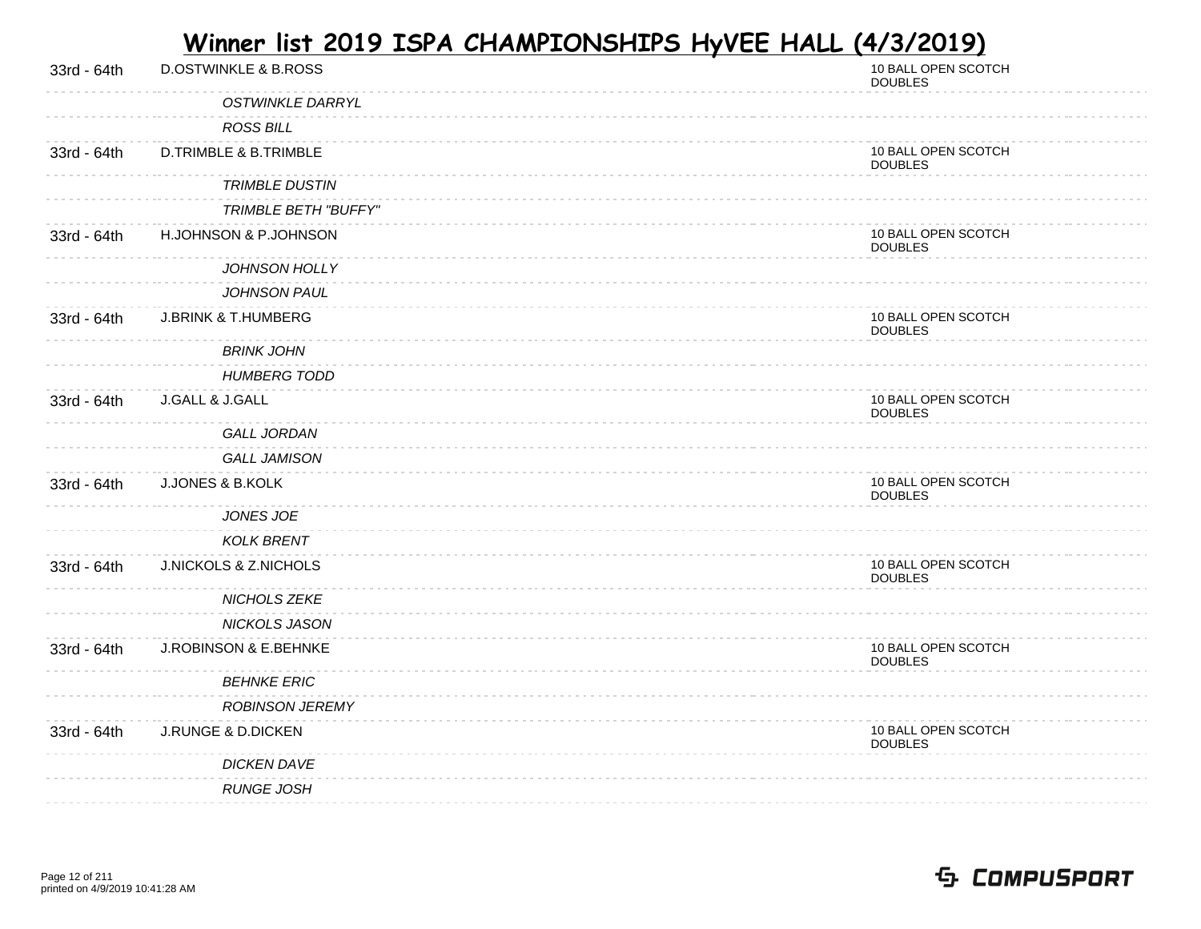# Winner list 2019 ISPA CHAMPIONSHIPS HyVEE HALL (4/3/2019)

| Place | Team | Event |
| --- | --- | --- |
| 33rd - 64th | D.OSTWINKLE & B.ROSS | 10 BALL OPEN SCOTCH DOUBLES |
| | *OSTWINKLE DARRYL* | |
| | *ROSS BILL* | |
| 33rd - 64th | D.TRIMBLE & B.TRIMBLE | 10 BALL OPEN SCOTCH DOUBLES |
| | *TRIMBLE DUSTIN* | |
| | *TRIMBLE BETH "BUFFY"* | |
| 33rd - 64th | H.JOHNSON & P.JOHNSON | 10 BALL OPEN SCOTCH DOUBLES |
| | *JOHNSON HOLLY* | |
| | *JOHNSON PAUL* | |
| 33rd - 64th | J.BRINK & T.HUMBERG | 10 BALL OPEN SCOTCH DOUBLES |
| | *BRINK JOHN* | |
| | *HUMBERG TODD* | |
| 33rd - 64th | J.GALL & J.GALL | 10 BALL OPEN SCOTCH DOUBLES |
| | *GALL JORDAN* | |
| | *GALL JAMISON* | |
| 33rd - 64th | J.JONES & B.KOLK | 10 BALL OPEN SCOTCH DOUBLES |
| | *JONES JOE* | |
| | *KOLK BRENT* | |
| 33rd - 64th | J.NICKOLS & Z.NICHOLS | 10 BALL OPEN SCOTCH DOUBLES |
| | *NICHOLS ZEKE* | |
| | *NICKOLS JASON* | |
| 33rd - 64th | J.ROBINSON & E.BEHNKE | 10 BALL OPEN SCOTCH DOUBLES |
| | *BEHNKE ERIC* | |
| | *ROBINSON JEREMY* | |
| 33rd - 64th | J.RUNGE & D.DICKEN | 10 BALL OPEN SCOTCH DOUBLES |
| | *DICKEN DAVE* | |
| | *RUNGE JOSH* | |

printed on 4/9/2019 10:41:28 AM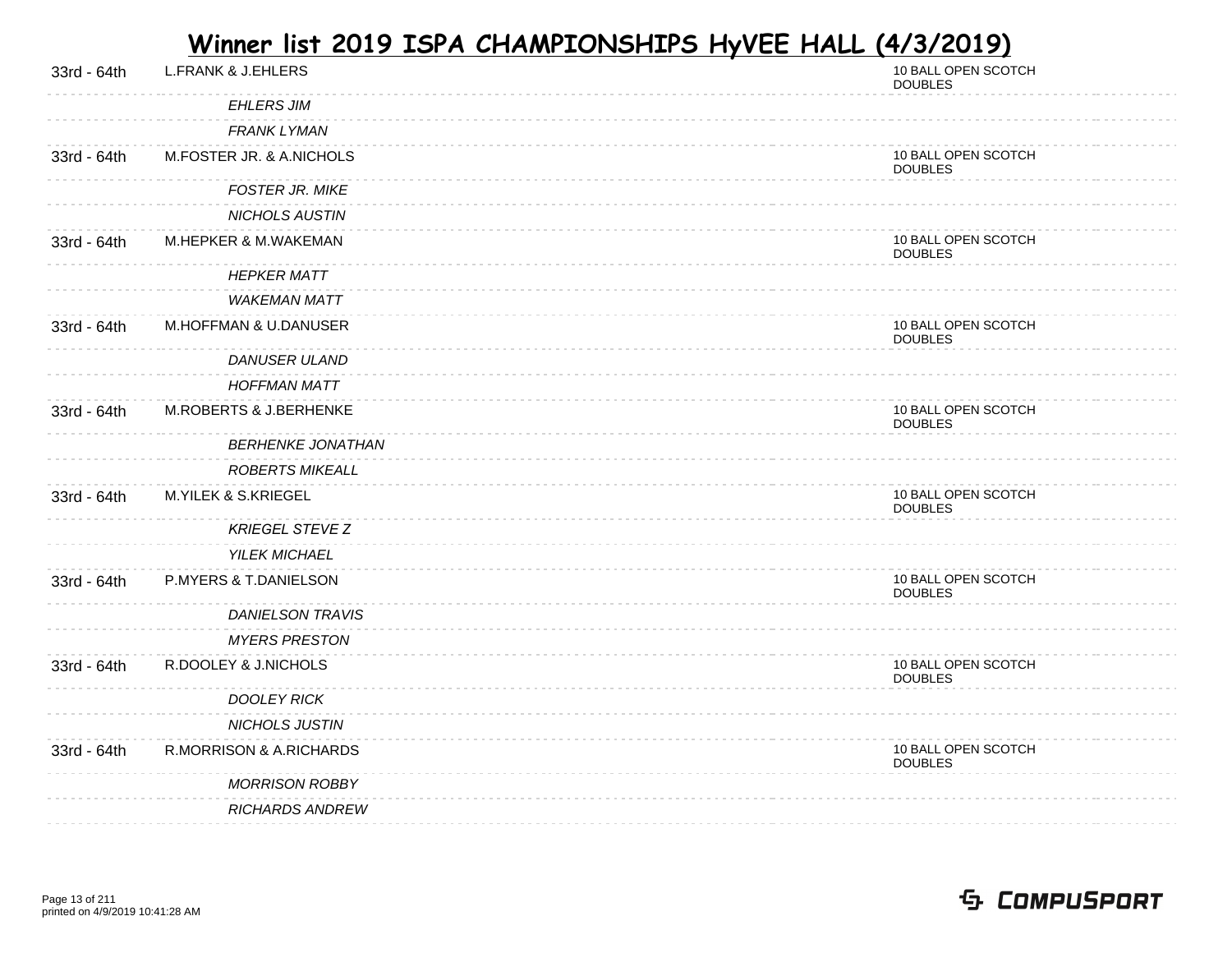# Winner list 2019 ISPA CHAMPIONSHIPS HyVEE HALL (4/3/2019)

| Place | Team | Event |
|---|---|---|
| 33rd - 64th | L.FRANK & J.EHLERS | 10 BALL OPEN SCOTCH DOUBLES |
| | *EHLERS JIM* | |
| | *FRANK LYMAN* | |
| 33rd - 64th | M.FOSTER JR. & A.NICHOLS | 10 BALL OPEN SCOTCH DOUBLES |
| | *FOSTER JR. MIKE* | |
| | *NICHOLS AUSTIN* | |
| 33rd - 64th | M.HEPKER & M.WAKEMAN | 10 BALL OPEN SCOTCH DOUBLES |
| | *HEPKER MATT* | |
| | *WAKEMAN MATT* | |
| 33rd - 64th | M.HOFFMAN & U.DANUSER | 10 BALL OPEN SCOTCH DOUBLES |
| | *DANUSER ULAND* | |
| | *HOFFMAN MATT* | |
| 33rd - 64th | M.ROBERTS & J.BERHENKE | 10 BALL OPEN SCOTCH DOUBLES |
| | *BERHENKE JONATHAN* | |
| | *ROBERTS MIKEALL* | |
| 33rd - 64th | M.YILEK & S.KRIEGEL | 10 BALL OPEN SCOTCH DOUBLES |
| | *KRIEGEL STEVE Z* | |
| | *YILEK MICHAEL* | |
| 33rd - 64th | P.MYERS & T.DANIELSON | 10 BALL OPEN SCOTCH DOUBLES |
| | *DANIELSON TRAVIS* | |
| | *MYERS PRESTON* | |
| 33rd - 64th | R.DOOLEY & J.NICHOLS | 10 BALL OPEN SCOTCH DOUBLES |
| | *DOOLEY RICK* | |
| | *NICHOLS JUSTIN* | |
| 33rd - 64th | R.MORRISON & A.RICHARDS | 10 BALL OPEN SCOTCH DOUBLES |
| | *MORRISON ROBBY* | |
| | *RICHARDS ANDREW* | |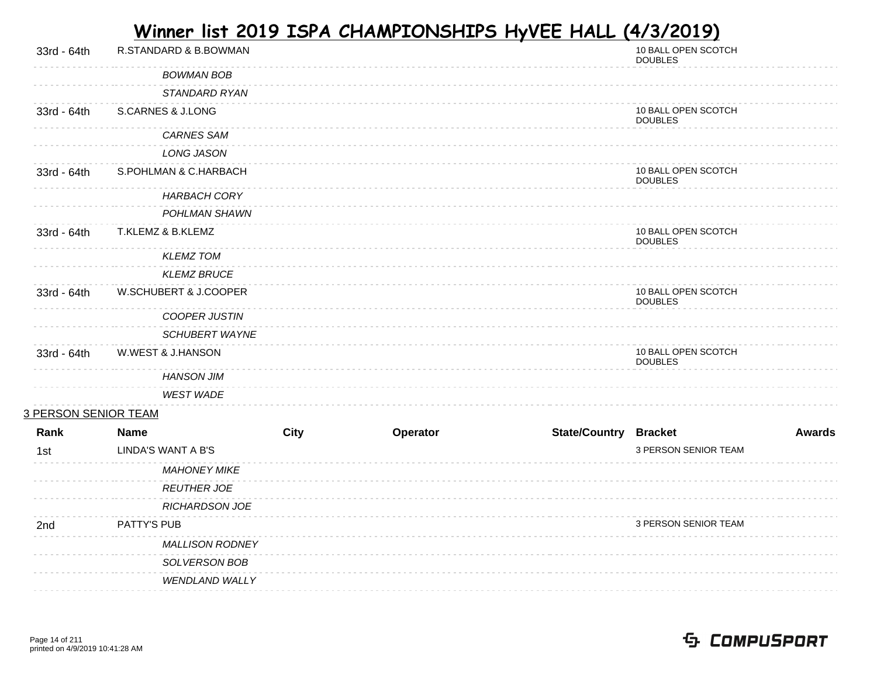# Winner list 2019 ISPA CHAMPIONSHIPS HyVEE HALL (4/3/2019)

| Rank | Name | City | Operator | State/Country | Bracket | Awards |
|---|---|---|---|---|---|---|
| 33rd - 64th | R.STANDARD & B.BOWMAN | | | | 10 BALL OPEN SCOTCH DOUBLES | |
| | *BOWMAN BOB* | | | | | |
| | *STANDARD RYAN* | | | | | |
| 33rd - 64th | S.CARNES & J.LONG | | | | 10 BALL OPEN SCOTCH DOUBLES | |
| | *CARNES SAM* | | | | | |
| | *LONG JASON* | | | | | |
| 33rd - 64th | S.POHLMAN & C.HARBACH | | | | 10 BALL OPEN SCOTCH DOUBLES | |
| | *HARBACH CORY* | | | | | |
| | *POHLMAN SHAWN* | | | | | |
| 33rd - 64th | T.KLEMZ & B.KLEMZ | | | | 10 BALL OPEN SCOTCH DOUBLES | |
| | *KLEMZ TOM* | | | | | |
| | *KLEMZ BRUCE* | | | | | |
| 33rd - 64th | W.SCHUBERT & J.COOPER | | | | 10 BALL OPEN SCOTCH DOUBLES | |
| | *COOPER JUSTIN* | | | | | |
| | *SCHUBERT WAYNE* | | | | | |
| 33rd - 64th | W.WEST & J.HANSON | | | | 10 BALL OPEN SCOTCH DOUBLES | |
| | *HANSON JIM* | | | | | |
| | *WEST WADE* | | | | | |

## 3 PERSON SENIOR TEAM

| Rank | Name | City | Operator | State/Country | Bracket | Awards |
|---|---|---|---|---|---|---|
| 1st | LINDA'S WANT A B'S | | | | 3 PERSON SENIOR TEAM | |
| | *MAHONEY MIKE* | | | | | |
| | *REUTHER JOE* | | | | | |
| | *RICHARDSON JOE* | | | | | |
| 2nd | PATTY'S PUB | | | | 3 PERSON SENIOR TEAM | |
| | *MALLISON RODNEY* | | | | | |
| | *SOLVERSON BOB* | | | | | |
| | *WENDLAND WALLY* | | | | | |

printed on 4/9/2019 10:41:28 AM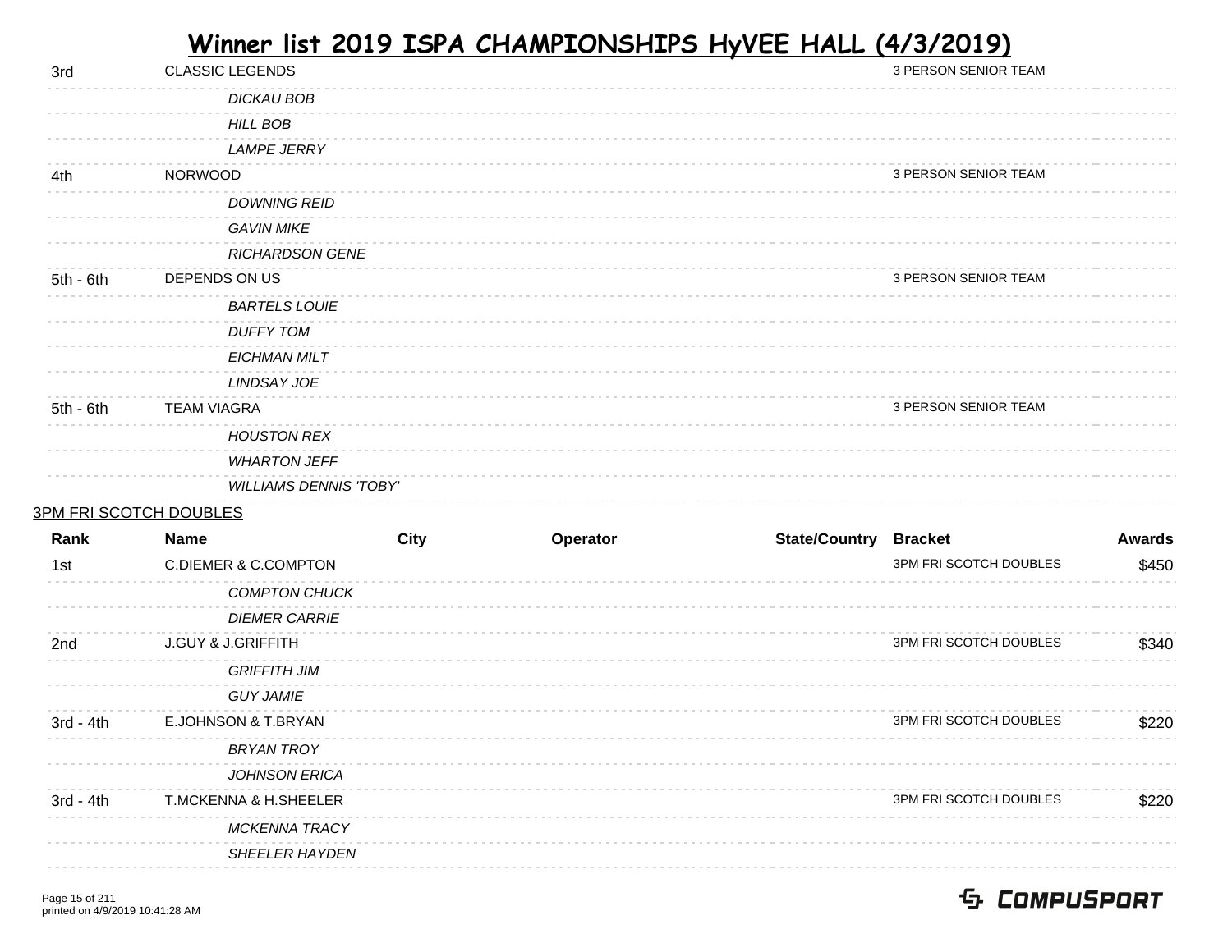# Winner list 2019 ISPA CHAMPIONSHIPS HyVEE HALL (4/3/2019)

| Rank | Name | City | Operator | State/Country | Bracket | Awards |
|---|---|---|---|---|---|---|
| 3rd | CLASSIC LEGENDS | | | | 3 PERSON SENIOR TEAM | |
| | *DICKAU BOB* | | | | | |
| | *HILL BOB* | | | | | |
| | *LAMPE JERRY* | | | | | |
| 4th | NORWOOD | | | | 3 PERSON SENIOR TEAM | |
| | *DOWNING REID* | | | | | |
| | *GAVIN MIKE* | | | | | |
| | *RICHARDSON GENE* | | | | | |
| 5th - 6th | DEPENDS ON US | | | | 3 PERSON SENIOR TEAM | |
| | *BARTELS LOUIE* | | | | | |
| | *DUFFY TOM* | | | | | |
| | *EICHMAN MILT* | | | | | |
| | *LINDSAY JOE* | | | | | |
| 5th - 6th | TEAM VIAGRA | | | | 3 PERSON SENIOR TEAM | |
| | *HOUSTON REX* | | | | | |
| | *WHARTON JEFF* | | | | | |
| | *WILLIAMS DENNIS 'TOBY'* | | | | | |

## 3PM FRI SCOTCH DOUBLES

| Rank | Name | City | Operator | State/Country | Bracket | Awards |
|---|---|---|---|---|---|---|
| 1st | C.DIEMER & C.COMPTON | | | | 3PM FRI SCOTCH DOUBLES | $450 |
| | *COMPTON CHUCK* | | | | | |
| | *DIEMER CARRIE* | | | | | |
| 2nd | J.GUY & J.GRIFFITH | | | | 3PM FRI SCOTCH DOUBLES | $340 |
| | *GRIFFITH JIM* | | | | | |
| | *GUY JAMIE* | | | | | |
| 3rd - 4th | E.JOHNSON & T.BRYAN | | | | 3PM FRI SCOTCH DOUBLES | $220 |
| | *BRYAN TROY* | | | | | |
| | *JOHNSON ERICA* | | | | | |
| 3rd - 4th | T.MCKENNA & H.SHEELER | | | | 3PM FRI SCOTCH DOUBLES | $220 |
| | *MCKENNA TRACY* | | | | | |
| | *SHEELER HAYDEN* | | | | | |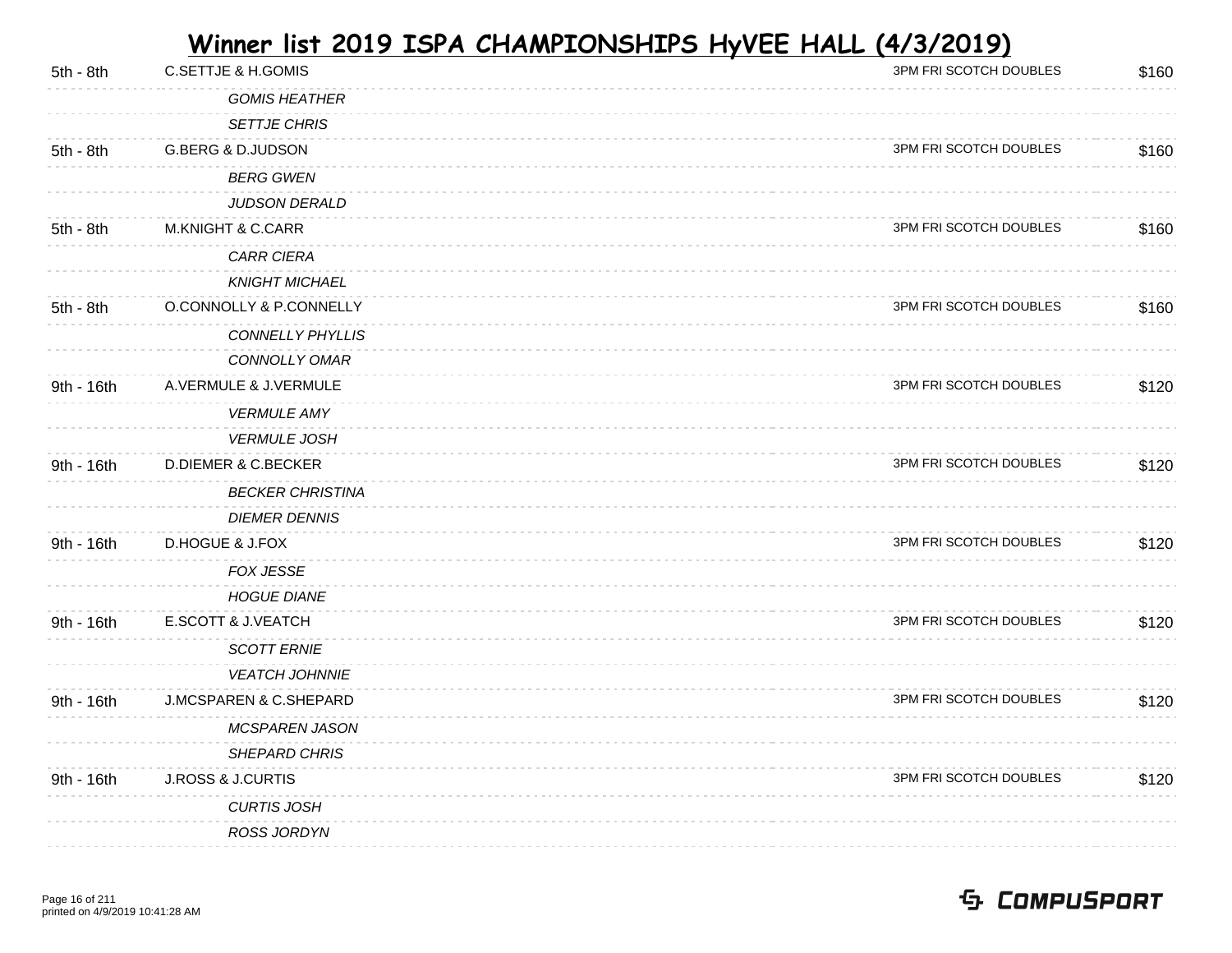# Winner list 2019 ISPA CHAMPIONSHIPS HyVEE HALL (4/3/2019)

| Place | Team / Player | Event | Prize |
|---|---|---|---|
| 5th - 8th | C.SETTJE & H.GOMIS | 3PM FRI SCOTCH DOUBLES | $160 |
| | *GOMIS HEATHER* | | |
| | *SETTJE CHRIS* | | |
| 5th - 8th | G.BERG & D.JUDSON | 3PM FRI SCOTCH DOUBLES | $160 |
| | *BERG GWEN* | | |
| | *JUDSON DERALD* | | |
| 5th - 8th | M.KNIGHT & C.CARR | 3PM FRI SCOTCH DOUBLES | $160 |
| | *CARR CIERA* | | |
| | *KNIGHT MICHAEL* | | |
| 5th - 8th | O.CONNOLLY & P.CONNELLY | 3PM FRI SCOTCH DOUBLES | $160 |
| | *CONNELLY PHYLLIS* | | |
| | *CONNOLLY OMAR* | | |
| 9th - 16th | A.VERMULE & J.VERMULE | 3PM FRI SCOTCH DOUBLES | $120 |
| | *VERMULE AMY* | | |
| | *VERMULE JOSH* | | |
| 9th - 16th | D.DIEMER & C.BECKER | 3PM FRI SCOTCH DOUBLES | $120 |
| | *BECKER CHRISTINA* | | |
| | *DIEMER DENNIS* | | |
| 9th - 16th | D.HOGUE & J.FOX | 3PM FRI SCOTCH DOUBLES | $120 |
| | *FOX JESSE* | | |
| | *HOGUE DIANE* | | |
| 9th - 16th | E.SCOTT & J.VEATCH | 3PM FRI SCOTCH DOUBLES | $120 |
| | *SCOTT ERNIE* | | |
| | *VEATCH JOHNNIE* | | |
| 9th - 16th | J.MCSPAREN & C.SHEPARD | 3PM FRI SCOTCH DOUBLES | $120 |
| | *MCSPAREN JASON* | | |
| | *SHEPARD CHRIS* | | |
| 9th - 16th | J.ROSS & J.CURTIS | 3PM FRI SCOTCH DOUBLES | $120 |
| | *CURTIS JOSH* | | |
| | *ROSS JORDYN* | | |

printed on 4/9/2019 10:41:28 AM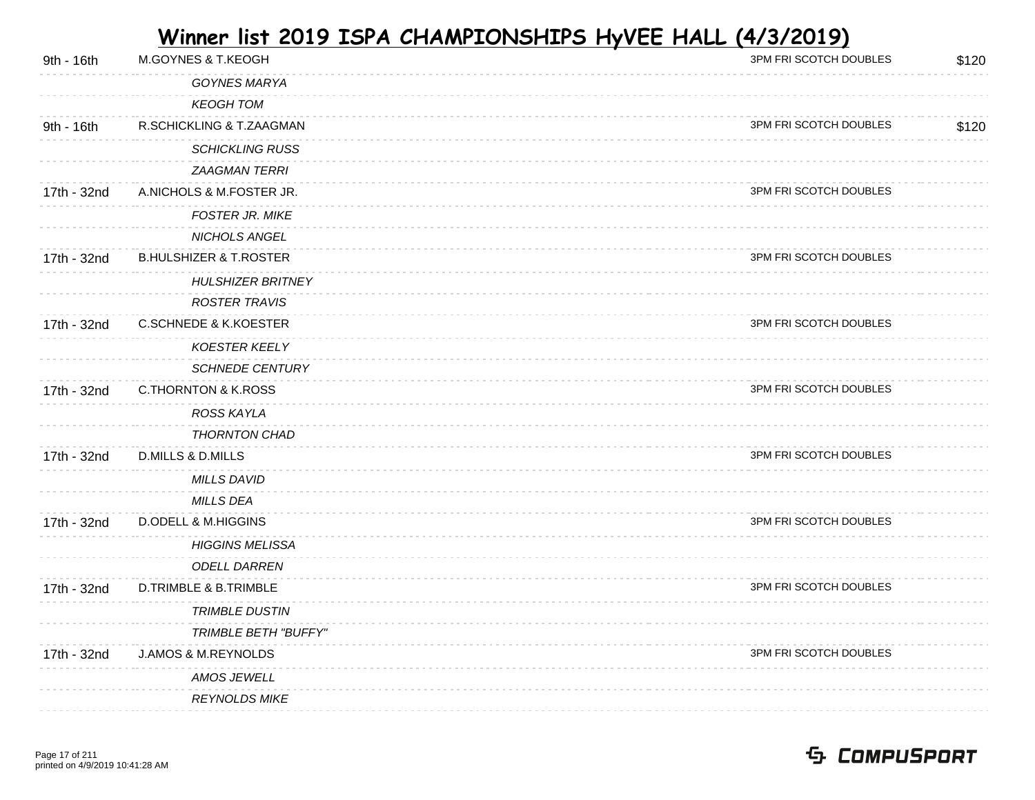# Winner list 2019 ISPA CHAMPIONSHIPS HyVEE HALL (4/3/2019)

| Place | Team | Event | Prize |
|---|---|---|---|
| 9th - 16th | M.GOYNES & T.KEOGH | 3PM FRI SCOTCH DOUBLES | $120 |
| | *GOYNES MARYA* | | |
| | *KEOGH TOM* | | |
| 9th - 16th | R.SCHICKLING & T.ZAAGMAN | 3PM FRI SCOTCH DOUBLES | $120 |
| | *SCHICKLING RUSS* | | |
| | *ZAAGMAN TERRI* | | |
| 17th - 32nd | A.NICHOLS & M.FOSTER JR. | 3PM FRI SCOTCH DOUBLES | |
| | *FOSTER JR. MIKE* | | |
| | *NICHOLS ANGEL* | | |
| 17th - 32nd | B.HULSHIZER & T.ROSTER | 3PM FRI SCOTCH DOUBLES | |
| | *HULSHIZER BRITNEY* | | |
| | *ROSTER TRAVIS* | | |
| 17th - 32nd | C.SCHNEDE & K.KOESTER | 3PM FRI SCOTCH DOUBLES | |
| | *KOESTER KEELY* | | |
| | *SCHNEDE CENTURY* | | |
| 17th - 32nd | C.THORNTON & K.ROSS | 3PM FRI SCOTCH DOUBLES | |
| | *ROSS KAYLA* | | |
| | *THORNTON CHAD* | | |
| 17th - 32nd | D.MILLS & D.MILLS | 3PM FRI SCOTCH DOUBLES | |
| | *MILLS DAVID* | | |
| | *MILLS DEA* | | |
| 17th - 32nd | D.ODELL & M.HIGGINS | 3PM FRI SCOTCH DOUBLES | |
| | *HIGGINS MELISSA* | | |
| | *ODELL DARREN* | | |
| 17th - 32nd | D.TRIMBLE & B.TRIMBLE | 3PM FRI SCOTCH DOUBLES | |
| | *TRIMBLE DUSTIN* | | |
| | *TRIMBLE BETH "BUFFY"* | | |
| 17th - 32nd | J.AMOS & M.REYNOLDS | 3PM FRI SCOTCH DOUBLES | |
| | *AMOS JEWELL* | | |
| | *REYNOLDS MIKE* | | |

printed on 4/9/2019 10:41:28 AM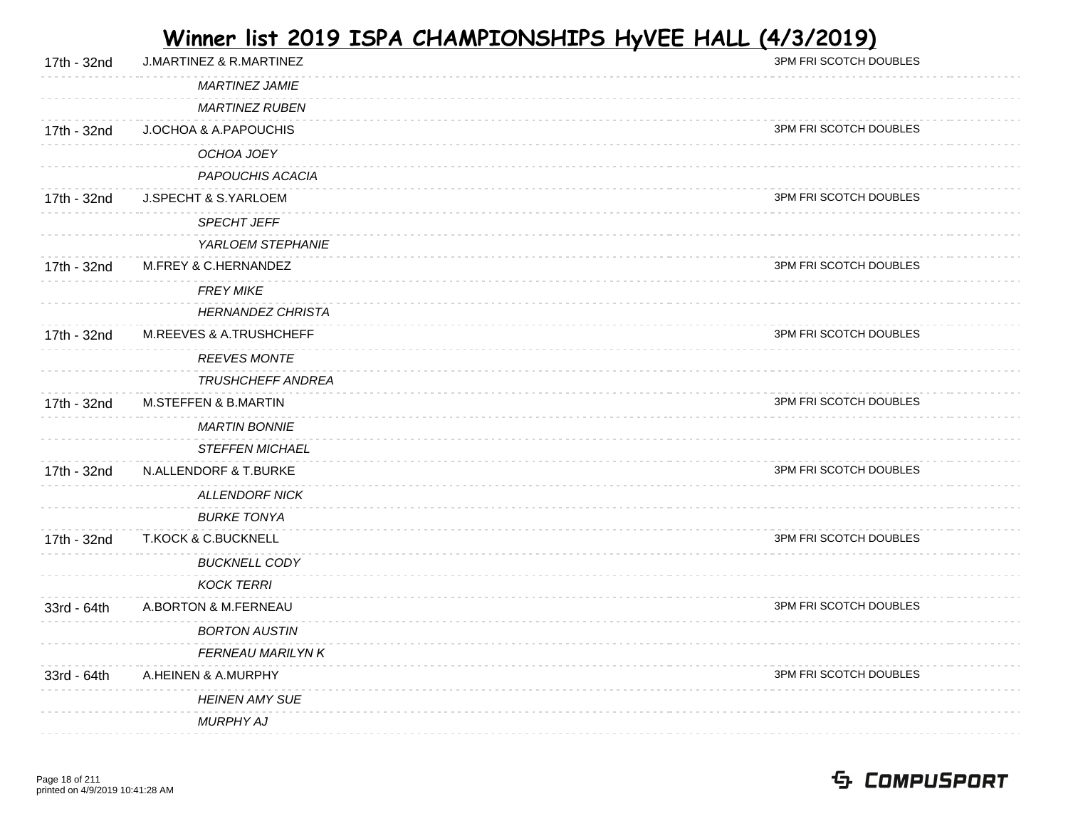# Winner list 2019 ISPA CHAMPIONSHIPS HyVEE HALL (4/3/2019)

| Place | Team / Player | Event |
|---|---|---|
| 17th - 32nd | J.MARTINEZ & R.MARTINEZ | 3PM FRI SCOTCH DOUBLES |
| | *MARTINEZ JAMIE* | |
| | *MARTINEZ RUBEN* | |
| 17th - 32nd | J.OCHOA & A.PAPOUCHIS | 3PM FRI SCOTCH DOUBLES |
| | *OCHOA JOEY* | |
| | *PAPOUCHIS ACACIA* | |
| 17th - 32nd | J.SPECHT & S.YARLOEM | 3PM FRI SCOTCH DOUBLES |
| | *SPECHT JEFF* | |
| | *YARLOEM STEPHANIE* | |
| 17th - 32nd | M.FREY & C.HERNANDEZ | 3PM FRI SCOTCH DOUBLES |
| | *FREY MIKE* | |
| | *HERNANDEZ CHRISTA* | |
| 17th - 32nd | M.REEVES & A.TRUSHCHEFF | 3PM FRI SCOTCH DOUBLES |
| | *REEVES MONTE* | |
| | *TRUSHCHEFF ANDREA* | |
| 17th - 32nd | M.STEFFEN & B.MARTIN | 3PM FRI SCOTCH DOUBLES |
| | *MARTIN BONNIE* | |
| | *STEFFEN MICHAEL* | |
| 17th - 32nd | N.ALLENDORF & T.BURKE | 3PM FRI SCOTCH DOUBLES |
| | *ALLENDORF NICK* | |
| | *BURKE TONYA* | |
| 17th - 32nd | T.KOCK & C.BUCKNELL | 3PM FRI SCOTCH DOUBLES |
| | *BUCKNELL CODY* | |
| | *KOCK TERRI* | |
| 33rd - 64th | A.BORTON & M.FERNEAU | 3PM FRI SCOTCH DOUBLES |
| | *BORTON AUSTIN* | |
| | *FERNEAU MARILYN K* | |
| 33rd - 64th | A.HEINEN & A.MURPHY | 3PM FRI SCOTCH DOUBLES |
| | *HEINEN AMY SUE* | |
| | *MURPHY AJ* | |

printed on 4/9/2019 10:41:28 AM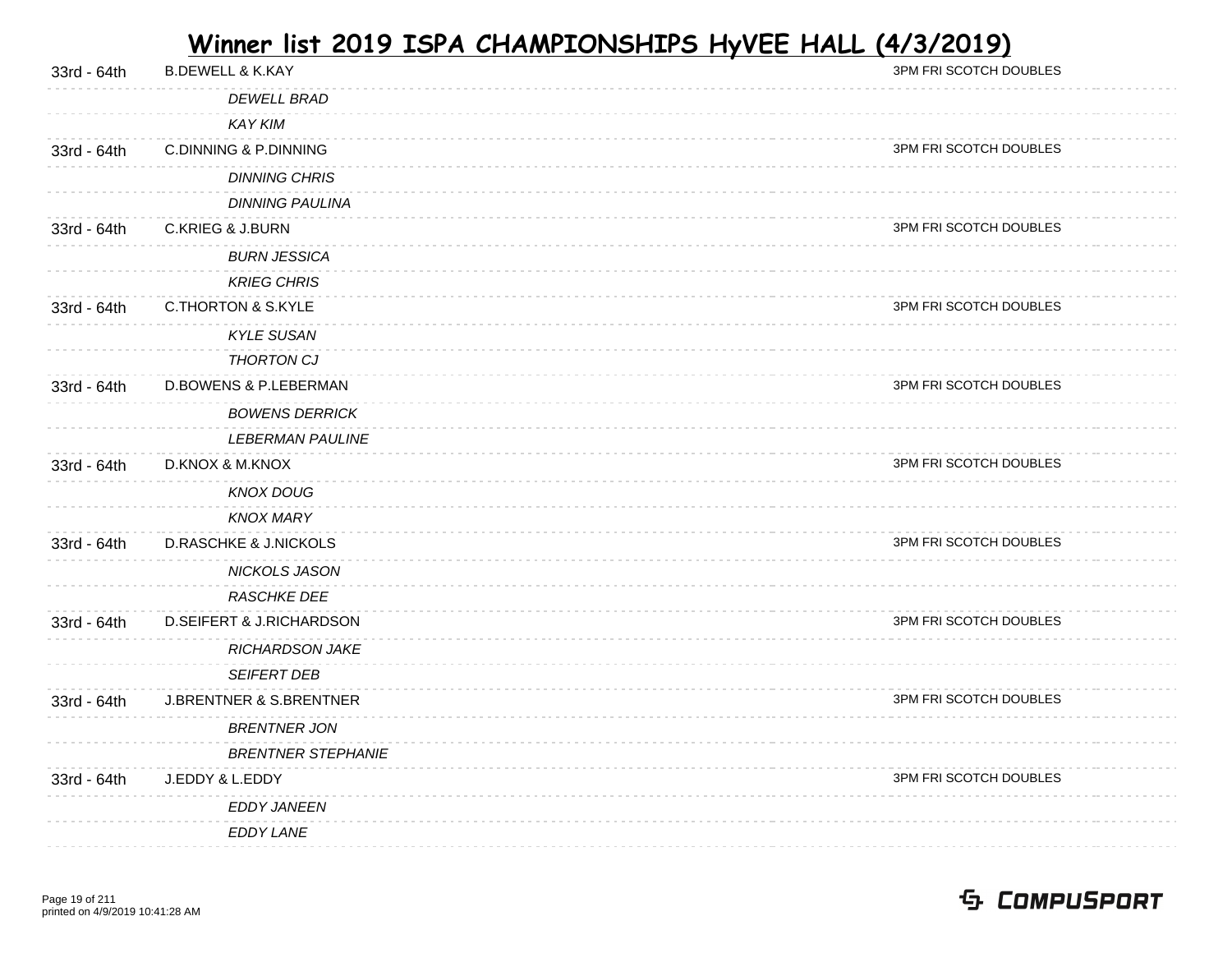# Winner list 2019 ISPA CHAMPIONSHIPS HyVEE HALL (4/3/2019)

| | | |
|---|---|---|
| 33rd - 64th | B.DEWELL & K.KAY | 3PM FRI SCOTCH DOUBLES |
| | *DEWELL BRAD* | |
| | *KAY KIM* | |
| 33rd - 64th | C.DINNING & P.DINNING | 3PM FRI SCOTCH DOUBLES |
| | *DINNING CHRIS* | |
| | *DINNING PAULINA* | |
| 33rd - 64th | C.KRIEG & J.BURN | 3PM FRI SCOTCH DOUBLES |
| | *BURN JESSICA* | |
| | *KRIEG CHRIS* | |
| 33rd - 64th | C.THORTON & S.KYLE | 3PM FRI SCOTCH DOUBLES |
| | *KYLE SUSAN* | |
| | *THORTON CJ* | |
| 33rd - 64th | D.BOWENS & P.LEBERMAN | 3PM FRI SCOTCH DOUBLES |
| | *BOWENS DERRICK* | |
| | *LEBERMAN PAULINE* | |
| 33rd - 64th | D.KNOX & M.KNOX | 3PM FRI SCOTCH DOUBLES |
| | *KNOX DOUG* | |
| | *KNOX MARY* | |
| 33rd - 64th | D.RASCHKE & J.NICKOLS | 3PM FRI SCOTCH DOUBLES |
| | *NICKOLS JASON* | |
| | *RASCHKE DEE* | |
| 33rd - 64th | D.SEIFERT & J.RICHARDSON | 3PM FRI SCOTCH DOUBLES |
| | *RICHARDSON JAKE* | |
| | *SEIFERT DEB* | |
| 33rd - 64th | J.BRENTNER & S.BRENTNER | 3PM FRI SCOTCH DOUBLES |
| | *BRENTNER JON* | |
| | *BRENTNER STEPHANIE* | |
| 33rd - 64th | J.EDDY & L.EDDY | 3PM FRI SCOTCH DOUBLES |
| | *EDDY JANEEN* | |
| | *EDDY LANE* | |

printed on 4/9/2019 10:41:28 AM

COMPUSPORT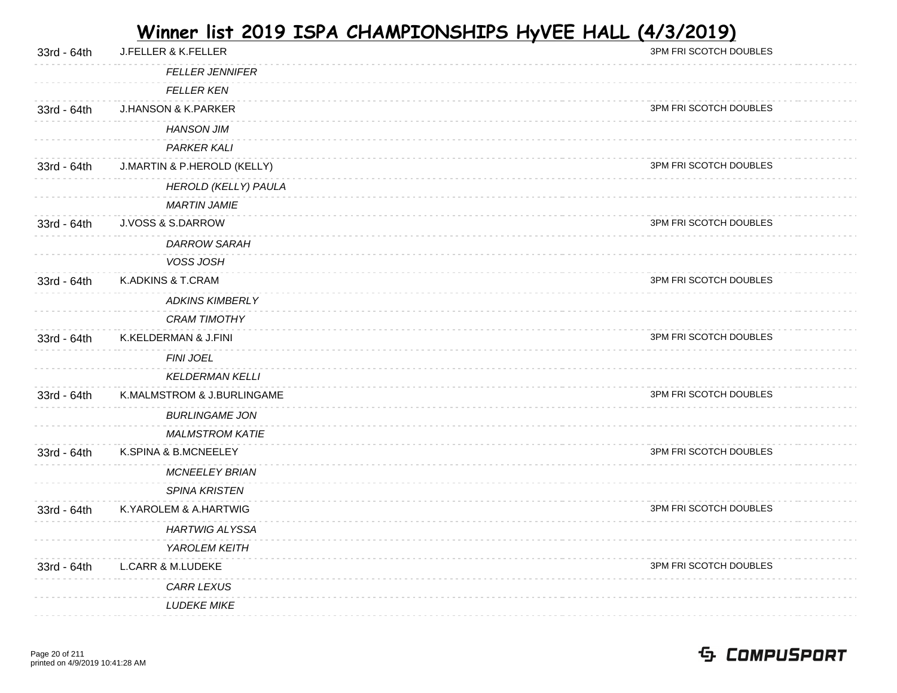# Winner list 2019 ISPA CHAMPIONSHIPS HyVEE HALL (4/3/2019)

| Place | Team | Event |
|---|---|---|
| 33rd - 64th | J.FELLER & K.FELLER | 3PM FRI SCOTCH DOUBLES |
| | *FELLER JENNIFER* | |
| | *FELLER KEN* | |
| 33rd - 64th | J.HANSON & K.PARKER | 3PM FRI SCOTCH DOUBLES |
| | *HANSON JIM* | |
| | *PARKER KALI* | |
| 33rd - 64th | J.MARTIN & P.HEROLD (KELLY) | 3PM FRI SCOTCH DOUBLES |
| | *HEROLD (KELLY) PAULA* | |
| | *MARTIN JAMIE* | |
| 33rd - 64th | J.VOSS & S.DARROW | 3PM FRI SCOTCH DOUBLES |
| | *DARROW SARAH* | |
| | *VOSS JOSH* | |
| 33rd - 64th | K.ADKINS & T.CRAM | 3PM FRI SCOTCH DOUBLES |
| | *ADKINS KIMBERLY* | |
| | *CRAM TIMOTHY* | |
| 33rd - 64th | K.KELDERMAN & J.FINI | 3PM FRI SCOTCH DOUBLES |
| | *FINI JOEL* | |
| | *KELDERMAN KELLI* | |
| 33rd - 64th | K.MALMSTROM & J.BURLINGAME | 3PM FRI SCOTCH DOUBLES |
| | *BURLINGAME JON* | |
| | *MALMSTROM KATIE* | |
| 33rd - 64th | K.SPINA & B.MCNEELEY | 3PM FRI SCOTCH DOUBLES |
| | *MCNEELEY BRIAN* | |
| | *SPINA KRISTEN* | |
| 33rd - 64th | K.YAROLEM & A.HARTWIG | 3PM FRI SCOTCH DOUBLES |
| | *HARTWIG ALYSSA* | |
| | *YAROLEM KEITH* | |
| 33rd - 64th | L.CARR & M.LUDEKE | 3PM FRI SCOTCH DOUBLES |
| | *CARR LEXUS* | |
| | *LUDEKE MIKE* | |

printed on 4/9/2019 10:41:28 AM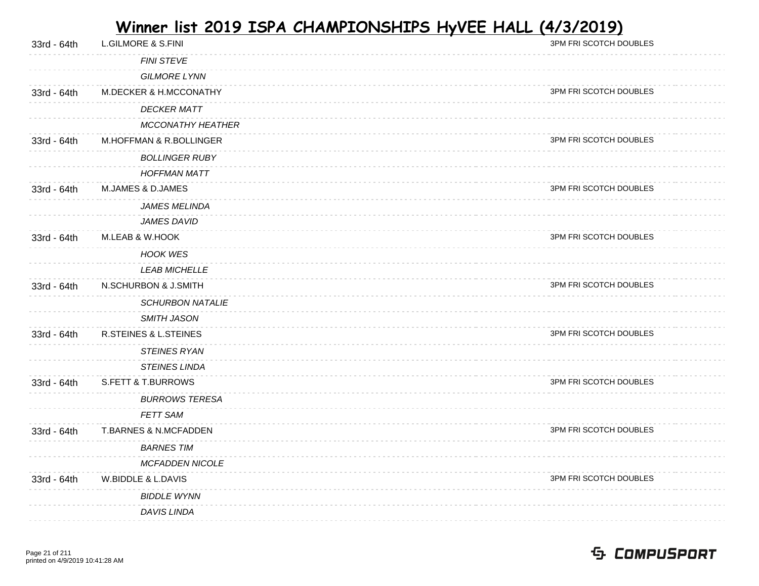# Winner list 2019 ISPA CHAMPIONSHIPS HyVEE HALL (4/3/2019)

| Place | Team | Event |
|---|---|---|
| 33rd - 64th | L.GILMORE & S.FINI | 3PM FRI SCOTCH DOUBLES |
| | *FINI STEVE* | |
| | *GILMORE LYNN* | |
| 33rd - 64th | M.DECKER & H.MCCONATHY | 3PM FRI SCOTCH DOUBLES |
| | *DECKER MATT* | |
| | *MCCONATHY HEATHER* | |
| 33rd - 64th | M.HOFFMAN & R.BOLLINGER | 3PM FRI SCOTCH DOUBLES |
| | *BOLLINGER RUBY* | |
| | *HOFFMAN MATT* | |
| 33rd - 64th | M.JAMES & D.JAMES | 3PM FRI SCOTCH DOUBLES |
| | *JAMES MELINDA* | |
| | *JAMES DAVID* | |
| 33rd - 64th | M.LEAB & W.HOOK | 3PM FRI SCOTCH DOUBLES |
| | *HOOK WES* | |
| | *LEAB MICHELLE* | |
| 33rd - 64th | N.SCHURBON & J.SMITH | 3PM FRI SCOTCH DOUBLES |
| | *SCHURBON NATALIE* | |
| | *SMITH JASON* | |
| 33rd - 64th | R.STEINES & L.STEINES | 3PM FRI SCOTCH DOUBLES |
| | *STEINES RYAN* | |
| | *STEINES LINDA* | |
| 33rd - 64th | S.FETT & T.BURROWS | 3PM FRI SCOTCH DOUBLES |
| | *BURROWS TERESA* | |
| | *FETT SAM* | |
| 33rd - 64th | T.BARNES & N.MCFADDEN | 3PM FRI SCOTCH DOUBLES |
| | *BARNES TIM* | |
| | *MCFADDEN NICOLE* | |
| 33rd - 64th | W.BIDDLE & L.DAVIS | 3PM FRI SCOTCH DOUBLES |
| | *BIDDLE WYNN* | |
| | *DAVIS LINDA* | |

printed on 4/9/2019 10:41:28 AM

COMPUSPORT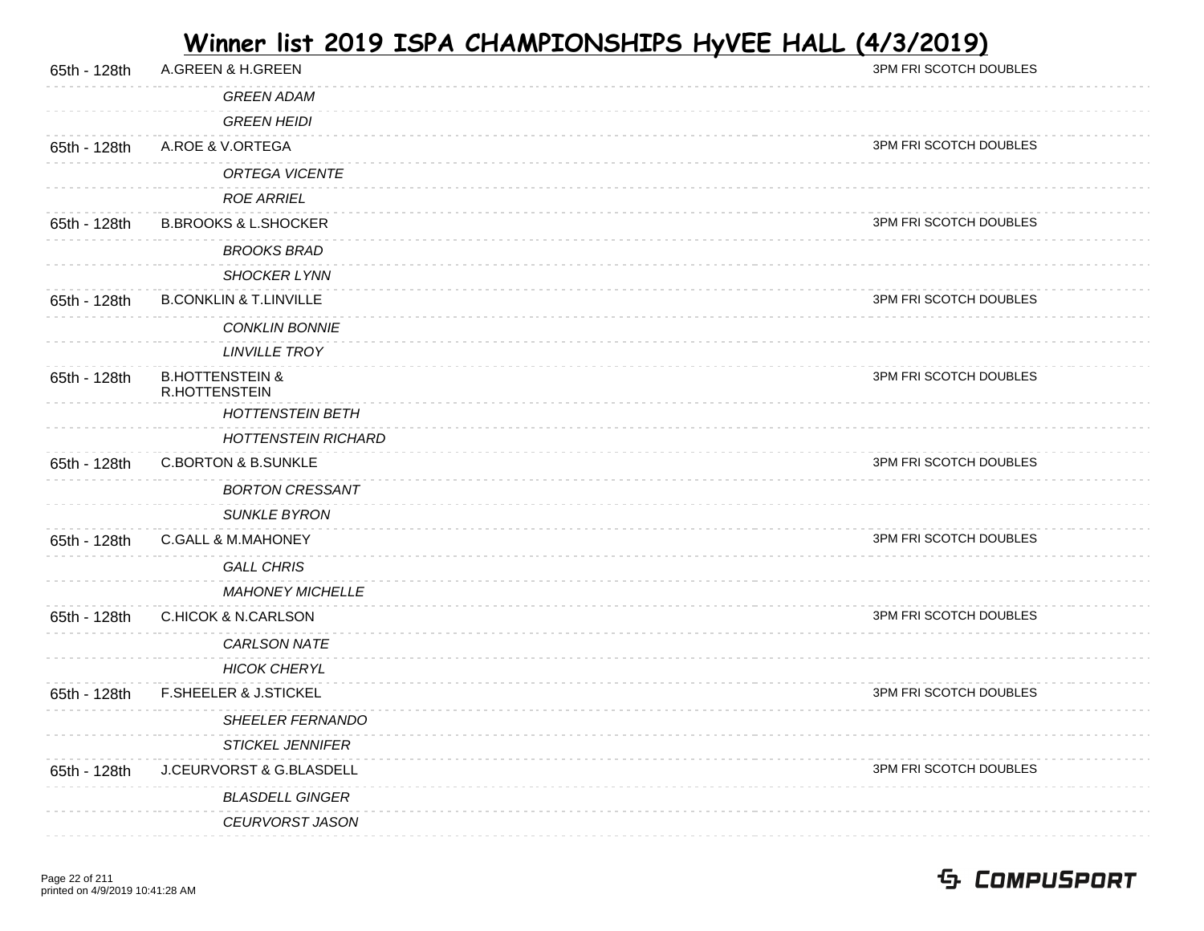# Winner list 2019 ISPA CHAMPIONSHIPS HyVEE HALL (4/3/2019)

| Place | Team / Player | Event |
|---|---|---|
| 65th - 128th | A.GREEN & H.GREEN | 3PM FRI SCOTCH DOUBLES |
| | *GREEN ADAM* | |
| | *GREEN HEIDI* | |
| 65th - 128th | A.ROE & V.ORTEGA | 3PM FRI SCOTCH DOUBLES |
| | *ORTEGA VICENTE* | |
| | *ROE ARRIEL* | |
| 65th - 128th | B.BROOKS & L.SHOCKER | 3PM FRI SCOTCH DOUBLES |
| | *BROOKS BRAD* | |
| | *SHOCKER LYNN* | |
| 65th - 128th | B.CONKLIN & T.LINVILLE | 3PM FRI SCOTCH DOUBLES |
| | *CONKLIN BONNIE* | |
| | *LINVILLE TROY* | |
| 65th - 128th | B.HOTTENSTEIN & R.HOTTENSTEIN | 3PM FRI SCOTCH DOUBLES |
| | *HOTTENSTEIN BETH* | |
| | *HOTTENSTEIN RICHARD* | |
| 65th - 128th | C.BORTON & B.SUNKLE | 3PM FRI SCOTCH DOUBLES |
| | *BORTON CRESSANT* | |
| | *SUNKLE BYRON* | |
| 65th - 128th | C.GALL & M.MAHONEY | 3PM FRI SCOTCH DOUBLES |
| | *GALL CHRIS* | |
| | *MAHONEY MICHELLE* | |
| 65th - 128th | C.HICOK & N.CARLSON | 3PM FRI SCOTCH DOUBLES |
| | *CARLSON NATE* | |
| | *HICOK CHERYL* | |
| 65th - 128th | F.SHEELER & J.STICKEL | 3PM FRI SCOTCH DOUBLES |
| | *SHEELER FERNANDO* | |
| | *STICKEL JENNIFER* | |
| 65th - 128th | J.CEURVORST & G.BLASDELL | 3PM FRI SCOTCH DOUBLES |
| | *BLASDELL GINGER* | |
| | *CEURVORST JASON* | |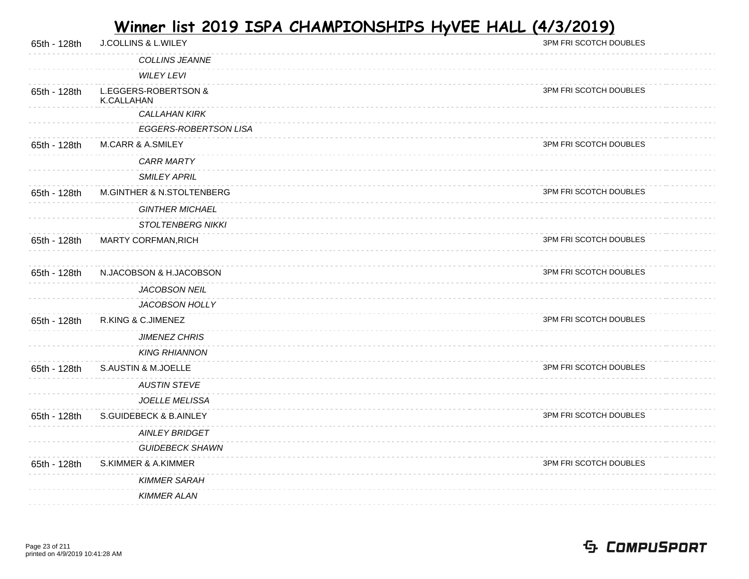# Winner list 2019 ISPA CHAMPIONSHIPS HyVEE HALL (4/3/2019)

| Place | Team / Player | Event |
|---|---|---|
| 65th - 128th | J.COLLINS & L.WILEY | 3PM FRI SCOTCH DOUBLES |
| | *COLLINS JEANNE* | |
| | *WILEY LEVI* | |
| 65th - 128th | L.EGGERS-ROBERTSON & K.CALLAHAN | 3PM FRI SCOTCH DOUBLES |
| | *CALLAHAN KIRK* | |
| | *EGGERS-ROBERTSON LISA* | |
| 65th - 128th | M.CARR & A.SMILEY | 3PM FRI SCOTCH DOUBLES |
| | *CARR MARTY* | |
| | *SMILEY APRIL* | |
| 65th - 128th | M.GINTHER & N.STOLTENBERG | 3PM FRI SCOTCH DOUBLES |
| | *GINTHER MICHAEL* | |
| | *STOLTENBERG NIKKI* | |
| 65th - 128th | MARTY CORFMAN,RICH | 3PM FRI SCOTCH DOUBLES |
| | | |
| 65th - 128th | N.JACOBSON & H.JACOBSON | 3PM FRI SCOTCH DOUBLES |
| | *JACOBSON NEIL* | |
| | *JACOBSON HOLLY* | |
| 65th - 128th | R.KING & C.JIMENEZ | 3PM FRI SCOTCH DOUBLES |
| | *JIMENEZ CHRIS* | |
| | *KING RHIANNON* | |
| 65th - 128th | S.AUSTIN & M.JOELLE | 3PM FRI SCOTCH DOUBLES |
| | *AUSTIN STEVE* | |
| | *JOELLE MELISSA* | |
| 65th - 128th | S.GUIDEBECK & B.AINLEY | 3PM FRI SCOTCH DOUBLES |
| | *AINLEY BRIDGET* | |
| | *GUIDEBECK SHAWN* | |
| 65th - 128th | S.KIMMER & A.KIMMER | 3PM FRI SCOTCH DOUBLES |
| | *KIMMER SARAH* | |
| | *KIMMER ALAN* | |

printed on 4/9/2019 10:41:28 AM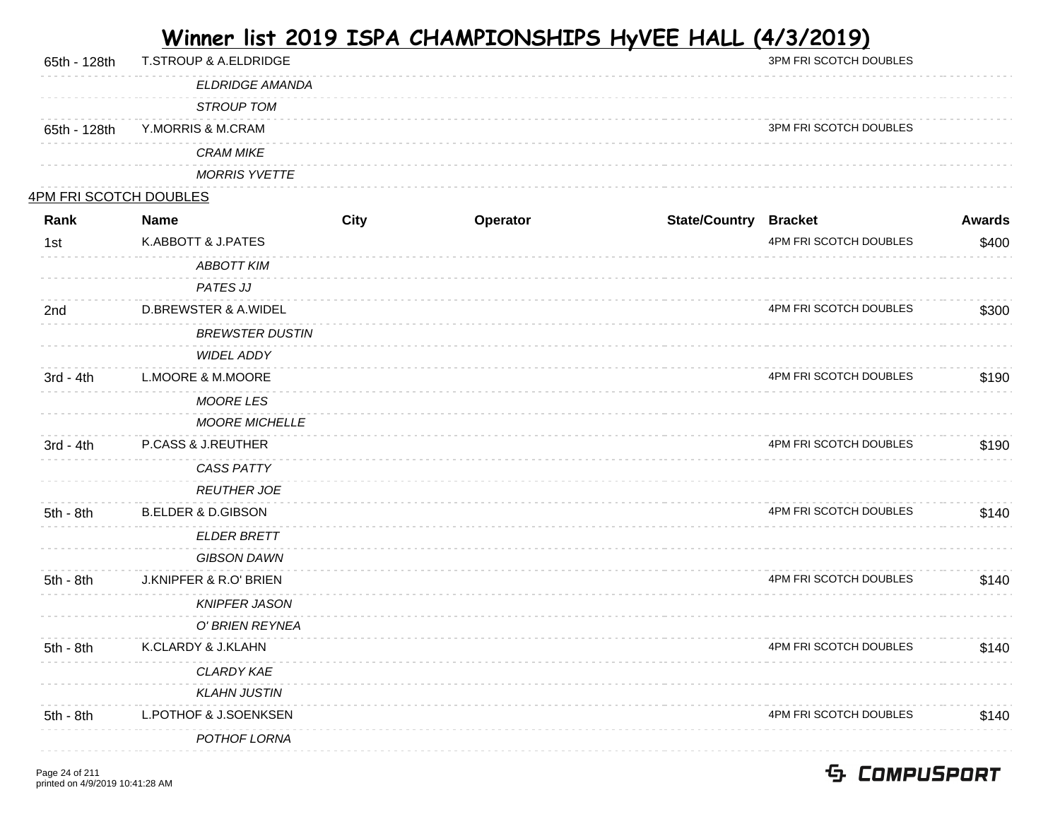# Winner list 2019 ISPA CHAMPIONSHIPS HyVEE HALL (4/3/2019)

| Rank | Name | City | Operator | State/Country | Bracket | Awards |
|---|---|---|---|---|---|---|
| 65th - 128th | T.STROUP & A.ELDRIDGE | | | | 3PM FRI SCOTCH DOUBLES | |
| | *ELDRIDGE AMANDA* | | | | | |
| | *STROUP TOM* | | | | | |
| 65th - 128th | Y.MORRIS & M.CRAM | | | | 3PM FRI SCOTCH DOUBLES | |
| | *CRAM MIKE* | | | | | |
| | *MORRIS YVETTE* | | | | | |

4PM FRI SCOTCH DOUBLES

| Rank | Name | City | Operator | State/Country | Bracket | Awards |
|---|---|---|---|---|---|---|
| 1st | K.ABBOTT & J.PATES | | | | 4PM FRI SCOTCH DOUBLES | $400 |
| | *ABBOTT KIM* | | | | | |
| | *PATES JJ* | | | | | |
| 2nd | D.BREWSTER & A.WIDEL | | | | 4PM FRI SCOTCH DOUBLES | $300 |
| | *BREWSTER DUSTIN* | | | | | |
| | *WIDEL ADDY* | | | | | |
| 3rd - 4th | L.MOORE & M.MOORE | | | | 4PM FRI SCOTCH DOUBLES | $190 |
| | *MOORE LES* | | | | | |
| | *MOORE MICHELLE* | | | | | |
| 3rd - 4th | P.CASS & J.REUTHER | | | | 4PM FRI SCOTCH DOUBLES | $190 |
| | *CASS PATTY* | | | | | |
| | *REUTHER JOE* | | | | | |
| 5th - 8th | B.ELDER & D.GIBSON | | | | 4PM FRI SCOTCH DOUBLES | $140 |
| | *ELDER BRETT* | | | | | |
| | *GIBSON DAWN* | | | | | |
| 5th - 8th | J.KNIPFER & R.O' BRIEN | | | | 4PM FRI SCOTCH DOUBLES | $140 |
| | *KNIPFER JASON* | | | | | |
| | *O' BRIEN REYNEA* | | | | | |
| 5th - 8th | K.CLARDY & J.KLAHN | | | | 4PM FRI SCOTCH DOUBLES | $140 |
| | *CLARDY KAE* | | | | | |
| | *KLAHN JUSTIN* | | | | | |
| 5th - 8th | L.POTHOF & J.SOENKSEN | | | | 4PM FRI SCOTCH DOUBLES | $140 |
| | *POTHOF LORNA* | | | | | |

printed on 4/9/2019 10:41:28 AM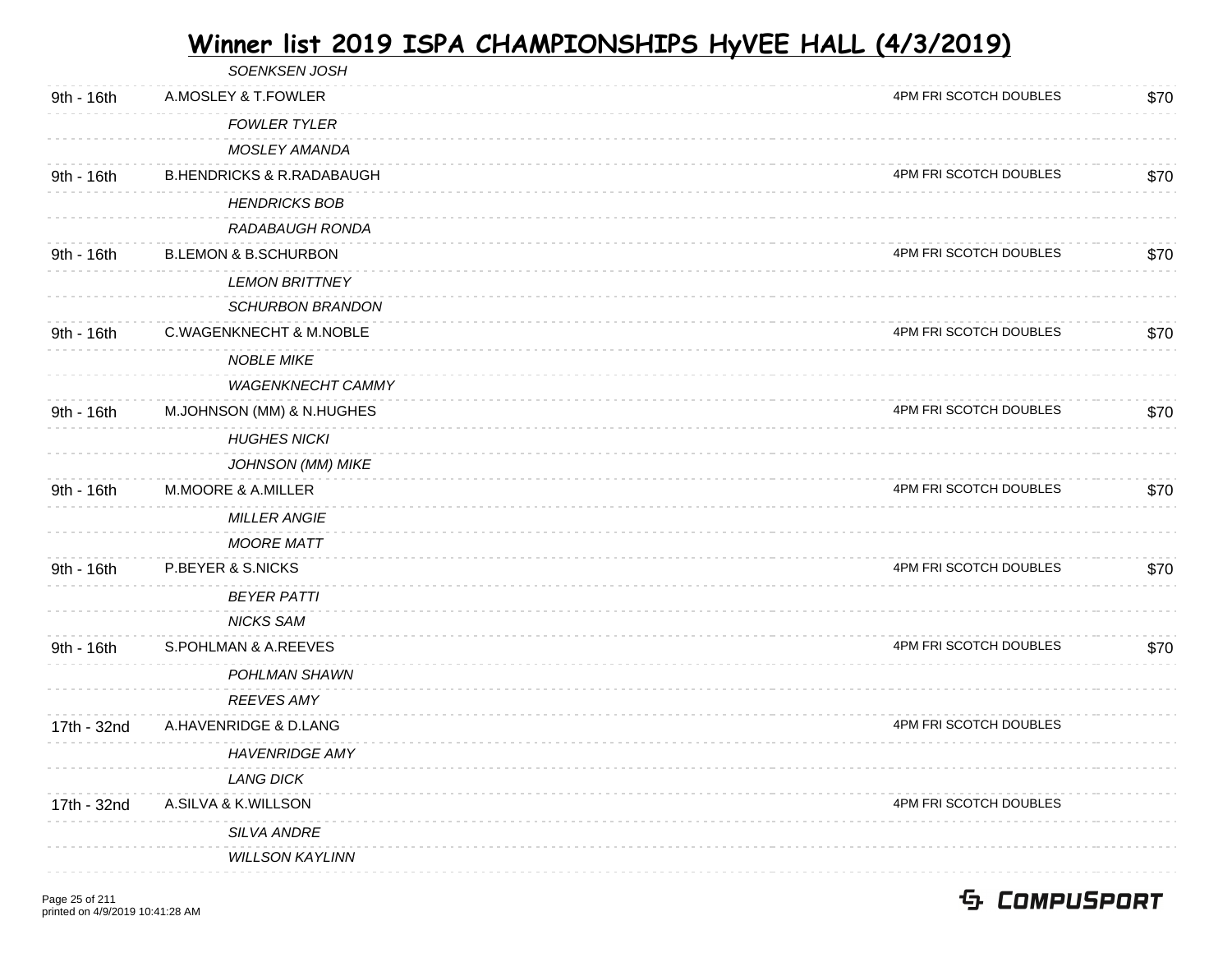# Winner list 2019 ISPA CHAMPIONSHIPS HyVEE HALL (4/3/2019)

| Place | Team / Player | Event | Prize |
|---|---|---|---|
| | *SOENKSEN JOSH* | | |
| 9th - 16th | A.MOSLEY & T.FOWLER | 4PM FRI SCOTCH DOUBLES | $70 |
| | *FOWLER TYLER* | | |
| | *MOSLEY AMANDA* | | |
| 9th - 16th | B.HENDRICKS & R.RADABAUGH | 4PM FRI SCOTCH DOUBLES | $70 |
| | *HENDRICKS BOB* | | |
| | *RADABAUGH RONDA* | | |
| 9th - 16th | B.LEMON & B.SCHURBON | 4PM FRI SCOTCH DOUBLES | $70 |
| | *LEMON BRITTNEY* | | |
| | *SCHURBON BRANDON* | | |
| 9th - 16th | C.WAGENKNECHT & M.NOBLE | 4PM FRI SCOTCH DOUBLES | $70 |
| | *NOBLE MIKE* | | |
| | *WAGENKNECHT CAMMY* | | |
| 9th - 16th | M.JOHNSON (MM) & N.HUGHES | 4PM FRI SCOTCH DOUBLES | $70 |
| | *HUGHES NICKI* | | |
| | *JOHNSON (MM) MIKE* | | |
| 9th - 16th | M.MOORE & A.MILLER | 4PM FRI SCOTCH DOUBLES | $70 |
| | *MILLER ANGIE* | | |
| | *MOORE MATT* | | |
| 9th - 16th | P.BEYER & S.NICKS | 4PM FRI SCOTCH DOUBLES | $70 |
| | *BEYER PATTI* | | |
| | *NICKS SAM* | | |
| 9th - 16th | S.POHLMAN & A.REEVES | 4PM FRI SCOTCH DOUBLES | $70 |
| | *POHLMAN SHAWN* | | |
| | *REEVES AMY* | | |
| 17th - 32nd | A.HAVENRIDGE & D.LANG | 4PM FRI SCOTCH DOUBLES | |
| | *HAVENRIDGE AMY* | | |
| | *LANG DICK* | | |
| 17th - 32nd | A.SILVA & K.WILLSON | 4PM FRI SCOTCH DOUBLES | |
| | *SILVA ANDRE* | | |
| | *WILLSON KAYLINN* | | |

printed on 4/9/2019 10:41:28 AM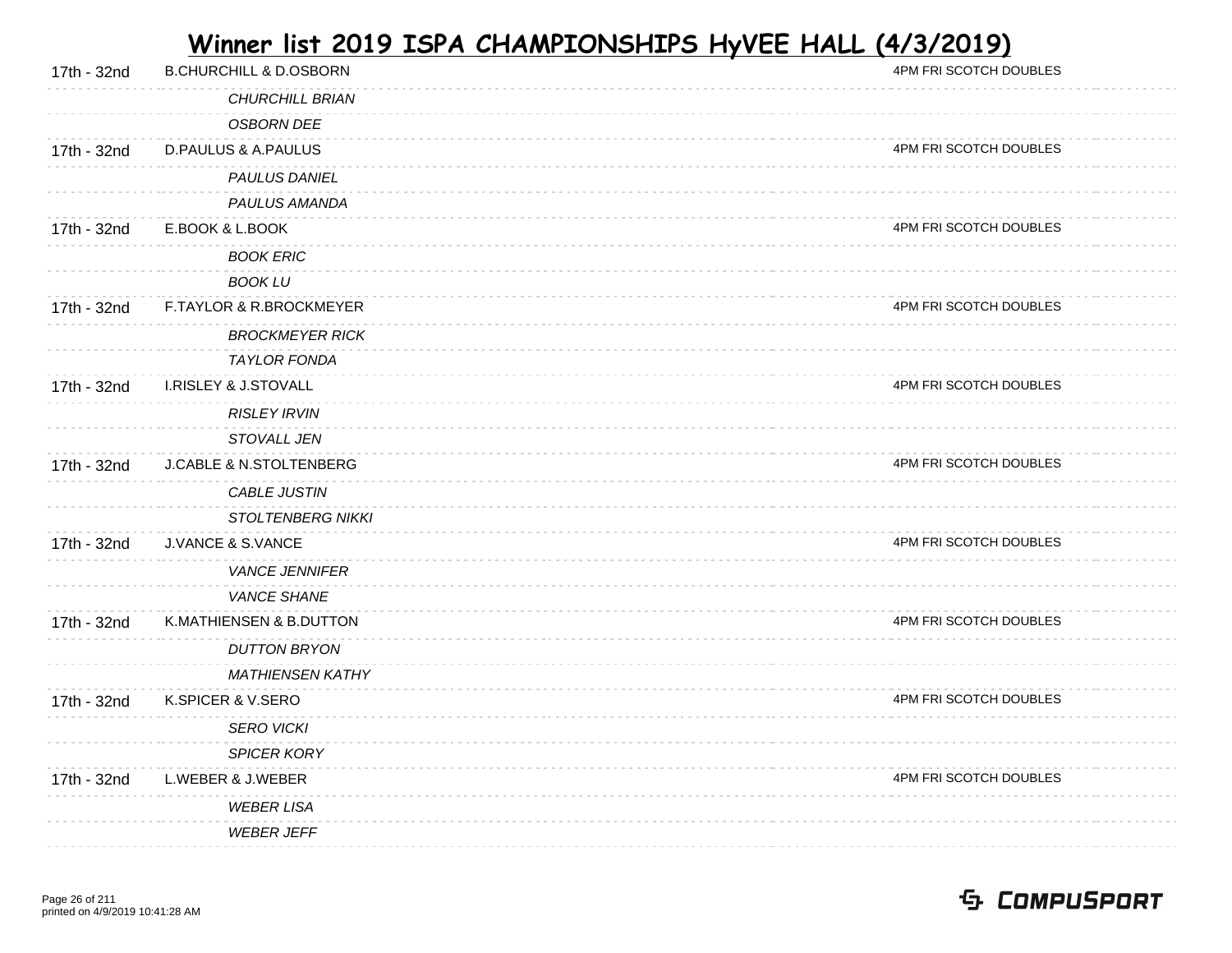# Winner list 2019 ISPA CHAMPIONSHIPS HyVEE HALL (4/3/2019)

| Place | Team | Event |
|---|---|---|
| 17th - 32nd | B.CHURCHILL & D.OSBORN | 4PM FRI SCOTCH DOUBLES |
| | *CHURCHILL BRIAN* | |
| | *OSBORN DEE* | |
| 17th - 32nd | D.PAULUS & A.PAULUS | 4PM FRI SCOTCH DOUBLES |
| | *PAULUS DANIEL* | |
| | *PAULUS AMANDA* | |
| 17th - 32nd | E.BOOK & L.BOOK | 4PM FRI SCOTCH DOUBLES |
| | *BOOK ERIC* | |
| | *BOOK LU* | |
| 17th - 32nd | F.TAYLOR & R.BROCKMEYER | 4PM FRI SCOTCH DOUBLES |
| | *BROCKMEYER RICK* | |
| | *TAYLOR FONDA* | |
| 17th - 32nd | I.RISLEY & J.STOVALL | 4PM FRI SCOTCH DOUBLES |
| | *RISLEY IRVIN* | |
| | *STOVALL JEN* | |
| 17th - 32nd | J.CABLE & N.STOLTENBERG | 4PM FRI SCOTCH DOUBLES |
| | *CABLE JUSTIN* | |
| | *STOLTENBERG NIKKI* | |
| 17th - 32nd | J.VANCE & S.VANCE | 4PM FRI SCOTCH DOUBLES |
| | *VANCE JENNIFER* | |
| | *VANCE SHANE* | |
| 17th - 32nd | K.MATHIENSEN & B.DUTTON | 4PM FRI SCOTCH DOUBLES |
| | *DUTTON BRYON* | |
| | *MATHIENSEN KATHY* | |
| 17th - 32nd | K.SPICER & V.SERO | 4PM FRI SCOTCH DOUBLES |
| | *SERO VICKI* | |
| | *SPICER KORY* | |
| 17th - 32nd | L.WEBER & J.WEBER | 4PM FRI SCOTCH DOUBLES |
| | *WEBER LISA* | |
| | *WEBER JEFF* | |

printed on 4/9/2019 10:41:28 AM

COMPUSPORT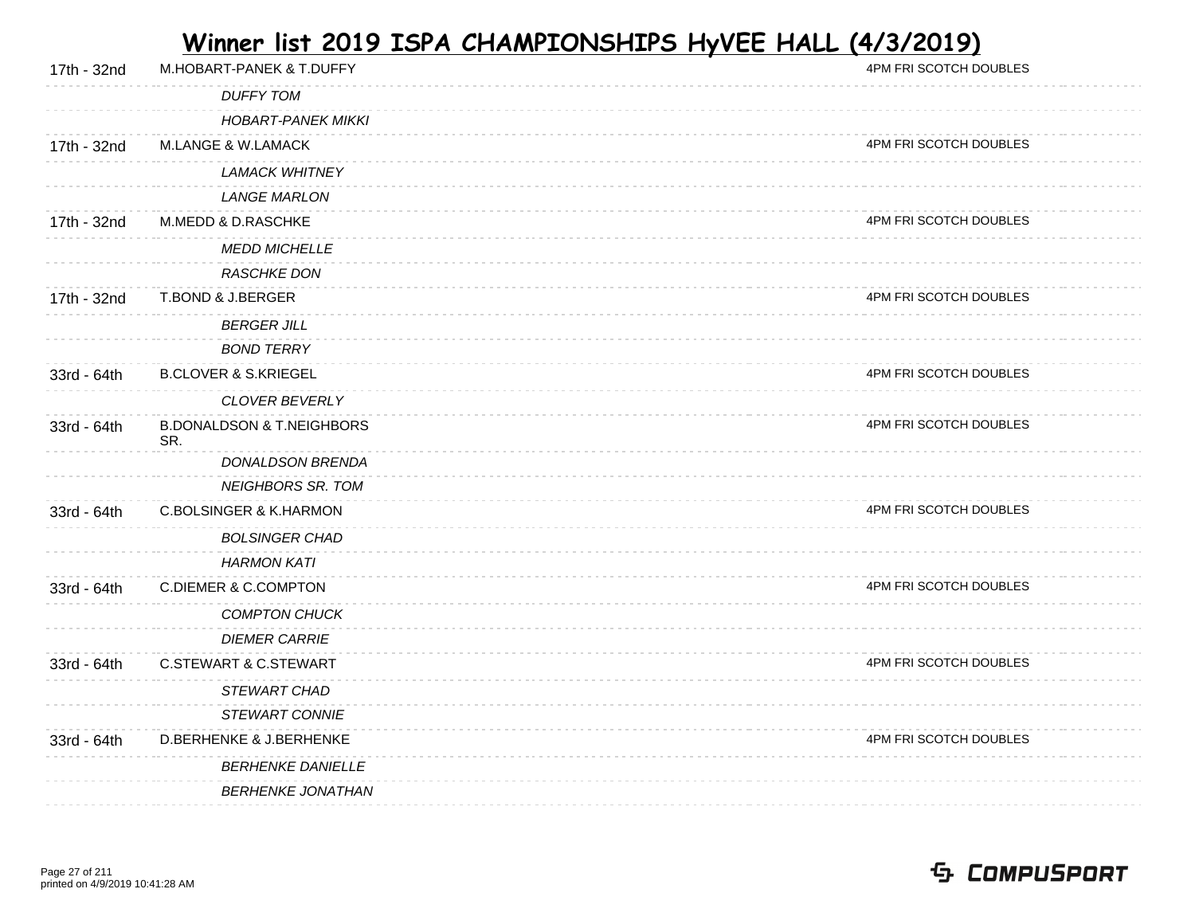# Winner list 2019 ISPA CHAMPIONSHIPS HyVEE HALL (4/3/2019)

| Place | Team / Player | Event |
|---|---|---|
| 17th - 32nd | M.HOBART-PANEK & T.DUFFY | 4PM FRI SCOTCH DOUBLES |
| | *DUFFY TOM* | |
| | *HOBART-PANEK MIKKI* | |
| 17th - 32nd | M.LANGE & W.LAMACK | 4PM FRI SCOTCH DOUBLES |
| | *LAMACK WHITNEY* | |
| | *LANGE MARLON* | |
| 17th - 32nd | M.MEDD & D.RASCHKE | 4PM FRI SCOTCH DOUBLES |
| | *MEDD MICHELLE* | |
| | *RASCHKE DON* | |
| 17th - 32nd | T.BOND & J.BERGER | 4PM FRI SCOTCH DOUBLES |
| | *BERGER JILL* | |
| | *BOND TERRY* | |
| 33rd - 64th | B.CLOVER & S.KRIEGEL | 4PM FRI SCOTCH DOUBLES |
| | *CLOVER BEVERLY* | |
| 33rd - 64th | B.DONALDSON & T.NEIGHBORS SR. | 4PM FRI SCOTCH DOUBLES |
| | *DONALDSON BRENDA* | |
| | *NEIGHBORS SR. TOM* | |
| 33rd - 64th | C.BOLSINGER & K.HARMON | 4PM FRI SCOTCH DOUBLES |
| | *BOLSINGER CHAD* | |
| | *HARMON KATI* | |
| 33rd - 64th | C.DIEMER & C.COMPTON | 4PM FRI SCOTCH DOUBLES |
| | *COMPTON CHUCK* | |
| | *DIEMER CARRIE* | |
| 33rd - 64th | C.STEWART & C.STEWART | 4PM FRI SCOTCH DOUBLES |
| | *STEWART CHAD* | |
| | *STEWART CONNIE* | |
| 33rd - 64th | D.BERHENKE & J.BERHENKE | 4PM FRI SCOTCH DOUBLES |
| | *BERHENKE DANIELLE* | |
| | *BERHENKE JONATHAN* | |

printed on 4/9/2019 10:41:28 AM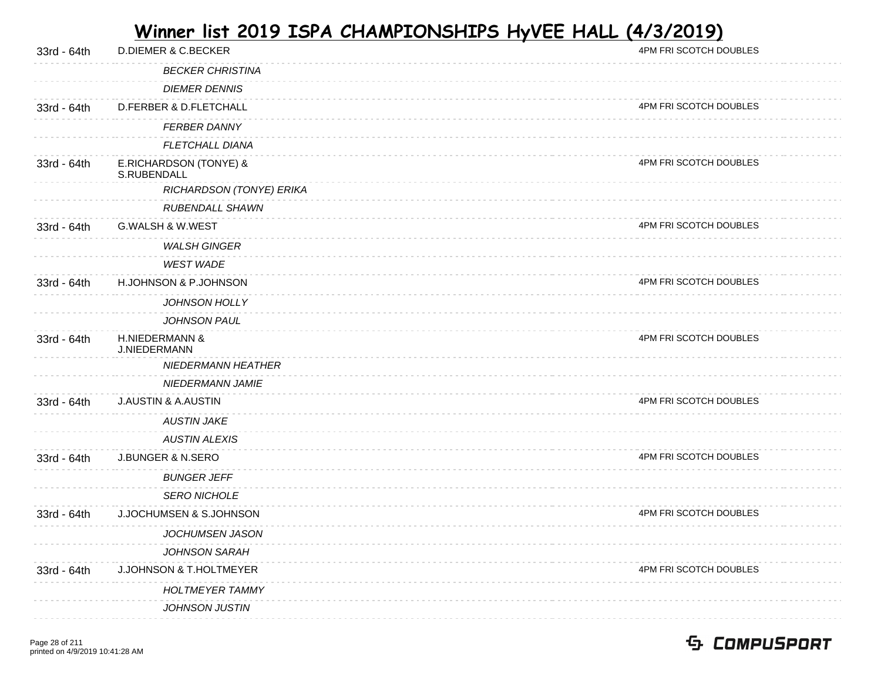# Winner list 2019 ISPA CHAMPIONSHIPS HyVEE HALL (4/3/2019)

| Place | Team / Player | Event |
| --- | --- | --- |
| 33rd - 64th | D.DIEMER & C.BECKER | 4PM FRI SCOTCH DOUBLES |
| | *BECKER CHRISTINA* | |
| | *DIEMER DENNIS* | |
| 33rd - 64th | D.FERBER & D.FLETCHALL | 4PM FRI SCOTCH DOUBLES |
| | *FERBER DANNY* | |
| | *FLETCHALL DIANA* | |
| 33rd - 64th | E.RICHARDSON (TONYE) & S.RUBENDALL | 4PM FRI SCOTCH DOUBLES |
| | *RICHARDSON (TONYE) ERIKA* | |
| | *RUBENDALL SHAWN* | |
| 33rd - 64th | G.WALSH & W.WEST | 4PM FRI SCOTCH DOUBLES |
| | *WALSH GINGER* | |
| | *WEST WADE* | |
| 33rd - 64th | H.JOHNSON & P.JOHNSON | 4PM FRI SCOTCH DOUBLES |
| | *JOHNSON HOLLY* | |
| | *JOHNSON PAUL* | |
| 33rd - 64th | H.NIEDERMANN & J.NIEDERMANN | 4PM FRI SCOTCH DOUBLES |
| | *NIEDERMANN HEATHER* | |
| | *NIEDERMANN JAMIE* | |
| 33rd - 64th | J.AUSTIN & A.AUSTIN | 4PM FRI SCOTCH DOUBLES |
| | *AUSTIN JAKE* | |
| | *AUSTIN ALEXIS* | |
| 33rd - 64th | J.BUNGER & N.SERO | 4PM FRI SCOTCH DOUBLES |
| | *BUNGER JEFF* | |
| | *SERO NICHOLE* | |
| 33rd - 64th | J.JOCHUMSEN & S.JOHNSON | 4PM FRI SCOTCH DOUBLES |
| | *JOCHUMSEN JASON* | |
| | *JOHNSON SARAH* | |
| 33rd - 64th | J.JOHNSON & T.HOLTMEYER | 4PM FRI SCOTCH DOUBLES |
| | *HOLTMEYER TAMMY* | |
| | *JOHNSON JUSTIN* | |

printed on 4/9/2019 10:41:28 AM

COMPUSPORT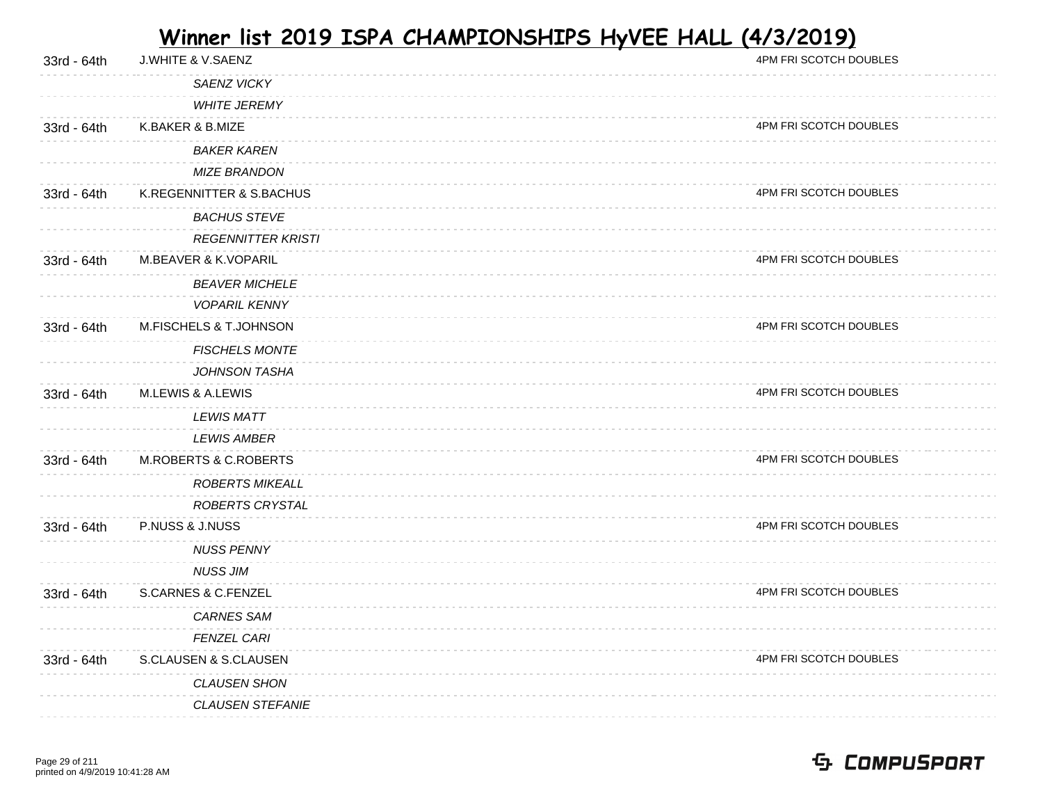# Winner list 2019 ISPA CHAMPIONSHIPS HyVEE HALL (4/3/2019)

| Place | Team | Event |
|---|---|---|
| 33rd - 64th | J.WHITE & V.SAENZ | 4PM FRI SCOTCH DOUBLES |
| | *SAENZ VICKY* | |
| | *WHITE JEREMY* | |
| 33rd - 64th | K.BAKER & B.MIZE | 4PM FRI SCOTCH DOUBLES |
| | *BAKER KAREN* | |
| | *MIZE BRANDON* | |
| 33rd - 64th | K.REGENNITTER & S.BACHUS | 4PM FRI SCOTCH DOUBLES |
| | *BACHUS STEVE* | |
| | *REGENNITTER KRISTI* | |
| 33rd - 64th | M.BEAVER & K.VOPARIL | 4PM FRI SCOTCH DOUBLES |
| | *BEAVER MICHELE* | |
| | *VOPARIL KENNY* | |
| 33rd - 64th | M.FISCHELS & T.JOHNSON | 4PM FRI SCOTCH DOUBLES |
| | *FISCHELS MONTE* | |
| | *JOHNSON TASHA* | |
| 33rd - 64th | M.LEWIS & A.LEWIS | 4PM FRI SCOTCH DOUBLES |
| | *LEWIS MATT* | |
| | *LEWIS AMBER* | |
| 33rd - 64th | M.ROBERTS & C.ROBERTS | 4PM FRI SCOTCH DOUBLES |
| | *ROBERTS MIKEALL* | |
| | *ROBERTS CRYSTAL* | |
| 33rd - 64th | P.NUSS & J.NUSS | 4PM FRI SCOTCH DOUBLES |
| | *NUSS PENNY* | |
| | *NUSS JIM* | |
| 33rd - 64th | S.CARNES & C.FENZEL | 4PM FRI SCOTCH DOUBLES |
| | *CARNES SAM* | |
| | *FENZEL CARI* | |
| 33rd - 64th | S.CLAUSEN & S.CLAUSEN | 4PM FRI SCOTCH DOUBLES |
| | *CLAUSEN SHON* | |
| | *CLAUSEN STEFANIE* | |

printed on 4/9/2019 10:41:28 AM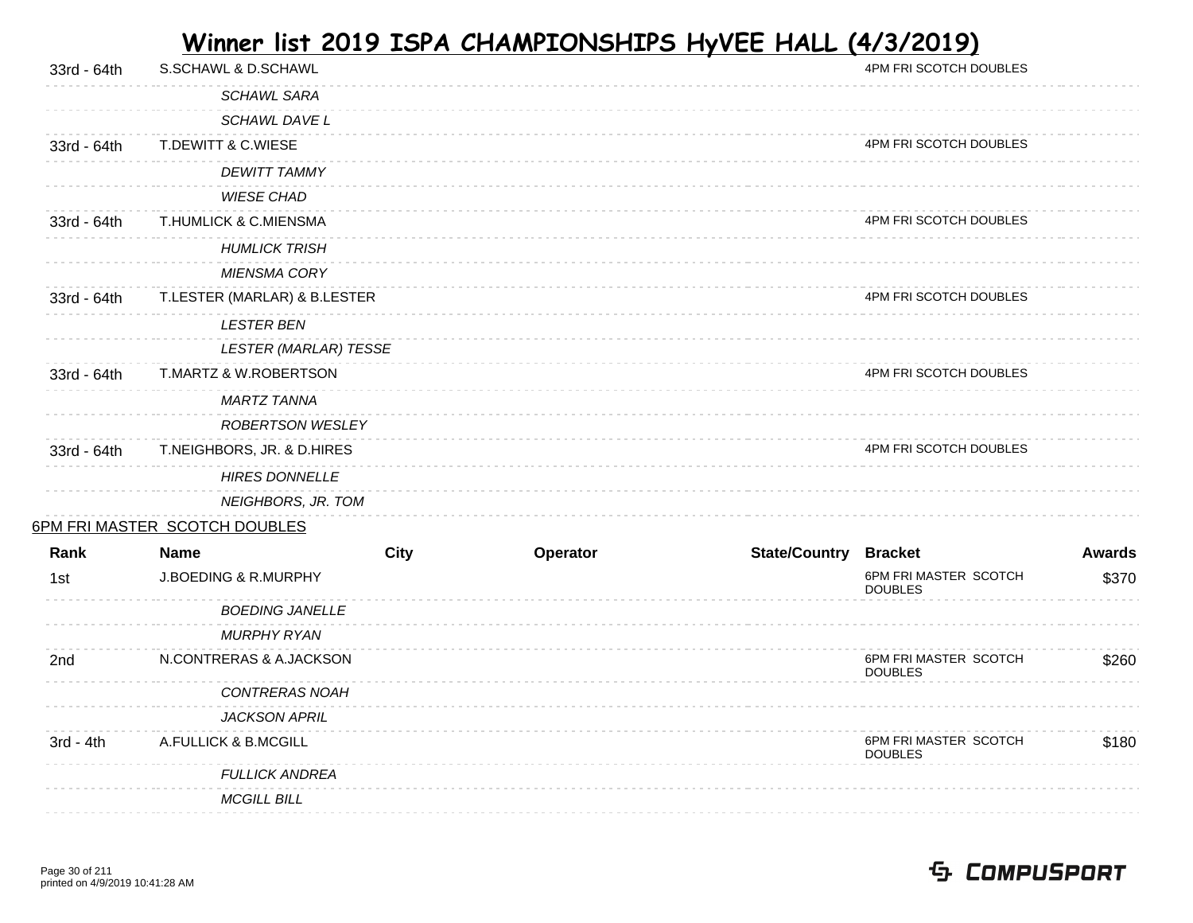# Winner list 2019 ISPA CHAMPIONSHIPS HyVEE HALL (4/3/2019)

| Rank | Name | City | Operator | State/Country | Bracket | Awards |
|---|---|---|---|---|---|---|
| 33rd - 64th | S.SCHAWL & D.SCHAWL | | | | 4PM FRI SCOTCH DOUBLES | |
| | *SCHAWL SARA* | | | | | |
| | *SCHAWL DAVE L* | | | | | |
| 33rd - 64th | T.DEWITT & C.WIESE | | | | 4PM FRI SCOTCH DOUBLES | |
| | *DEWITT TAMMY* | | | | | |
| | *WIESE CHAD* | | | | | |
| 33rd - 64th | T.HUMLICK & C.MIENSMA | | | | 4PM FRI SCOTCH DOUBLES | |
| | *HUMLICK TRISH* | | | | | |
| | *MIENSMA CORY* | | | | | |
| 33rd - 64th | T.LESTER (MARLAR) & B.LESTER | | | | 4PM FRI SCOTCH DOUBLES | |
| | *LESTER BEN* | | | | | |
| | *LESTER (MARLAR) TESSE* | | | | | |
| 33rd - 64th | T.MARTZ & W.ROBERTSON | | | | 4PM FRI SCOTCH DOUBLES | |
| | *MARTZ TANNA* | | | | | |
| | *ROBERTSON WESLEY* | | | | | |
| 33rd - 64th | T.NEIGHBORS, JR. & D.HIRES | | | | 4PM FRI SCOTCH DOUBLES | |
| | *HIRES DONNELLE* | | | | | |
| | *NEIGHBORS, JR. TOM* | | | | | |

## 6PM FRI MASTER SCOTCH DOUBLES

| Rank | Name | City | Operator | State/Country | Bracket | Awards |
|---|---|---|---|---|---|---|
| 1st | J.BOEDING & R.MURPHY | | | | 6PM FRI MASTER SCOTCH DOUBLES | $370 |
| | *BOEDING JANELLE* | | | | | |
| | *MURPHY RYAN* | | | | | |
| 2nd | N.CONTRERAS & A.JACKSON | | | | 6PM FRI MASTER SCOTCH DOUBLES | $260 |
| | *CONTRERAS NOAH* | | | | | |
| | *JACKSON APRIL* | | | | | |
| 3rd - 4th | A.FULLICK & B.MCGILL | | | | 6PM FRI MASTER SCOTCH DOUBLES | $180 |
| | *FULLICK ANDREA* | | | | | |
| | *MCGILL BILL* | | | | | |

printed on 4/9/2019 10:41:28 AM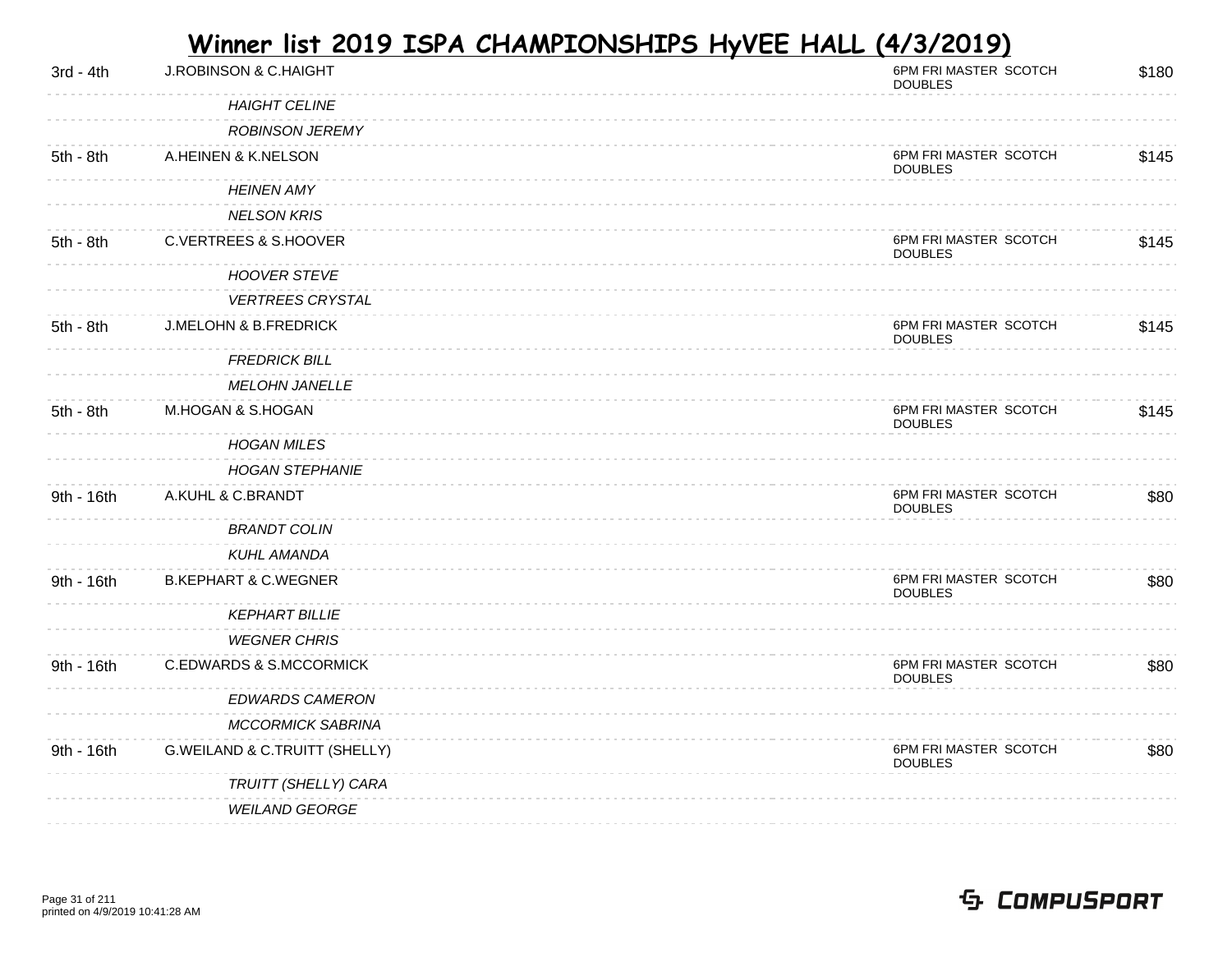# Winner list 2019 ISPA CHAMPIONSHIPS HyVEE HALL (4/3/2019)

| Place | Team / Player | Event | Prize |
|---|---|---|---|
| 3rd - 4th | J.ROBINSON & C.HAIGHT | 6PM FRI MASTER SCOTCH DOUBLES | $180 |
| | *HAIGHT CELINE* | | |
| | *ROBINSON JEREMY* | | |
| 5th - 8th | A.HEINEN & K.NELSON | 6PM FRI MASTER SCOTCH DOUBLES | $145 |
| | *HEINEN AMY* | | |
| | *NELSON KRIS* | | |
| 5th - 8th | C.VERTREES & S.HOOVER | 6PM FRI MASTER SCOTCH DOUBLES | $145 |
| | *HOOVER STEVE* | | |
| | *VERTREES CRYSTAL* | | |
| 5th - 8th | J.MELOHN & B.FREDRICK | 6PM FRI MASTER SCOTCH DOUBLES | $145 |
| | *FREDRICK BILL* | | |
| | *MELOHN JANELLE* | | |
| 5th - 8th | M.HOGAN & S.HOGAN | 6PM FRI MASTER SCOTCH DOUBLES | $145 |
| | *HOGAN MILES* | | |
| | *HOGAN STEPHANIE* | | |
| 9th - 16th | A.KUHL & C.BRANDT | 6PM FRI MASTER SCOTCH DOUBLES | $80 |
| | *BRANDT COLIN* | | |
| | *KUHL AMANDA* | | |
| 9th - 16th | B.KEPHART & C.WEGNER | 6PM FRI MASTER SCOTCH DOUBLES | $80 |
| | *KEPHART BILLIE* | | |
| | *WEGNER CHRIS* | | |
| 9th - 16th | C.EDWARDS & S.MCCORMICK | 6PM FRI MASTER SCOTCH DOUBLES | $80 |
| | *EDWARDS CAMERON* | | |
| | *MCCORMICK SABRINA* | | |
| 9th - 16th | G.WEILAND & C.TRUITT (SHELLY) | 6PM FRI MASTER SCOTCH DOUBLES | $80 |
| | *TRUITT (SHELLY) CARA* | | |
| | *WEILAND GEORGE* | | |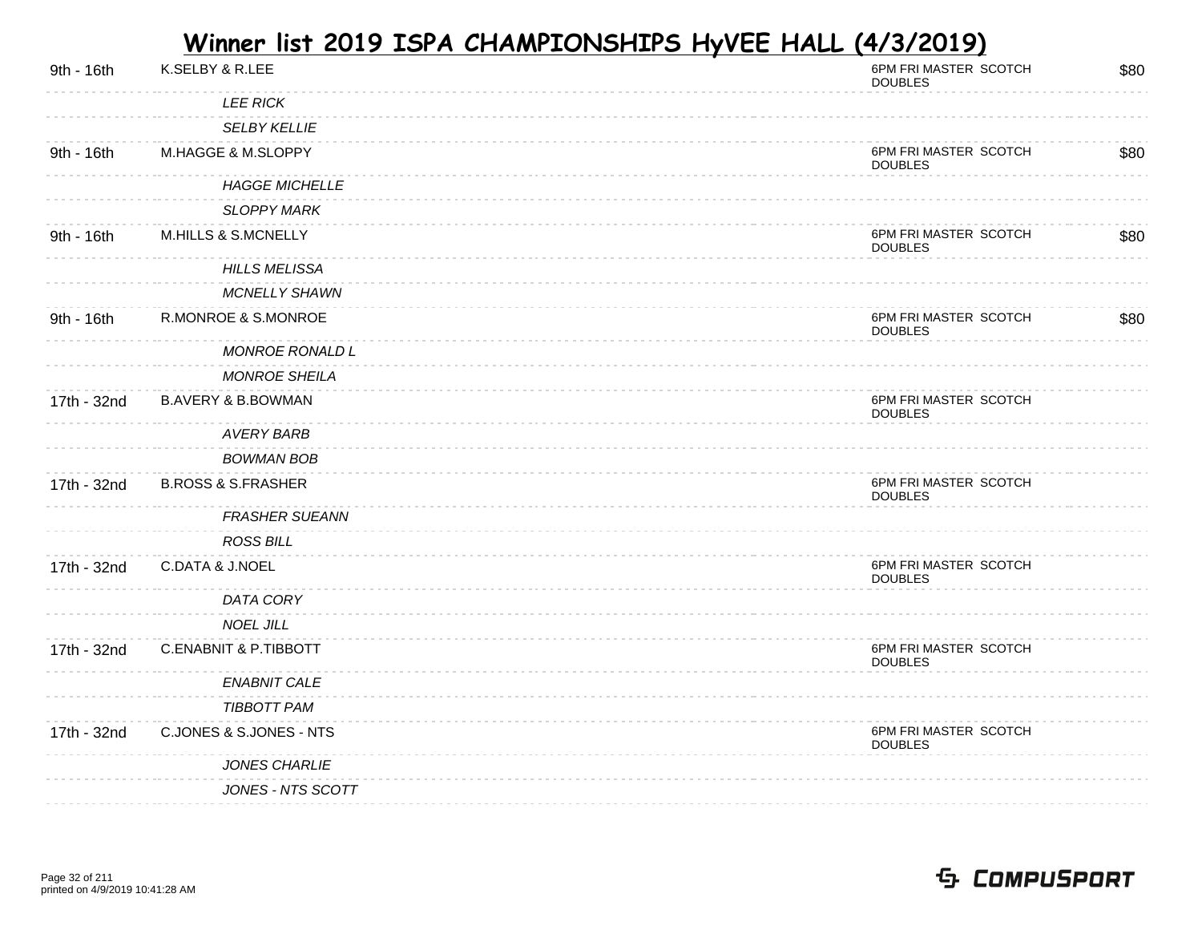# Winner list 2019 ISPA CHAMPIONSHIPS HyVEE HALL (4/3/2019)

| Place | Team / Player | Event | Prize |
|---|---|---|---|
| 9th - 16th | K.SELBY & R.LEE | 6PM FRI MASTER SCOTCH DOUBLES | $80 |
| | *LEE RICK* | | |
| | *SELBY KELLIE* | | |
| 9th - 16th | M.HAGGE & M.SLOPPY | 6PM FRI MASTER SCOTCH DOUBLES | $80 |
| | *HAGGE MICHELLE* | | |
| | *SLOPPY MARK* | | |
| 9th - 16th | M.HILLS & S.MCNELLY | 6PM FRI MASTER SCOTCH DOUBLES | $80 |
| | *HILLS MELISSA* | | |
| | *MCNELLY SHAWN* | | |
| 9th - 16th | R.MONROE & S.MONROE | 6PM FRI MASTER SCOTCH DOUBLES | $80 |
| | *MONROE RONALD L* | | |
| | *MONROE SHEILA* | | |
| 17th - 32nd | B.AVERY & B.BOWMAN | 6PM FRI MASTER SCOTCH DOUBLES | |
| | *AVERY BARB* | | |
| | *BOWMAN BOB* | | |
| 17th - 32nd | B.ROSS & S.FRASHER | 6PM FRI MASTER SCOTCH DOUBLES | |
| | *FRASHER SUEANN* | | |
| | *ROSS BILL* | | |
| 17th - 32nd | C.DATA & J.NOEL | 6PM FRI MASTER SCOTCH DOUBLES | |
| | *DATA CORY* | | |
| | *NOEL JILL* | | |
| 17th - 32nd | C.ENABNIT & P.TIBBOTT | 6PM FRI MASTER SCOTCH DOUBLES | |
| | *ENABNIT CALE* | | |
| | *TIBBOTT PAM* | | |
| 17th - 32nd | C.JONES & S.JONES - NTS | 6PM FRI MASTER SCOTCH DOUBLES | |
| | *JONES CHARLIE* | | |
| | *JONES - NTS SCOTT* | | |

printed on 4/9/2019 10:41:28 AM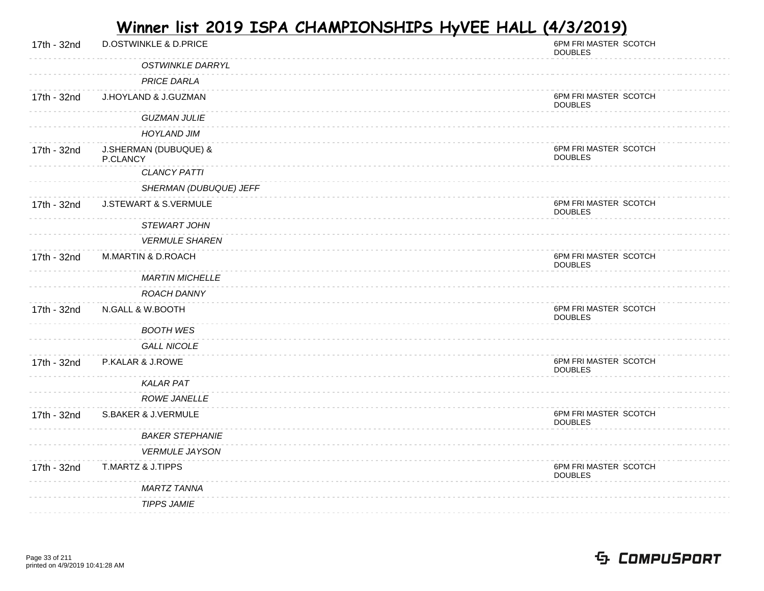# Winner list 2019 ISPA CHAMPIONSHIPS HyVEE HALL (4/3/2019)

| Place | Team / Player | Event |
|---|---|---|
| 17th - 32nd | D.OSTWINKLE & D.PRICE | 6PM FRI MASTER SCOTCH DOUBLES |
| | *OSTWINKLE DARRYL* | |
| | *PRICE DARLA* | |
| 17th - 32nd | J.HOYLAND & J.GUZMAN | 6PM FRI MASTER SCOTCH DOUBLES |
| | *GUZMAN JULIE* | |
| | *HOYLAND JIM* | |
| 17th - 32nd | J.SHERMAN (DUBUQUE) & P.CLANCY | 6PM FRI MASTER SCOTCH DOUBLES |
| | *CLANCY PATTI* | |
| | *SHERMAN (DUBUQUE) JEFF* | |
| 17th - 32nd | J.STEWART & S.VERMULE | 6PM FRI MASTER SCOTCH DOUBLES |
| | *STEWART JOHN* | |
| | *VERMULE SHAREN* | |
| 17th - 32nd | M.MARTIN & D.ROACH | 6PM FRI MASTER SCOTCH DOUBLES |
| | *MARTIN MICHELLE* | |
| | *ROACH DANNY* | |
| 17th - 32nd | N.GALL & W.BOOTH | 6PM FRI MASTER SCOTCH DOUBLES |
| | *BOOTH WES* | |
| | *GALL NICOLE* | |
| 17th - 32nd | P.KALAR & J.ROWE | 6PM FRI MASTER SCOTCH DOUBLES |
| | *KALAR PAT* | |
| | *ROWE JANELLE* | |
| 17th - 32nd | S.BAKER & J.VERMULE | 6PM FRI MASTER SCOTCH DOUBLES |
| | *BAKER STEPHANIE* | |
| | *VERMULE JAYSON* | |
| 17th - 32nd | T.MARTZ & J.TIPPS | 6PM FRI MASTER SCOTCH DOUBLES |
| | *MARTZ TANNA* | |
| | *TIPPS JAMIE* | |

printed on 4/9/2019 10:41:28 AM

COMPUSPORT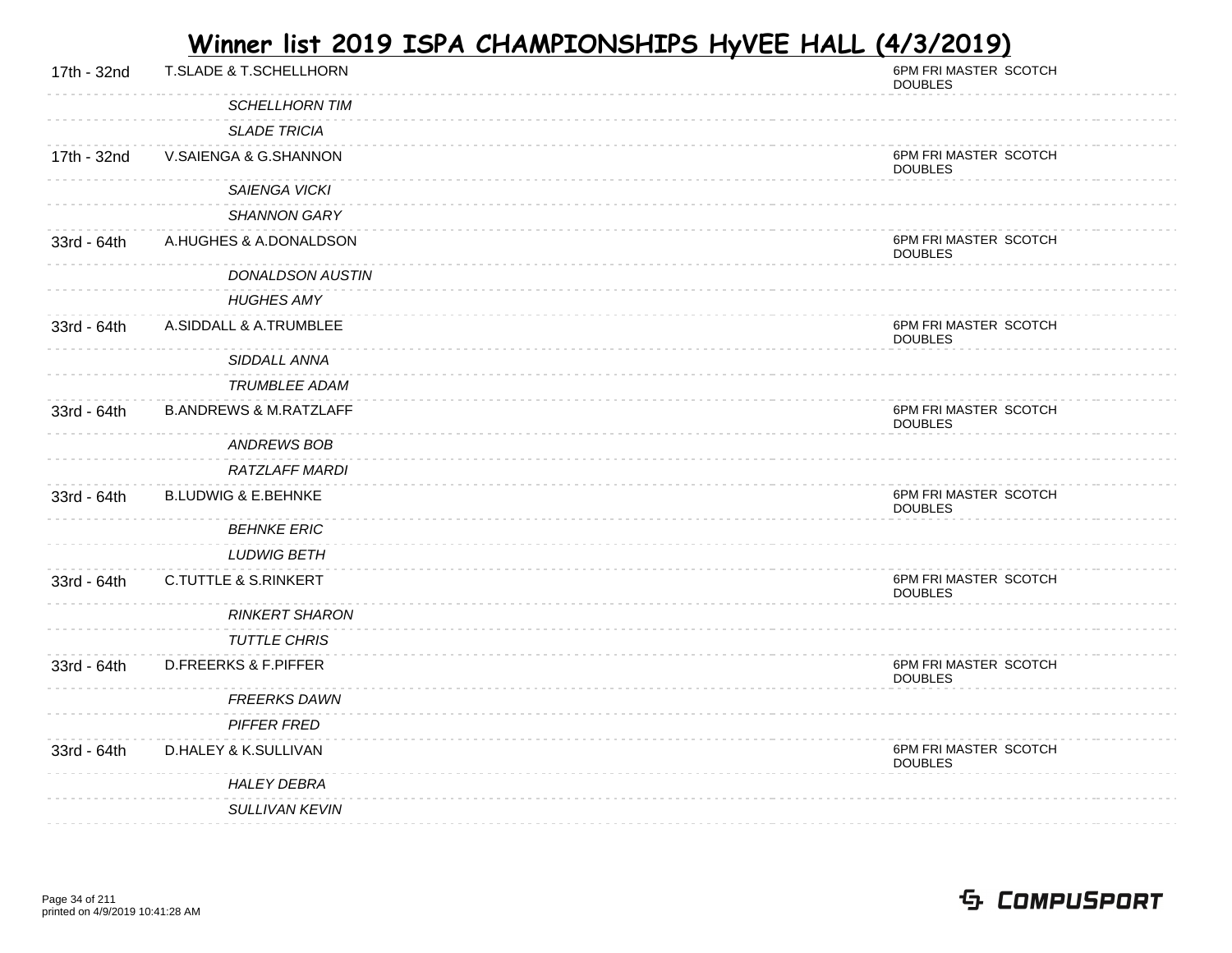# Winner list 2019 ISPA CHAMPIONSHIPS HyVEE HALL (4/3/2019)

| Place | Team / Player | Event |
|---|---|---|
| 17th - 32nd | T.SLADE & T.SCHELLHORN | 6PM FRI MASTER SCOTCH DOUBLES |
| | *SCHELLHORN TIM* | |
| | *SLADE TRICIA* | |
| 17th - 32nd | V.SAIENGA & G.SHANNON | 6PM FRI MASTER SCOTCH DOUBLES |
| | *SAIENGA VICKI* | |
| | *SHANNON GARY* | |
| 33rd - 64th | A.HUGHES & A.DONALDSON | 6PM FRI MASTER SCOTCH DOUBLES |
| | *DONALDSON AUSTIN* | |
| | *HUGHES AMY* | |
| 33rd - 64th | A.SIDDALL & A.TRUMBLEE | 6PM FRI MASTER SCOTCH DOUBLES |
| | *SIDDALL ANNA* | |
| | *TRUMBLEE ADAM* | |
| 33rd - 64th | B.ANDREWS & M.RATZLAFF | 6PM FRI MASTER SCOTCH DOUBLES |
| | *ANDREWS BOB* | |
| | *RATZLAFF MARDI* | |
| 33rd - 64th | B.LUDWIG & E.BEHNKE | 6PM FRI MASTER SCOTCH DOUBLES |
| | *BEHNKE ERIC* | |
| | *LUDWIG BETH* | |
| 33rd - 64th | C.TUTTLE & S.RINKERT | 6PM FRI MASTER SCOTCH DOUBLES |
| | *RINKERT SHARON* | |
| | *TUTTLE CHRIS* | |
| 33rd - 64th | D.FREERKS & F.PIFFER | 6PM FRI MASTER SCOTCH DOUBLES |
| | *FREERKS DAWN* | |
| | *PIFFER FRED* | |
| 33rd - 64th | D.HALEY & K.SULLIVAN | 6PM FRI MASTER SCOTCH DOUBLES |
| | *HALEY DEBRA* | |
| | *SULLIVAN KEVIN* | |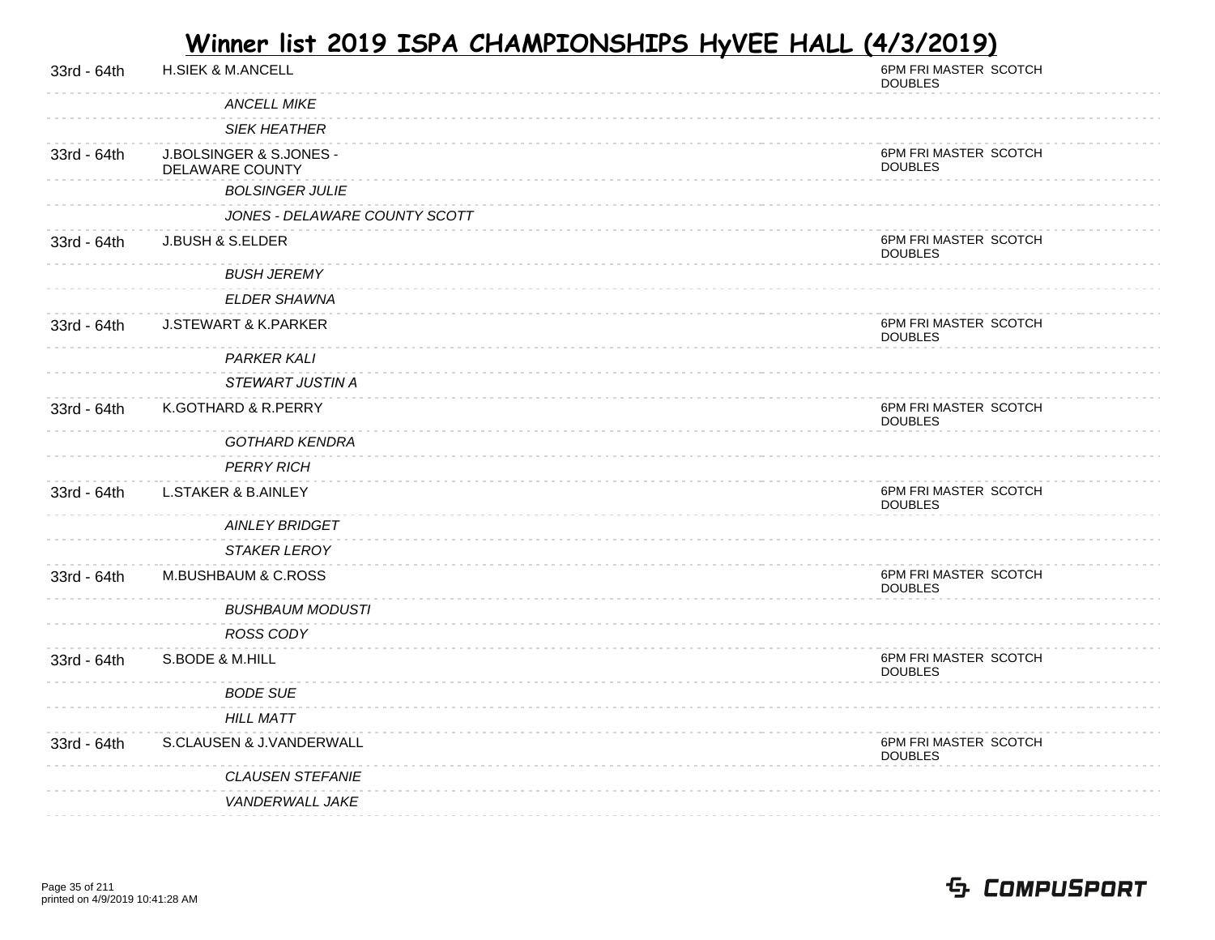# Winner list 2019 ISPA CHAMPIONSHIPS HyVEE HALL (4/3/2019)

| Place | Team / Player | Event |
|---|---|---|
| 33rd - 64th | H.SIEK & M.ANCELL | 6PM FRI MASTER SCOTCH DOUBLES |
| | *ANCELL MIKE* | |
| | *SIEK HEATHER* | |
| 33rd - 64th | J.BOLSINGER & S.JONES - DELAWARE COUNTY | 6PM FRI MASTER SCOTCH DOUBLES |
| | *BOLSINGER JULIE* | |
| | *JONES - DELAWARE COUNTY SCOTT* | |
| 33rd - 64th | J.BUSH & S.ELDER | 6PM FRI MASTER SCOTCH DOUBLES |
| | *BUSH JEREMY* | |
| | *ELDER SHAWNA* | |
| 33rd - 64th | J.STEWART & K.PARKER | 6PM FRI MASTER SCOTCH DOUBLES |
| | *PARKER KALI* | |
| | *STEWART JUSTIN A* | |
| 33rd - 64th | K.GOTHARD & R.PERRY | 6PM FRI MASTER SCOTCH DOUBLES |
| | *GOTHARD KENDRA* | |
| | *PERRY RICH* | |
| 33rd - 64th | L.STAKER & B.AINLEY | 6PM FRI MASTER SCOTCH DOUBLES |
| | *AINLEY BRIDGET* | |
| | *STAKER LEROY* | |
| 33rd - 64th | M.BUSHBAUM & C.ROSS | 6PM FRI MASTER SCOTCH DOUBLES |
| | *BUSHBAUM MODUSTI* | |
| | *ROSS CODY* | |
| 33rd - 64th | S.BODE & M.HILL | 6PM FRI MASTER SCOTCH DOUBLES |
| | *BODE SUE* | |
| | *HILL MATT* | |
| 33rd - 64th | S.CLAUSEN & J.VANDERWALL | 6PM FRI MASTER SCOTCH DOUBLES |
| | *CLAUSEN STEFANIE* | |
| | *VANDERWALL JAKE* | |

printed on 4/9/2019 10:41:28 AM

COMPUSPORT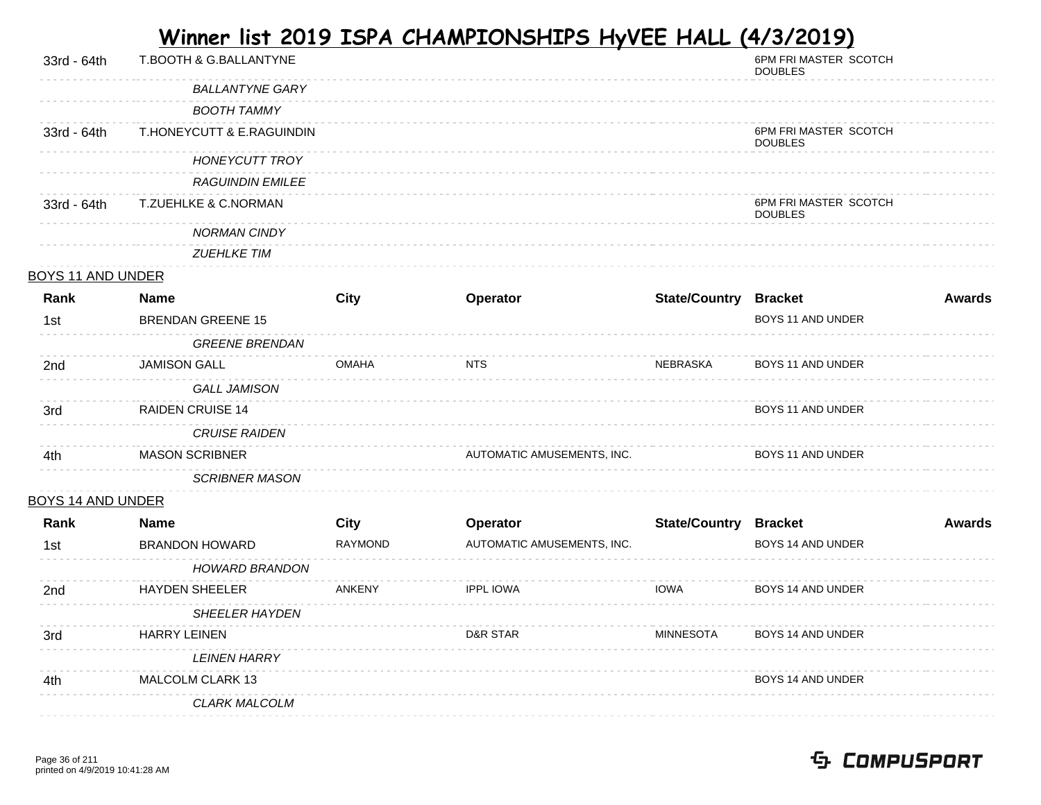# Winner list 2019 ISPA CHAMPIONSHIPS HyVEE HALL (4/3/2019)

| Rank | Name | City | Operator | State/Country | Bracket | Awards |
|---|---|---|---|---|---|---|
| 33rd - 64th | T.BOOTH & G.BALLANTYNE | | | | 6PM FRI MASTER SCOTCH DOUBLES | |
| | *BALLANTYNE GARY* | | | | | |
| | *BOOTH TAMMY* | | | | | |
| 33rd - 64th | T.HONEYCUTT & E.RAGUINDIN | | | | 6PM FRI MASTER SCOTCH DOUBLES | |
| | *HONEYCUTT TROY* | | | | | |
| | *RAGUINDIN EMILEE* | | | | | |
| 33rd - 64th | T.ZUEHLKE & C.NORMAN | | | | 6PM FRI MASTER SCOTCH DOUBLES | |
| | *NORMAN CINDY* | | | | | |
| | *ZUEHLKE TIM* | | | | | |

## BOYS 11 AND UNDER

| Rank | Name | City | Operator | State/Country | Bracket | Awards |
|---|---|---|---|---|---|---|
| 1st | BRENDAN GREENE 15 | | | | BOYS 11 AND UNDER | |
| | *GREENE BRENDAN* | | | | | |
| 2nd | JAMISON GALL | OMAHA | NTS | NEBRASKA | BOYS 11 AND UNDER | |
| | *GALL JAMISON* | | | | | |
| 3rd | RAIDEN CRUISE 14 | | | | BOYS 11 AND UNDER | |
| | *CRUISE RAIDEN* | | | | | |
| 4th | MASON SCRIBNER | | AUTOMATIC AMUSEMENTS, INC. | | BOYS 11 AND UNDER | |
| | *SCRIBNER MASON* | | | | | |

## BOYS 14 AND UNDER

| Rank | Name | City | Operator | State/Country | Bracket | Awards |
|---|---|---|---|---|---|---|
| 1st | BRANDON HOWARD | RAYMOND | AUTOMATIC AMUSEMENTS, INC. | | BOYS 14 AND UNDER | |
| | *HOWARD BRANDON* | | | | | |
| 2nd | HAYDEN SHEELER | ANKENY | IPPL IOWA | IOWA | BOYS 14 AND UNDER | |
| | *SHEELER HAYDEN* | | | | | |
| 3rd | HARRY LEINEN | | D&R STAR | MINNESOTA | BOYS 14 AND UNDER | |
| | *LEINEN HARRY* | | | | | |
| 4th | MALCOLM CLARK 13 | | | | BOYS 14 AND UNDER | |
| | *CLARK MALCOLM* | | | | | |

printed on 4/9/2019 10:41:28 AM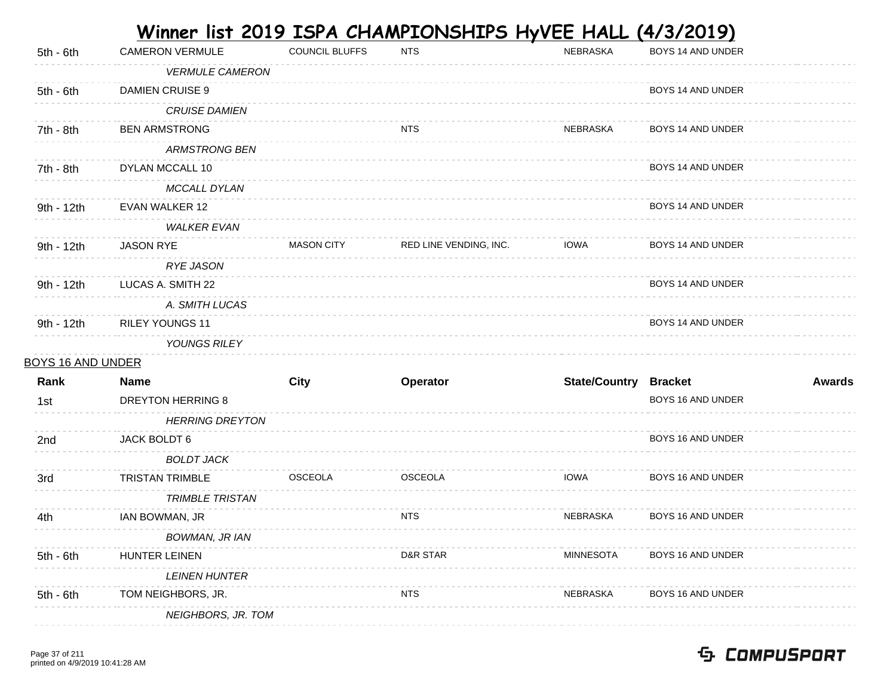# Winner list 2019 ISPA CHAMPIONSHIPS HyVEE HALL (4/3/2019)

| Rank | Name | City | Operator | State/Country | Bracket | Awards |
|---|---|---|---|---|---|---|
| 5th - 6th | CAMERON VERMULE | COUNCIL BLUFFS | NTS | NEBRASKA | BOYS 14 AND UNDER | |
| | *VERMULE CAMERON* | | | | | |
| 5th - 6th | DAMIEN CRUISE 9 | | | | BOYS 14 AND UNDER | |
| | *CRUISE DAMIEN* | | | | | |
| 7th - 8th | BEN ARMSTRONG | | NTS | NEBRASKA | BOYS 14 AND UNDER | |
| | *ARMSTRONG BEN* | | | | | |
| 7th - 8th | DYLAN MCCALL 10 | | | | BOYS 14 AND UNDER | |
| | *MCCALL DYLAN* | | | | | |
| 9th - 12th | EVAN WALKER 12 | | | | BOYS 14 AND UNDER | |
| | *WALKER EVAN* | | | | | |
| 9th - 12th | JASON RYE | MASON CITY | RED LINE VENDING, INC. | IOWA | BOYS 14 AND UNDER | |
| | *RYE JASON* | | | | | |
| 9th - 12th | LUCAS A. SMITH 22 | | | | BOYS 14 AND UNDER | |
| | *A. SMITH LUCAS* | | | | | |
| 9th - 12th | RILEY YOUNGS 11 | | | | BOYS 14 AND UNDER | |
| | *YOUNGS RILEY* | | | | | |

## BOYS 16 AND UNDER

| Rank | Name | City | Operator | State/Country | Bracket | Awards |
|---|---|---|---|---|---|---|
| 1st | DREYTON HERRING 8 | | | | BOYS 16 AND UNDER | |
| | *HERRING DREYTON* | | | | | |
| 2nd | JACK BOLDT 6 | | | | BOYS 16 AND UNDER | |
| | *BOLDT JACK* | | | | | |
| 3rd | TRISTAN TRIMBLE | OSCEOLA | OSCEOLA | IOWA | BOYS 16 AND UNDER | |
| | *TRIMBLE TRISTAN* | | | | | |
| 4th | IAN BOWMAN, JR | | NTS | NEBRASKA | BOYS 16 AND UNDER | |
| | *BOWMAN, JR IAN* | | | | | |
| 5th - 6th | HUNTER LEINEN | | D&R STAR | MINNESOTA | BOYS 16 AND UNDER | |
| | *LEINEN HUNTER* | | | | | |
| 5th - 6th | TOM NEIGHBORS, JR. | | NTS | NEBRASKA | BOYS 16 AND UNDER | |
| | *NEIGHBORS, JR. TOM* | | | | | |

printed on 4/9/2019 10:41:28 AM

COMPUSPORT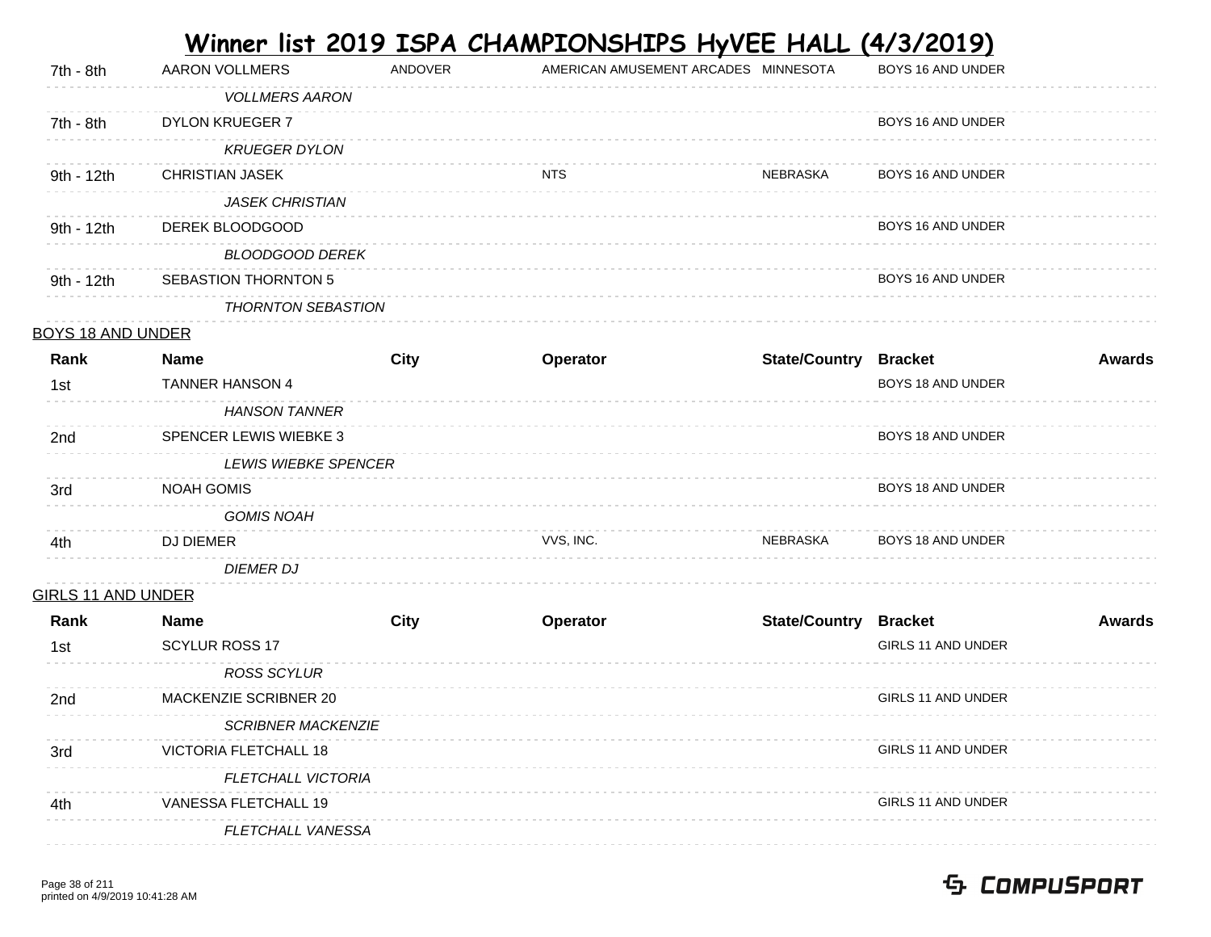# Winner list 2019 ISPA CHAMPIONSHIPS HyVEE HALL (4/3/2019)

| Rank | Name | City | Operator | State/Country | Bracket | Awards |
|---|---|---|---|---|---|---|
| 7th - 8th | AARON VOLLMERS | ANDOVER | AMERICAN AMUSEMENT ARCADES | MINNESOTA | BOYS 16 AND UNDER | |
| | *VOLLMERS AARON* | | | | | |
| 7th - 8th | DYLON KRUEGER 7 | | | | BOYS 16 AND UNDER | |
| | *KRUEGER DYLON* | | | | | |
| 9th - 12th | CHRISTIAN JASEK | | NTS | NEBRASKA | BOYS 16 AND UNDER | |
| | *JASEK CHRISTIAN* | | | | | |
| 9th - 12th | DEREK BLOODGOOD | | | | BOYS 16 AND UNDER | |
| | *BLOODGOOD DEREK* | | | | | |
| 9th - 12th | SEBASTION THORNTON 5 | | | | BOYS 16 AND UNDER | |
| | *THORNTON SEBASTION* | | | | | |

## BOYS 18 AND UNDER

| Rank | Name | City | Operator | State/Country | Bracket | Awards |
|---|---|---|---|---|---|---|
| 1st | TANNER HANSON 4 | | | | BOYS 18 AND UNDER | |
| | *HANSON TANNER* | | | | | |
| 2nd | SPENCER LEWIS WIEBKE 3 | | | | BOYS 18 AND UNDER | |
| | *LEWIS WIEBKE SPENCER* | | | | | |
| 3rd | NOAH GOMIS | | | | BOYS 18 AND UNDER | |
| | *GOMIS NOAH* | | | | | |
| 4th | DJ DIEMER | | VVS, INC. | NEBRASKA | BOYS 18 AND UNDER | |
| | *DIEMER DJ* | | | | | |

## GIRLS 11 AND UNDER

| Rank | Name | City | Operator | State/Country | Bracket | Awards |
|---|---|---|---|---|---|---|
| 1st | SCYLUR ROSS 17 | | | | GIRLS 11 AND UNDER | |
| | *ROSS SCYLUR* | | | | | |
| 2nd | MACKENZIE SCRIBNER 20 | | | | GIRLS 11 AND UNDER | |
| | *SCRIBNER MACKENZIE* | | | | | |
| 3rd | VICTORIA FLETCHALL 18 | | | | GIRLS 11 AND UNDER | |
| | *FLETCHALL VICTORIA* | | | | | |
| 4th | VANESSA FLETCHALL 19 | | | | GIRLS 11 AND UNDER | |
| | *FLETCHALL VANESSA* | | | | | |

printed on 4/9/2019 10:41:28 AM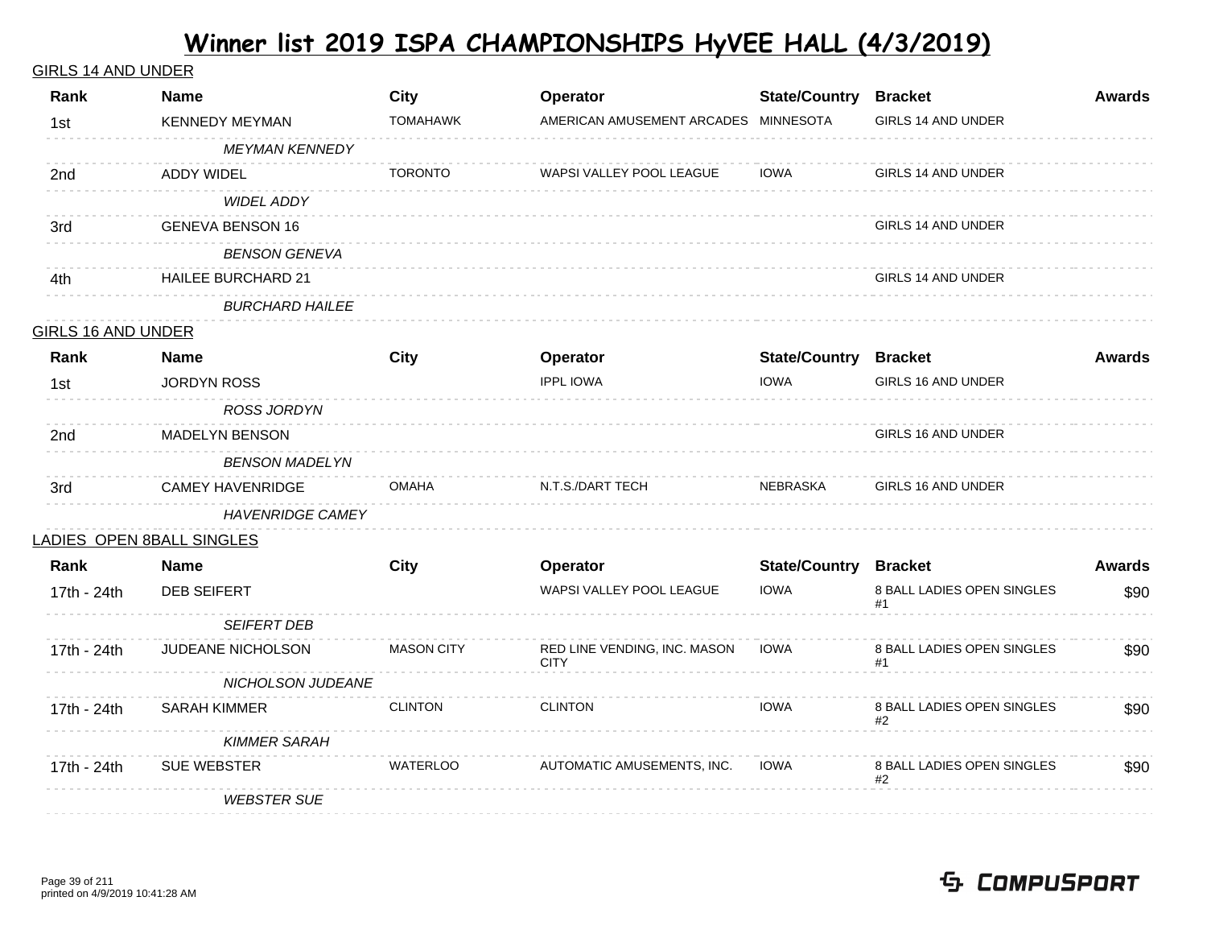# Winner list 2019 ISPA CHAMPIONSHIPS HyVEE HALL (4/3/2019)

## GIRLS 14 AND UNDER

| Rank | Name | City | Operator | State/Country | Bracket | Awards |
|---|---|---|---|---|---|---|
| 1st | KENNEDY MEYMAN | TOMAHAWK | AMERICAN AMUSEMENT ARCADES | MINNESOTA | GIRLS 14 AND UNDER | |
| | *MEYMAN KENNEDY* | | | | | |
| 2nd | ADDY WIDEL | TORONTO | WAPSI VALLEY POOL LEAGUE | IOWA | GIRLS 14 AND UNDER | |
| | *WIDEL ADDY* | | | | | |
| 3rd | GENEVA BENSON 16 | | | | GIRLS 14 AND UNDER | |
| | *BENSON GENEVA* | | | | | |
| 4th | HAILEE BURCHARD 21 | | | | GIRLS 14 AND UNDER | |
| | *BURCHARD HAILEE* | | | | | |

## GIRLS 16 AND UNDER

| Rank | Name | City | Operator | State/Country | Bracket | Awards |
|---|---|---|---|---|---|---|
| 1st | JORDYN ROSS | | IPPL IOWA | IOWA | GIRLS 16 AND UNDER | |
| | *ROSS JORDYN* | | | | | |
| 2nd | MADELYN BENSON | | | | GIRLS 16 AND UNDER | |
| | *BENSON MADELYN* | | | | | |
| 3rd | CAMEY HAVENRIDGE | OMAHA | N.T.S./DART TECH | NEBRASKA | GIRLS 16 AND UNDER | |
| | *HAVENRIDGE CAMEY* | | | | | |

## LADIES OPEN 8BALL SINGLES

| Rank | Name | City | Operator | State/Country | Bracket | Awards |
|---|---|---|---|---|---|---|
| 17th - 24th | DEB SEIFERT | | WAPSI VALLEY POOL LEAGUE | IOWA | 8 BALL LADIES OPEN SINGLES #1 | $90 |
| | *SEIFERT DEB* | | | | | |
| 17th - 24th | JUDEANE NICHOLSON | MASON CITY | RED LINE VENDING, INC. MASON CITY | IOWA | 8 BALL LADIES OPEN SINGLES #1 | $90 |
| | *NICHOLSON JUDEANE* | | | | | |
| 17th - 24th | SARAH KIMMER | CLINTON | CLINTON | IOWA | 8 BALL LADIES OPEN SINGLES #2 | $90 |
| | *KIMMER SARAH* | | | | | |
| 17th - 24th | SUE WEBSTER | WATERLOO | AUTOMATIC AMUSEMENTS, INC. | IOWA | 8 BALL LADIES OPEN SINGLES #2 | $90 |
| | *WEBSTER SUE* | | | | | |

printed on 4/9/2019 10:41:28 AM

COMPUSPORT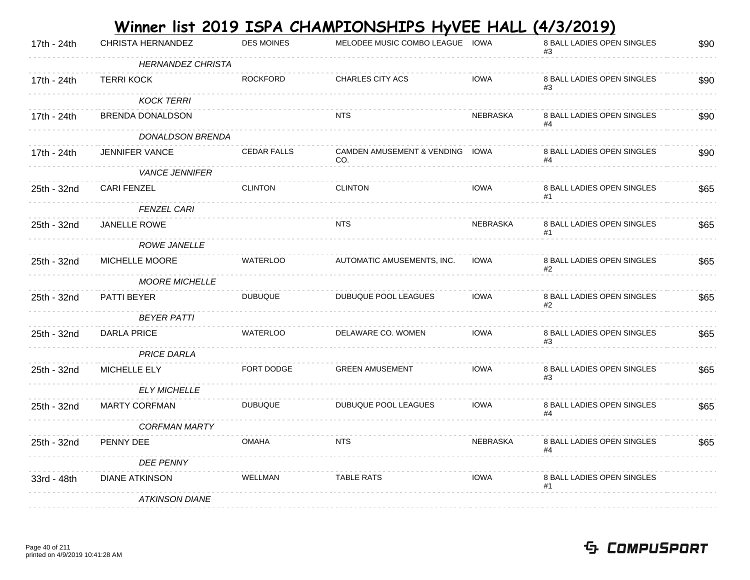# Winner list 2019 ISPA CHAMPIONSHIPS HyVEE HALL (4/3/2019)

| Place | Name | City | Team/League | State | Event | Prize |
|---|---|---|---|---|---|---|
| 17th - 24th | CHRISTA HERNANDEZ | DES MOINES | MELODEE MUSIC COMBO LEAGUE | IOWA | 8 BALL LADIES OPEN SINGLES #3 | $90 |
| | *HERNANDEZ CHRISTA* | | | | | |
| 17th - 24th | TERRI KOCK | ROCKFORD | CHARLES CITY ACS | IOWA | 8 BALL LADIES OPEN SINGLES #3 | $90 |
| | *KOCK TERRI* | | | | | |
| 17th - 24th | BRENDA DONALDSON | | NTS | NEBRASKA | 8 BALL LADIES OPEN SINGLES #4 | $90 |
| | *DONALDSON BRENDA* | | | | | |
| 17th - 24th | JENNIFER VANCE | CEDAR FALLS | CAMDEN AMUSEMENT & VENDING CO. | IOWA | 8 BALL LADIES OPEN SINGLES #4 | $90 |
| | *VANCE JENNIFER* | | | | | |
| 25th - 32nd | CARI FENZEL | CLINTON | CLINTON | IOWA | 8 BALL LADIES OPEN SINGLES #1 | $65 |
| | *FENZEL CARI* | | | | | |
| 25th - 32nd | JANELLE ROWE | | NTS | NEBRASKA | 8 BALL LADIES OPEN SINGLES #1 | $65 |
| | *ROWE JANELLE* | | | | | |
| 25th - 32nd | MICHELLE MOORE | WATERLOO | AUTOMATIC AMUSEMENTS, INC. | IOWA | 8 BALL LADIES OPEN SINGLES #2 | $65 |
| | *MOORE MICHELLE* | | | | | |
| 25th - 32nd | PATTI BEYER | DUBUQUE | DUBUQUE POOL LEAGUES | IOWA | 8 BALL LADIES OPEN SINGLES #2 | $65 |
| | *BEYER PATTI* | | | | | |
| 25th - 32nd | DARLA PRICE | WATERLOO | DELAWARE CO. WOMEN | IOWA | 8 BALL LADIES OPEN SINGLES #3 | $65 |
| | *PRICE DARLA* | | | | | |
| 25th - 32nd | MICHELLE ELY | FORT DODGE | GREEN AMUSEMENT | IOWA | 8 BALL LADIES OPEN SINGLES #3 | $65 |
| | *ELY MICHELLE* | | | | | |
| 25th - 32nd | MARTY CORFMAN | DUBUQUE | DUBUQUE POOL LEAGUES | IOWA | 8 BALL LADIES OPEN SINGLES #4 | $65 |
| | *CORFMAN MARTY* | | | | | |
| 25th - 32nd | PENNY DEE | OMAHA | NTS | NEBRASKA | 8 BALL LADIES OPEN SINGLES #4 | $65 |
| | *DEE PENNY* | | | | | |
| 33rd - 48th | DIANE ATKINSON | WELLMAN | TABLE RATS | IOWA | 8 BALL LADIES OPEN SINGLES #1 | |
| | *ATKINSON DIANE* | | | | | |

printed on 4/9/2019 10:41:28 AM

COMPUSPORT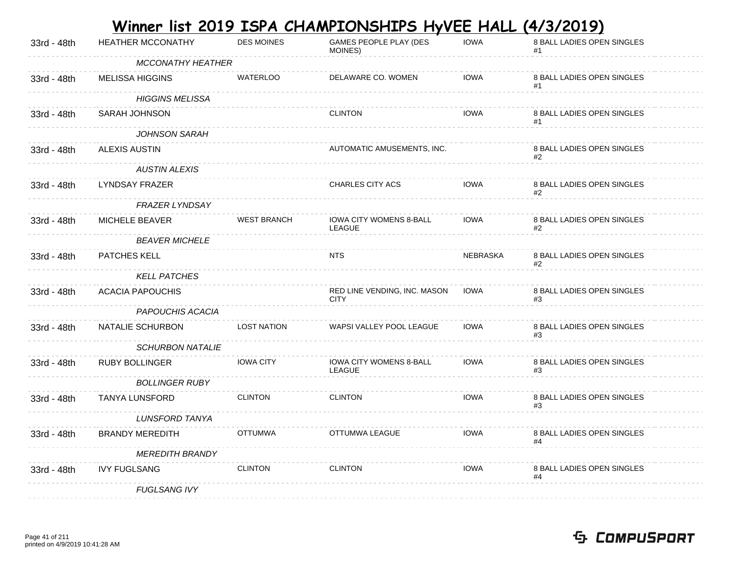# Winner list 2019 ISPA CHAMPIONSHIPS HyVEE HALL (4/3/2019)

| Place | Name | City | League | State | Event |
|---|---|---|---|---|---|
| 33rd - 48th | HEATHER MCCONATHY | DES MOINES | GAMES PEOPLE PLAY (DES MOINES) | IOWA | 8 BALL LADIES OPEN SINGLES #1 |
| | *MCCONATHY HEATHER* | | | | |
| 33rd - 48th | MELISSA HIGGINS | WATERLOO | DELAWARE CO. WOMEN | IOWA | 8 BALL LADIES OPEN SINGLES #1 |
| | *HIGGINS MELISSA* | | | | |
| 33rd - 48th | SARAH JOHNSON | | CLINTON | IOWA | 8 BALL LADIES OPEN SINGLES #1 |
| | *JOHNSON SARAH* | | | | |
| 33rd - 48th | ALEXIS AUSTIN | | AUTOMATIC AMUSEMENTS, INC. | | 8 BALL LADIES OPEN SINGLES #2 |
| | *AUSTIN ALEXIS* | | | | |
| 33rd - 48th | LYNDSAY FRAZER | | CHARLES CITY ACS | IOWA | 8 BALL LADIES OPEN SINGLES #2 |
| | *FRAZER LYNDSAY* | | | | |
| 33rd - 48th | MICHELE BEAVER | WEST BRANCH | IOWA CITY WOMENS 8-BALL LEAGUE | IOWA | 8 BALL LADIES OPEN SINGLES #2 |
| | *BEAVER MICHELE* | | | | |
| 33rd - 48th | PATCHES KELL | | NTS | NEBRASKA | 8 BALL LADIES OPEN SINGLES #2 |
| | *KELL PATCHES* | | | | |
| 33rd - 48th | ACACIA PAPOUCHIS | | RED LINE VENDING, INC. MASON CITY | IOWA | 8 BALL LADIES OPEN SINGLES #3 |
| | *PAPOUCHIS ACACIA* | | | | |
| 33rd - 48th | NATALIE SCHURBON | LOST NATION | WAPSI VALLEY POOL LEAGUE | IOWA | 8 BALL LADIES OPEN SINGLES #3 |
| | *SCHURBON NATALIE* | | | | |
| 33rd - 48th | RUBY BOLLINGER | IOWA CITY | IOWA CITY WOMENS 8-BALL LEAGUE | IOWA | 8 BALL LADIES OPEN SINGLES #3 |
| | *BOLLINGER RUBY* | | | | |
| 33rd - 48th | TANYA LUNSFORD | CLINTON | CLINTON | IOWA | 8 BALL LADIES OPEN SINGLES #3 |
| | *LUNSFORD TANYA* | | | | |
| 33rd - 48th | BRANDY MEREDITH | OTTUMWA | OTTUMWA LEAGUE | IOWA | 8 BALL LADIES OPEN SINGLES #4 |
| | *MEREDITH BRANDY* | | | | |
| 33rd - 48th | IVY FUGLSANG | CLINTON | CLINTON | IOWA | 8 BALL LADIES OPEN SINGLES #4 |
| | *FUGLSANG IVY* | | | | |

printed on 4/9/2019 10:41:28 AM

COMPUSPORT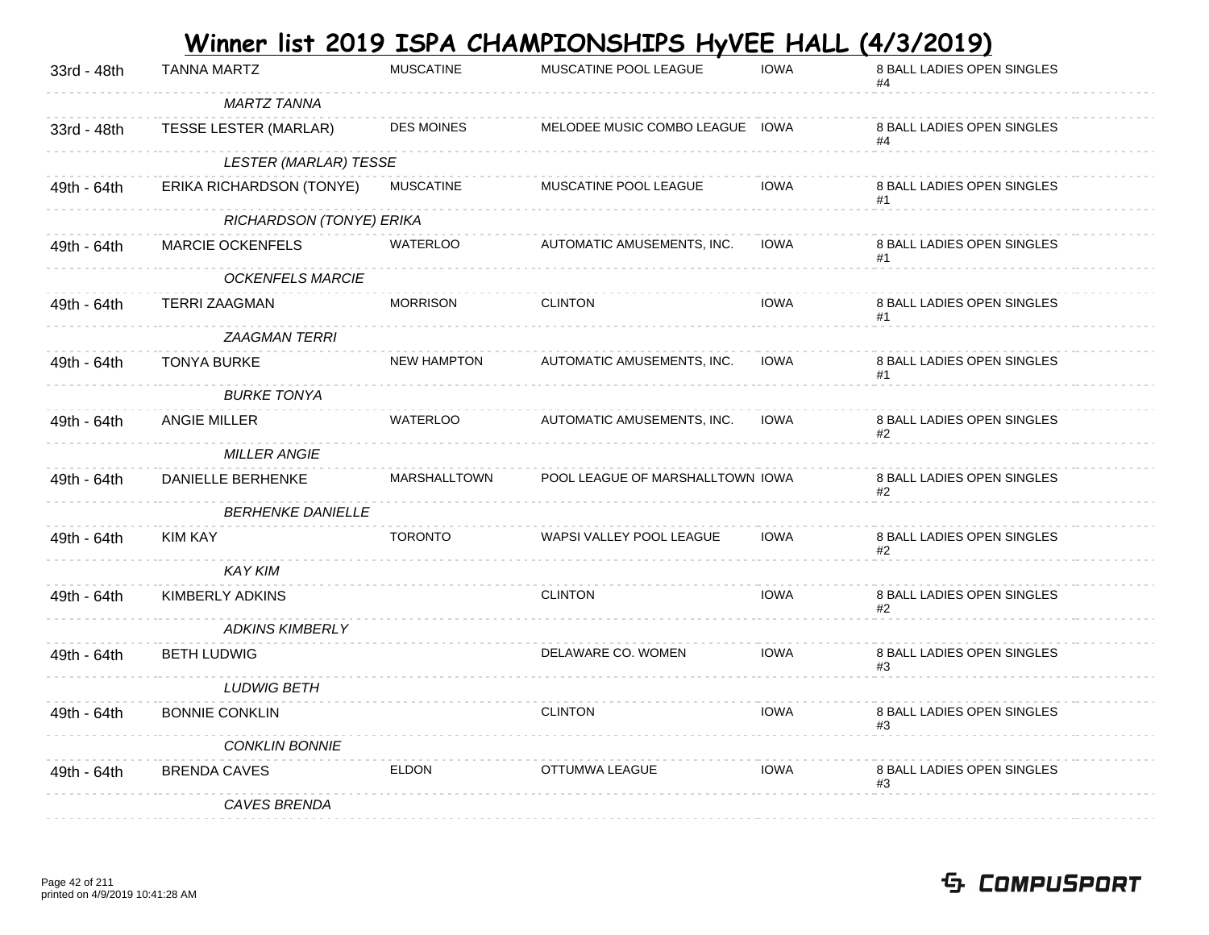# Winner list 2019 ISPA CHAMPIONSHIPS HyVEE HALL (4/3/2019)

| Place | Name | City | League | State | Event |
|---|---|---|---|---|---|
| 33rd - 48th | TANNA MARTZ | MUSCATINE | MUSCATINE POOL LEAGUE | IOWA | 8 BALL LADIES OPEN SINGLES #4 |
| | *MARTZ TANNA* | | | | |
| 33rd - 48th | TESSE LESTER (MARLAR) | DES MOINES | MELODEE MUSIC COMBO LEAGUE | IOWA | 8 BALL LADIES OPEN SINGLES #4 |
| | *LESTER (MARLAR) TESSE* | | | | |
| 49th - 64th | ERIKA RICHARDSON (TONYE) | MUSCATINE | MUSCATINE POOL LEAGUE | IOWA | 8 BALL LADIES OPEN SINGLES #1 |
| | *RICHARDSON (TONYE) ERIKA* | | | | |
| 49th - 64th | MARCIE OCKENFELS | WATERLOO | AUTOMATIC AMUSEMENTS, INC. | IOWA | 8 BALL LADIES OPEN SINGLES #1 |
| | *OCKENFELS MARCIE* | | | | |
| 49th - 64th | TERRI ZAAGMAN | MORRISON | CLINTON | IOWA | 8 BALL LADIES OPEN SINGLES #1 |
| | *ZAAGMAN TERRI* | | | | |
| 49th - 64th | TONYA BURKE | NEW HAMPTON | AUTOMATIC AMUSEMENTS, INC. | IOWA | 8 BALL LADIES OPEN SINGLES #1 |
| | *BURKE TONYA* | | | | |
| 49th - 64th | ANGIE MILLER | WATERLOO | AUTOMATIC AMUSEMENTS, INC. | IOWA | 8 BALL LADIES OPEN SINGLES #2 |
| | *MILLER ANGIE* | | | | |
| 49th - 64th | DANIELLE BERHENKE | MARSHALLTOWN | POOL LEAGUE OF MARSHALLTOWN | IOWA | 8 BALL LADIES OPEN SINGLES #2 |
| | *BERHENKE DANIELLE* | | | | |
| 49th - 64th | KIM KAY | TORONTO | WAPSI VALLEY POOL LEAGUE | IOWA | 8 BALL LADIES OPEN SINGLES #2 |
| | *KAY KIM* | | | | |
| 49th - 64th | KIMBERLY ADKINS | | CLINTON | IOWA | 8 BALL LADIES OPEN SINGLES #2 |
| | *ADKINS KIMBERLY* | | | | |
| 49th - 64th | BETH LUDWIG | | DELAWARE CO. WOMEN | IOWA | 8 BALL LADIES OPEN SINGLES #3 |
| | *LUDWIG BETH* | | | | |
| 49th - 64th | BONNIE CONKLIN | | CLINTON | IOWA | 8 BALL LADIES OPEN SINGLES #3 |
| | *CONKLIN BONNIE* | | | | |
| 49th - 64th | BRENDA CAVES | ELDON | OTTUMWA LEAGUE | IOWA | 8 BALL LADIES OPEN SINGLES #3 |
| | *CAVES BRENDA* | | | | |

printed on 4/9/2019 10:41:28 AM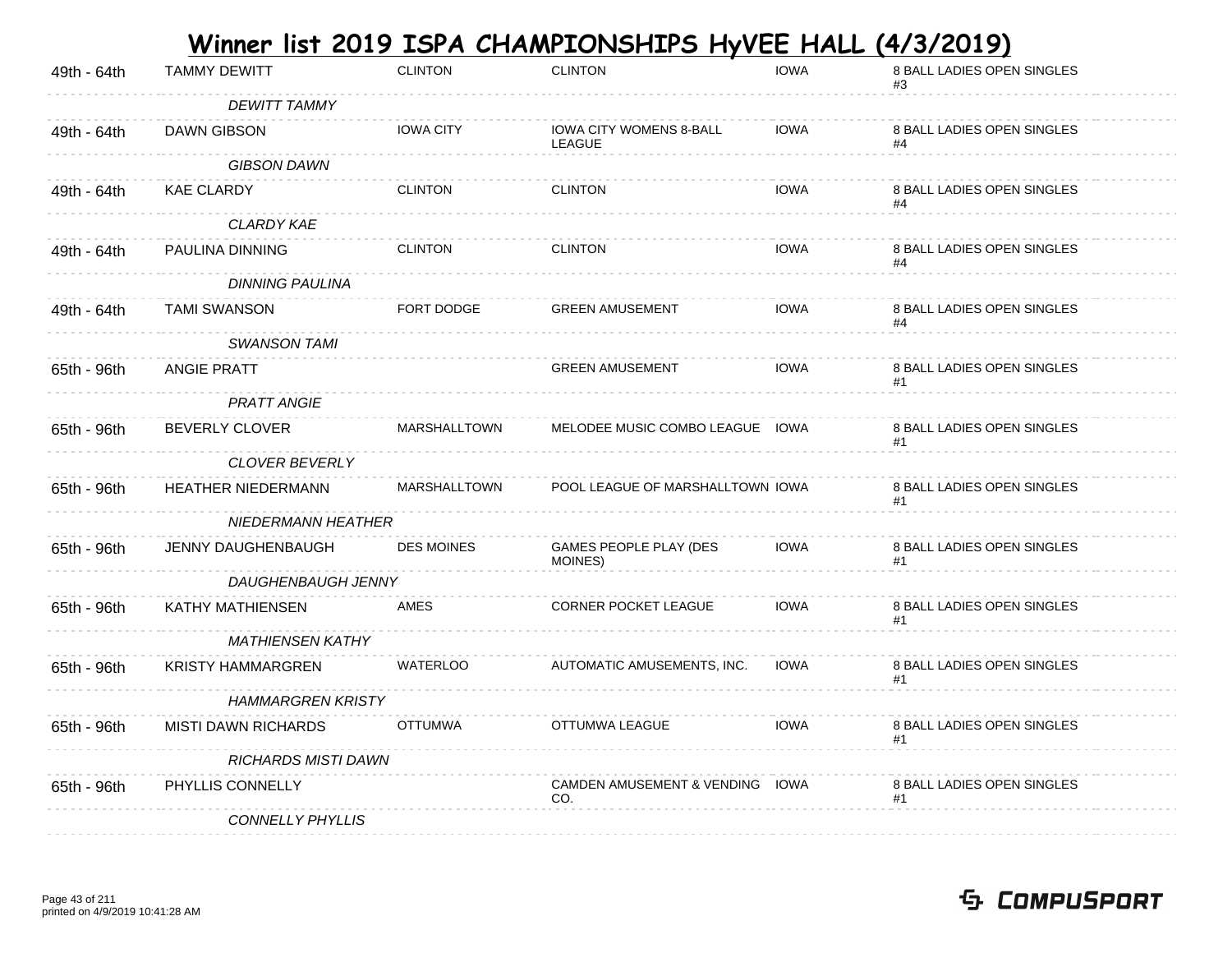# Winner list 2019 ISPA CHAMPIONSHIPS HyVEE HALL (4/3/2019)

| Place | Name | City | League | State | Event |
|---|---|---|---|---|---|
| 49th - 64th | TAMMY DEWITT | CLINTON | CLINTON | IOWA | 8 BALL LADIES OPEN SINGLES #3 |
| | *DEWITT TAMMY* | | | | |
| 49th - 64th | DAWN GIBSON | IOWA CITY | IOWA CITY WOMENS 8-BALL LEAGUE | IOWA | 8 BALL LADIES OPEN SINGLES #4 |
| | *GIBSON DAWN* | | | | |
| 49th - 64th | KAE CLARDY | CLINTON | CLINTON | IOWA | 8 BALL LADIES OPEN SINGLES #4 |
| | *CLARDY KAE* | | | | |
| 49th - 64th | PAULINA DINNING | CLINTON | CLINTON | IOWA | 8 BALL LADIES OPEN SINGLES #4 |
| | *DINNING PAULINA* | | | | |
| 49th - 64th | TAMI SWANSON | FORT DODGE | GREEN AMUSEMENT | IOWA | 8 BALL LADIES OPEN SINGLES #4 |
| | *SWANSON TAMI* | | | | |
| 65th - 96th | ANGIE PRATT | | GREEN AMUSEMENT | IOWA | 8 BALL LADIES OPEN SINGLES #1 |
| | *PRATT ANGIE* | | | | |
| 65th - 96th | BEVERLY CLOVER | MARSHALLTOWN | MELODEE MUSIC COMBO LEAGUE | IOWA | 8 BALL LADIES OPEN SINGLES #1 |
| | *CLOVER BEVERLY* | | | | |
| 65th - 96th | HEATHER NIEDERMANN | MARSHALLTOWN | POOL LEAGUE OF MARSHALLTOWN | IOWA | 8 BALL LADIES OPEN SINGLES #1 |
| | *NIEDERMANN HEATHER* | | | | |
| 65th - 96th | JENNY DAUGHENBAUGH | DES MOINES | GAMES PEOPLE PLAY (DES MOINES) | IOWA | 8 BALL LADIES OPEN SINGLES #1 |
| | *DAUGHENBAUGH JENNY* | | | | |
| 65th - 96th | KATHY MATHIENSEN | AMES | CORNER POCKET LEAGUE | IOWA | 8 BALL LADIES OPEN SINGLES #1 |
| | *MATHIENSEN KATHY* | | | | |
| 65th - 96th | KRISTY HAMMARGREN | WATERLOO | AUTOMATIC AMUSEMENTS, INC. | IOWA | 8 BALL LADIES OPEN SINGLES #1 |
| | *HAMMARGREN KRISTY* | | | | |
| 65th - 96th | MISTI DAWN RICHARDS | OTTUMWA | OTTUMWA LEAGUE | IOWA | 8 BALL LADIES OPEN SINGLES #1 |
| | *RICHARDS MISTI DAWN* | | | | |
| 65th - 96th | PHYLLIS CONNELLY | | CAMDEN AMUSEMENT & VENDING CO. | IOWA | 8 BALL LADIES OPEN SINGLES #1 |
| | *CONNELLY PHYLLIS* | | | | |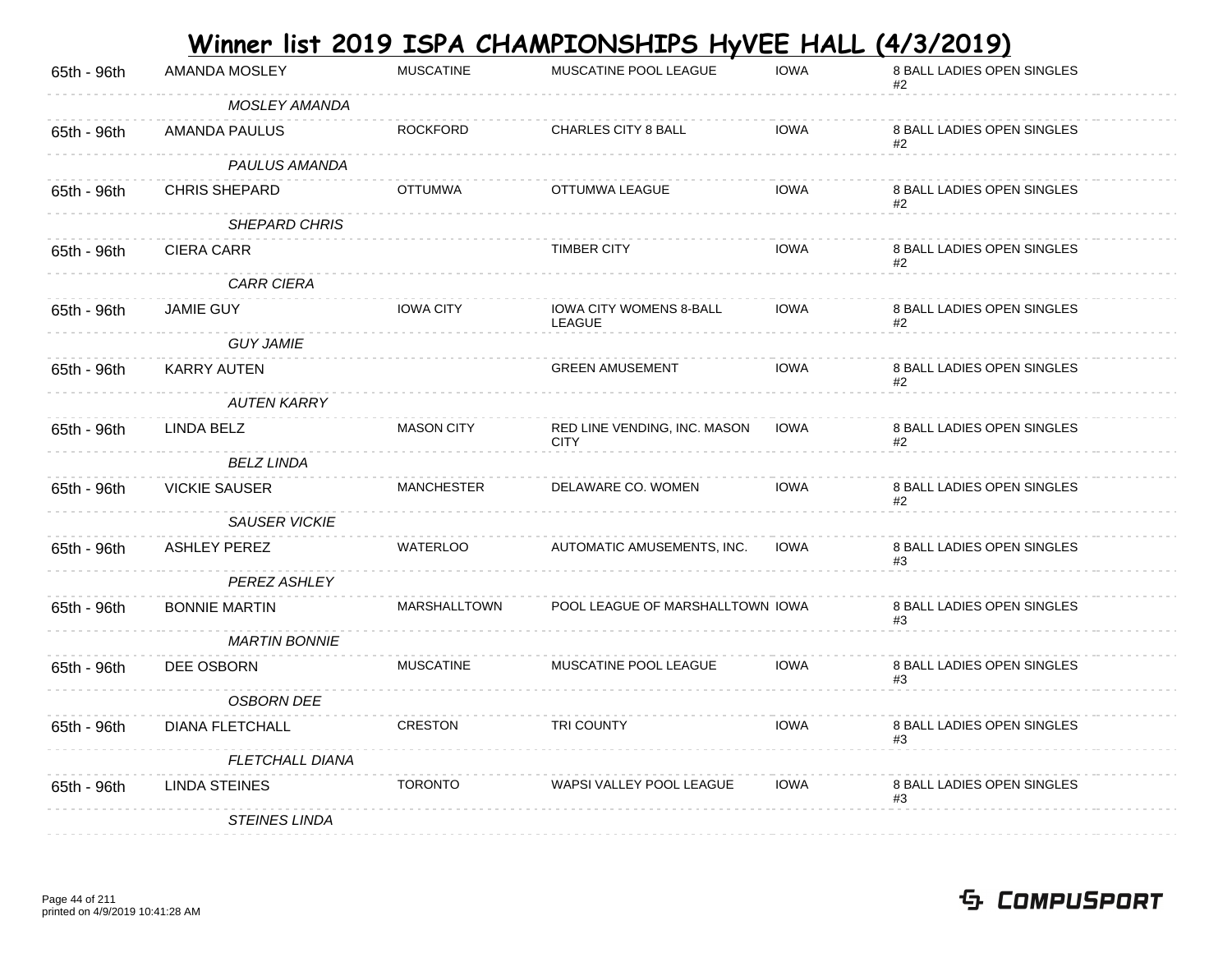# Winner list 2019 ISPA CHAMPIONSHIPS HyVEE HALL (4/3/2019)

| Place | Name | City | League | State | Event |
|---|---|---|---|---|---|
| 65th - 96th | AMANDA MOSLEY | MUSCATINE | MUSCATINE POOL LEAGUE | IOWA | 8 BALL LADIES OPEN SINGLES #2 |
| | *MOSLEY AMANDA* | | | | |
| 65th - 96th | AMANDA PAULUS | ROCKFORD | CHARLES CITY 8 BALL | IOWA | 8 BALL LADIES OPEN SINGLES #2 |
| | *PAULUS AMANDA* | | | | |
| 65th - 96th | CHRIS SHEPARD | OTTUMWA | OTTUMWA LEAGUE | IOWA | 8 BALL LADIES OPEN SINGLES #2 |
| | *SHEPARD CHRIS* | | | | |
| 65th - 96th | CIERA CARR | | TIMBER CITY | IOWA | 8 BALL LADIES OPEN SINGLES #2 |
| | *CARR CIERA* | | | | |
| 65th - 96th | JAMIE GUY | IOWA CITY | IOWA CITY WOMENS 8-BALL LEAGUE | IOWA | 8 BALL LADIES OPEN SINGLES #2 |
| | *GUY JAMIE* | | | | |
| 65th - 96th | KARRY AUTEN | | GREEN AMUSEMENT | IOWA | 8 BALL LADIES OPEN SINGLES #2 |
| | *AUTEN KARRY* | | | | |
| 65th - 96th | LINDA BELZ | MASON CITY | RED LINE VENDING, INC. MASON CITY | IOWA | 8 BALL LADIES OPEN SINGLES #2 |
| | *BELZ LINDA* | | | | |
| 65th - 96th | VICKIE SAUSER | MANCHESTER | DELAWARE CO. WOMEN | IOWA | 8 BALL LADIES OPEN SINGLES #2 |
| | *SAUSER VICKIE* | | | | |
| 65th - 96th | ASHLEY PEREZ | WATERLOO | AUTOMATIC AMUSEMENTS, INC. | IOWA | 8 BALL LADIES OPEN SINGLES #3 |
| | *PEREZ ASHLEY* | | | | |
| 65th - 96th | BONNIE MARTIN | MARSHALLTOWN | POOL LEAGUE OF MARSHALLTOWN | IOWA | 8 BALL LADIES OPEN SINGLES #3 |
| | *MARTIN BONNIE* | | | | |
| 65th - 96th | DEE OSBORN | MUSCATINE | MUSCATINE POOL LEAGUE | IOWA | 8 BALL LADIES OPEN SINGLES #3 |
| | *OSBORN DEE* | | | | |
| 65th - 96th | DIANA FLETCHALL | CRESTON | TRI COUNTY | IOWA | 8 BALL LADIES OPEN SINGLES #3 |
| | *FLETCHALL DIANA* | | | | |
| 65th - 96th | LINDA STEINES | TORONTO | WAPSI VALLEY POOL LEAGUE | IOWA | 8 BALL LADIES OPEN SINGLES #3 |
| | *STEINES LINDA* | | | | |

printed on 4/9/2019 10:41:28 AM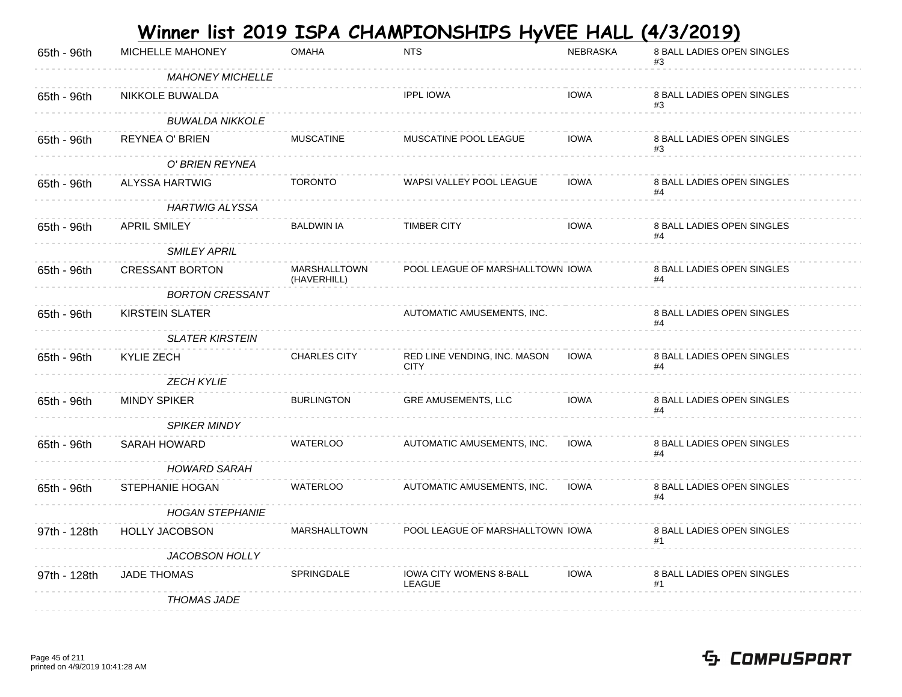# Winner list 2019 ISPA CHAMPIONSHIPS HyVEE HALL (4/3/2019)

| Place | Name | City | League | State | Event |
|---|---|---|---|---|---|
| 65th - 96th | MICHELLE MAHONEY | OMAHA | NTS | NEBRASKA | 8 BALL LADIES OPEN SINGLES #3 |
| | *MAHONEY MICHELLE* | | | | |
| 65th - 96th | NIKKOLE BUWALDA | | IPPL IOWA | IOWA | 8 BALL LADIES OPEN SINGLES #3 |
| | *BUWALDA NIKKOLE* | | | | |
| 65th - 96th | REYNEA O' BRIEN | MUSCATINE | MUSCATINE POOL LEAGUE | IOWA | 8 BALL LADIES OPEN SINGLES #3 |
| | *O' BRIEN REYNEA* | | | | |
| 65th - 96th | ALYSSA HARTWIG | TORONTO | WAPSI VALLEY POOL LEAGUE | IOWA | 8 BALL LADIES OPEN SINGLES #4 |
| | *HARTWIG ALYSSA* | | | | |
| 65th - 96th | APRIL SMILEY | BALDWIN IA | TIMBER CITY | IOWA | 8 BALL LADIES OPEN SINGLES #4 |
| | *SMILEY APRIL* | | | | |
| 65th - 96th | CRESSANT BORTON | MARSHALLTOWN (HAVERHILL) | POOL LEAGUE OF MARSHALLTOWN | IOWA | 8 BALL LADIES OPEN SINGLES #4 |
| | *BORTON CRESSANT* | | | | |
| 65th - 96th | KIRSTEIN SLATER | | AUTOMATIC AMUSEMENTS, INC. | | 8 BALL LADIES OPEN SINGLES #4 |
| | *SLATER KIRSTEIN* | | | | |
| 65th - 96th | KYLIE ZECH | CHARLES CITY | RED LINE VENDING, INC. MASON CITY | IOWA | 8 BALL LADIES OPEN SINGLES #4 |
| | *ZECH KYLIE* | | | | |
| 65th - 96th | MINDY SPIKER | BURLINGTON | GRE AMUSEMENTS, LLC | IOWA | 8 BALL LADIES OPEN SINGLES #4 |
| | *SPIKER MINDY* | | | | |
| 65th - 96th | SARAH HOWARD | WATERLOO | AUTOMATIC AMUSEMENTS, INC. | IOWA | 8 BALL LADIES OPEN SINGLES #4 |
| | *HOWARD SARAH* | | | | |
| 65th - 96th | STEPHANIE HOGAN | WATERLOO | AUTOMATIC AMUSEMENTS, INC. | IOWA | 8 BALL LADIES OPEN SINGLES #4 |
| | *HOGAN STEPHANIE* | | | | |
| 97th - 128th | HOLLY JACOBSON | MARSHALLTOWN | POOL LEAGUE OF MARSHALLTOWN | IOWA | 8 BALL LADIES OPEN SINGLES #1 |
| | *JACOBSON HOLLY* | | | | |
| 97th - 128th | JADE THOMAS | SPRINGDALE | IOWA CITY WOMENS 8-BALL LEAGUE | IOWA | 8 BALL LADIES OPEN SINGLES #1 |
| | *THOMAS JADE* | | | | |

printed on 4/9/2019 10:41:28 AM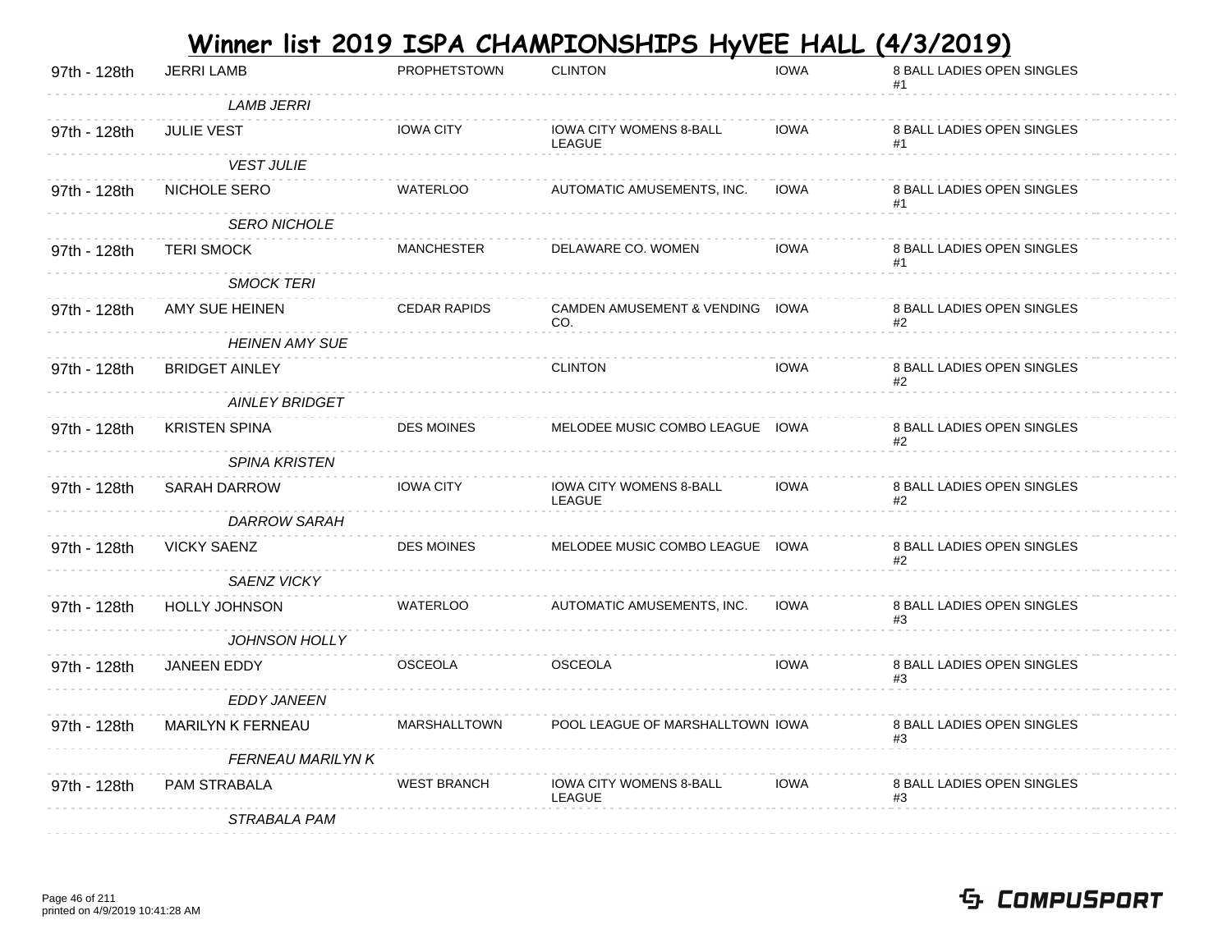# Winner list 2019 ISPA CHAMPIONSHIPS HyVEE HALL (4/3/2019)

| Place | Name | City | Team | State | Event |
|---|---|---|---|---|---|
| 97th - 128th | JERRI LAMB | PROPHETSTOWN | CLINTON | IOWA | 8 BALL LADIES OPEN SINGLES #1 |
| | *LAMB JERRI* | | | | |
| 97th - 128th | JULIE VEST | IOWA CITY | IOWA CITY WOMENS 8-BALL LEAGUE | IOWA | 8 BALL LADIES OPEN SINGLES #1 |
| | *VEST JULIE* | | | | |
| 97th - 128th | NICHOLE SERO | WATERLOO | AUTOMATIC AMUSEMENTS, INC. | IOWA | 8 BALL LADIES OPEN SINGLES #1 |
| | *SERO NICHOLE* | | | | |
| 97th - 128th | TERI SMOCK | MANCHESTER | DELAWARE CO. WOMEN | IOWA | 8 BALL LADIES OPEN SINGLES #1 |
| | *SMOCK TERI* | | | | |
| 97th - 128th | AMY SUE HEINEN | CEDAR RAPIDS | CAMDEN AMUSEMENT & VENDING CO. | IOWA | 8 BALL LADIES OPEN SINGLES #2 |
| | *HEINEN AMY SUE* | | | | |
| 97th - 128th | BRIDGET AINLEY | | CLINTON | IOWA | 8 BALL LADIES OPEN SINGLES #2 |
| | *AINLEY BRIDGET* | | | | |
| 97th - 128th | KRISTEN SPINA | DES MOINES | MELODEE MUSIC COMBO LEAGUE | IOWA | 8 BALL LADIES OPEN SINGLES #2 |
| | *SPINA KRISTEN* | | | | |
| 97th - 128th | SARAH DARROW | IOWA CITY | IOWA CITY WOMENS 8-BALL LEAGUE | IOWA | 8 BALL LADIES OPEN SINGLES #2 |
| | *DARROW SARAH* | | | | |
| 97th - 128th | VICKY SAENZ | DES MOINES | MELODEE MUSIC COMBO LEAGUE | IOWA | 8 BALL LADIES OPEN SINGLES #2 |
| | *SAENZ VICKY* | | | | |
| 97th - 128th | HOLLY JOHNSON | WATERLOO | AUTOMATIC AMUSEMENTS, INC. | IOWA | 8 BALL LADIES OPEN SINGLES #3 |
| | *JOHNSON HOLLY* | | | | |
| 97th - 128th | JANEEN EDDY | OSCEOLA | OSCEOLA | IOWA | 8 BALL LADIES OPEN SINGLES #3 |
| | *EDDY JANEEN* | | | | |
| 97th - 128th | MARILYN K FERNEAU | MARSHALLTOWN | POOL LEAGUE OF MARSHALLTOWN | IOWA | 8 BALL LADIES OPEN SINGLES #3 |
| | *FERNEAU MARILYN K* | | | | |
| 97th - 128th | PAM STRABALA | WEST BRANCH | IOWA CITY WOMENS 8-BALL LEAGUE | IOWA | 8 BALL LADIES OPEN SINGLES #3 |
| | *STRABALA PAM* | | | | |

printed on 4/9/2019 10:41:28 AM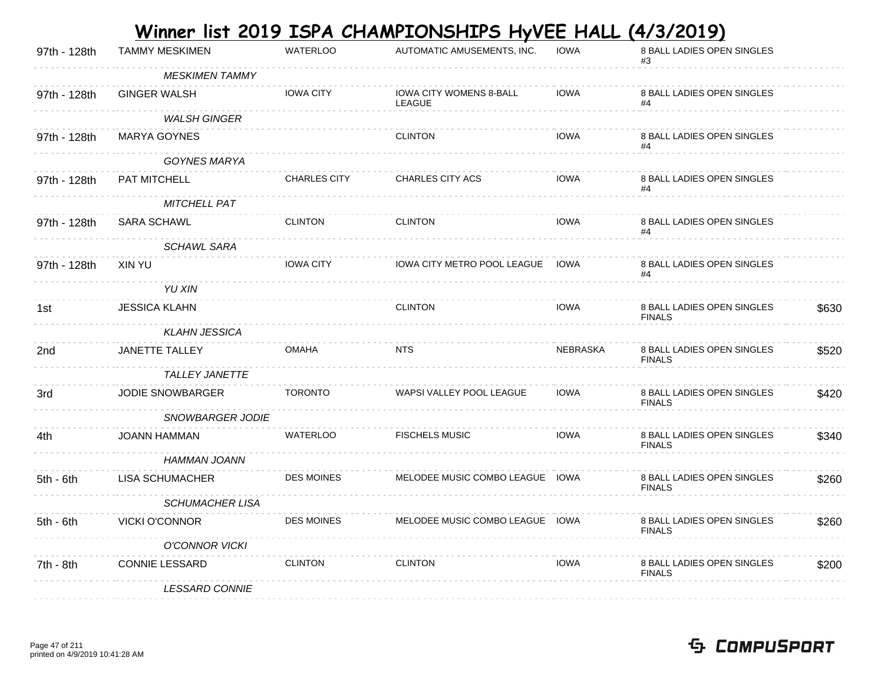# Winner list 2019 ISPA CHAMPIONSHIPS HyVEE HALL (4/3/2019)

| Place | Name | City | League | State | Event | Prize |
|---|---|---|---|---|---|---|
| 97th - 128th | TAMMY MESKIMEN | WATERLOO | AUTOMATIC AMUSEMENTS, INC. | IOWA | 8 BALL LADIES OPEN SINGLES #3 | |
| | *MESKIMEN TAMMY* | | | | | |
| 97th - 128th | GINGER WALSH | IOWA CITY | IOWA CITY WOMENS 8-BALL LEAGUE | IOWA | 8 BALL LADIES OPEN SINGLES #4 | |
| | *WALSH GINGER* | | | | | |
| 97th - 128th | MARYA GOYNES | | CLINTON | IOWA | 8 BALL LADIES OPEN SINGLES #4 | |
| | *GOYNES MARYA* | | | | | |
| 97th - 128th | PAT MITCHELL | CHARLES CITY | CHARLES CITY ACS | IOWA | 8 BALL LADIES OPEN SINGLES #4 | |
| | *MITCHELL PAT* | | | | | |
| 97th - 128th | SARA SCHAWL | CLINTON | CLINTON | IOWA | 8 BALL LADIES OPEN SINGLES #4 | |
| | *SCHAWL SARA* | | | | | |
| 97th - 128th | XIN YU | IOWA CITY | IOWA CITY METRO POOL LEAGUE | IOWA | 8 BALL LADIES OPEN SINGLES #4 | |
| | *YU XIN* | | | | | |
| 1st | JESSICA KLAHN | | CLINTON | IOWA | 8 BALL LADIES OPEN SINGLES FINALS | $630 |
| | *KLAHN JESSICA* | | | | | |
| 2nd | JANETTE TALLEY | OMAHA | NTS | NEBRASKA | 8 BALL LADIES OPEN SINGLES FINALS | $520 |
| | *TALLEY JANETTE* | | | | | |
| 3rd | JODIE SNOWBARGER | TORONTO | WAPSI VALLEY POOL LEAGUE | IOWA | 8 BALL LADIES OPEN SINGLES FINALS | $420 |
| | *SNOWBARGER JODIE* | | | | | |
| 4th | JOANN HAMMAN | WATERLOO | FISCHELS MUSIC | IOWA | 8 BALL LADIES OPEN SINGLES FINALS | $340 |
| | *HAMMAN JOANN* | | | | | |
| 5th - 6th | LISA SCHUMACHER | DES MOINES | MELODEE MUSIC COMBO LEAGUE | IOWA | 8 BALL LADIES OPEN SINGLES FINALS | $260 |
| | *SCHUMACHER LISA* | | | | | |
| 5th - 6th | VICKI O'CONNOR | DES MOINES | MELODEE MUSIC COMBO LEAGUE | IOWA | 8 BALL LADIES OPEN SINGLES FINALS | $260 |
| | *O'CONNOR VICKI* | | | | | |
| 7th - 8th | CONNIE LESSARD | CLINTON | CLINTON | IOWA | 8 BALL LADIES OPEN SINGLES FINALS | $200 |
| | *LESSARD CONNIE* | | | | | |

printed on 4/9/2019 10:41:28 AM

COMPUSPORT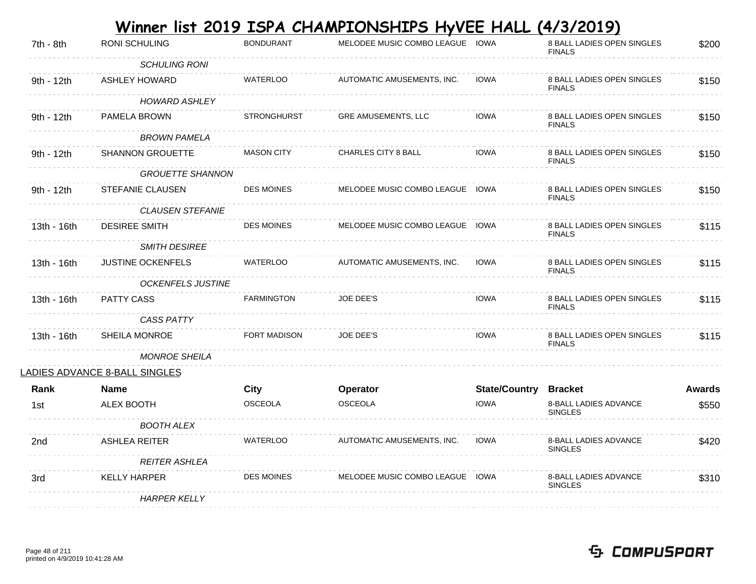# Winner list 2019 ISPA CHAMPIONSHIPS HyVEE HALL (4/3/2019)

| Rank | Name | City | Operator | State/Country | Bracket | Awards |
|---|---|---|---|---|---|---|
| 7th - 8th | RONI SCHULING | BONDURANT | MELODEE MUSIC COMBO LEAGUE | IOWA | 8 BALL LADIES OPEN SINGLES FINALS | $200 |
| | *SCHULING RONI* | | | | | |
| 9th - 12th | ASHLEY HOWARD | WATERLOO | AUTOMATIC AMUSEMENTS, INC. | IOWA | 8 BALL LADIES OPEN SINGLES FINALS | $150 |
| | *HOWARD ASHLEY* | | | | | |
| 9th - 12th | PAMELA BROWN | STRONGHURST | GRE AMUSEMENTS, LLC | IOWA | 8 BALL LADIES OPEN SINGLES FINALS | $150 |
| | *BROWN PAMELA* | | | | | |
| 9th - 12th | SHANNON GROUETTE | MASON CITY | CHARLES CITY 8 BALL | IOWA | 8 BALL LADIES OPEN SINGLES FINALS | $150 |
| | *GROUETTE SHANNON* | | | | | |
| 9th - 12th | STEFANIE CLAUSEN | DES MOINES | MELODEE MUSIC COMBO LEAGUE | IOWA | 8 BALL LADIES OPEN SINGLES FINALS | $150 |
| | *CLAUSEN STEFANIE* | | | | | |
| 13th - 16th | DESIREE SMITH | DES MOINES | MELODEE MUSIC COMBO LEAGUE | IOWA | 8 BALL LADIES OPEN SINGLES FINALS | $115 |
| | *SMITH DESIREE* | | | | | |
| 13th - 16th | JUSTINE OCKENFELS | WATERLOO | AUTOMATIC AMUSEMENTS, INC. | IOWA | 8 BALL LADIES OPEN SINGLES FINALS | $115 |
| | *OCKENFELS JUSTINE* | | | | | |
| 13th - 16th | PATTY CASS | FARMINGTON | JOE DEE'S | IOWA | 8 BALL LADIES OPEN SINGLES FINALS | $115 |
| | *CASS PATTY* | | | | | |
| 13th - 16th | SHEILA MONROE | FORT MADISON | JOE DEE'S | IOWA | 8 BALL LADIES OPEN SINGLES FINALS | $115 |
| | *MONROE SHEILA* | | | | | |

## LADIES ADVANCE 8-BALL SINGLES

| Rank | Name | City | Operator | State/Country | Bracket | Awards |
|---|---|---|---|---|---|---|
| 1st | ALEX BOOTH | OSCEOLA | OSCEOLA | IOWA | 8-BALL LADIES ADVANCE SINGLES | $550 |
| | *BOOTH ALEX* | | | | | |
| 2nd | ASHLEA REITER | WATERLOO | AUTOMATIC AMUSEMENTS, INC. | IOWA | 8-BALL LADIES ADVANCE SINGLES | $420 |
| | *REITER ASHLEA* | | | | | |
| 3rd | KELLY HARPER | DES MOINES | MELODEE MUSIC COMBO LEAGUE | IOWA | 8-BALL LADIES ADVANCE SINGLES | $310 |
| | *HARPER KELLY* | | | | | |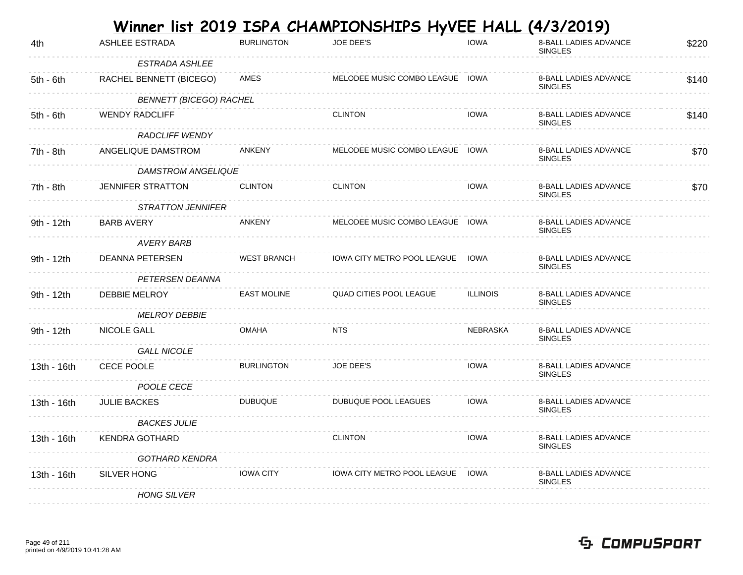# Winner list 2019 ISPA CHAMPIONSHIPS HyVEE HALL (4/3/2019)

| Place | Name | City | League | State | Event | Prize |
|---|---|---|---|---|---|---|
| 4th | ASHLEE ESTRADA | BURLINGTON | JOE DEE'S | IOWA | 8-BALL LADIES ADVANCE SINGLES | $220 |
| | *ESTRADA ASHLEE* | | | | | |
| 5th - 6th | RACHEL BENNETT (BICEGO) | AMES | MELODEE MUSIC COMBO LEAGUE | IOWA | 8-BALL LADIES ADVANCE SINGLES | $140 |
| | *BENNETT (BICEGO) RACHEL* | | | | | |
| 5th - 6th | WENDY RADCLIFF | | CLINTON | IOWA | 8-BALL LADIES ADVANCE SINGLES | $140 |
| | *RADCLIFF WENDY* | | | | | |
| 7th - 8th | ANGELIQUE DAMSTROM | ANKENY | MELODEE MUSIC COMBO LEAGUE | IOWA | 8-BALL LADIES ADVANCE SINGLES | $70 |
| | *DAMSTROM ANGELIQUE* | | | | | |
| 7th - 8th | JENNIFER STRATTON | CLINTON | CLINTON | IOWA | 8-BALL LADIES ADVANCE SINGLES | $70 |
| | *STRATTON JENNIFER* | | | | | |
| 9th - 12th | BARB AVERY | ANKENY | MELODEE MUSIC COMBO LEAGUE | IOWA | 8-BALL LADIES ADVANCE SINGLES | |
| | *AVERY BARB* | | | | | |
| 9th - 12th | DEANNA PETERSEN | WEST BRANCH | IOWA CITY METRO POOL LEAGUE | IOWA | 8-BALL LADIES ADVANCE SINGLES | |
| | *PETERSEN DEANNA* | | | | | |
| 9th - 12th | DEBBIE MELROY | EAST MOLINE | QUAD CITIES POOL LEAGUE | ILLINOIS | 8-BALL LADIES ADVANCE SINGLES | |
| | *MELROY DEBBIE* | | | | | |
| 9th - 12th | NICOLE GALL | OMAHA | NTS | NEBRASKA | 8-BALL LADIES ADVANCE SINGLES | |
| | *GALL NICOLE* | | | | | |
| 13th - 16th | CECE POOLE | BURLINGTON | JOE DEE'S | IOWA | 8-BALL LADIES ADVANCE SINGLES | |
| | *POOLE CECE* | | | | | |
| 13th - 16th | JULIE BACKES | DUBUQUE | DUBUQUE POOL LEAGUES | IOWA | 8-BALL LADIES ADVANCE SINGLES | |
| | *BACKES JULIE* | | | | | |
| 13th - 16th | KENDRA GOTHARD | | CLINTON | IOWA | 8-BALL LADIES ADVANCE SINGLES | |
| | *GOTHARD KENDRA* | | | | | |
| 13th - 16th | SILVER HONG | IOWA CITY | IOWA CITY METRO POOL LEAGUE | IOWA | 8-BALL LADIES ADVANCE SINGLES | |
| | *HONG SILVER* | | | | | |

printed on 4/9/2019 10:41:28 AM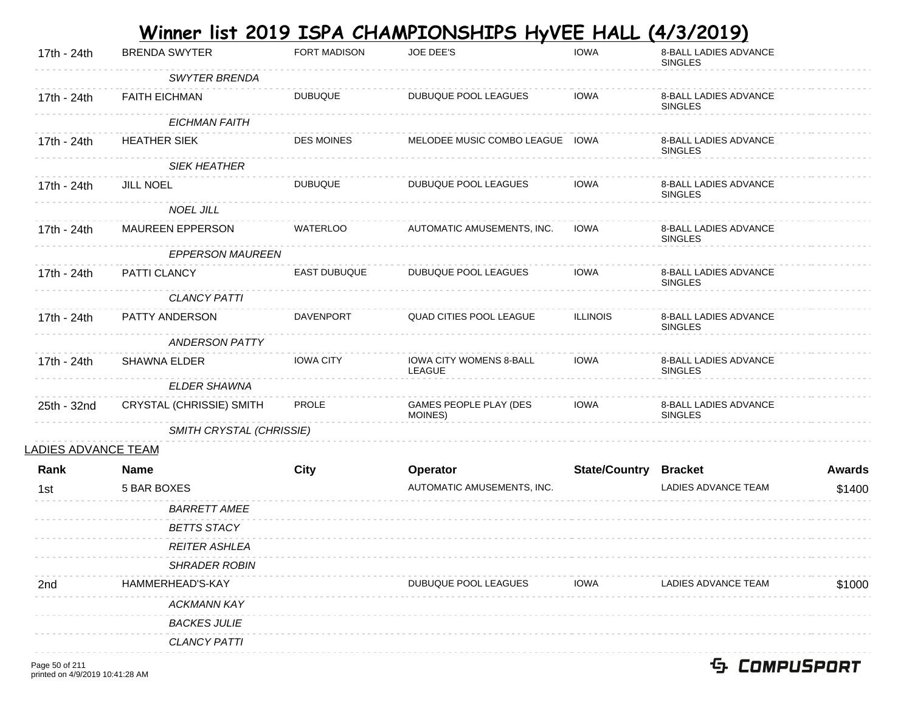# Winner list 2019 ISPA CHAMPIONSHIPS HyVEE HALL (4/3/2019)

| | | | | | | |
|---|---|---|---|---|---|---|
| 17th - 24th | BRENDA SWYTER | FORT MADISON | JOE DEE'S | IOWA | 8-BALL LADIES ADVANCE SINGLES | |
| | *SWYTER BRENDA* | | | | | |
| 17th - 24th | FAITH EICHMAN | DUBUQUE | DUBUQUE POOL LEAGUES | IOWA | 8-BALL LADIES ADVANCE SINGLES | |
| | *EICHMAN FAITH* | | | | | |
| 17th - 24th | HEATHER SIEK | DES MOINES | MELODEE MUSIC COMBO LEAGUE | IOWA | 8-BALL LADIES ADVANCE SINGLES | |
| | *SIEK HEATHER* | | | | | |
| 17th - 24th | JILL NOEL | DUBUQUE | DUBUQUE POOL LEAGUES | IOWA | 8-BALL LADIES ADVANCE SINGLES | |
| | *NOEL JILL* | | | | | |
| 17th - 24th | MAUREEN EPPERSON | WATERLOO | AUTOMATIC AMUSEMENTS, INC. | IOWA | 8-BALL LADIES ADVANCE SINGLES | |
| | *EPPERSON MAUREEN* | | | | | |
| 17th - 24th | PATTI CLANCY | EAST DUBUQUE | DUBUQUE POOL LEAGUES | IOWA | 8-BALL LADIES ADVANCE SINGLES | |
| | *CLANCY PATTI* | | | | | |
| 17th - 24th | PATTY ANDERSON | DAVENPORT | QUAD CITIES POOL LEAGUE | ILLINOIS | 8-BALL LADIES ADVANCE SINGLES | |
| | *ANDERSON PATTY* | | | | | |
| 17th - 24th | SHAWNA ELDER | IOWA CITY | IOWA CITY WOMENS 8-BALL LEAGUE | IOWA | 8-BALL LADIES ADVANCE SINGLES | |
| | *ELDER SHAWNA* | | | | | |
| 25th - 32nd | CRYSTAL (CHRISSIE) SMITH | PROLE | GAMES PEOPLE PLAY (DES MOINES) | IOWA | 8-BALL LADIES ADVANCE SINGLES | |
| | *SMITH CRYSTAL (CHRISSIE)* | | | | | |

## LADIES ADVANCE TEAM

| Rank | Name | City | Operator | State/Country | Bracket | Awards |
|---|---|---|---|---|---|---|
| 1st | 5 BAR BOXES | | AUTOMATIC AMUSEMENTS, INC. | | LADIES ADVANCE TEAM | $1400 |
| | *BARRETT AMEE* | | | | | |
| | *BETTS STACY* | | | | | |
| | *REITER ASHLEA* | | | | | |
| | *SHRADER ROBIN* | | | | | |
| 2nd | HAMMERHEAD'S-KAY | | DUBUQUE POOL LEAGUES | IOWA | LADIES ADVANCE TEAM | $1000 |
| | *ACKMANN KAY* | | | | | |
| | *BACKES JULIE* | | | | | |
| | *CLANCY PATTI* | | | | | |

printed on 4/9/2019 10:41:28 AM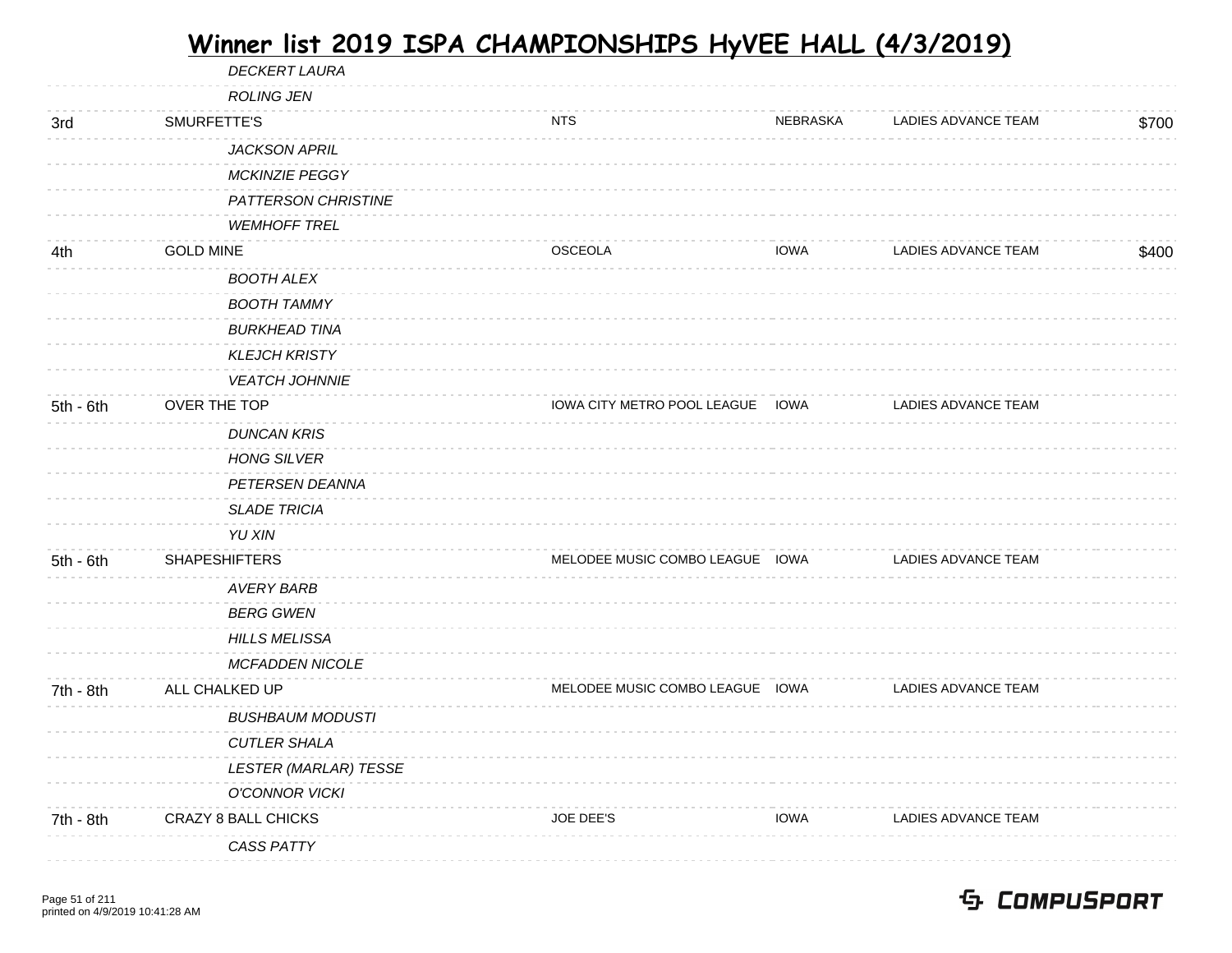# Winner list 2019 ISPA CHAMPIONSHIPS HyVEE HALL (4/3/2019)

| Place | Team / Player | League | State | Division | Prize |
|---|---|---|---|---|---|
| | *DECKERT LAURA* | | | | |
| | *ROLING JEN* | | | | |
| 3rd | SMURFETTE'S | NTS | NEBRASKA | LADIES ADVANCE TEAM | $700 |
| | *JACKSON APRIL* | | | | |
| | *MCKINZIE PEGGY* | | | | |
| | *PATTERSON CHRISTINE* | | | | |
| | *WEMHOFF TREL* | | | | |
| 4th | GOLD MINE | OSCEOLA | IOWA | LADIES ADVANCE TEAM | $400 |
| | *BOOTH ALEX* | | | | |
| | *BOOTH TAMMY* | | | | |
| | *BURKHEAD TINA* | | | | |
| | *KLEJCH KRISTY* | | | | |
| | *VEATCH JOHNNIE* | | | | |
| 5th - 6th | OVER THE TOP | IOWA CITY METRO POOL LEAGUE | IOWA | LADIES ADVANCE TEAM | |
| | *DUNCAN KRIS* | | | | |
| | *HONG SILVER* | | | | |
| | *PETERSEN DEANNA* | | | | |
| | *SLADE TRICIA* | | | | |
| | *YU XIN* | | | | |
| 5th - 6th | SHAPESHIFTERS | MELODEE MUSIC COMBO LEAGUE | IOWA | LADIES ADVANCE TEAM | |
| | *AVERY BARB* | | | | |
| | *BERG GWEN* | | | | |
| | *HILLS MELISSA* | | | | |
| | *MCFADDEN NICOLE* | | | | |
| 7th - 8th | ALL CHALKED UP | MELODEE MUSIC COMBO LEAGUE | IOWA | LADIES ADVANCE TEAM | |
| | *BUSHBAUM MODUSTI* | | | | |
| | *CUTLER SHALA* | | | | |
| | *LESTER (MARLAR) TESSE* | | | | |
| | *O'CONNOR VICKI* | | | | |
| 7th - 8th | CRAZY 8 BALL CHICKS | JOE DEE'S | IOWA | LADIES ADVANCE TEAM | |
| | *CASS PATTY* | | | | |

printed on 4/9/2019 10:41:28 AM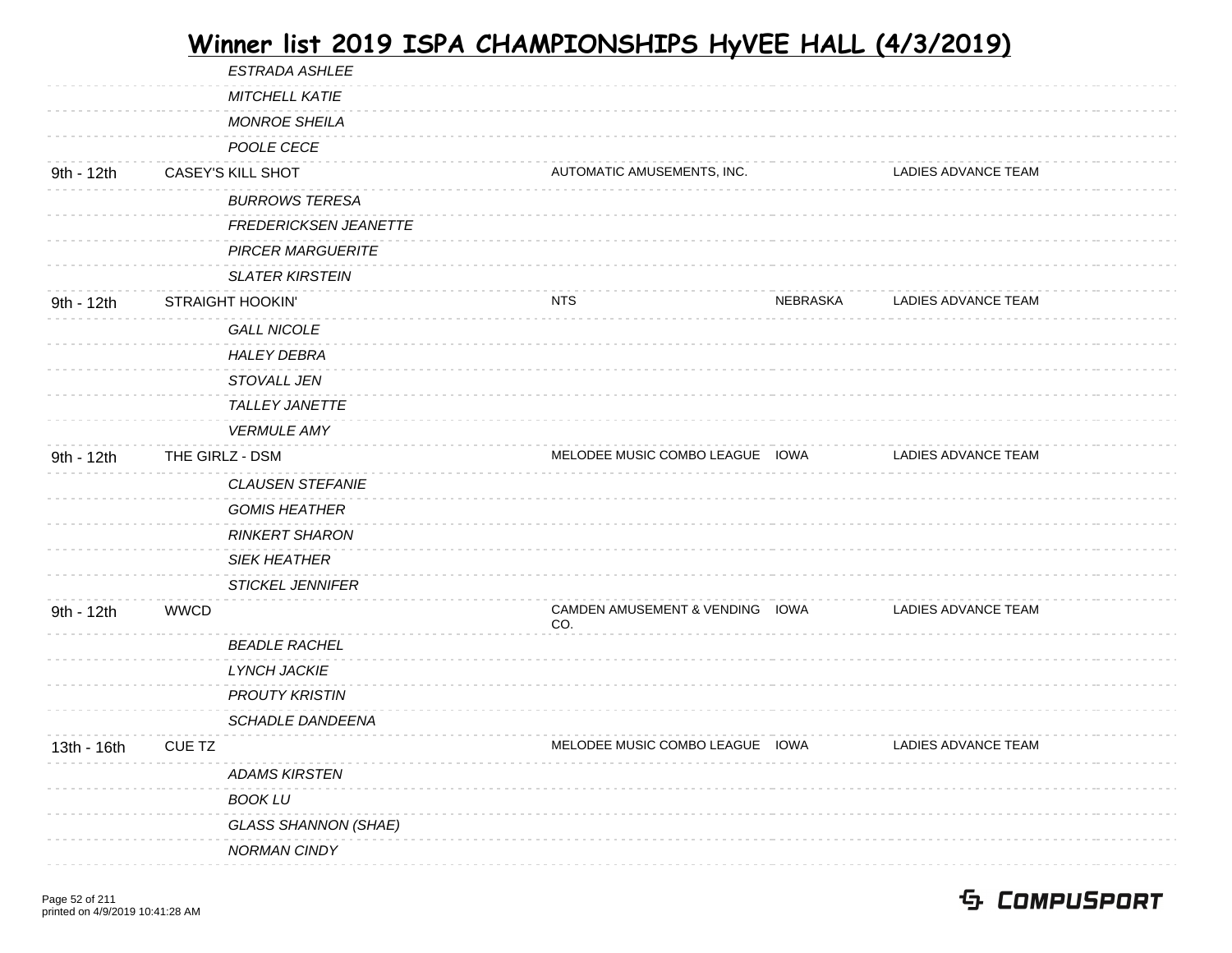# Winner list 2019 ISPA CHAMPIONSHIPS HyVEE HALL (4/3/2019)

| Place | Team / Player | Sponsor | State | Division |
|---|---|---|---|---|
| | *ESTRADA ASHLEE* | | | |
| | *MITCHELL KATIE* | | | |
| | *MONROE SHEILA* | | | |
| | *POOLE CECE* | | | |
| 9th - 12th | CASEY'S KILL SHOT | AUTOMATIC AMUSEMENTS, INC. | | LADIES ADVANCE TEAM |
| | *BURROWS TERESA* | | | |
| | *FREDERICKSEN JEANETTE* | | | |
| | *PIRCER MARGUERITE* | | | |
| | *SLATER KIRSTEIN* | | | |
| 9th - 12th | STRAIGHT HOOKIN' | NTS | NEBRASKA | LADIES ADVANCE TEAM |
| | *GALL NICOLE* | | | |
| | *HALEY DEBRA* | | | |
| | *STOVALL JEN* | | | |
| | *TALLEY JANETTE* | | | |
| | *VERMULE AMY* | | | |
| 9th - 12th | THE GIRLZ - DSM | MELODEE MUSIC COMBO LEAGUE | IOWA | LADIES ADVANCE TEAM |
| | *CLAUSEN STEFANIE* | | | |
| | *GOMIS HEATHER* | | | |
| | *RINKERT SHARON* | | | |
| | *SIEK HEATHER* | | | |
| | *STICKEL JENNIFER* | | | |
| 9th - 12th | WWCD | CAMDEN AMUSEMENT & VENDING CO. | IOWA | LADIES ADVANCE TEAM |
| | *BEADLE RACHEL* | | | |
| | *LYNCH JACKIE* | | | |
| | *PROUTY KRISTIN* | | | |
| | *SCHADLE DANDEENA* | | | |
| 13th - 16th | CUE TZ | MELODEE MUSIC COMBO LEAGUE | IOWA | LADIES ADVANCE TEAM |
| | *ADAMS KIRSTEN* | | | |
| | *BOOK LU* | | | |
| | *GLASS SHANNON (SHAE)* | | | |
| | *NORMAN CINDY* | | | |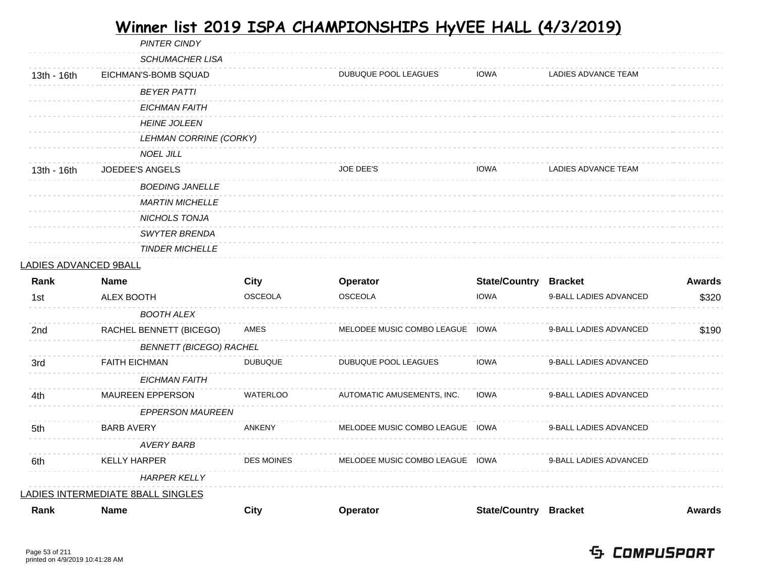# Winner list 2019 ISPA CHAMPIONSHIPS HyVEE HALL (4/3/2019)

| Rank | Name | City | Operator | State/Country | Bracket | Awards |
|---|---|---|---|---|---|---|
| | *PINTER CINDY* | | | | | |
| | *SCHUMACHER LISA* | | | | | |
| 13th - 16th | EICHMAN'S-BOMB SQUAD | | DUBUQUE POOL LEAGUES | IOWA | LADIES ADVANCE TEAM | |
| | *BEYER PATTI* | | | | | |
| | *EICHMAN FAITH* | | | | | |
| | *HEINE JOLEEN* | | | | | |
| | *LEHMAN CORRINE (CORKY)* | | | | | |
| | *NOEL JILL* | | | | | |
| 13th - 16th | JOEDEE'S ANGELS | | JOE DEE'S | IOWA | LADIES ADVANCE TEAM | |
| | *BOEDING JANELLE* | | | | | |
| | *MARTIN MICHELLE* | | | | | |
| | *NICHOLS TONJA* | | | | | |
| | *SWYTER BRENDA* | | | | | |
| | *TINDER MICHELLE* | | | | | |

## LADIES ADVANCED 9BALL

| Rank | Name | City | Operator | State/Country | Bracket | Awards |
|---|---|---|---|---|---|---|
| 1st | ALEX BOOTH | OSCEOLA | OSCEOLA | IOWA | 9-BALL LADIES ADVANCED | $320 |
| | *BOOTH ALEX* | | | | | |
| 2nd | RACHEL BENNETT (BICEGO) | AMES | MELODEE MUSIC COMBO LEAGUE | IOWA | 9-BALL LADIES ADVANCED | $190 |
| | *BENNETT (BICEGO) RACHEL* | | | | | |
| 3rd | FAITH EICHMAN | DUBUQUE | DUBUQUE POOL LEAGUES | IOWA | 9-BALL LADIES ADVANCED | |
| | *EICHMAN FAITH* | | | | | |
| 4th | MAUREEN EPPERSON | WATERLOO | AUTOMATIC AMUSEMENTS, INC. | IOWA | 9-BALL LADIES ADVANCED | |
| | *EPPERSON MAUREEN* | | | | | |
| 5th | BARB AVERY | ANKENY | MELODEE MUSIC COMBO LEAGUE | IOWA | 9-BALL LADIES ADVANCED | |
| | *AVERY BARB* | | | | | |
| 6th | KELLY HARPER | DES MOINES | MELODEE MUSIC COMBO LEAGUE | IOWA | 9-BALL LADIES ADVANCED | |
| | *HARPER KELLY* | | | | | |

## LADIES INTERMEDIATE 8BALL SINGLES

| Rank | Name | City | Operator | State/Country | Bracket | Awards |
|---|---|---|---|---|---|---|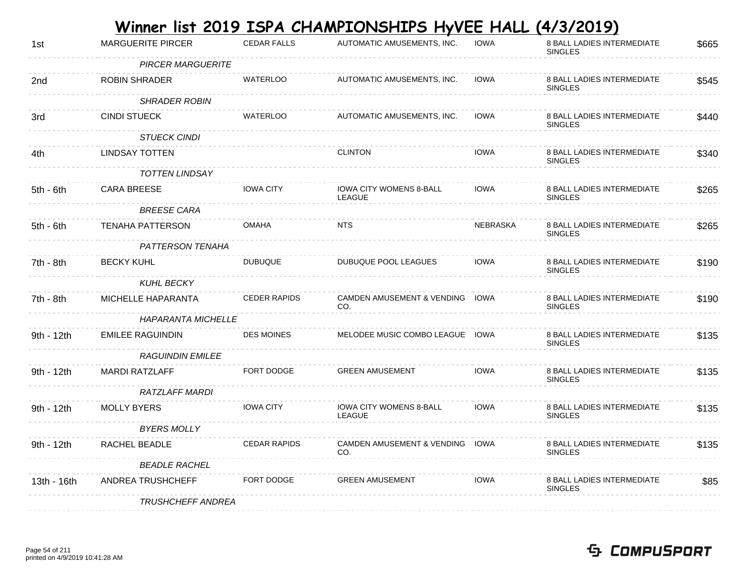# Winner list 2019 ISPA CHAMPIONSHIPS HyVEE HALL (4/3/2019)

| Place | Name | City | League | State | Event | Prize |
|---|---|---|---|---|---|---|
| 1st | MARGUERITE PIRCER | CEDAR FALLS | AUTOMATIC AMUSEMENTS, INC. | IOWA | 8 BALL LADIES INTERMEDIATE SINGLES | $665 |
| | *PIRCER MARGUERITE* | | | | | |
| 2nd | ROBIN SHRADER | WATERLOO | AUTOMATIC AMUSEMENTS, INC. | IOWA | 8 BALL LADIES INTERMEDIATE SINGLES | $545 |
| | *SHRADER ROBIN* | | | | | |
| 3rd | CINDI STUECK | WATERLOO | AUTOMATIC AMUSEMENTS, INC. | IOWA | 8 BALL LADIES INTERMEDIATE SINGLES | $440 |
| | *STUECK CINDI* | | | | | |
| 4th | LINDSAY TOTTEN | | CLINTON | IOWA | 8 BALL LADIES INTERMEDIATE SINGLES | $340 |
| | *TOTTEN LINDSAY* | | | | | |
| 5th - 6th | CARA BREESE | IOWA CITY | IOWA CITY WOMENS 8-BALL LEAGUE | IOWA | 8 BALL LADIES INTERMEDIATE SINGLES | $265 |
| | *BREESE CARA* | | | | | |
| 5th - 6th | TENAHA PATTERSON | OMAHA | NTS | NEBRASKA | 8 BALL LADIES INTERMEDIATE SINGLES | $265 |
| | *PATTERSON TENAHA* | | | | | |
| 7th - 8th | BECKY KUHL | DUBUQUE | DUBUQUE POOL LEAGUES | IOWA | 8 BALL LADIES INTERMEDIATE SINGLES | $190 |
| | *KUHL BECKY* | | | | | |
| 7th - 8th | MICHELLE HAPARANTA | CEDER RAPIDS | CAMDEN AMUSEMENT & VENDING CO. | IOWA | 8 BALL LADIES INTERMEDIATE SINGLES | $190 |
| | *HAPARANTA MICHELLE* | | | | | |
| 9th - 12th | EMILEE RAGUINDIN | DES MOINES | MELODEE MUSIC COMBO LEAGUE | IOWA | 8 BALL LADIES INTERMEDIATE SINGLES | $135 |
| | *RAGUINDIN EMILEE* | | | | | |
| 9th - 12th | MARDI RATZLAFF | FORT DODGE | GREEN AMUSEMENT | IOWA | 8 BALL LADIES INTERMEDIATE SINGLES | $135 |
| | *RATZLAFF MARDI* | | | | | |
| 9th - 12th | MOLLY BYERS | IOWA CITY | IOWA CITY WOMENS 8-BALL LEAGUE | IOWA | 8 BALL LADIES INTERMEDIATE SINGLES | $135 |
| | *BYERS MOLLY* | | | | | |
| 9th - 12th | RACHEL BEADLE | CEDAR RAPIDS | CAMDEN AMUSEMENT & VENDING CO. | IOWA | 8 BALL LADIES INTERMEDIATE SINGLES | $135 |
| | *BEADLE RACHEL* | | | | | |
| 13th - 16th | ANDREA TRUSHCHEFF | FORT DODGE | GREEN AMUSEMENT | IOWA | 8 BALL LADIES INTERMEDIATE SINGLES | $85 |
| | *TRUSHCHEFF ANDREA* | | | | | |

printed on 4/9/2019 10:41:28 AM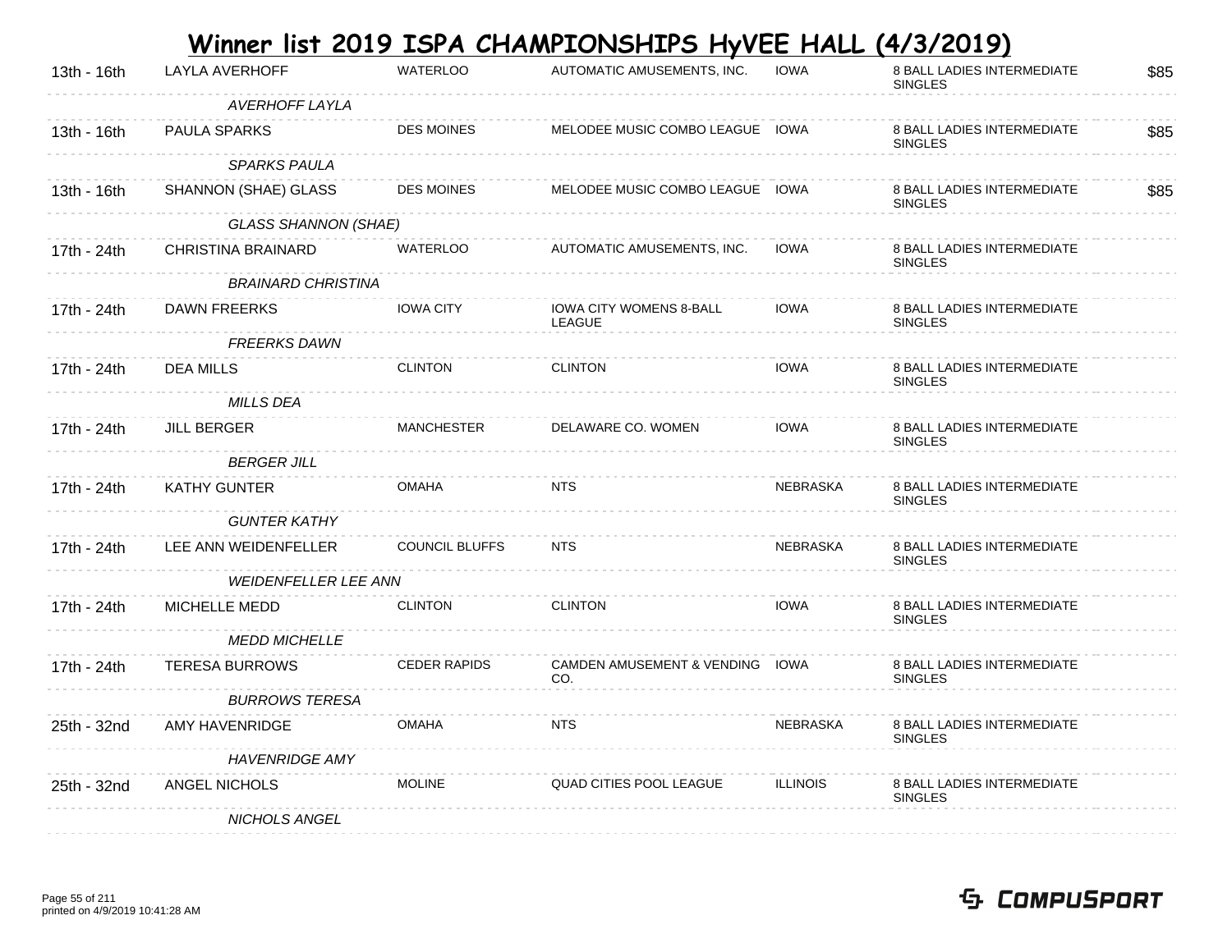# Winner list 2019 ISPA CHAMPIONSHIPS HyVEE HALL (4/3/2019)

| Place | Name | City | League | State | Event | Prize |
|---|---|---|---|---|---|---|
| 13th - 16th | LAYLA AVERHOFF | WATERLOO | AUTOMATIC AMUSEMENTS, INC. | IOWA | 8 BALL LADIES INTERMEDIATE SINGLES | $85 |
| | *AVERHOFF LAYLA* | | | | | |
| 13th - 16th | PAULA SPARKS | DES MOINES | MELODEE MUSIC COMBO LEAGUE | IOWA | 8 BALL LADIES INTERMEDIATE SINGLES | $85 |
| | *SPARKS PAULA* | | | | | |
| 13th - 16th | SHANNON (SHAE) GLASS | DES MOINES | MELODEE MUSIC COMBO LEAGUE | IOWA | 8 BALL LADIES INTERMEDIATE SINGLES | $85 |
| | *GLASS SHANNON (SHAE)* | | | | | |
| 17th - 24th | CHRISTINA BRAINARD | WATERLOO | AUTOMATIC AMUSEMENTS, INC. | IOWA | 8 BALL LADIES INTERMEDIATE SINGLES | |
| | *BRAINARD CHRISTINA* | | | | | |
| 17th - 24th | DAWN FREERKS | IOWA CITY | IOWA CITY WOMENS 8-BALL LEAGUE | IOWA | 8 BALL LADIES INTERMEDIATE SINGLES | |
| | *FREERKS DAWN* | | | | | |
| 17th - 24th | DEA MILLS | CLINTON | CLINTON | IOWA | 8 BALL LADIES INTERMEDIATE SINGLES | |
| | *MILLS DEA* | | | | | |
| 17th - 24th | JILL BERGER | MANCHESTER | DELAWARE CO. WOMEN | IOWA | 8 BALL LADIES INTERMEDIATE SINGLES | |
| | *BERGER JILL* | | | | | |
| 17th - 24th | KATHY GUNTER | OMAHA | NTS | NEBRASKA | 8 BALL LADIES INTERMEDIATE SINGLES | |
| | *GUNTER KATHY* | | | | | |
| 17th - 24th | LEE ANN WEIDENFELLER | COUNCIL BLUFFS | NTS | NEBRASKA | 8 BALL LADIES INTERMEDIATE SINGLES | |
| | *WEIDENFELLER LEE ANN* | | | | | |
| 17th - 24th | MICHELLE MEDD | CLINTON | CLINTON | IOWA | 8 BALL LADIES INTERMEDIATE SINGLES | |
| | *MEDD MICHELLE* | | | | | |
| 17th - 24th | TERESA BURROWS | CEDER RAPIDS | CAMDEN AMUSEMENT & VENDING CO. | IOWA | 8 BALL LADIES INTERMEDIATE SINGLES | |
| | *BURROWS TERESA* | | | | | |
| 25th - 32nd | AMY HAVENRIDGE | OMAHA | NTS | NEBRASKA | 8 BALL LADIES INTERMEDIATE SINGLES | |
| | *HAVENRIDGE AMY* | | | | | |
| 25th - 32nd | ANGEL NICHOLS | MOLINE | QUAD CITIES POOL LEAGUE | ILLINOIS | 8 BALL LADIES INTERMEDIATE SINGLES | |
| | *NICHOLS ANGEL* | | | | | |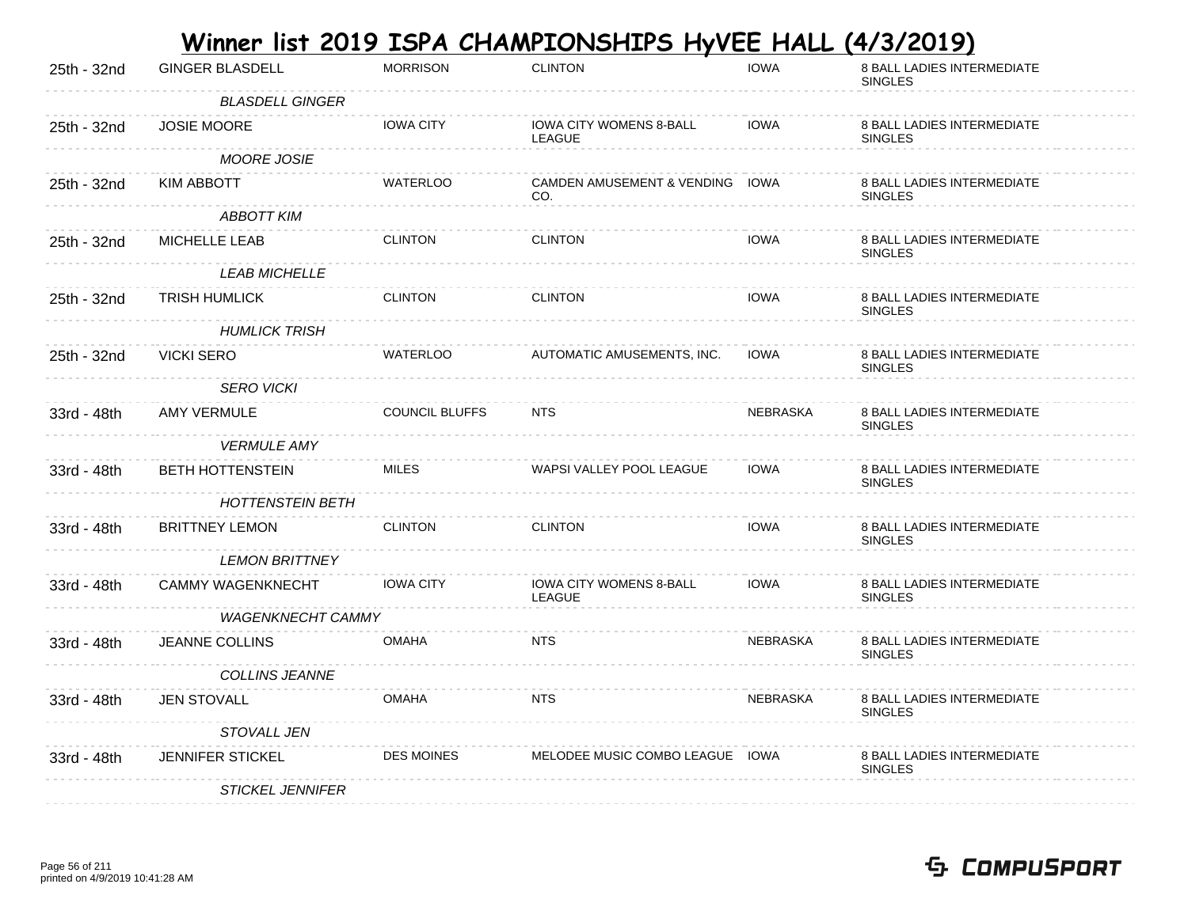# Winner list 2019 ISPA CHAMPIONSHIPS HyVEE HALL (4/3/2019)

| Place | Name | City | League | State | Event |
|---|---|---|---|---|---|
| 25th - 32nd | GINGER BLASDELL | MORRISON | CLINTON | IOWA | 8 BALL LADIES INTERMEDIATE SINGLES |
| | *BLASDELL GINGER* | | | | |
| 25th - 32nd | JOSIE MOORE | IOWA CITY | IOWA CITY WOMENS 8-BALL LEAGUE | IOWA | 8 BALL LADIES INTERMEDIATE SINGLES |
| | *MOORE JOSIE* | | | | |
| 25th - 32nd | KIM ABBOTT | WATERLOO | CAMDEN AMUSEMENT & VENDING CO. | IOWA | 8 BALL LADIES INTERMEDIATE SINGLES |
| | *ABBOTT KIM* | | | | |
| 25th - 32nd | MICHELLE LEAB | CLINTON | CLINTON | IOWA | 8 BALL LADIES INTERMEDIATE SINGLES |
| | *LEAB MICHELLE* | | | | |
| 25th - 32nd | TRISH HUMLICK | CLINTON | CLINTON | IOWA | 8 BALL LADIES INTERMEDIATE SINGLES |
| | *HUMLICK TRISH* | | | | |
| 25th - 32nd | VICKI SERO | WATERLOO | AUTOMATIC AMUSEMENTS, INC. | IOWA | 8 BALL LADIES INTERMEDIATE SINGLES |
| | *SERO VICKI* | | | | |
| 33rd - 48th | AMY VERMULE | COUNCIL BLUFFS | NTS | NEBRASKA | 8 BALL LADIES INTERMEDIATE SINGLES |
| | *VERMULE AMY* | | | | |
| 33rd - 48th | BETH HOTTENSTEIN | MILES | WAPSI VALLEY POOL LEAGUE | IOWA | 8 BALL LADIES INTERMEDIATE SINGLES |
| | *HOTTENSTEIN BETH* | | | | |
| 33rd - 48th | BRITTNEY LEMON | CLINTON | CLINTON | IOWA | 8 BALL LADIES INTERMEDIATE SINGLES |
| | *LEMON BRITTNEY* | | | | |
| 33rd - 48th | CAMMY WAGENKNECHT | IOWA CITY | IOWA CITY WOMENS 8-BALL LEAGUE | IOWA | 8 BALL LADIES INTERMEDIATE SINGLES |
| | *WAGENKNECHT CAMMY* | | | | |
| 33rd - 48th | JEANNE COLLINS | OMAHA | NTS | NEBRASKA | 8 BALL LADIES INTERMEDIATE SINGLES |
| | *COLLINS JEANNE* | | | | |
| 33rd - 48th | JEN STOVALL | OMAHA | NTS | NEBRASKA | 8 BALL LADIES INTERMEDIATE SINGLES |
| | *STOVALL JEN* | | | | |
| 33rd - 48th | JENNIFER STICKEL | DES MOINES | MELODEE MUSIC COMBO LEAGUE | IOWA | 8 BALL LADIES INTERMEDIATE SINGLES |
| | *STICKEL JENNIFER* | | | | |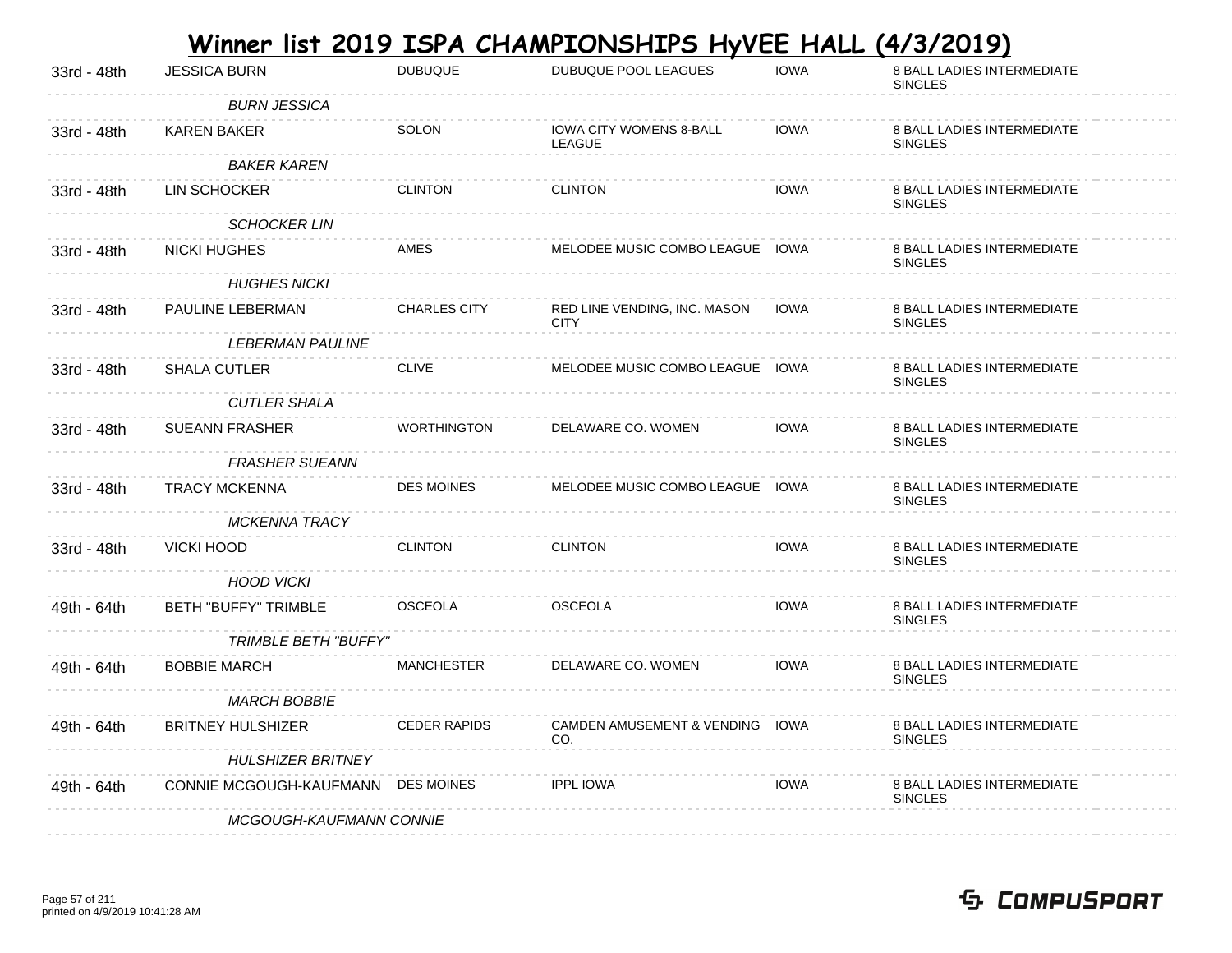# Winner list 2019 ISPA CHAMPIONSHIPS HyVEE HALL (4/3/2019)

| Place | Name | City | League | State | Event |
|---|---|---|---|---|---|
| 33rd - 48th | JESSICA BURN | DUBUQUE | DUBUQUE POOL LEAGUES | IOWA | 8 BALL LADIES INTERMEDIATE SINGLES |
| | *BURN JESSICA* | | | | |
| 33rd - 48th | KAREN BAKER | SOLON | IOWA CITY WOMENS 8-BALL LEAGUE | IOWA | 8 BALL LADIES INTERMEDIATE SINGLES |
| | *BAKER KAREN* | | | | |
| 33rd - 48th | LIN SCHOCKER | CLINTON | CLINTON | IOWA | 8 BALL LADIES INTERMEDIATE SINGLES |
| | *SCHOCKER LIN* | | | | |
| 33rd - 48th | NICKI HUGHES | AMES | MELODEE MUSIC COMBO LEAGUE | IOWA | 8 BALL LADIES INTERMEDIATE SINGLES |
| | *HUGHES NICKI* | | | | |
| 33rd - 48th | PAULINE LEBERMAN | CHARLES CITY | RED LINE VENDING, INC. MASON CITY | IOWA | 8 BALL LADIES INTERMEDIATE SINGLES |
| | *LEBERMAN PAULINE* | | | | |
| 33rd - 48th | SHALA CUTLER | CLIVE | MELODEE MUSIC COMBO LEAGUE | IOWA | 8 BALL LADIES INTERMEDIATE SINGLES |
| | *CUTLER SHALA* | | | | |
| 33rd - 48th | SUEANN FRASHER | WORTHINGTON | DELAWARE CO. WOMEN | IOWA | 8 BALL LADIES INTERMEDIATE SINGLES |
| | *FRASHER SUEANN* | | | | |
| 33rd - 48th | TRACY MCKENNA | DES MOINES | MELODEE MUSIC COMBO LEAGUE | IOWA | 8 BALL LADIES INTERMEDIATE SINGLES |
| | *MCKENNA TRACY* | | | | |
| 33rd - 48th | VICKI HOOD | CLINTON | CLINTON | IOWA | 8 BALL LADIES INTERMEDIATE SINGLES |
| | *HOOD VICKI* | | | | |
| 49th - 64th | BETH "BUFFY" TRIMBLE | OSCEOLA | OSCEOLA | IOWA | 8 BALL LADIES INTERMEDIATE SINGLES |
| | *TRIMBLE BETH "BUFFY"* | | | | |
| 49th - 64th | BOBBIE MARCH | MANCHESTER | DELAWARE CO. WOMEN | IOWA | 8 BALL LADIES INTERMEDIATE SINGLES |
| | *MARCH BOBBIE* | | | | |
| 49th - 64th | BRITNEY HULSHIZER | CEDER RAPIDS | CAMDEN AMUSEMENT & VENDING CO. | IOWA | 8 BALL LADIES INTERMEDIATE SINGLES |
| | *HULSHIZER BRITNEY* | | | | |
| 49th - 64th | CONNIE MCGOUGH-KAUFMANN | DES MOINES | IPPL IOWA | IOWA | 8 BALL LADIES INTERMEDIATE SINGLES |
| | *MCGOUGH-KAUFMANN CONNIE* | | | | |

printed on 4/9/2019 10:41:28 AM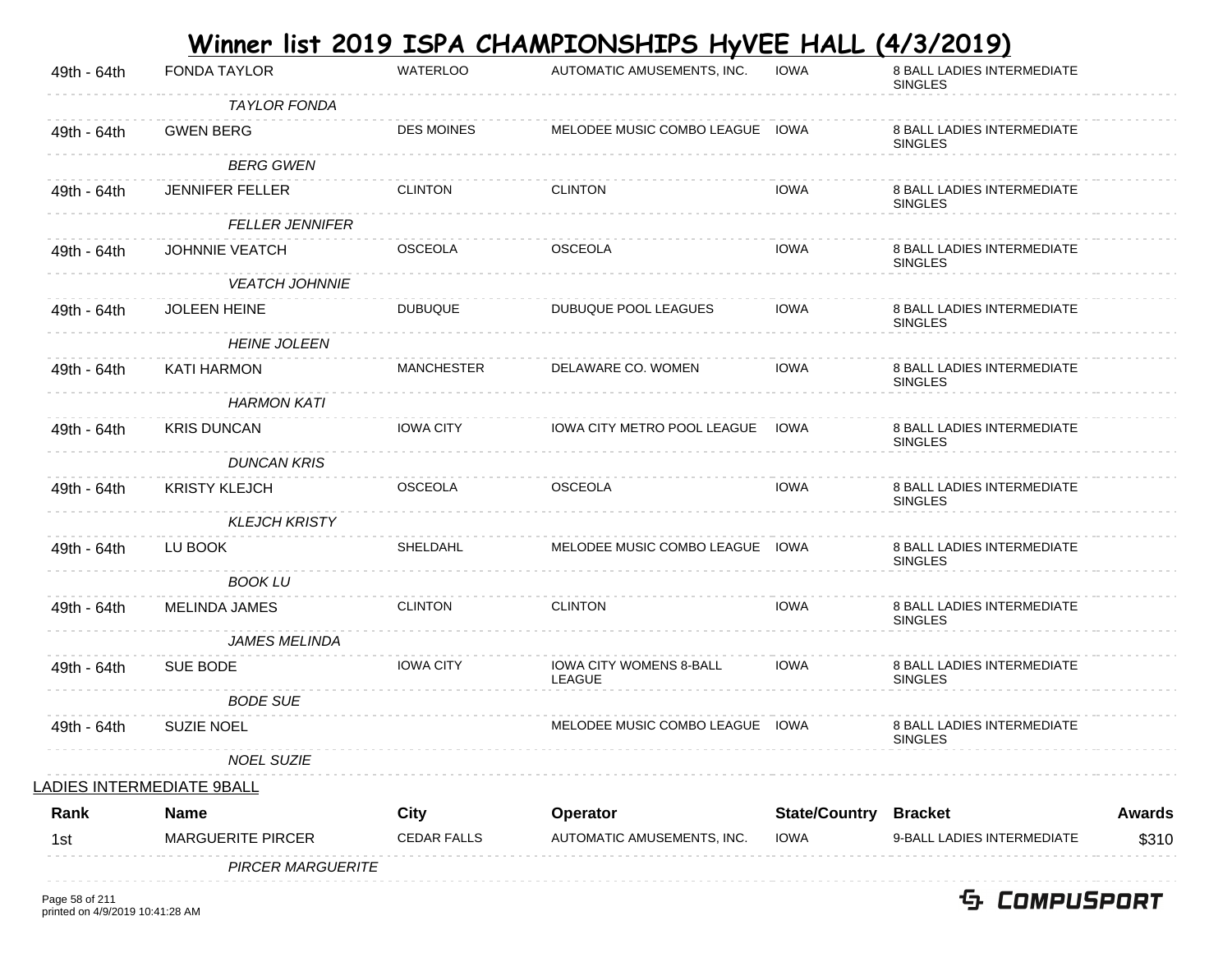# Winner list 2019 ISPA CHAMPIONSHIPS HyVEE HALL (4/3/2019)

| Rank | Name | City | Operator | State/Country | Bracket | Awards |
|---|---|---|---|---|---|---|
| 49th - 64th | FONDA TAYLOR | WATERLOO | AUTOMATIC AMUSEMENTS, INC. | IOWA | 8 BALL LADIES INTERMEDIATE SINGLES | |
| | *TAYLOR FONDA* | | | | | |
| 49th - 64th | GWEN BERG | DES MOINES | MELODEE MUSIC COMBO LEAGUE | IOWA | 8 BALL LADIES INTERMEDIATE SINGLES | |
| | *BERG GWEN* | | | | | |
| 49th - 64th | JENNIFER FELLER | CLINTON | CLINTON | IOWA | 8 BALL LADIES INTERMEDIATE SINGLES | |
| | *FELLER JENNIFER* | | | | | |
| 49th - 64th | JOHNNIE VEATCH | OSCEOLA | OSCEOLA | IOWA | 8 BALL LADIES INTERMEDIATE SINGLES | |
| | *VEATCH JOHNNIE* | | | | | |
| 49th - 64th | JOLEEN HEINE | DUBUQUE | DUBUQUE POOL LEAGUES | IOWA | 8 BALL LADIES INTERMEDIATE SINGLES | |
| | *HEINE JOLEEN* | | | | | |
| 49th - 64th | KATI HARMON | MANCHESTER | DELAWARE CO. WOMEN | IOWA | 8 BALL LADIES INTERMEDIATE SINGLES | |
| | *HARMON KATI* | | | | | |
| 49th - 64th | KRIS DUNCAN | IOWA CITY | IOWA CITY METRO POOL LEAGUE | IOWA | 8 BALL LADIES INTERMEDIATE SINGLES | |
| | *DUNCAN KRIS* | | | | | |
| 49th - 64th | KRISTY KLEJCH | OSCEOLA | OSCEOLA | IOWA | 8 BALL LADIES INTERMEDIATE SINGLES | |
| | *KLEJCH KRISTY* | | | | | |
| 49th - 64th | LU BOOK | SHELDAHL | MELODEE MUSIC COMBO LEAGUE | IOWA | 8 BALL LADIES INTERMEDIATE SINGLES | |
| | *BOOK LU* | | | | | |
| 49th - 64th | MELINDA JAMES | CLINTON | CLINTON | IOWA | 8 BALL LADIES INTERMEDIATE SINGLES | |
| | *JAMES MELINDA* | | | | | |
| 49th - 64th | SUE BODE | IOWA CITY | IOWA CITY WOMENS 8-BALL LEAGUE | IOWA | 8 BALL LADIES INTERMEDIATE SINGLES | |
| | *BODE SUE* | | | | | |
| 49th - 64th | SUZIE NOEL | | MELODEE MUSIC COMBO LEAGUE | IOWA | 8 BALL LADIES INTERMEDIATE SINGLES | |
| | *NOEL SUZIE* | | | | | |

## LADIES INTERMEDIATE 9BALL

| Rank | Name | City | Operator | State/Country | Bracket | Awards |
|---|---|---|---|---|---|---|
| 1st | MARGUERITE PIRCER | CEDAR FALLS | AUTOMATIC AMUSEMENTS, INC. | IOWA | 9-BALL LADIES INTERMEDIATE | $310 |
| | *PIRCER MARGUERITE* | | | | | |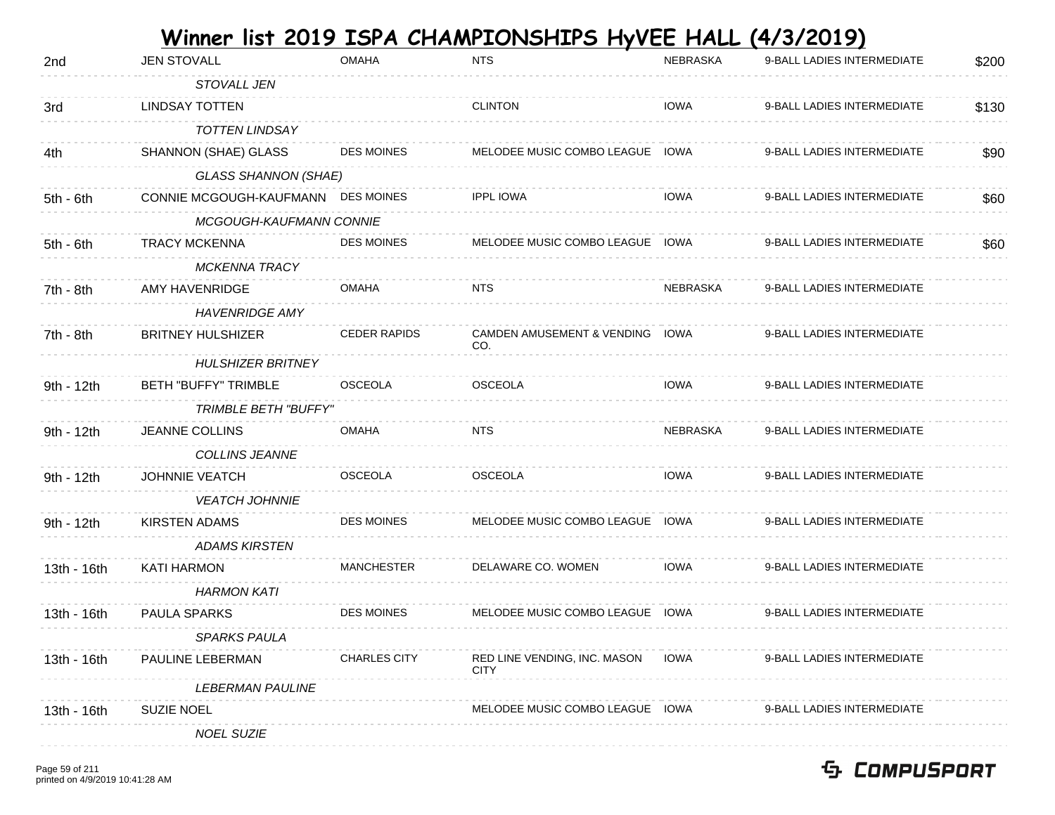# Winner list 2019 ISPA CHAMPIONSHIPS HyVEE HALL (4/3/2019)

| Place | Name | City | Team/League | State | Event | Prize |
|---|---|---|---|---|---|---|
| 2nd | JEN STOVALL<br>*STOVALL JEN* | OMAHA | NTS | NEBRASKA | 9-BALL LADIES INTERMEDIATE | $200 |
| 3rd | LINDSAY TOTTEN<br>*TOTTEN LINDSAY* | | CLINTON | IOWA | 9-BALL LADIES INTERMEDIATE | $130 |
| 4th | SHANNON (SHAE) GLASS<br>*GLASS SHANNON (SHAE)* | DES MOINES | MELODEE MUSIC COMBO LEAGUE | IOWA | 9-BALL LADIES INTERMEDIATE | $90 |
| 5th - 6th | CONNIE MCGOUGH-KAUFMANN<br>*MCGOUGH-KAUFMANN CONNIE* | DES MOINES | IPPL IOWA | IOWA | 9-BALL LADIES INTERMEDIATE | $60 |
| 5th - 6th | TRACY MCKENNA<br>*MCKENNA TRACY* | DES MOINES | MELODEE MUSIC COMBO LEAGUE | IOWA | 9-BALL LADIES INTERMEDIATE | $60 |
| 7th - 8th | AMY HAVENRIDGE<br>*HAVENRIDGE AMY* | OMAHA | NTS | NEBRASKA | 9-BALL LADIES INTERMEDIATE | |
| 7th - 8th | BRITNEY HULSHIZER<br>*HULSHIZER BRITNEY* | CEDER RAPIDS | CAMDEN AMUSEMENT & VENDING CO. | IOWA | 9-BALL LADIES INTERMEDIATE | |
| 9th - 12th | BETH "BUFFY" TRIMBLE<br>*TRIMBLE BETH "BUFFY"* | OSCEOLA | OSCEOLA | IOWA | 9-BALL LADIES INTERMEDIATE | |
| 9th - 12th | JEANNE COLLINS<br>*COLLINS JEANNE* | OMAHA | NTS | NEBRASKA | 9-BALL LADIES INTERMEDIATE | |
| 9th - 12th | JOHNNIE VEATCH<br>*VEATCH JOHNNIE* | OSCEOLA | OSCEOLA | IOWA | 9-BALL LADIES INTERMEDIATE | |
| 9th - 12th | KIRSTEN ADAMS<br>*ADAMS KIRSTEN* | DES MOINES | MELODEE MUSIC COMBO LEAGUE | IOWA | 9-BALL LADIES INTERMEDIATE | |
| 13th - 16th | KATI HARMON<br>*HARMON KATI* | MANCHESTER | DELAWARE CO. WOMEN | IOWA | 9-BALL LADIES INTERMEDIATE | |
| 13th - 16th | PAULA SPARKS<br>*SPARKS PAULA* | DES MOINES | MELODEE MUSIC COMBO LEAGUE | IOWA | 9-BALL LADIES INTERMEDIATE | |
| 13th - 16th | PAULINE LEBERMAN<br>*LEBERMAN PAULINE* | CHARLES CITY | RED LINE VENDING, INC. MASON CITY | IOWA | 9-BALL LADIES INTERMEDIATE | |
| 13th - 16th | SUZIE NOEL<br>*NOEL SUZIE* | | MELODEE MUSIC COMBO LEAGUE | IOWA | 9-BALL LADIES INTERMEDIATE | |

printed on 4/9/2019 10:41:28 AM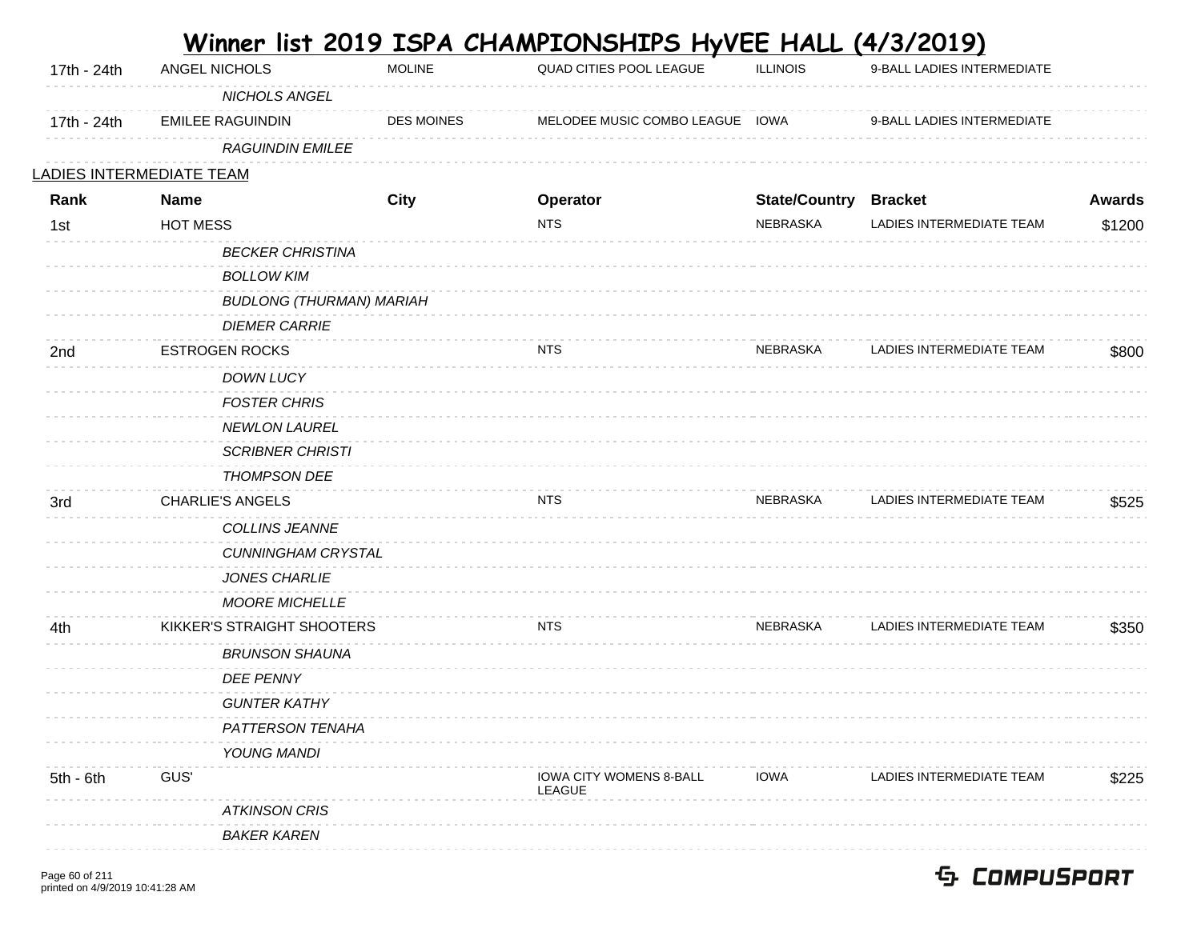# Winner list 2019 ISPA CHAMPIONSHIPS HyVEE HALL (4/3/2019)

| Rank | Name | City | Operator | State/Country | Bracket | Awards |
|---|---|---|---|---|---|---|
| 17th - 24th | ANGEL NICHOLS | MOLINE | QUAD CITIES POOL LEAGUE | ILLINOIS | 9-BALL LADIES INTERMEDIATE | |
| | *NICHOLS ANGEL* | | | | | |
| 17th - 24th | EMILEE RAGUINDIN | DES MOINES | MELODEE MUSIC COMBO LEAGUE | IOWA | 9-BALL LADIES INTERMEDIATE | |
| | *RAGUINDIN EMILEE* | | | | | |

LADIES INTERMEDIATE TEAM

| Rank | Name | City | Operator | State/Country | Bracket | Awards |
|---|---|---|---|---|---|---|
| 1st | HOT MESS | | NTS | NEBRASKA | LADIES INTERMEDIATE TEAM | $1200 |
| | *BECKER CHRISTINA* | | | | | |
| | *BOLLOW KIM* | | | | | |
| | *BUDLONG (THURMAN) MARIAH* | | | | | |
| | *DIEMER CARRIE* | | | | | |
| 2nd | ESTROGEN ROCKS | | NTS | NEBRASKA | LADIES INTERMEDIATE TEAM | $800 |
| | *DOWN LUCY* | | | | | |
| | *FOSTER CHRIS* | | | | | |
| | *NEWLON LAUREL* | | | | | |
| | *SCRIBNER CHRISTI* | | | | | |
| | *THOMPSON DEE* | | | | | |
| 3rd | CHARLIE'S ANGELS | | NTS | NEBRASKA | LADIES INTERMEDIATE TEAM | $525 |
| | *COLLINS JEANNE* | | | | | |
| | *CUNNINGHAM CRYSTAL* | | | | | |
| | *JONES CHARLIE* | | | | | |
| | *MOORE MICHELLE* | | | | | |
| 4th | KIKKER'S STRAIGHT SHOOTERS | | NTS | NEBRASKA | LADIES INTERMEDIATE TEAM | $350 |
| | *BRUNSON SHAUNA* | | | | | |
| | *DEE PENNY* | | | | | |
| | *GUNTER KATHY* | | | | | |
| | *PATTERSON TENAHA* | | | | | |
| | *YOUNG MANDI* | | | | | |
| 5th - 6th | GUS' | | IOWA CITY WOMENS 8-BALL LEAGUE | IOWA | LADIES INTERMEDIATE TEAM | $225 |
| | *ATKINSON CRIS* | | | | | |
| | *BAKER KAREN* | | | | | |

printed on 4/9/2019 10:41:28 AM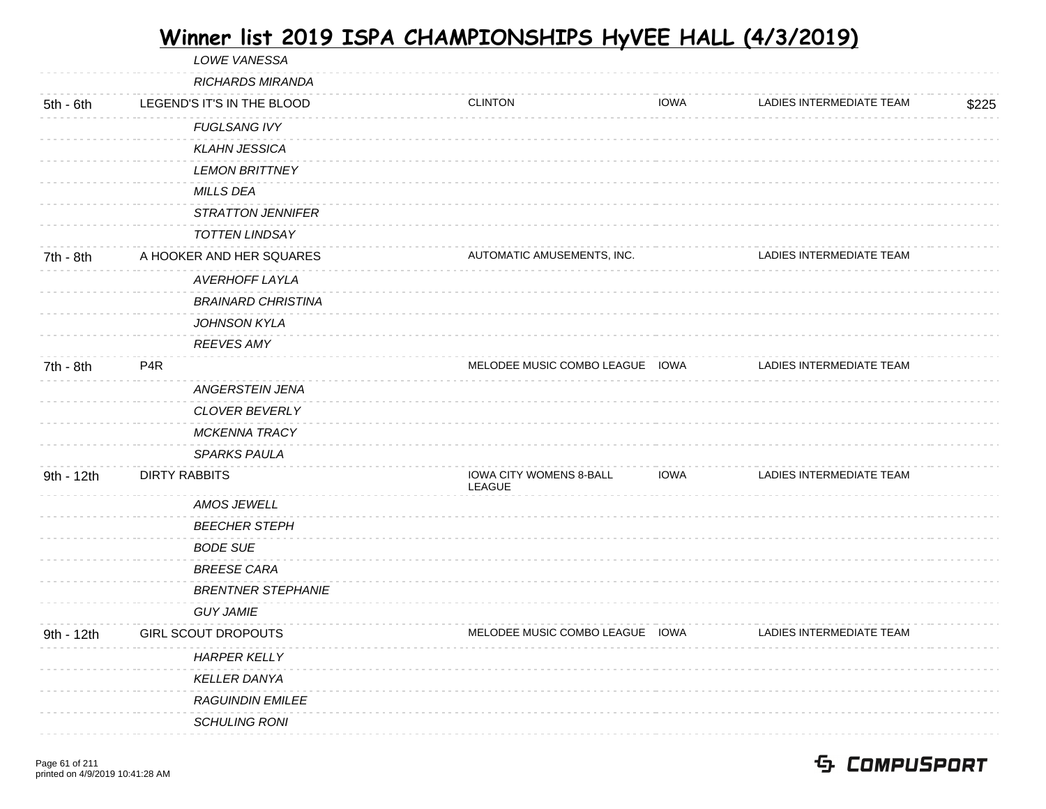# Winner list 2019 ISPA CHAMPIONSHIPS HyVEE HALL (4/3/2019)

| | | | | | |
|---|---|---|---|---|---|
| | *LOWE VANESSA* | | | | |
| | *RICHARDS MIRANDA* | | | | |
| 5th - 6th | LEGEND'S IT'S IN THE BLOOD | CLINTON | IOWA | LADIES INTERMEDIATE TEAM | $225 |
| | *FUGLSANG IVY* | | | | |
| | *KLAHN JESSICA* | | | | |
| | *LEMON BRITTNEY* | | | | |
| | *MILLS DEA* | | | | |
| | *STRATTON JENNIFER* | | | | |
| | *TOTTEN LINDSAY* | | | | |
| 7th - 8th | A HOOKER AND HER SQUARES | AUTOMATIC AMUSEMENTS, INC. | | LADIES INTERMEDIATE TEAM | |
| | *AVERHOFF LAYLA* | | | | |
| | *BRAINARD CHRISTINA* | | | | |
| | *JOHNSON KYLA* | | | | |
| | *REEVES AMY* | | | | |
| 7th - 8th | P4R | MELODEE MUSIC COMBO LEAGUE | IOWA | LADIES INTERMEDIATE TEAM | |
| | *ANGERSTEIN JENA* | | | | |
| | *CLOVER BEVERLY* | | | | |
| | *MCKENNA TRACY* | | | | |
| | *SPARKS PAULA* | | | | |
| 9th - 12th | DIRTY RABBITS | IOWA CITY WOMENS 8-BALL LEAGUE | IOWA | LADIES INTERMEDIATE TEAM | |
| | *AMOS JEWELL* | | | | |
| | *BEECHER STEPH* | | | | |
| | *BODE SUE* | | | | |
| | *BREESE CARA* | | | | |
| | *BRENTNER STEPHANIE* | | | | |
| | *GUY JAMIE* | | | | |
| 9th - 12th | GIRL SCOUT DROPOUTS | MELODEE MUSIC COMBO LEAGUE | IOWA | LADIES INTERMEDIATE TEAM | |
| | *HARPER KELLY* | | | | |
| | *KELLER DANYA* | | | | |
| | *RAGUINDIN EMILEE* | | | | |
| | *SCHULING RONI* | | | | |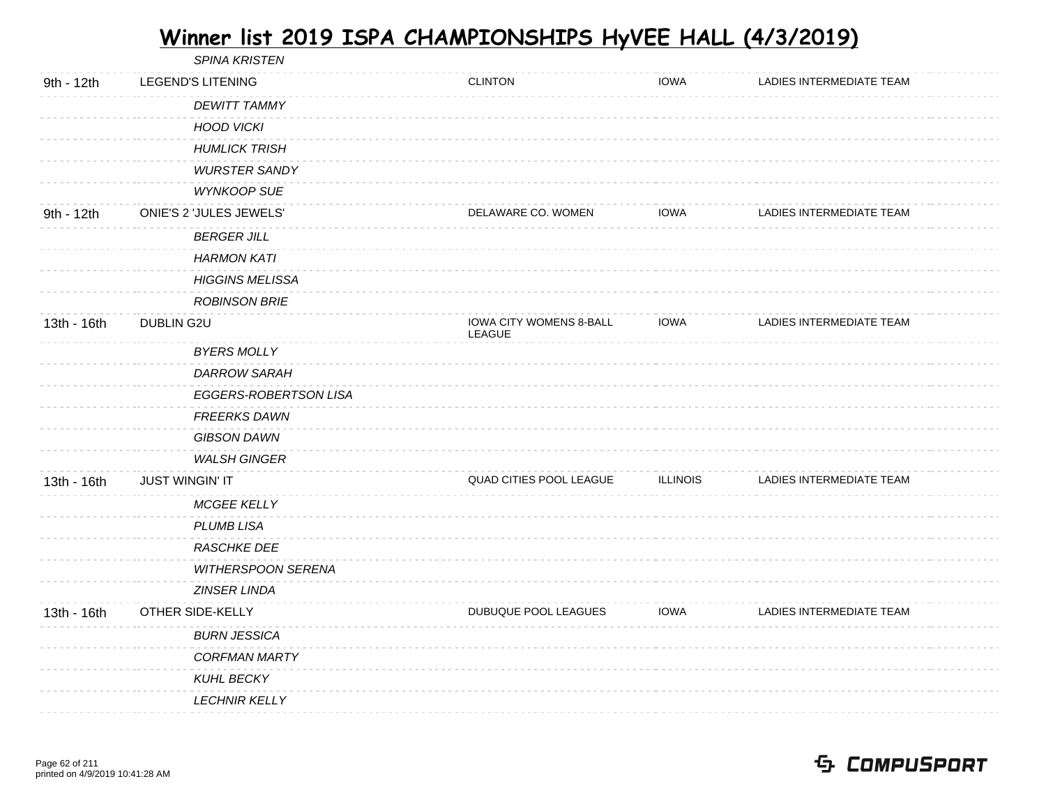# Winner list 2019 ISPA CHAMPIONSHIPS HyVEE HALL (4/3/2019)

| Place | Team / Player | League | State | Division |
|---|---|---|---|---|
| | *SPINA KRISTEN* | | | |
| 9th - 12th | LEGEND'S LITENING | CLINTON | IOWA | LADIES INTERMEDIATE TEAM |
| | *DEWITT TAMMY* | | | |
| | *HOOD VICKI* | | | |
| | *HUMLICK TRISH* | | | |
| | *WURSTER SANDY* | | | |
| | *WYNKOOP SUE* | | | |
| 9th - 12th | ONIE'S 2 'JULES JEWELS' | DELAWARE CO. WOMEN | IOWA | LADIES INTERMEDIATE TEAM |
| | *BERGER JILL* | | | |
| | *HARMON KATI* | | | |
| | *HIGGINS MELISSA* | | | |
| | *ROBINSON BRIE* | | | |
| 13th - 16th | DUBLIN G2U | IOWA CITY WOMENS 8-BALL LEAGUE | IOWA | LADIES INTERMEDIATE TEAM |
| | *BYERS MOLLY* | | | |
| | *DARROW SARAH* | | | |
| | *EGGERS-ROBERTSON LISA* | | | |
| | *FREERKS DAWN* | | | |
| | *GIBSON DAWN* | | | |
| | *WALSH GINGER* | | | |
| 13th - 16th | JUST WINGIN' IT | QUAD CITIES POOL LEAGUE | ILLINOIS | LADIES INTERMEDIATE TEAM |
| | *MCGEE KELLY* | | | |
| | *PLUMB LISA* | | | |
| | *RASCHKE DEE* | | | |
| | *WITHERSPOON SERENA* | | | |
| | *ZINSER LINDA* | | | |
| 13th - 16th | OTHER SIDE-KELLY | DUBUQUE POOL LEAGUES | IOWA | LADIES INTERMEDIATE TEAM |
| | *BURN JESSICA* | | | |
| | *CORFMAN MARTY* | | | |
| | *KUHL BECKY* | | | |
| | *LECHNIR KELLY* | | | |

printed on 4/9/2019 10:41:28 AM

COMPUSPORT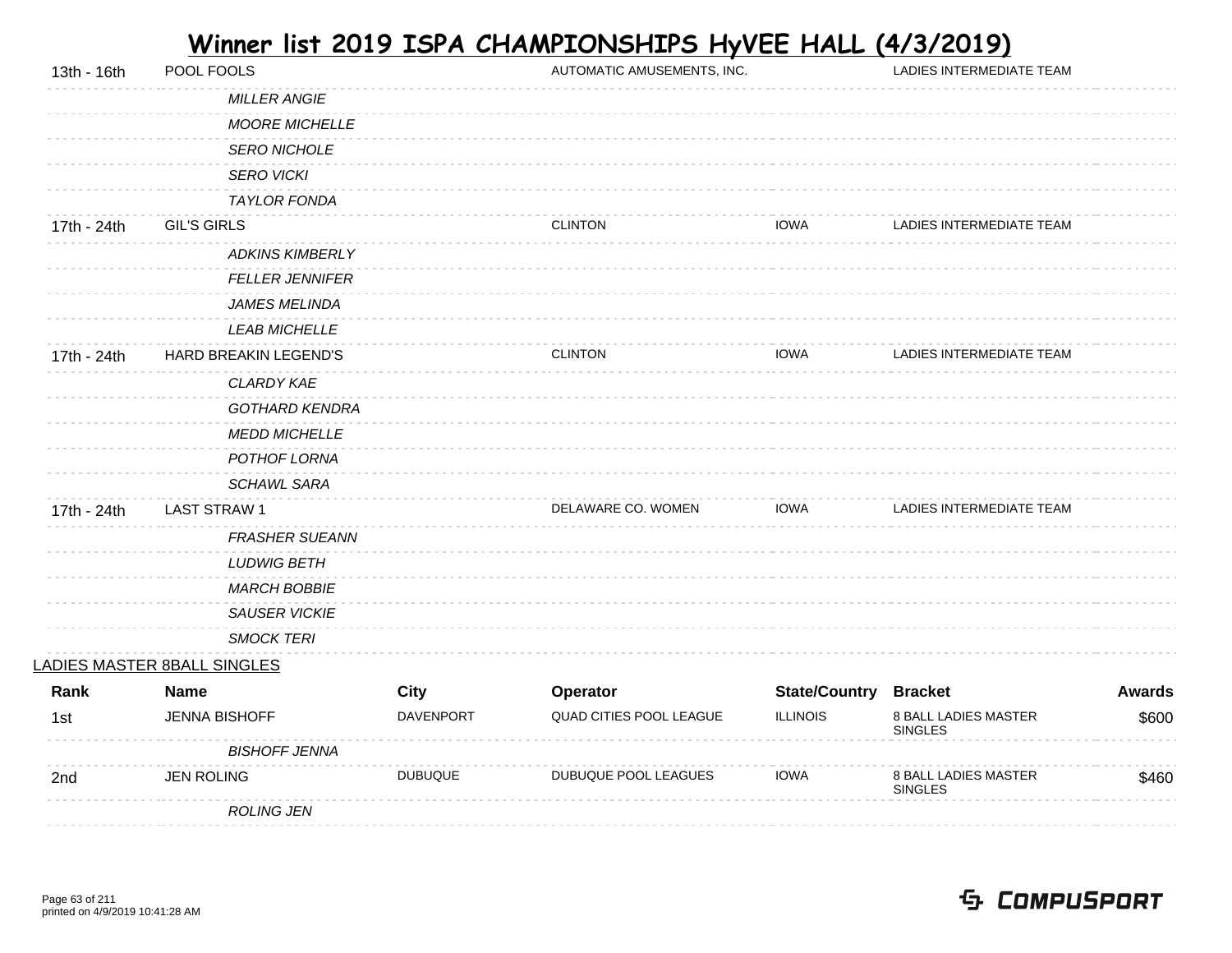# Winner list 2019 ISPA CHAMPIONSHIPS HyVEE HALL (4/3/2019)

| | | | | | | |
|---|---|---|---|---|---|---|
| 13th - 16th | POOL FOOLS | | AUTOMATIC AMUSEMENTS, INC. | | LADIES INTERMEDIATE TEAM | |
| | *MILLER ANGIE* | | | | | |
| | *MOORE MICHELLE* | | | | | |
| | *SERO NICHOLE* | | | | | |
| | *SERO VICKI* | | | | | |
| | *TAYLOR FONDA* | | | | | |
| 17th - 24th | GIL'S GIRLS | | CLINTON | IOWA | LADIES INTERMEDIATE TEAM | |
| | *ADKINS KIMBERLY* | | | | | |
| | *FELLER JENNIFER* | | | | | |
| | *JAMES MELINDA* | | | | | |
| | *LEAB MICHELLE* | | | | | |
| 17th - 24th | HARD BREAKIN LEGEND'S | | CLINTON | IOWA | LADIES INTERMEDIATE TEAM | |
| | *CLARDY KAE* | | | | | |
| | *GOTHARD KENDRA* | | | | | |
| | *MEDD MICHELLE* | | | | | |
| | *POTHOF LORNA* | | | | | |
| | *SCHAWL SARA* | | | | | |
| 17th - 24th | LAST STRAW 1 | | DELAWARE CO. WOMEN | IOWA | LADIES INTERMEDIATE TEAM | |
| | *FRASHER SUEANN* | | | | | |
| | *LUDWIG BETH* | | | | | |
| | *MARCH BOBBIE* | | | | | |
| | *SAUSER VICKIE* | | | | | |
| | *SMOCK TERI* | | | | | |

LADIES MASTER 8BALL SINGLES

| Rank | Name | City | Operator | State/Country | Bracket | Awards |
|---|---|---|---|---|---|---|
| 1st | JENNA BISHOFF | DAVENPORT | QUAD CITIES POOL LEAGUE | ILLINOIS | 8 BALL LADIES MASTER SINGLES | $600 |
| | *BISHOFF JENNA* | | | | | |
| 2nd | JEN ROLING | DUBUQUE | DUBUQUE POOL LEAGUES | IOWA | 8 BALL LADIES MASTER SINGLES | $460 |
| | *ROLING JEN* | | | | | |

printed on 4/9/2019 10:41:28 AM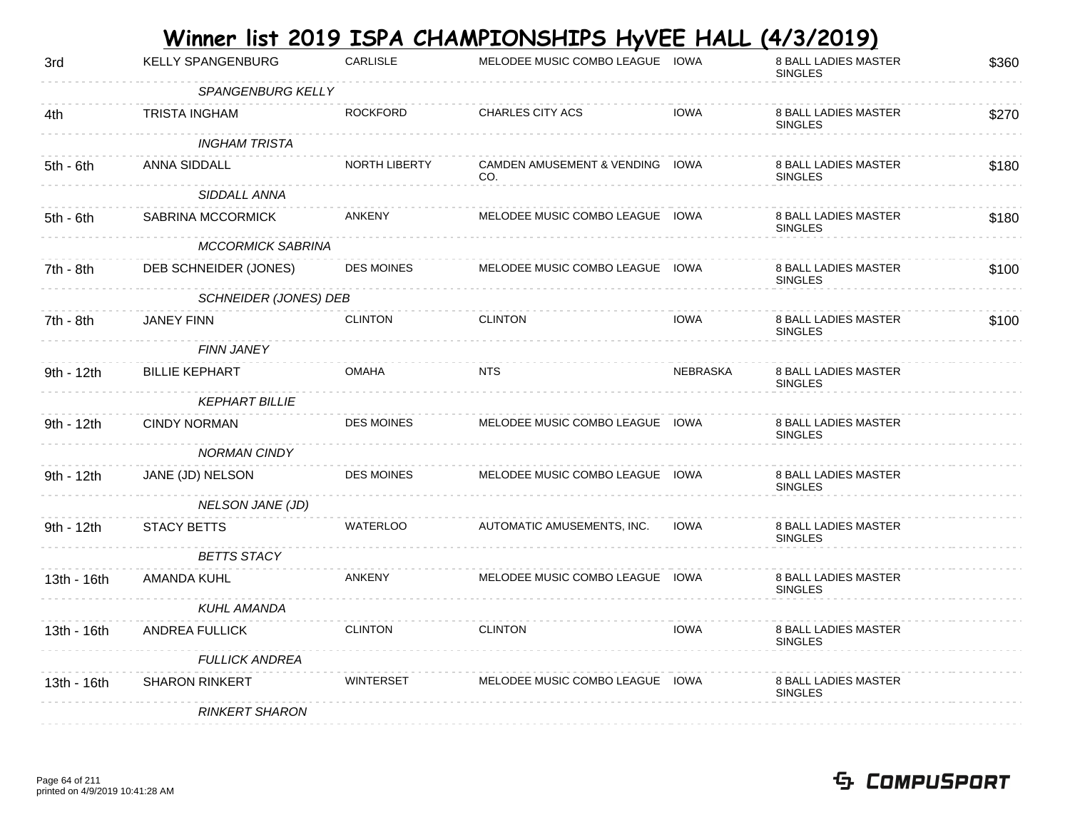# Winner list 2019 ISPA CHAMPIONSHIPS HyVEE HALL (4/3/2019)

| Place | Name | City | League | State | Event | Prize |
|---|---|---|---|---|---|---|
| 3rd | KELLY SPANGENBURG | CARLISLE | MELODEE MUSIC COMBO LEAGUE | IOWA | 8 BALL LADIES MASTER SINGLES | $360 |
| | *SPANGENBURG KELLY* | | | | | |
| 4th | TRISTA INGHAM | ROCKFORD | CHARLES CITY ACS | IOWA | 8 BALL LADIES MASTER SINGLES | $270 |
| | *INGHAM TRISTA* | | | | | |
| 5th - 6th | ANNA SIDDALL | NORTH LIBERTY | CAMDEN AMUSEMENT & VENDING CO. | IOWA | 8 BALL LADIES MASTER SINGLES | $180 |
| | *SIDDALL ANNA* | | | | | |
| 5th - 6th | SABRINA MCCORMICK | ANKENY | MELODEE MUSIC COMBO LEAGUE | IOWA | 8 BALL LADIES MASTER SINGLES | $180 |
| | *MCCORMICK SABRINA* | | | | | |
| 7th - 8th | DEB SCHNEIDER (JONES) | DES MOINES | MELODEE MUSIC COMBO LEAGUE | IOWA | 8 BALL LADIES MASTER SINGLES | $100 |
| | *SCHNEIDER (JONES) DEB* | | | | | |
| 7th - 8th | JANEY FINN | CLINTON | CLINTON | IOWA | 8 BALL LADIES MASTER SINGLES | $100 |
| | *FINN JANEY* | | | | | |
| 9th - 12th | BILLIE KEPHART | OMAHA | NTS | NEBRASKA | 8 BALL LADIES MASTER SINGLES | |
| | *KEPHART BILLIE* | | | | | |
| 9th - 12th | CINDY NORMAN | DES MOINES | MELODEE MUSIC COMBO LEAGUE | IOWA | 8 BALL LADIES MASTER SINGLES | |
| | *NORMAN CINDY* | | | | | |
| 9th - 12th | JANE (JD) NELSON | DES MOINES | MELODEE MUSIC COMBO LEAGUE | IOWA | 8 BALL LADIES MASTER SINGLES | |
| | *NELSON JANE (JD)* | | | | | |
| 9th - 12th | STACY BETTS | WATERLOO | AUTOMATIC AMUSEMENTS, INC. | IOWA | 8 BALL LADIES MASTER SINGLES | |
| | *BETTS STACY* | | | | | |
| 13th - 16th | AMANDA KUHL | ANKENY | MELODEE MUSIC COMBO LEAGUE | IOWA | 8 BALL LADIES MASTER SINGLES | |
| | *KUHL AMANDA* | | | | | |
| 13th - 16th | ANDREA FULLICK | CLINTON | CLINTON | IOWA | 8 BALL LADIES MASTER SINGLES | |
| | *FULLICK ANDREA* | | | | | |
| 13th - 16th | SHARON RINKERT | WINTERSET | MELODEE MUSIC COMBO LEAGUE | IOWA | 8 BALL LADIES MASTER SINGLES | |
| | *RINKERT SHARON* | | | | | |

printed on 4/9/2019 10:41:28 AM

COMPUSPORT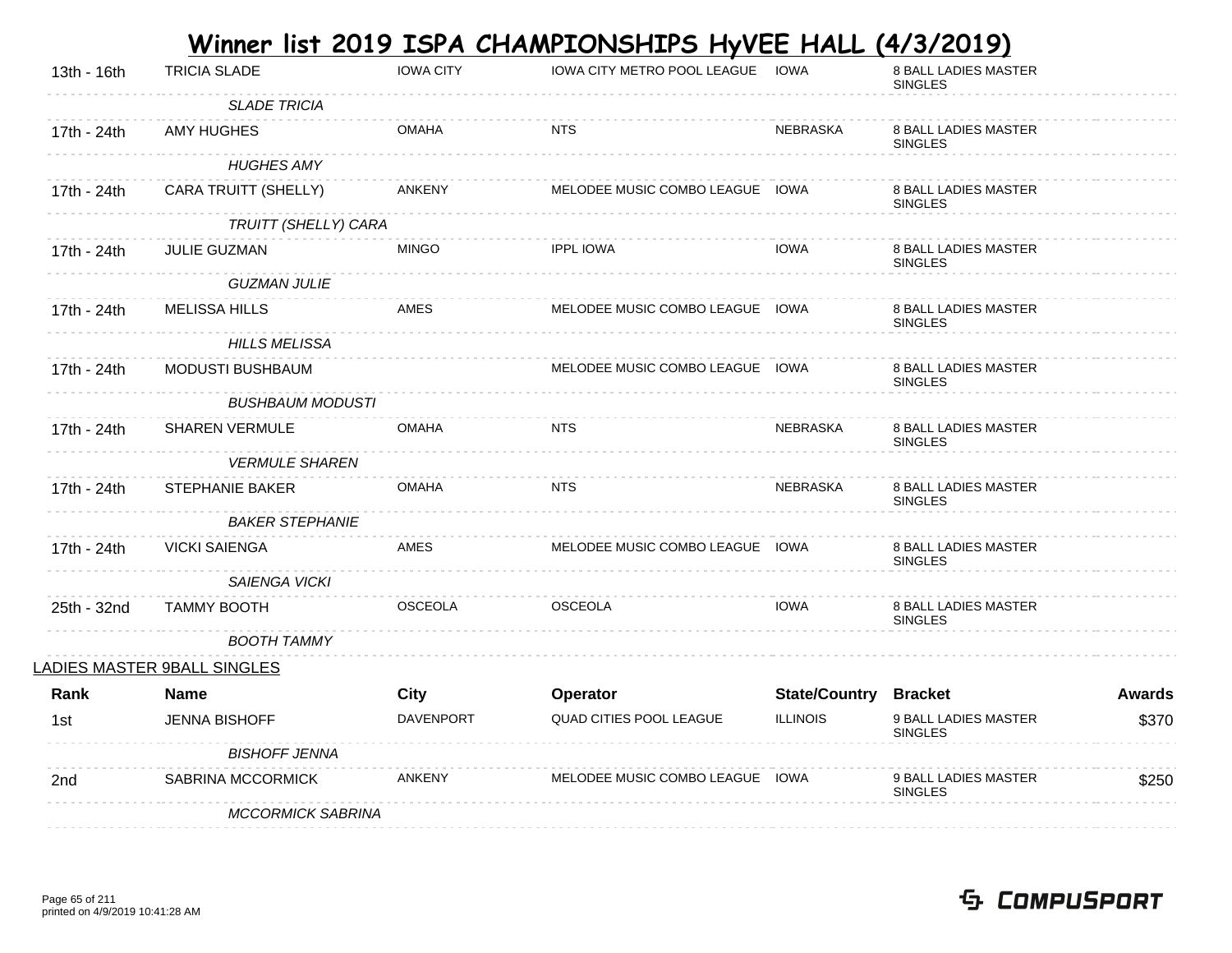# Winner list 2019 ISPA CHAMPIONSHIPS HyVEE HALL (4/3/2019)

| Rank | Name | City | Operator | State/Country | Bracket | Awards |
|---|---|---|---|---|---|---|
| 13th - 16th | TRICIA SLADE | IOWA CITY | IOWA CITY METRO POOL LEAGUE | IOWA | 8 BALL LADIES MASTER SINGLES | |
| | *SLADE TRICIA* | | | | | |
| 17th - 24th | AMY HUGHES | OMAHA | NTS | NEBRASKA | 8 BALL LADIES MASTER SINGLES | |
| | *HUGHES AMY* | | | | | |
| 17th - 24th | CARA TRUITT (SHELLY) | ANKENY | MELODEE MUSIC COMBO LEAGUE | IOWA | 8 BALL LADIES MASTER SINGLES | |
| | *TRUITT (SHELLY) CARA* | | | | | |
| 17th - 24th | JULIE GUZMAN | MINGO | IPPL IOWA | IOWA | 8 BALL LADIES MASTER SINGLES | |
| | *GUZMAN JULIE* | | | | | |
| 17th - 24th | MELISSA HILLS | AMES | MELODEE MUSIC COMBO LEAGUE | IOWA | 8 BALL LADIES MASTER SINGLES | |
| | *HILLS MELISSA* | | | | | |
| 17th - 24th | MODUSTI BUSHBAUM | | MELODEE MUSIC COMBO LEAGUE | IOWA | 8 BALL LADIES MASTER SINGLES | |
| | *BUSHBAUM MODUSTI* | | | | | |
| 17th - 24th | SHAREN VERMULE | OMAHA | NTS | NEBRASKA | 8 BALL LADIES MASTER SINGLES | |
| | *VERMULE SHAREN* | | | | | |
| 17th - 24th | STEPHANIE BAKER | OMAHA | NTS | NEBRASKA | 8 BALL LADIES MASTER SINGLES | |
| | *BAKER STEPHANIE* | | | | | |
| 17th - 24th | VICKI SAIENGA | AMES | MELODEE MUSIC COMBO LEAGUE | IOWA | 8 BALL LADIES MASTER SINGLES | |
| | *SAIENGA VICKI* | | | | | |
| 25th - 32nd | TAMMY BOOTH | OSCEOLA | OSCEOLA | IOWA | 8 BALL LADIES MASTER SINGLES | |
| | *BOOTH TAMMY* | | | | | |

LADIES MASTER 9BALL SINGLES

| Rank | Name | City | Operator | State/Country | Bracket | Awards |
|---|---|---|---|---|---|---|
| 1st | JENNA BISHOFF | DAVENPORT | QUAD CITIES POOL LEAGUE | ILLINOIS | 9 BALL LADIES MASTER SINGLES | $370 |
| | *BISHOFF JENNA* | | | | | |
| 2nd | SABRINA MCCORMICK | ANKENY | MELODEE MUSIC COMBO LEAGUE | IOWA | 9 BALL LADIES MASTER SINGLES | $250 |
| | *MCCORMICK SABRINA* | | | | | |

printed on 4/9/2019 10:41:28 AM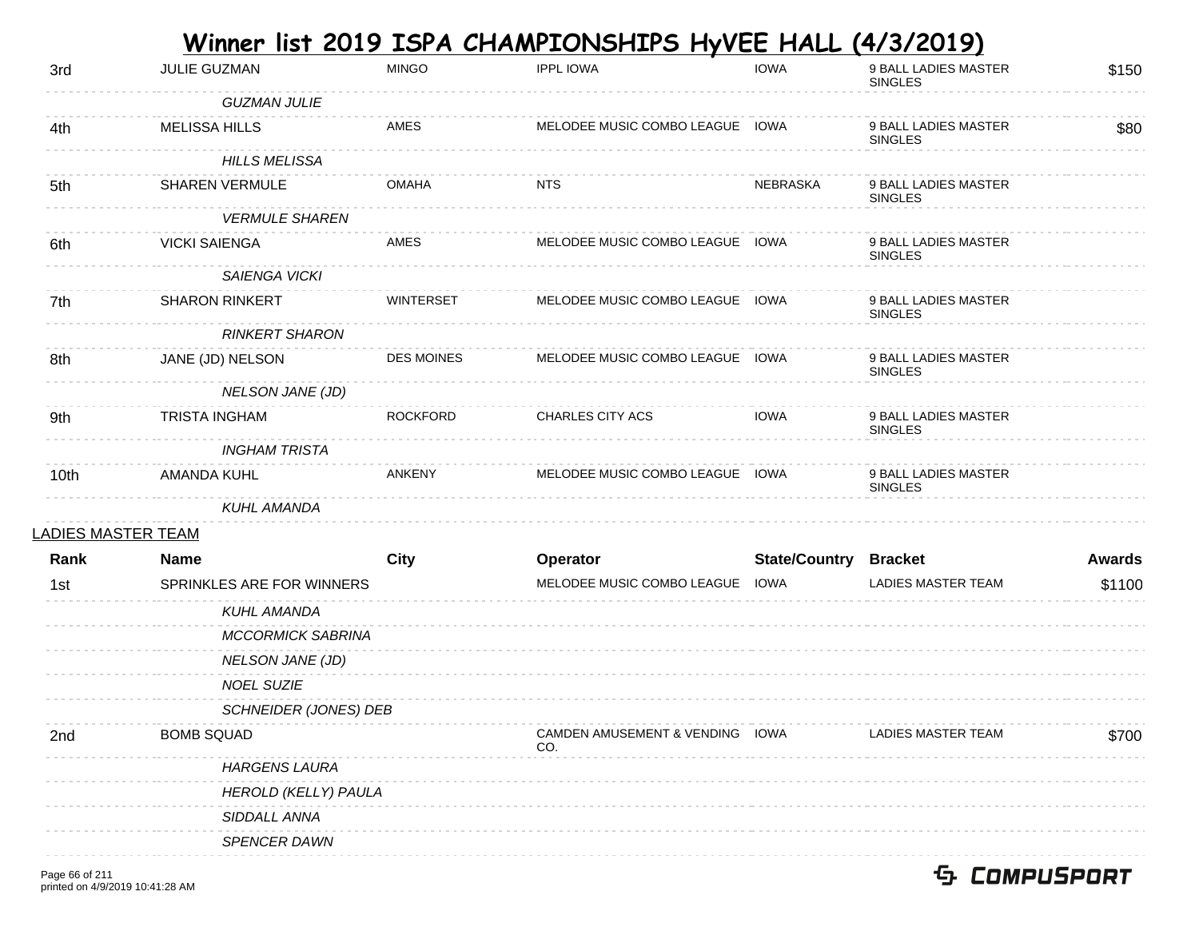# Winner list 2019 ISPA CHAMPIONSHIPS HyVEE HALL (4/3/2019)

| Rank | Name | City | Operator | State/Country | Bracket | Awards |
|---|---|---|---|---|---|---|
| 3rd | JULIE GUZMAN | MINGO | IPPL IOWA | IOWA | 9 BALL LADIES MASTER SINGLES | $150 |
| | *GUZMAN JULIE* | | | | | |
| 4th | MELISSA HILLS | AMES | MELODEE MUSIC COMBO LEAGUE | IOWA | 9 BALL LADIES MASTER SINGLES | $80 |
| | *HILLS MELISSA* | | | | | |
| 5th | SHAREN VERMULE | OMAHA | NTS | NEBRASKA | 9 BALL LADIES MASTER SINGLES | |
| | *VERMULE SHAREN* | | | | | |
| 6th | VICKI SAIENGA | AMES | MELODEE MUSIC COMBO LEAGUE | IOWA | 9 BALL LADIES MASTER SINGLES | |
| | *SAIENGA VICKI* | | | | | |
| 7th | SHARON RINKERT | WINTERSET | MELODEE MUSIC COMBO LEAGUE | IOWA | 9 BALL LADIES MASTER SINGLES | |
| | *RINKERT SHARON* | | | | | |
| 8th | JANE (JD) NELSON | DES MOINES | MELODEE MUSIC COMBO LEAGUE | IOWA | 9 BALL LADIES MASTER SINGLES | |
| | *NELSON JANE (JD)* | | | | | |
| 9th | TRISTA INGHAM | ROCKFORD | CHARLES CITY ACS | IOWA | 9 BALL LADIES MASTER SINGLES | |
| | *INGHAM TRISTA* | | | | | |
| 10th | AMANDA KUHL | ANKENY | MELODEE MUSIC COMBO LEAGUE | IOWA | 9 BALL LADIES MASTER SINGLES | |
| | *KUHL AMANDA* | | | | | |

## LADIES MASTER TEAM

| Rank | Name | City | Operator | State/Country | Bracket | Awards |
|---|---|---|---|---|---|---|
| 1st | SPRINKLES ARE FOR WINNERS | | MELODEE MUSIC COMBO LEAGUE | IOWA | LADIES MASTER TEAM | $1100 |
| | *KUHL AMANDA* | | | | | |
| | *MCCORMICK SABRINA* | | | | | |
| | *NELSON JANE (JD)* | | | | | |
| | *NOEL SUZIE* | | | | | |
| | *SCHNEIDER (JONES) DEB* | | | | | |
| 2nd | BOMB SQUAD | | CAMDEN AMUSEMENT & VENDING CO. | IOWA | LADIES MASTER TEAM | $700 |
| | *HARGENS LAURA* | | | | | |
| | *HEROLD (KELLY) PAULA* | | | | | |
| | *SIDDALL ANNA* | | | | | |
| | *SPENCER DAWN* | | | | | |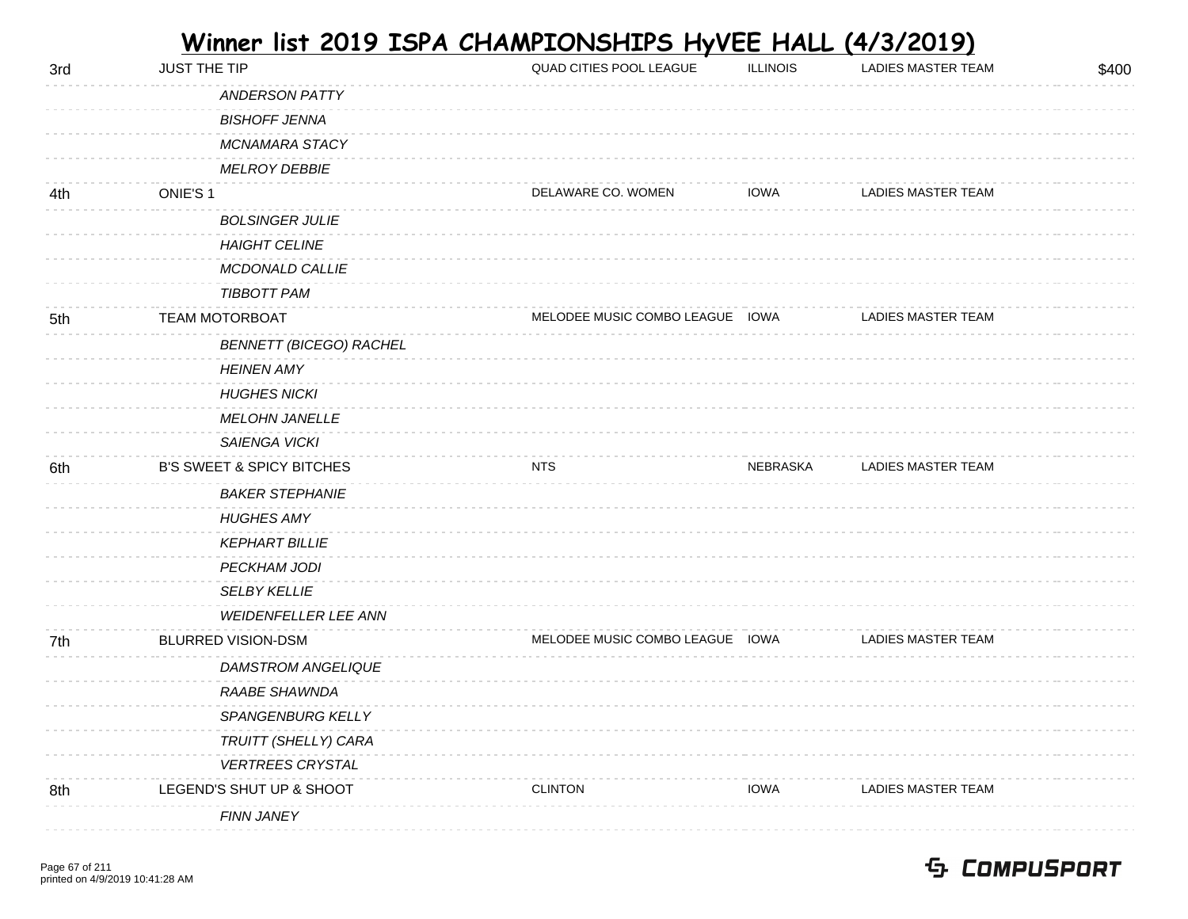# Winner list 2019 ISPA CHAMPIONSHIPS HyVEE HALL (4/3/2019)

| Place | Team / Player | League | State | Division | Prize |
|---|---|---|---|---|---|
| 3rd | JUST THE TIP | QUAD CITIES POOL LEAGUE | ILLINOIS | LADIES MASTER TEAM | $400 |
| | *ANDERSON PATTY* | | | | |
| | *BISHOFF JENNA* | | | | |
| | *MCNAMARA STACY* | | | | |
| | *MELROY DEBBIE* | | | | |
| 4th | ONIE'S 1 | DELAWARE CO. WOMEN | IOWA | LADIES MASTER TEAM | |
| | *BOLSINGER JULIE* | | | | |
| | *HAIGHT CELINE* | | | | |
| | *MCDONALD CALLIE* | | | | |
| | *TIBBOTT PAM* | | | | |
| 5th | TEAM MOTORBOAT | MELODEE MUSIC COMBO LEAGUE | IOWA | LADIES MASTER TEAM | |
| | *BENNETT (BICEGO) RACHEL* | | | | |
| | *HEINEN AMY* | | | | |
| | *HUGHES NICKI* | | | | |
| | *MELOHN JANELLE* | | | | |
| | *SAIENGA VICKI* | | | | |
| 6th | B'S SWEET & SPICY BITCHES | NTS | NEBRASKA | LADIES MASTER TEAM | |
| | *BAKER STEPHANIE* | | | | |
| | *HUGHES AMY* | | | | |
| | *KEPHART BILLIE* | | | | |
| | *PECKHAM JODI* | | | | |
| | *SELBY KELLIE* | | | | |
| | *WEIDENFELLER LEE ANN* | | | | |
| 7th | BLURRED VISION-DSM | MELODEE MUSIC COMBO LEAGUE | IOWA | LADIES MASTER TEAM | |
| | *DAMSTROM ANGELIQUE* | | | | |
| | *RAABE SHAWNDA* | | | | |
| | *SPANGENBURG KELLY* | | | | |
| | *TRUITT (SHELLY) CARA* | | | | |
| | *VERTREES CRYSTAL* | | | | |
| 8th | LEGEND'S SHUT UP & SHOOT | CLINTON | IOWA | LADIES MASTER TEAM | |
| | *FINN JANEY* | | | | |

printed on 4/9/2019 10:41:28 AM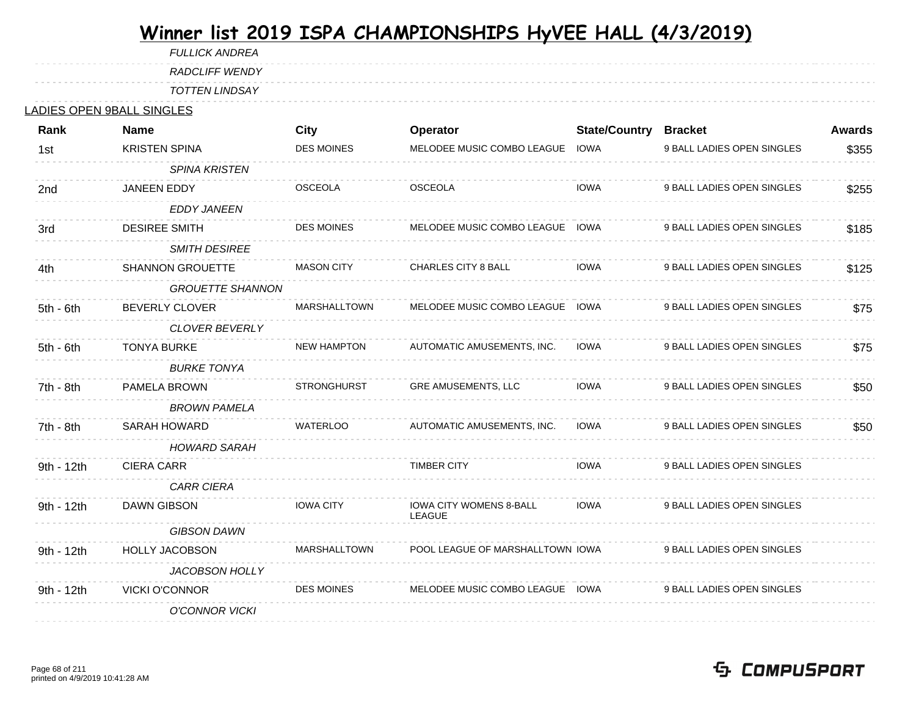# Winner list 2019 ISPA CHAMPIONSHIPS HyVEE HALL (4/3/2019)

*FULLICK ANDREA*

*RADCLIFF WENDY*

*TOTTEN LINDSAY*

LADIES OPEN 9BALL SINGLES

| Rank | Name | City | Operator | State/Country | Bracket | Awards |
|---|---|---|---|---|---|---|
| 1st | KRISTEN SPINA | DES MOINES | MELODEE MUSIC COMBO LEAGUE | IOWA | 9 BALL LADIES OPEN SINGLES | $355 |
| | *SPINA KRISTEN* | | | | | |
| 2nd | JANEEN EDDY | OSCEOLA | OSCEOLA | IOWA | 9 BALL LADIES OPEN SINGLES | $255 |
| | *EDDY JANEEN* | | | | | |
| 3rd | DESIREE SMITH | DES MOINES | MELODEE MUSIC COMBO LEAGUE | IOWA | 9 BALL LADIES OPEN SINGLES | $185 |
| | *SMITH DESIREE* | | | | | |
| 4th | SHANNON GROUETTE | MASON CITY | CHARLES CITY 8 BALL | IOWA | 9 BALL LADIES OPEN SINGLES | $125 |
| | *GROUETTE SHANNON* | | | | | |
| 5th - 6th | BEVERLY CLOVER | MARSHALLTOWN | MELODEE MUSIC COMBO LEAGUE | IOWA | 9 BALL LADIES OPEN SINGLES | $75 |
| | *CLOVER BEVERLY* | | | | | |
| 5th - 6th | TONYA BURKE | NEW HAMPTON | AUTOMATIC AMUSEMENTS, INC. | IOWA | 9 BALL LADIES OPEN SINGLES | $75 |
| | *BURKE TONYA* | | | | | |
| 7th - 8th | PAMELA BROWN | STRONGHURST | GRE AMUSEMENTS, LLC | IOWA | 9 BALL LADIES OPEN SINGLES | $50 |
| | *BROWN PAMELA* | | | | | |
| 7th - 8th | SARAH HOWARD | WATERLOO | AUTOMATIC AMUSEMENTS, INC. | IOWA | 9 BALL LADIES OPEN SINGLES | $50 |
| | *HOWARD SARAH* | | | | | |
| 9th - 12th | CIERA CARR | | TIMBER CITY | IOWA | 9 BALL LADIES OPEN SINGLES | |
| | *CARR CIERA* | | | | | |
| 9th - 12th | DAWN GIBSON | IOWA CITY | IOWA CITY WOMENS 8-BALL LEAGUE | IOWA | 9 BALL LADIES OPEN SINGLES | |
| | *GIBSON DAWN* | | | | | |
| 9th - 12th | HOLLY JACOBSON | MARSHALLTOWN | POOL LEAGUE OF MARSHALLTOWN | IOWA | 9 BALL LADIES OPEN SINGLES | |
| | *JACOBSON HOLLY* | | | | | |
| 9th - 12th | VICKI O'CONNOR | DES MOINES | MELODEE MUSIC COMBO LEAGUE | IOWA | 9 BALL LADIES OPEN SINGLES | |
| | *O'CONNOR VICKI* | | | | | |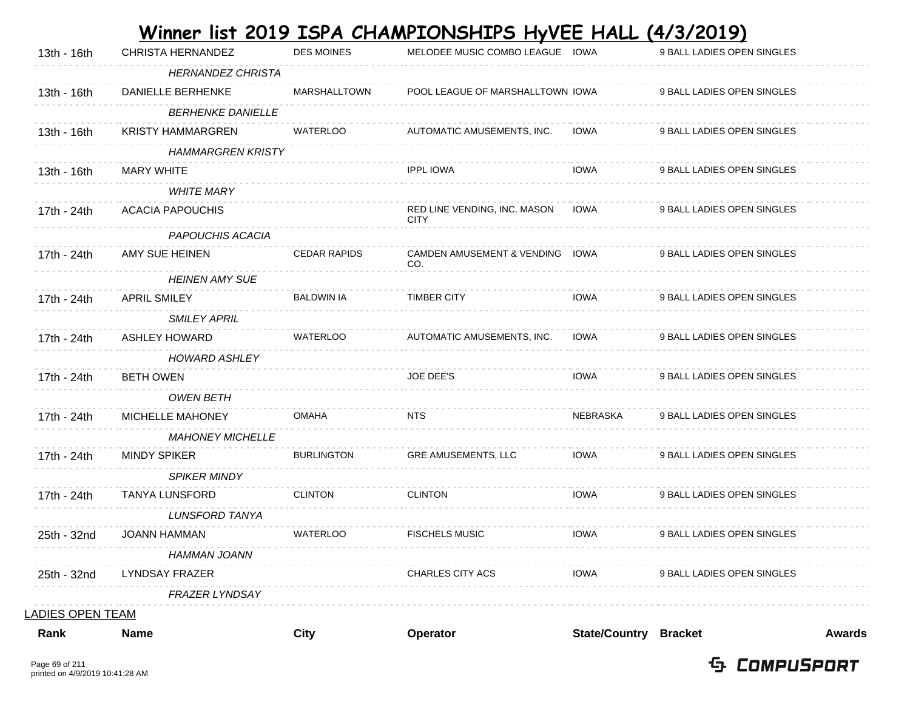# Winner list 2019 ISPA CHAMPIONSHIPS HyVEE HALL (4/3/2019)

| Rank | Name | City | Operator | State/Country | Bracket | Awards |
|---|---|---|---|---|---|---|
| 13th - 16th | CHRISTA HERNANDEZ | DES MOINES | MELODEE MUSIC COMBO LEAGUE | IOWA | 9 BALL LADIES OPEN SINGLES | |
| | *HERNANDEZ CHRISTA* | | | | | |
| 13th - 16th | DANIELLE BERHENKE | MARSHALLTOWN | POOL LEAGUE OF MARSHALLTOWN | IOWA | 9 BALL LADIES OPEN SINGLES | |
| | *BERHENKE DANIELLE* | | | | | |
| 13th - 16th | KRISTY HAMMARGREN | WATERLOO | AUTOMATIC AMUSEMENTS, INC. | IOWA | 9 BALL LADIES OPEN SINGLES | |
| | *HAMMARGREN KRISTY* | | | | | |
| 13th - 16th | MARY WHITE | | IPPL IOWA | IOWA | 9 BALL LADIES OPEN SINGLES | |
| | *WHITE MARY* | | | | | |
| 17th - 24th | ACACIA PAPOUCHIS | | RED LINE VENDING, INC. MASON CITY | IOWA | 9 BALL LADIES OPEN SINGLES | |
| | *PAPOUCHIS ACACIA* | | | | | |
| 17th - 24th | AMY SUE HEINEN | CEDAR RAPIDS | CAMDEN AMUSEMENT & VENDING CO. | IOWA | 9 BALL LADIES OPEN SINGLES | |
| | *HEINEN AMY SUE* | | | | | |
| 17th - 24th | APRIL SMILEY | BALDWIN IA | TIMBER CITY | IOWA | 9 BALL LADIES OPEN SINGLES | |
| | *SMILEY APRIL* | | | | | |
| 17th - 24th | ASHLEY HOWARD | WATERLOO | AUTOMATIC AMUSEMENTS, INC. | IOWA | 9 BALL LADIES OPEN SINGLES | |
| | *HOWARD ASHLEY* | | | | | |
| 17th - 24th | BETH OWEN | | JOE DEE'S | IOWA | 9 BALL LADIES OPEN SINGLES | |
| | *OWEN BETH* | | | | | |
| 17th - 24th | MICHELLE MAHONEY | OMAHA | NTS | NEBRASKA | 9 BALL LADIES OPEN SINGLES | |
| | *MAHONEY MICHELLE* | | | | | |
| 17th - 24th | MINDY SPIKER | BURLINGTON | GRE AMUSEMENTS, LLC | IOWA | 9 BALL LADIES OPEN SINGLES | |
| | *SPIKER MINDY* | | | | | |
| 17th - 24th | TANYA LUNSFORD | CLINTON | CLINTON | IOWA | 9 BALL LADIES OPEN SINGLES | |
| | *LUNSFORD TANYA* | | | | | |
| 25th - 32nd | JOANN HAMMAN | WATERLOO | FISCHELS MUSIC | IOWA | 9 BALL LADIES OPEN SINGLES | |
| | *HAMMAN JOANN* | | | | | |
| 25th - 32nd | LYNDSAY FRAZER | | CHARLES CITY ACS | IOWA | 9 BALL LADIES OPEN SINGLES | |
| | *FRAZER LYNDSAY* | | | | | |

## LADIES OPEN TEAM

| Rank | Name | City | Operator | State/Country | Bracket | Awards |
|---|---|---|---|---|---|---|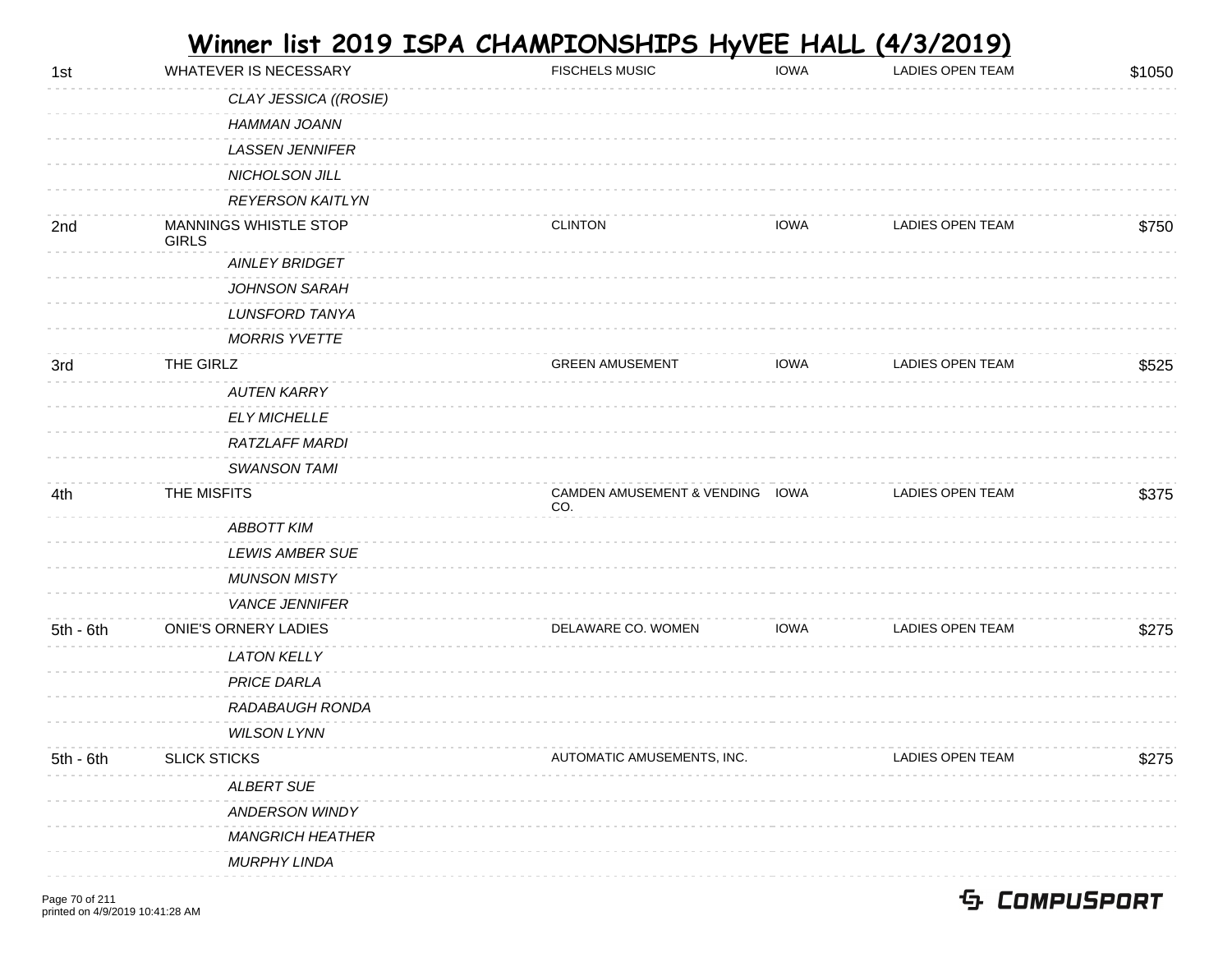# Winner list 2019 ISPA CHAMPIONSHIPS HyVEE HALL (4/3/2019)

| Place | Team / Player | Sponsor | State | Division | Prize |
|---|---|---|---|---|---|
| 1st | WHATEVER IS NECESSARY | FISCHELS MUSIC | IOWA | LADIES OPEN TEAM | $1050 |
| | *CLAY JESSICA ((ROSIE)* | | | | |
| | *HAMMAN JOANN* | | | | |
| | *LASSEN JENNIFER* | | | | |
| | *NICHOLSON JILL* | | | | |
| | *REYERSON KAITLYN* | | | | |
| 2nd | MANNINGS WHISTLE STOP GIRLS | CLINTON | IOWA | LADIES OPEN TEAM | $750 |
| | *AINLEY BRIDGET* | | | | |
| | *JOHNSON SARAH* | | | | |
| | *LUNSFORD TANYA* | | | | |
| | *MORRIS YVETTE* | | | | |
| 3rd | THE GIRLZ | GREEN AMUSEMENT | IOWA | LADIES OPEN TEAM | $525 |
| | *AUTEN KARRY* | | | | |
| | *ELY MICHELLE* | | | | |
| | *RATZLAFF MARDI* | | | | |
| | *SWANSON TAMI* | | | | |
| 4th | THE MISFITS | CAMDEN AMUSEMENT & VENDING CO. | IOWA | LADIES OPEN TEAM | $375 |
| | *ABBOTT KIM* | | | | |
| | *LEWIS AMBER SUE* | | | | |
| | *MUNSON MISTY* | | | | |
| | *VANCE JENNIFER* | | | | |
| 5th - 6th | ONIE'S ORNERY LADIES | DELAWARE CO. WOMEN | IOWA | LADIES OPEN TEAM | $275 |
| | *LATON KELLY* | | | | |
| | *PRICE DARLA* | | | | |
| | *RADABAUGH RONDA* | | | | |
| | *WILSON LYNN* | | | | |
| 5th - 6th | SLICK STICKS | AUTOMATIC AMUSEMENTS, INC. | | LADIES OPEN TEAM | $275 |
| | *ALBERT SUE* | | | | |
| | *ANDERSON WINDY* | | | | |
| | *MANGRICH HEATHER* | | | | |
| | *MURPHY LINDA* | | | | |

printed on 4/9/2019 10:41:28 AM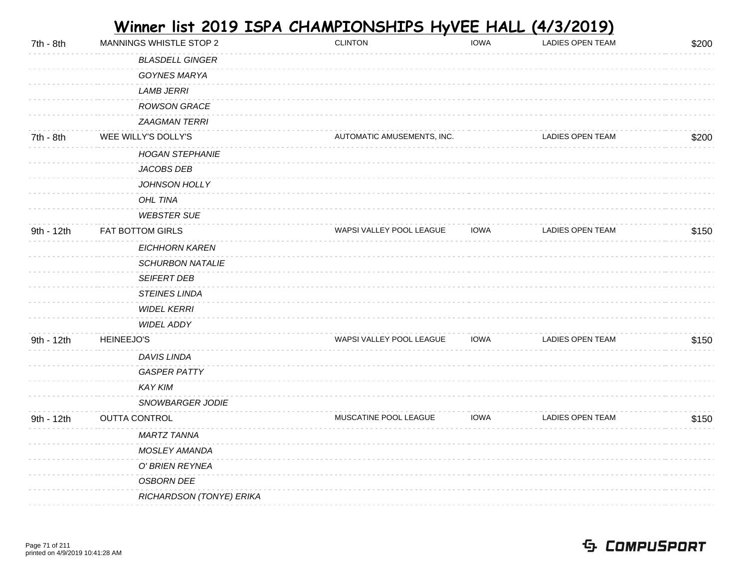# Winner list 2019 ISPA CHAMPIONSHIPS HyVEE HALL (4/3/2019)

| Place | Team / Player | League | State | Event | Prize |
|---|---|---|---|---|---|
| 7th - 8th | MANNINGS WHISTLE STOP 2 | CLINTON | IOWA | LADIES OPEN TEAM | $200 |
| | *BLASDELL GINGER* | | | | |
| | *GOYNES MARYA* | | | | |
| | *LAMB JERRI* | | | | |
| | *ROWSON GRACE* | | | | |
| | *ZAAGMAN TERRI* | | | | |
| 7th - 8th | WEE WILLY'S DOLLY'S | AUTOMATIC AMUSEMENTS, INC. | | LADIES OPEN TEAM | $200 |
| | *HOGAN STEPHANIE* | | | | |
| | *JACOBS DEB* | | | | |
| | *JOHNSON HOLLY* | | | | |
| | *OHL TINA* | | | | |
| | *WEBSTER SUE* | | | | |
| 9th - 12th | FAT BOTTOM GIRLS | WAPSI VALLEY POOL LEAGUE | IOWA | LADIES OPEN TEAM | $150 |
| | *EICHHORN KAREN* | | | | |
| | *SCHURBON NATALIE* | | | | |
| | *SEIFERT DEB* | | | | |
| | *STEINES LINDA* | | | | |
| | *WIDEL KERRI* | | | | |
| | *WIDEL ADDY* | | | | |
| 9th - 12th | HEINEEJO'S | WAPSI VALLEY POOL LEAGUE | IOWA | LADIES OPEN TEAM | $150 |
| | *DAVIS LINDA* | | | | |
| | *GASPER PATTY* | | | | |
| | *KAY KIM* | | | | |
| | *SNOWBARGER JODIE* | | | | |
| 9th - 12th | OUTTA CONTROL | MUSCATINE POOL LEAGUE | IOWA | LADIES OPEN TEAM | $150 |
| | *MARTZ TANNA* | | | | |
| | *MOSLEY AMANDA* | | | | |
| | *O' BRIEN REYNEA* | | | | |
| | *OSBORN DEE* | | | | |
| | *RICHARDSON (TONYE) ERIKA* | | | | |

printed on 4/9/2019 10:41:28 AM

COMPUSPORT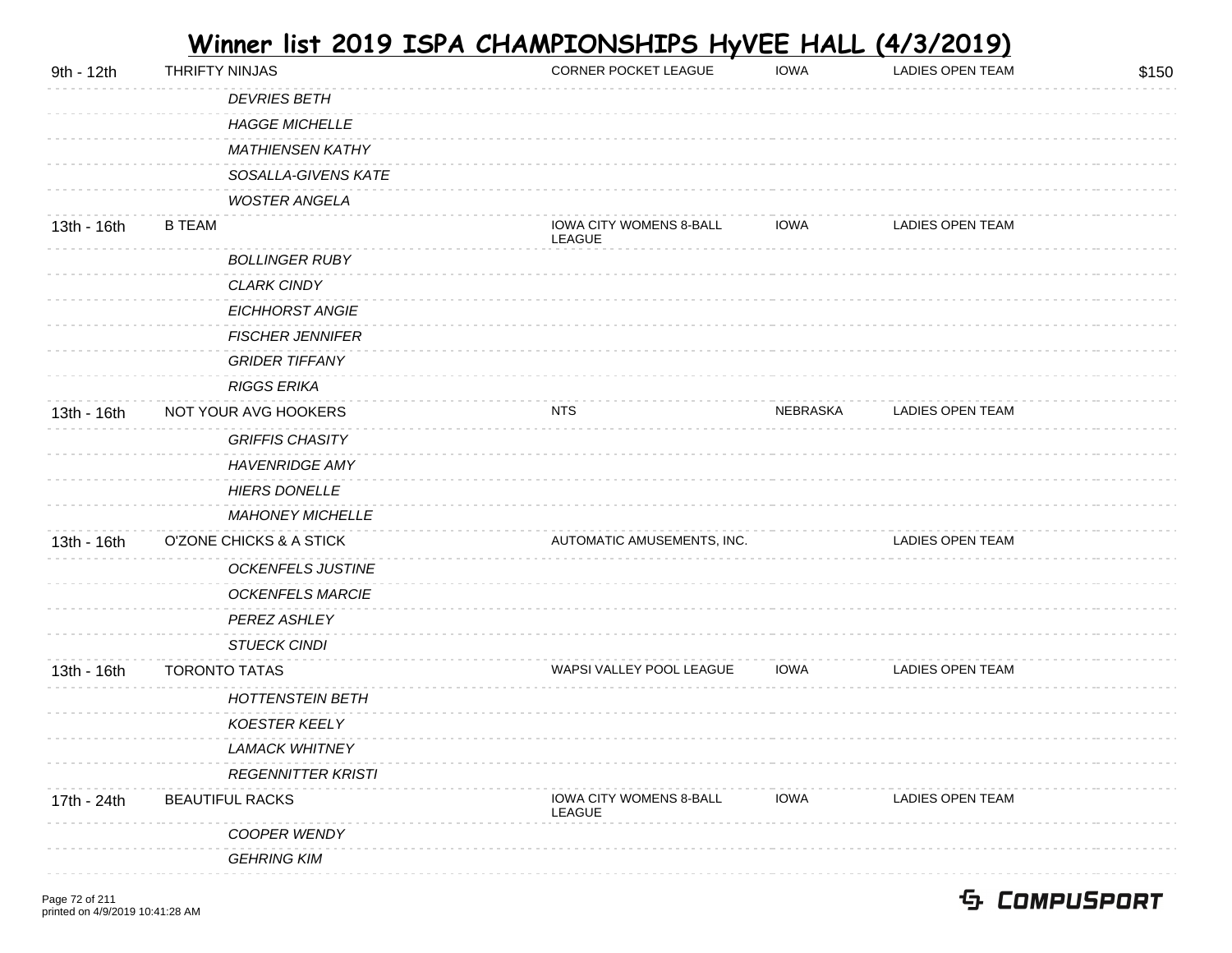# Winner list 2019 ISPA CHAMPIONSHIPS HyVEE HALL (4/3/2019)

| Place | Team / Player | League | State | Division | Prize |
|---|---|---|---|---|---|
| 9th - 12th | THRIFTY NINJAS | CORNER POCKET LEAGUE | IOWA | LADIES OPEN TEAM | $150 |
| | *DEVRIES BETH* | | | | |
| | *HAGGE MICHELLE* | | | | |
| | *MATHIENSEN KATHY* | | | | |
| | *SOSALLA-GIVENS KATE* | | | | |
| | *WOSTER ANGELA* | | | | |
| 13th - 16th | B TEAM | IOWA CITY WOMENS 8-BALL LEAGUE | IOWA | LADIES OPEN TEAM | |
| | *BOLLINGER RUBY* | | | | |
| | *CLARK CINDY* | | | | |
| | *EICHHORST ANGIE* | | | | |
| | *FISCHER JENNIFER* | | | | |
| | *GRIDER TIFFANY* | | | | |
| | *RIGGS ERIKA* | | | | |
| 13th - 16th | NOT YOUR AVG HOOKERS | NTS | NEBRASKA | LADIES OPEN TEAM | |
| | *GRIFFIS CHASITY* | | | | |
| | *HAVENRIDGE AMY* | | | | |
| | *HIERS DONELLE* | | | | |
| | *MAHONEY MICHELLE* | | | | |
| 13th - 16th | O'ZONE CHICKS & A STICK | AUTOMATIC AMUSEMENTS, INC. | | LADIES OPEN TEAM | |
| | *OCKENFELS JUSTINE* | | | | |
| | *OCKENFELS MARCIE* | | | | |
| | *PEREZ ASHLEY* | | | | |
| | *STUECK CINDI* | | | | |
| 13th - 16th | TORONTO TATAS | WAPSI VALLEY POOL LEAGUE | IOWA | LADIES OPEN TEAM | |
| | *HOTTENSTEIN BETH* | | | | |
| | *KOESTER KEELY* | | | | |
| | *LAMACK WHITNEY* | | | | |
| | *REGENNITTER KRISTI* | | | | |
| 17th - 24th | BEAUTIFUL RACKS | IOWA CITY WOMENS 8-BALL LEAGUE | IOWA | LADIES OPEN TEAM | |
| | *COOPER WENDY* | | | | |
| | *GEHRING KIM* | | | | |

printed on 4/9/2019 10:41:28 AM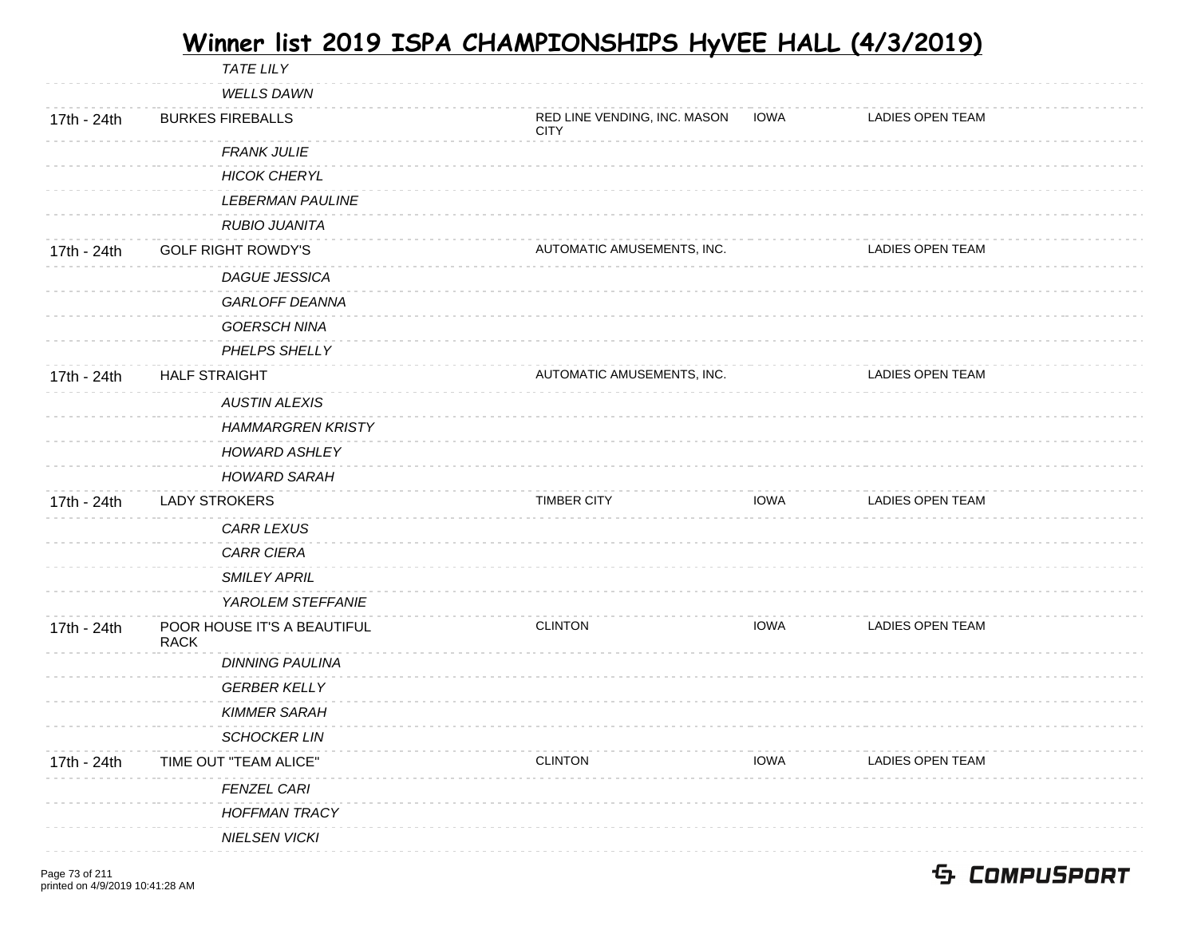# Winner list 2019 ISPA CHAMPIONSHIPS HyVEE HALL (4/3/2019)

| Place | Team / Player | Sponsor / City | State | Event |
|---|---|---|---|---|
| | *TATE LILY* | | | |
| | *WELLS DAWN* | | | |
| 17th - 24th | BURKES FIREBALLS | RED LINE VENDING, INC. MASON CITY | IOWA | LADIES OPEN TEAM |
| | *FRANK JULIE* | | | |
| | *HICOK CHERYL* | | | |
| | *LEBERMAN PAULINE* | | | |
| | *RUBIO JUANITA* | | | |
| 17th - 24th | GOLF RIGHT ROWDY'S | AUTOMATIC AMUSEMENTS, INC. | | LADIES OPEN TEAM |
| | *DAGUE JESSICA* | | | |
| | *GARLOFF DEANNA* | | | |
| | *GOERSCH NINA* | | | |
| | *PHELPS SHELLY* | | | |
| 17th - 24th | HALF STRAIGHT | AUTOMATIC AMUSEMENTS, INC. | | LADIES OPEN TEAM |
| | *AUSTIN ALEXIS* | | | |
| | *HAMMARGREN KRISTY* | | | |
| | *HOWARD ASHLEY* | | | |
| | *HOWARD SARAH* | | | |
| 17th - 24th | LADY STROKERS | TIMBER CITY | IOWA | LADIES OPEN TEAM |
| | *CARR LEXUS* | | | |
| | *CARR CIERA* | | | |
| | *SMILEY APRIL* | | | |
| | *YAROLEM STEFFANIE* | | | |
| 17th - 24th | POOR HOUSE IT'S A BEAUTIFUL RACK | CLINTON | IOWA | LADIES OPEN TEAM |
| | *DINNING PAULINA* | | | |
| | *GERBER KELLY* | | | |
| | *KIMMER SARAH* | | | |
| | *SCHOCKER LIN* | | | |
| 17th - 24th | TIME OUT "TEAM ALICE" | CLINTON | IOWA | LADIES OPEN TEAM |
| | *FENZEL CARI* | | | |
| | *HOFFMAN TRACY* | | | |
| | *NIELSEN VICKI* | | | |

printed on 4/9/2019 10:41:28 AM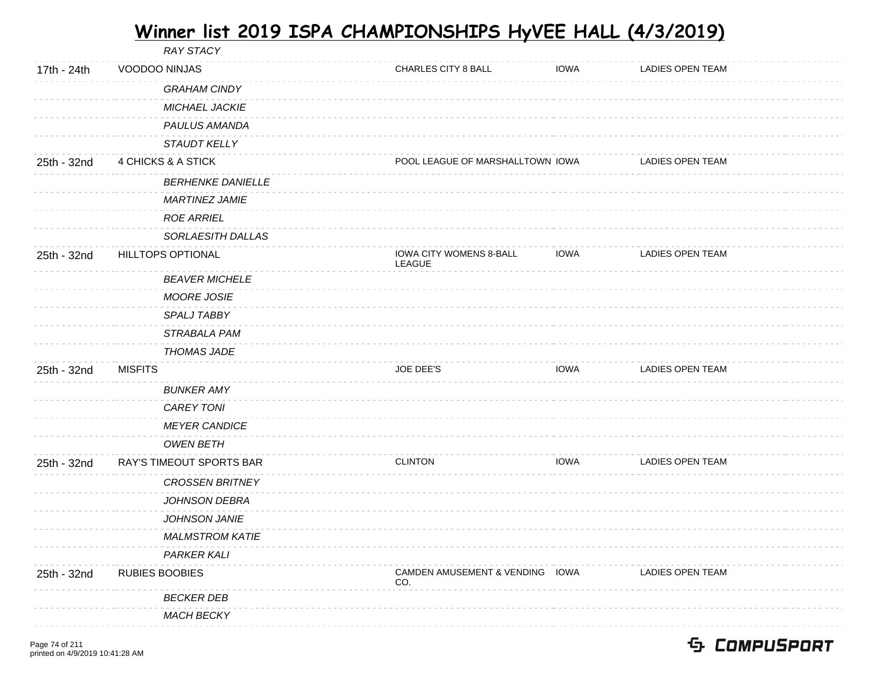# Winner list 2019 ISPA CHAMPIONSHIPS HyVEE HALL (4/3/2019)

| Place | Team / Player | League | State | Division |
|---|---|---|---|---|
| | *RAY STACY* | | | |
| 17th - 24th | VOODOO NINJAS | CHARLES CITY 8 BALL | IOWA | LADIES OPEN TEAM |
| | *GRAHAM CINDY* | | | |
| | *MICHAEL JACKIE* | | | |
| | *PAULUS AMANDA* | | | |
| | *STAUDT KELLY* | | | |
| 25th - 32nd | 4 CHICKS & A STICK | POOL LEAGUE OF MARSHALLTOWN | IOWA | LADIES OPEN TEAM |
| | *BERHENKE DANIELLE* | | | |
| | *MARTINEZ JAMIE* | | | |
| | *ROE ARRIEL* | | | |
| | *SORLAESITH DALLAS* | | | |
| 25th - 32nd | HILLTOPS OPTIONAL | IOWA CITY WOMENS 8-BALL LEAGUE | IOWA | LADIES OPEN TEAM |
| | *BEAVER MICHELE* | | | |
| | *MOORE JOSIE* | | | |
| | *SPALJ TABBY* | | | |
| | *STRABALA PAM* | | | |
| | *THOMAS JADE* | | | |
| 25th - 32nd | MISFITS | JOE DEE'S | IOWA | LADIES OPEN TEAM |
| | *BUNKER AMY* | | | |
| | *CAREY TONI* | | | |
| | *MEYER CANDICE* | | | |
| | *OWEN BETH* | | | |
| 25th - 32nd | RAY'S TIMEOUT SPORTS BAR | CLINTON | IOWA | LADIES OPEN TEAM |
| | *CROSSEN BRITNEY* | | | |
| | *JOHNSON DEBRA* | | | |
| | *JOHNSON JANIE* | | | |
| | *MALMSTROM KATIE* | | | |
| | *PARKER KALI* | | | |
| 25th - 32nd | RUBIES BOOBIES | CAMDEN AMUSEMENT & VENDING CO. | IOWA | LADIES OPEN TEAM |
| | *BECKER DEB* | | | |
| | *MACH BECKY* | | | |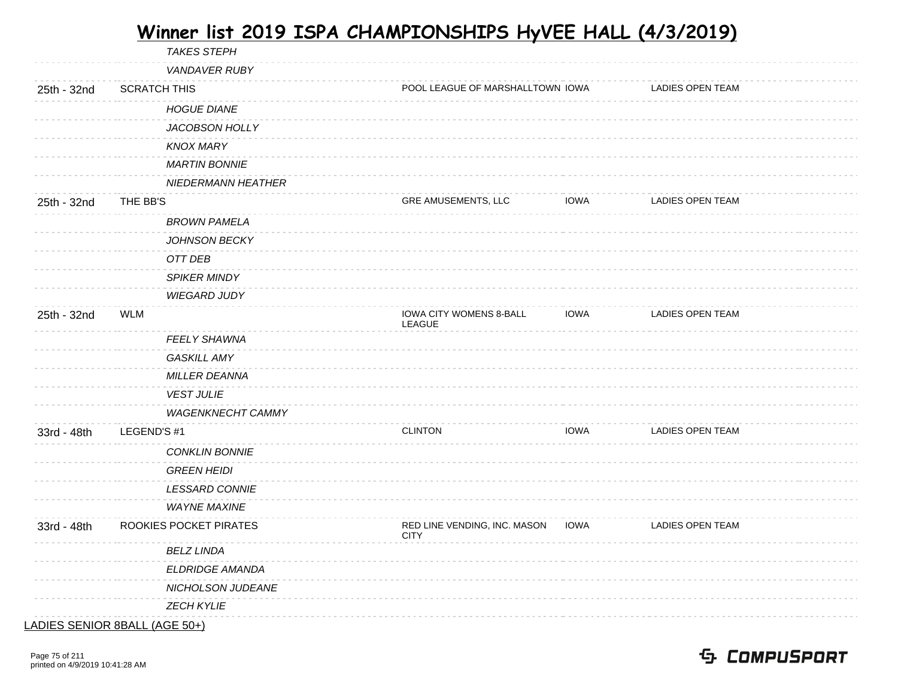# Winner list 2019 ISPA CHAMPIONSHIPS HyVEE HALL (4/3/2019)

| Place | Team / Player | Sponsor | State | Division |
|---|---|---|---|---|
| | *TAKES STEPH* | | | |
| | *VANDAVER RUBY* | | | |
| 25th - 32nd | SCRATCH THIS | POOL LEAGUE OF MARSHALLTOWN | IOWA | LADIES OPEN TEAM |
| | *HOGUE DIANE* | | | |
| | *JACOBSON HOLLY* | | | |
| | *KNOX MARY* | | | |
| | *MARTIN BONNIE* | | | |
| | *NIEDERMANN HEATHER* | | | |
| 25th - 32nd | THE BB'S | GRE AMUSEMENTS, LLC | IOWA | LADIES OPEN TEAM |
| | *BROWN PAMELA* | | | |
| | *JOHNSON BECKY* | | | |
| | *OTT DEB* | | | |
| | *SPIKER MINDY* | | | |
| | *WIEGARD JUDY* | | | |
| 25th - 32nd | WLM | IOWA CITY WOMENS 8-BALL LEAGUE | IOWA | LADIES OPEN TEAM |
| | *FEELY SHAWNA* | | | |
| | *GASKILL AMY* | | | |
| | *MILLER DEANNA* | | | |
| | *VEST JULIE* | | | |
| | *WAGENKNECHT CAMMY* | | | |
| 33rd - 48th | LEGEND'S #1 | CLINTON | IOWA | LADIES OPEN TEAM |
| | *CONKLIN BONNIE* | | | |
| | *GREEN HEIDI* | | | |
| | *LESSARD CONNIE* | | | |
| | *WAYNE MAXINE* | | | |
| 33rd - 48th | ROOKIES POCKET PIRATES | RED LINE VENDING, INC. MASON CITY | IOWA | LADIES OPEN TEAM |
| | *BELZ LINDA* | | | |
| | *ELDRIDGE AMANDA* | | | |
| | *NICHOLSON JUDEANE* | | | |
| | *ZECH KYLIE* | | | |

LADIES SENIOR 8BALL (AGE 50+)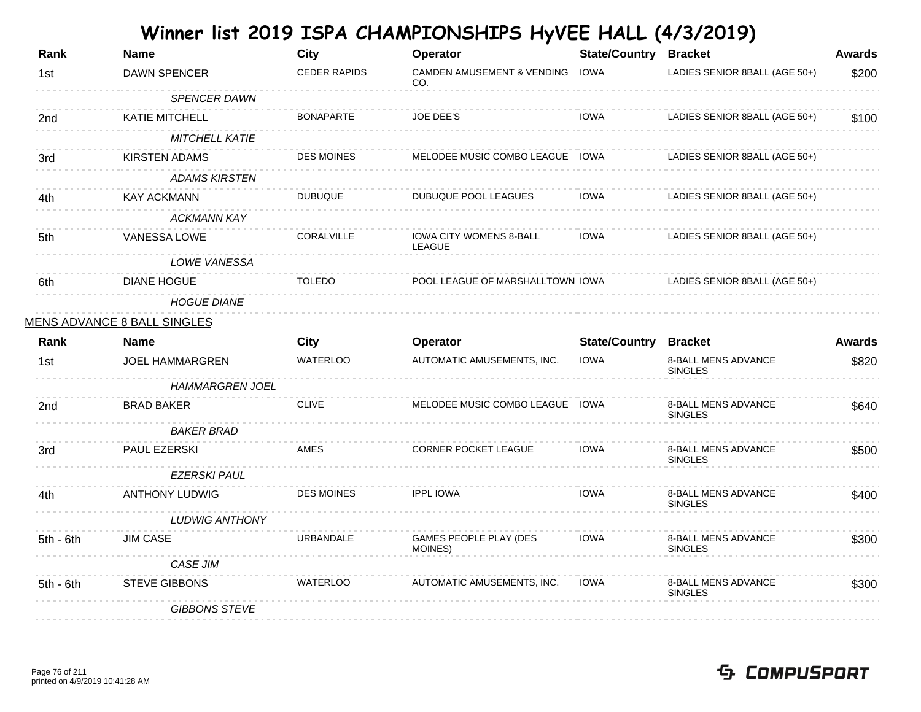# Winner list 2019 ISPA CHAMPIONSHIPS HyVEE HALL (4/3/2019)

| Rank | Name | City | Operator | State/Country | Bracket | Awards |
|---|---|---|---|---|---|---|
| 1st | DAWN SPENCER | CEDER RAPIDS | CAMDEN AMUSEMENT & VENDING CO. | IOWA | LADIES SENIOR 8BALL (AGE 50+) | $200 |
| | *SPENCER DAWN* | | | | | |
| 2nd | KATIE MITCHELL | BONAPARTE | JOE DEE'S | IOWA | LADIES SENIOR 8BALL (AGE 50+) | $100 |
| | *MITCHELL KATIE* | | | | | |
| 3rd | KIRSTEN ADAMS | DES MOINES | MELODEE MUSIC COMBO LEAGUE | IOWA | LADIES SENIOR 8BALL (AGE 50+) | |
| | *ADAMS KIRSTEN* | | | | | |
| 4th | KAY ACKMANN | DUBUQUE | DUBUQUE POOL LEAGUES | IOWA | LADIES SENIOR 8BALL (AGE 50+) | |
| | *ACKMANN KAY* | | | | | |
| 5th | VANESSA LOWE | CORALVILLE | IOWA CITY WOMENS 8-BALL LEAGUE | IOWA | LADIES SENIOR 8BALL (AGE 50+) | |
| | *LOWE VANESSA* | | | | | |
| 6th | DIANE HOGUE | TOLEDO | POOL LEAGUE OF MARSHALLTOWN | IOWA | LADIES SENIOR 8BALL (AGE 50+) | |
| | *HOGUE DIANE* | | | | | |

MENS ADVANCE 8 BALL SINGLES

| Rank | Name | City | Operator | State/Country | Bracket | Awards |
|---|---|---|---|---|---|---|
| 1st | JOEL HAMMARGREN | WATERLOO | AUTOMATIC AMUSEMENTS, INC. | IOWA | 8-BALL MENS ADVANCE SINGLES | $820 |
| | *HAMMARGREN JOEL* | | | | | |
| 2nd | BRAD BAKER | CLIVE | MELODEE MUSIC COMBO LEAGUE | IOWA | 8-BALL MENS ADVANCE SINGLES | $640 |
| | *BAKER BRAD* | | | | | |
| 3rd | PAUL EZERSKI | AMES | CORNER POCKET LEAGUE | IOWA | 8-BALL MENS ADVANCE SINGLES | $500 |
| | *EZERSKI PAUL* | | | | | |
| 4th | ANTHONY LUDWIG | DES MOINES | IPPL IOWA | IOWA | 8-BALL MENS ADVANCE SINGLES | $400 |
| | *LUDWIG ANTHONY* | | | | | |
| 5th - 6th | JIM CASE | URBANDALE | GAMES PEOPLE PLAY (DES MOINES) | IOWA | 8-BALL MENS ADVANCE SINGLES | $300 |
| | *CASE JIM* | | | | | |
| 5th - 6th | STEVE GIBBONS | WATERLOO | AUTOMATIC AMUSEMENTS, INC. | IOWA | 8-BALL MENS ADVANCE SINGLES | $300 |
| | *GIBBONS STEVE* | | | | | |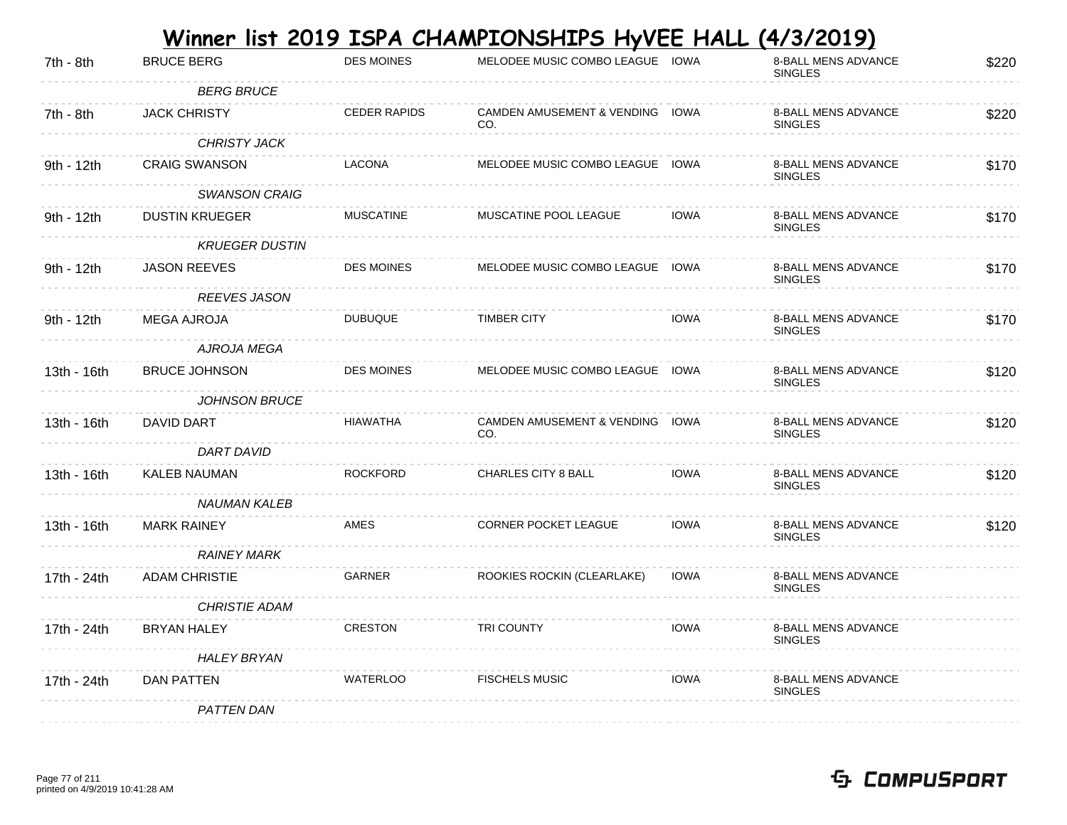# Winner list 2019 ISPA CHAMPIONSHIPS HyVEE HALL (4/3/2019)

| Place | Name | City | League | State | Event | Prize |
|---|---|---|---|---|---|---|
| 7th - 8th | BRUCE BERG<br>*BERG BRUCE* | DES MOINES | MELODEE MUSIC COMBO LEAGUE | IOWA | 8-BALL MENS ADVANCE SINGLES | $220 |
| 7th - 8th | JACK CHRISTY<br>*CHRISTY JACK* | CEDER RAPIDS | CAMDEN AMUSEMENT & VENDING CO. | IOWA | 8-BALL MENS ADVANCE SINGLES | $220 |
| 9th - 12th | CRAIG SWANSON<br>*SWANSON CRAIG* | LACONA | MELODEE MUSIC COMBO LEAGUE | IOWA | 8-BALL MENS ADVANCE SINGLES | $170 |
| 9th - 12th | DUSTIN KRUEGER<br>*KRUEGER DUSTIN* | MUSCATINE | MUSCATINE POOL LEAGUE | IOWA | 8-BALL MENS ADVANCE SINGLES | $170 |
| 9th - 12th | JASON REEVES<br>*REEVES JASON* | DES MOINES | MELODEE MUSIC COMBO LEAGUE | IOWA | 8-BALL MENS ADVANCE SINGLES | $170 |
| 9th - 12th | MEGA AJROJA<br>*AJROJA MEGA* | DUBUQUE | TIMBER CITY | IOWA | 8-BALL MENS ADVANCE SINGLES | $170 |
| 13th - 16th | BRUCE JOHNSON<br>*JOHNSON BRUCE* | DES MOINES | MELODEE MUSIC COMBO LEAGUE | IOWA | 8-BALL MENS ADVANCE SINGLES | $120 |
| 13th - 16th | DAVID DART<br>*DART DAVID* | HIAWATHA | CAMDEN AMUSEMENT & VENDING CO. | IOWA | 8-BALL MENS ADVANCE SINGLES | $120 |
| 13th - 16th | KALEB NAUMAN<br>*NAUMAN KALEB* | ROCKFORD | CHARLES CITY 8 BALL | IOWA | 8-BALL MENS ADVANCE SINGLES | $120 |
| 13th - 16th | MARK RAINEY<br>*RAINEY MARK* | AMES | CORNER POCKET LEAGUE | IOWA | 8-BALL MENS ADVANCE SINGLES | $120 |
| 17th - 24th | ADAM CHRISTIE<br>*CHRISTIE ADAM* | GARNER | ROOKIES ROCKIN (CLEARLAKE) | IOWA | 8-BALL MENS ADVANCE SINGLES | |
| 17th - 24th | BRYAN HALEY<br>*HALEY BRYAN* | CRESTON | TRI COUNTY | IOWA | 8-BALL MENS ADVANCE SINGLES | |
| 17th - 24th | DAN PATTEN<br>*PATTEN DAN* | WATERLOO | FISCHELS MUSIC | IOWA | 8-BALL MENS ADVANCE SINGLES | |

printed on 4/9/2019 10:41:28 AM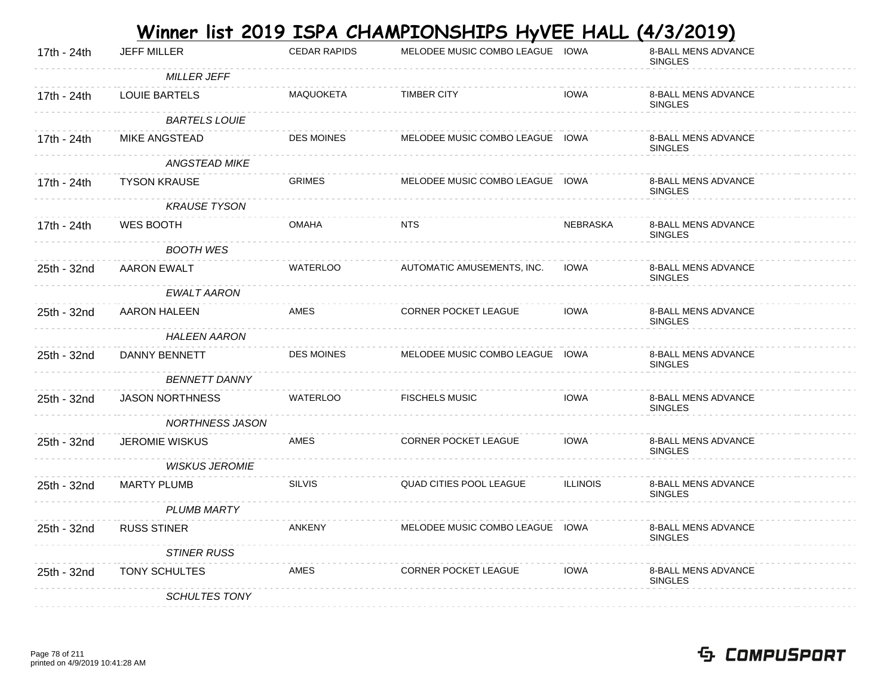# Winner list 2019 ISPA CHAMPIONSHIPS HyVEE HALL (4/3/2019)

| Place | Name | City | League | State | Event |
|---|---|---|---|---|---|
| 17th - 24th | JEFF MILLER | CEDAR RAPIDS | MELODEE MUSIC COMBO LEAGUE | IOWA | 8-BALL MENS ADVANCE SINGLES |
| | *MILLER JEFF* | | | | |
| 17th - 24th | LOUIE BARTELS | MAQUOKETA | TIMBER CITY | IOWA | 8-BALL MENS ADVANCE SINGLES |
| | *BARTELS LOUIE* | | | | |
| 17th - 24th | MIKE ANGSTEAD | DES MOINES | MELODEE MUSIC COMBO LEAGUE | IOWA | 8-BALL MENS ADVANCE SINGLES |
| | *ANGSTEAD MIKE* | | | | |
| 17th - 24th | TYSON KRAUSE | GRIMES | MELODEE MUSIC COMBO LEAGUE | IOWA | 8-BALL MENS ADVANCE SINGLES |
| | *KRAUSE TYSON* | | | | |
| 17th - 24th | WES BOOTH | OMAHA | NTS | NEBRASKA | 8-BALL MENS ADVANCE SINGLES |
| | *BOOTH WES* | | | | |
| 25th - 32nd | AARON EWALT | WATERLOO | AUTOMATIC AMUSEMENTS, INC. | IOWA | 8-BALL MENS ADVANCE SINGLES |
| | *EWALT AARON* | | | | |
| 25th - 32nd | AARON HALEEN | AMES | CORNER POCKET LEAGUE | IOWA | 8-BALL MENS ADVANCE SINGLES |
| | *HALEEN AARON* | | | | |
| 25th - 32nd | DANNY BENNETT | DES MOINES | MELODEE MUSIC COMBO LEAGUE | IOWA | 8-BALL MENS ADVANCE SINGLES |
| | *BENNETT DANNY* | | | | |
| 25th - 32nd | JASON NORTHNESS | WATERLOO | FISCHELS MUSIC | IOWA | 8-BALL MENS ADVANCE SINGLES |
| | *NORTHNESS JASON* | | | | |
| 25th - 32nd | JEROMIE WISKUS | AMES | CORNER POCKET LEAGUE | IOWA | 8-BALL MENS ADVANCE SINGLES |
| | *WISKUS JEROMIE* | | | | |
| 25th - 32nd | MARTY PLUMB | SILVIS | QUAD CITIES POOL LEAGUE | ILLINOIS | 8-BALL MENS ADVANCE SINGLES |
| | *PLUMB MARTY* | | | | |
| 25th - 32nd | RUSS STINER | ANKENY | MELODEE MUSIC COMBO LEAGUE | IOWA | 8-BALL MENS ADVANCE SINGLES |
| | *STINER RUSS* | | | | |
| 25th - 32nd | TONY SCHULTES | AMES | CORNER POCKET LEAGUE | IOWA | 8-BALL MENS ADVANCE SINGLES |
| | *SCHULTES TONY* | | | | |

printed on 4/9/2019 10:41:28 AM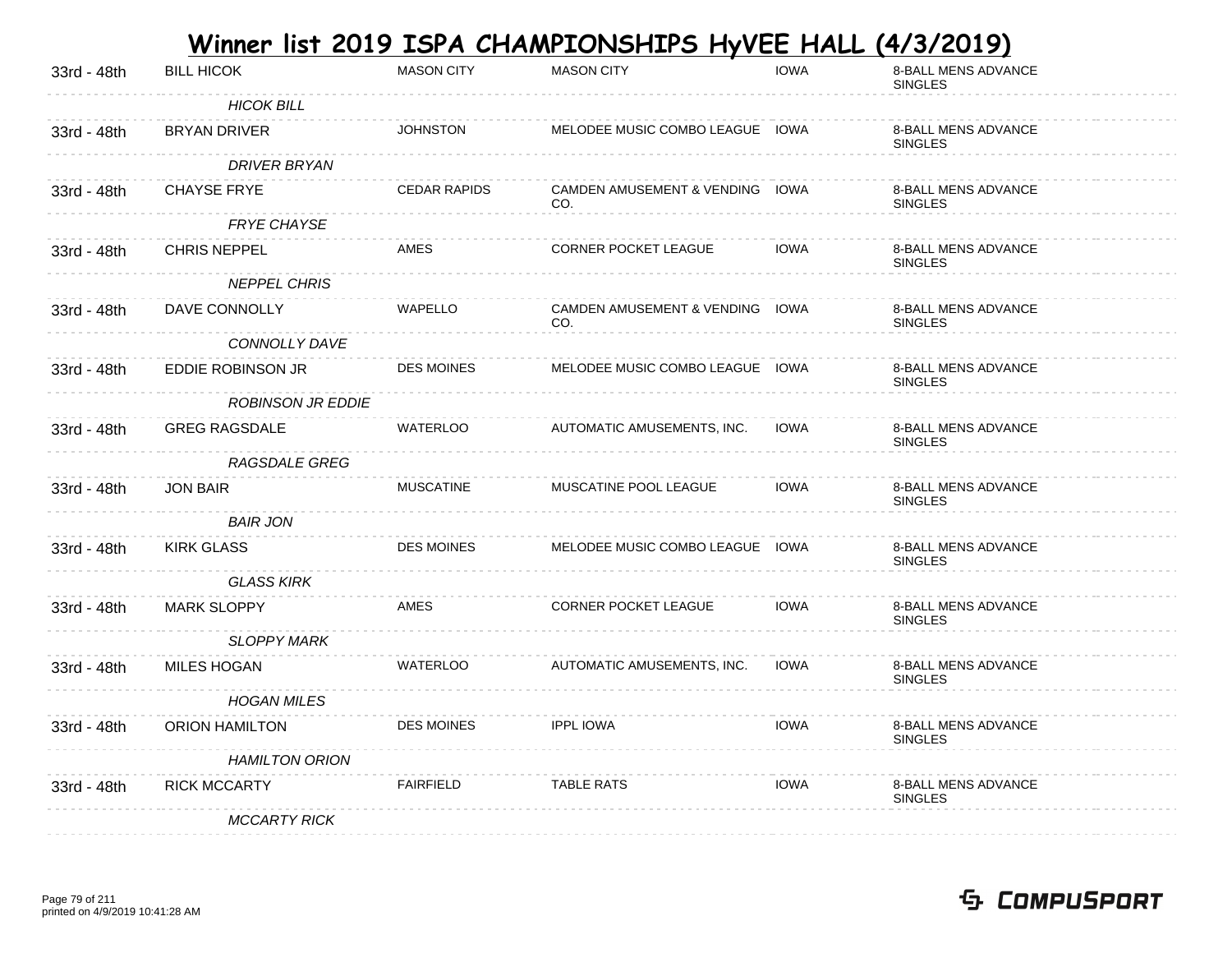# Winner list 2019 ISPA CHAMPIONSHIPS HyVEE HALL (4/3/2019)

| Place | Name | City | League | State | Event |
|---|---|---|---|---|---|
| 33rd - 48th | BILL HICOK | MASON CITY | MASON CITY | IOWA | 8-BALL MENS ADVANCE SINGLES |
| | *HICOK BILL* | | | | |
| 33rd - 48th | BRYAN DRIVER | JOHNSTON | MELODEE MUSIC COMBO LEAGUE | IOWA | 8-BALL MENS ADVANCE SINGLES |
| | *DRIVER BRYAN* | | | | |
| 33rd - 48th | CHAYSE FRYE | CEDAR RAPIDS | CAMDEN AMUSEMENT & VENDING CO. | IOWA | 8-BALL MENS ADVANCE SINGLES |
| | *FRYE CHAYSE* | | | | |
| 33rd - 48th | CHRIS NEPPEL | AMES | CORNER POCKET LEAGUE | IOWA | 8-BALL MENS ADVANCE SINGLES |
| | *NEPPEL CHRIS* | | | | |
| 33rd - 48th | DAVE CONNOLLY | WAPELLO | CAMDEN AMUSEMENT & VENDING CO. | IOWA | 8-BALL MENS ADVANCE SINGLES |
| | *CONNOLLY DAVE* | | | | |
| 33rd - 48th | EDDIE ROBINSON JR | DES MOINES | MELODEE MUSIC COMBO LEAGUE | IOWA | 8-BALL MENS ADVANCE SINGLES |
| | *ROBINSON JR EDDIE* | | | | |
| 33rd - 48th | GREG RAGSDALE | WATERLOO | AUTOMATIC AMUSEMENTS, INC. | IOWA | 8-BALL MENS ADVANCE SINGLES |
| | *RAGSDALE GREG* | | | | |
| 33rd - 48th | JON BAIR | MUSCATINE | MUSCATINE POOL LEAGUE | IOWA | 8-BALL MENS ADVANCE SINGLES |
| | *BAIR JON* | | | | |
| 33rd - 48th | KIRK GLASS | DES MOINES | MELODEE MUSIC COMBO LEAGUE | IOWA | 8-BALL MENS ADVANCE SINGLES |
| | *GLASS KIRK* | | | | |
| 33rd - 48th | MARK SLOPPY | AMES | CORNER POCKET LEAGUE | IOWA | 8-BALL MENS ADVANCE SINGLES |
| | *SLOPPY MARK* | | | | |
| 33rd - 48th | MILES HOGAN | WATERLOO | AUTOMATIC AMUSEMENTS, INC. | IOWA | 8-BALL MENS ADVANCE SINGLES |
| | *HOGAN MILES* | | | | |
| 33rd - 48th | ORION HAMILTON | DES MOINES | IPPL IOWA | IOWA | 8-BALL MENS ADVANCE SINGLES |
| | *HAMILTON ORION* | | | | |
| 33rd - 48th | RICK MCCARTY | FAIRFIELD | TABLE RATS | IOWA | 8-BALL MENS ADVANCE SINGLES |
| | *MCCARTY RICK* | | | | |

printed on 4/9/2019 10:41:28 AM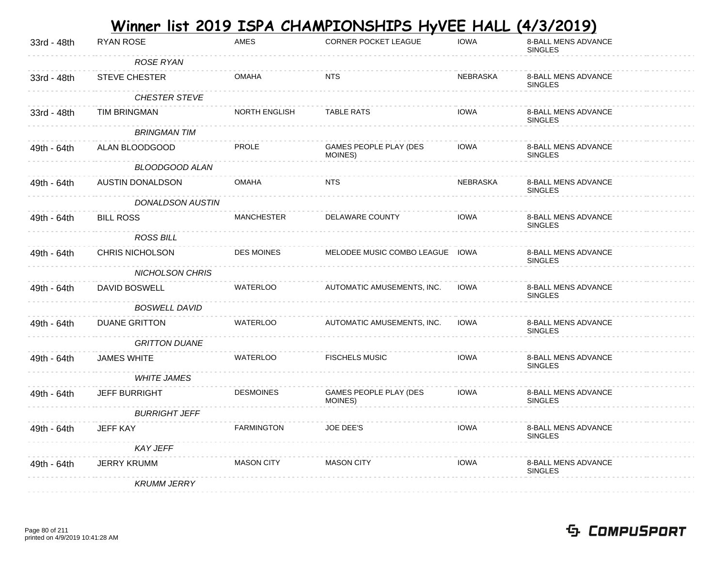# Winner list 2019 ISPA CHAMPIONSHIPS HyVEE HALL (4/3/2019)

| Place | Name | City | League | State | Event |
|---|---|---|---|---|---|
| 33rd - 48th | RYAN ROSE | AMES | CORNER POCKET LEAGUE | IOWA | 8-BALL MENS ADVANCE SINGLES |
| | *ROSE RYAN* | | | | |
| 33rd - 48th | STEVE CHESTER | OMAHA | NTS | NEBRASKA | 8-BALL MENS ADVANCE SINGLES |
| | *CHESTER STEVE* | | | | |
| 33rd - 48th | TIM BRINGMAN | NORTH ENGLISH | TABLE RATS | IOWA | 8-BALL MENS ADVANCE SINGLES |
| | *BRINGMAN TIM* | | | | |
| 49th - 64th | ALAN BLOODGOOD | PROLE | GAMES PEOPLE PLAY (DES MOINES) | IOWA | 8-BALL MENS ADVANCE SINGLES |
| | *BLOODGOOD ALAN* | | | | |
| 49th - 64th | AUSTIN DONALDSON | OMAHA | NTS | NEBRASKA | 8-BALL MENS ADVANCE SINGLES |
| | *DONALDSON AUSTIN* | | | | |
| 49th - 64th | BILL ROSS | MANCHESTER | DELAWARE COUNTY | IOWA | 8-BALL MENS ADVANCE SINGLES |
| | *ROSS BILL* | | | | |
| 49th - 64th | CHRIS NICHOLSON | DES MOINES | MELODEE MUSIC COMBO LEAGUE | IOWA | 8-BALL MENS ADVANCE SINGLES |
| | *NICHOLSON CHRIS* | | | | |
| 49th - 64th | DAVID BOSWELL | WATERLOO | AUTOMATIC AMUSEMENTS, INC. | IOWA | 8-BALL MENS ADVANCE SINGLES |
| | *BOSWELL DAVID* | | | | |
| 49th - 64th | DUANE GRITTON | WATERLOO | AUTOMATIC AMUSEMENTS, INC. | IOWA | 8-BALL MENS ADVANCE SINGLES |
| | *GRITTON DUANE* | | | | |
| 49th - 64th | JAMES WHITE | WATERLOO | FISCHELS MUSIC | IOWA | 8-BALL MENS ADVANCE SINGLES |
| | *WHITE JAMES* | | | | |
| 49th - 64th | JEFF BURRIGHT | DESMOINES | GAMES PEOPLE PLAY (DES MOINES) | IOWA | 8-BALL MENS ADVANCE SINGLES |
| | *BURRIGHT JEFF* | | | | |
| 49th - 64th | JEFF KAY | FARMINGTON | JOE DEE'S | IOWA | 8-BALL MENS ADVANCE SINGLES |
| | *KAY JEFF* | | | | |
| 49th - 64th | JERRY KRUMM | MASON CITY | MASON CITY | IOWA | 8-BALL MENS ADVANCE SINGLES |
| | *KRUMM JERRY* | | | | |

printed on 4/9/2019 10:41:28 AM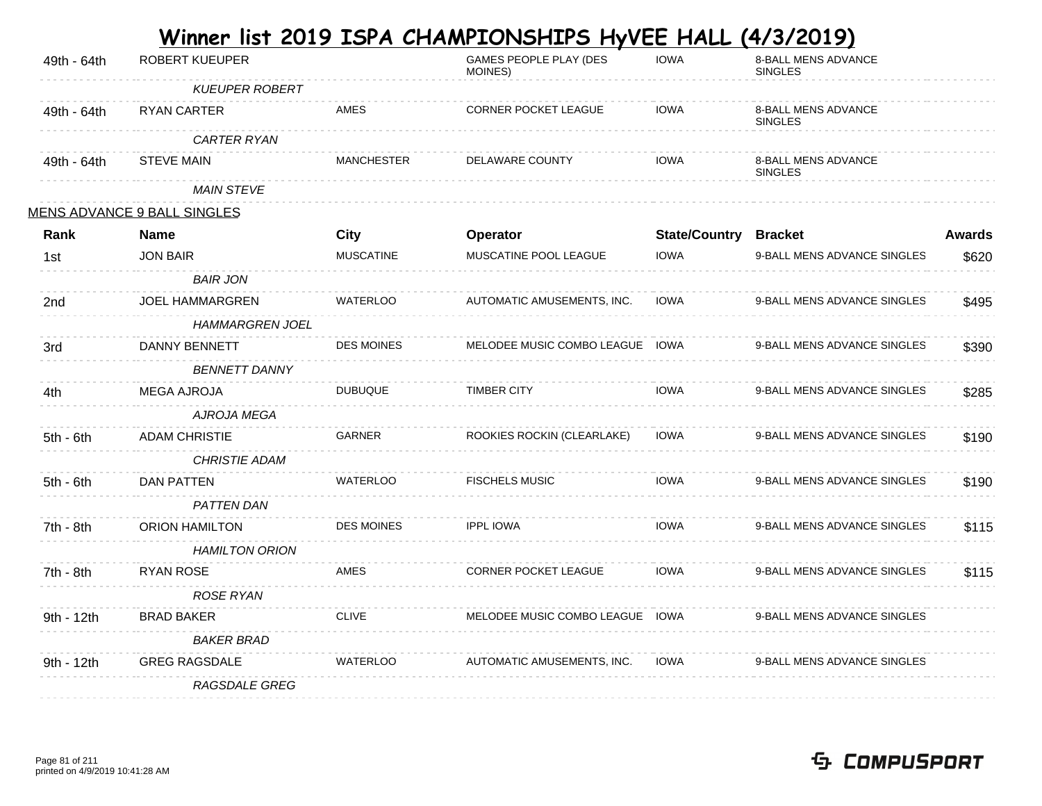# Winner list 2019 ISPA CHAMPIONSHIPS HyVEE HALL (4/3/2019)

| Rank | Name | City | Operator | State/Country | Bracket | Awards |
|---|---|---|---|---|---|---|
| 49th - 64th | ROBERT KUEUPER | | GAMES PEOPLE PLAY (DES MOINES) | IOWA | 8-BALL MENS ADVANCE SINGLES | |
| | *KUEUPER ROBERT* | | | | | |
| 49th - 64th | RYAN CARTER | AMES | CORNER POCKET LEAGUE | IOWA | 8-BALL MENS ADVANCE SINGLES | |
| | *CARTER RYAN* | | | | | |
| 49th - 64th | STEVE MAIN | MANCHESTER | DELAWARE COUNTY | IOWA | 8-BALL MENS ADVANCE SINGLES | |
| | *MAIN STEVE* | | | | | |

MENS ADVANCE 9 BALL SINGLES

| Rank | Name | City | Operator | State/Country | Bracket | Awards |
|---|---|---|---|---|---|---|
| 1st | JON BAIR | MUSCATINE | MUSCATINE POOL LEAGUE | IOWA | 9-BALL MENS ADVANCE SINGLES | $620 |
| | *BAIR JON* | | | | | |
| 2nd | JOEL HAMMARGREN | WATERLOO | AUTOMATIC AMUSEMENTS, INC. | IOWA | 9-BALL MENS ADVANCE SINGLES | $495 |
| | *HAMMARGREN JOEL* | | | | | |
| 3rd | DANNY BENNETT | DES MOINES | MELODEE MUSIC COMBO LEAGUE | IOWA | 9-BALL MENS ADVANCE SINGLES | $390 |
| | *BENNETT DANNY* | | | | | |
| 4th | MEGA AJROJA | DUBUQUE | TIMBER CITY | IOWA | 9-BALL MENS ADVANCE SINGLES | $285 |
| | *AJROJA MEGA* | | | | | |
| 5th - 6th | ADAM CHRISTIE | GARNER | ROOKIES ROCKIN (CLEARLAKE) | IOWA | 9-BALL MENS ADVANCE SINGLES | $190 |
| | *CHRISTIE ADAM* | | | | | |
| 5th - 6th | DAN PATTEN | WATERLOO | FISCHELS MUSIC | IOWA | 9-BALL MENS ADVANCE SINGLES | $190 |
| | *PATTEN DAN* | | | | | |
| 7th - 8th | ORION HAMILTON | DES MOINES | IPPL IOWA | IOWA | 9-BALL MENS ADVANCE SINGLES | $115 |
| | *HAMILTON ORION* | | | | | |
| 7th - 8th | RYAN ROSE | AMES | CORNER POCKET LEAGUE | IOWA | 9-BALL MENS ADVANCE SINGLES | $115 |
| | *ROSE RYAN* | | | | | |
| 9th - 12th | BRAD BAKER | CLIVE | MELODEE MUSIC COMBO LEAGUE | IOWA | 9-BALL MENS ADVANCE SINGLES | |
| | *BAKER BRAD* | | | | | |
| 9th - 12th | GREG RAGSDALE | WATERLOO | AUTOMATIC AMUSEMENTS, INC. | IOWA | 9-BALL MENS ADVANCE SINGLES | |
| | *RAGSDALE GREG* | | | | | |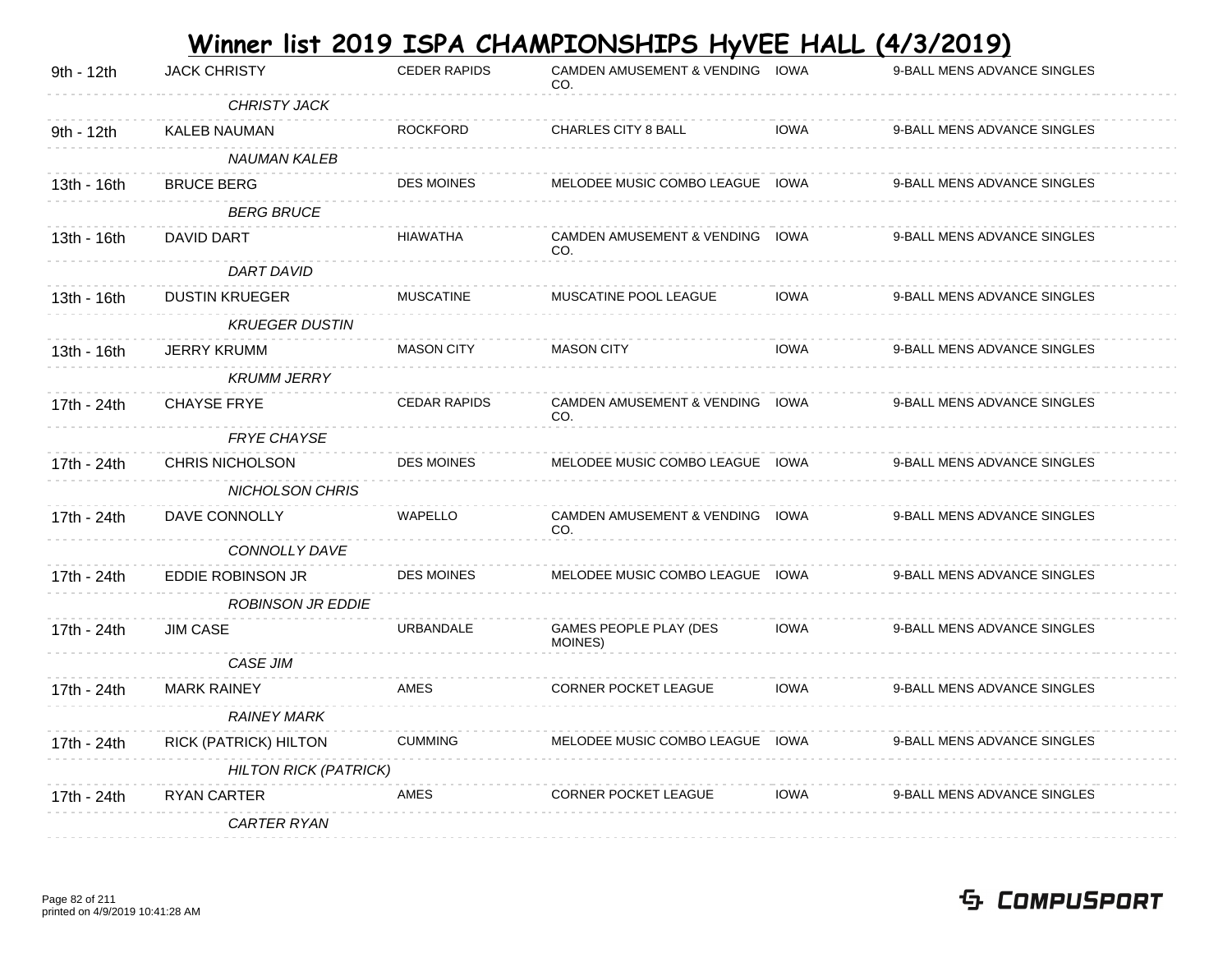# Winner list 2019 ISPA CHAMPIONSHIPS HyVEE HALL (4/3/2019)

| Place | Name | City | League | State | Event |
|---|---|---|---|---|---|
| 9th - 12th | JACK CHRISTY | CEDER RAPIDS | CAMDEN AMUSEMENT & VENDING CO. | IOWA | 9-BALL MENS ADVANCE SINGLES |
| | *CHRISTY JACK* | | | | |
| 9th - 12th | KALEB NAUMAN | ROCKFORD | CHARLES CITY 8 BALL | IOWA | 9-BALL MENS ADVANCE SINGLES |
| | *NAUMAN KALEB* | | | | |
| 13th - 16th | BRUCE BERG | DES MOINES | MELODEE MUSIC COMBO LEAGUE | IOWA | 9-BALL MENS ADVANCE SINGLES |
| | *BERG BRUCE* | | | | |
| 13th - 16th | DAVID DART | HIAWATHA | CAMDEN AMUSEMENT & VENDING CO. | IOWA | 9-BALL MENS ADVANCE SINGLES |
| | *DART DAVID* | | | | |
| 13th - 16th | DUSTIN KRUEGER | MUSCATINE | MUSCATINE POOL LEAGUE | IOWA | 9-BALL MENS ADVANCE SINGLES |
| | *KRUEGER DUSTIN* | | | | |
| 13th - 16th | JERRY KRUMM | MASON CITY | MASON CITY | IOWA | 9-BALL MENS ADVANCE SINGLES |
| | *KRUMM JERRY* | | | | |
| 17th - 24th | CHAYSE FRYE | CEDAR RAPIDS | CAMDEN AMUSEMENT & VENDING CO. | IOWA | 9-BALL MENS ADVANCE SINGLES |
| | *FRYE CHAYSE* | | | | |
| 17th - 24th | CHRIS NICHOLSON | DES MOINES | MELODEE MUSIC COMBO LEAGUE | IOWA | 9-BALL MENS ADVANCE SINGLES |
| | *NICHOLSON CHRIS* | | | | |
| 17th - 24th | DAVE CONNOLLY | WAPELLO | CAMDEN AMUSEMENT & VENDING CO. | IOWA | 9-BALL MENS ADVANCE SINGLES |
| | *CONNOLLY DAVE* | | | | |
| 17th - 24th | EDDIE ROBINSON JR | DES MOINES | MELODEE MUSIC COMBO LEAGUE | IOWA | 9-BALL MENS ADVANCE SINGLES |
| | *ROBINSON JR EDDIE* | | | | |
| 17th - 24th | JIM CASE | URBANDALE | GAMES PEOPLE PLAY (DES MOINES) | IOWA | 9-BALL MENS ADVANCE SINGLES |
| | *CASE JIM* | | | | |
| 17th - 24th | MARK RAINEY | AMES | CORNER POCKET LEAGUE | IOWA | 9-BALL MENS ADVANCE SINGLES |
| | *RAINEY MARK* | | | | |
| 17th - 24th | RICK (PATRICK) HILTON | CUMMING | MELODEE MUSIC COMBO LEAGUE | IOWA | 9-BALL MENS ADVANCE SINGLES |
| | *HILTON RICK (PATRICK)* | | | | |
| 17th - 24th | RYAN CARTER | AMES | CORNER POCKET LEAGUE | IOWA | 9-BALL MENS ADVANCE SINGLES |
| | *CARTER RYAN* | | | | |

printed on 4/9/2019 10:41:28 AM

COMPUSPORT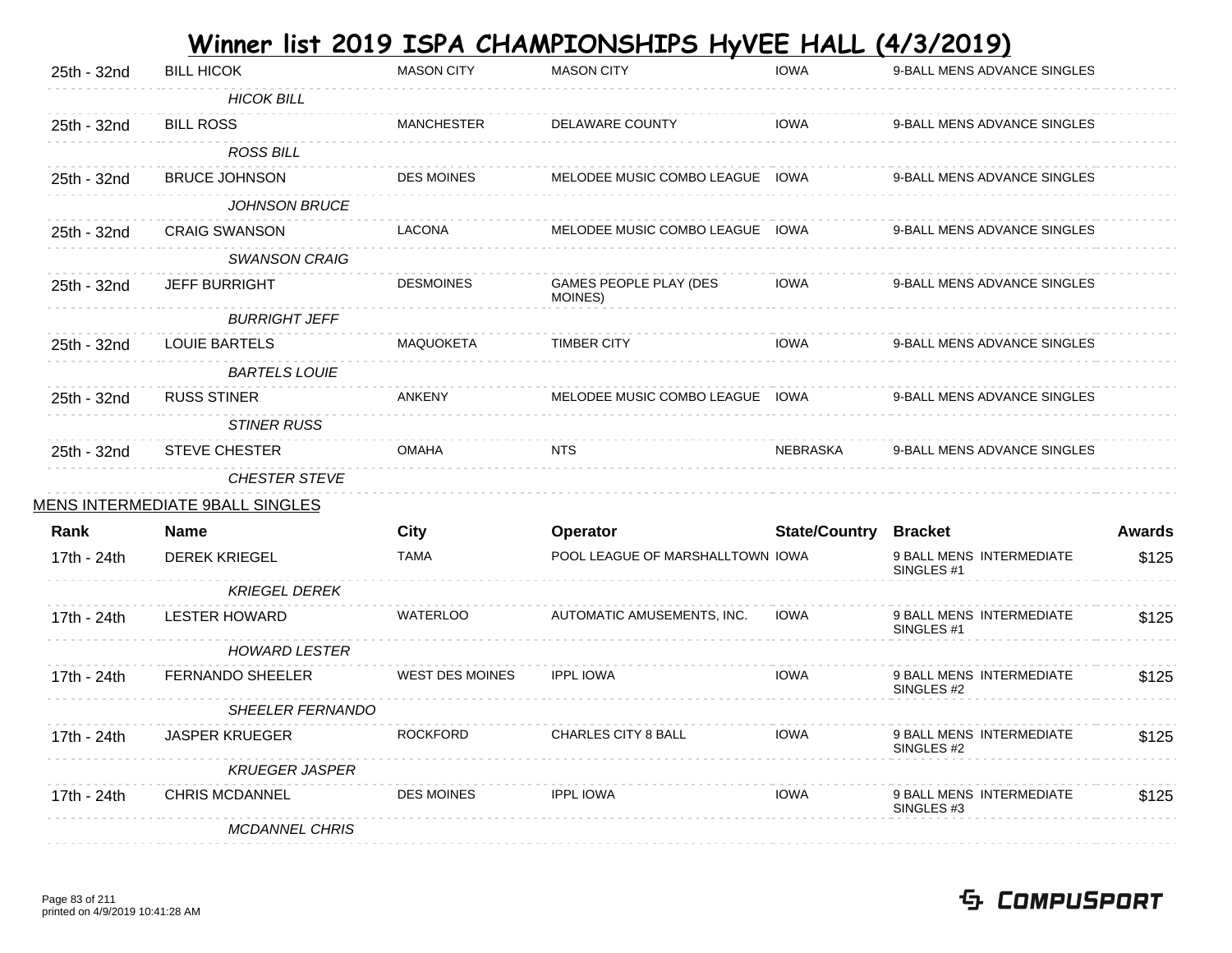# Winner list 2019 ISPA CHAMPIONSHIPS HyVEE HALL (4/3/2019)

| Rank | Name | City | Operator | State/Country | Bracket | Awards |
|---|---|---|---|---|---|---|
| 25th - 32nd | BILL HICOK | MASON CITY | MASON CITY | IOWA | 9-BALL MENS ADVANCE SINGLES | |
| | *HICOK BILL* | | | | | |
| 25th - 32nd | BILL ROSS | MANCHESTER | DELAWARE COUNTY | IOWA | 9-BALL MENS ADVANCE SINGLES | |
| | *ROSS BILL* | | | | | |
| 25th - 32nd | BRUCE JOHNSON | DES MOINES | MELODEE MUSIC COMBO LEAGUE | IOWA | 9-BALL MENS ADVANCE SINGLES | |
| | *JOHNSON BRUCE* | | | | | |
| 25th - 32nd | CRAIG SWANSON | LACONA | MELODEE MUSIC COMBO LEAGUE | IOWA | 9-BALL MENS ADVANCE SINGLES | |
| | *SWANSON CRAIG* | | | | | |
| 25th - 32nd | JEFF BURRIGHT | DESMOINES | GAMES PEOPLE PLAY (DES MOINES) | IOWA | 9-BALL MENS ADVANCE SINGLES | |
| | *BURRIGHT JEFF* | | | | | |
| 25th - 32nd | LOUIE BARTELS | MAQUOKETA | TIMBER CITY | IOWA | 9-BALL MENS ADVANCE SINGLES | |
| | *BARTELS LOUIE* | | | | | |
| 25th - 32nd | RUSS STINER | ANKENY | MELODEE MUSIC COMBO LEAGUE | IOWA | 9-BALL MENS ADVANCE SINGLES | |
| | *STINER RUSS* | | | | | |
| 25th - 32nd | STEVE CHESTER | OMAHA | NTS | NEBRASKA | 9-BALL MENS ADVANCE SINGLES | |
| | *CHESTER STEVE* | | | | | |

## MENS INTERMEDIATE 9BALL SINGLES

| Rank | Name | City | Operator | State/Country | Bracket | Awards |
|---|---|---|---|---|---|---|
| 17th - 24th | DEREK KRIEGEL | TAMA | POOL LEAGUE OF MARSHALLTOWN | IOWA | 9 BALL MENS INTERMEDIATE SINGLES #1 | $125 |
| | *KRIEGEL DEREK* | | | | | |
| 17th - 24th | LESTER HOWARD | WATERLOO | AUTOMATIC AMUSEMENTS, INC. | IOWA | 9 BALL MENS INTERMEDIATE SINGLES #1 | $125 |
| | *HOWARD LESTER* | | | | | |
| 17th - 24th | FERNANDO SHEELER | WEST DES MOINES | IPPL IOWA | IOWA | 9 BALL MENS INTERMEDIATE SINGLES #2 | $125 |
| | *SHEELER FERNANDO* | | | | | |
| 17th - 24th | JASPER KRUEGER | ROCKFORD | CHARLES CITY 8 BALL | IOWA | 9 BALL MENS INTERMEDIATE SINGLES #2 | $125 |
| | *KRUEGER JASPER* | | | | | |
| 17th - 24th | CHRIS MCDANNEL | DES MOINES | IPPL IOWA | IOWA | 9 BALL MENS INTERMEDIATE SINGLES #3 | $125 |
| | *MCDANNEL CHRIS* | | | | | |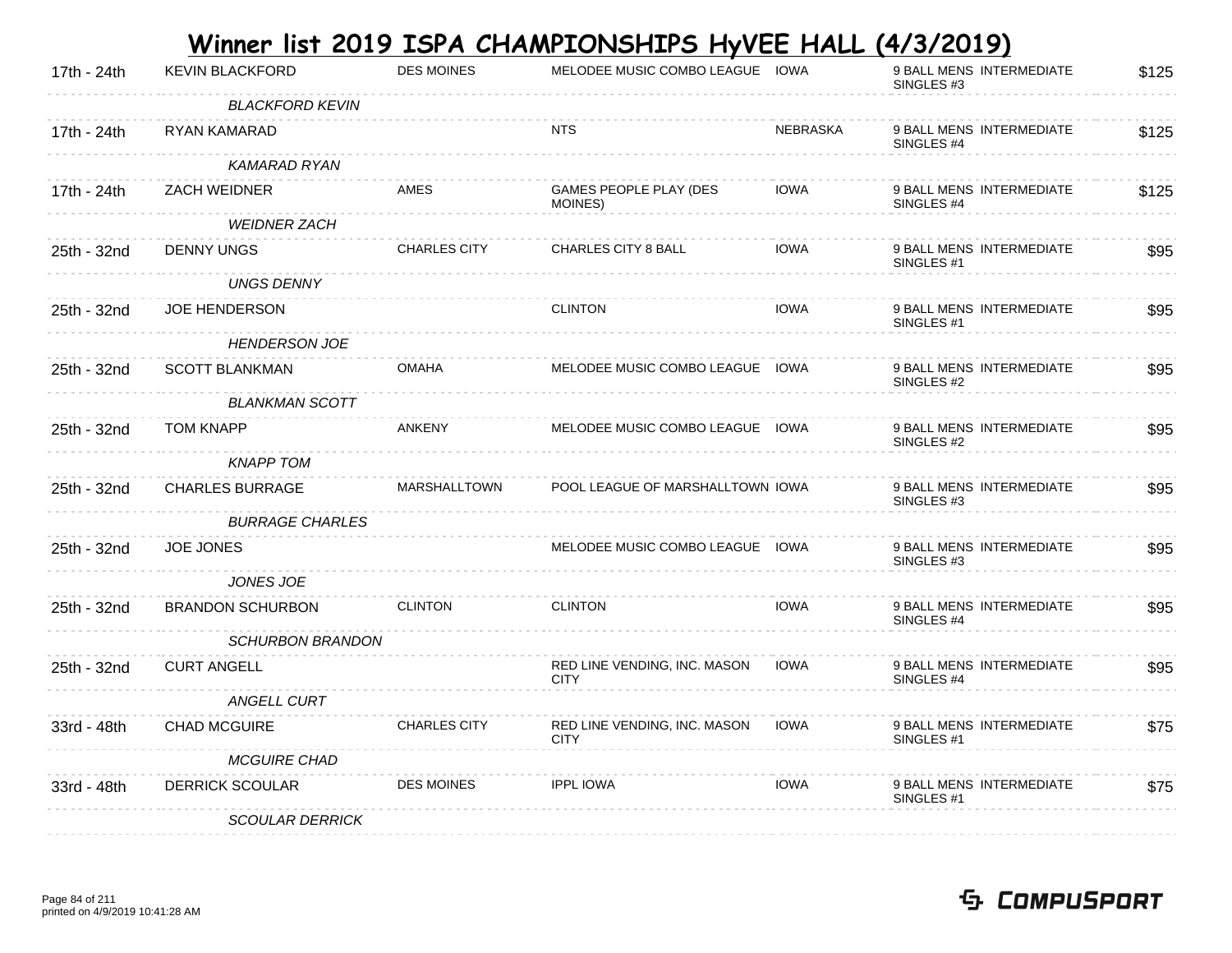# Winner list 2019 ISPA CHAMPIONSHIPS HyVEE HALL (4/3/2019)

| Place | Name | City | League | State | Event | Prize |
|---|---|---|---|---|---|---|
| 17th - 24th | KEVIN BLACKFORD | DES MOINES | MELODEE MUSIC COMBO LEAGUE | IOWA | 9 BALL MENS INTERMEDIATE SINGLES #3 | $125 |
| | *BLACKFORD KEVIN* | | | | | |
| 17th - 24th | RYAN KAMARAD | | NTS | NEBRASKA | 9 BALL MENS INTERMEDIATE SINGLES #4 | $125 |
| | *KAMARAD RYAN* | | | | | |
| 17th - 24th | ZACH WEIDNER | AMES | GAMES PEOPLE PLAY (DES MOINES) | IOWA | 9 BALL MENS INTERMEDIATE SINGLES #4 | $125 |
| | *WEIDNER ZACH* | | | | | |
| 25th - 32nd | DENNY UNGS | CHARLES CITY | CHARLES CITY 8 BALL | IOWA | 9 BALL MENS INTERMEDIATE SINGLES #1 | $95 |
| | *UNGS DENNY* | | | | | |
| 25th - 32nd | JOE HENDERSON | | CLINTON | IOWA | 9 BALL MENS INTERMEDIATE SINGLES #1 | $95 |
| | *HENDERSON JOE* | | | | | |
| 25th - 32nd | SCOTT BLANKMAN | OMAHA | MELODEE MUSIC COMBO LEAGUE | IOWA | 9 BALL MENS INTERMEDIATE SINGLES #2 | $95 |
| | *BLANKMAN SCOTT* | | | | | |
| 25th - 32nd | TOM KNAPP | ANKENY | MELODEE MUSIC COMBO LEAGUE | IOWA | 9 BALL MENS INTERMEDIATE SINGLES #2 | $95 |
| | *KNAPP TOM* | | | | | |
| 25th - 32nd | CHARLES BURRAGE | MARSHALLTOWN | POOL LEAGUE OF MARSHALLTOWN | IOWA | 9 BALL MENS INTERMEDIATE SINGLES #3 | $95 |
| | *BURRAGE CHARLES* | | | | | |
| 25th - 32nd | JOE JONES | | MELODEE MUSIC COMBO LEAGUE | IOWA | 9 BALL MENS INTERMEDIATE SINGLES #3 | $95 |
| | *JONES JOE* | | | | | |
| 25th - 32nd | BRANDON SCHURBON | CLINTON | CLINTON | IOWA | 9 BALL MENS INTERMEDIATE SINGLES #4 | $95 |
| | *SCHURBON BRANDON* | | | | | |
| 25th - 32nd | CURT ANGELL | | RED LINE VENDING, INC. MASON CITY | IOWA | 9 BALL MENS INTERMEDIATE SINGLES #4 | $95 |
| | *ANGELL CURT* | | | | | |
| 33rd - 48th | CHAD MCGUIRE | CHARLES CITY | RED LINE VENDING, INC. MASON CITY | IOWA | 9 BALL MENS INTERMEDIATE SINGLES #1 | $75 |
| | *MCGUIRE CHAD* | | | | | |
| 33rd - 48th | DERRICK SCOULAR | DES MOINES | IPPL IOWA | IOWA | 9 BALL MENS INTERMEDIATE SINGLES #1 | $75 |
| | *SCOULAR DERRICK* | | | | | |

printed on 4/9/2019 10:41:28 AM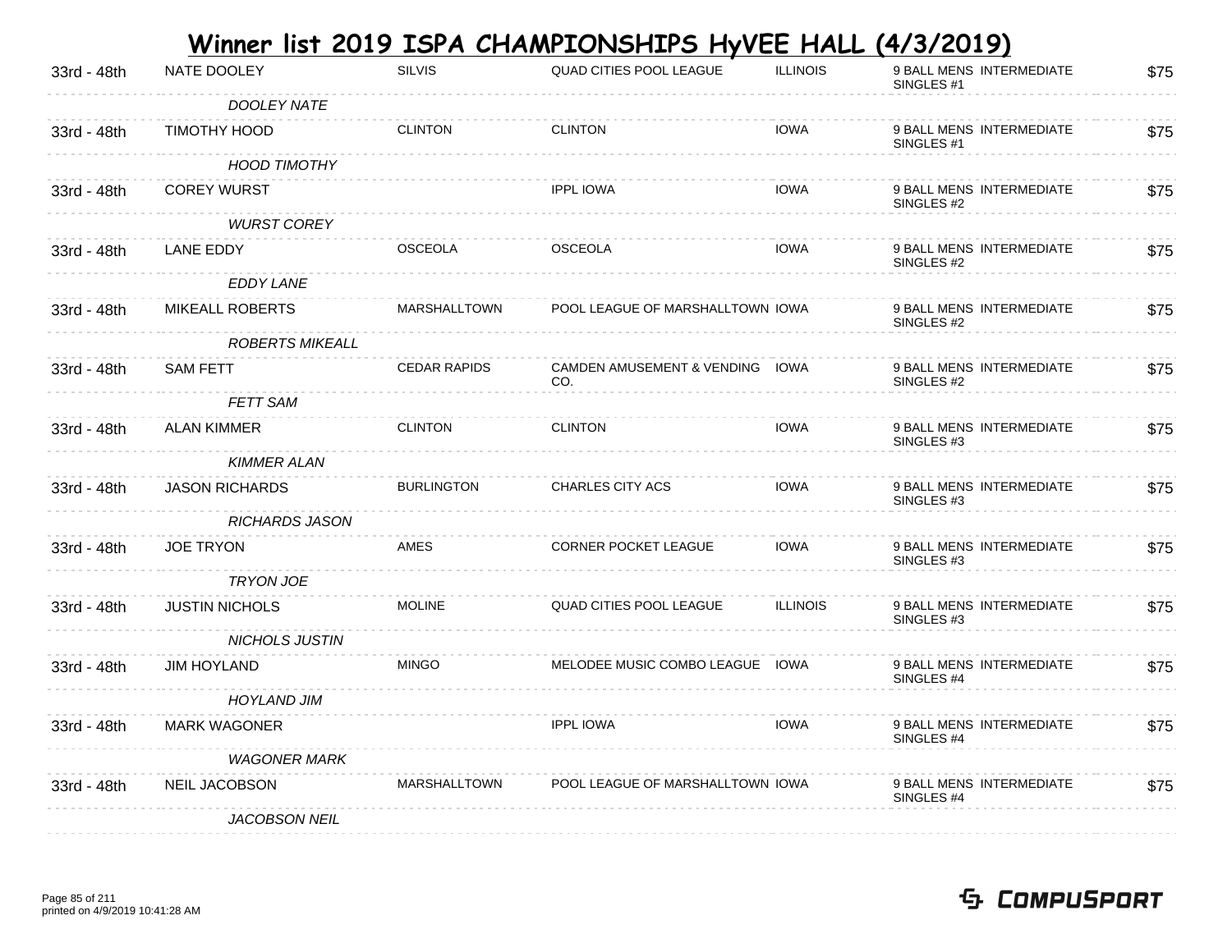# Winner list 2019 ISPA CHAMPIONSHIPS HyVEE HALL (4/3/2019)

| Place | Name | City | League | State | Event | Prize |
|---|---|---|---|---|---|---|
| 33rd - 48th | NATE DOOLEY | SILVIS | QUAD CITIES POOL LEAGUE | ILLINOIS | 9 BALL MENS INTERMEDIATE SINGLES #1 | $75 |
| | *DOOLEY NATE* | | | | | |
| 33rd - 48th | TIMOTHY HOOD | CLINTON | CLINTON | IOWA | 9 BALL MENS INTERMEDIATE SINGLES #1 | $75 |
| | *HOOD TIMOTHY* | | | | | |
| 33rd - 48th | COREY WURST | | IPPL IOWA | IOWA | 9 BALL MENS INTERMEDIATE SINGLES #2 | $75 |
| | *WURST COREY* | | | | | |
| 33rd - 48th | LANE EDDY | OSCEOLA | OSCEOLA | IOWA | 9 BALL MENS INTERMEDIATE SINGLES #2 | $75 |
| | *EDDY LANE* | | | | | |
| 33rd - 48th | MIKEALL ROBERTS | MARSHALLTOWN | POOL LEAGUE OF MARSHALLTOWN | IOWA | 9 BALL MENS INTERMEDIATE SINGLES #2 | $75 |
| | *ROBERTS MIKEALL* | | | | | |
| 33rd - 48th | SAM FETT | CEDAR RAPIDS | CAMDEN AMUSEMENT & VENDING CO. | IOWA | 9 BALL MENS INTERMEDIATE SINGLES #2 | $75 |
| | *FETT SAM* | | | | | |
| 33rd - 48th | ALAN KIMMER | CLINTON | CLINTON | IOWA | 9 BALL MENS INTERMEDIATE SINGLES #3 | $75 |
| | *KIMMER ALAN* | | | | | |
| 33rd - 48th | JASON RICHARDS | BURLINGTON | CHARLES CITY ACS | IOWA | 9 BALL MENS INTERMEDIATE SINGLES #3 | $75 |
| | *RICHARDS JASON* | | | | | |
| 33rd - 48th | JOE TRYON | AMES | CORNER POCKET LEAGUE | IOWA | 9 BALL MENS INTERMEDIATE SINGLES #3 | $75 |
| | *TRYON JOE* | | | | | |
| 33rd - 48th | JUSTIN NICHOLS | MOLINE | QUAD CITIES POOL LEAGUE | ILLINOIS | 9 BALL MENS INTERMEDIATE SINGLES #3 | $75 |
| | *NICHOLS JUSTIN* | | | | | |
| 33rd - 48th | JIM HOYLAND | MINGO | MELODEE MUSIC COMBO LEAGUE | IOWA | 9 BALL MENS INTERMEDIATE SINGLES #4 | $75 |
| | *HOYLAND JIM* | | | | | |
| 33rd - 48th | MARK WAGONER | | IPPL IOWA | IOWA | 9 BALL MENS INTERMEDIATE SINGLES #4 | $75 |
| | *WAGONER MARK* | | | | | |
| 33rd - 48th | NEIL JACOBSON | MARSHALLTOWN | POOL LEAGUE OF MARSHALLTOWN | IOWA | 9 BALL MENS INTERMEDIATE SINGLES #4 | $75 |
| | *JACOBSON NEIL* | | | | | |

printed on 4/9/2019 10:41:28 AM

COMPUSPORT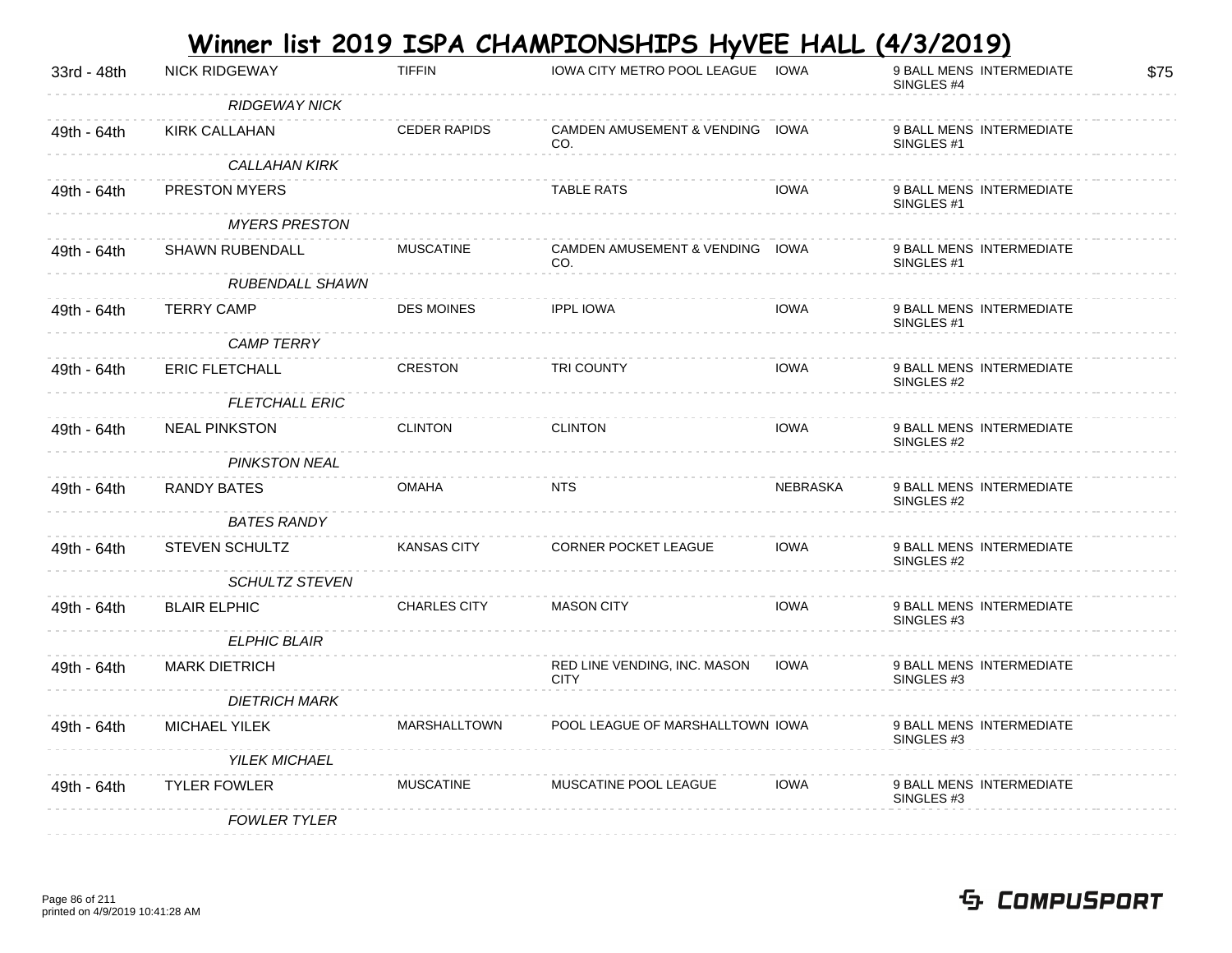# Winner list 2019 ISPA CHAMPIONSHIPS HyVEE HALL (4/3/2019)

| Place | Name | City | League | State | Event | Prize |
|---|---|---|---|---|---|---|
| 33rd - 48th | NICK RIDGEWAY | TIFFIN | IOWA CITY METRO POOL LEAGUE | IOWA | 9 BALL MENS INTERMEDIATE SINGLES #4 | $75 |
| | *RIDGEWAY NICK* | | | | | |
| 49th - 64th | KIRK CALLAHAN | CEDER RAPIDS | CAMDEN AMUSEMENT & VENDING CO. | IOWA | 9 BALL MENS INTERMEDIATE SINGLES #1 | |
| | *CALLAHAN KIRK* | | | | | |
| 49th - 64th | PRESTON MYERS | | TABLE RATS | IOWA | 9 BALL MENS INTERMEDIATE SINGLES #1 | |
| | *MYERS PRESTON* | | | | | |
| 49th - 64th | SHAWN RUBENDALL | MUSCATINE | CAMDEN AMUSEMENT & VENDING CO. | IOWA | 9 BALL MENS INTERMEDIATE SINGLES #1 | |
| | *RUBENDALL SHAWN* | | | | | |
| 49th - 64th | TERRY CAMP | DES MOINES | IPPL IOWA | IOWA | 9 BALL MENS INTERMEDIATE SINGLES #1 | |
| | *CAMP TERRY* | | | | | |
| 49th - 64th | ERIC FLETCHALL | CRESTON | TRI COUNTY | IOWA | 9 BALL MENS INTERMEDIATE SINGLES #2 | |
| | *FLETCHALL ERIC* | | | | | |
| 49th - 64th | NEAL PINKSTON | CLINTON | CLINTON | IOWA | 9 BALL MENS INTERMEDIATE SINGLES #2 | |
| | *PINKSTON NEAL* | | | | | |
| 49th - 64th | RANDY BATES | OMAHA | NTS | NEBRASKA | 9 BALL MENS INTERMEDIATE SINGLES #2 | |
| | *BATES RANDY* | | | | | |
| 49th - 64th | STEVEN SCHULTZ | KANSAS CITY | CORNER POCKET LEAGUE | IOWA | 9 BALL MENS INTERMEDIATE SINGLES #2 | |
| | *SCHULTZ STEVEN* | | | | | |
| 49th - 64th | BLAIR ELPHIC | CHARLES CITY | MASON CITY | IOWA | 9 BALL MENS INTERMEDIATE SINGLES #3 | |
| | *ELPHIC BLAIR* | | | | | |
| 49th - 64th | MARK DIETRICH | | RED LINE VENDING, INC. MASON CITY | IOWA | 9 BALL MENS INTERMEDIATE SINGLES #3 | |
| | *DIETRICH MARK* | | | | | |
| 49th - 64th | MICHAEL YILEK | MARSHALLTOWN | POOL LEAGUE OF MARSHALLTOWN | IOWA | 9 BALL MENS INTERMEDIATE SINGLES #3 | |
| | *YILEK MICHAEL* | | | | | |
| 49th - 64th | TYLER FOWLER | MUSCATINE | MUSCATINE POOL LEAGUE | IOWA | 9 BALL MENS INTERMEDIATE SINGLES #3 | |
| | *FOWLER TYLER* | | | | | |

printed on 4/9/2019 10:41:28 AM

COMPUSPORT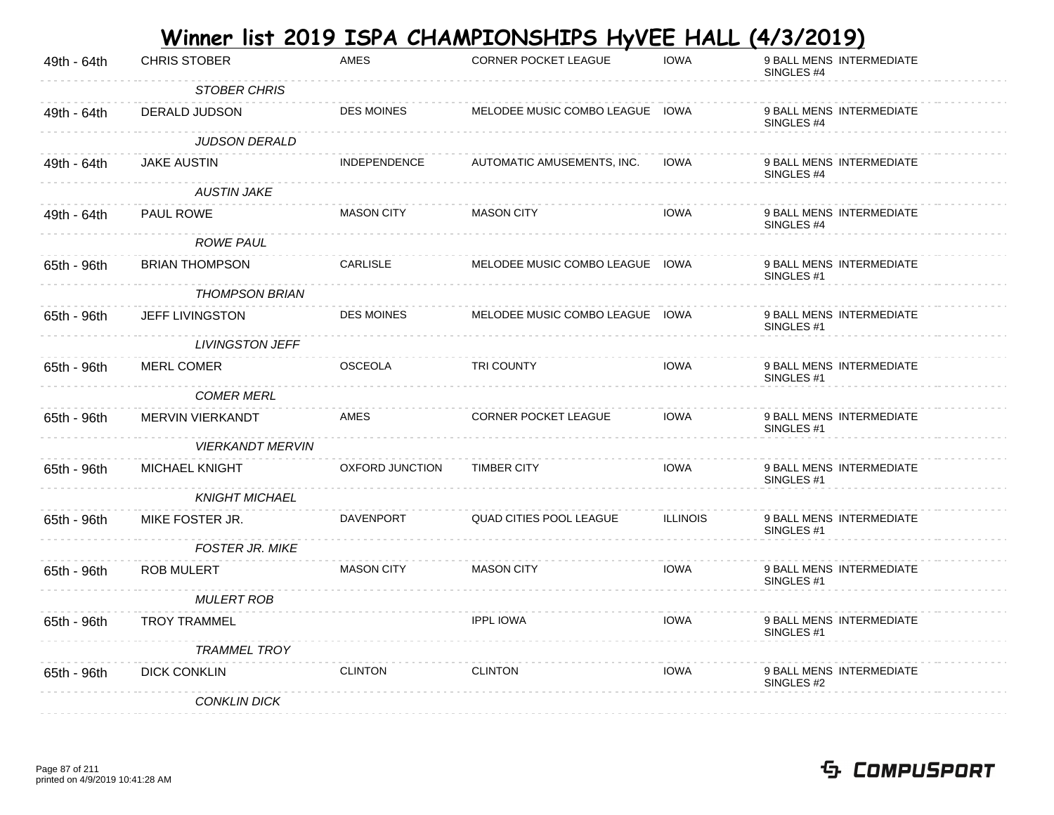# Winner list 2019 ISPA CHAMPIONSHIPS HyVEE HALL (4/3/2019)

| Place | Name | City | League | State | Event |
|---|---|---|---|---|---|
| 49th - 64th | CHRIS STOBER | AMES | CORNER POCKET LEAGUE | IOWA | 9 BALL MENS INTERMEDIATE SINGLES #4 |
| | *STOBER CHRIS* | | | | |
| 49th - 64th | DERALD JUDSON | DES MOINES | MELODEE MUSIC COMBO LEAGUE | IOWA | 9 BALL MENS INTERMEDIATE SINGLES #4 |
| | *JUDSON DERALD* | | | | |
| 49th - 64th | JAKE AUSTIN | INDEPENDENCE | AUTOMATIC AMUSEMENTS, INC. | IOWA | 9 BALL MENS INTERMEDIATE SINGLES #4 |
| | *AUSTIN JAKE* | | | | |
| 49th - 64th | PAUL ROWE | MASON CITY | MASON CITY | IOWA | 9 BALL MENS INTERMEDIATE SINGLES #4 |
| | *ROWE PAUL* | | | | |
| 65th - 96th | BRIAN THOMPSON | CARLISLE | MELODEE MUSIC COMBO LEAGUE | IOWA | 9 BALL MENS INTERMEDIATE SINGLES #1 |
| | *THOMPSON BRIAN* | | | | |
| 65th - 96th | JEFF LIVINGSTON | DES MOINES | MELODEE MUSIC COMBO LEAGUE | IOWA | 9 BALL MENS INTERMEDIATE SINGLES #1 |
| | *LIVINGSTON JEFF* | | | | |
| 65th - 96th | MERL COMER | OSCEOLA | TRI COUNTY | IOWA | 9 BALL MENS INTERMEDIATE SINGLES #1 |
| | *COMER MERL* | | | | |
| 65th - 96th | MERVIN VIERKANDT | AMES | CORNER POCKET LEAGUE | IOWA | 9 BALL MENS INTERMEDIATE SINGLES #1 |
| | *VIERKANDT MERVIN* | | | | |
| 65th - 96th | MICHAEL KNIGHT | OXFORD JUNCTION | TIMBER CITY | IOWA | 9 BALL MENS INTERMEDIATE SINGLES #1 |
| | *KNIGHT MICHAEL* | | | | |
| 65th - 96th | MIKE FOSTER JR. | DAVENPORT | QUAD CITIES POOL LEAGUE | ILLINOIS | 9 BALL MENS INTERMEDIATE SINGLES #1 |
| | *FOSTER JR. MIKE* | | | | |
| 65th - 96th | ROB MULERT | MASON CITY | MASON CITY | IOWA | 9 BALL MENS INTERMEDIATE SINGLES #1 |
| | *MULERT ROB* | | | | |
| 65th - 96th | TROY TRAMMEL | | IPPL IOWA | IOWA | 9 BALL MENS INTERMEDIATE SINGLES #1 |
| | *TRAMMEL TROY* | | | | |
| 65th - 96th | DICK CONKLIN | CLINTON | CLINTON | IOWA | 9 BALL MENS INTERMEDIATE SINGLES #2 |
| | *CONKLIN DICK* | | | | |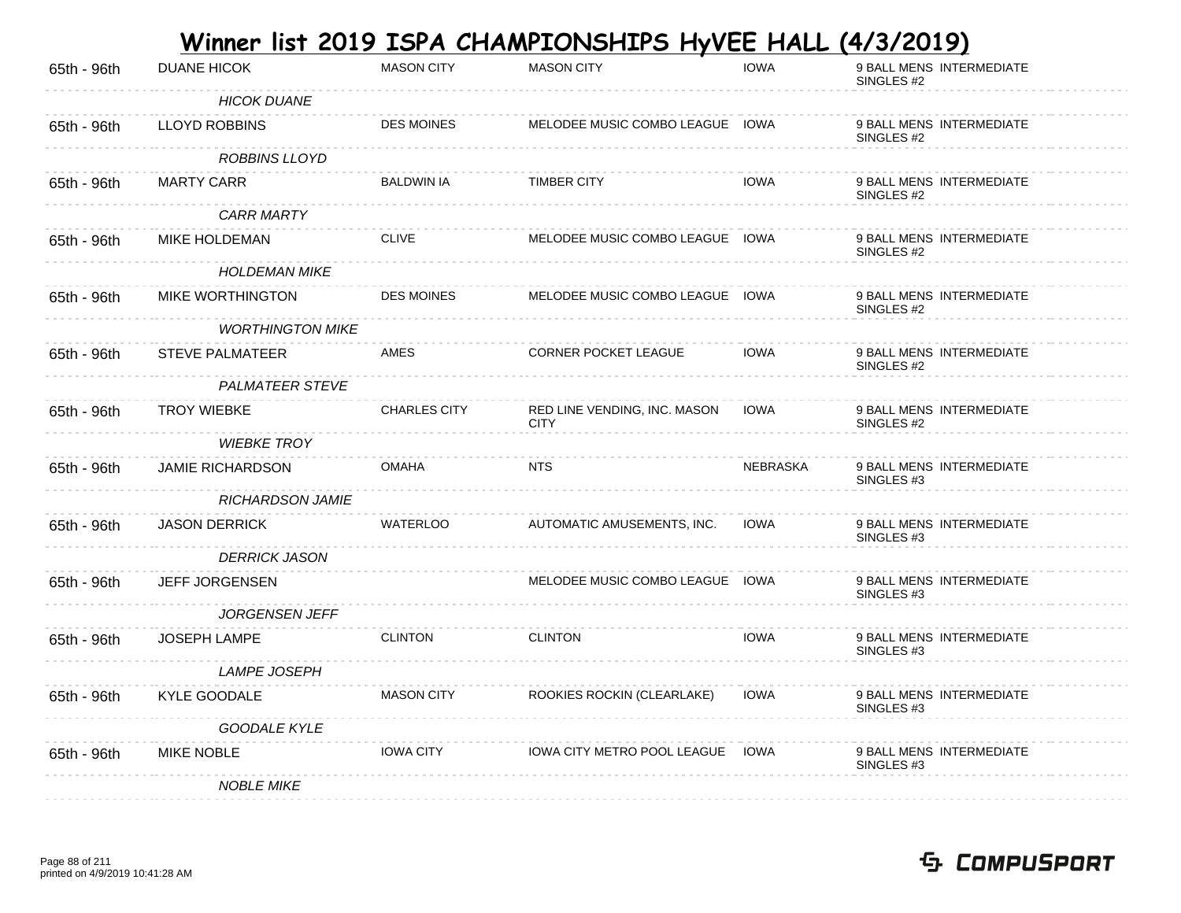# Winner list 2019 ISPA CHAMPIONSHIPS HyVEE HALL (4/3/2019)

| Place | Name | City | League | State | Event |
|---|---|---|---|---|---|
| 65th - 96th | DUANE HICOK | MASON CITY | MASON CITY | IOWA | 9 BALL MENS INTERMEDIATE SINGLES #2 |
| | *HICOK DUANE* | | | | |
| 65th - 96th | LLOYD ROBBINS | DES MOINES | MELODEE MUSIC COMBO LEAGUE | IOWA | 9 BALL MENS INTERMEDIATE SINGLES #2 |
| | *ROBBINS LLOYD* | | | | |
| 65th - 96th | MARTY CARR | BALDWIN IA | TIMBER CITY | IOWA | 9 BALL MENS INTERMEDIATE SINGLES #2 |
| | *CARR MARTY* | | | | |
| 65th - 96th | MIKE HOLDEMAN | CLIVE | MELODEE MUSIC COMBO LEAGUE | IOWA | 9 BALL MENS INTERMEDIATE SINGLES #2 |
| | *HOLDEMAN MIKE* | | | | |
| 65th - 96th | MIKE WORTHINGTON | DES MOINES | MELODEE MUSIC COMBO LEAGUE | IOWA | 9 BALL MENS INTERMEDIATE SINGLES #2 |
| | *WORTHINGTON MIKE* | | | | |
| 65th - 96th | STEVE PALMATEER | AMES | CORNER POCKET LEAGUE | IOWA | 9 BALL MENS INTERMEDIATE SINGLES #2 |
| | *PALMATEER STEVE* | | | | |
| 65th - 96th | TROY WIEBKE | CHARLES CITY | RED LINE VENDING, INC. MASON CITY | IOWA | 9 BALL MENS INTERMEDIATE SINGLES #2 |
| | *WIEBKE TROY* | | | | |
| 65th - 96th | JAMIE RICHARDSON | OMAHA | NTS | NEBRASKA | 9 BALL MENS INTERMEDIATE SINGLES #3 |
| | *RICHARDSON JAMIE* | | | | |
| 65th - 96th | JASON DERRICK | WATERLOO | AUTOMATIC AMUSEMENTS, INC. | IOWA | 9 BALL MENS INTERMEDIATE SINGLES #3 |
| | *DERRICK JASON* | | | | |
| 65th - 96th | JEFF JORGENSEN | | MELODEE MUSIC COMBO LEAGUE | IOWA | 9 BALL MENS INTERMEDIATE SINGLES #3 |
| | *JORGENSEN JEFF* | | | | |
| 65th - 96th | JOSEPH LAMPE | CLINTON | CLINTON | IOWA | 9 BALL MENS INTERMEDIATE SINGLES #3 |
| | *LAMPE JOSEPH* | | | | |
| 65th - 96th | KYLE GOODALE | MASON CITY | ROOKIES ROCKIN (CLEARLAKE) | IOWA | 9 BALL MENS INTERMEDIATE SINGLES #3 |
| | *GOODALE KYLE* | | | | |
| 65th - 96th | MIKE NOBLE | IOWA CITY | IOWA CITY METRO POOL LEAGUE | IOWA | 9 BALL MENS INTERMEDIATE SINGLES #3 |
| | *NOBLE MIKE* | | | | |

printed on 4/9/2019 10:41:28 AM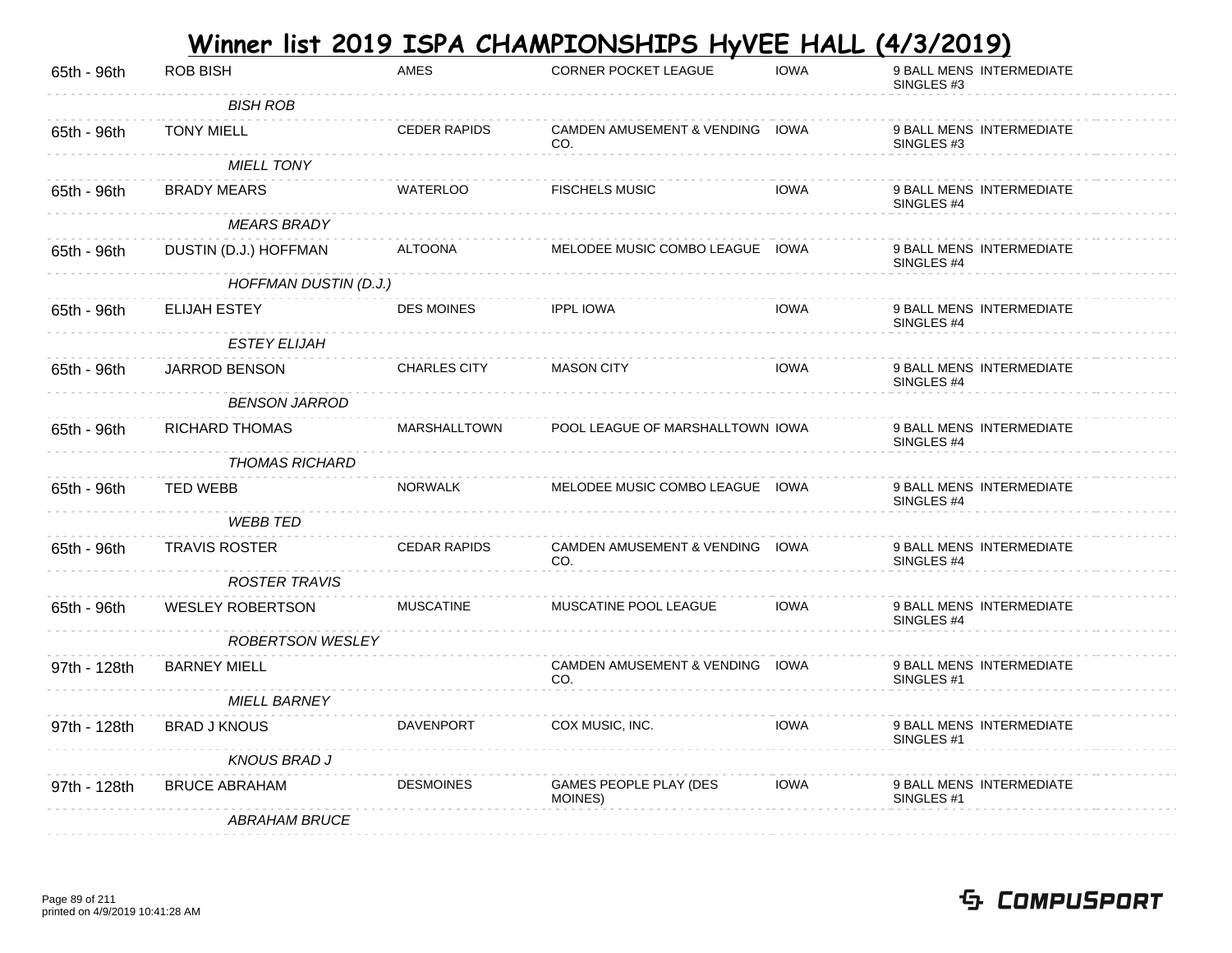# Winner list 2019 ISPA CHAMPIONSHIPS HyVEE HALL (4/3/2019)

| Place | Name | City | League | State | Event |
|---|---|---|---|---|---|
| 65th - 96th | ROB BISH | AMES | CORNER POCKET LEAGUE | IOWA | 9 BALL MENS INTERMEDIATE SINGLES #3 |
| | *BISH ROB* | | | | |
| 65th - 96th | TONY MIELL | CEDER RAPIDS | CAMDEN AMUSEMENT & VENDING CO. | IOWA | 9 BALL MENS INTERMEDIATE SINGLES #3 |
| | *MIELL TONY* | | | | |
| 65th - 96th | BRADY MEARS | WATERLOO | FISCHELS MUSIC | IOWA | 9 BALL MENS INTERMEDIATE SINGLES #4 |
| | *MEARS BRADY* | | | | |
| 65th - 96th | DUSTIN (D.J.) HOFFMAN | ALTOONA | MELODEE MUSIC COMBO LEAGUE | IOWA | 9 BALL MENS INTERMEDIATE SINGLES #4 |
| | *HOFFMAN DUSTIN (D.J.)* | | | | |
| 65th - 96th | ELIJAH ESTEY | DES MOINES | IPPL IOWA | IOWA | 9 BALL MENS INTERMEDIATE SINGLES #4 |
| | *ESTEY ELIJAH* | | | | |
| 65th - 96th | JARROD BENSON | CHARLES CITY | MASON CITY | IOWA | 9 BALL MENS INTERMEDIATE SINGLES #4 |
| | *BENSON JARROD* | | | | |
| 65th - 96th | RICHARD THOMAS | MARSHALLTOWN | POOL LEAGUE OF MARSHALLTOWN | IOWA | 9 BALL MENS INTERMEDIATE SINGLES #4 |
| | *THOMAS RICHARD* | | | | |
| 65th - 96th | TED WEBB | NORWALK | MELODEE MUSIC COMBO LEAGUE | IOWA | 9 BALL MENS INTERMEDIATE SINGLES #4 |
| | *WEBB TED* | | | | |
| 65th - 96th | TRAVIS ROSTER | CEDAR RAPIDS | CAMDEN AMUSEMENT & VENDING CO. | IOWA | 9 BALL MENS INTERMEDIATE SINGLES #4 |
| | *ROSTER TRAVIS* | | | | |
| 65th - 96th | WESLEY ROBERTSON | MUSCATINE | MUSCATINE POOL LEAGUE | IOWA | 9 BALL MENS INTERMEDIATE SINGLES #4 |
| | *ROBERTSON WESLEY* | | | | |
| 97th - 128th | BARNEY MIELL | | CAMDEN AMUSEMENT & VENDING CO. | IOWA | 9 BALL MENS INTERMEDIATE SINGLES #1 |
| | *MIELL BARNEY* | | | | |
| 97th - 128th | BRAD J KNOUS | DAVENPORT | COX MUSIC, INC. | IOWA | 9 BALL MENS INTERMEDIATE SINGLES #1 |
| | *KNOUS BRAD J* | | | | |
| 97th - 128th | BRUCE ABRAHAM | DESMOINES | GAMES PEOPLE PLAY (DES MOINES) | IOWA | 9 BALL MENS INTERMEDIATE SINGLES #1 |
| | *ABRAHAM BRUCE* | | | | |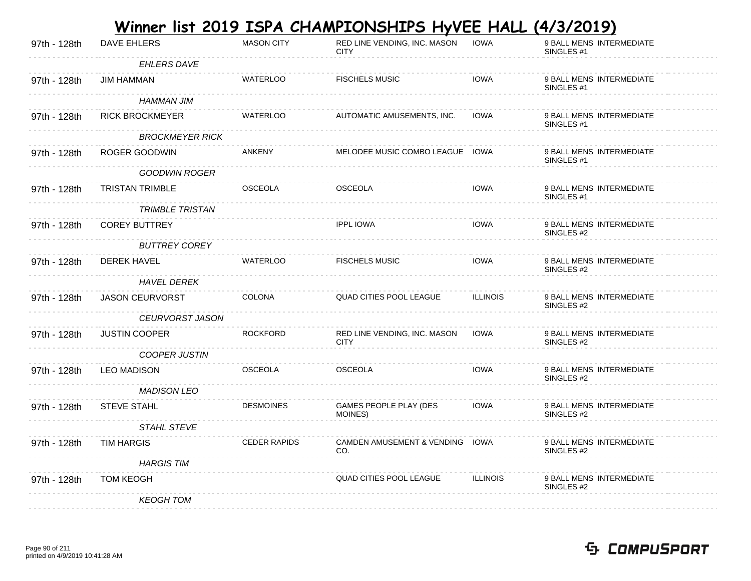# Winner list 2019 ISPA CHAMPIONSHIPS HyVEE HALL (4/3/2019)

| Place | Name | City | Team/League | State | Event |
|---|---|---|---|---|---|
| 97th - 128th | DAVE EHLERS<br>*EHLERS DAVE* | MASON CITY | RED LINE VENDING, INC. MASON CITY | IOWA | 9 BALL MENS INTERMEDIATE SINGLES #1 |
| 97th - 128th | JIM HAMMAN<br>*HAMMAN JIM* | WATERLOO | FISCHELS MUSIC | IOWA | 9 BALL MENS INTERMEDIATE SINGLES #1 |
| 97th - 128th | RICK BROCKMEYER<br>*BROCKMEYER RICK* | WATERLOO | AUTOMATIC AMUSEMENTS, INC. | IOWA | 9 BALL MENS INTERMEDIATE SINGLES #1 |
| 97th - 128th | ROGER GOODWIN<br>*GOODWIN ROGER* | ANKENY | MELODEE MUSIC COMBO LEAGUE | IOWA | 9 BALL MENS INTERMEDIATE SINGLES #1 |
| 97th - 128th | TRISTAN TRIMBLE<br>*TRIMBLE TRISTAN* | OSCEOLA | OSCEOLA | IOWA | 9 BALL MENS INTERMEDIATE SINGLES #1 |
| 97th - 128th | COREY BUTTREY<br>*BUTTREY COREY* | | IPPL IOWA | IOWA | 9 BALL MENS INTERMEDIATE SINGLES #2 |
| 97th - 128th | DEREK HAVEL<br>*HAVEL DEREK* | WATERLOO | FISCHELS MUSIC | IOWA | 9 BALL MENS INTERMEDIATE SINGLES #2 |
| 97th - 128th | JASON CEURVORST<br>*CEURVORST JASON* | COLONA | QUAD CITIES POOL LEAGUE | ILLINOIS | 9 BALL MENS INTERMEDIATE SINGLES #2 |
| 97th - 128th | JUSTIN COOPER<br>*COOPER JUSTIN* | ROCKFORD | RED LINE VENDING, INC. MASON CITY | IOWA | 9 BALL MENS INTERMEDIATE SINGLES #2 |
| 97th - 128th | LEO MADISON<br>*MADISON LEO* | OSCEOLA | OSCEOLA | IOWA | 9 BALL MENS INTERMEDIATE SINGLES #2 |
| 97th - 128th | STEVE STAHL<br>*STAHL STEVE* | DESMOINES | GAMES PEOPLE PLAY (DES MOINES) | IOWA | 9 BALL MENS INTERMEDIATE SINGLES #2 |
| 97th - 128th | TIM HARGIS<br>*HARGIS TIM* | CEDER RAPIDS | CAMDEN AMUSEMENT & VENDING CO. | IOWA | 9 BALL MENS INTERMEDIATE SINGLES #2 |
| 97th - 128th | TOM KEOGH<br>*KEOGH TOM* | | QUAD CITIES POOL LEAGUE | ILLINOIS | 9 BALL MENS INTERMEDIATE SINGLES #2 |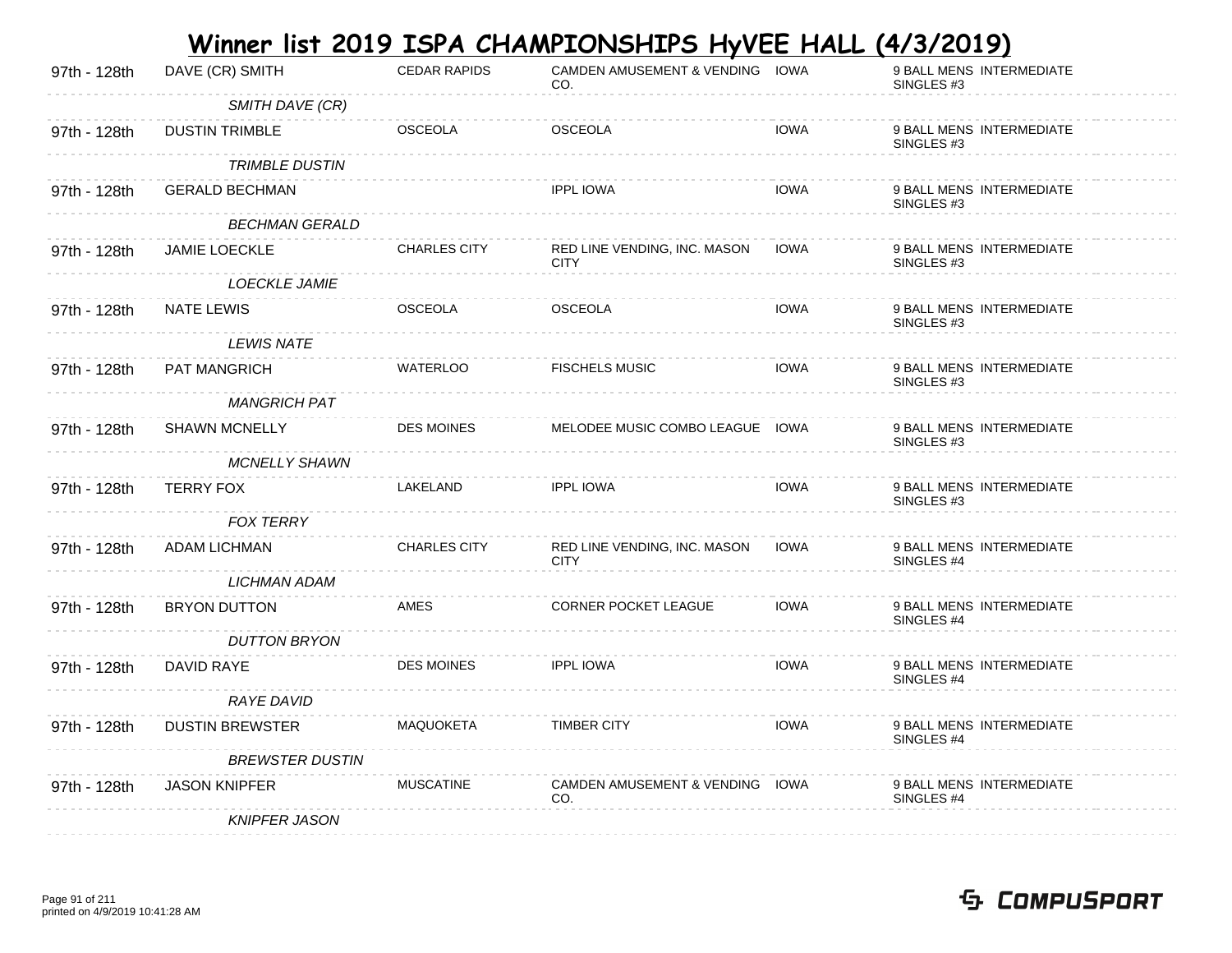# Winner list 2019 ISPA CHAMPIONSHIPS HyVEE HALL (4/3/2019)

| Place | Name | City | Team/League | State | Event |
|---|---|---|---|---|---|
| 97th - 128th | DAVE (CR) SMITH | CEDAR RAPIDS | CAMDEN AMUSEMENT & VENDING CO. | IOWA | 9 BALL MENS INTERMEDIATE SINGLES #3 |
| | *SMITH DAVE (CR)* | | | | |
| 97th - 128th | DUSTIN TRIMBLE | OSCEOLA | OSCEOLA | IOWA | 9 BALL MENS INTERMEDIATE SINGLES #3 |
| | *TRIMBLE DUSTIN* | | | | |
| 97th - 128th | GERALD BECHMAN | | IPPL IOWA | IOWA | 9 BALL MENS INTERMEDIATE SINGLES #3 |
| | *BECHMAN GERALD* | | | | |
| 97th - 128th | JAMIE LOECKLE | CHARLES CITY | RED LINE VENDING, INC. MASON CITY | IOWA | 9 BALL MENS INTERMEDIATE SINGLES #3 |
| | *LOECKLE JAMIE* | | | | |
| 97th - 128th | NATE LEWIS | OSCEOLA | OSCEOLA | IOWA | 9 BALL MENS INTERMEDIATE SINGLES #3 |
| | *LEWIS NATE* | | | | |
| 97th - 128th | PAT MANGRICH | WATERLOO | FISCHELS MUSIC | IOWA | 9 BALL MENS INTERMEDIATE SINGLES #3 |
| | *MANGRICH PAT* | | | | |
| 97th - 128th | SHAWN MCNELLY | DES MOINES | MELODEE MUSIC COMBO LEAGUE | IOWA | 9 BALL MENS INTERMEDIATE SINGLES #3 |
| | *MCNELLY SHAWN* | | | | |
| 97th - 128th | TERRY FOX | LAKELAND | IPPL IOWA | IOWA | 9 BALL MENS INTERMEDIATE SINGLES #3 |
| | *FOX TERRY* | | | | |
| 97th - 128th | ADAM LICHMAN | CHARLES CITY | RED LINE VENDING, INC. MASON CITY | IOWA | 9 BALL MENS INTERMEDIATE SINGLES #4 |
| | *LICHMAN ADAM* | | | | |
| 97th - 128th | BRYON DUTTON | AMES | CORNER POCKET LEAGUE | IOWA | 9 BALL MENS INTERMEDIATE SINGLES #4 |
| | *DUTTON BRYON* | | | | |
| 97th - 128th | DAVID RAYE | DES MOINES | IPPL IOWA | IOWA | 9 BALL MENS INTERMEDIATE SINGLES #4 |
| | *RAYE DAVID* | | | | |
| 97th - 128th | DUSTIN BREWSTER | MAQUOKETA | TIMBER CITY | IOWA | 9 BALL MENS INTERMEDIATE SINGLES #4 |
| | *BREWSTER DUSTIN* | | | | |
| 97th - 128th | JASON KNIPFER | MUSCATINE | CAMDEN AMUSEMENT & VENDING CO. | IOWA | 9 BALL MENS INTERMEDIATE SINGLES #4 |
| | *KNIPFER JASON* | | | | |

printed on 4/9/2019 10:41:28 AM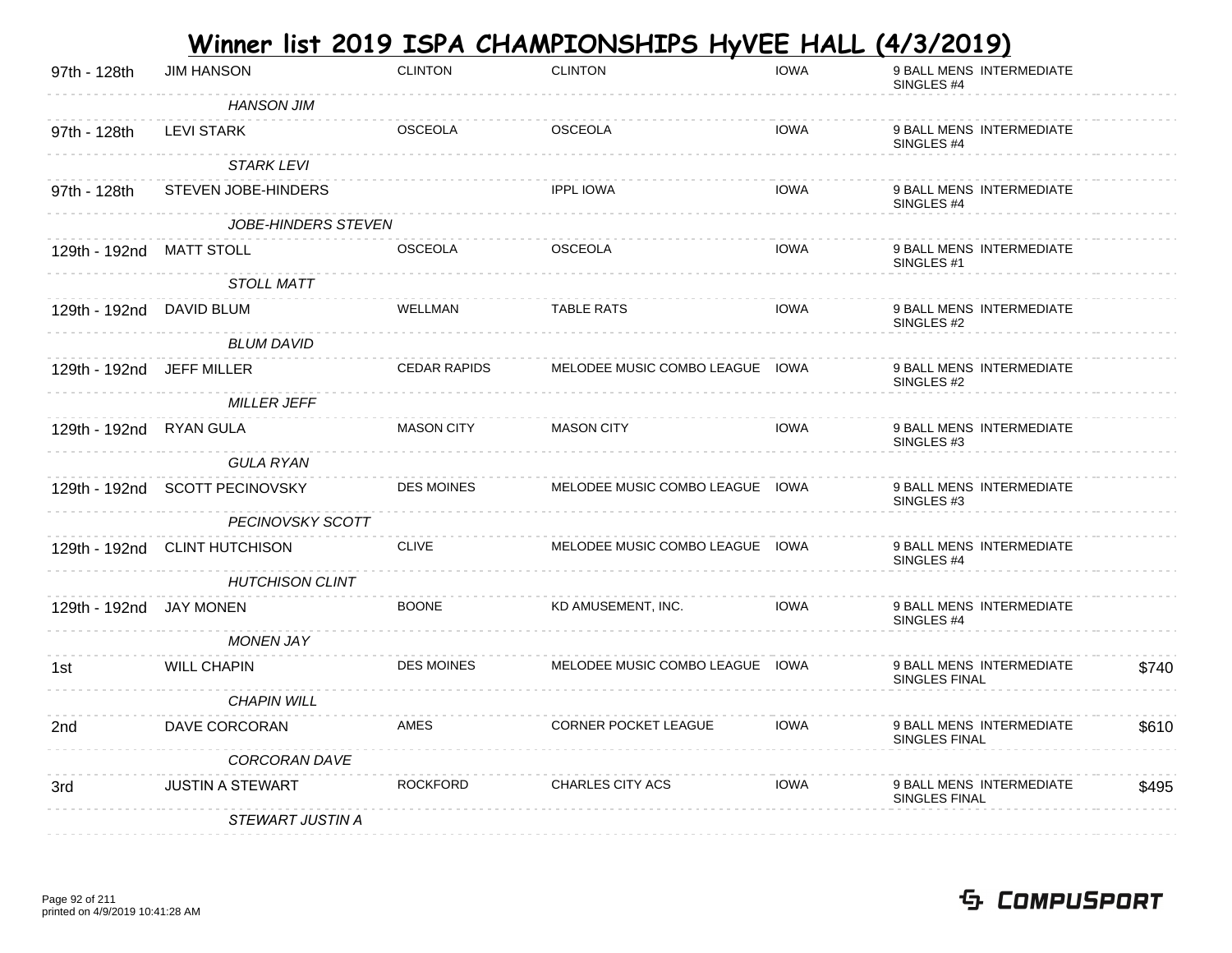# Winner list 2019 ISPA CHAMPIONSHIPS HyVEE HALL (4/3/2019)

| Place | Name | City | League | State | Event | Prize |
|---|---|---|---|---|---|---|
| 97th - 128th | JIM HANSON<br>*HANSON JIM* | CLINTON | CLINTON | IOWA | 9 BALL MENS INTERMEDIATE SINGLES #4 | |
| 97th - 128th | LEVI STARK<br>*STARK LEVI* | OSCEOLA | OSCEOLA | IOWA | 9 BALL MENS INTERMEDIATE SINGLES #4 | |
| 97th - 128th | STEVEN JOBE-HINDERS<br>*JOBE-HINDERS STEVEN* | | IPPL IOWA | IOWA | 9 BALL MENS INTERMEDIATE SINGLES #4 | |
| 129th - 192nd | MATT STOLL<br>*STOLL MATT* | OSCEOLA | OSCEOLA | IOWA | 9 BALL MENS INTERMEDIATE SINGLES #1 | |
| 129th - 192nd | DAVID BLUM<br>*BLUM DAVID* | WELLMAN | TABLE RATS | IOWA | 9 BALL MENS INTERMEDIATE SINGLES #2 | |
| 129th - 192nd | JEFF MILLER<br>*MILLER JEFF* | CEDAR RAPIDS | MELODEE MUSIC COMBO LEAGUE | IOWA | 9 BALL MENS INTERMEDIATE SINGLES #2 | |
| 129th - 192nd | RYAN GULA<br>*GULA RYAN* | MASON CITY | MASON CITY | IOWA | 9 BALL MENS INTERMEDIATE SINGLES #3 | |
| 129th - 192nd | SCOTT PECINOVSKY<br>*PECINOVSKY SCOTT* | DES MOINES | MELODEE MUSIC COMBO LEAGUE | IOWA | 9 BALL MENS INTERMEDIATE SINGLES #3 | |
| 129th - 192nd | CLINT HUTCHISON<br>*HUTCHISON CLINT* | CLIVE | MELODEE MUSIC COMBO LEAGUE | IOWA | 9 BALL MENS INTERMEDIATE SINGLES #4 | |
| 129th - 192nd | JAY MONEN<br>*MONEN JAY* | BOONE | KD AMUSEMENT, INC. | IOWA | 9 BALL MENS INTERMEDIATE SINGLES #4 | |
| 1st | WILL CHAPIN<br>*CHAPIN WILL* | DES MOINES | MELODEE MUSIC COMBO LEAGUE | IOWA | 9 BALL MENS INTERMEDIATE SINGLES FINAL | $740 |
| 2nd | DAVE CORCORAN<br>*CORCORAN DAVE* | AMES | CORNER POCKET LEAGUE | IOWA | 9 BALL MENS INTERMEDIATE SINGLES FINAL | $610 |
| 3rd | JUSTIN A STEWART<br>*STEWART JUSTIN A* | ROCKFORD | CHARLES CITY ACS | IOWA | 9 BALL MENS INTERMEDIATE SINGLES FINAL | $495 |

printed on 4/9/2019 10:41:28 AM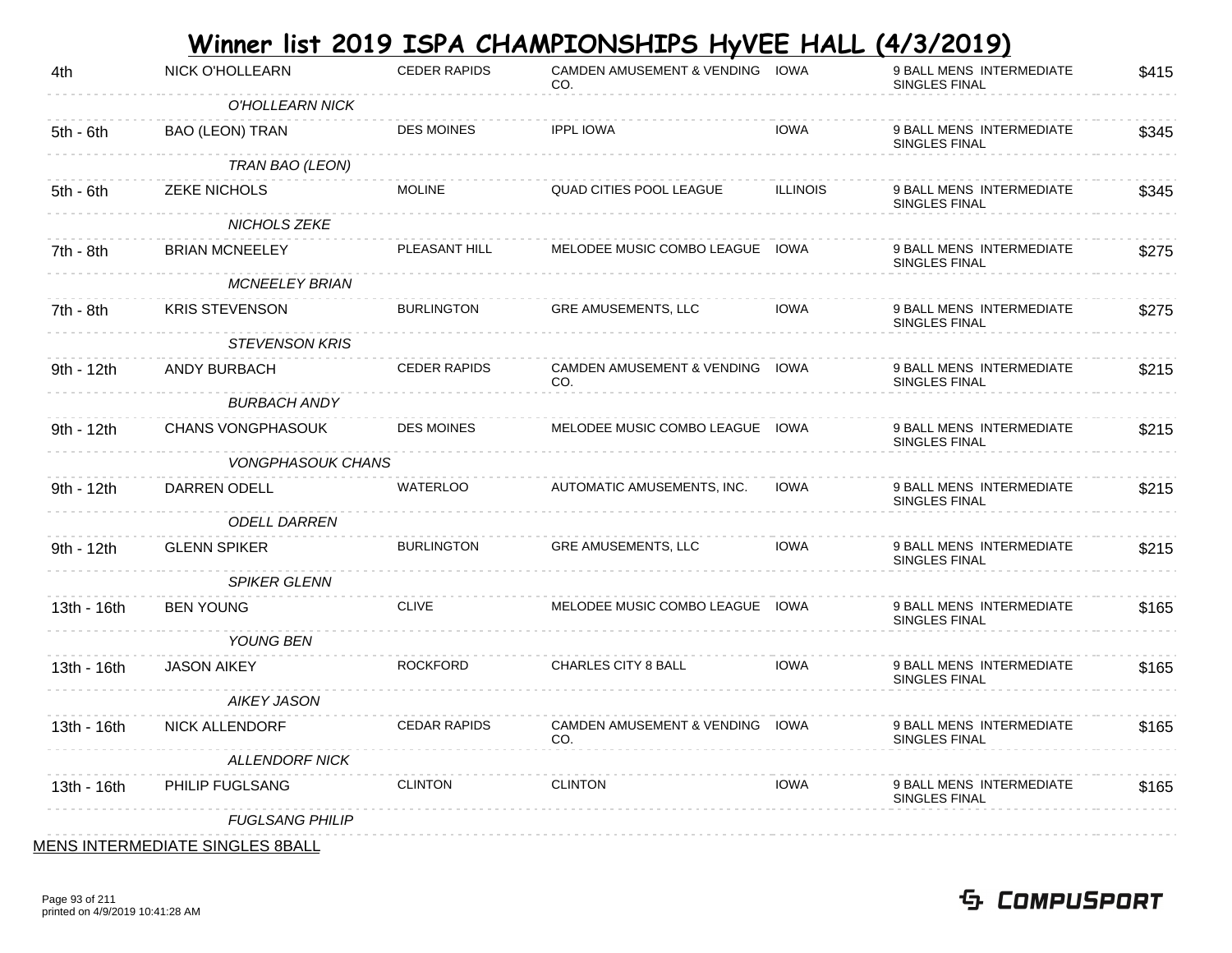# Winner list 2019 ISPA CHAMPIONSHIPS HyVEE HALL (4/3/2019)

| Place | Name | City | League | State | Event | Prize |
|---|---|---|---|---|---|---|
| 4th | NICK O'HOLLEARN | CEDER RAPIDS | CAMDEN AMUSEMENT & VENDING CO. | IOWA | 9 BALL MENS INTERMEDIATE SINGLES FINAL | $415 |
| | *O'HOLLEARN NICK* | | | | | |
| 5th - 6th | BAO (LEON) TRAN | DES MOINES | IPPL IOWA | IOWA | 9 BALL MENS INTERMEDIATE SINGLES FINAL | $345 |
| | *TRAN BAO (LEON)* | | | | | |
| 5th - 6th | ZEKE NICHOLS | MOLINE | QUAD CITIES POOL LEAGUE | ILLINOIS | 9 BALL MENS INTERMEDIATE SINGLES FINAL | $345 |
| | *NICHOLS ZEKE* | | | | | |
| 7th - 8th | BRIAN MCNEELEY | PLEASANT HILL | MELODEE MUSIC COMBO LEAGUE | IOWA | 9 BALL MENS INTERMEDIATE SINGLES FINAL | $275 |
| | *MCNEELEY BRIAN* | | | | | |
| 7th - 8th | KRIS STEVENSON | BURLINGTON | GRE AMUSEMENTS, LLC | IOWA | 9 BALL MENS INTERMEDIATE SINGLES FINAL | $275 |
| | *STEVENSON KRIS* | | | | | |
| 9th - 12th | ANDY BURBACH | CEDER RAPIDS | CAMDEN AMUSEMENT & VENDING CO. | IOWA | 9 BALL MENS INTERMEDIATE SINGLES FINAL | $215 |
| | *BURBACH ANDY* | | | | | |
| 9th - 12th | CHANS VONGPHASOUK | DES MOINES | MELODEE MUSIC COMBO LEAGUE | IOWA | 9 BALL MENS INTERMEDIATE SINGLES FINAL | $215 |
| | *VONGPHASOUK CHANS* | | | | | |
| 9th - 12th | DARREN ODELL | WATERLOO | AUTOMATIC AMUSEMENTS, INC. | IOWA | 9 BALL MENS INTERMEDIATE SINGLES FINAL | $215 |
| | *ODELL DARREN* | | | | | |
| 9th - 12th | GLENN SPIKER | BURLINGTON | GRE AMUSEMENTS, LLC | IOWA | 9 BALL MENS INTERMEDIATE SINGLES FINAL | $215 |
| | *SPIKER GLENN* | | | | | |
| 13th - 16th | BEN YOUNG | CLIVE | MELODEE MUSIC COMBO LEAGUE | IOWA | 9 BALL MENS INTERMEDIATE SINGLES FINAL | $165 |
| | *YOUNG BEN* | | | | | |
| 13th - 16th | JASON AIKEY | ROCKFORD | CHARLES CITY 8 BALL | IOWA | 9 BALL MENS INTERMEDIATE SINGLES FINAL | $165 |
| | *AIKEY JASON* | | | | | |
| 13th - 16th | NICK ALLENDORF | CEDAR RAPIDS | CAMDEN AMUSEMENT & VENDING CO. | IOWA | 9 BALL MENS INTERMEDIATE SINGLES FINAL | $165 |
| | *ALLENDORF NICK* | | | | | |
| 13th - 16th | PHILIP FUGLSANG | CLINTON | CLINTON | IOWA | 9 BALL MENS INTERMEDIATE SINGLES FINAL | $165 |
| | *FUGLSANG PHILIP* | | | | | |

MENS INTERMEDIATE SINGLES 8BALL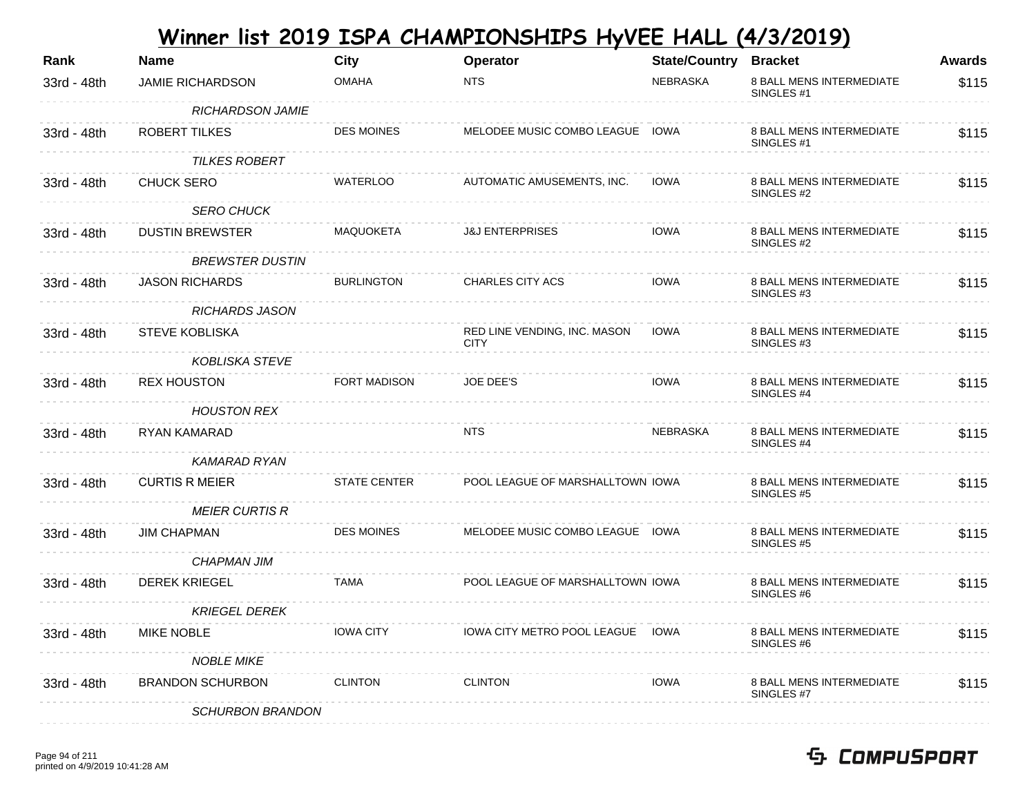# Winner list 2019 ISPA CHAMPIONSHIPS HyVEE HALL (4/3/2019)

| Rank | Name | City | Operator | State/Country | Bracket | Awards |
|---|---|---|---|---|---|---|
| 33rd - 48th | JAMIE RICHARDSON | OMAHA | NTS | NEBRASKA | 8 BALL MENS INTERMEDIATE SINGLES #1 | $115 |
| | *RICHARDSON JAMIE* | | | | | |
| 33rd - 48th | ROBERT TILKES | DES MOINES | MELODEE MUSIC COMBO LEAGUE | IOWA | 8 BALL MENS INTERMEDIATE SINGLES #1 | $115 |
| | *TILKES ROBERT* | | | | | |
| 33rd - 48th | CHUCK SERO | WATERLOO | AUTOMATIC AMUSEMENTS, INC. | IOWA | 8 BALL MENS INTERMEDIATE SINGLES #2 | $115 |
| | *SERO CHUCK* | | | | | |
| 33rd - 48th | DUSTIN BREWSTER | MAQUOKETA | J&J ENTERPRISES | IOWA | 8 BALL MENS INTERMEDIATE SINGLES #2 | $115 |
| | *BREWSTER DUSTIN* | | | | | |
| 33rd - 48th | JASON RICHARDS | BURLINGTON | CHARLES CITY ACS | IOWA | 8 BALL MENS INTERMEDIATE SINGLES #3 | $115 |
| | *RICHARDS JASON* | | | | | |
| 33rd - 48th | STEVE KOBLISKA | | RED LINE VENDING, INC. MASON CITY | IOWA | 8 BALL MENS INTERMEDIATE SINGLES #3 | $115 |
| | *KOBLISKA STEVE* | | | | | |
| 33rd - 48th | REX HOUSTON | FORT MADISON | JOE DEE'S | IOWA | 8 BALL MENS INTERMEDIATE SINGLES #4 | $115 |
| | *HOUSTON REX* | | | | | |
| 33rd - 48th | RYAN KAMARAD | | NTS | NEBRASKA | 8 BALL MENS INTERMEDIATE SINGLES #4 | $115 |
| | *KAMARAD RYAN* | | | | | |
| 33rd - 48th | CURTIS R MEIER | STATE CENTER | POOL LEAGUE OF MARSHALLTOWN | IOWA | 8 BALL MENS INTERMEDIATE SINGLES #5 | $115 |
| | *MEIER CURTIS R* | | | | | |
| 33rd - 48th | JIM CHAPMAN | DES MOINES | MELODEE MUSIC COMBO LEAGUE | IOWA | 8 BALL MENS INTERMEDIATE SINGLES #5 | $115 |
| | *CHAPMAN JIM* | | | | | |
| 33rd - 48th | DEREK KRIEGEL | TAMA | POOL LEAGUE OF MARSHALLTOWN | IOWA | 8 BALL MENS INTERMEDIATE SINGLES #6 | $115 |
| | *KRIEGEL DEREK* | | | | | |
| 33rd - 48th | MIKE NOBLE | IOWA CITY | IOWA CITY METRO POOL LEAGUE | IOWA | 8 BALL MENS INTERMEDIATE SINGLES #6 | $115 |
| | *NOBLE MIKE* | | | | | |
| 33rd - 48th | BRANDON SCHURBON | CLINTON | CLINTON | IOWA | 8 BALL MENS INTERMEDIATE SINGLES #7 | $115 |
| | *SCHURBON BRANDON* | | | | | |

printed on 4/9/2019 10:41:28 AM

COMPUSPORT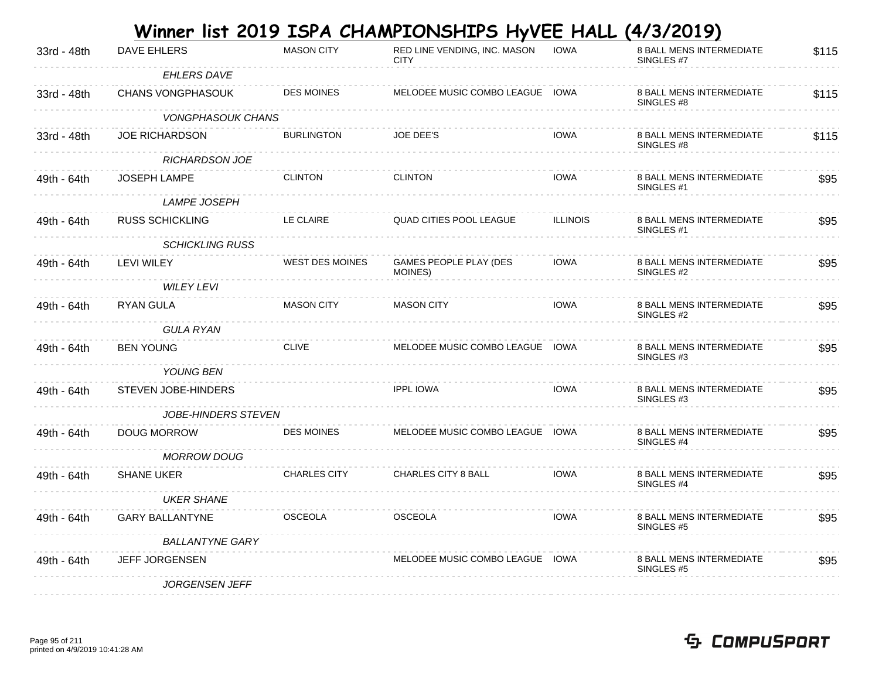# Winner list 2019 ISPA CHAMPIONSHIPS HyVEE HALL (4/3/2019)

| Place | Name | City | League | State | Event | Prize |
|---|---|---|---|---|---|---|
| 33rd - 48th | DAVE EHLERS | MASON CITY | RED LINE VENDING, INC. MASON CITY | IOWA | 8 BALL MENS INTERMEDIATE SINGLES #7 | $115 |
| | *EHLERS DAVE* | | | | | |
| 33rd - 48th | CHANS VONGPHASOUK | DES MOINES | MELODEE MUSIC COMBO LEAGUE | IOWA | 8 BALL MENS INTERMEDIATE SINGLES #8 | $115 |
| | *VONGPHASOUK CHANS* | | | | | |
| 33rd - 48th | JOE RICHARDSON | BURLINGTON | JOE DEE'S | IOWA | 8 BALL MENS INTERMEDIATE SINGLES #8 | $115 |
| | *RICHARDSON JOE* | | | | | |
| 49th - 64th | JOSEPH LAMPE | CLINTON | CLINTON | IOWA | 8 BALL MENS INTERMEDIATE SINGLES #1 | $95 |
| | *LAMPE JOSEPH* | | | | | |
| 49th - 64th | RUSS SCHICKLING | LE CLAIRE | QUAD CITIES POOL LEAGUE | ILLINOIS | 8 BALL MENS INTERMEDIATE SINGLES #1 | $95 |
| | *SCHICKLING RUSS* | | | | | |
| 49th - 64th | LEVI WILEY | WEST DES MOINES | GAMES PEOPLE PLAY (DES MOINES) | IOWA | 8 BALL MENS INTERMEDIATE SINGLES #2 | $95 |
| | *WILEY LEVI* | | | | | |
| 49th - 64th | RYAN GULA | MASON CITY | MASON CITY | IOWA | 8 BALL MENS INTERMEDIATE SINGLES #2 | $95 |
| | *GULA RYAN* | | | | | |
| 49th - 64th | BEN YOUNG | CLIVE | MELODEE MUSIC COMBO LEAGUE | IOWA | 8 BALL MENS INTERMEDIATE SINGLES #3 | $95 |
| | *YOUNG BEN* | | | | | |
| 49th - 64th | STEVEN JOBE-HINDERS | | IPPL IOWA | IOWA | 8 BALL MENS INTERMEDIATE SINGLES #3 | $95 |
| | *JOBE-HINDERS STEVEN* | | | | | |
| 49th - 64th | DOUG MORROW | DES MOINES | MELODEE MUSIC COMBO LEAGUE | IOWA | 8 BALL MENS INTERMEDIATE SINGLES #4 | $95 |
| | *MORROW DOUG* | | | | | |
| 49th - 64th | SHANE UKER | CHARLES CITY | CHARLES CITY 8 BALL | IOWA | 8 BALL MENS INTERMEDIATE SINGLES #4 | $95 |
| | *UKER SHANE* | | | | | |
| 49th - 64th | GARY BALLANTYNE | OSCEOLA | OSCEOLA | IOWA | 8 BALL MENS INTERMEDIATE SINGLES #5 | $95 |
| | *BALLANTYNE GARY* | | | | | |
| 49th - 64th | JEFF JORGENSEN | | MELODEE MUSIC COMBO LEAGUE | IOWA | 8 BALL MENS INTERMEDIATE SINGLES #5 | $95 |
| | *JORGENSEN JEFF* | | | | | |

printed on 4/9/2019 10:41:28 AM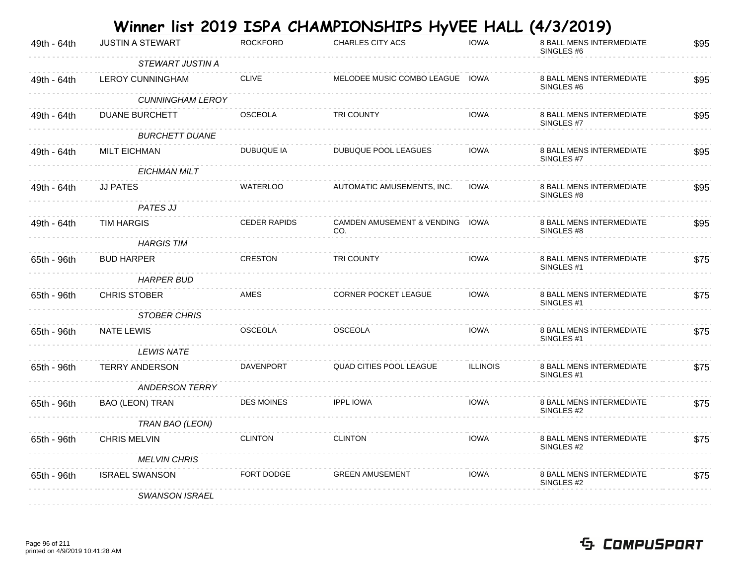# Winner list 2019 ISPA CHAMPIONSHIPS HyVEE HALL (4/3/2019)

| Place | Name | City | League | State | Event | Prize |
|---|---|---|---|---|---|---|
| 49th - 64th | JUSTIN A STEWART | ROCKFORD | CHARLES CITY ACS | IOWA | 8 BALL MENS INTERMEDIATE SINGLES #6 | $95 |
| | *STEWART JUSTIN A* | | | | | |
| 49th - 64th | LEROY CUNNINGHAM | CLIVE | MELODEE MUSIC COMBO LEAGUE | IOWA | 8 BALL MENS INTERMEDIATE SINGLES #6 | $95 |
| | *CUNNINGHAM LEROY* | | | | | |
| 49th - 64th | DUANE BURCHETT | OSCEOLA | TRI COUNTY | IOWA | 8 BALL MENS INTERMEDIATE SINGLES #7 | $95 |
| | *BURCHETT DUANE* | | | | | |
| 49th - 64th | MILT EICHMAN | DUBUQUE IA | DUBUQUE POOL LEAGUES | IOWA | 8 BALL MENS INTERMEDIATE SINGLES #7 | $95 |
| | *EICHMAN MILT* | | | | | |
| 49th - 64th | JJ PATES | WATERLOO | AUTOMATIC AMUSEMENTS, INC. | IOWA | 8 BALL MENS INTERMEDIATE SINGLES #8 | $95 |
| | *PATES JJ* | | | | | |
| 49th - 64th | TIM HARGIS | CEDER RAPIDS | CAMDEN AMUSEMENT & VENDING CO. | IOWA | 8 BALL MENS INTERMEDIATE SINGLES #8 | $95 |
| | *HARGIS TIM* | | | | | |
| 65th - 96th | BUD HARPER | CRESTON | TRI COUNTY | IOWA | 8 BALL MENS INTERMEDIATE SINGLES #1 | $75 |
| | *HARPER BUD* | | | | | |
| 65th - 96th | CHRIS STOBER | AMES | CORNER POCKET LEAGUE | IOWA | 8 BALL MENS INTERMEDIATE SINGLES #1 | $75 |
| | *STOBER CHRIS* | | | | | |
| 65th - 96th | NATE LEWIS | OSCEOLA | OSCEOLA | IOWA | 8 BALL MENS INTERMEDIATE SINGLES #1 | $75 |
| | *LEWIS NATE* | | | | | |
| 65th - 96th | TERRY ANDERSON | DAVENPORT | QUAD CITIES POOL LEAGUE | ILLINOIS | 8 BALL MENS INTERMEDIATE SINGLES #1 | $75 |
| | *ANDERSON TERRY* | | | | | |
| 65th - 96th | BAO (LEON) TRAN | DES MOINES | IPPL IOWA | IOWA | 8 BALL MENS INTERMEDIATE SINGLES #2 | $75 |
| | *TRAN BAO (LEON)* | | | | | |
| 65th - 96th | CHRIS MELVIN | CLINTON | CLINTON | IOWA | 8 BALL MENS INTERMEDIATE SINGLES #2 | $75 |
| | *MELVIN CHRIS* | | | | | |
| 65th - 96th | ISRAEL SWANSON | FORT DODGE | GREEN AMUSEMENT | IOWA | 8 BALL MENS INTERMEDIATE SINGLES #2 | $75 |
| | *SWANSON ISRAEL* | | | | | |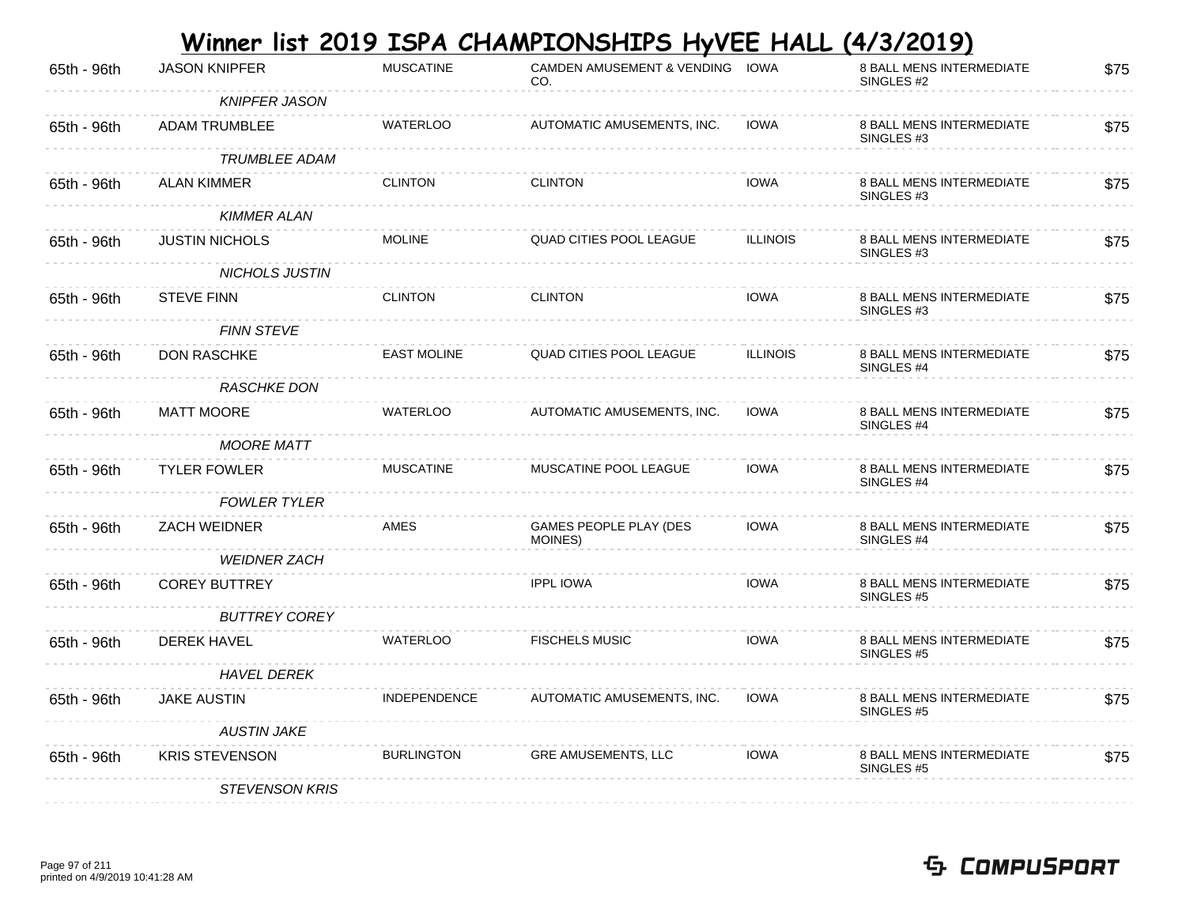# Winner list 2019 ISPA CHAMPIONSHIPS HyVEE HALL (4/3/2019)

| Place | Name | City | Organization | State | Event | Prize |
|---|---|---|---|---|---|---|
| 65th - 96th | JASON KNIPFER<br>*KNIPFER JASON* | MUSCATINE | CAMDEN AMUSEMENT & VENDING CO. | IOWA | 8 BALL MENS INTERMEDIATE SINGLES #2 | $75 |
| 65th - 96th | ADAM TRUMBLEE<br>*TRUMBLEE ADAM* | WATERLOO | AUTOMATIC AMUSEMENTS, INC. | IOWA | 8 BALL MENS INTERMEDIATE SINGLES #3 | $75 |
| 65th - 96th | ALAN KIMMER<br>*KIMMER ALAN* | CLINTON | CLINTON | IOWA | 8 BALL MENS INTERMEDIATE SINGLES #3 | $75 |
| 65th - 96th | JUSTIN NICHOLS<br>*NICHOLS JUSTIN* | MOLINE | QUAD CITIES POOL LEAGUE | ILLINOIS | 8 BALL MENS INTERMEDIATE SINGLES #3 | $75 |
| 65th - 96th | STEVE FINN<br>*FINN STEVE* | CLINTON | CLINTON | IOWA | 8 BALL MENS INTERMEDIATE SINGLES #3 | $75 |
| 65th - 96th | DON RASCHKE<br>*RASCHKE DON* | EAST MOLINE | QUAD CITIES POOL LEAGUE | ILLINOIS | 8 BALL MENS INTERMEDIATE SINGLES #4 | $75 |
| 65th - 96th | MATT MOORE<br>*MOORE MATT* | WATERLOO | AUTOMATIC AMUSEMENTS, INC. | IOWA | 8 BALL MENS INTERMEDIATE SINGLES #4 | $75 |
| 65th - 96th | TYLER FOWLER<br>*FOWLER TYLER* | MUSCATINE | MUSCATINE POOL LEAGUE | IOWA | 8 BALL MENS INTERMEDIATE SINGLES #4 | $75 |
| 65th - 96th | ZACH WEIDNER<br>*WEIDNER ZACH* | AMES | GAMES PEOPLE PLAY (DES MOINES) | IOWA | 8 BALL MENS INTERMEDIATE SINGLES #4 | $75 |
| 65th - 96th | COREY BUTTREY<br>*BUTTREY COREY* | | IPPL IOWA | IOWA | 8 BALL MENS INTERMEDIATE SINGLES #5 | $75 |
| 65th - 96th | DEREK HAVEL<br>*HAVEL DEREK* | WATERLOO | FISCHELS MUSIC | IOWA | 8 BALL MENS INTERMEDIATE SINGLES #5 | $75 |
| 65th - 96th | JAKE AUSTIN<br>*AUSTIN JAKE* | INDEPENDENCE | AUTOMATIC AMUSEMENTS, INC. | IOWA | 8 BALL MENS INTERMEDIATE SINGLES #5 | $75 |
| 65th - 96th | KRIS STEVENSON<br>*STEVENSON KRIS* | BURLINGTON | GRE AMUSEMENTS, LLC | IOWA | 8 BALL MENS INTERMEDIATE SINGLES #5 | $75 |

printed on 4/9/2019 10:41:28 AM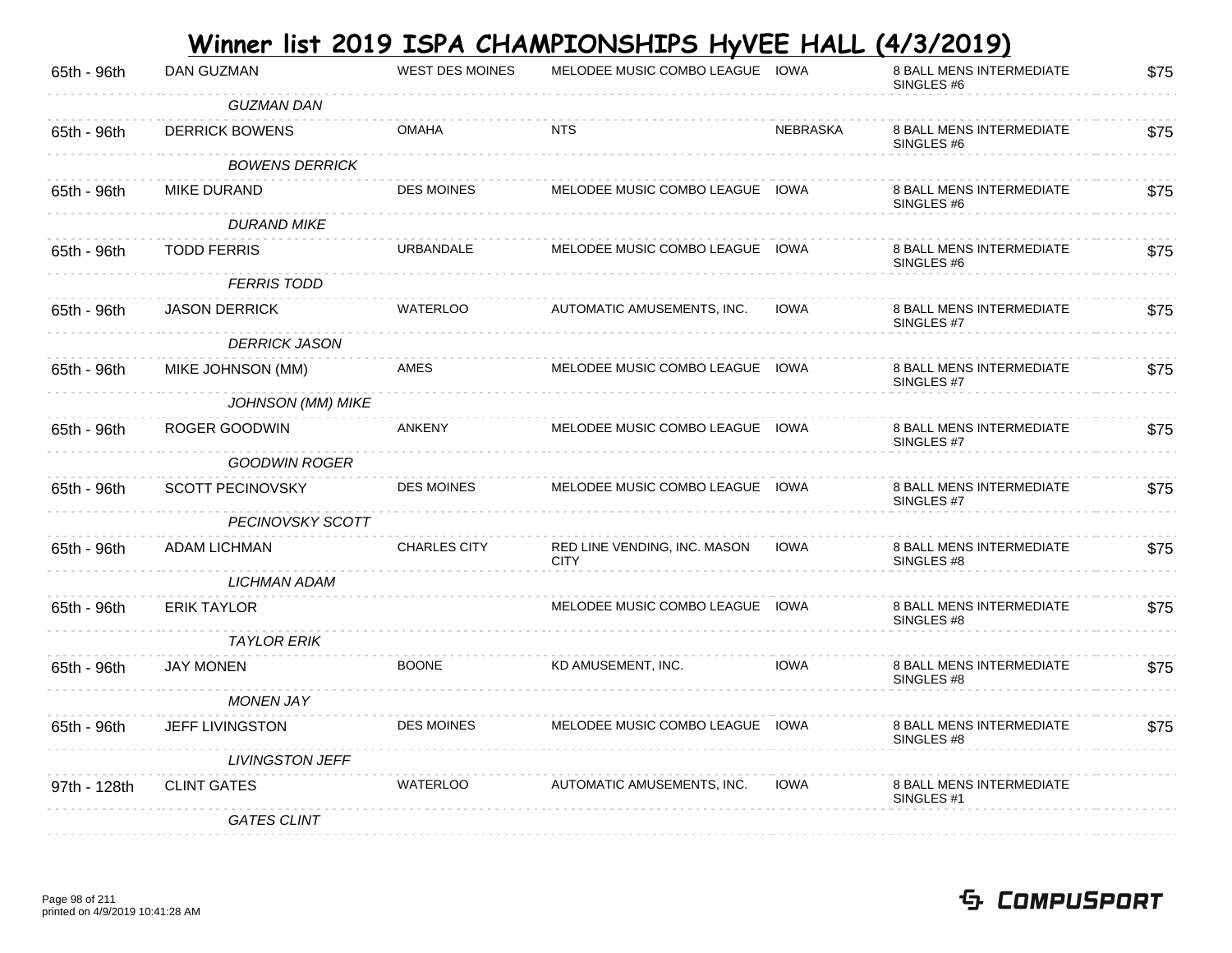# Winner list 2019 ISPA CHAMPIONSHIPS HyVEE HALL (4/3/2019)

| Place | Name | City | Sponsor | State | Event | Prize |
|---|---|---|---|---|---|---|
| 65th - 96th | DAN GUZMAN | WEST DES MOINES | MELODEE MUSIC COMBO LEAGUE | IOWA | 8 BALL MENS INTERMEDIATE SINGLES #6 | $75 |
| | *GUZMAN DAN* | | | | | |
| 65th - 96th | DERRICK BOWENS | OMAHA | NTS | NEBRASKA | 8 BALL MENS INTERMEDIATE SINGLES #6 | $75 |
| | *BOWENS DERRICK* | | | | | |
| 65th - 96th | MIKE DURAND | DES MOINES | MELODEE MUSIC COMBO LEAGUE | IOWA | 8 BALL MENS INTERMEDIATE SINGLES #6 | $75 |
| | *DURAND MIKE* | | | | | |
| 65th - 96th | TODD FERRIS | URBANDALE | MELODEE MUSIC COMBO LEAGUE | IOWA | 8 BALL MENS INTERMEDIATE SINGLES #6 | $75 |
| | *FERRIS TODD* | | | | | |
| 65th - 96th | JASON DERRICK | WATERLOO | AUTOMATIC AMUSEMENTS, INC. | IOWA | 8 BALL MENS INTERMEDIATE SINGLES #7 | $75 |
| | *DERRICK JASON* | | | | | |
| 65th - 96th | MIKE JOHNSON (MM) | AMES | MELODEE MUSIC COMBO LEAGUE | IOWA | 8 BALL MENS INTERMEDIATE SINGLES #7 | $75 |
| | *JOHNSON (MM) MIKE* | | | | | |
| 65th - 96th | ROGER GOODWIN | ANKENY | MELODEE MUSIC COMBO LEAGUE | IOWA | 8 BALL MENS INTERMEDIATE SINGLES #7 | $75 |
| | *GOODWIN ROGER* | | | | | |
| 65th - 96th | SCOTT PECINOVSKY | DES MOINES | MELODEE MUSIC COMBO LEAGUE | IOWA | 8 BALL MENS INTERMEDIATE SINGLES #7 | $75 |
| | *PECINOVSKY SCOTT* | | | | | |
| 65th - 96th | ADAM LICHMAN | CHARLES CITY | RED LINE VENDING, INC. MASON CITY | IOWA | 8 BALL MENS INTERMEDIATE SINGLES #8 | $75 |
| | *LICHMAN ADAM* | | | | | |
| 65th - 96th | ERIK TAYLOR | | MELODEE MUSIC COMBO LEAGUE | IOWA | 8 BALL MENS INTERMEDIATE SINGLES #8 | $75 |
| | *TAYLOR ERIK* | | | | | |
| 65th - 96th | JAY MONEN | BOONE | KD AMUSEMENT, INC. | IOWA | 8 BALL MENS INTERMEDIATE SINGLES #8 | $75 |
| | *MONEN JAY* | | | | | |
| 65th - 96th | JEFF LIVINGSTON | DES MOINES | MELODEE MUSIC COMBO LEAGUE | IOWA | 8 BALL MENS INTERMEDIATE SINGLES #8 | $75 |
| | *LIVINGSTON JEFF* | | | | | |
| 97th - 128th | CLINT GATES | WATERLOO | AUTOMATIC AMUSEMENTS, INC. | IOWA | 8 BALL MENS INTERMEDIATE SINGLES #1 | |
| | *GATES CLINT* | | | | | |

printed on 4/9/2019 10:41:28 AM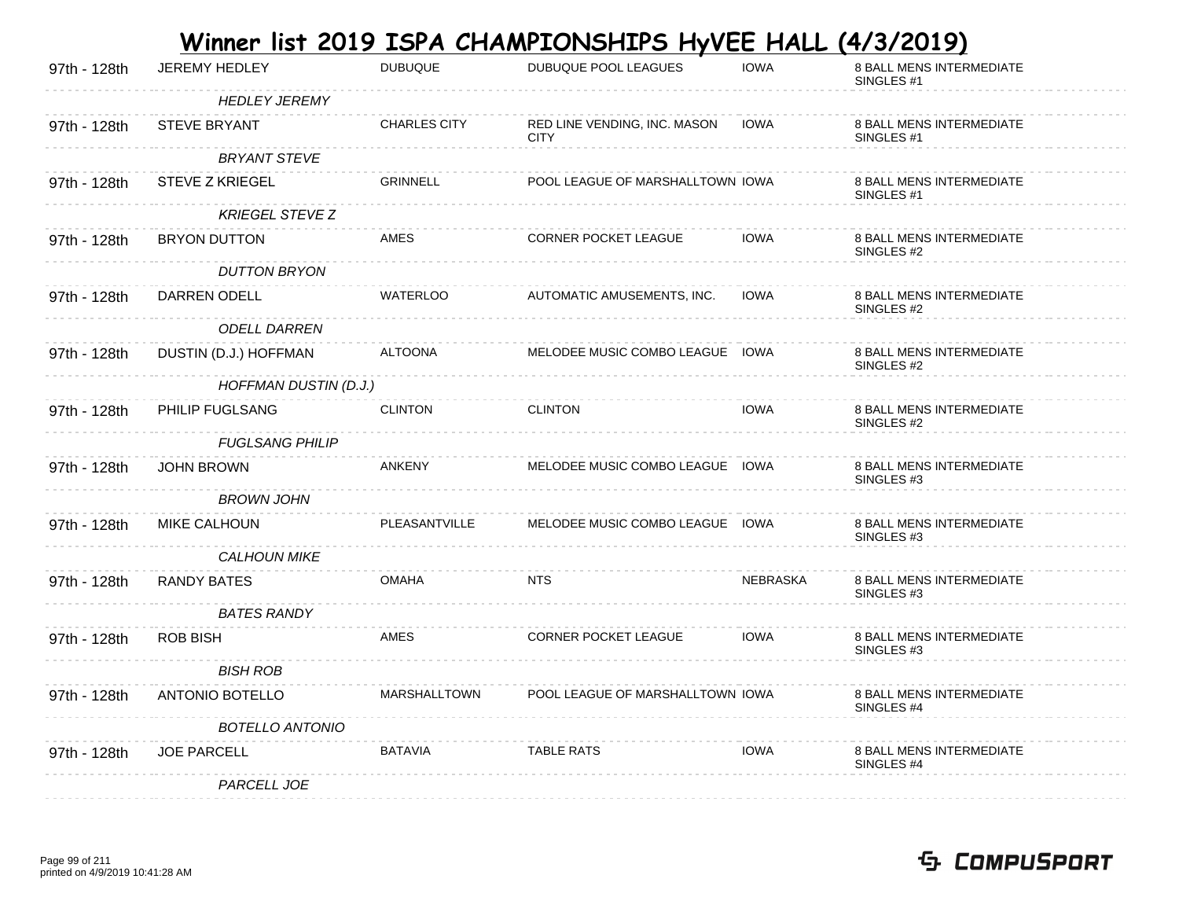# Winner list 2019 ISPA CHAMPIONSHIPS HyVEE HALL (4/3/2019)

| Place | Name | City | League | State | Event |
|---|---|---|---|---|---|
| 97th - 128th | JEREMY HEDLEY | DUBUQUE | DUBUQUE POOL LEAGUES | IOWA | 8 BALL MENS INTERMEDIATE SINGLES #1 |
| | *HEDLEY JEREMY* | | | | |
| 97th - 128th | STEVE BRYANT | CHARLES CITY | RED LINE VENDING, INC. MASON CITY | IOWA | 8 BALL MENS INTERMEDIATE SINGLES #1 |
| | *BRYANT STEVE* | | | | |
| 97th - 128th | STEVE Z KRIEGEL | GRINNELL | POOL LEAGUE OF MARSHALLTOWN | IOWA | 8 BALL MENS INTERMEDIATE SINGLES #1 |
| | *KRIEGEL STEVE Z* | | | | |
| 97th - 128th | BRYON DUTTON | AMES | CORNER POCKET LEAGUE | IOWA | 8 BALL MENS INTERMEDIATE SINGLES #2 |
| | *DUTTON BRYON* | | | | |
| 97th - 128th | DARREN ODELL | WATERLOO | AUTOMATIC AMUSEMENTS, INC. | IOWA | 8 BALL MENS INTERMEDIATE SINGLES #2 |
| | *ODELL DARREN* | | | | |
| 97th - 128th | DUSTIN (D.J.) HOFFMAN | ALTOONA | MELODEE MUSIC COMBO LEAGUE | IOWA | 8 BALL MENS INTERMEDIATE SINGLES #2 |
| | *HOFFMAN DUSTIN (D.J.)* | | | | |
| 97th - 128th | PHILIP FUGLSANG | CLINTON | CLINTON | IOWA | 8 BALL MENS INTERMEDIATE SINGLES #2 |
| | *FUGLSANG PHILIP* | | | | |
| 97th - 128th | JOHN BROWN | ANKENY | MELODEE MUSIC COMBO LEAGUE | IOWA | 8 BALL MENS INTERMEDIATE SINGLES #3 |
| | *BROWN JOHN* | | | | |
| 97th - 128th | MIKE CALHOUN | PLEASANTVILLE | MELODEE MUSIC COMBO LEAGUE | IOWA | 8 BALL MENS INTERMEDIATE SINGLES #3 |
| | *CALHOUN MIKE* | | | | |
| 97th - 128th | RANDY BATES | OMAHA | NTS | NEBRASKA | 8 BALL MENS INTERMEDIATE SINGLES #3 |
| | *BATES RANDY* | | | | |
| 97th - 128th | ROB BISH | AMES | CORNER POCKET LEAGUE | IOWA | 8 BALL MENS INTERMEDIATE SINGLES #3 |
| | *BISH ROB* | | | | |
| 97th - 128th | ANTONIO BOTELLO | MARSHALLTOWN | POOL LEAGUE OF MARSHALLTOWN | IOWA | 8 BALL MENS INTERMEDIATE SINGLES #4 |
| | *BOTELLO ANTONIO* | | | | |
| 97th - 128th | JOE PARCELL | BATAVIA | TABLE RATS | IOWA | 8 BALL MENS INTERMEDIATE SINGLES #4 |
| | *PARCELL JOE* | | | | |

printed on 4/9/2019 10:41:28 AM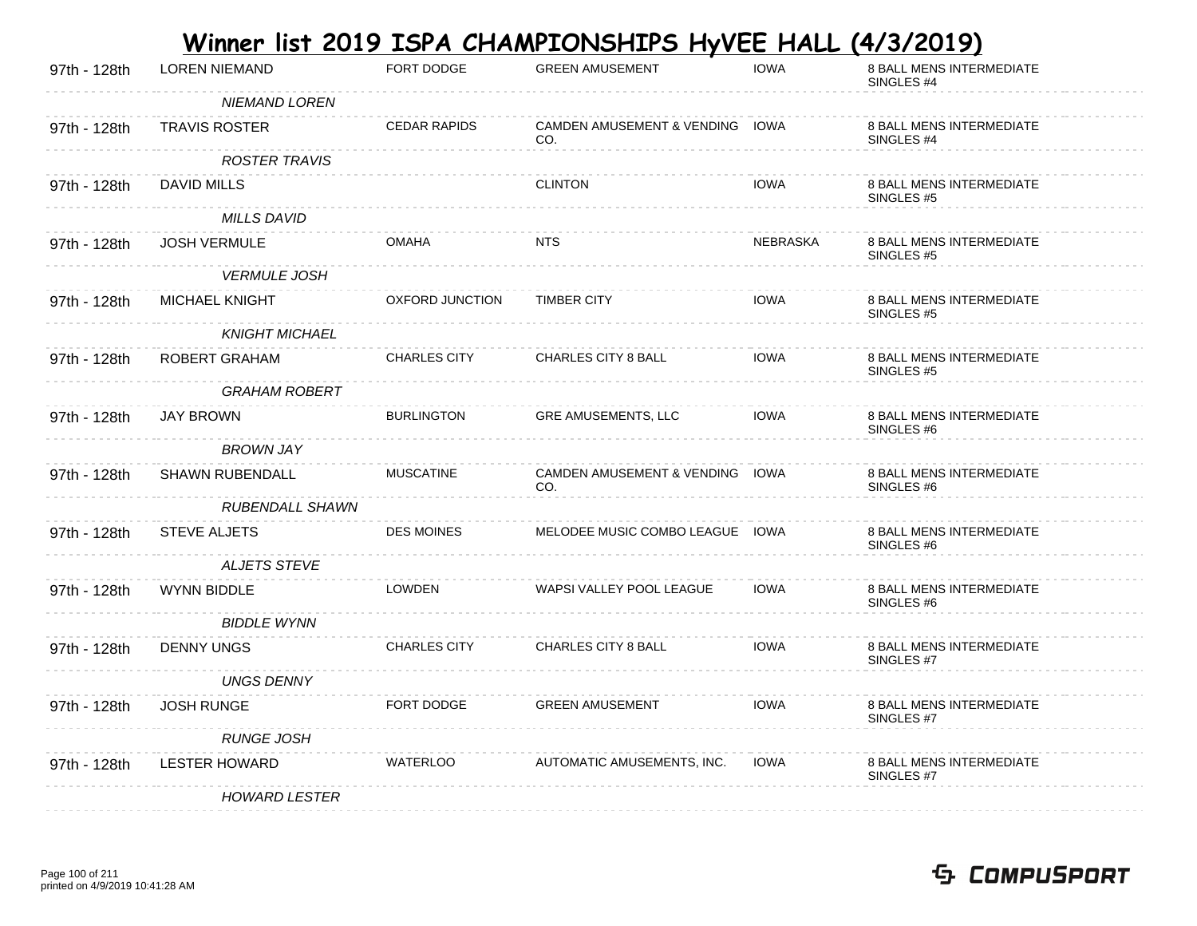# Winner list 2019 ISPA CHAMPIONSHIPS HyVEE HALL (4/3/2019)

| Place | Name | City | Affiliation | State | Event |
|---|---|---|---|---|---|
| 97th - 128th | LOREN NIEMAND | FORT DODGE | GREEN AMUSEMENT | IOWA | 8 BALL MENS INTERMEDIATE SINGLES #4 |
| | *NIEMAND LOREN* | | | | |
| 97th - 128th | TRAVIS ROSTER | CEDAR RAPIDS | CAMDEN AMUSEMENT & VENDING CO. | IOWA | 8 BALL MENS INTERMEDIATE SINGLES #4 |
| | *ROSTER TRAVIS* | | | | |
| 97th - 128th | DAVID MILLS | | CLINTON | IOWA | 8 BALL MENS INTERMEDIATE SINGLES #5 |
| | *MILLS DAVID* | | | | |
| 97th - 128th | JOSH VERMULE | OMAHA | NTS | NEBRASKA | 8 BALL MENS INTERMEDIATE SINGLES #5 |
| | *VERMULE JOSH* | | | | |
| 97th - 128th | MICHAEL KNIGHT | OXFORD JUNCTION | TIMBER CITY | IOWA | 8 BALL MENS INTERMEDIATE SINGLES #5 |
| | *KNIGHT MICHAEL* | | | | |
| 97th - 128th | ROBERT GRAHAM | CHARLES CITY | CHARLES CITY 8 BALL | IOWA | 8 BALL MENS INTERMEDIATE SINGLES #5 |
| | *GRAHAM ROBERT* | | | | |
| 97th - 128th | JAY BROWN | BURLINGTON | GRE AMUSEMENTS, LLC | IOWA | 8 BALL MENS INTERMEDIATE SINGLES #6 |
| | *BROWN JAY* | | | | |
| 97th - 128th | SHAWN RUBENDALL | MUSCATINE | CAMDEN AMUSEMENT & VENDING CO. | IOWA | 8 BALL MENS INTERMEDIATE SINGLES #6 |
| | *RUBENDALL SHAWN* | | | | |
| 97th - 128th | STEVE ALJETS | DES MOINES | MELODEE MUSIC COMBO LEAGUE | IOWA | 8 BALL MENS INTERMEDIATE SINGLES #6 |
| | *ALJETS STEVE* | | | | |
| 97th - 128th | WYNN BIDDLE | LOWDEN | WAPSI VALLEY POOL LEAGUE | IOWA | 8 BALL MENS INTERMEDIATE SINGLES #6 |
| | *BIDDLE WYNN* | | | | |
| 97th - 128th | DENNY UNGS | CHARLES CITY | CHARLES CITY 8 BALL | IOWA | 8 BALL MENS INTERMEDIATE SINGLES #7 |
| | *UNGS DENNY* | | | | |
| 97th - 128th | JOSH RUNGE | FORT DODGE | GREEN AMUSEMENT | IOWA | 8 BALL MENS INTERMEDIATE SINGLES #7 |
| | *RUNGE JOSH* | | | | |
| 97th - 128th | LESTER HOWARD | WATERLOO | AUTOMATIC AMUSEMENTS, INC. | IOWA | 8 BALL MENS INTERMEDIATE SINGLES #7 |
| | *HOWARD LESTER* | | | | |

printed on 4/9/2019 10:41:28 AM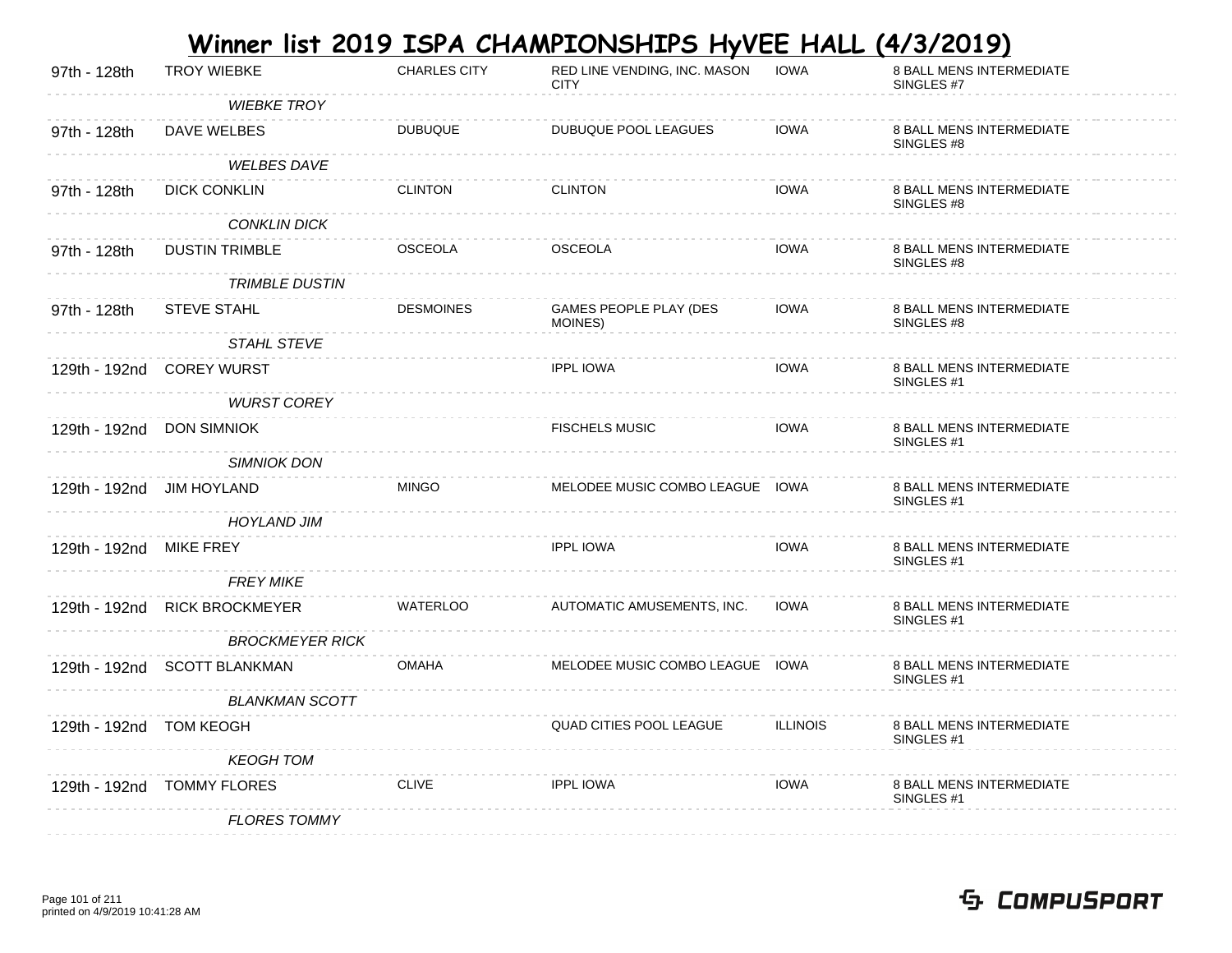# Winner list 2019 ISPA CHAMPIONSHIPS HyVEE HALL (4/3/2019)

| Place | Name | City | Team/League | State | Event |
|---|---|---|---|---|---|
| 97th - 128th | TROY WIEBKE | CHARLES CITY | RED LINE VENDING, INC. MASON CITY | IOWA | 8 BALL MENS INTERMEDIATE SINGLES #7 |
| | *WIEBKE TROY* | | | | |
| 97th - 128th | DAVE WELBES | DUBUQUE | DUBUQUE POOL LEAGUES | IOWA | 8 BALL MENS INTERMEDIATE SINGLES #8 |
| | *WELBES DAVE* | | | | |
| 97th - 128th | DICK CONKLIN | CLINTON | CLINTON | IOWA | 8 BALL MENS INTERMEDIATE SINGLES #8 |
| | *CONKLIN DICK* | | | | |
| 97th - 128th | DUSTIN TRIMBLE | OSCEOLA | OSCEOLA | IOWA | 8 BALL MENS INTERMEDIATE SINGLES #8 |
| | *TRIMBLE DUSTIN* | | | | |
| 97th - 128th | STEVE STAHL | DESMOINES | GAMES PEOPLE PLAY (DES MOINES) | IOWA | 8 BALL MENS INTERMEDIATE SINGLES #8 |
| | *STAHL STEVE* | | | | |
| 129th - 192nd | COREY WURST | | IPPL IOWA | IOWA | 8 BALL MENS INTERMEDIATE SINGLES #1 |
| | *WURST COREY* | | | | |
| 129th - 192nd | DON SIMNIOK | | FISCHELS MUSIC | IOWA | 8 BALL MENS INTERMEDIATE SINGLES #1 |
| | *SIMNIOK DON* | | | | |
| 129th - 192nd | JIM HOYLAND | MINGO | MELODEE MUSIC COMBO LEAGUE | IOWA | 8 BALL MENS INTERMEDIATE SINGLES #1 |
| | *HOYLAND JIM* | | | | |
| 129th - 192nd | MIKE FREY | | IPPL IOWA | IOWA | 8 BALL MENS INTERMEDIATE SINGLES #1 |
| | *FREY MIKE* | | | | |
| 129th - 192nd | RICK BROCKMEYER | WATERLOO | AUTOMATIC AMUSEMENTS, INC. | IOWA | 8 BALL MENS INTERMEDIATE SINGLES #1 |
| | *BROCKMEYER RICK* | | | | |
| 129th - 192nd | SCOTT BLANKMAN | OMAHA | MELODEE MUSIC COMBO LEAGUE | IOWA | 8 BALL MENS INTERMEDIATE SINGLES #1 |
| | *BLANKMAN SCOTT* | | | | |
| 129th - 192nd | TOM KEOGH | | QUAD CITIES POOL LEAGUE | ILLINOIS | 8 BALL MENS INTERMEDIATE SINGLES #1 |
| | *KEOGH TOM* | | | | |
| 129th - 192nd | TOMMY FLORES | CLIVE | IPPL IOWA | IOWA | 8 BALL MENS INTERMEDIATE SINGLES #1 |
| | *FLORES TOMMY* | | | | |

printed on 4/9/2019 10:41:28 AM

COMPUSPORT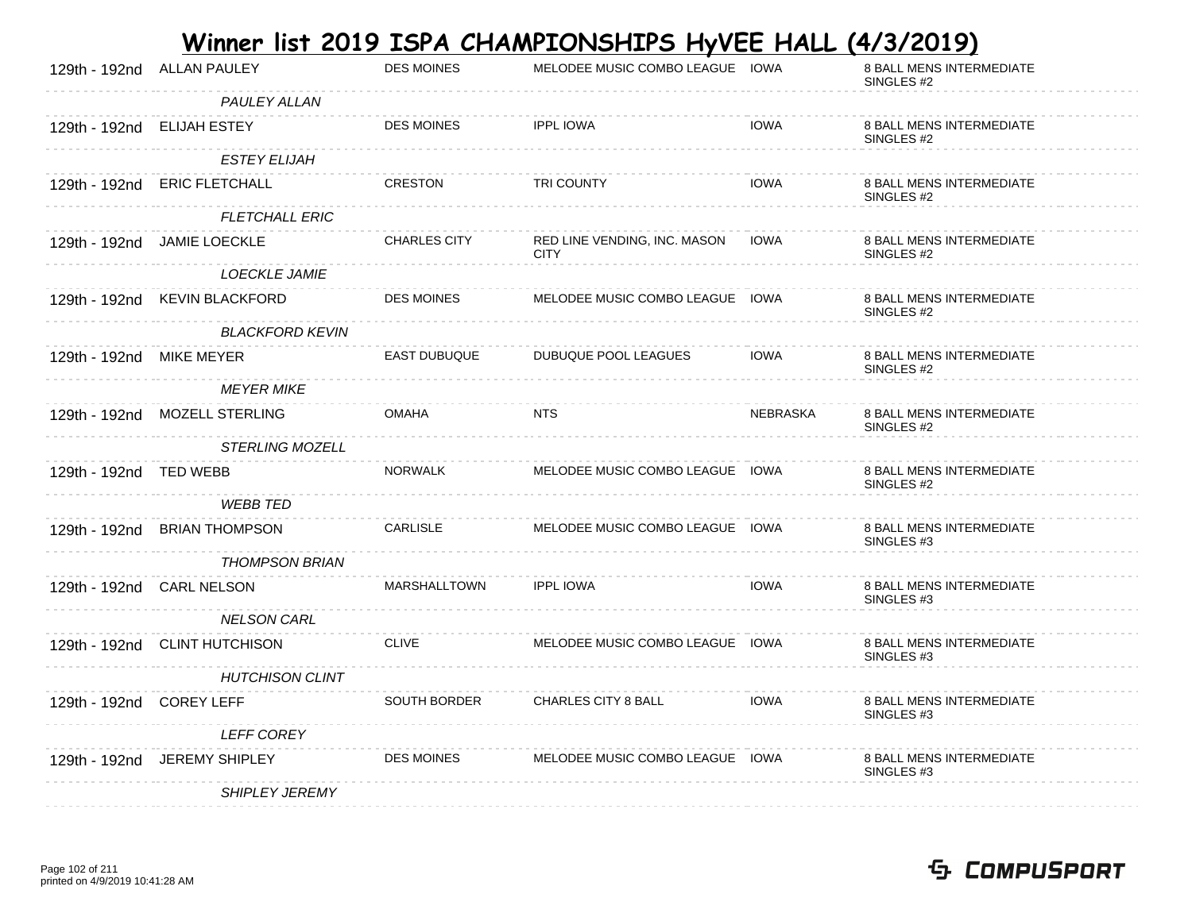# Winner list 2019 ISPA CHAMPIONSHIPS HyVEE HALL (4/3/2019)

| Place | Name | City | League | State | Event |
|---|---|---|---|---|---|
| 129th - 192nd | ALLAN PAULEY | DES MOINES | MELODEE MUSIC COMBO LEAGUE | IOWA | 8 BALL MENS INTERMEDIATE SINGLES #2 |
| | *PAULEY ALLAN* | | | | |
| 129th - 192nd | ELIJAH ESTEY | DES MOINES | IPPL IOWA | IOWA | 8 BALL MENS INTERMEDIATE SINGLES #2 |
| | *ESTEY ELIJAH* | | | | |
| 129th - 192nd | ERIC FLETCHALL | CRESTON | TRI COUNTY | IOWA | 8 BALL MENS INTERMEDIATE SINGLES #2 |
| | *FLETCHALL ERIC* | | | | |
| 129th - 192nd | JAMIE LOECKLE | CHARLES CITY | RED LINE VENDING, INC. MASON CITY | IOWA | 8 BALL MENS INTERMEDIATE SINGLES #2 |
| | *LOECKLE JAMIE* | | | | |
| 129th - 192nd | KEVIN BLACKFORD | DES MOINES | MELODEE MUSIC COMBO LEAGUE | IOWA | 8 BALL MENS INTERMEDIATE SINGLES #2 |
| | *BLACKFORD KEVIN* | | | | |
| 129th - 192nd | MIKE MEYER | EAST DUBUQUE | DUBUQUE POOL LEAGUES | IOWA | 8 BALL MENS INTERMEDIATE SINGLES #2 |
| | *MEYER MIKE* | | | | |
| 129th - 192nd | MOZELL STERLING | OMAHA | NTS | NEBRASKA | 8 BALL MENS INTERMEDIATE SINGLES #2 |
| | *STERLING MOZELL* | | | | |
| 129th - 192nd | TED WEBB | NORWALK | MELODEE MUSIC COMBO LEAGUE | IOWA | 8 BALL MENS INTERMEDIATE SINGLES #2 |
| | *WEBB TED* | | | | |
| 129th - 192nd | BRIAN THOMPSON | CARLISLE | MELODEE MUSIC COMBO LEAGUE | IOWA | 8 BALL MENS INTERMEDIATE SINGLES #3 |
| | *THOMPSON BRIAN* | | | | |
| 129th - 192nd | CARL NELSON | MARSHALLTOWN | IPPL IOWA | IOWA | 8 BALL MENS INTERMEDIATE SINGLES #3 |
| | *NELSON CARL* | | | | |
| 129th - 192nd | CLINT HUTCHISON | CLIVE | MELODEE MUSIC COMBO LEAGUE | IOWA | 8 BALL MENS INTERMEDIATE SINGLES #3 |
| | *HUTCHISON CLINT* | | | | |
| 129th - 192nd | COREY LEFF | SOUTH BORDER | CHARLES CITY 8 BALL | IOWA | 8 BALL MENS INTERMEDIATE SINGLES #3 |
| | *LEFF COREY* | | | | |
| 129th - 192nd | JEREMY SHIPLEY | DES MOINES | MELODEE MUSIC COMBO LEAGUE | IOWA | 8 BALL MENS INTERMEDIATE SINGLES #3 |
| | *SHIPLEY JEREMY* | | | | |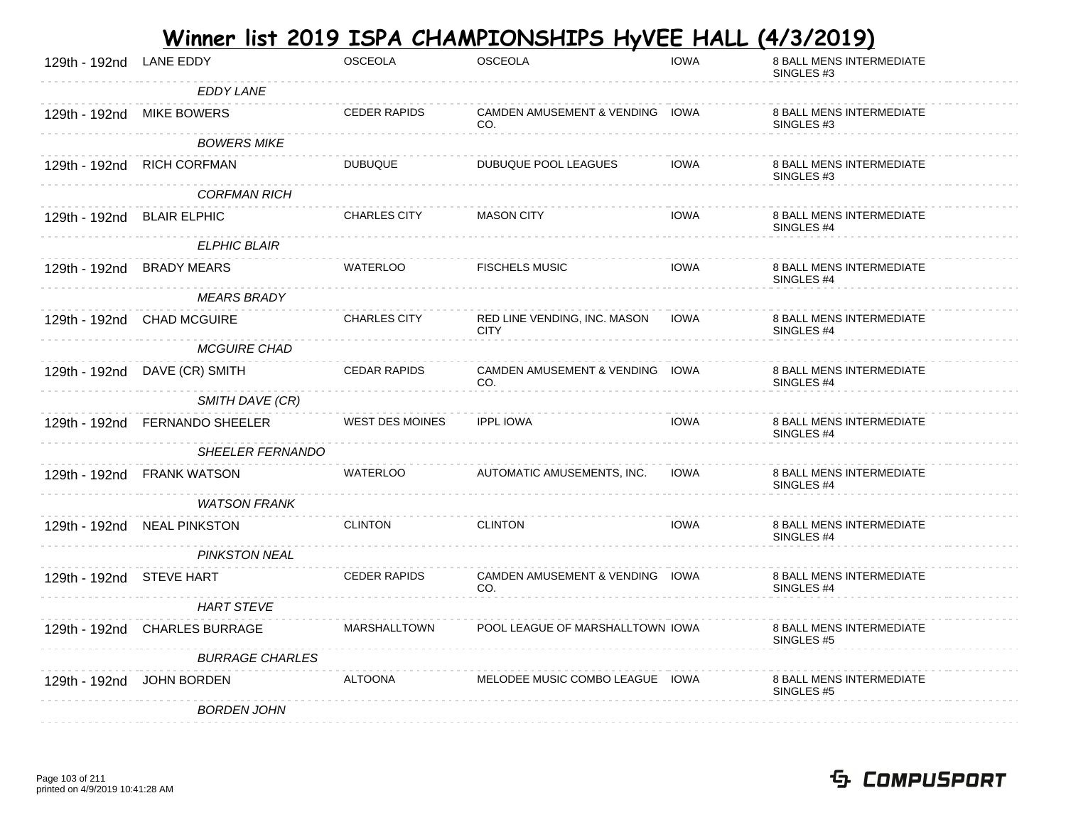# Winner list 2019 ISPA CHAMPIONSHIPS HyVEE HALL (4/3/2019)

| Place | Name | City | League | State | Event |
|---|---|---|---|---|---|
| 129th - 192nd | LANE EDDY | OSCEOLA | OSCEOLA | IOWA | 8 BALL MENS INTERMEDIATE SINGLES #3 |
| | *EDDY LANE* | | | | |
| 129th - 192nd | MIKE BOWERS | CEDER RAPIDS | CAMDEN AMUSEMENT & VENDING CO. | IOWA | 8 BALL MENS INTERMEDIATE SINGLES #3 |
| | *BOWERS MIKE* | | | | |
| 129th - 192nd | RICH CORFMAN | DUBUQUE | DUBUQUE POOL LEAGUES | IOWA | 8 BALL MENS INTERMEDIATE SINGLES #3 |
| | *CORFMAN RICH* | | | | |
| 129th - 192nd | BLAIR ELPHIC | CHARLES CITY | MASON CITY | IOWA | 8 BALL MENS INTERMEDIATE SINGLES #4 |
| | *ELPHIC BLAIR* | | | | |
| 129th - 192nd | BRADY MEARS | WATERLOO | FISCHELS MUSIC | IOWA | 8 BALL MENS INTERMEDIATE SINGLES #4 |
| | *MEARS BRADY* | | | | |
| 129th - 192nd | CHAD MCGUIRE | CHARLES CITY | RED LINE VENDING, INC. MASON CITY | IOWA | 8 BALL MENS INTERMEDIATE SINGLES #4 |
| | *MCGUIRE CHAD* | | | | |
| 129th - 192nd | DAVE (CR) SMITH | CEDAR RAPIDS | CAMDEN AMUSEMENT & VENDING CO. | IOWA | 8 BALL MENS INTERMEDIATE SINGLES #4 |
| | *SMITH DAVE (CR)* | | | | |
| 129th - 192nd | FERNANDO SHEELER | WEST DES MOINES | IPPL IOWA | IOWA | 8 BALL MENS INTERMEDIATE SINGLES #4 |
| | *SHEELER FERNANDO* | | | | |
| 129th - 192nd | FRANK WATSON | WATERLOO | AUTOMATIC AMUSEMENTS, INC. | IOWA | 8 BALL MENS INTERMEDIATE SINGLES #4 |
| | *WATSON FRANK* | | | | |
| 129th - 192nd | NEAL PINKSTON | CLINTON | CLINTON | IOWA | 8 BALL MENS INTERMEDIATE SINGLES #4 |
| | *PINKSTON NEAL* | | | | |
| 129th - 192nd | STEVE HART | CEDER RAPIDS | CAMDEN AMUSEMENT & VENDING CO. | IOWA | 8 BALL MENS INTERMEDIATE SINGLES #4 |
| | *HART STEVE* | | | | |
| 129th - 192nd | CHARLES BURRAGE | MARSHALLTOWN | POOL LEAGUE OF MARSHALLTOWN | IOWA | 8 BALL MENS INTERMEDIATE SINGLES #5 |
| | *BURRAGE CHARLES* | | | | |
| 129th - 192nd | JOHN BORDEN | ALTOONA | MELODEE MUSIC COMBO LEAGUE | IOWA | 8 BALL MENS INTERMEDIATE SINGLES #5 |
| | *BORDEN JOHN* | | | | |

printed on 4/9/2019 10:41:28 AM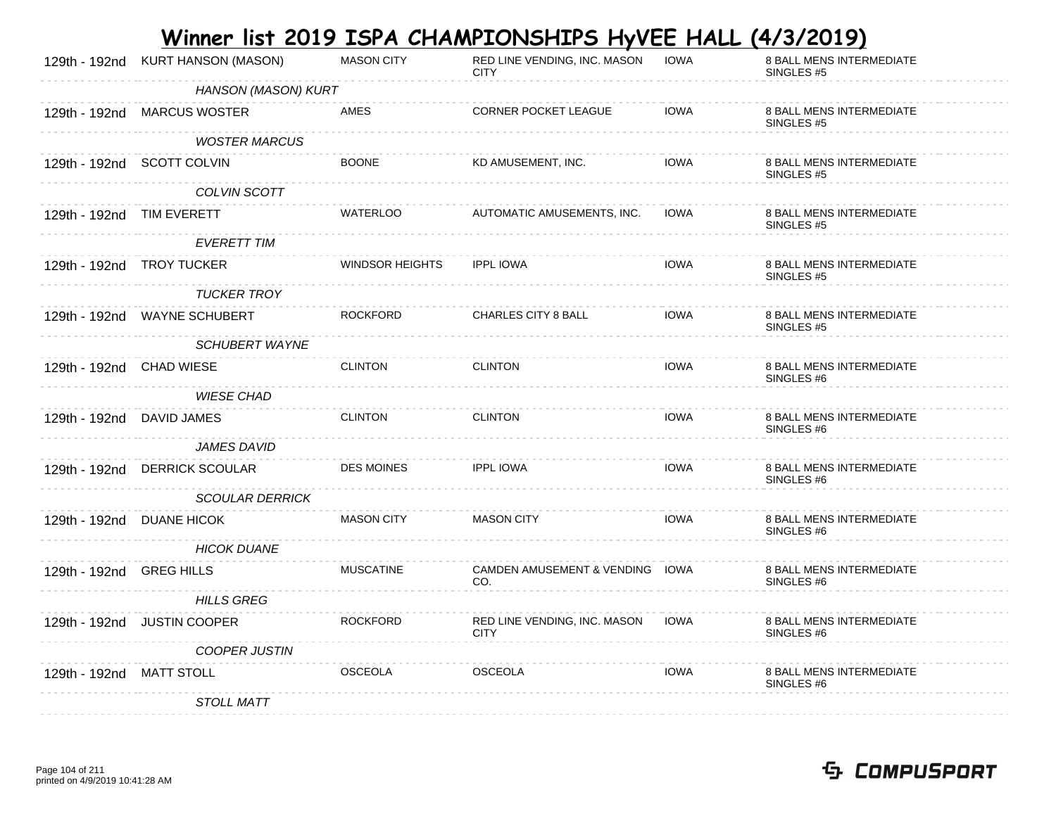# Winner list 2019 ISPA CHAMPIONSHIPS HyVEE HALL (4/3/2019)

| Place | Name | City | Team | State | Event |
|---|---|---|---|---|---|
| 129th - 192nd | KURT HANSON (MASON) | MASON CITY | RED LINE VENDING, INC. MASON CITY | IOWA | 8 BALL MENS INTERMEDIATE SINGLES #5 |
| | *HANSON (MASON) KURT* | | | | |
| 129th - 192nd | MARCUS WOSTER | AMES | CORNER POCKET LEAGUE | IOWA | 8 BALL MENS INTERMEDIATE SINGLES #5 |
| | *WOSTER MARCUS* | | | | |
| 129th - 192nd | SCOTT COLVIN | BOONE | KD AMUSEMENT, INC. | IOWA | 8 BALL MENS INTERMEDIATE SINGLES #5 |
| | *COLVIN SCOTT* | | | | |
| 129th - 192nd | TIM EVERETT | WATERLOO | AUTOMATIC AMUSEMENTS, INC. | IOWA | 8 BALL MENS INTERMEDIATE SINGLES #5 |
| | *EVERETT TIM* | | | | |
| 129th - 192nd | TROY TUCKER | WINDSOR HEIGHTS | IPPL IOWA | IOWA | 8 BALL MENS INTERMEDIATE SINGLES #5 |
| | *TUCKER TROY* | | | | |
| 129th - 192nd | WAYNE SCHUBERT | ROCKFORD | CHARLES CITY 8 BALL | IOWA | 8 BALL MENS INTERMEDIATE SINGLES #5 |
| | *SCHUBERT WAYNE* | | | | |
| 129th - 192nd | CHAD WIESE | CLINTON | CLINTON | IOWA | 8 BALL MENS INTERMEDIATE SINGLES #6 |
| | *WIESE CHAD* | | | | |
| 129th - 192nd | DAVID JAMES | CLINTON | CLINTON | IOWA | 8 BALL MENS INTERMEDIATE SINGLES #6 |
| | *JAMES DAVID* | | | | |
| 129th - 192nd | DERRICK SCOULAR | DES MOINES | IPPL IOWA | IOWA | 8 BALL MENS INTERMEDIATE SINGLES #6 |
| | *SCOULAR DERRICK* | | | | |
| 129th - 192nd | DUANE HICOK | MASON CITY | MASON CITY | IOWA | 8 BALL MENS INTERMEDIATE SINGLES #6 |
| | *HICOK DUANE* | | | | |
| 129th - 192nd | GREG HILLS | MUSCATINE | CAMDEN AMUSEMENT & VENDING CO. | IOWA | 8 BALL MENS INTERMEDIATE SINGLES #6 |
| | *HILLS GREG* | | | | |
| 129th - 192nd | JUSTIN COOPER | ROCKFORD | RED LINE VENDING, INC. MASON CITY | IOWA | 8 BALL MENS INTERMEDIATE SINGLES #6 |
| | *COOPER JUSTIN* | | | | |
| 129th - 192nd | MATT STOLL | OSCEOLA | OSCEOLA | IOWA | 8 BALL MENS INTERMEDIATE SINGLES #6 |
| | *STOLL MATT* | | | | |

printed on 4/9/2019 10:41:28 AM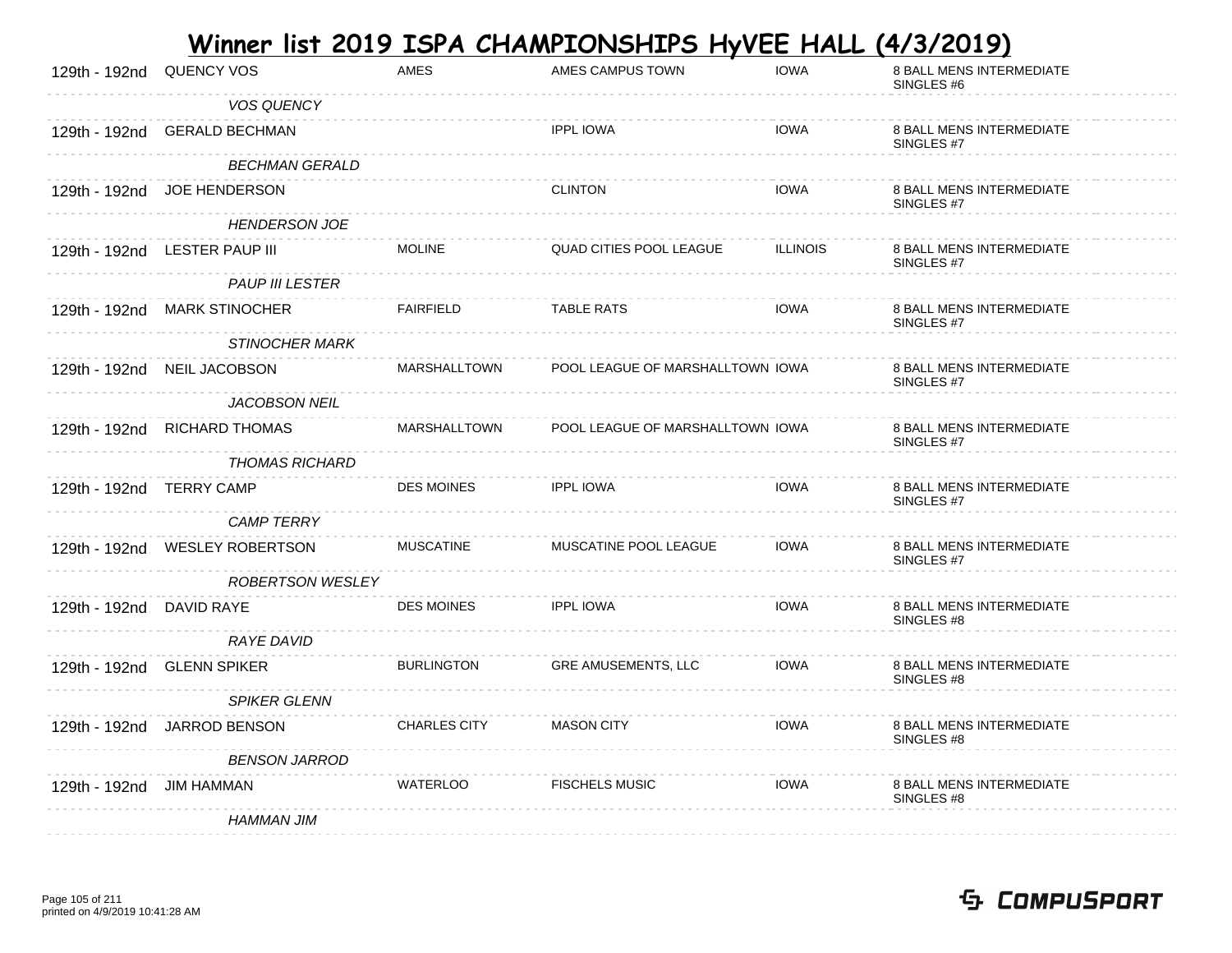# Winner list 2019 ISPA CHAMPIONSHIPS HyVEE HALL (4/3/2019)

| Place | Name | City | League | State | Event |
|---|---|---|---|---|---|
| 129th - 192nd | QUENCY VOS | AMES | AMES CAMPUS TOWN | IOWA | 8 BALL MENS INTERMEDIATE SINGLES #6 |
| | *VOS QUENCY* | | | | |
| 129th - 192nd | GERALD BECHMAN | | IPPL IOWA | IOWA | 8 BALL MENS INTERMEDIATE SINGLES #7 |
| | *BECHMAN GERALD* | | | | |
| 129th - 192nd | JOE HENDERSON | | CLINTON | IOWA | 8 BALL MENS INTERMEDIATE SINGLES #7 |
| | *HENDERSON JOE* | | | | |
| 129th - 192nd | LESTER PAUP III | MOLINE | QUAD CITIES POOL LEAGUE | ILLINOIS | 8 BALL MENS INTERMEDIATE SINGLES #7 |
| | *PAUP III LESTER* | | | | |
| 129th - 192nd | MARK STINOCHER | FAIRFIELD | TABLE RATS | IOWA | 8 BALL MENS INTERMEDIATE SINGLES #7 |
| | *STINOCHER MARK* | | | | |
| 129th - 192nd | NEIL JACOBSON | MARSHALLTOWN | POOL LEAGUE OF MARSHALLTOWN | IOWA | 8 BALL MENS INTERMEDIATE SINGLES #7 |
| | *JACOBSON NEIL* | | | | |
| 129th - 192nd | RICHARD THOMAS | MARSHALLTOWN | POOL LEAGUE OF MARSHALLTOWN | IOWA | 8 BALL MENS INTERMEDIATE SINGLES #7 |
| | *THOMAS RICHARD* | | | | |
| 129th - 192nd | TERRY CAMP | DES MOINES | IPPL IOWA | IOWA | 8 BALL MENS INTERMEDIATE SINGLES #7 |
| | *CAMP TERRY* | | | | |
| 129th - 192nd | WESLEY ROBERTSON | MUSCATINE | MUSCATINE POOL LEAGUE | IOWA | 8 BALL MENS INTERMEDIATE SINGLES #7 |
| | *ROBERTSON WESLEY* | | | | |
| 129th - 192nd | DAVID RAYE | DES MOINES | IPPL IOWA | IOWA | 8 BALL MENS INTERMEDIATE SINGLES #8 |
| | *RAYE DAVID* | | | | |
| 129th - 192nd | GLENN SPIKER | BURLINGTON | GRE AMUSEMENTS, LLC | IOWA | 8 BALL MENS INTERMEDIATE SINGLES #8 |
| | *SPIKER GLENN* | | | | |
| 129th - 192nd | JARROD BENSON | CHARLES CITY | MASON CITY | IOWA | 8 BALL MENS INTERMEDIATE SINGLES #8 |
| | *BENSON JARROD* | | | | |
| 129th - 192nd | JIM HAMMAN | WATERLOO | FISCHELS MUSIC | IOWA | 8 BALL MENS INTERMEDIATE SINGLES #8 |
| | *HAMMAN JIM* | | | | |

printed on 4/9/2019 10:41:28 AM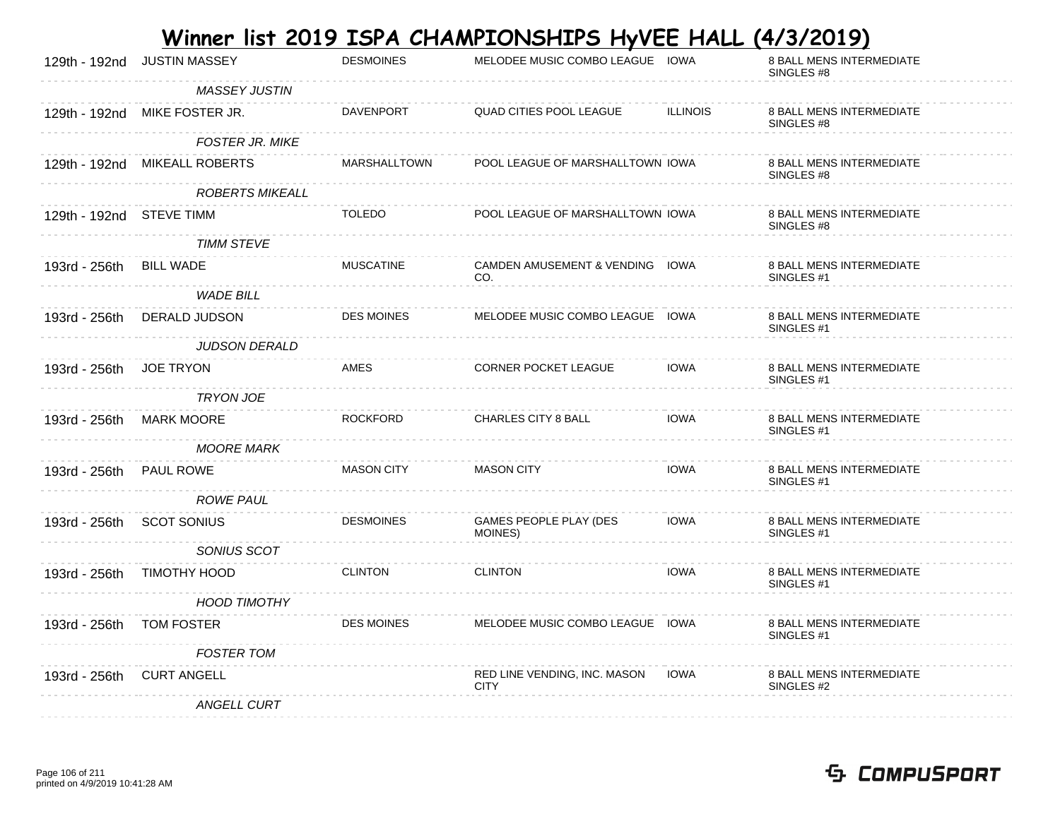# Winner list 2019 ISPA CHAMPIONSHIPS HyVEE HALL (4/3/2019)

| Place | Name | City | League | State | Event |
|---|---|---|---|---|---|
| 129th - 192nd | JUSTIN MASSEY | DESMOINES | MELODEE MUSIC COMBO LEAGUE | IOWA | 8 BALL MENS INTERMEDIATE SINGLES #8 |
| | *MASSEY JUSTIN* | | | | |
| 129th - 192nd | MIKE FOSTER JR. | DAVENPORT | QUAD CITIES POOL LEAGUE | ILLINOIS | 8 BALL MENS INTERMEDIATE SINGLES #8 |
| | *FOSTER JR. MIKE* | | | | |
| 129th - 192nd | MIKEALL ROBERTS | MARSHALLTOWN | POOL LEAGUE OF MARSHALLTOWN | IOWA | 8 BALL MENS INTERMEDIATE SINGLES #8 |
| | *ROBERTS MIKEALL* | | | | |
| 129th - 192nd | STEVE TIMM | TOLEDO | POOL LEAGUE OF MARSHALLTOWN | IOWA | 8 BALL MENS INTERMEDIATE SINGLES #8 |
| | *TIMM STEVE* | | | | |
| 193rd - 256th | BILL WADE | MUSCATINE | CAMDEN AMUSEMENT & VENDING CO. | IOWA | 8 BALL MENS INTERMEDIATE SINGLES #1 |
| | *WADE BILL* | | | | |
| 193rd - 256th | DERALD JUDSON | DES MOINES | MELODEE MUSIC COMBO LEAGUE | IOWA | 8 BALL MENS INTERMEDIATE SINGLES #1 |
| | *JUDSON DERALD* | | | | |
| 193rd - 256th | JOE TRYON | AMES | CORNER POCKET LEAGUE | IOWA | 8 BALL MENS INTERMEDIATE SINGLES #1 |
| | *TRYON JOE* | | | | |
| 193rd - 256th | MARK MOORE | ROCKFORD | CHARLES CITY 8 BALL | IOWA | 8 BALL MENS INTERMEDIATE SINGLES #1 |
| | *MOORE MARK* | | | | |
| 193rd - 256th | PAUL ROWE | MASON CITY | MASON CITY | IOWA | 8 BALL MENS INTERMEDIATE SINGLES #1 |
| | *ROWE PAUL* | | | | |
| 193rd - 256th | SCOT SONIUS | DESMOINES | GAMES PEOPLE PLAY (DES MOINES) | IOWA | 8 BALL MENS INTERMEDIATE SINGLES #1 |
| | *SONIUS SCOT* | | | | |
| 193rd - 256th | TIMOTHY HOOD | CLINTON | CLINTON | IOWA | 8 BALL MENS INTERMEDIATE SINGLES #1 |
| | *HOOD TIMOTHY* | | | | |
| 193rd - 256th | TOM FOSTER | DES MOINES | MELODEE MUSIC COMBO LEAGUE | IOWA | 8 BALL MENS INTERMEDIATE SINGLES #1 |
| | *FOSTER TOM* | | | | |
| 193rd - 256th | CURT ANGELL | | RED LINE VENDING, INC. MASON CITY | IOWA | 8 BALL MENS INTERMEDIATE SINGLES #2 |
| | *ANGELL CURT* | | | | |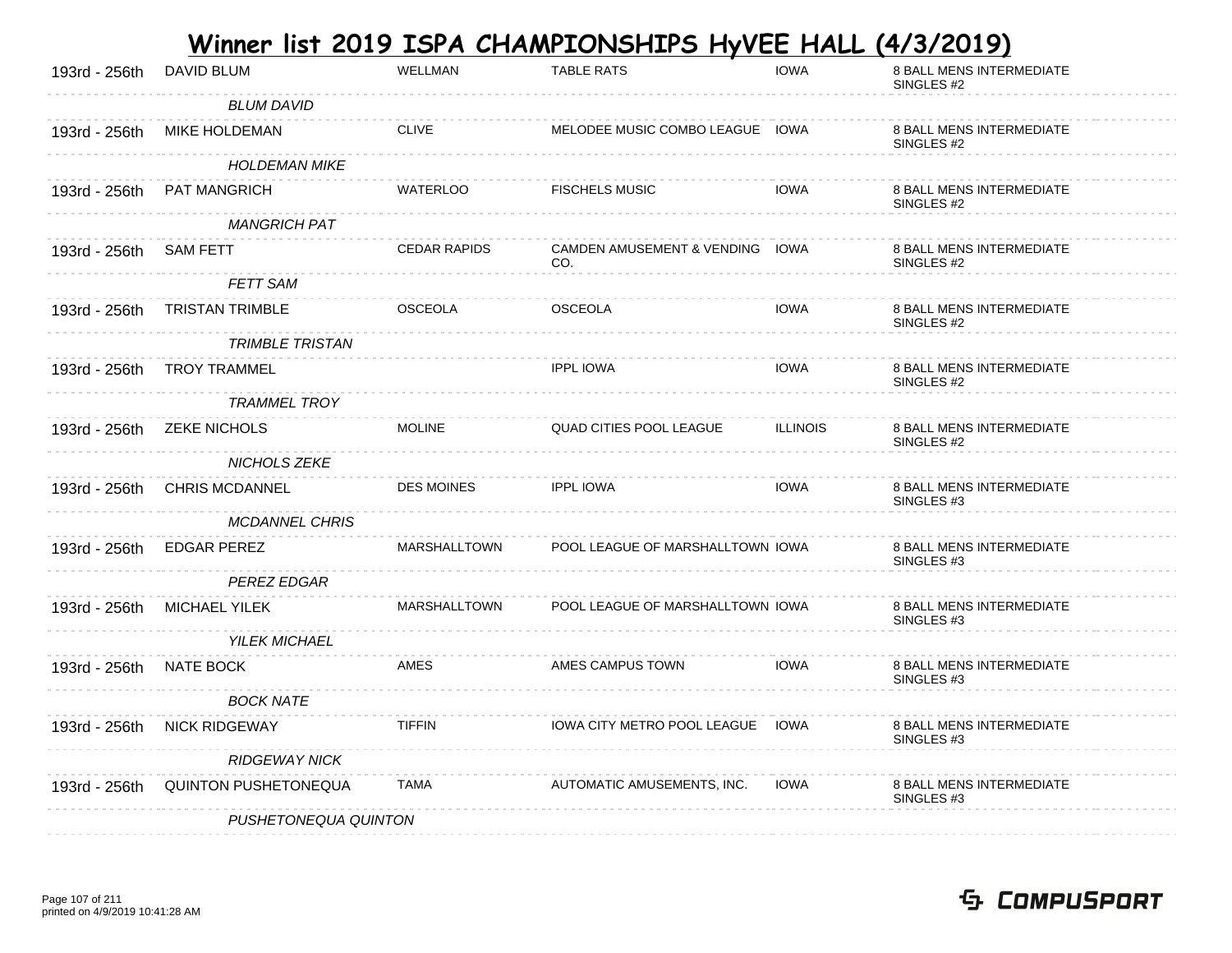# Winner list 2019 ISPA CHAMPIONSHIPS HyVEE HALL (4/3/2019)

| Place | Name | City | League | State | Event |
|---|---|---|---|---|---|
| 193rd - 256th | DAVID BLUM<br>*BLUM DAVID* | WELLMAN | TABLE RATS | IOWA | 8 BALL MENS INTERMEDIATE SINGLES #2 |
| 193rd - 256th | MIKE HOLDEMAN<br>*HOLDEMAN MIKE* | CLIVE | MELODEE MUSIC COMBO LEAGUE | IOWA | 8 BALL MENS INTERMEDIATE SINGLES #2 |
| 193rd - 256th | PAT MANGRICH<br>*MANGRICH PAT* | WATERLOO | FISCHELS MUSIC | IOWA | 8 BALL MENS INTERMEDIATE SINGLES #2 |
| 193rd - 256th | SAM FETT<br>*FETT SAM* | CEDAR RAPIDS | CAMDEN AMUSEMENT & VENDING CO. | IOWA | 8 BALL MENS INTERMEDIATE SINGLES #2 |
| 193rd - 256th | TRISTAN TRIMBLE<br>*TRIMBLE TRISTAN* | OSCEOLA | OSCEOLA | IOWA | 8 BALL MENS INTERMEDIATE SINGLES #2 |
| 193rd - 256th | TROY TRAMMEL<br>*TRAMMEL TROY* | | IPPL IOWA | IOWA | 8 BALL MENS INTERMEDIATE SINGLES #2 |
| 193rd - 256th | ZEKE NICHOLS<br>*NICHOLS ZEKE* | MOLINE | QUAD CITIES POOL LEAGUE | ILLINOIS | 8 BALL MENS INTERMEDIATE SINGLES #2 |
| 193rd - 256th | CHRIS MCDANNEL<br>*MCDANNEL CHRIS* | DES MOINES | IPPL IOWA | IOWA | 8 BALL MENS INTERMEDIATE SINGLES #3 |
| 193rd - 256th | EDGAR PEREZ<br>*PEREZ EDGAR* | MARSHALLTOWN | POOL LEAGUE OF MARSHALLTOWN | IOWA | 8 BALL MENS INTERMEDIATE SINGLES #3 |
| 193rd - 256th | MICHAEL YILEK<br>*YILEK MICHAEL* | MARSHALLTOWN | POOL LEAGUE OF MARSHALLTOWN | IOWA | 8 BALL MENS INTERMEDIATE SINGLES #3 |
| 193rd - 256th | NATE BOCK<br>*BOCK NATE* | AMES | AMES CAMPUS TOWN | IOWA | 8 BALL MENS INTERMEDIATE SINGLES #3 |
| 193rd - 256th | NICK RIDGEWAY<br>*RIDGEWAY NICK* | TIFFIN | IOWA CITY METRO POOL LEAGUE | IOWA | 8 BALL MENS INTERMEDIATE SINGLES #3 |
| 193rd - 256th | QUINTON PUSHETONEQUA<br>*PUSHETONEQUA QUINTON* | TAMA | AUTOMATIC AMUSEMENTS, INC. | IOWA | 8 BALL MENS INTERMEDIATE SINGLES #3 |

printed on 4/9/2019 10:41:28 AM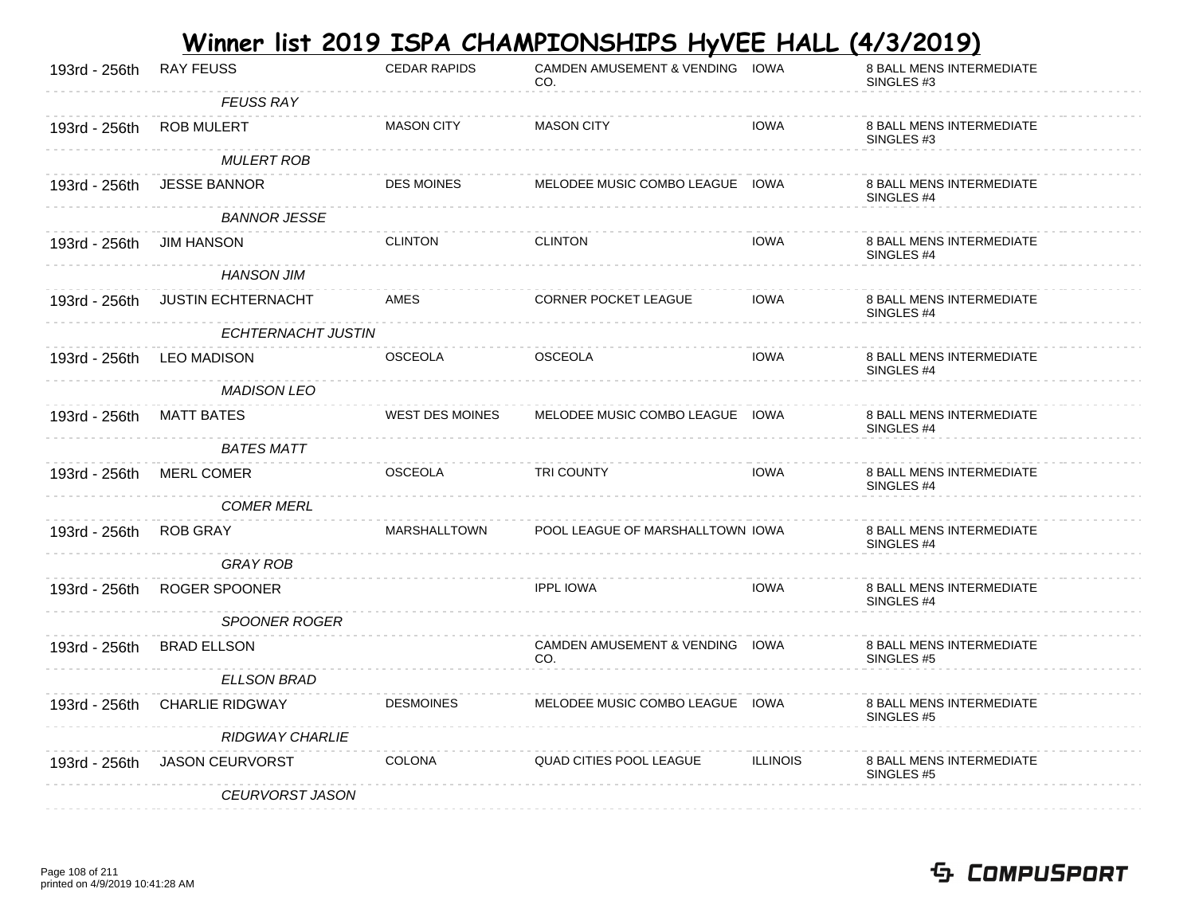# Winner list 2019 ISPA CHAMPIONSHIPS HyVEE HALL (4/3/2019)

| Place | Name | City | League | State | Event |
|---|---|---|---|---|---|
| 193rd - 256th | RAY FEUSS | CEDAR RAPIDS | CAMDEN AMUSEMENT & VENDING CO. | IOWA | 8 BALL MENS INTERMEDIATE SINGLES #3 |
| | *FEUSS RAY* | | | | |
| 193rd - 256th | ROB MULERT | MASON CITY | MASON CITY | IOWA | 8 BALL MENS INTERMEDIATE SINGLES #3 |
| | *MULERT ROB* | | | | |
| 193rd - 256th | JESSE BANNOR | DES MOINES | MELODEE MUSIC COMBO LEAGUE | IOWA | 8 BALL MENS INTERMEDIATE SINGLES #4 |
| | *BANNOR JESSE* | | | | |
| 193rd - 256th | JIM HANSON | CLINTON | CLINTON | IOWA | 8 BALL MENS INTERMEDIATE SINGLES #4 |
| | *HANSON JIM* | | | | |
| 193rd - 256th | JUSTIN ECHTERNACHT | AMES | CORNER POCKET LEAGUE | IOWA | 8 BALL MENS INTERMEDIATE SINGLES #4 |
| | *ECHTERNACHT JUSTIN* | | | | |
| 193rd - 256th | LEO MADISON | OSCEOLA | OSCEOLA | IOWA | 8 BALL MENS INTERMEDIATE SINGLES #4 |
| | *MADISON LEO* | | | | |
| 193rd - 256th | MATT BATES | WEST DES MOINES | MELODEE MUSIC COMBO LEAGUE | IOWA | 8 BALL MENS INTERMEDIATE SINGLES #4 |
| | *BATES MATT* | | | | |
| 193rd - 256th | MERL COMER | OSCEOLA | TRI COUNTY | IOWA | 8 BALL MENS INTERMEDIATE SINGLES #4 |
| | *COMER MERL* | | | | |
| 193rd - 256th | ROB GRAY | MARSHALLTOWN | POOL LEAGUE OF MARSHALLTOWN | IOWA | 8 BALL MENS INTERMEDIATE SINGLES #4 |
| | *GRAY ROB* | | | | |
| 193rd - 256th | ROGER SPOONER | | IPPL IOWA | IOWA | 8 BALL MENS INTERMEDIATE SINGLES #4 |
| | *SPOONER ROGER* | | | | |
| 193rd - 256th | BRAD ELLSON | | CAMDEN AMUSEMENT & VENDING CO. | IOWA | 8 BALL MENS INTERMEDIATE SINGLES #5 |
| | *ELLSON BRAD* | | | | |
| 193rd - 256th | CHARLIE RIDGWAY | DESMOINES | MELODEE MUSIC COMBO LEAGUE | IOWA | 8 BALL MENS INTERMEDIATE SINGLES #5 |
| | *RIDGWAY CHARLIE* | | | | |
| 193rd - 256th | JASON CEURVORST | COLONA | QUAD CITIES POOL LEAGUE | ILLINOIS | 8 BALL MENS INTERMEDIATE SINGLES #5 |
| | *CEURVORST JASON* | | | | |

printed on 4/9/2019 10:41:28 AM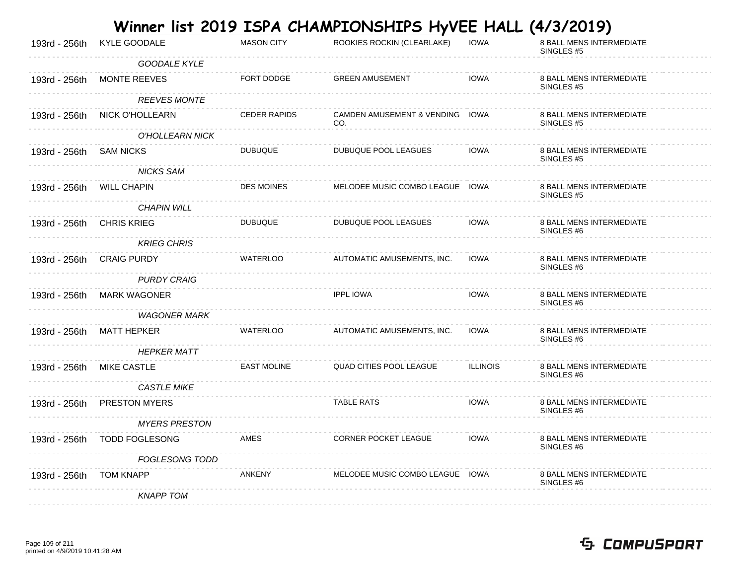# Winner list 2019 ISPA CHAMPIONSHIPS HyVEE HALL (4/3/2019)

| Place | Name | City | League | State | Event |
|---|---|---|---|---|---|
| 193rd - 256th | KYLE GOODALE<br>*GOODALE KYLE* | MASON CITY | ROOKIES ROCKIN (CLEARLAKE) | IOWA | 8 BALL MENS INTERMEDIATE SINGLES #5 |
| 193rd - 256th | MONTE REEVES<br>*REEVES MONTE* | FORT DODGE | GREEN AMUSEMENT | IOWA | 8 BALL MENS INTERMEDIATE SINGLES #5 |
| 193rd - 256th | NICK O'HOLLEARN<br>*O'HOLLEARN NICK* | CEDER RAPIDS | CAMDEN AMUSEMENT & VENDING CO. | IOWA | 8 BALL MENS INTERMEDIATE SINGLES #5 |
| 193rd - 256th | SAM NICKS<br>*NICKS SAM* | DUBUQUE | DUBUQUE POOL LEAGUES | IOWA | 8 BALL MENS INTERMEDIATE SINGLES #5 |
| 193rd - 256th | WILL CHAPIN<br>*CHAPIN WILL* | DES MOINES | MELODEE MUSIC COMBO LEAGUE | IOWA | 8 BALL MENS INTERMEDIATE SINGLES #5 |
| 193rd - 256th | CHRIS KRIEG<br>*KRIEG CHRIS* | DUBUQUE | DUBUQUE POOL LEAGUES | IOWA | 8 BALL MENS INTERMEDIATE SINGLES #6 |
| 193rd - 256th | CRAIG PURDY<br>*PURDY CRAIG* | WATERLOO | AUTOMATIC AMUSEMENTS, INC. | IOWA | 8 BALL MENS INTERMEDIATE SINGLES #6 |
| 193rd - 256th | MARK WAGONER<br>*WAGONER MARK* | | IPPL IOWA | IOWA | 8 BALL MENS INTERMEDIATE SINGLES #6 |
| 193rd - 256th | MATT HEPKER<br>*HEPKER MATT* | WATERLOO | AUTOMATIC AMUSEMENTS, INC. | IOWA | 8 BALL MENS INTERMEDIATE SINGLES #6 |
| 193rd - 256th | MIKE CASTLE<br>*CASTLE MIKE* | EAST MOLINE | QUAD CITIES POOL LEAGUE | ILLINOIS | 8 BALL MENS INTERMEDIATE SINGLES #6 |
| 193rd - 256th | PRESTON MYERS<br>*MYERS PRESTON* | | TABLE RATS | IOWA | 8 BALL MENS INTERMEDIATE SINGLES #6 |
| 193rd - 256th | TODD FOGLESONG<br>*FOGLESONG TODD* | AMES | CORNER POCKET LEAGUE | IOWA | 8 BALL MENS INTERMEDIATE SINGLES #6 |
| 193rd - 256th | TOM KNAPP<br>*KNAPP TOM* | ANKENY | MELODEE MUSIC COMBO LEAGUE | IOWA | 8 BALL MENS INTERMEDIATE SINGLES #6 |

printed on 4/9/2019 10:41:28 AM

COMPUSPORT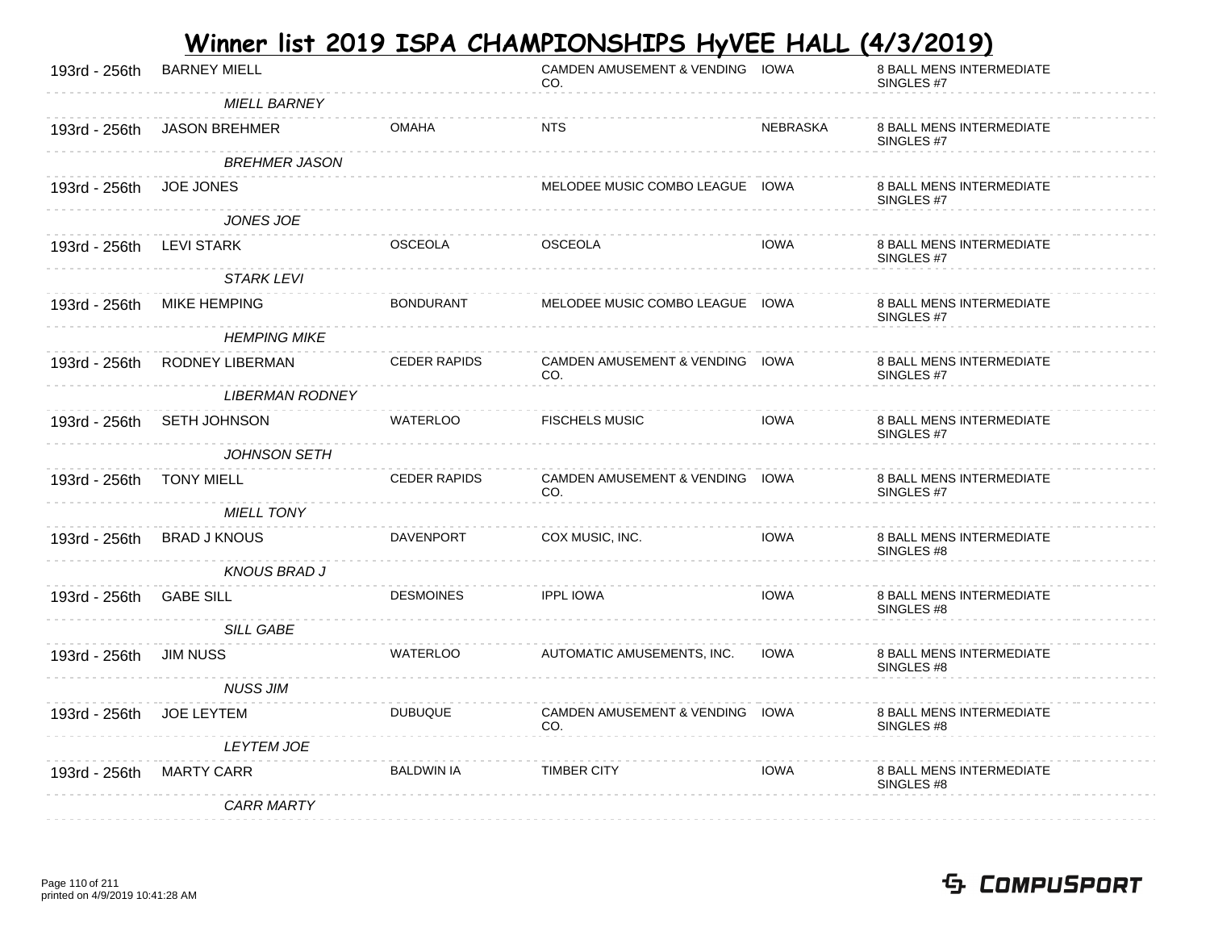# Winner list 2019 ISPA CHAMPIONSHIPS HyVEE HALL (4/3/2019)

| Place | Name | City | Team/Sponsor | State | Event |
|---|---|---|---|---|---|
| 193rd - 256th | BARNEY MIELL | | CAMDEN AMUSEMENT & VENDING CO. | IOWA | 8 BALL MENS INTERMEDIATE SINGLES #7 |
| | *MIELL BARNEY* | | | | |
| 193rd - 256th | JASON BREHMER | OMAHA | NTS | NEBRASKA | 8 BALL MENS INTERMEDIATE SINGLES #7 |
| | *BREHMER JASON* | | | | |
| 193rd - 256th | JOE JONES | | MELODEE MUSIC COMBO LEAGUE | IOWA | 8 BALL MENS INTERMEDIATE SINGLES #7 |
| | *JONES JOE* | | | | |
| 193rd - 256th | LEVI STARK | OSCEOLA | OSCEOLA | IOWA | 8 BALL MENS INTERMEDIATE SINGLES #7 |
| | *STARK LEVI* | | | | |
| 193rd - 256th | MIKE HEMPING | BONDURANT | MELODEE MUSIC COMBO LEAGUE | IOWA | 8 BALL MENS INTERMEDIATE SINGLES #7 |
| | *HEMPING MIKE* | | | | |
| 193rd - 256th | RODNEY LIBERMAN | CEDER RAPIDS | CAMDEN AMUSEMENT & VENDING CO. | IOWA | 8 BALL MENS INTERMEDIATE SINGLES #7 |
| | *LIBERMAN RODNEY* | | | | |
| 193rd - 256th | SETH JOHNSON | WATERLOO | FISCHELS MUSIC | IOWA | 8 BALL MENS INTERMEDIATE SINGLES #7 |
| | *JOHNSON SETH* | | | | |
| 193rd - 256th | TONY MIELL | CEDER RAPIDS | CAMDEN AMUSEMENT & VENDING CO. | IOWA | 8 BALL MENS INTERMEDIATE SINGLES #7 |
| | *MIELL TONY* | | | | |
| 193rd - 256th | BRAD J KNOUS | DAVENPORT | COX MUSIC, INC. | IOWA | 8 BALL MENS INTERMEDIATE SINGLES #8 |
| | *KNOUS BRAD J* | | | | |
| 193rd - 256th | GABE SILL | DESMOINES | IPPL IOWA | IOWA | 8 BALL MENS INTERMEDIATE SINGLES #8 |
| | *SILL GABE* | | | | |
| 193rd - 256th | JIM NUSS | WATERLOO | AUTOMATIC AMUSEMENTS, INC. | IOWA | 8 BALL MENS INTERMEDIATE SINGLES #8 |
| | *NUSS JIM* | | | | |
| 193rd - 256th | JOE LEYTEM | DUBUQUE | CAMDEN AMUSEMENT & VENDING CO. | IOWA | 8 BALL MENS INTERMEDIATE SINGLES #8 |
| | *LEYTEM JOE* | | | | |
| 193rd - 256th | MARTY CARR | BALDWIN IA | TIMBER CITY | IOWA | 8 BALL MENS INTERMEDIATE SINGLES #8 |
| | *CARR MARTY* | | | | |

printed on 4/9/2019 10:41:28 AM

COMPUSPORT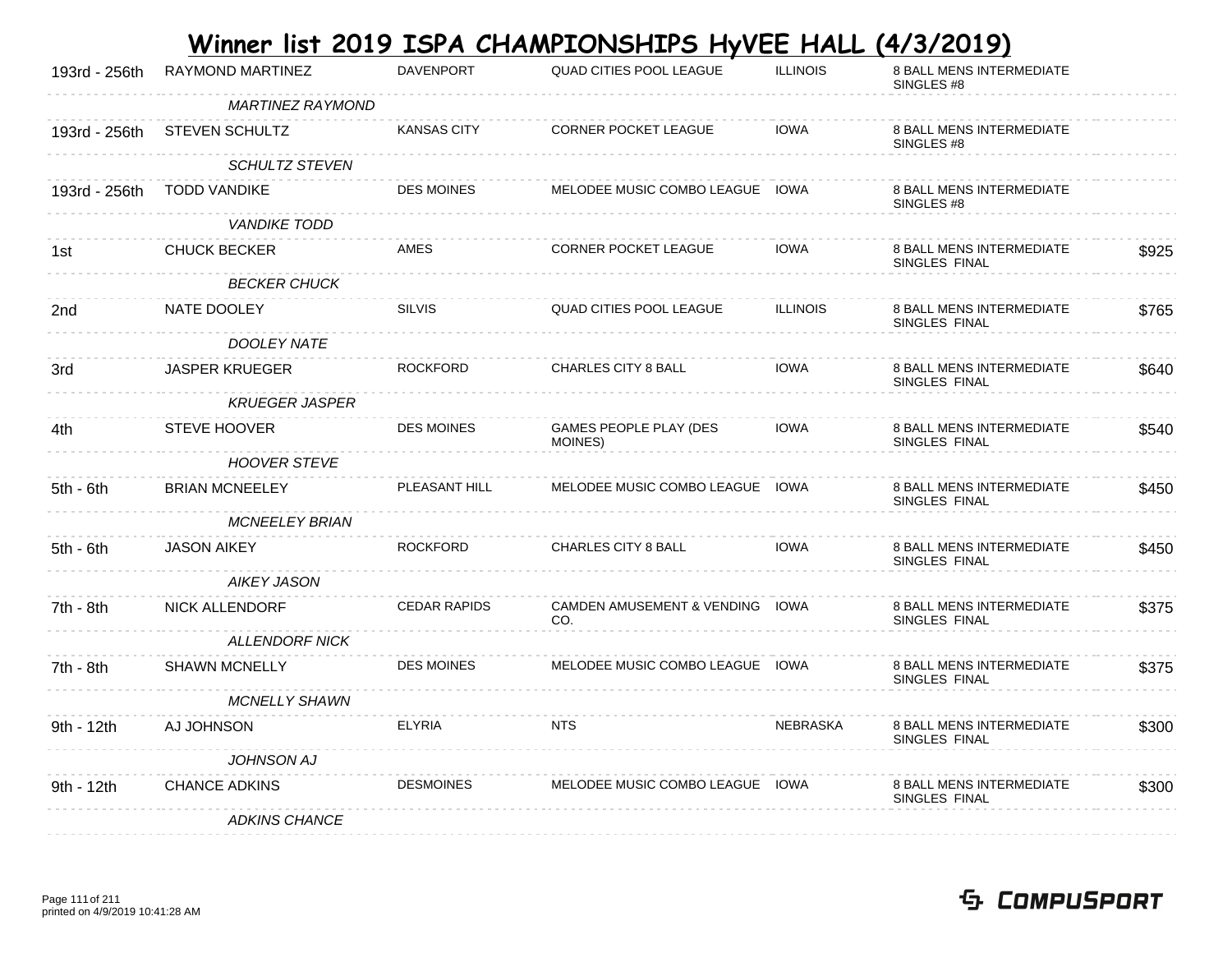# Winner list 2019 ISPA CHAMPIONSHIPS HyVEE HALL (4/3/2019)

| Place | Name | City | League | State | Event | Prize |
|---|---|---|---|---|---|---|
| 193rd - 256th | RAYMOND MARTINEZ | DAVENPORT | QUAD CITIES POOL LEAGUE | ILLINOIS | 8 BALL MENS INTERMEDIATE SINGLES #8 | |
| | *MARTINEZ RAYMOND* | | | | | |
| 193rd - 256th | STEVEN SCHULTZ | KANSAS CITY | CORNER POCKET LEAGUE | IOWA | 8 BALL MENS INTERMEDIATE SINGLES #8 | |
| | *SCHULTZ STEVEN* | | | | | |
| 193rd - 256th | TODD VANDIKE | DES MOINES | MELODEE MUSIC COMBO LEAGUE | IOWA | 8 BALL MENS INTERMEDIATE SINGLES #8 | |
| | *VANDIKE TODD* | | | | | |
| 1st | CHUCK BECKER | AMES | CORNER POCKET LEAGUE | IOWA | 8 BALL MENS INTERMEDIATE SINGLES FINAL | $925 |
| | *BECKER CHUCK* | | | | | |
| 2nd | NATE DOOLEY | SILVIS | QUAD CITIES POOL LEAGUE | ILLINOIS | 8 BALL MENS INTERMEDIATE SINGLES FINAL | $765 |
| | *DOOLEY NATE* | | | | | |
| 3rd | JASPER KRUEGER | ROCKFORD | CHARLES CITY 8 BALL | IOWA | 8 BALL MENS INTERMEDIATE SINGLES FINAL | $640 |
| | *KRUEGER JASPER* | | | | | |
| 4th | STEVE HOOVER | DES MOINES | GAMES PEOPLE PLAY (DES MOINES) | IOWA | 8 BALL MENS INTERMEDIATE SINGLES FINAL | $540 |
| | *HOOVER STEVE* | | | | | |
| 5th - 6th | BRIAN MCNEELEY | PLEASANT HILL | MELODEE MUSIC COMBO LEAGUE | IOWA | 8 BALL MENS INTERMEDIATE SINGLES FINAL | $450 |
| | *MCNEELEY BRIAN* | | | | | |
| 5th - 6th | JASON AIKEY | ROCKFORD | CHARLES CITY 8 BALL | IOWA | 8 BALL MENS INTERMEDIATE SINGLES FINAL | $450 |
| | *AIKEY JASON* | | | | | |
| 7th - 8th | NICK ALLENDORF | CEDAR RAPIDS | CAMDEN AMUSEMENT & VENDING CO. | IOWA | 8 BALL MENS INTERMEDIATE SINGLES FINAL | $375 |
| | *ALLENDORF NICK* | | | | | |
| 7th - 8th | SHAWN MCNELLY | DES MOINES | MELODEE MUSIC COMBO LEAGUE | IOWA | 8 BALL MENS INTERMEDIATE SINGLES FINAL | $375 |
| | *MCNELLY SHAWN* | | | | | |
| 9th - 12th | AJ JOHNSON | ELYRIA | NTS | NEBRASKA | 8 BALL MENS INTERMEDIATE SINGLES FINAL | $300 |
| | *JOHNSON AJ* | | | | | |
| 9th - 12th | CHANCE ADKINS | DESMOINES | MELODEE MUSIC COMBO LEAGUE | IOWA | 8 BALL MENS INTERMEDIATE SINGLES FINAL | $300 |
| | *ADKINS CHANCE* | | | | | |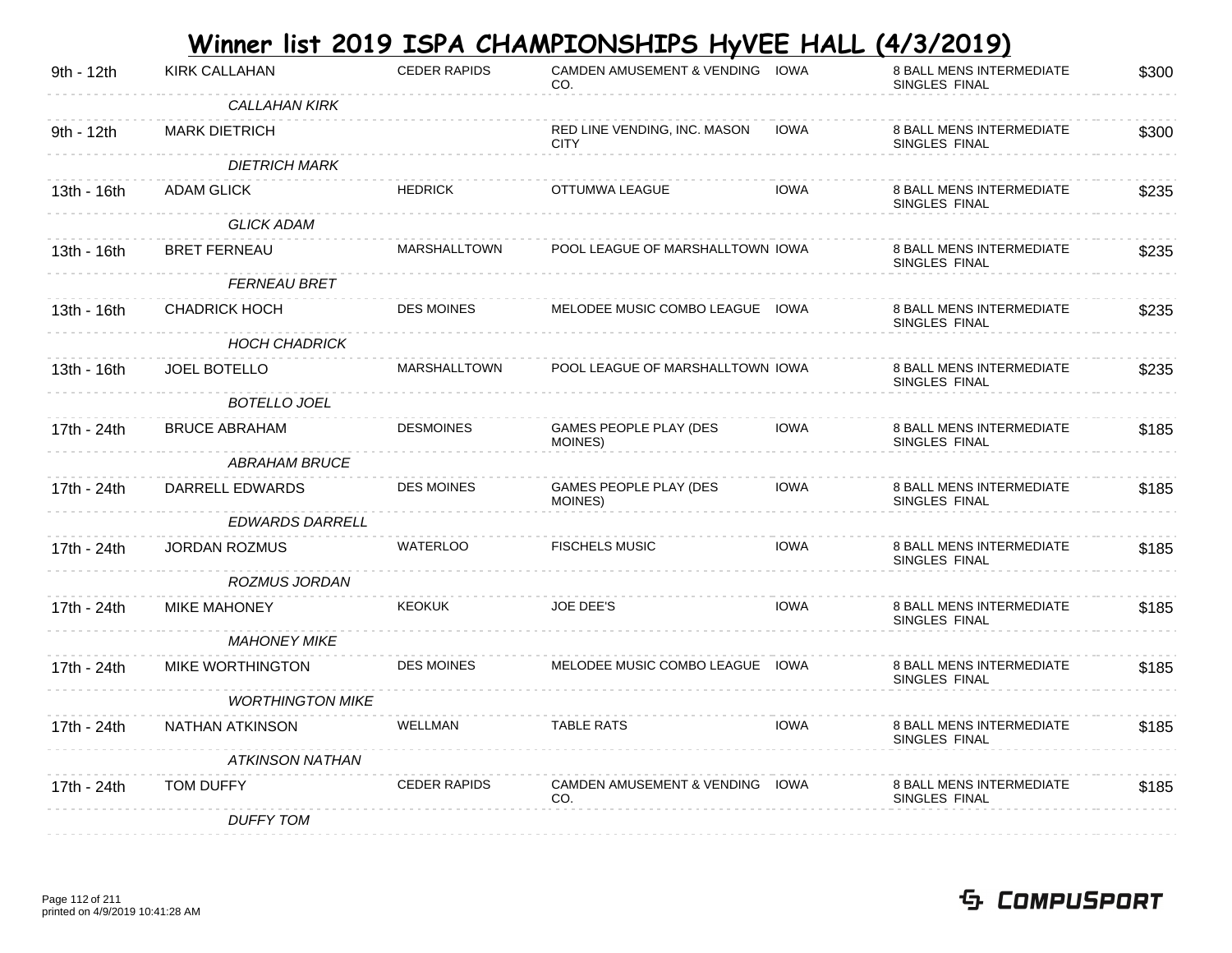# Winner list 2019 ISPA CHAMPIONSHIPS HyVEE HALL (4/3/2019)

| Place | Name | City | Team/League | State | Event | Prize |
|---|---|---|---|---|---|---|
| 9th - 12th | KIRK CALLAHAN | CEDER RAPIDS | CAMDEN AMUSEMENT & VENDING CO. | IOWA | 8 BALL MENS INTERMEDIATE SINGLES FINAL | $300 |
| | *CALLAHAN KIRK* | | | | | |
| 9th - 12th | MARK DIETRICH | | RED LINE VENDING, INC. MASON CITY | IOWA | 8 BALL MENS INTERMEDIATE SINGLES FINAL | $300 |
| | *DIETRICH MARK* | | | | | |
| 13th - 16th | ADAM GLICK | HEDRICK | OTTUMWA LEAGUE | IOWA | 8 BALL MENS INTERMEDIATE SINGLES FINAL | $235 |
| | *GLICK ADAM* | | | | | |
| 13th - 16th | BRET FERNEAU | MARSHALLTOWN | POOL LEAGUE OF MARSHALLTOWN | IOWA | 8 BALL MENS INTERMEDIATE SINGLES FINAL | $235 |
| | *FERNEAU BRET* | | | | | |
| 13th - 16th | CHADRICK HOCH | DES MOINES | MELODEE MUSIC COMBO LEAGUE | IOWA | 8 BALL MENS INTERMEDIATE SINGLES FINAL | $235 |
| | *HOCH CHADRICK* | | | | | |
| 13th - 16th | JOEL BOTELLO | MARSHALLTOWN | POOL LEAGUE OF MARSHALLTOWN | IOWA | 8 BALL MENS INTERMEDIATE SINGLES FINAL | $235 |
| | *BOTELLO JOEL* | | | | | |
| 17th - 24th | BRUCE ABRAHAM | DESMOINES | GAMES PEOPLE PLAY (DES MOINES) | IOWA | 8 BALL MENS INTERMEDIATE SINGLES FINAL | $185 |
| | *ABRAHAM BRUCE* | | | | | |
| 17th - 24th | DARRELL EDWARDS | DES MOINES | GAMES PEOPLE PLAY (DES MOINES) | IOWA | 8 BALL MENS INTERMEDIATE SINGLES FINAL | $185 |
| | *EDWARDS DARRELL* | | | | | |
| 17th - 24th | JORDAN ROZMUS | WATERLOO | FISCHELS MUSIC | IOWA | 8 BALL MENS INTERMEDIATE SINGLES FINAL | $185 |
| | *ROZMUS JORDAN* | | | | | |
| 17th - 24th | MIKE MAHONEY | KEOKUK | JOE DEE'S | IOWA | 8 BALL MENS INTERMEDIATE SINGLES FINAL | $185 |
| | *MAHONEY MIKE* | | | | | |
| 17th - 24th | MIKE WORTHINGTON | DES MOINES | MELODEE MUSIC COMBO LEAGUE | IOWA | 8 BALL MENS INTERMEDIATE SINGLES FINAL | $185 |
| | *WORTHINGTON MIKE* | | | | | |
| 17th - 24th | NATHAN ATKINSON | WELLMAN | TABLE RATS | IOWA | 8 BALL MENS INTERMEDIATE SINGLES FINAL | $185 |
| | *ATKINSON NATHAN* | | | | | |
| 17th - 24th | TOM DUFFY | CEDER RAPIDS | CAMDEN AMUSEMENT & VENDING CO. | IOWA | 8 BALL MENS INTERMEDIATE SINGLES FINAL | $185 |
| | *DUFFY TOM* | | | | | |

printed on 4/9/2019 10:41:28 AM

COMPUSPORT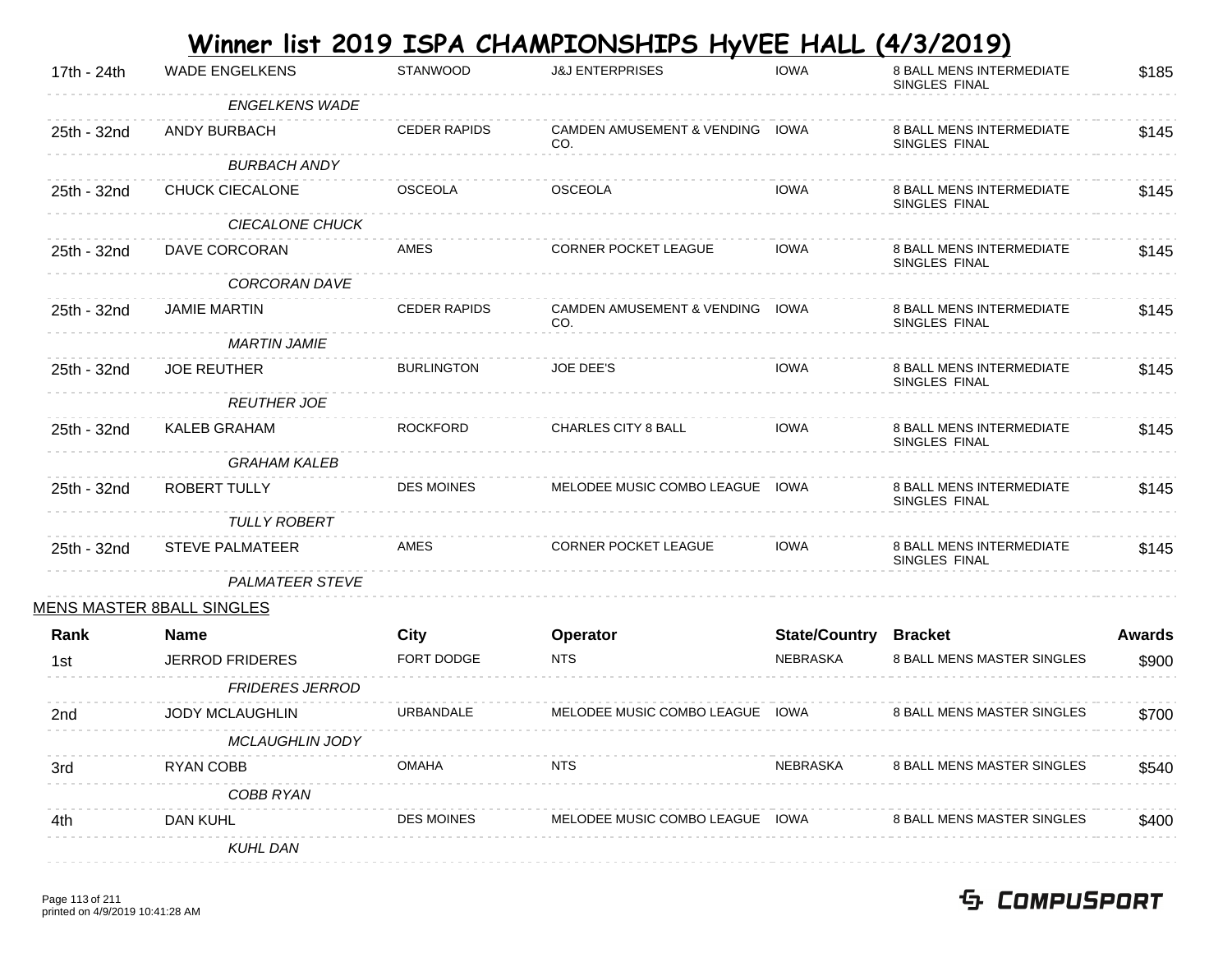# Winner list 2019 ISPA CHAMPIONSHIPS HyVEE HALL (4/3/2019)

| Rank | Name | City | Operator | State/Country | Bracket | Awards |
|---|---|---|---|---|---|---|
| 17th - 24th | WADE ENGELKENS | STANWOOD | J&J ENTERPRISES | IOWA | 8 BALL MENS INTERMEDIATE SINGLES FINAL | $185 |
| | *ENGELKENS WADE* | | | | | |
| 25th - 32nd | ANDY BURBACH | CEDER RAPIDS | CAMDEN AMUSEMENT & VENDING CO. | IOWA | 8 BALL MENS INTERMEDIATE SINGLES FINAL | $145 |
| | *BURBACH ANDY* | | | | | |
| 25th - 32nd | CHUCK CIECALONE | OSCEOLA | OSCEOLA | IOWA | 8 BALL MENS INTERMEDIATE SINGLES FINAL | $145 |
| | *CIECALONE CHUCK* | | | | | |
| 25th - 32nd | DAVE CORCORAN | AMES | CORNER POCKET LEAGUE | IOWA | 8 BALL MENS INTERMEDIATE SINGLES FINAL | $145 |
| | *CORCORAN DAVE* | | | | | |
| 25th - 32nd | JAMIE MARTIN | CEDER RAPIDS | CAMDEN AMUSEMENT & VENDING CO. | IOWA | 8 BALL MENS INTERMEDIATE SINGLES FINAL | $145 |
| | *MARTIN JAMIE* | | | | | |
| 25th - 32nd | JOE REUTHER | BURLINGTON | JOE DEE'S | IOWA | 8 BALL MENS INTERMEDIATE SINGLES FINAL | $145 |
| | *REUTHER JOE* | | | | | |
| 25th - 32nd | KALEB GRAHAM | ROCKFORD | CHARLES CITY 8 BALL | IOWA | 8 BALL MENS INTERMEDIATE SINGLES FINAL | $145 |
| | *GRAHAM KALEB* | | | | | |
| 25th - 32nd | ROBERT TULLY | DES MOINES | MELODEE MUSIC COMBO LEAGUE | IOWA | 8 BALL MENS INTERMEDIATE SINGLES FINAL | $145 |
| | *TULLY ROBERT* | | | | | |
| 25th - 32nd | STEVE PALMATEER | AMES | CORNER POCKET LEAGUE | IOWA | 8 BALL MENS INTERMEDIATE SINGLES FINAL | $145 |
| | *PALMATEER STEVE* | | | | | |

## MENS MASTER 8BALL SINGLES

| Rank | Name | City | Operator | State/Country | Bracket | Awards |
|---|---|---|---|---|---|---|
| 1st | JERROD FRIDERES | FORT DODGE | NTS | NEBRASKA | 8 BALL MENS MASTER SINGLES | $900 |
| | *FRIDERES JERROD* | | | | | |
| 2nd | JODY MCLAUGHLIN | URBANDALE | MELODEE MUSIC COMBO LEAGUE | IOWA | 8 BALL MENS MASTER SINGLES | $700 |
| | *MCLAUGHLIN JODY* | | | | | |
| 3rd | RYAN COBB | OMAHA | NTS | NEBRASKA | 8 BALL MENS MASTER SINGLES | $540 |
| | *COBB RYAN* | | | | | |
| 4th | DAN KUHL | DES MOINES | MELODEE MUSIC COMBO LEAGUE | IOWA | 8 BALL MENS MASTER SINGLES | $400 |
| | *KUHL DAN* | | | | | |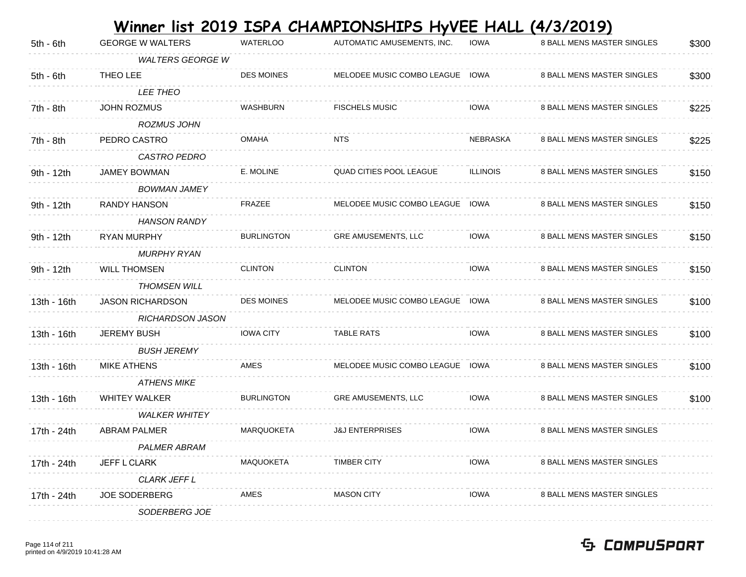# Winner list 2019 ISPA CHAMPIONSHIPS HyVEE HALL (4/3/2019)

| Place | Name | City | Sponsor | State | Event | Prize |
|---|---|---|---|---|---|---|
| 5th - 6th | GEORGE W WALTERS<br>*WALTERS GEORGE W* | WATERLOO | AUTOMATIC AMUSEMENTS, INC. | IOWA | 8 BALL MENS MASTER SINGLES | $300 |
| 5th - 6th | THEO LEE<br>*LEE THEO* | DES MOINES | MELODEE MUSIC COMBO LEAGUE | IOWA | 8 BALL MENS MASTER SINGLES | $300 |
| 7th - 8th | JOHN ROZMUS<br>*ROZMUS JOHN* | WASHBURN | FISCHELS MUSIC | IOWA | 8 BALL MENS MASTER SINGLES | $225 |
| 7th - 8th | PEDRO CASTRO<br>*CASTRO PEDRO* | OMAHA | NTS | NEBRASKA | 8 BALL MENS MASTER SINGLES | $225 |
| 9th - 12th | JAMEY BOWMAN<br>*BOWMAN JAMEY* | E. MOLINE | QUAD CITIES POOL LEAGUE | ILLINOIS | 8 BALL MENS MASTER SINGLES | $150 |
| 9th - 12th | RANDY HANSON<br>*HANSON RANDY* | FRAZEE | MELODEE MUSIC COMBO LEAGUE | IOWA | 8 BALL MENS MASTER SINGLES | $150 |
| 9th - 12th | RYAN MURPHY<br>*MURPHY RYAN* | BURLINGTON | GRE AMUSEMENTS, LLC | IOWA | 8 BALL MENS MASTER SINGLES | $150 |
| 9th - 12th | WILL THOMSEN<br>*THOMSEN WILL* | CLINTON | CLINTON | IOWA | 8 BALL MENS MASTER SINGLES | $150 |
| 13th - 16th | JASON RICHARDSON<br>*RICHARDSON JASON* | DES MOINES | MELODEE MUSIC COMBO LEAGUE | IOWA | 8 BALL MENS MASTER SINGLES | $100 |
| 13th - 16th | JEREMY BUSH<br>*BUSH JEREMY* | IOWA CITY | TABLE RATS | IOWA | 8 BALL MENS MASTER SINGLES | $100 |
| 13th - 16th | MIKE ATHENS<br>*ATHENS MIKE* | AMES | MELODEE MUSIC COMBO LEAGUE | IOWA | 8 BALL MENS MASTER SINGLES | $100 |
| 13th - 16th | WHITEY WALKER<br>*WALKER WHITEY* | BURLINGTON | GRE AMUSEMENTS, LLC | IOWA | 8 BALL MENS MASTER SINGLES | $100 |
| 17th - 24th | ABRAM PALMER<br>*PALMER ABRAM* | MARQUOKETA | J&J ENTERPRISES | IOWA | 8 BALL MENS MASTER SINGLES | |
| 17th - 24th | JEFF L CLARK<br>*CLARK JEFF L* | MAQUOKETA | TIMBER CITY | IOWA | 8 BALL MENS MASTER SINGLES | |
| 17th - 24th | JOE SODERBERG<br>*SODERBERG JOE* | AMES | MASON CITY | IOWA | 8 BALL MENS MASTER SINGLES | |

printed on 4/9/2019 10:41:28 AM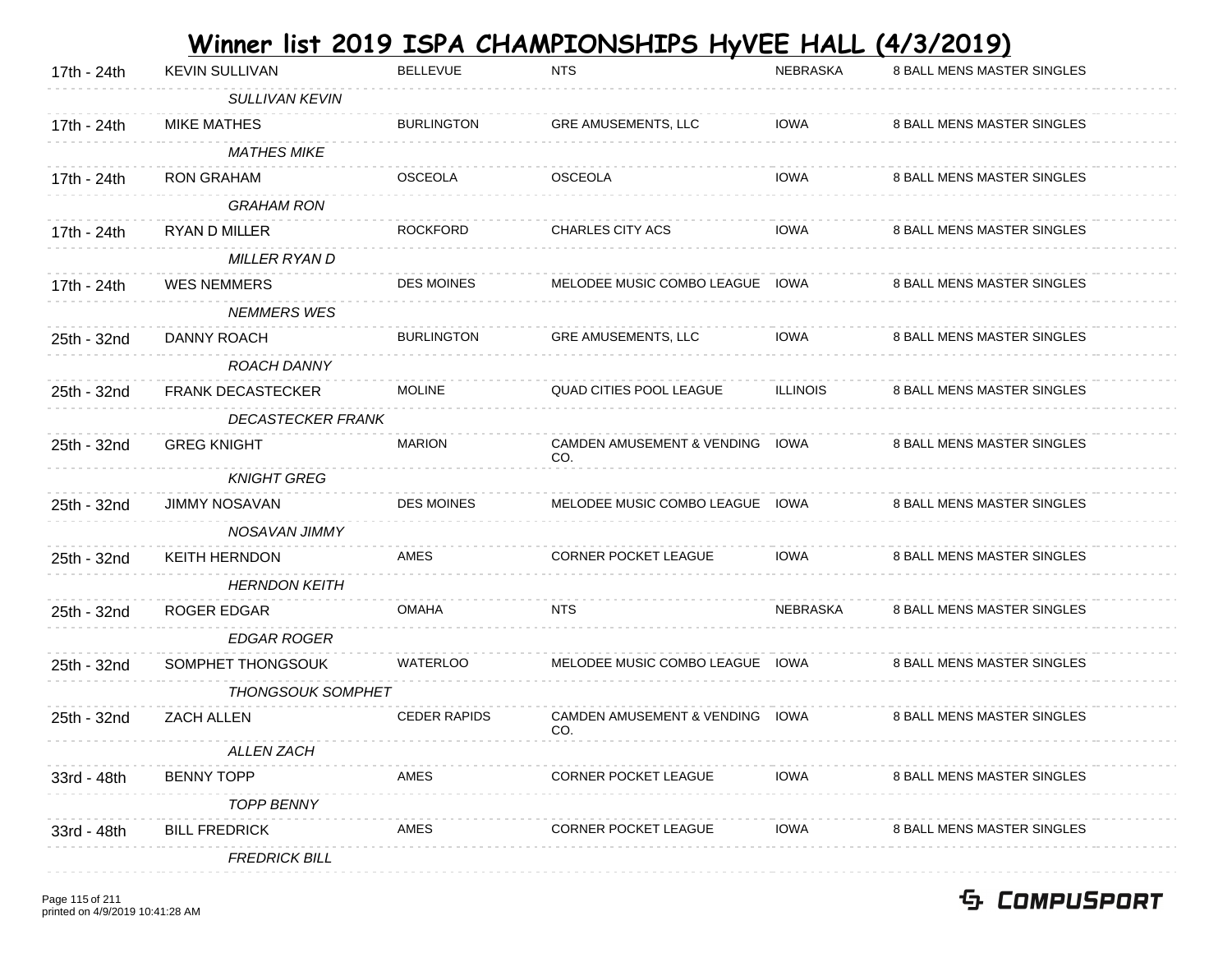# Winner list 2019 ISPA CHAMPIONSHIPS HyVEE HALL (4/3/2019)

| Place | Name | City | League | State | Event |
|---|---|---|---|---|---|
| 17th - 24th | KEVIN SULLIVAN | BELLEVUE | NTS | NEBRASKA | 8 BALL MENS MASTER SINGLES |
| | *SULLIVAN KEVIN* | | | | |
| 17th - 24th | MIKE MATHES | BURLINGTON | GRE AMUSEMENTS, LLC | IOWA | 8 BALL MENS MASTER SINGLES |
| | *MATHES MIKE* | | | | |
| 17th - 24th | RON GRAHAM | OSCEOLA | OSCEOLA | IOWA | 8 BALL MENS MASTER SINGLES |
| | *GRAHAM RON* | | | | |
| 17th - 24th | RYAN D MILLER | ROCKFORD | CHARLES CITY ACS | IOWA | 8 BALL MENS MASTER SINGLES |
| | *MILLER RYAN D* | | | | |
| 17th - 24th | WES NEMMERS | DES MOINES | MELODEE MUSIC COMBO LEAGUE | IOWA | 8 BALL MENS MASTER SINGLES |
| | *NEMMERS WES* | | | | |
| 25th - 32nd | DANNY ROACH | BURLINGTON | GRE AMUSEMENTS, LLC | IOWA | 8 BALL MENS MASTER SINGLES |
| | *ROACH DANNY* | | | | |
| 25th - 32nd | FRANK DECASTECKER | MOLINE | QUAD CITIES POOL LEAGUE | ILLINOIS | 8 BALL MENS MASTER SINGLES |
| | *DECASTECKER FRANK* | | | | |
| 25th - 32nd | GREG KNIGHT | MARION | CAMDEN AMUSEMENT & VENDING CO. | IOWA | 8 BALL MENS MASTER SINGLES |
| | *KNIGHT GREG* | | | | |
| 25th - 32nd | JIMMY NOSAVAN | DES MOINES | MELODEE MUSIC COMBO LEAGUE | IOWA | 8 BALL MENS MASTER SINGLES |
| | *NOSAVAN JIMMY* | | | | |
| 25th - 32nd | KEITH HERNDON | AMES | CORNER POCKET LEAGUE | IOWA | 8 BALL MENS MASTER SINGLES |
| | *HERNDON KEITH* | | | | |
| 25th - 32nd | ROGER EDGAR | OMAHA | NTS | NEBRASKA | 8 BALL MENS MASTER SINGLES |
| | *EDGAR ROGER* | | | | |
| 25th - 32nd | SOMPHET THONGSOUK | WATERLOO | MELODEE MUSIC COMBO LEAGUE | IOWA | 8 BALL MENS MASTER SINGLES |
| | *THONGSOUK SOMPHET* | | | | |
| 25th - 32nd | ZACH ALLEN | CEDER RAPIDS | CAMDEN AMUSEMENT & VENDING CO. | IOWA | 8 BALL MENS MASTER SINGLES |
| | *ALLEN ZACH* | | | | |
| 33rd - 48th | BENNY TOPP | AMES | CORNER POCKET LEAGUE | IOWA | 8 BALL MENS MASTER SINGLES |
| | *TOPP BENNY* | | | | |
| 33rd - 48th | BILL FREDRICK | AMES | CORNER POCKET LEAGUE | IOWA | 8 BALL MENS MASTER SINGLES |
| | *FREDRICK BILL* | | | | |

printed on 4/9/2019 10:41:28 AM

COMPUSPORT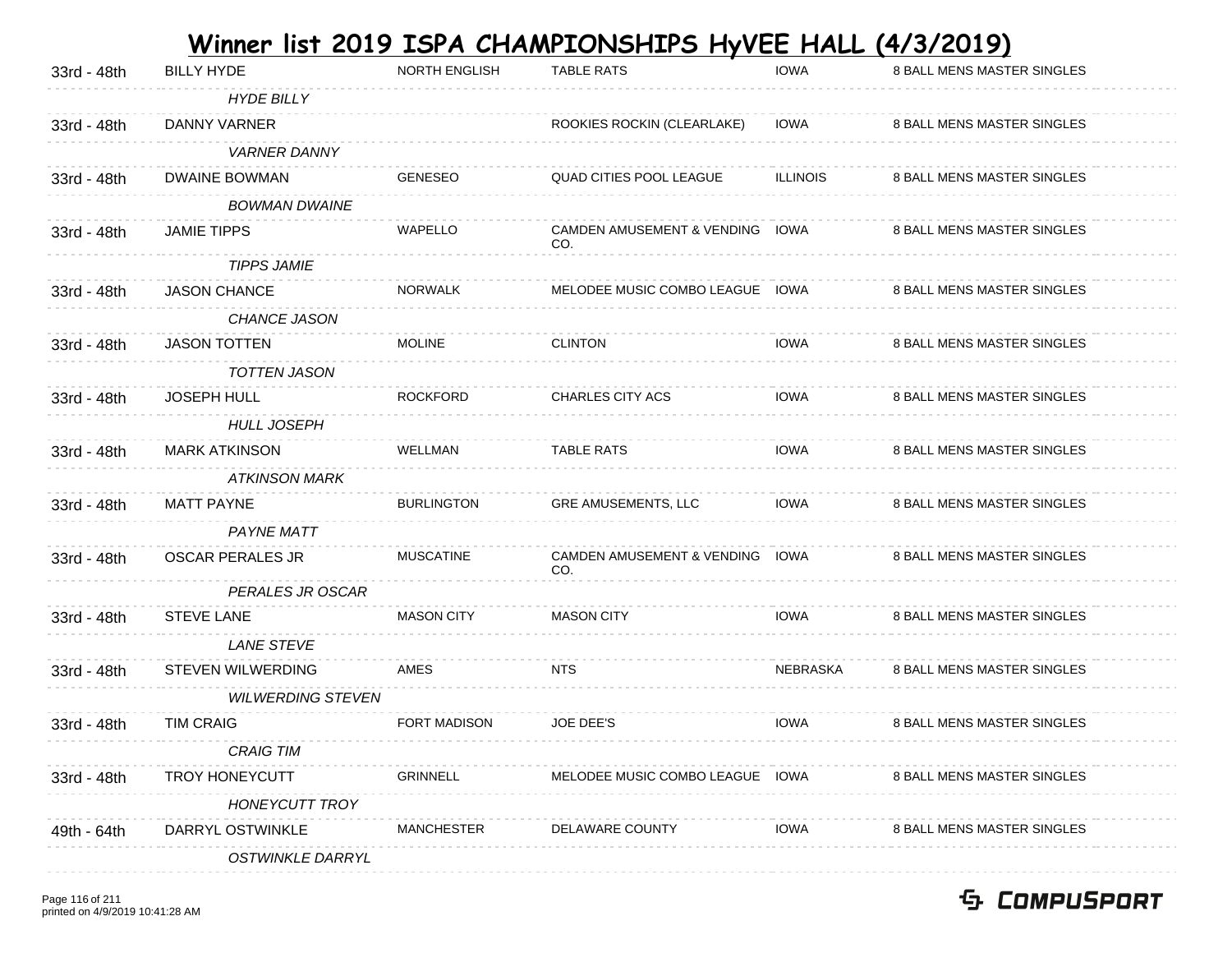# Winner list 2019 ISPA CHAMPIONSHIPS HyVEE HALL (4/3/2019)

| Place | Name | City | Team/League | State | Event |
|---|---|---|---|---|---|
| 33rd - 48th | BILLY HYDE | NORTH ENGLISH | TABLE RATS | IOWA | 8 BALL MENS MASTER SINGLES |
| | *HYDE BILLY* | | | | |
| 33rd - 48th | DANNY VARNER | | ROOKIES ROCKIN (CLEARLAKE) | IOWA | 8 BALL MENS MASTER SINGLES |
| | *VARNER DANNY* | | | | |
| 33rd - 48th | DWAINE BOWMAN | GENESEO | QUAD CITIES POOL LEAGUE | ILLINOIS | 8 BALL MENS MASTER SINGLES |
| | *BOWMAN DWAINE* | | | | |
| 33rd - 48th | JAMIE TIPPS | WAPELLO | CAMDEN AMUSEMENT & VENDING CO. | IOWA | 8 BALL MENS MASTER SINGLES |
| | *TIPPS JAMIE* | | | | |
| 33rd - 48th | JASON CHANCE | NORWALK | MELODEE MUSIC COMBO LEAGUE | IOWA | 8 BALL MENS MASTER SINGLES |
| | *CHANCE JASON* | | | | |
| 33rd - 48th | JASON TOTTEN | MOLINE | CLINTON | IOWA | 8 BALL MENS MASTER SINGLES |
| | *TOTTEN JASON* | | | | |
| 33rd - 48th | JOSEPH HULL | ROCKFORD | CHARLES CITY ACS | IOWA | 8 BALL MENS MASTER SINGLES |
| | *HULL JOSEPH* | | | | |
| 33rd - 48th | MARK ATKINSON | WELLMAN | TABLE RATS | IOWA | 8 BALL MENS MASTER SINGLES |
| | *ATKINSON MARK* | | | | |
| 33rd - 48th | MATT PAYNE | BURLINGTON | GRE AMUSEMENTS, LLC | IOWA | 8 BALL MENS MASTER SINGLES |
| | *PAYNE MATT* | | | | |
| 33rd - 48th | OSCAR PERALES JR | MUSCATINE | CAMDEN AMUSEMENT & VENDING CO. | IOWA | 8 BALL MENS MASTER SINGLES |
| | *PERALES JR OSCAR* | | | | |
| 33rd - 48th | STEVE LANE | MASON CITY | MASON CITY | IOWA | 8 BALL MENS MASTER SINGLES |
| | *LANE STEVE* | | | | |
| 33rd - 48th | STEVEN WILWERDING | AMES | NTS | NEBRASKA | 8 BALL MENS MASTER SINGLES |
| | *WILWERDING STEVEN* | | | | |
| 33rd - 48th | TIM CRAIG | FORT MADISON | JOE DEE'S | IOWA | 8 BALL MENS MASTER SINGLES |
| | *CRAIG TIM* | | | | |
| 33rd - 48th | TROY HONEYCUTT | GRINNELL | MELODEE MUSIC COMBO LEAGUE | IOWA | 8 BALL MENS MASTER SINGLES |
| | *HONEYCUTT TROY* | | | | |
| 49th - 64th | DARRYL OSTWINKLE | MANCHESTER | DELAWARE COUNTY | IOWA | 8 BALL MENS MASTER SINGLES |
| | *OSTWINKLE DARRYL* | | | | |

printed on 4/9/2019 10:41:28 AM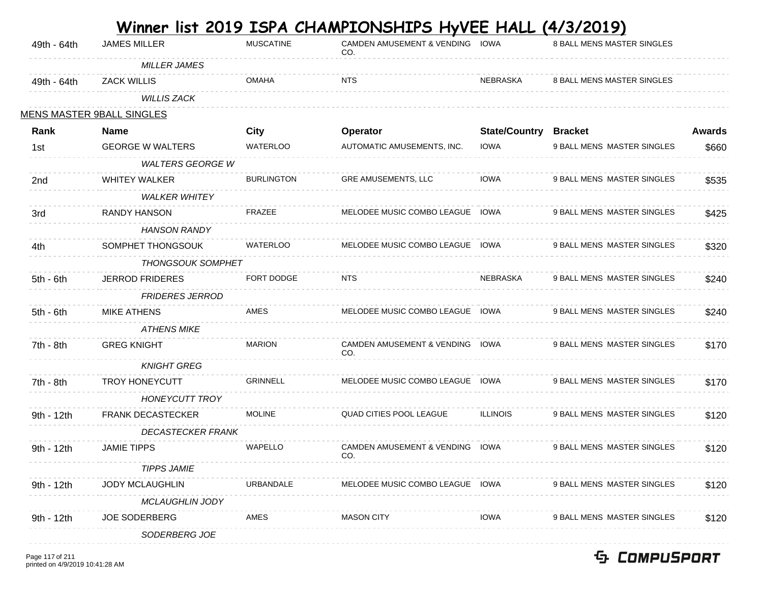# Winner list 2019 ISPA CHAMPIONSHIPS HyVEE HALL (4/3/2019)

| | | | | | | |
|---|---|---|---|---|---|---|
| 49th - 64th | JAMES MILLER | MUSCATINE | CAMDEN AMUSEMENT & VENDING CO. | IOWA | 8 BALL MENS MASTER SINGLES | |
| | *MILLER JAMES* | | | | | |
| 49th - 64th | ZACK WILLIS | OMAHA | NTS | NEBRASKA | 8 BALL MENS MASTER SINGLES | |
| | *WILLIS ZACK* | | | | | |

MENS MASTER 9BALL SINGLES

| Rank | Name | City | Operator | State/Country | Bracket | Awards |
|---|---|---|---|---|---|---|
| 1st | GEORGE W WALTERS | WATERLOO | AUTOMATIC AMUSEMENTS, INC. | IOWA | 9 BALL MENS MASTER SINGLES | $660 |
| | *WALTERS GEORGE W* | | | | | |
| 2nd | WHITEY WALKER | BURLINGTON | GRE AMUSEMENTS, LLC | IOWA | 9 BALL MENS MASTER SINGLES | $535 |
| | *WALKER WHITEY* | | | | | |
| 3rd | RANDY HANSON | FRAZEE | MELODEE MUSIC COMBO LEAGUE | IOWA | 9 BALL MENS MASTER SINGLES | $425 |
| | *HANSON RANDY* | | | | | |
| 4th | SOMPHET THONGSOUK | WATERLOO | MELODEE MUSIC COMBO LEAGUE | IOWA | 9 BALL MENS MASTER SINGLES | $320 |
| | *THONGSOUK SOMPHET* | | | | | |
| 5th - 6th | JERROD FRIDERES | FORT DODGE | NTS | NEBRASKA | 9 BALL MENS MASTER SINGLES | $240 |
| | *FRIDERES JERROD* | | | | | |
| 5th - 6th | MIKE ATHENS | AMES | MELODEE MUSIC COMBO LEAGUE | IOWA | 9 BALL MENS MASTER SINGLES | $240 |
| | *ATHENS MIKE* | | | | | |
| 7th - 8th | GREG KNIGHT | MARION | CAMDEN AMUSEMENT & VENDING CO. | IOWA | 9 BALL MENS MASTER SINGLES | $170 |
| | *KNIGHT GREG* | | | | | |
| 7th - 8th | TROY HONEYCUTT | GRINNELL | MELODEE MUSIC COMBO LEAGUE | IOWA | 9 BALL MENS MASTER SINGLES | $170 |
| | *HONEYCUTT TROY* | | | | | |
| 9th - 12th | FRANK DECASTECKER | MOLINE | QUAD CITIES POOL LEAGUE | ILLINOIS | 9 BALL MENS MASTER SINGLES | $120 |
| | *DECASTECKER FRANK* | | | | | |
| 9th - 12th | JAMIE TIPPS | WAPELLO | CAMDEN AMUSEMENT & VENDING CO. | IOWA | 9 BALL MENS MASTER SINGLES | $120 |
| | *TIPPS JAMIE* | | | | | |
| 9th - 12th | JODY MCLAUGHLIN | URBANDALE | MELODEE MUSIC COMBO LEAGUE | IOWA | 9 BALL MENS MASTER SINGLES | $120 |
| | *MCLAUGHLIN JODY* | | | | | |
| 9th - 12th | JOE SODERBERG | AMES | MASON CITY | IOWA | 9 BALL MENS MASTER SINGLES | $120 |
| | *SODERBERG JOE* | | | | | |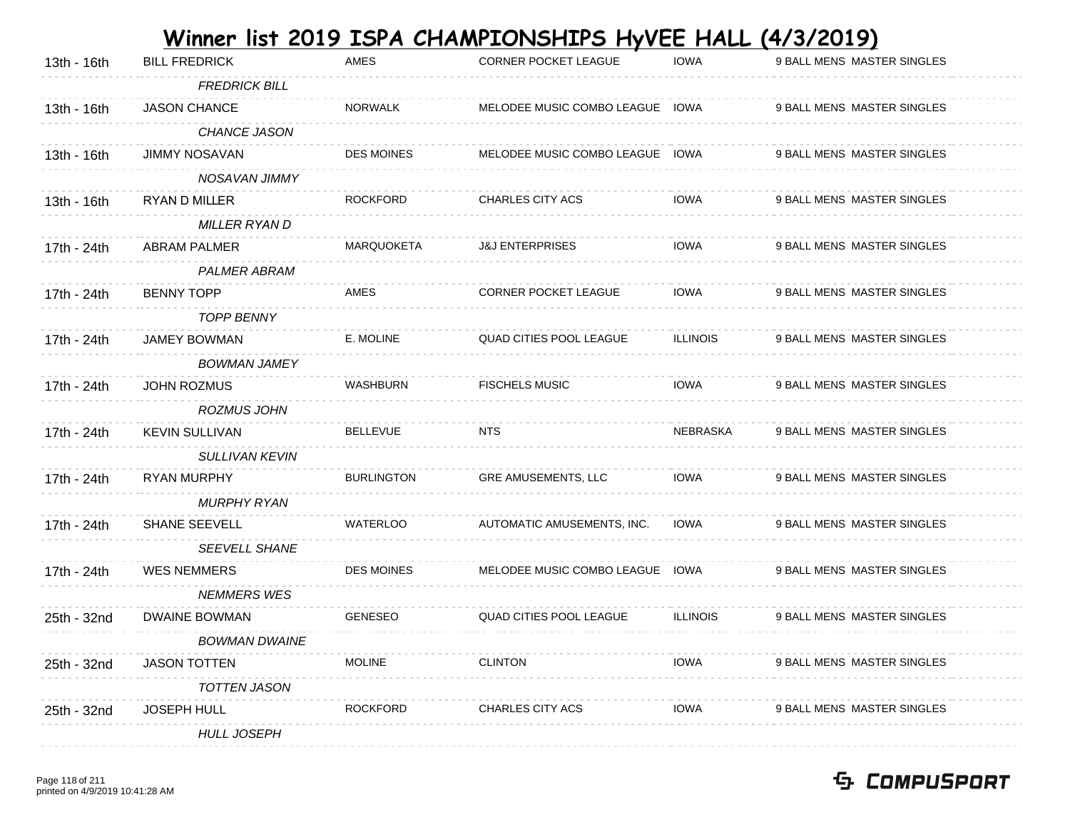# Winner list 2019 ISPA CHAMPIONSHIPS HyVEE HALL (4/3/2019)

| Place | Name | City | League | State | Event |
|---|---|---|---|---|---|
| 13th - 16th | BILL FREDRICK | AMES | CORNER POCKET LEAGUE | IOWA | 9 BALL MENS MASTER SINGLES |
| | *FREDRICK BILL* | | | | |
| 13th - 16th | JASON CHANCE | NORWALK | MELODEE MUSIC COMBO LEAGUE | IOWA | 9 BALL MENS MASTER SINGLES |
| | *CHANCE JASON* | | | | |
| 13th - 16th | JIMMY NOSAVAN | DES MOINES | MELODEE MUSIC COMBO LEAGUE | IOWA | 9 BALL MENS MASTER SINGLES |
| | *NOSAVAN JIMMY* | | | | |
| 13th - 16th | RYAN D MILLER | ROCKFORD | CHARLES CITY ACS | IOWA | 9 BALL MENS MASTER SINGLES |
| | *MILLER RYAN D* | | | | |
| 17th - 24th | ABRAM PALMER | MARQUOKETA | J&J ENTERPRISES | IOWA | 9 BALL MENS MASTER SINGLES |
| | *PALMER ABRAM* | | | | |
| 17th - 24th | BENNY TOPP | AMES | CORNER POCKET LEAGUE | IOWA | 9 BALL MENS MASTER SINGLES |
| | *TOPP BENNY* | | | | |
| 17th - 24th | JAMEY BOWMAN | E. MOLINE | QUAD CITIES POOL LEAGUE | ILLINOIS | 9 BALL MENS MASTER SINGLES |
| | *BOWMAN JAMEY* | | | | |
| 17th - 24th | JOHN ROZMUS | WASHBURN | FISCHELS MUSIC | IOWA | 9 BALL MENS MASTER SINGLES |
| | *ROZMUS JOHN* | | | | |
| 17th - 24th | KEVIN SULLIVAN | BELLEVUE | NTS | NEBRASKA | 9 BALL MENS MASTER SINGLES |
| | *SULLIVAN KEVIN* | | | | |
| 17th - 24th | RYAN MURPHY | BURLINGTON | GRE AMUSEMENTS, LLC | IOWA | 9 BALL MENS MASTER SINGLES |
| | *MURPHY RYAN* | | | | |
| 17th - 24th | SHANE SEEVELL | WATERLOO | AUTOMATIC AMUSEMENTS, INC. | IOWA | 9 BALL MENS MASTER SINGLES |
| | *SEEVELL SHANE* | | | | |
| 17th - 24th | WES NEMMERS | DES MOINES | MELODEE MUSIC COMBO LEAGUE | IOWA | 9 BALL MENS MASTER SINGLES |
| | *NEMMERS WES* | | | | |
| 25th - 32nd | DWAINE BOWMAN | GENESEO | QUAD CITIES POOL LEAGUE | ILLINOIS | 9 BALL MENS MASTER SINGLES |
| | *BOWMAN DWAINE* | | | | |
| 25th - 32nd | JASON TOTTEN | MOLINE | CLINTON | IOWA | 9 BALL MENS MASTER SINGLES |
| | *TOTTEN JASON* | | | | |
| 25th - 32nd | JOSEPH HULL | ROCKFORD | CHARLES CITY ACS | IOWA | 9 BALL MENS MASTER SINGLES |
| | *HULL JOSEPH* | | | | |

printed on 4/9/2019 10:41:28 AM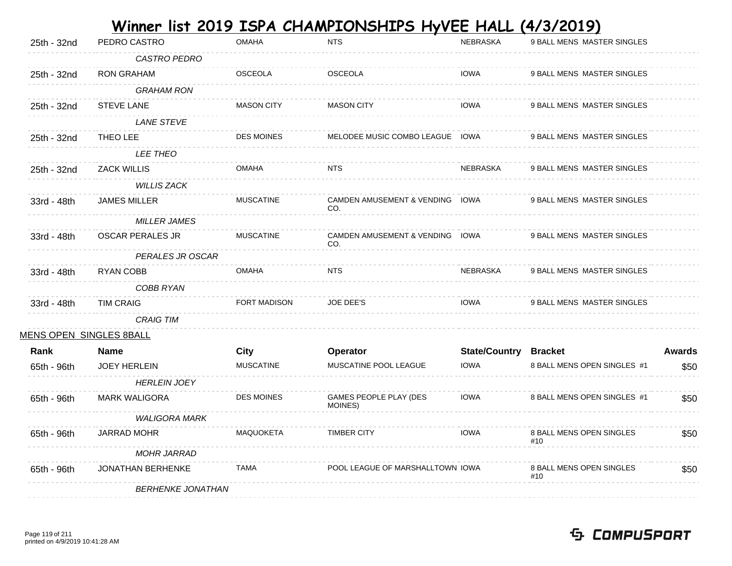# Winner list 2019 ISPA CHAMPIONSHIPS HyVEE HALL (4/3/2019)

| Rank | Name | City | Operator | State/Country | Bracket | Awards |
|---|---|---|---|---|---|---|
| 25th - 32nd | PEDRO CASTRO | OMAHA | NTS | NEBRASKA | 9 BALL MENS MASTER SINGLES | |
| | *CASTRO PEDRO* | | | | | |
| 25th - 32nd | RON GRAHAM | OSCEOLA | OSCEOLA | IOWA | 9 BALL MENS MASTER SINGLES | |
| | *GRAHAM RON* | | | | | |
| 25th - 32nd | STEVE LANE | MASON CITY | MASON CITY | IOWA | 9 BALL MENS MASTER SINGLES | |
| | *LANE STEVE* | | | | | |
| 25th - 32nd | THEO LEE | DES MOINES | MELODEE MUSIC COMBO LEAGUE | IOWA | 9 BALL MENS MASTER SINGLES | |
| | *LEE THEO* | | | | | |
| 25th - 32nd | ZACK WILLIS | OMAHA | NTS | NEBRASKA | 9 BALL MENS MASTER SINGLES | |
| | *WILLIS ZACK* | | | | | |
| 33rd - 48th | JAMES MILLER | MUSCATINE | CAMDEN AMUSEMENT & VENDING CO. | IOWA | 9 BALL MENS MASTER SINGLES | |
| | *MILLER JAMES* | | | | | |
| 33rd - 48th | OSCAR PERALES JR | MUSCATINE | CAMDEN AMUSEMENT & VENDING CO. | IOWA | 9 BALL MENS MASTER SINGLES | |
| | *PERALES JR OSCAR* | | | | | |
| 33rd - 48th | RYAN COBB | OMAHA | NTS | NEBRASKA | 9 BALL MENS MASTER SINGLES | |
| | *COBB RYAN* | | | | | |
| 33rd - 48th | TIM CRAIG | FORT MADISON | JOE DEE'S | IOWA | 9 BALL MENS MASTER SINGLES | |
| | *CRAIG TIM* | | | | | |

MENS OPEN SINGLES 8BALL

| Rank | Name | City | Operator | State/Country | Bracket | Awards |
|---|---|---|---|---|---|---|
| 65th - 96th | JOEY HERLEIN | MUSCATINE | MUSCATINE POOL LEAGUE | IOWA | 8 BALL MENS OPEN SINGLES #1 | $50 |
| | *HERLEIN JOEY* | | | | | |
| 65th - 96th | MARK WALIGORA | DES MOINES | GAMES PEOPLE PLAY (DES MOINES) | IOWA | 8 BALL MENS OPEN SINGLES #1 | $50 |
| | *WALIGORA MARK* | | | | | |
| 65th - 96th | JARRAD MOHR | MAQUOKETA | TIMBER CITY | IOWA | 8 BALL MENS OPEN SINGLES #10 | $50 |
| | *MOHR JARRAD* | | | | | |
| 65th - 96th | JONATHAN BERHENKE | TAMA | POOL LEAGUE OF MARSHALLTOWN | IOWA | 8 BALL MENS OPEN SINGLES #10 | $50 |
| | *BERHENKE JONATHAN* | | | | | |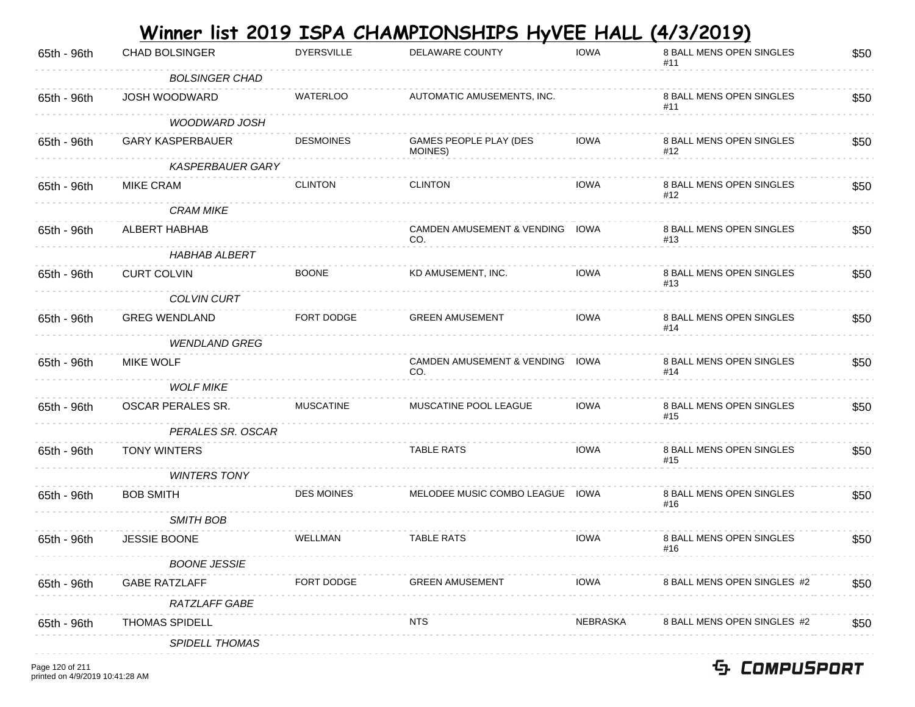# Winner list 2019 ISPA CHAMPIONSHIPS HyVEE HALL (4/3/2019)

| Place | Name | City | Team/League | State | Event | Prize |
|---|---|---|---|---|---|---|
| 65th - 96th | CHAD BOLSINGER | DYERSVILLE | DELAWARE COUNTY | IOWA | 8 BALL MENS OPEN SINGLES #11 | $50 |
| | *BOLSINGER CHAD* | | | | | |
| 65th - 96th | JOSH WOODWARD | WATERLOO | AUTOMATIC AMUSEMENTS, INC. | | 8 BALL MENS OPEN SINGLES #11 | $50 |
| | *WOODWARD JOSH* | | | | | |
| 65th - 96th | GARY KASPERBAUER | DESMOINES | GAMES PEOPLE PLAY (DES MOINES) | IOWA | 8 BALL MENS OPEN SINGLES #12 | $50 |
| | *KASPERBAUER GARY* | | | | | |
| 65th - 96th | MIKE CRAM | CLINTON | CLINTON | IOWA | 8 BALL MENS OPEN SINGLES #12 | $50 |
| | *CRAM MIKE* | | | | | |
| 65th - 96th | ALBERT HABHAB | | CAMDEN AMUSEMENT & VENDING CO. | IOWA | 8 BALL MENS OPEN SINGLES #13 | $50 |
| | *HABHAB ALBERT* | | | | | |
| 65th - 96th | CURT COLVIN | BOONE | KD AMUSEMENT, INC. | IOWA | 8 BALL MENS OPEN SINGLES #13 | $50 |
| | *COLVIN CURT* | | | | | |
| 65th - 96th | GREG WENDLAND | FORT DODGE | GREEN AMUSEMENT | IOWA | 8 BALL MENS OPEN SINGLES #14 | $50 |
| | *WENDLAND GREG* | | | | | |
| 65th - 96th | MIKE WOLF | | CAMDEN AMUSEMENT & VENDING CO. | IOWA | 8 BALL MENS OPEN SINGLES #14 | $50 |
| | *WOLF MIKE* | | | | | |
| 65th - 96th | OSCAR PERALES SR. | MUSCATINE | MUSCATINE POOL LEAGUE | IOWA | 8 BALL MENS OPEN SINGLES #15 | $50 |
| | *PERALES SR. OSCAR* | | | | | |
| 65th - 96th | TONY WINTERS | | TABLE RATS | IOWA | 8 BALL MENS OPEN SINGLES #15 | $50 |
| | *WINTERS TONY* | | | | | |
| 65th - 96th | BOB SMITH | DES MOINES | MELODEE MUSIC COMBO LEAGUE | IOWA | 8 BALL MENS OPEN SINGLES #16 | $50 |
| | *SMITH BOB* | | | | | |
| 65th - 96th | JESSIE BOONE | WELLMAN | TABLE RATS | IOWA | 8 BALL MENS OPEN SINGLES #16 | $50 |
| | *BOONE JESSIE* | | | | | |
| 65th - 96th | GABE RATZLAFF | FORT DODGE | GREEN AMUSEMENT | IOWA | 8 BALL MENS OPEN SINGLES #2 | $50 |
| | *RATZLAFF GABE* | | | | | |
| 65th - 96th | THOMAS SPIDELL | | NTS | NEBRASKA | 8 BALL MENS OPEN SINGLES #2 | $50 |
| | *SPIDELL THOMAS* | | | | | |

printed on 4/9/2019 10:41:28 AM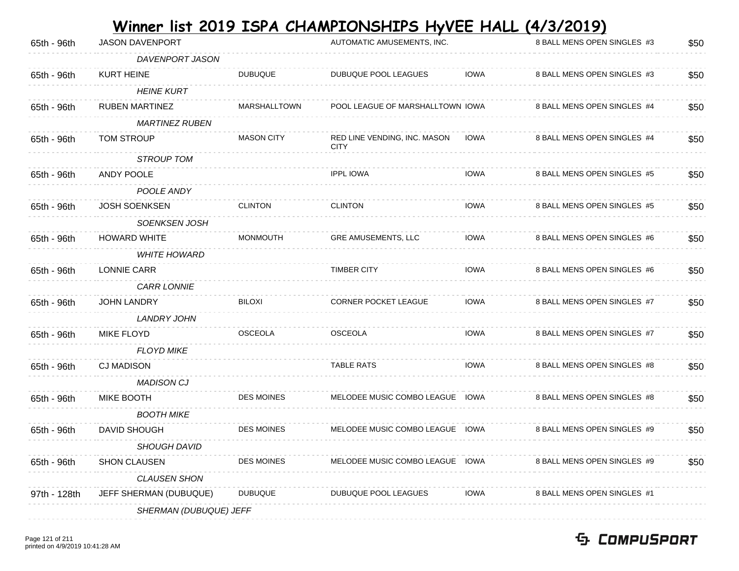# Winner list 2019 ISPA CHAMPIONSHIPS HyVEE HALL (4/3/2019)

| Place | Name | City | League | State | Event | Prize |
|---|---|---|---|---|---|---|
| 65th - 96th | JASON DAVENPORT | | AUTOMATIC AMUSEMENTS, INC. | | 8 BALL MENS OPEN SINGLES #3 | $50 |
| | *DAVENPORT JASON* | | | | | |
| 65th - 96th | KURT HEINE | DUBUQUE | DUBUQUE POOL LEAGUES | IOWA | 8 BALL MENS OPEN SINGLES #3 | $50 |
| | *HEINE KURT* | | | | | |
| 65th - 96th | RUBEN MARTINEZ | MARSHALLTOWN | POOL LEAGUE OF MARSHALLTOWN | IOWA | 8 BALL MENS OPEN SINGLES #4 | $50 |
| | *MARTINEZ RUBEN* | | | | | |
| 65th - 96th | TOM STROUP | MASON CITY | RED LINE VENDING, INC. MASON CITY | IOWA | 8 BALL MENS OPEN SINGLES #4 | $50 |
| | *STROUP TOM* | | | | | |
| 65th - 96th | ANDY POOLE | | IPPL IOWA | IOWA | 8 BALL MENS OPEN SINGLES #5 | $50 |
| | *POOLE ANDY* | | | | | |
| 65th - 96th | JOSH SOENKSEN | CLINTON | CLINTON | IOWA | 8 BALL MENS OPEN SINGLES #5 | $50 |
| | *SOENKSEN JOSH* | | | | | |
| 65th - 96th | HOWARD WHITE | MONMOUTH | GRE AMUSEMENTS, LLC | IOWA | 8 BALL MENS OPEN SINGLES #6 | $50 |
| | *WHITE HOWARD* | | | | | |
| 65th - 96th | LONNIE CARR | | TIMBER CITY | IOWA | 8 BALL MENS OPEN SINGLES #6 | $50 |
| | *CARR LONNIE* | | | | | |
| 65th - 96th | JOHN LANDRY | BILOXI | CORNER POCKET LEAGUE | IOWA | 8 BALL MENS OPEN SINGLES #7 | $50 |
| | *LANDRY JOHN* | | | | | |
| 65th - 96th | MIKE FLOYD | OSCEOLA | OSCEOLA | IOWA | 8 BALL MENS OPEN SINGLES #7 | $50 |
| | *FLOYD MIKE* | | | | | |
| 65th - 96th | CJ MADISON | | TABLE RATS | IOWA | 8 BALL MENS OPEN SINGLES #8 | $50 |
| | *MADISON CJ* | | | | | |
| 65th - 96th | MIKE BOOTH | DES MOINES | MELODEE MUSIC COMBO LEAGUE | IOWA | 8 BALL MENS OPEN SINGLES #8 | $50 |
| | *BOOTH MIKE* | | | | | |
| 65th - 96th | DAVID SHOUGH | DES MOINES | MELODEE MUSIC COMBO LEAGUE | IOWA | 8 BALL MENS OPEN SINGLES #9 | $50 |
| | *SHOUGH DAVID* | | | | | |
| 65th - 96th | SHON CLAUSEN | DES MOINES | MELODEE MUSIC COMBO LEAGUE | IOWA | 8 BALL MENS OPEN SINGLES #9 | $50 |
| | *CLAUSEN SHON* | | | | | |
| 97th - 128th | JEFF SHERMAN (DUBUQUE) | DUBUQUE | DUBUQUE POOL LEAGUES | IOWA | 8 BALL MENS OPEN SINGLES #1 | |
| | *SHERMAN (DUBUQUE) JEFF* | | | | | |

printed on 4/9/2019 10:41:28 AM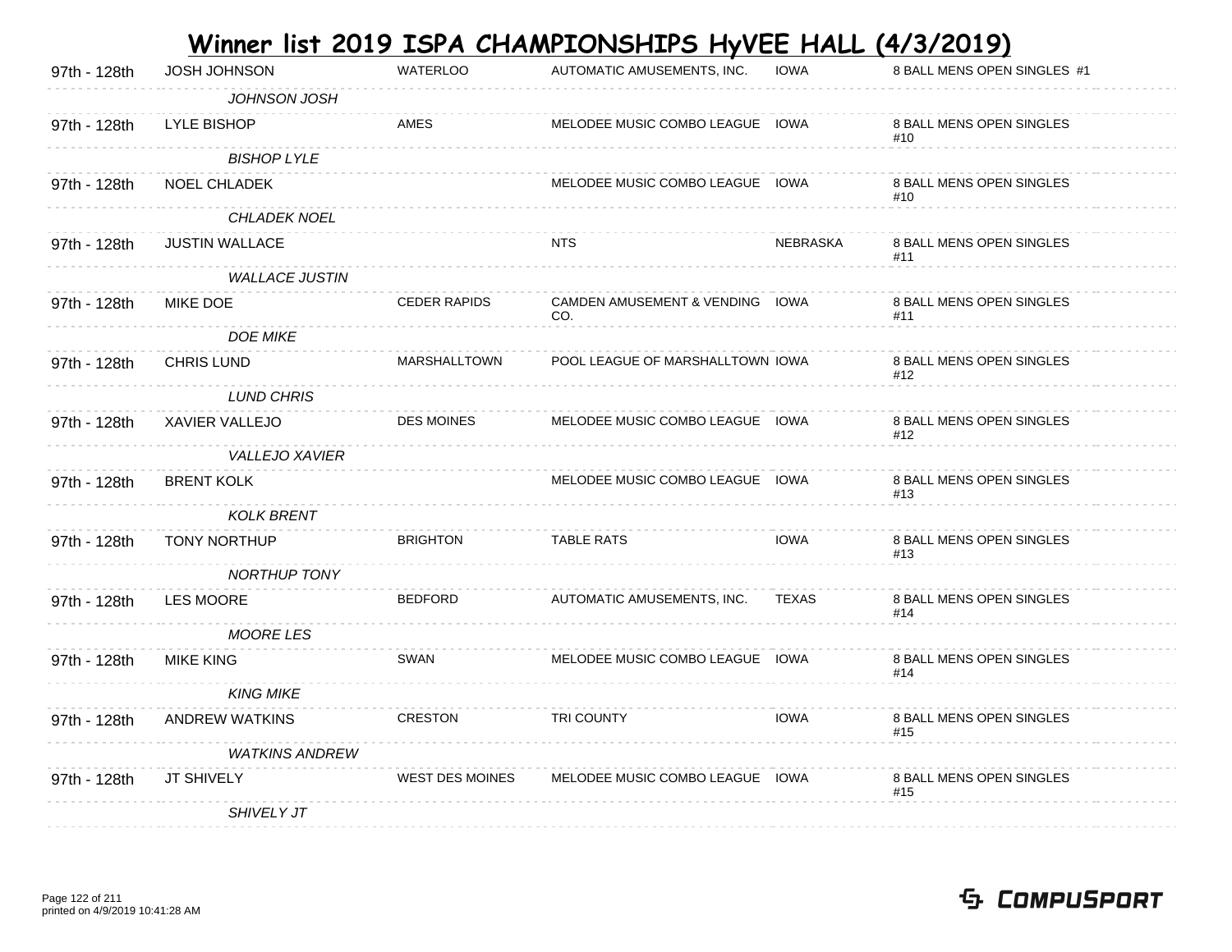# Winner list 2019 ISPA CHAMPIONSHIPS HyVEE HALL (4/3/2019)

| Place | Name | City | League | State | Event |
|---|---|---|---|---|---|
| 97th - 128th | JOSH JOHNSON | WATERLOO | AUTOMATIC AMUSEMENTS, INC. | IOWA | 8 BALL MENS OPEN SINGLES #1 |
| | *JOHNSON JOSH* | | | | |
| 97th - 128th | LYLE BISHOP | AMES | MELODEE MUSIC COMBO LEAGUE | IOWA | 8 BALL MENS OPEN SINGLES #10 |
| | *BISHOP LYLE* | | | | |
| 97th - 128th | NOEL CHLADEK | | MELODEE MUSIC COMBO LEAGUE | IOWA | 8 BALL MENS OPEN SINGLES #10 |
| | *CHLADEK NOEL* | | | | |
| 97th - 128th | JUSTIN WALLACE | | NTS | NEBRASKA | 8 BALL MENS OPEN SINGLES #11 |
| | *WALLACE JUSTIN* | | | | |
| 97th - 128th | MIKE DOE | CEDER RAPIDS | CAMDEN AMUSEMENT & VENDING CO. | IOWA | 8 BALL MENS OPEN SINGLES #11 |
| | *DOE MIKE* | | | | |
| 97th - 128th | CHRIS LUND | MARSHALLTOWN | POOL LEAGUE OF MARSHALLTOWN | IOWA | 8 BALL MENS OPEN SINGLES #12 |
| | *LUND CHRIS* | | | | |
| 97th - 128th | XAVIER VALLEJO | DES MOINES | MELODEE MUSIC COMBO LEAGUE | IOWA | 8 BALL MENS OPEN SINGLES #12 |
| | *VALLEJO XAVIER* | | | | |
| 97th - 128th | BRENT KOLK | | MELODEE MUSIC COMBO LEAGUE | IOWA | 8 BALL MENS OPEN SINGLES #13 |
| | *KOLK BRENT* | | | | |
| 97th - 128th | TONY NORTHUP | BRIGHTON | TABLE RATS | IOWA | 8 BALL MENS OPEN SINGLES #13 |
| | *NORTHUP TONY* | | | | |
| 97th - 128th | LES MOORE | BEDFORD | AUTOMATIC AMUSEMENTS, INC. | TEXAS | 8 BALL MENS OPEN SINGLES #14 |
| | *MOORE LES* | | | | |
| 97th - 128th | MIKE KING | SWAN | MELODEE MUSIC COMBO LEAGUE | IOWA | 8 BALL MENS OPEN SINGLES #14 |
| | *KING MIKE* | | | | |
| 97th - 128th | ANDREW WATKINS | CRESTON | TRI COUNTY | IOWA | 8 BALL MENS OPEN SINGLES #15 |
| | *WATKINS ANDREW* | | | | |
| 97th - 128th | JT SHIVELY | WEST DES MOINES | MELODEE MUSIC COMBO LEAGUE | IOWA | 8 BALL MENS OPEN SINGLES #15 |
| | *SHIVELY JT* | | | | |

printed on 4/9/2019 10:41:28 AM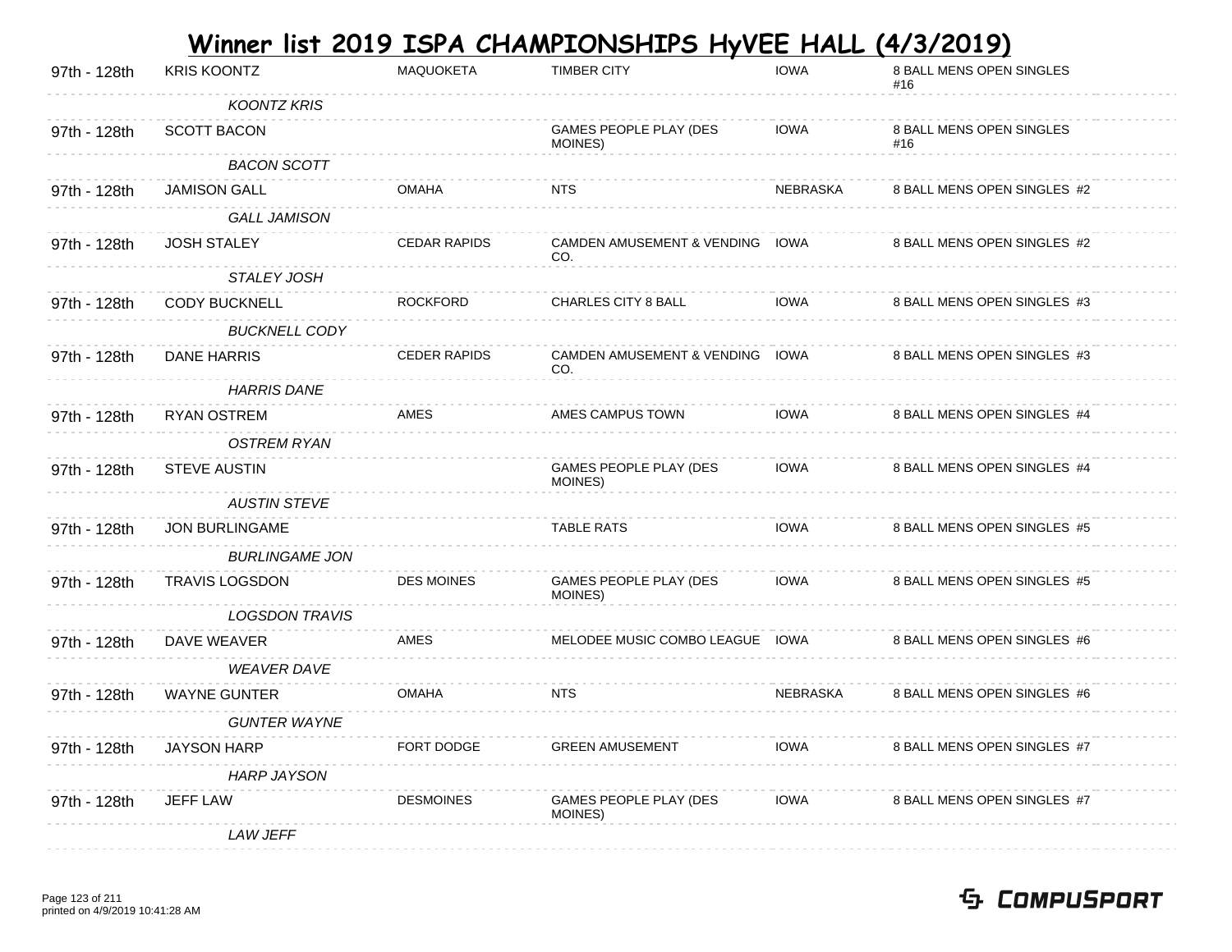# Winner list 2019 ISPA CHAMPIONSHIPS HyVEE HALL (4/3/2019)

| Place | Name | City | Team | State | Event |
|---|---|---|---|---|---|
| 97th - 128th | KRIS KOONTZ | MAQUOKETA | TIMBER CITY | IOWA | 8 BALL MENS OPEN SINGLES #16 |
| | *KOONTZ KRIS* | | | | |
| 97th - 128th | SCOTT BACON | | GAMES PEOPLE PLAY (DES MOINES) | IOWA | 8 BALL MENS OPEN SINGLES #16 |
| | *BACON SCOTT* | | | | |
| 97th - 128th | JAMISON GALL | OMAHA | NTS | NEBRASKA | 8 BALL MENS OPEN SINGLES #2 |
| | *GALL JAMISON* | | | | |
| 97th - 128th | JOSH STALEY | CEDAR RAPIDS | CAMDEN AMUSEMENT & VENDING CO. | IOWA | 8 BALL MENS OPEN SINGLES #2 |
| | *STALEY JOSH* | | | | |
| 97th - 128th | CODY BUCKNELL | ROCKFORD | CHARLES CITY 8 BALL | IOWA | 8 BALL MENS OPEN SINGLES #3 |
| | *BUCKNELL CODY* | | | | |
| 97th - 128th | DANE HARRIS | CEDER RAPIDS | CAMDEN AMUSEMENT & VENDING CO. | IOWA | 8 BALL MENS OPEN SINGLES #3 |
| | *HARRIS DANE* | | | | |
| 97th - 128th | RYAN OSTREM | AMES | AMES CAMPUS TOWN | IOWA | 8 BALL MENS OPEN SINGLES #4 |
| | *OSTREM RYAN* | | | | |
| 97th - 128th | STEVE AUSTIN | | GAMES PEOPLE PLAY (DES MOINES) | IOWA | 8 BALL MENS OPEN SINGLES #4 |
| | *AUSTIN STEVE* | | | | |
| 97th - 128th | JON BURLINGAME | | TABLE RATS | IOWA | 8 BALL MENS OPEN SINGLES #5 |
| | *BURLINGAME JON* | | | | |
| 97th - 128th | TRAVIS LOGSDON | DES MOINES | GAMES PEOPLE PLAY (DES MOINES) | IOWA | 8 BALL MENS OPEN SINGLES #5 |
| | *LOGSDON TRAVIS* | | | | |
| 97th - 128th | DAVE WEAVER | AMES | MELODEE MUSIC COMBO LEAGUE | IOWA | 8 BALL MENS OPEN SINGLES #6 |
| | *WEAVER DAVE* | | | | |
| 97th - 128th | WAYNE GUNTER | OMAHA | NTS | NEBRASKA | 8 BALL MENS OPEN SINGLES #6 |
| | *GUNTER WAYNE* | | | | |
| 97th - 128th | JAYSON HARP | FORT DODGE | GREEN AMUSEMENT | IOWA | 8 BALL MENS OPEN SINGLES #7 |
| | *HARP JAYSON* | | | | |
| 97th - 128th | JEFF LAW | DESMOINES | GAMES PEOPLE PLAY (DES MOINES) | IOWA | 8 BALL MENS OPEN SINGLES #7 |
| | *LAW JEFF* | | | | |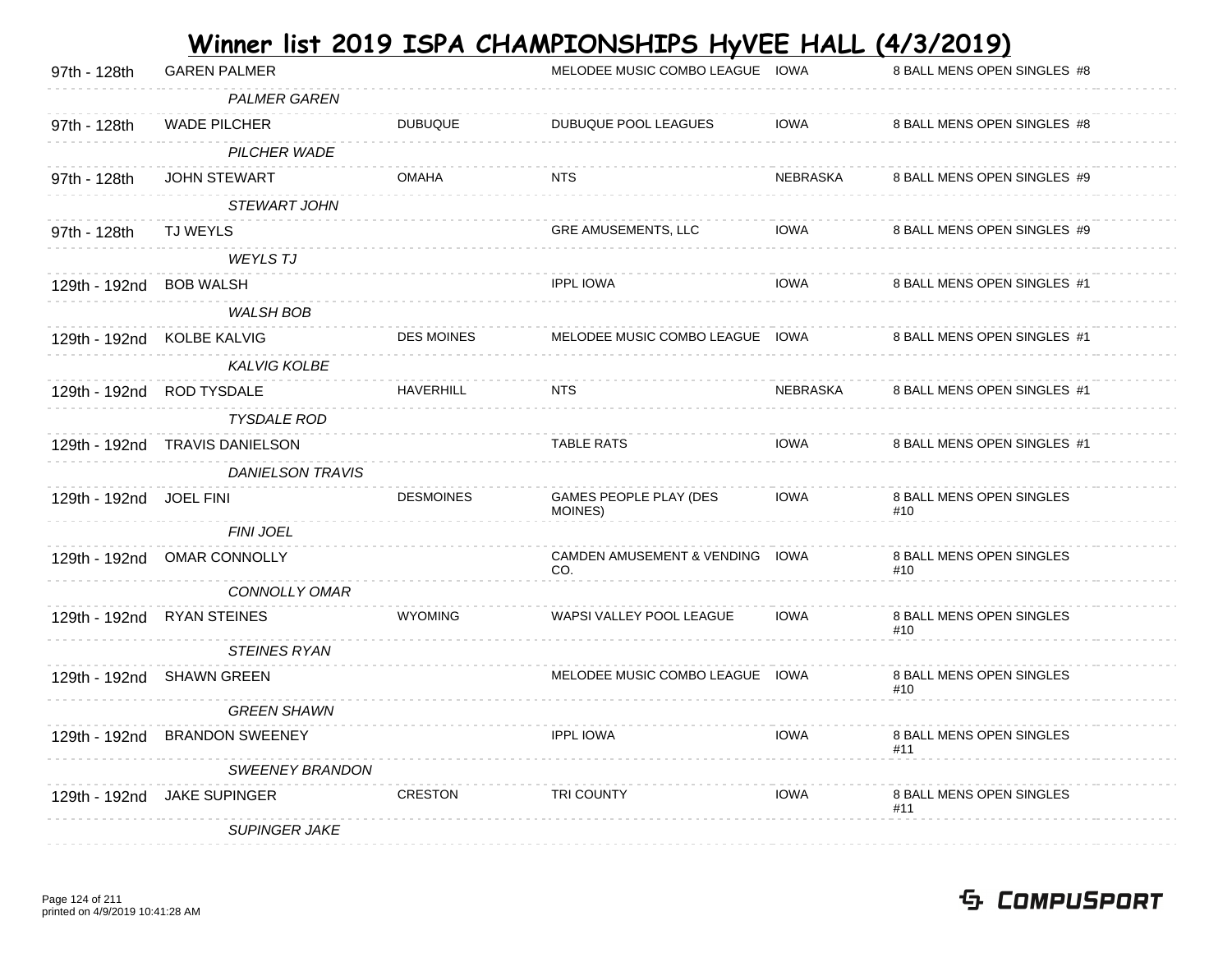# Winner list 2019 ISPA CHAMPIONSHIPS HyVEE HALL (4/3/2019)

| Place | Name | City | League | State | Event |
|---|---|---|---|---|---|
| 97th - 128th | GAREN PALMER | | MELODEE MUSIC COMBO LEAGUE | IOWA | 8 BALL MENS OPEN SINGLES #8 |
| | *PALMER GAREN* | | | | |
| 97th - 128th | WADE PILCHER | DUBUQUE | DUBUQUE POOL LEAGUES | IOWA | 8 BALL MENS OPEN SINGLES #8 |
| | *PILCHER WADE* | | | | |
| 97th - 128th | JOHN STEWART | OMAHA | NTS | NEBRASKA | 8 BALL MENS OPEN SINGLES #9 |
| | *STEWART JOHN* | | | | |
| 97th - 128th | TJ WEYLS | | GRE AMUSEMENTS, LLC | IOWA | 8 BALL MENS OPEN SINGLES #9 |
| | *WEYLS TJ* | | | | |
| 129th - 192nd | BOB WALSH | | IPPL IOWA | IOWA | 8 BALL MENS OPEN SINGLES #1 |
| | *WALSH BOB* | | | | |
| 129th - 192nd | KOLBE KALVIG | DES MOINES | MELODEE MUSIC COMBO LEAGUE | IOWA | 8 BALL MENS OPEN SINGLES #1 |
| | *KALVIG KOLBE* | | | | |
| 129th - 192nd | ROD TYSDALE | HAVERHILL | NTS | NEBRASKA | 8 BALL MENS OPEN SINGLES #1 |
| | *TYSDALE ROD* | | | | |
| 129th - 192nd | TRAVIS DANIELSON | | TABLE RATS | IOWA | 8 BALL MENS OPEN SINGLES #1 |
| | *DANIELSON TRAVIS* | | | | |
| 129th - 192nd | JOEL FINI | DESMOINES | GAMES PEOPLE PLAY (DES MOINES) | IOWA | 8 BALL MENS OPEN SINGLES #10 |
| | *FINI JOEL* | | | | |
| 129th - 192nd | OMAR CONNOLLY | | CAMDEN AMUSEMENT & VENDING CO. | IOWA | 8 BALL MENS OPEN SINGLES #10 |
| | *CONNOLLY OMAR* | | | | |
| 129th - 192nd | RYAN STEINES | WYOMING | WAPSI VALLEY POOL LEAGUE | IOWA | 8 BALL MENS OPEN SINGLES #10 |
| | *STEINES RYAN* | | | | |
| 129th - 192nd | SHAWN GREEN | | MELODEE MUSIC COMBO LEAGUE | IOWA | 8 BALL MENS OPEN SINGLES #10 |
| | *GREEN SHAWN* | | | | |
| 129th - 192nd | BRANDON SWEENEY | | IPPL IOWA | IOWA | 8 BALL MENS OPEN SINGLES #11 |
| | *SWEENEY BRANDON* | | | | |
| 129th - 192nd | JAKE SUPINGER | CRESTON | TRI COUNTY | IOWA | 8 BALL MENS OPEN SINGLES #11 |
| | *SUPINGER JAKE* | | | | |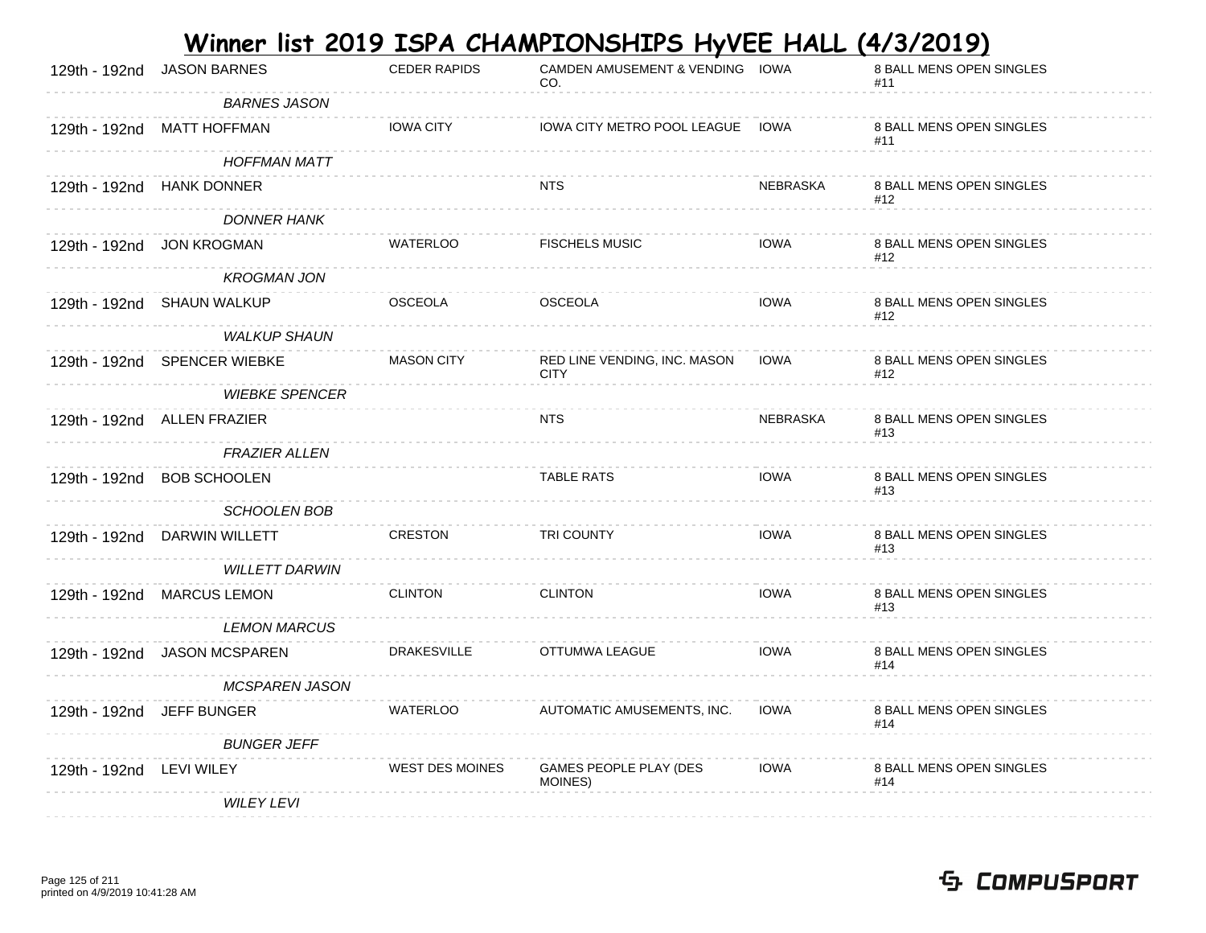# Winner list 2019 ISPA CHAMPIONSHIPS HyVEE HALL (4/3/2019)

| Place | Name | City | Team | State | Event |
|---|---|---|---|---|---|
| 129th - 192nd | JASON BARNES | CEDER RAPIDS | CAMDEN AMUSEMENT & VENDING CO. | IOWA | 8 BALL MENS OPEN SINGLES #11 |
| | *BARNES JASON* | | | | |
| 129th - 192nd | MATT HOFFMAN | IOWA CITY | IOWA CITY METRO POOL LEAGUE | IOWA | 8 BALL MENS OPEN SINGLES #11 |
| | *HOFFMAN MATT* | | | | |
| 129th - 192nd | HANK DONNER | | NTS | NEBRASKA | 8 BALL MENS OPEN SINGLES #12 |
| | *DONNER HANK* | | | | |
| 129th - 192nd | JON KROGMAN | WATERLOO | FISCHELS MUSIC | IOWA | 8 BALL MENS OPEN SINGLES #12 |
| | *KROGMAN JON* | | | | |
| 129th - 192nd | SHAUN WALKUP | OSCEOLA | OSCEOLA | IOWA | 8 BALL MENS OPEN SINGLES #12 |
| | *WALKUP SHAUN* | | | | |
| 129th - 192nd | SPENCER WIEBKE | MASON CITY | RED LINE VENDING, INC. MASON CITY | IOWA | 8 BALL MENS OPEN SINGLES #12 |
| | *WIEBKE SPENCER* | | | | |
| 129th - 192nd | ALLEN FRAZIER | | NTS | NEBRASKA | 8 BALL MENS OPEN SINGLES #13 |
| | *FRAZIER ALLEN* | | | | |
| 129th - 192nd | BOB SCHOOLEN | | TABLE RATS | IOWA | 8 BALL MENS OPEN SINGLES #13 |
| | *SCHOOLEN BOB* | | | | |
| 129th - 192nd | DARWIN WILLETT | CRESTON | TRI COUNTY | IOWA | 8 BALL MENS OPEN SINGLES #13 |
| | *WILLETT DARWIN* | | | | |
| 129th - 192nd | MARCUS LEMON | CLINTON | CLINTON | IOWA | 8 BALL MENS OPEN SINGLES #13 |
| | *LEMON MARCUS* | | | | |
| 129th - 192nd | JASON MCSPAREN | DRAKESVILLE | OTTUMWA LEAGUE | IOWA | 8 BALL MENS OPEN SINGLES #14 |
| | *MCSPAREN JASON* | | | | |
| 129th - 192nd | JEFF BUNGER | WATERLOO | AUTOMATIC AMUSEMENTS, INC. | IOWA | 8 BALL MENS OPEN SINGLES #14 |
| | *BUNGER JEFF* | | | | |
| 129th - 192nd | LEVI WILEY | WEST DES MOINES | GAMES PEOPLE PLAY (DES MOINES) | IOWA | 8 BALL MENS OPEN SINGLES #14 |
| | *WILEY LEVI* | | | | |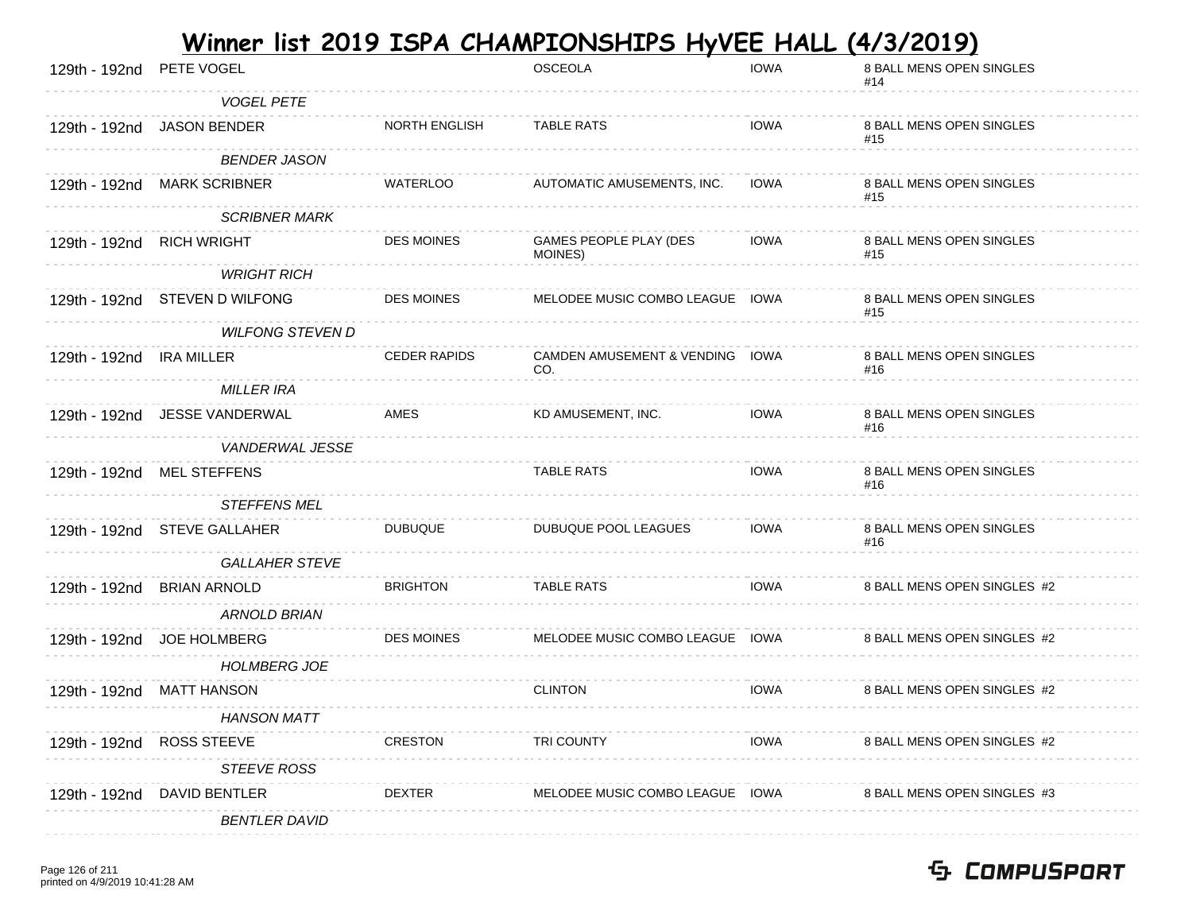# Winner list 2019 ISPA CHAMPIONSHIPS HyVEE HALL (4/3/2019)

| Place | Name | City | Team | State | Event |
|---|---|---|---|---|---|
| 129th - 192nd | PETE VOGEL | | OSCEOLA | IOWA | 8 BALL MENS OPEN SINGLES #14 |
| | *VOGEL PETE* | | | | |
| 129th - 192nd | JASON BENDER | NORTH ENGLISH | TABLE RATS | IOWA | 8 BALL MENS OPEN SINGLES #15 |
| | *BENDER JASON* | | | | |
| 129th - 192nd | MARK SCRIBNER | WATERLOO | AUTOMATIC AMUSEMENTS, INC. | IOWA | 8 BALL MENS OPEN SINGLES #15 |
| | *SCRIBNER MARK* | | | | |
| 129th - 192nd | RICH WRIGHT | DES MOINES | GAMES PEOPLE PLAY (DES MOINES) | IOWA | 8 BALL MENS OPEN SINGLES #15 |
| | *WRIGHT RICH* | | | | |
| 129th - 192nd | STEVEN D WILFONG | DES MOINES | MELODEE MUSIC COMBO LEAGUE | IOWA | 8 BALL MENS OPEN SINGLES #15 |
| | *WILFONG STEVEN D* | | | | |
| 129th - 192nd | IRA MILLER | CEDER RAPIDS | CAMDEN AMUSEMENT & VENDING CO. | IOWA | 8 BALL MENS OPEN SINGLES #16 |
| | *MILLER IRA* | | | | |
| 129th - 192nd | JESSE VANDERWAL | AMES | KD AMUSEMENT, INC. | IOWA | 8 BALL MENS OPEN SINGLES #16 |
| | *VANDERWAL JESSE* | | | | |
| 129th - 192nd | MEL STEFFENS | | TABLE RATS | IOWA | 8 BALL MENS OPEN SINGLES #16 |
| | *STEFFENS MEL* | | | | |
| 129th - 192nd | STEVE GALLAHER | DUBUQUE | DUBUQUE POOL LEAGUES | IOWA | 8 BALL MENS OPEN SINGLES #16 |
| | *GALLAHER STEVE* | | | | |
| 129th - 192nd | BRIAN ARNOLD | BRIGHTON | TABLE RATS | IOWA | 8 BALL MENS OPEN SINGLES #2 |
| | *ARNOLD BRIAN* | | | | |
| 129th - 192nd | JOE HOLMBERG | DES MOINES | MELODEE MUSIC COMBO LEAGUE | IOWA | 8 BALL MENS OPEN SINGLES #2 |
| | *HOLMBERG JOE* | | | | |
| 129th - 192nd | MATT HANSON | | CLINTON | IOWA | 8 BALL MENS OPEN SINGLES #2 |
| | *HANSON MATT* | | | | |
| 129th - 192nd | ROSS STEEVE | CRESTON | TRI COUNTY | IOWA | 8 BALL MENS OPEN SINGLES #2 |
| | *STEEVE ROSS* | | | | |
| 129th - 192nd | DAVID BENTLER | DEXTER | MELODEE MUSIC COMBO LEAGUE | IOWA | 8 BALL MENS OPEN SINGLES #3 |
| | *BENTLER DAVID* | | | | |

printed on 4/9/2019 10:41:28 AM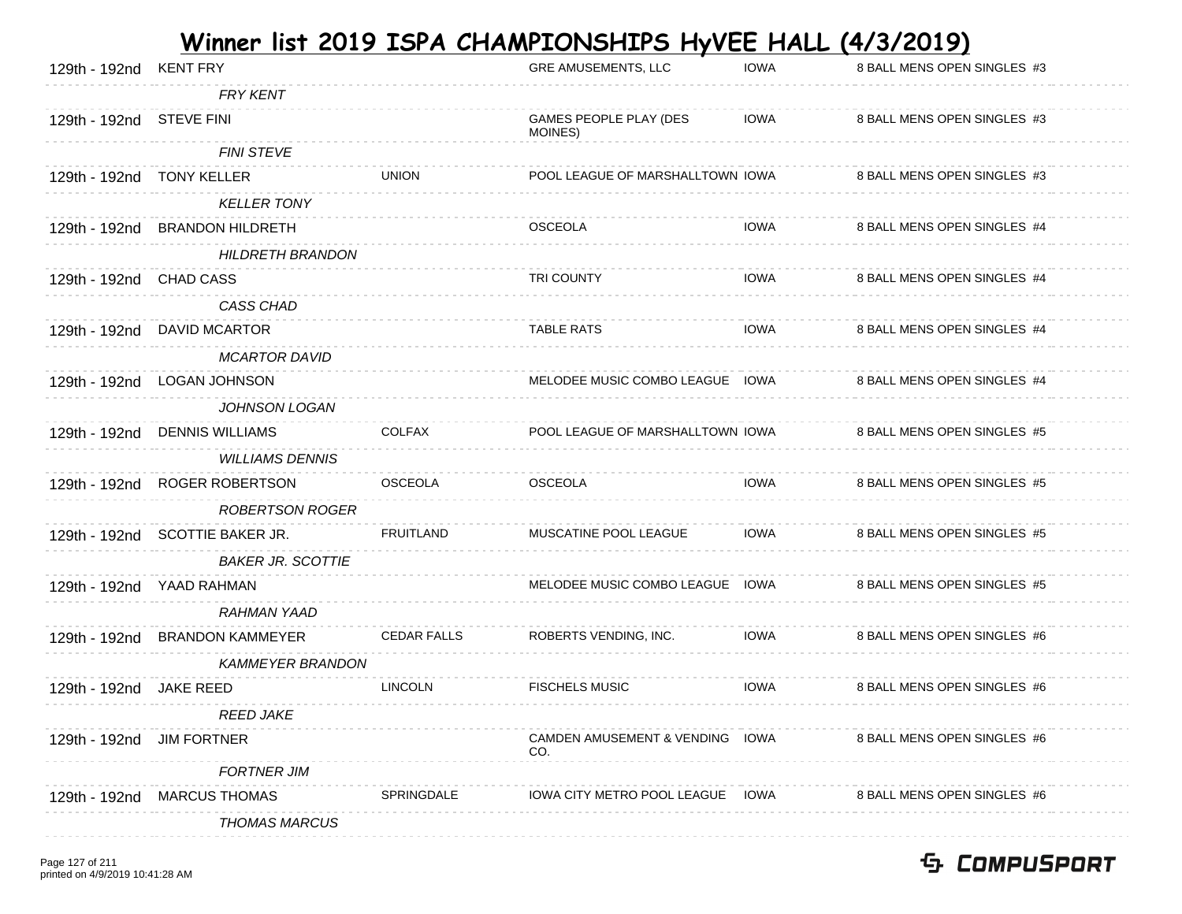# Winner list 2019 ISPA CHAMPIONSHIPS HyVEE HALL (4/3/2019)

| Place | Name | City | Team/League | State | Event |
|---|---|---|---|---|---|
| 129th - 192nd | KENT FRY | | GRE AMUSEMENTS, LLC | IOWA | 8 BALL MENS OPEN SINGLES #3 |
| | *FRY KENT* | | | | |
| 129th - 192nd | STEVE FINI | | GAMES PEOPLE PLAY (DES MOINES) | IOWA | 8 BALL MENS OPEN SINGLES #3 |
| | *FINI STEVE* | | | | |
| 129th - 192nd | TONY KELLER | UNION | POOL LEAGUE OF MARSHALLTOWN | IOWA | 8 BALL MENS OPEN SINGLES #3 |
| | *KELLER TONY* | | | | |
| 129th - 192nd | BRANDON HILDRETH | | OSCEOLA | IOWA | 8 BALL MENS OPEN SINGLES #4 |
| | *HILDRETH BRANDON* | | | | |
| 129th - 192nd | CHAD CASS | | TRI COUNTY | IOWA | 8 BALL MENS OPEN SINGLES #4 |
| | *CASS CHAD* | | | | |
| 129th - 192nd | DAVID MCARTOR | | TABLE RATS | IOWA | 8 BALL MENS OPEN SINGLES #4 |
| | *MCARTOR DAVID* | | | | |
| 129th - 192nd | LOGAN JOHNSON | | MELODEE MUSIC COMBO LEAGUE | IOWA | 8 BALL MENS OPEN SINGLES #4 |
| | *JOHNSON LOGAN* | | | | |
| 129th - 192nd | DENNIS WILLIAMS | COLFAX | POOL LEAGUE OF MARSHALLTOWN | IOWA | 8 BALL MENS OPEN SINGLES #5 |
| | *WILLIAMS DENNIS* | | | | |
| 129th - 192nd | ROGER ROBERTSON | OSCEOLA | OSCEOLA | IOWA | 8 BALL MENS OPEN SINGLES #5 |
| | *ROBERTSON ROGER* | | | | |
| 129th - 192nd | SCOTTIE BAKER JR. | FRUITLAND | MUSCATINE POOL LEAGUE | IOWA | 8 BALL MENS OPEN SINGLES #5 |
| | *BAKER JR. SCOTTIE* | | | | |
| 129th - 192nd | YAAD RAHMAN | | MELODEE MUSIC COMBO LEAGUE | IOWA | 8 BALL MENS OPEN SINGLES #5 |
| | *RAHMAN YAAD* | | | | |
| 129th - 192nd | BRANDON KAMMEYER | CEDAR FALLS | ROBERTS VENDING, INC. | IOWA | 8 BALL MENS OPEN SINGLES #6 |
| | *KAMMEYER BRANDON* | | | | |
| 129th - 192nd | JAKE REED | LINCOLN | FISCHELS MUSIC | IOWA | 8 BALL MENS OPEN SINGLES #6 |
| | *REED JAKE* | | | | |
| 129th - 192nd | JIM FORTNER | | CAMDEN AMUSEMENT & VENDING CO. | IOWA | 8 BALL MENS OPEN SINGLES #6 |
| | *FORTNER JIM* | | | | |
| 129th - 192nd | MARCUS THOMAS | SPRINGDALE | IOWA CITY METRO POOL LEAGUE | IOWA | 8 BALL MENS OPEN SINGLES #6 |
| | *THOMAS MARCUS* | | | | |

printed on 4/9/2019 10:41:28 AM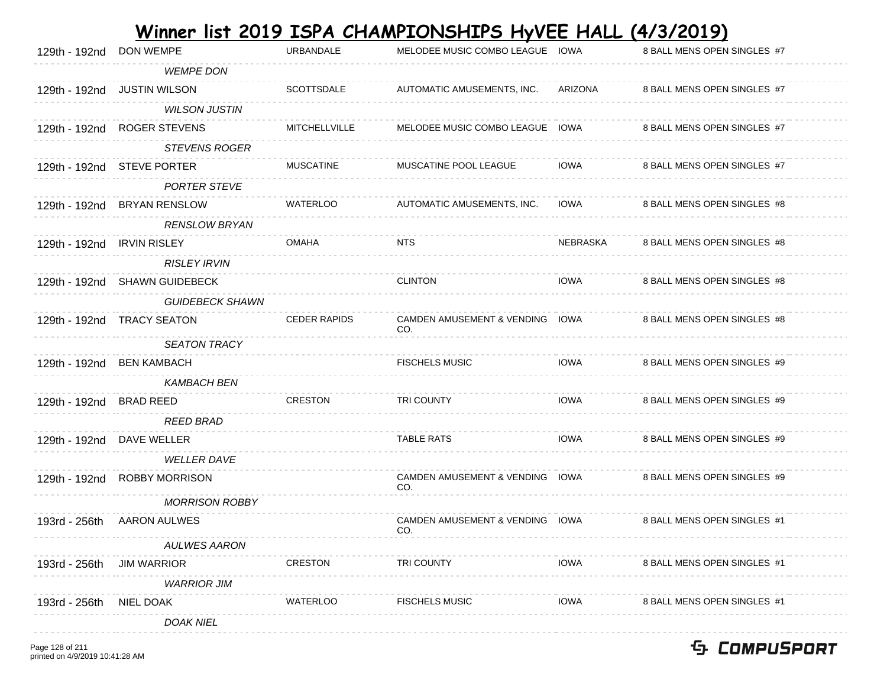# Winner list 2019 ISPA CHAMPIONSHIPS HyVEE HALL (4/3/2019)

| Place | Name | City | League | State | Event |
|---|---|---|---|---|---|
| 129th - 192nd | DON WEMPE | URBANDALE | MELODEE MUSIC COMBO LEAGUE | IOWA | 8 BALL MENS OPEN SINGLES #7 |
| | *WEMPE DON* | | | | |
| 129th - 192nd | JUSTIN WILSON | SCOTTSDALE | AUTOMATIC AMUSEMENTS, INC. | ARIZONA | 8 BALL MENS OPEN SINGLES #7 |
| | *WILSON JUSTIN* | | | | |
| 129th - 192nd | ROGER STEVENS | MITCHELLVILLE | MELODEE MUSIC COMBO LEAGUE | IOWA | 8 BALL MENS OPEN SINGLES #7 |
| | *STEVENS ROGER* | | | | |
| 129th - 192nd | STEVE PORTER | MUSCATINE | MUSCATINE POOL LEAGUE | IOWA | 8 BALL MENS OPEN SINGLES #7 |
| | *PORTER STEVE* | | | | |
| 129th - 192nd | BRYAN RENSLOW | WATERLOO | AUTOMATIC AMUSEMENTS, INC. | IOWA | 8 BALL MENS OPEN SINGLES #8 |
| | *RENSLOW BRYAN* | | | | |
| 129th - 192nd | IRVIN RISLEY | OMAHA | NTS | NEBRASKA | 8 BALL MENS OPEN SINGLES #8 |
| | *RISLEY IRVIN* | | | | |
| 129th - 192nd | SHAWN GUIDEBECK | | CLINTON | IOWA | 8 BALL MENS OPEN SINGLES #8 |
| | *GUIDEBECK SHAWN* | | | | |
| 129th - 192nd | TRACY SEATON | CEDER RAPIDS | CAMDEN AMUSEMENT & VENDING CO. | IOWA | 8 BALL MENS OPEN SINGLES #8 |
| | *SEATON TRACY* | | | | |
| 129th - 192nd | BEN KAMBACH | | FISCHELS MUSIC | IOWA | 8 BALL MENS OPEN SINGLES #9 |
| | *KAMBACH BEN* | | | | |
| 129th - 192nd | BRAD REED | CRESTON | TRI COUNTY | IOWA | 8 BALL MENS OPEN SINGLES #9 |
| | *REED BRAD* | | | | |
| 129th - 192nd | DAVE WELLER | | TABLE RATS | IOWA | 8 BALL MENS OPEN SINGLES #9 |
| | *WELLER DAVE* | | | | |
| 129th - 192nd | ROBBY MORRISON | | CAMDEN AMUSEMENT & VENDING CO. | IOWA | 8 BALL MENS OPEN SINGLES #9 |
| | *MORRISON ROBBY* | | | | |
| 193rd - 256th | AARON AULWES | | CAMDEN AMUSEMENT & VENDING CO. | IOWA | 8 BALL MENS OPEN SINGLES #1 |
| | *AULWES AARON* | | | | |
| 193rd - 256th | JIM WARRIOR | CRESTON | TRI COUNTY | IOWA | 8 BALL MENS OPEN SINGLES #1 |
| | *WARRIOR JIM* | | | | |
| 193rd - 256th | NIEL DOAK | WATERLOO | FISCHELS MUSIC | IOWA | 8 BALL MENS OPEN SINGLES #1 |
| | *DOAK NIEL* | | | | |

printed on 4/9/2019 10:41:28 AM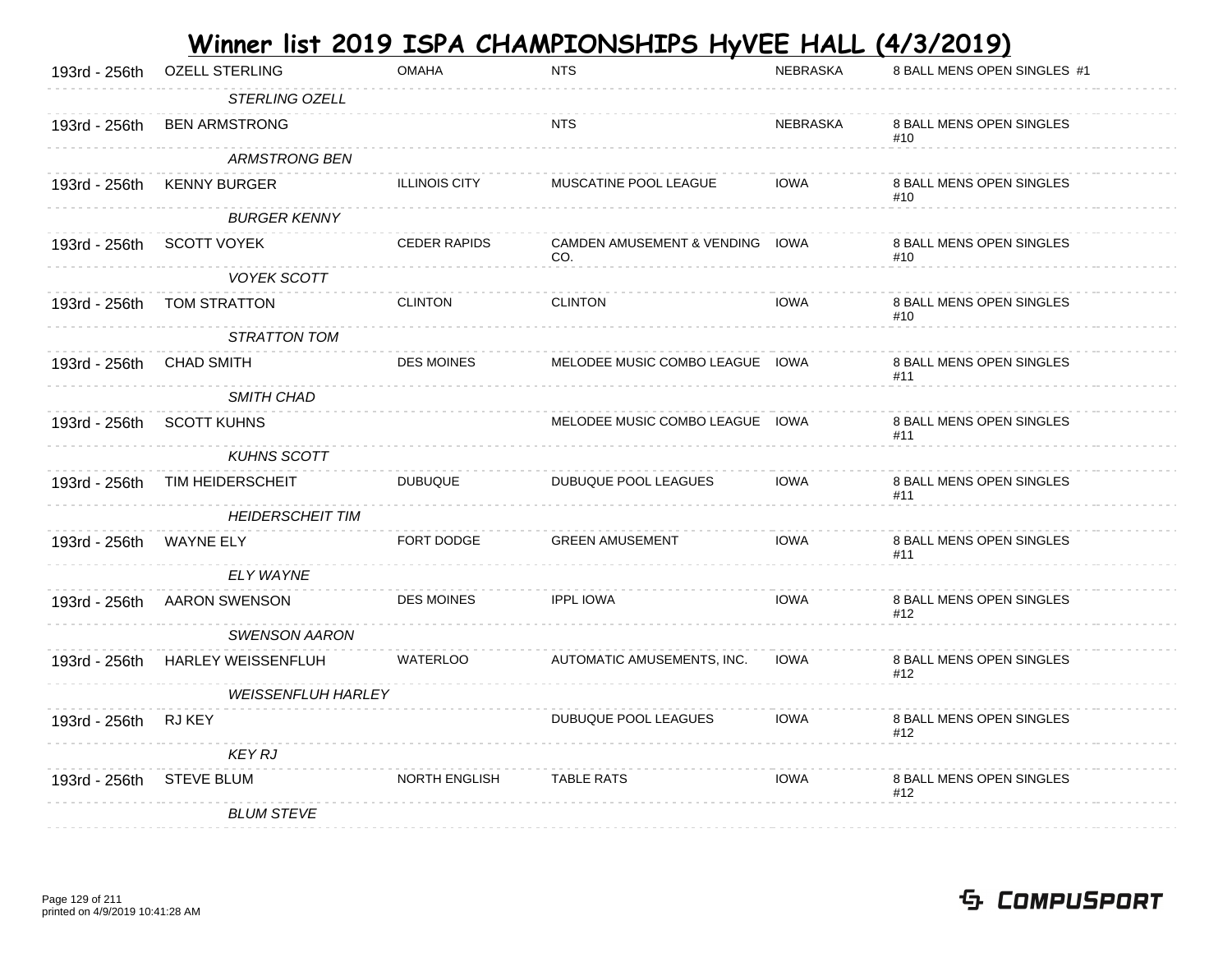# Winner list 2019 ISPA CHAMPIONSHIPS HyVEE HALL (4/3/2019)

| | | | | | |
|---|---|---|---|---|---|
| 193rd - 256th | OZELL STERLING | OMAHA | NTS | NEBRASKA | 8 BALL MENS OPEN SINGLES #1 |
| | *STERLING OZELL* | | | | |
| 193rd - 256th | BEN ARMSTRONG | | NTS | NEBRASKA | 8 BALL MENS OPEN SINGLES #10 |
| | *ARMSTRONG BEN* | | | | |
| 193rd - 256th | KENNY BURGER | ILLINOIS CITY | MUSCATINE POOL LEAGUE | IOWA | 8 BALL MENS OPEN SINGLES #10 |
| | *BURGER KENNY* | | | | |
| 193rd - 256th | SCOTT VOYEK | CEDER RAPIDS | CAMDEN AMUSEMENT & VENDING CO. | IOWA | 8 BALL MENS OPEN SINGLES #10 |
| | *VOYEK SCOTT* | | | | |
| 193rd - 256th | TOM STRATTON | CLINTON | CLINTON | IOWA | 8 BALL MENS OPEN SINGLES #10 |
| | *STRATTON TOM* | | | | |
| 193rd - 256th | CHAD SMITH | DES MOINES | MELODEE MUSIC COMBO LEAGUE | IOWA | 8 BALL MENS OPEN SINGLES #11 |
| | *SMITH CHAD* | | | | |
| 193rd - 256th | SCOTT KUHNS | | MELODEE MUSIC COMBO LEAGUE | IOWA | 8 BALL MENS OPEN SINGLES #11 |
| | *KUHNS SCOTT* | | | | |
| 193rd - 256th | TIM HEIDERSCHEIT | DUBUQUE | DUBUQUE POOL LEAGUES | IOWA | 8 BALL MENS OPEN SINGLES #11 |
| | *HEIDERSCHEIT TIM* | | | | |
| 193rd - 256th | WAYNE ELY | FORT DODGE | GREEN AMUSEMENT | IOWA | 8 BALL MENS OPEN SINGLES #11 |
| | *ELY WAYNE* | | | | |
| 193rd - 256th | AARON SWENSON | DES MOINES | IPPL IOWA | IOWA | 8 BALL MENS OPEN SINGLES #12 |
| | *SWENSON AARON* | | | | |
| 193rd - 256th | HARLEY WEISSENFLUH | WATERLOO | AUTOMATIC AMUSEMENTS, INC. | IOWA | 8 BALL MENS OPEN SINGLES #12 |
| | *WEISSENFLUH HARLEY* | | | | |
| 193rd - 256th | RJ KEY | | DUBUQUE POOL LEAGUES | IOWA | 8 BALL MENS OPEN SINGLES #12 |
| | *KEY RJ* | | | | |
| 193rd - 256th | STEVE BLUM | NORTH ENGLISH | TABLE RATS | IOWA | 8 BALL MENS OPEN SINGLES #12 |
| | *BLUM STEVE* | | | | |

printed on 4/9/2019 10:41:28 AM

COMPUSPORT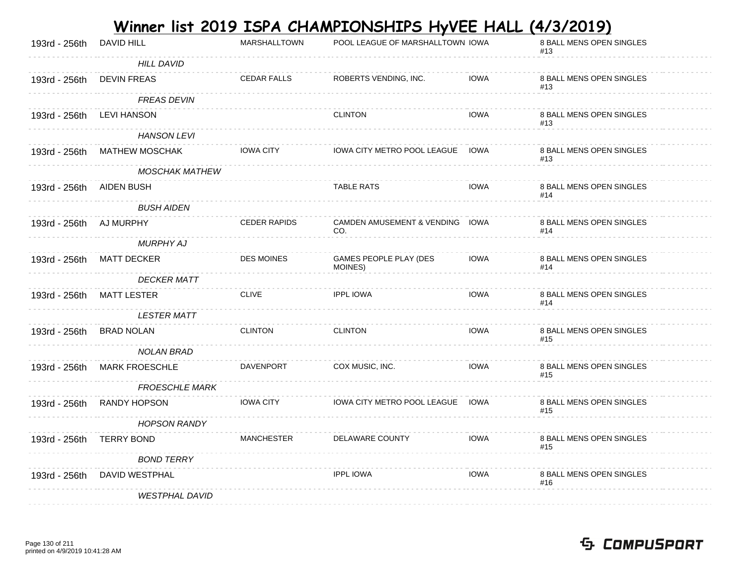# Winner list 2019 ISPA CHAMPIONSHIPS HyVEE HALL (4/3/2019)

| Place | Name | City | Sponsor | State | Event |
|---|---|---|---|---|---|
| 193rd - 256th | DAVID HILL | MARSHALLTOWN | POOL LEAGUE OF MARSHALLTOWN | IOWA | 8 BALL MENS OPEN SINGLES #13 |
| | *HILL DAVID* | | | | |
| 193rd - 256th | DEVIN FREAS | CEDAR FALLS | ROBERTS VENDING, INC. | IOWA | 8 BALL MENS OPEN SINGLES #13 |
| | *FREAS DEVIN* | | | | |
| 193rd - 256th | LEVI HANSON | | CLINTON | IOWA | 8 BALL MENS OPEN SINGLES #13 |
| | *HANSON LEVI* | | | | |
| 193rd - 256th | MATHEW MOSCHAK | IOWA CITY | IOWA CITY METRO POOL LEAGUE | IOWA | 8 BALL MENS OPEN SINGLES #13 |
| | *MOSCHAK MATHEW* | | | | |
| 193rd - 256th | AIDEN BUSH | | TABLE RATS | IOWA | 8 BALL MENS OPEN SINGLES #14 |
| | *BUSH AIDEN* | | | | |
| 193rd - 256th | AJ MURPHY | CEDER RAPIDS | CAMDEN AMUSEMENT & VENDING CO. | IOWA | 8 BALL MENS OPEN SINGLES #14 |
| | *MURPHY AJ* | | | | |
| 193rd - 256th | MATT DECKER | DES MOINES | GAMES PEOPLE PLAY (DES MOINES) | IOWA | 8 BALL MENS OPEN SINGLES #14 |
| | *DECKER MATT* | | | | |
| 193rd - 256th | MATT LESTER | CLIVE | IPPL IOWA | IOWA | 8 BALL MENS OPEN SINGLES #14 |
| | *LESTER MATT* | | | | |
| 193rd - 256th | BRAD NOLAN | CLINTON | CLINTON | IOWA | 8 BALL MENS OPEN SINGLES #15 |
| | *NOLAN BRAD* | | | | |
| 193rd - 256th | MARK FROESCHLE | DAVENPORT | COX MUSIC, INC. | IOWA | 8 BALL MENS OPEN SINGLES #15 |
| | *FROESCHLE MARK* | | | | |
| 193rd - 256th | RANDY HOPSON | IOWA CITY | IOWA CITY METRO POOL LEAGUE | IOWA | 8 BALL MENS OPEN SINGLES #15 |
| | *HOPSON RANDY* | | | | |
| 193rd - 256th | TERRY BOND | MANCHESTER | DELAWARE COUNTY | IOWA | 8 BALL MENS OPEN SINGLES #15 |
| | *BOND TERRY* | | | | |
| 193rd - 256th | DAVID WESTPHAL | | IPPL IOWA | IOWA | 8 BALL MENS OPEN SINGLES #16 |
| | *WESTPHAL DAVID* | | | | |

printed on 4/9/2019 10:41:28 AM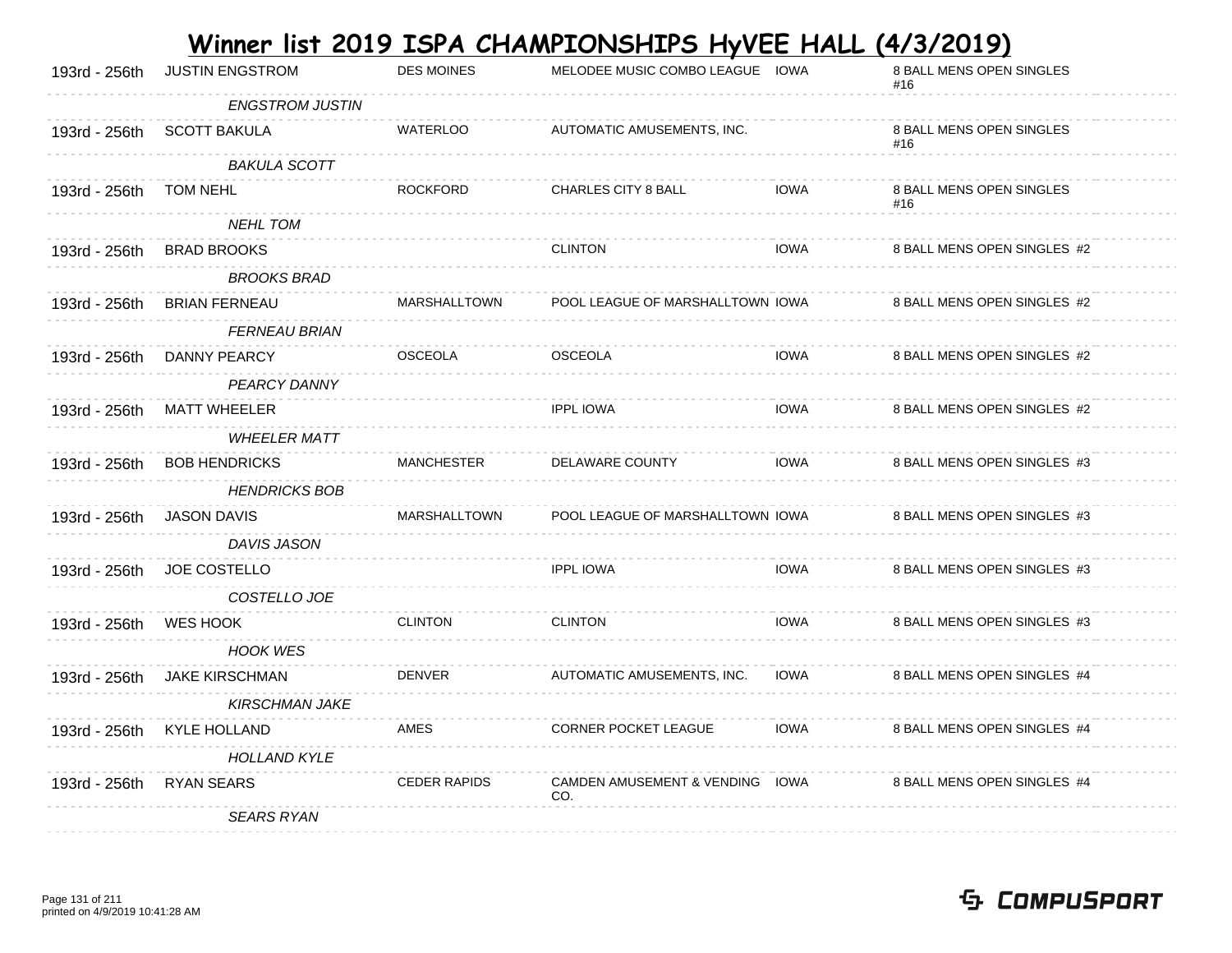# Winner list 2019 ISPA CHAMPIONSHIPS HyVEE HALL (4/3/2019)

| Place | Name | City | League | State | Event |
|---|---|---|---|---|---|
| 193rd - 256th | JUSTIN ENGSTROM<br>*ENGSTROM JUSTIN* | DES MOINES | MELODEE MUSIC COMBO LEAGUE | IOWA | 8 BALL MENS OPEN SINGLES #16 |
| 193rd - 256th | SCOTT BAKULA<br>*BAKULA SCOTT* | WATERLOO | AUTOMATIC AMUSEMENTS, INC. | | 8 BALL MENS OPEN SINGLES #16 |
| 193rd - 256th | TOM NEHL<br>*NEHL TOM* | ROCKFORD | CHARLES CITY 8 BALL | IOWA | 8 BALL MENS OPEN SINGLES #16 |
| 193rd - 256th | BRAD BROOKS<br>*BROOKS BRAD* | | CLINTON | IOWA | 8 BALL MENS OPEN SINGLES #2 |
| 193rd - 256th | BRIAN FERNEAU<br>*FERNEAU BRIAN* | MARSHALLTOWN | POOL LEAGUE OF MARSHALLTOWN | IOWA | 8 BALL MENS OPEN SINGLES #2 |
| 193rd - 256th | DANNY PEARCY<br>*PEARCY DANNY* | OSCEOLA | OSCEOLA | IOWA | 8 BALL MENS OPEN SINGLES #2 |
| 193rd - 256th | MATT WHEELER<br>*WHEELER MATT* | | IPPL IOWA | IOWA | 8 BALL MENS OPEN SINGLES #2 |
| 193rd - 256th | BOB HENDRICKS<br>*HENDRICKS BOB* | MANCHESTER | DELAWARE COUNTY | IOWA | 8 BALL MENS OPEN SINGLES #3 |
| 193rd - 256th | JASON DAVIS<br>*DAVIS JASON* | MARSHALLTOWN | POOL LEAGUE OF MARSHALLTOWN | IOWA | 8 BALL MENS OPEN SINGLES #3 |
| 193rd - 256th | JOE COSTELLO<br>*COSTELLO JOE* | | IPPL IOWA | IOWA | 8 BALL MENS OPEN SINGLES #3 |
| 193rd - 256th | WES HOOK<br>*HOOK WES* | CLINTON | CLINTON | IOWA | 8 BALL MENS OPEN SINGLES #3 |
| 193rd - 256th | JAKE KIRSCHMAN<br>*KIRSCHMAN JAKE* | DENVER | AUTOMATIC AMUSEMENTS, INC. | IOWA | 8 BALL MENS OPEN SINGLES #4 |
| 193rd - 256th | KYLE HOLLAND<br>*HOLLAND KYLE* | AMES | CORNER POCKET LEAGUE | IOWA | 8 BALL MENS OPEN SINGLES #4 |
| 193rd - 256th | RYAN SEARS<br>*SEARS RYAN* | CEDER RAPIDS | CAMDEN AMUSEMENT & VENDING CO. | IOWA | 8 BALL MENS OPEN SINGLES #4 |

printed on 4/9/2019 10:41:28 AM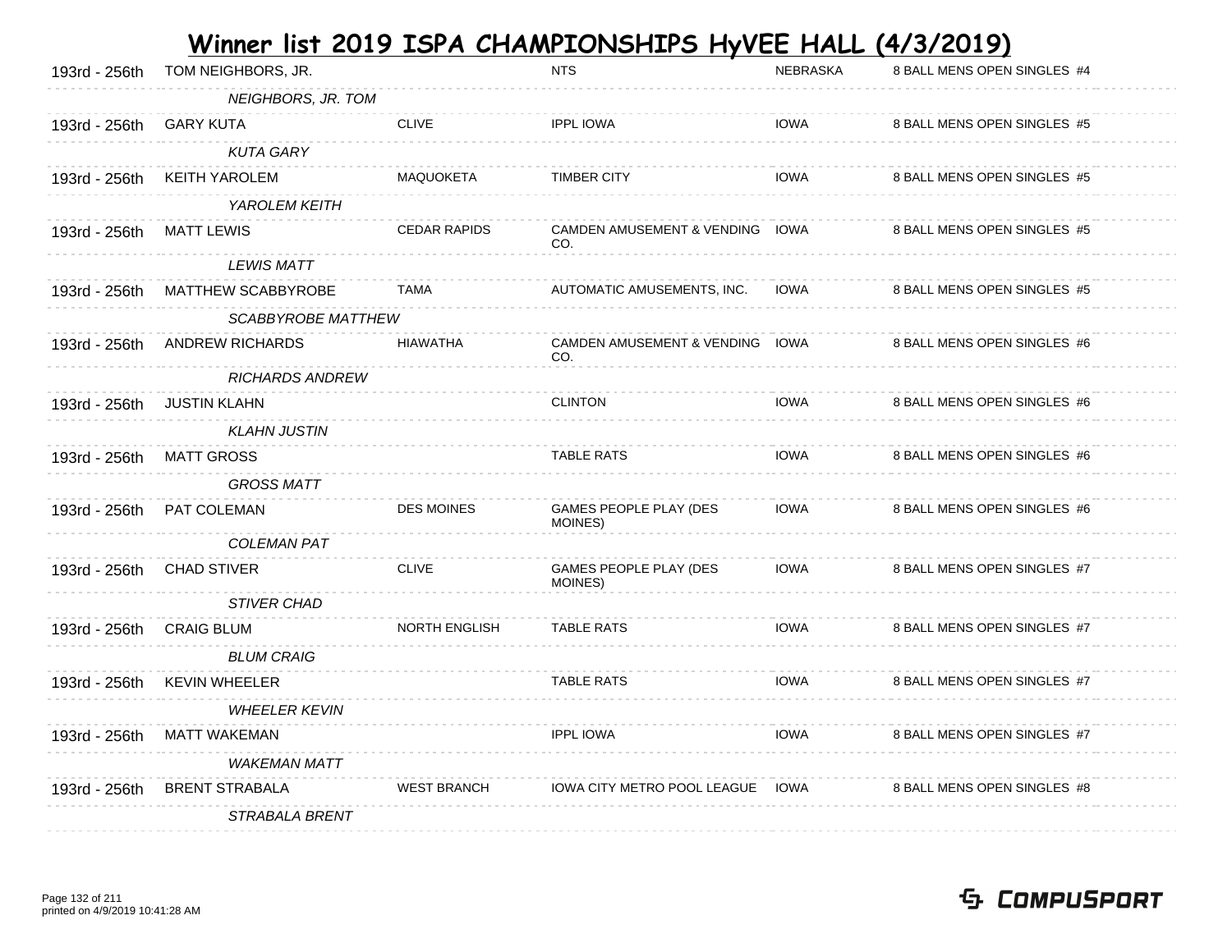# Winner list 2019 ISPA CHAMPIONSHIPS HyVEE HALL (4/3/2019)

| Place | Name | City | Team | State | Event |
|---|---|---|---|---|---|
| 193rd - 256th | TOM NEIGHBORS, JR. | | NTS | NEBRASKA | 8 BALL MENS OPEN SINGLES #4 |
| | *NEIGHBORS, JR. TOM* | | | | |
| 193rd - 256th | GARY KUTA | CLIVE | IPPL IOWA | IOWA | 8 BALL MENS OPEN SINGLES #5 |
| | *KUTA GARY* | | | | |
| 193rd - 256th | KEITH YAROLEM | MAQUOKETA | TIMBER CITY | IOWA | 8 BALL MENS OPEN SINGLES #5 |
| | *YAROLEM KEITH* | | | | |
| 193rd - 256th | MATT LEWIS | CEDAR RAPIDS | CAMDEN AMUSEMENT & VENDING CO. | IOWA | 8 BALL MENS OPEN SINGLES #5 |
| | *LEWIS MATT* | | | | |
| 193rd - 256th | MATTHEW SCABBYROBE | TAMA | AUTOMATIC AMUSEMENTS, INC. | IOWA | 8 BALL MENS OPEN SINGLES #5 |
| | *SCABBYROBE MATTHEW* | | | | |
| 193rd - 256th | ANDREW RICHARDS | HIAWATHA | CAMDEN AMUSEMENT & VENDING CO. | IOWA | 8 BALL MENS OPEN SINGLES #6 |
| | *RICHARDS ANDREW* | | | | |
| 193rd - 256th | JUSTIN KLAHN | | CLINTON | IOWA | 8 BALL MENS OPEN SINGLES #6 |
| | *KLAHN JUSTIN* | | | | |
| 193rd - 256th | MATT GROSS | | TABLE RATS | IOWA | 8 BALL MENS OPEN SINGLES #6 |
| | *GROSS MATT* | | | | |
| 193rd - 256th | PAT COLEMAN | DES MOINES | GAMES PEOPLE PLAY (DES MOINES) | IOWA | 8 BALL MENS OPEN SINGLES #6 |
| | *COLEMAN PAT* | | | | |
| 193rd - 256th | CHAD STIVER | CLIVE | GAMES PEOPLE PLAY (DES MOINES) | IOWA | 8 BALL MENS OPEN SINGLES #7 |
| | *STIVER CHAD* | | | | |
| 193rd - 256th | CRAIG BLUM | NORTH ENGLISH | TABLE RATS | IOWA | 8 BALL MENS OPEN SINGLES #7 |
| | *BLUM CRAIG* | | | | |
| 193rd - 256th | KEVIN WHEELER | | TABLE RATS | IOWA | 8 BALL MENS OPEN SINGLES #7 |
| | *WHEELER KEVIN* | | | | |
| 193rd - 256th | MATT WAKEMAN | | IPPL IOWA | IOWA | 8 BALL MENS OPEN SINGLES #7 |
| | *WAKEMAN MATT* | | | | |
| 193rd - 256th | BRENT STRABALA | WEST BRANCH | IOWA CITY METRO POOL LEAGUE | IOWA | 8 BALL MENS OPEN SINGLES #8 |
| | *STRABALA BRENT* | | | | |

printed on 4/9/2019 10:41:28 AM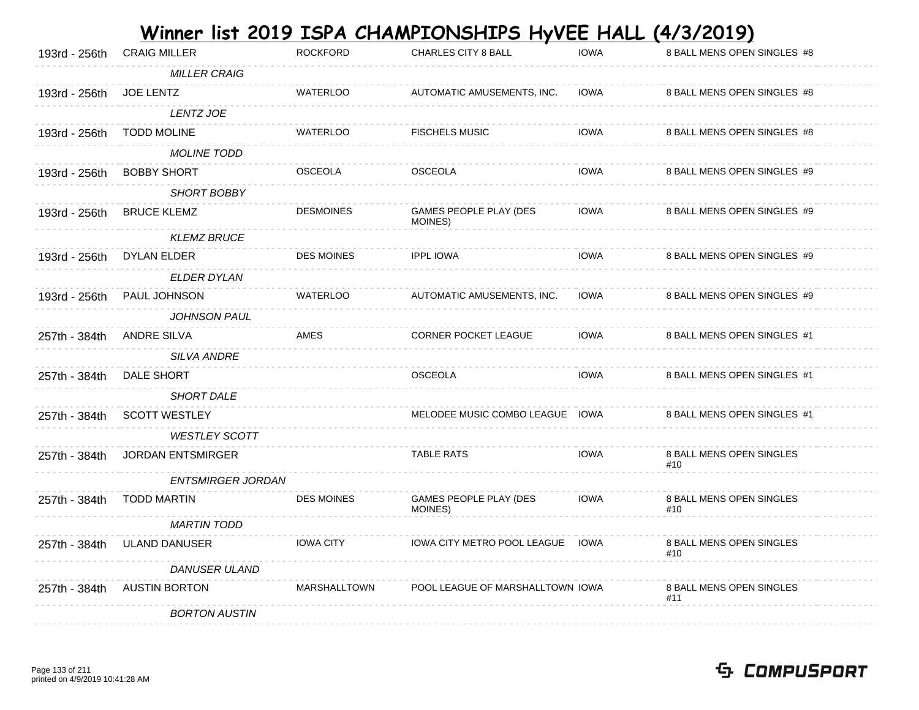# Winner list 2019 ISPA CHAMPIONSHIPS HyVEE HALL (4/3/2019)

| Place | Name | City | League | State | Event |
|---|---|---|---|---|---|
| 193rd - 256th | CRAIG MILLER | ROCKFORD | CHARLES CITY 8 BALL | IOWA | 8 BALL MENS OPEN SINGLES #8 |
| | *MILLER CRAIG* | | | | |
| 193rd - 256th | JOE LENTZ | WATERLOO | AUTOMATIC AMUSEMENTS, INC. | IOWA | 8 BALL MENS OPEN SINGLES #8 |
| | *LENTZ JOE* | | | | |
| 193rd - 256th | TODD MOLINE | WATERLOO | FISCHELS MUSIC | IOWA | 8 BALL MENS OPEN SINGLES #8 |
| | *MOLINE TODD* | | | | |
| 193rd - 256th | BOBBY SHORT | OSCEOLA | OSCEOLA | IOWA | 8 BALL MENS OPEN SINGLES #9 |
| | *SHORT BOBBY* | | | | |
| 193rd - 256th | BRUCE KLEMZ | DESMOINES | GAMES PEOPLE PLAY (DES MOINES) | IOWA | 8 BALL MENS OPEN SINGLES #9 |
| | *KLEMZ BRUCE* | | | | |
| 193rd - 256th | DYLAN ELDER | DES MOINES | IPPL IOWA | IOWA | 8 BALL MENS OPEN SINGLES #9 |
| | *ELDER DYLAN* | | | | |
| 193rd - 256th | PAUL JOHNSON | WATERLOO | AUTOMATIC AMUSEMENTS, INC. | IOWA | 8 BALL MENS OPEN SINGLES #9 |
| | *JOHNSON PAUL* | | | | |
| 257th - 384th | ANDRE SILVA | AMES | CORNER POCKET LEAGUE | IOWA | 8 BALL MENS OPEN SINGLES #1 |
| | *SILVA ANDRE* | | | | |
| 257th - 384th | DALE SHORT | | OSCEOLA | IOWA | 8 BALL MENS OPEN SINGLES #1 |
| | *SHORT DALE* | | | | |
| 257th - 384th | SCOTT WESTLEY | | MELODEE MUSIC COMBO LEAGUE | IOWA | 8 BALL MENS OPEN SINGLES #1 |
| | *WESTLEY SCOTT* | | | | |
| 257th - 384th | JORDAN ENTSMIRGER | | TABLE RATS | IOWA | 8 BALL MENS OPEN SINGLES #10 |
| | *ENTSMIRGER JORDAN* | | | | |
| 257th - 384th | TODD MARTIN | DES MOINES | GAMES PEOPLE PLAY (DES MOINES) | IOWA | 8 BALL MENS OPEN SINGLES #10 |
| | *MARTIN TODD* | | | | |
| 257th - 384th | ULAND DANUSER | IOWA CITY | IOWA CITY METRO POOL LEAGUE | IOWA | 8 BALL MENS OPEN SINGLES #10 |
| | *DANUSER ULAND* | | | | |
| 257th - 384th | AUSTIN BORTON | MARSHALLTOWN | POOL LEAGUE OF MARSHALLTOWN | IOWA | 8 BALL MENS OPEN SINGLES #11 |
| | *BORTON AUSTIN* | | | | |

printed on 4/9/2019 10:41:28 AM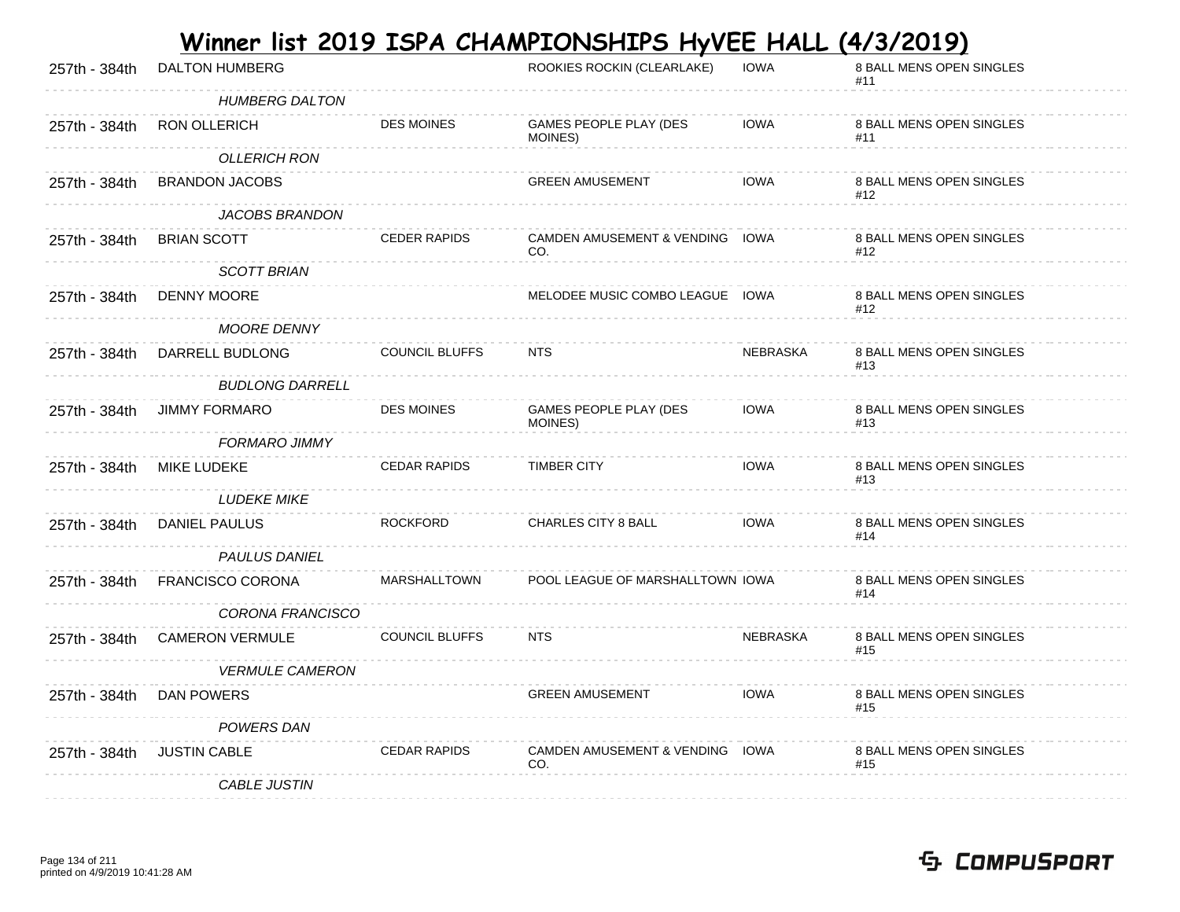# Winner list 2019 ISPA CHAMPIONSHIPS HyVEE HALL (4/3/2019)

| | | | | | |
|---|---|---|---|---|---|
| 257th - 384th | DALTON HUMBERG | | ROOKIES ROCKIN (CLEARLAKE) | IOWA | 8 BALL MENS OPEN SINGLES #11 |
| | *HUMBERG DALTON* | | | | |
| 257th - 384th | RON OLLERICH | DES MOINES | GAMES PEOPLE PLAY (DES MOINES) | IOWA | 8 BALL MENS OPEN SINGLES #11 |
| | *OLLERICH RON* | | | | |
| 257th - 384th | BRANDON JACOBS | | GREEN AMUSEMENT | IOWA | 8 BALL MENS OPEN SINGLES #12 |
| | *JACOBS BRANDON* | | | | |
| 257th - 384th | BRIAN SCOTT | CEDER RAPIDS | CAMDEN AMUSEMENT & VENDING CO. | IOWA | 8 BALL MENS OPEN SINGLES #12 |
| | *SCOTT BRIAN* | | | | |
| 257th - 384th | DENNY MOORE | | MELODEE MUSIC COMBO LEAGUE | IOWA | 8 BALL MENS OPEN SINGLES #12 |
| | *MOORE DENNY* | | | | |
| 257th - 384th | DARRELL BUDLONG | COUNCIL BLUFFS | NTS | NEBRASKA | 8 BALL MENS OPEN SINGLES #13 |
| | *BUDLONG DARRELL* | | | | |
| 257th - 384th | JIMMY FORMARO | DES MOINES | GAMES PEOPLE PLAY (DES MOINES) | IOWA | 8 BALL MENS OPEN SINGLES #13 |
| | *FORMARO JIMMY* | | | | |
| 257th - 384th | MIKE LUDEKE | CEDAR RAPIDS | TIMBER CITY | IOWA | 8 BALL MENS OPEN SINGLES #13 |
| | *LUDEKE MIKE* | | | | |
| 257th - 384th | DANIEL PAULUS | ROCKFORD | CHARLES CITY 8 BALL | IOWA | 8 BALL MENS OPEN SINGLES #14 |
| | *PAULUS DANIEL* | | | | |
| 257th - 384th | FRANCISCO CORONA | MARSHALLTOWN | POOL LEAGUE OF MARSHALLTOWN | IOWA | 8 BALL MENS OPEN SINGLES #14 |
| | *CORONA FRANCISCO* | | | | |
| 257th - 384th | CAMERON VERMULE | COUNCIL BLUFFS | NTS | NEBRASKA | 8 BALL MENS OPEN SINGLES #15 |
| | *VERMULE CAMERON* | | | | |
| 257th - 384th | DAN POWERS | | GREEN AMUSEMENT | IOWA | 8 BALL MENS OPEN SINGLES #15 |
| | *POWERS DAN* | | | | |
| 257th - 384th | JUSTIN CABLE | CEDAR RAPIDS | CAMDEN AMUSEMENT & VENDING CO. | IOWA | 8 BALL MENS OPEN SINGLES #15 |
| | *CABLE JUSTIN* | | | | |

printed on 4/9/2019 10:41:28 AM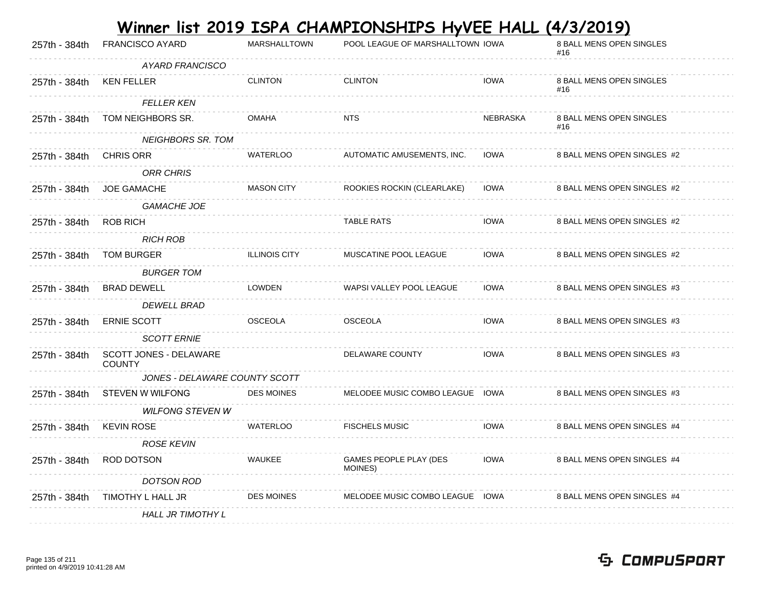# Winner list 2019 ISPA CHAMPIONSHIPS HyVEE HALL (4/3/2019)

| Place | Name | City | League | State | Event |
|---|---|---|---|---|---|
| 257th - 384th | FRANCISCO AYARD | MARSHALLTOWN | POOL LEAGUE OF MARSHALLTOWN | IOWA | 8 BALL MENS OPEN SINGLES #16 |
| | *AYARD FRANCISCO* | | | | |
| 257th - 384th | KEN FELLER | CLINTON | CLINTON | IOWA | 8 BALL MENS OPEN SINGLES #16 |
| | *FELLER KEN* | | | | |
| 257th - 384th | TOM NEIGHBORS SR. | OMAHA | NTS | NEBRASKA | 8 BALL MENS OPEN SINGLES #16 |
| | *NEIGHBORS SR. TOM* | | | | |
| 257th - 384th | CHRIS ORR | WATERLOO | AUTOMATIC AMUSEMENTS, INC. | IOWA | 8 BALL MENS OPEN SINGLES #2 |
| | *ORR CHRIS* | | | | |
| 257th - 384th | JOE GAMACHE | MASON CITY | ROOKIES ROCKIN (CLEARLAKE) | IOWA | 8 BALL MENS OPEN SINGLES #2 |
| | *GAMACHE JOE* | | | | |
| 257th - 384th | ROB RICH | | TABLE RATS | IOWA | 8 BALL MENS OPEN SINGLES #2 |
| | *RICH ROB* | | | | |
| 257th - 384th | TOM BURGER | ILLINOIS CITY | MUSCATINE POOL LEAGUE | IOWA | 8 BALL MENS OPEN SINGLES #2 |
| | *BURGER TOM* | | | | |
| 257th - 384th | BRAD DEWELL | LOWDEN | WAPSI VALLEY POOL LEAGUE | IOWA | 8 BALL MENS OPEN SINGLES #3 |
| | *DEWELL BRAD* | | | | |
| 257th - 384th | ERNIE SCOTT | OSCEOLA | OSCEOLA | IOWA | 8 BALL MENS OPEN SINGLES #3 |
| | *SCOTT ERNIE* | | | | |
| 257th - 384th | SCOTT JONES - DELAWARE COUNTY | | DELAWARE COUNTY | IOWA | 8 BALL MENS OPEN SINGLES #3 |
| | *JONES - DELAWARE COUNTY SCOTT* | | | | |
| 257th - 384th | STEVEN W WILFONG | DES MOINES | MELODEE MUSIC COMBO LEAGUE | IOWA | 8 BALL MENS OPEN SINGLES #3 |
| | *WILFONG STEVEN W* | | | | |
| 257th - 384th | KEVIN ROSE | WATERLOO | FISCHELS MUSIC | IOWA | 8 BALL MENS OPEN SINGLES #4 |
| | *ROSE KEVIN* | | | | |
| 257th - 384th | ROD DOTSON | WAUKEE | GAMES PEOPLE PLAY (DES MOINES) | IOWA | 8 BALL MENS OPEN SINGLES #4 |
| | *DOTSON ROD* | | | | |
| 257th - 384th | TIMOTHY L HALL JR | DES MOINES | MELODEE MUSIC COMBO LEAGUE | IOWA | 8 BALL MENS OPEN SINGLES #4 |
| | *HALL JR TIMOTHY L* | | | | |

printed on 4/9/2019 10:41:28 AM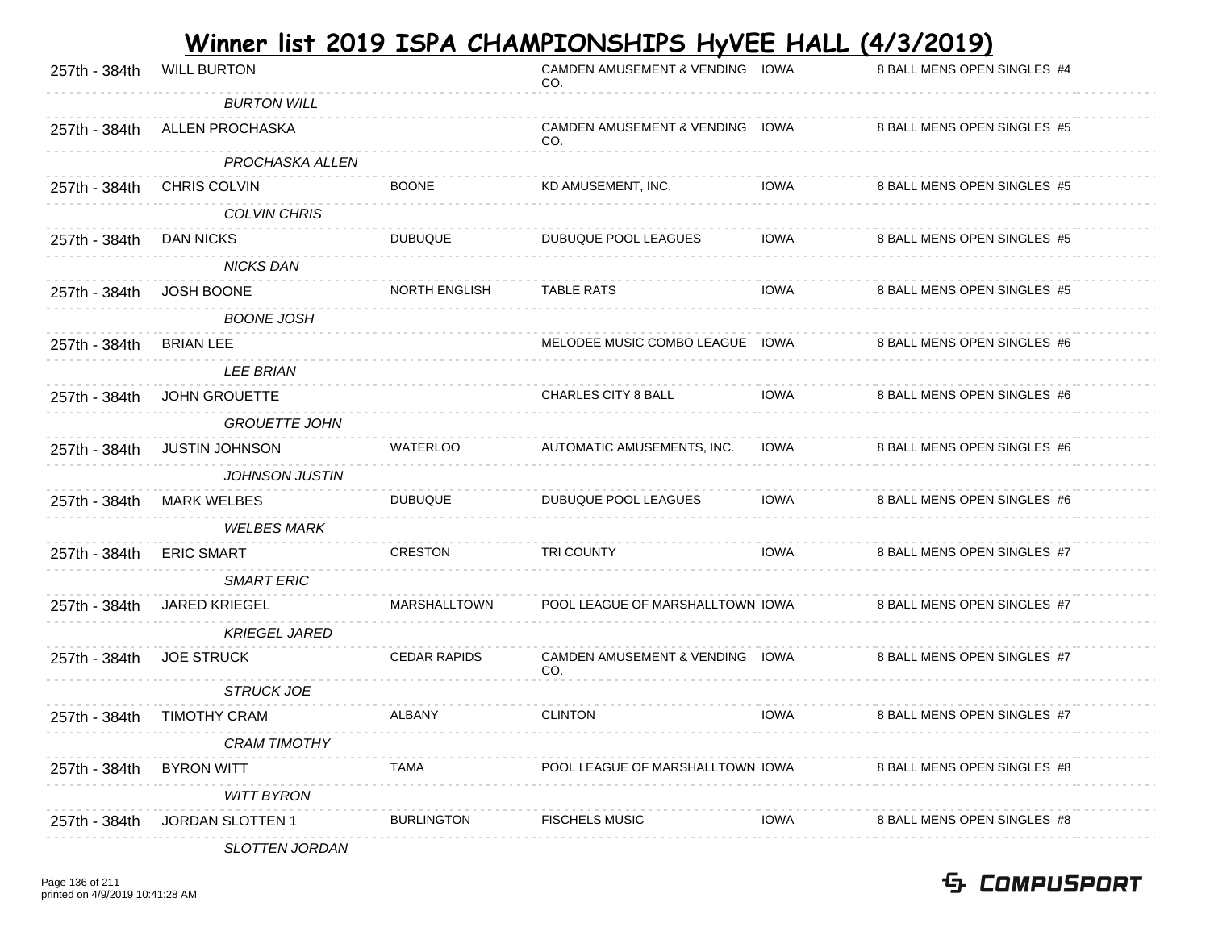# Winner list 2019 ISPA CHAMPIONSHIPS HyVEE HALL (4/3/2019)

| Place | Name | City | League | State | Event |
|---|---|---|---|---|---|
| 257th - 384th | WILL BURTON | | CAMDEN AMUSEMENT & VENDING CO. | IOWA | 8 BALL MENS OPEN SINGLES #4 |
| | *BURTON WILL* | | | | |
| 257th - 384th | ALLEN PROCHASKA | | CAMDEN AMUSEMENT & VENDING CO. | IOWA | 8 BALL MENS OPEN SINGLES #5 |
| | *PROCHASKA ALLEN* | | | | |
| 257th - 384th | CHRIS COLVIN | BOONE | KD AMUSEMENT, INC. | IOWA | 8 BALL MENS OPEN SINGLES #5 |
| | *COLVIN CHRIS* | | | | |
| 257th - 384th | DAN NICKS | DUBUQUE | DUBUQUE POOL LEAGUES | IOWA | 8 BALL MENS OPEN SINGLES #5 |
| | *NICKS DAN* | | | | |
| 257th - 384th | JOSH BOONE | NORTH ENGLISH | TABLE RATS | IOWA | 8 BALL MENS OPEN SINGLES #5 |
| | *BOONE JOSH* | | | | |
| 257th - 384th | BRIAN LEE | | MELODEE MUSIC COMBO LEAGUE | IOWA | 8 BALL MENS OPEN SINGLES #6 |
| | *LEE BRIAN* | | | | |
| 257th - 384th | JOHN GROUETTE | | CHARLES CITY 8 BALL | IOWA | 8 BALL MENS OPEN SINGLES #6 |
| | *GROUETTE JOHN* | | | | |
| 257th - 384th | JUSTIN JOHNSON | WATERLOO | AUTOMATIC AMUSEMENTS, INC. | IOWA | 8 BALL MENS OPEN SINGLES #6 |
| | *JOHNSON JUSTIN* | | | | |
| 257th - 384th | MARK WELBES | DUBUQUE | DUBUQUE POOL LEAGUES | IOWA | 8 BALL MENS OPEN SINGLES #6 |
| | *WELBES MARK* | | | | |
| 257th - 384th | ERIC SMART | CRESTON | TRI COUNTY | IOWA | 8 BALL MENS OPEN SINGLES #7 |
| | *SMART ERIC* | | | | |
| 257th - 384th | JARED KRIEGEL | MARSHALLTOWN | POOL LEAGUE OF MARSHALLTOWN | IOWA | 8 BALL MENS OPEN SINGLES #7 |
| | *KRIEGEL JARED* | | | | |
| 257th - 384th | JOE STRUCK | CEDAR RAPIDS | CAMDEN AMUSEMENT & VENDING CO. | IOWA | 8 BALL MENS OPEN SINGLES #7 |
| | *STRUCK JOE* | | | | |
| 257th - 384th | TIMOTHY CRAM | ALBANY | CLINTON | IOWA | 8 BALL MENS OPEN SINGLES #7 |
| | *CRAM TIMOTHY* | | | | |
| 257th - 384th | BYRON WITT | TAMA | POOL LEAGUE OF MARSHALLTOWN | IOWA | 8 BALL MENS OPEN SINGLES #8 |
| | *WITT BYRON* | | | | |
| 257th - 384th | JORDAN SLOTTEN 1 | BURLINGTON | FISCHELS MUSIC | IOWA | 8 BALL MENS OPEN SINGLES #8 |
| | *SLOTTEN JORDAN* | | | | |

printed on 4/9/2019 10:41:28 AM

COMPUSPORT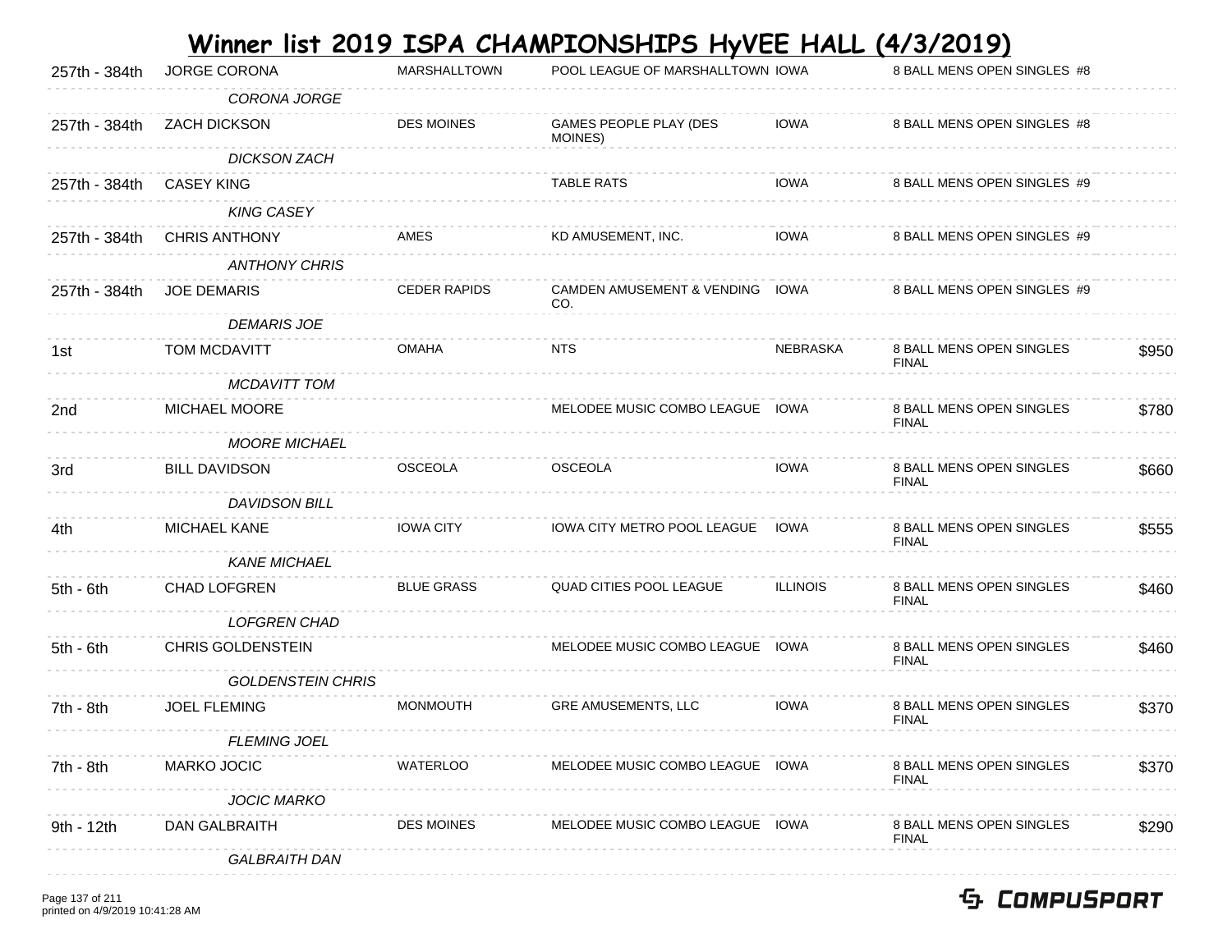# Winner list 2019 ISPA CHAMPIONSHIPS HyVEE HALL (4/3/2019)

| Place | Name | City | League | State | Event | Prize |
|---|---|---|---|---|---|---|
| 257th - 384th | JORGE CORONA | MARSHALLTOWN | POOL LEAGUE OF MARSHALLTOWN | IOWA | 8 BALL MENS OPEN SINGLES #8 | |
| | *CORONA JORGE* | | | | | |
| 257th - 384th | ZACH DICKSON | DES MOINES | GAMES PEOPLE PLAY (DES MOINES) | IOWA | 8 BALL MENS OPEN SINGLES #8 | |
| | *DICKSON ZACH* | | | | | |
| 257th - 384th | CASEY KING | | TABLE RATS | IOWA | 8 BALL MENS OPEN SINGLES #9 | |
| | *KING CASEY* | | | | | |
| 257th - 384th | CHRIS ANTHONY | AMES | KD AMUSEMENT, INC. | IOWA | 8 BALL MENS OPEN SINGLES #9 | |
| | *ANTHONY CHRIS* | | | | | |
| 257th - 384th | JOE DEMARIS | CEDER RAPIDS | CAMDEN AMUSEMENT & VENDING CO. | IOWA | 8 BALL MENS OPEN SINGLES #9 | |
| | *DEMARIS JOE* | | | | | |
| 1st | TOM MCDAVITT | OMAHA | NTS | NEBRASKA | 8 BALL MENS OPEN SINGLES FINAL | $950 |
| | *MCDAVITT TOM* | | | | | |
| 2nd | MICHAEL MOORE | | MELODEE MUSIC COMBO LEAGUE | IOWA | 8 BALL MENS OPEN SINGLES FINAL | $780 |
| | *MOORE MICHAEL* | | | | | |
| 3rd | BILL DAVIDSON | OSCEOLA | OSCEOLA | IOWA | 8 BALL MENS OPEN SINGLES FINAL | $660 |
| | *DAVIDSON BILL* | | | | | |
| 4th | MICHAEL KANE | IOWA CITY | IOWA CITY METRO POOL LEAGUE | IOWA | 8 BALL MENS OPEN SINGLES FINAL | $555 |
| | *KANE MICHAEL* | | | | | |
| 5th - 6th | CHAD LOFGREN | BLUE GRASS | QUAD CITIES POOL LEAGUE | ILLINOIS | 8 BALL MENS OPEN SINGLES FINAL | $460 |
| | *LOFGREN CHAD* | | | | | |
| 5th - 6th | CHRIS GOLDENSTEIN | | MELODEE MUSIC COMBO LEAGUE | IOWA | 8 BALL MENS OPEN SINGLES FINAL | $460 |
| | *GOLDENSTEIN CHRIS* | | | | | |
| 7th - 8th | JOEL FLEMING | MONMOUTH | GRE AMUSEMENTS, LLC | IOWA | 8 BALL MENS OPEN SINGLES FINAL | $370 |
| | *FLEMING JOEL* | | | | | |
| 7th - 8th | MARKO JOCIC | WATERLOO | MELODEE MUSIC COMBO LEAGUE | IOWA | 8 BALL MENS OPEN SINGLES FINAL | $370 |
| | *JOCIC MARKO* | | | | | |
| 9th - 12th | DAN GALBRAITH | DES MOINES | MELODEE MUSIC COMBO LEAGUE | IOWA | 8 BALL MENS OPEN SINGLES FINAL | $290 |
| | *GALBRAITH DAN* | | | | | |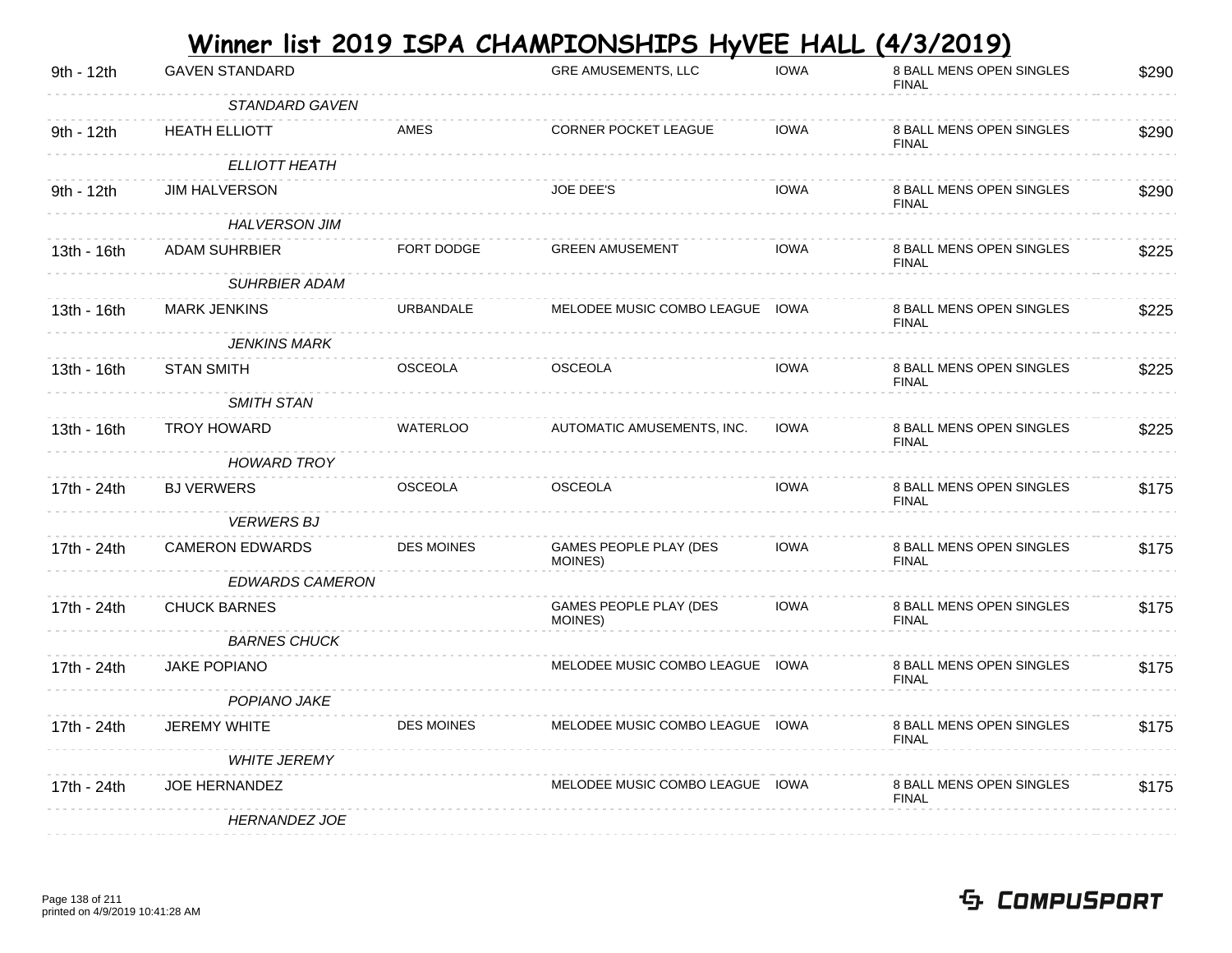# Winner list 2019 ISPA CHAMPIONSHIPS HyVEE HALL (4/3/2019)

| Place | Name | City | Sponsor | State | Event | Prize |
|---|---|---|---|---|---|---|
| 9th - 12th | GAVEN STANDARD | | GRE AMUSEMENTS, LLC | IOWA | 8 BALL MENS OPEN SINGLES FINAL | $290 |
| | *STANDARD GAVEN* | | | | | |
| 9th - 12th | HEATH ELLIOTT | AMES | CORNER POCKET LEAGUE | IOWA | 8 BALL MENS OPEN SINGLES FINAL | $290 |
| | *ELLIOTT HEATH* | | | | | |
| 9th - 12th | JIM HALVERSON | | JOE DEE'S | IOWA | 8 BALL MENS OPEN SINGLES FINAL | $290 |
| | *HALVERSON JIM* | | | | | |
| 13th - 16th | ADAM SUHRBIER | FORT DODGE | GREEN AMUSEMENT | IOWA | 8 BALL MENS OPEN SINGLES FINAL | $225 |
| | *SUHRBIER ADAM* | | | | | |
| 13th - 16th | MARK JENKINS | URBANDALE | MELODEE MUSIC COMBO LEAGUE | IOWA | 8 BALL MENS OPEN SINGLES FINAL | $225 |
| | *JENKINS MARK* | | | | | |
| 13th - 16th | STAN SMITH | OSCEOLA | OSCEOLA | IOWA | 8 BALL MENS OPEN SINGLES FINAL | $225 |
| | *SMITH STAN* | | | | | |
| 13th - 16th | TROY HOWARD | WATERLOO | AUTOMATIC AMUSEMENTS, INC. | IOWA | 8 BALL MENS OPEN SINGLES FINAL | $225 |
| | *HOWARD TROY* | | | | | |
| 17th - 24th | BJ VERWERS | OSCEOLA | OSCEOLA | IOWA | 8 BALL MENS OPEN SINGLES FINAL | $175 |
| | *VERWERS BJ* | | | | | |
| 17th - 24th | CAMERON EDWARDS | DES MOINES | GAMES PEOPLE PLAY (DES MOINES) | IOWA | 8 BALL MENS OPEN SINGLES FINAL | $175 |
| | *EDWARDS CAMERON* | | | | | |
| 17th - 24th | CHUCK BARNES | | GAMES PEOPLE PLAY (DES MOINES) | IOWA | 8 BALL MENS OPEN SINGLES FINAL | $175 |
| | *BARNES CHUCK* | | | | | |
| 17th - 24th | JAKE POPIANO | | MELODEE MUSIC COMBO LEAGUE | IOWA | 8 BALL MENS OPEN SINGLES FINAL | $175 |
| | *POPIANO JAKE* | | | | | |
| 17th - 24th | JEREMY WHITE | DES MOINES | MELODEE MUSIC COMBO LEAGUE | IOWA | 8 BALL MENS OPEN SINGLES FINAL | $175 |
| | *WHITE JEREMY* | | | | | |
| 17th - 24th | JOE HERNANDEZ | | MELODEE MUSIC COMBO LEAGUE | IOWA | 8 BALL MENS OPEN SINGLES FINAL | $175 |
| | *HERNANDEZ JOE* | | | | | |

printed on 4/9/2019 10:41:28 AM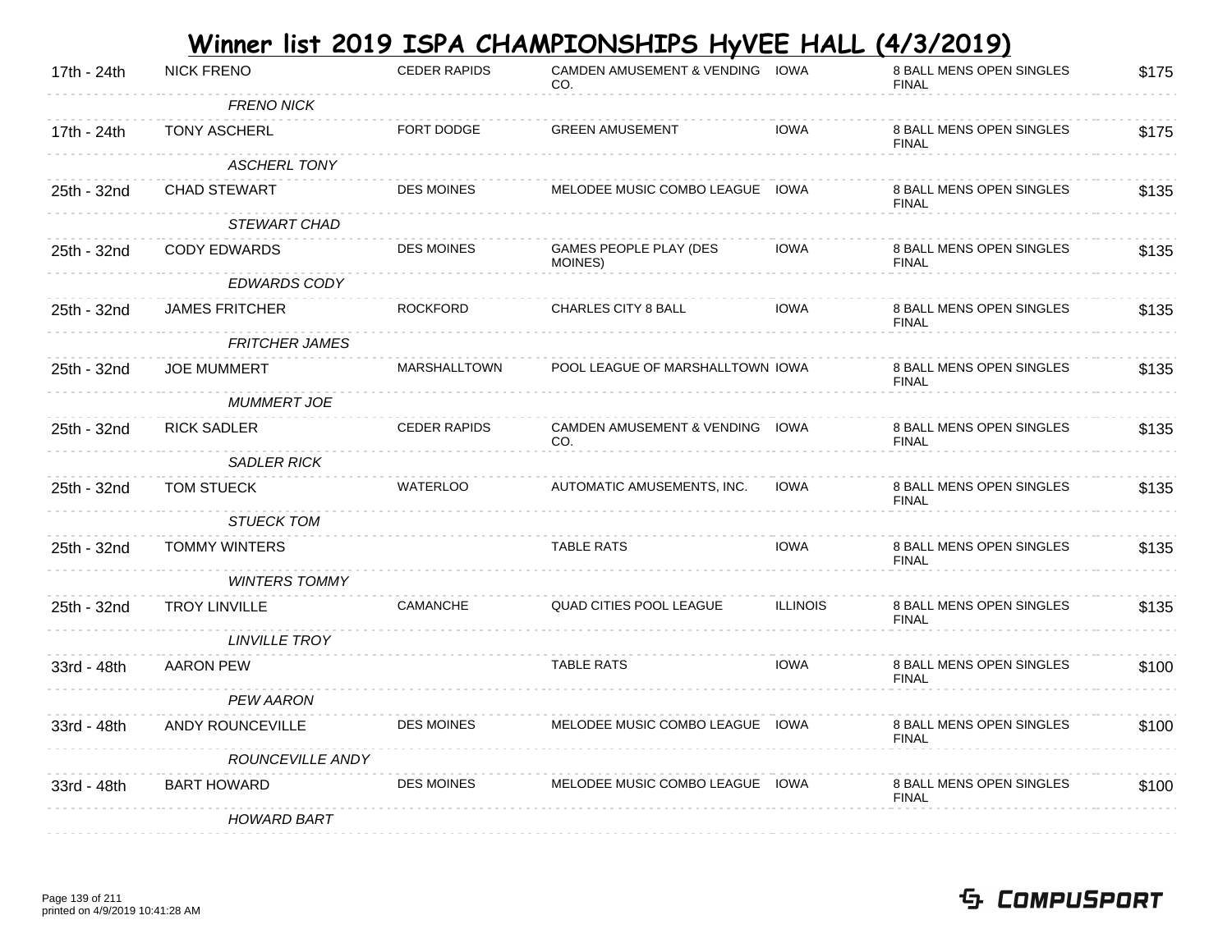# Winner list 2019 ISPA CHAMPIONSHIPS HyVEE HALL (4/3/2019)

| Place | Name | City | League | State | Event | Prize |
|---|---|---|---|---|---|---|
| 17th - 24th | NICK FRENO | CEDER RAPIDS | CAMDEN AMUSEMENT & VENDING CO. | IOWA | 8 BALL MENS OPEN SINGLES FINAL | $175 |
| | *FRENO NICK* | | | | | |
| 17th - 24th | TONY ASCHERL | FORT DODGE | GREEN AMUSEMENT | IOWA | 8 BALL MENS OPEN SINGLES FINAL | $175 |
| | *ASCHERL TONY* | | | | | |
| 25th - 32nd | CHAD STEWART | DES MOINES | MELODEE MUSIC COMBO LEAGUE | IOWA | 8 BALL MENS OPEN SINGLES FINAL | $135 |
| | *STEWART CHAD* | | | | | |
| 25th - 32nd | CODY EDWARDS | DES MOINES | GAMES PEOPLE PLAY (DES MOINES) | IOWA | 8 BALL MENS OPEN SINGLES FINAL | $135 |
| | *EDWARDS CODY* | | | | | |
| 25th - 32nd | JAMES FRITCHER | ROCKFORD | CHARLES CITY 8 BALL | IOWA | 8 BALL MENS OPEN SINGLES FINAL | $135 |
| | *FRITCHER JAMES* | | | | | |
| 25th - 32nd | JOE MUMMERT | MARSHALLTOWN | POOL LEAGUE OF MARSHALLTOWN | IOWA | 8 BALL MENS OPEN SINGLES FINAL | $135 |
| | *MUMMERT JOE* | | | | | |
| 25th - 32nd | RICK SADLER | CEDER RAPIDS | CAMDEN AMUSEMENT & VENDING CO. | IOWA | 8 BALL MENS OPEN SINGLES FINAL | $135 |
| | *SADLER RICK* | | | | | |
| 25th - 32nd | TOM STUECK | WATERLOO | AUTOMATIC AMUSEMENTS, INC. | IOWA | 8 BALL MENS OPEN SINGLES FINAL | $135 |
| | *STUECK TOM* | | | | | |
| 25th - 32nd | TOMMY WINTERS | | TABLE RATS | IOWA | 8 BALL MENS OPEN SINGLES FINAL | $135 |
| | *WINTERS TOMMY* | | | | | |
| 25th - 32nd | TROY LINVILLE | CAMANCHE | QUAD CITIES POOL LEAGUE | ILLINOIS | 8 BALL MENS OPEN SINGLES FINAL | $135 |
| | *LINVILLE TROY* | | | | | |
| 33rd - 48th | AARON PEW | | TABLE RATS | IOWA | 8 BALL MENS OPEN SINGLES FINAL | $100 |
| | *PEW AARON* | | | | | |
| 33rd - 48th | ANDY ROUNCEVILLE | DES MOINES | MELODEE MUSIC COMBO LEAGUE | IOWA | 8 BALL MENS OPEN SINGLES FINAL | $100 |
| | *ROUNCEVILLE ANDY* | | | | | |
| 33rd - 48th | BART HOWARD | DES MOINES | MELODEE MUSIC COMBO LEAGUE | IOWA | 8 BALL MENS OPEN SINGLES FINAL | $100 |
| | *HOWARD BART* | | | | | |

printed on 4/9/2019 10:41:28 AM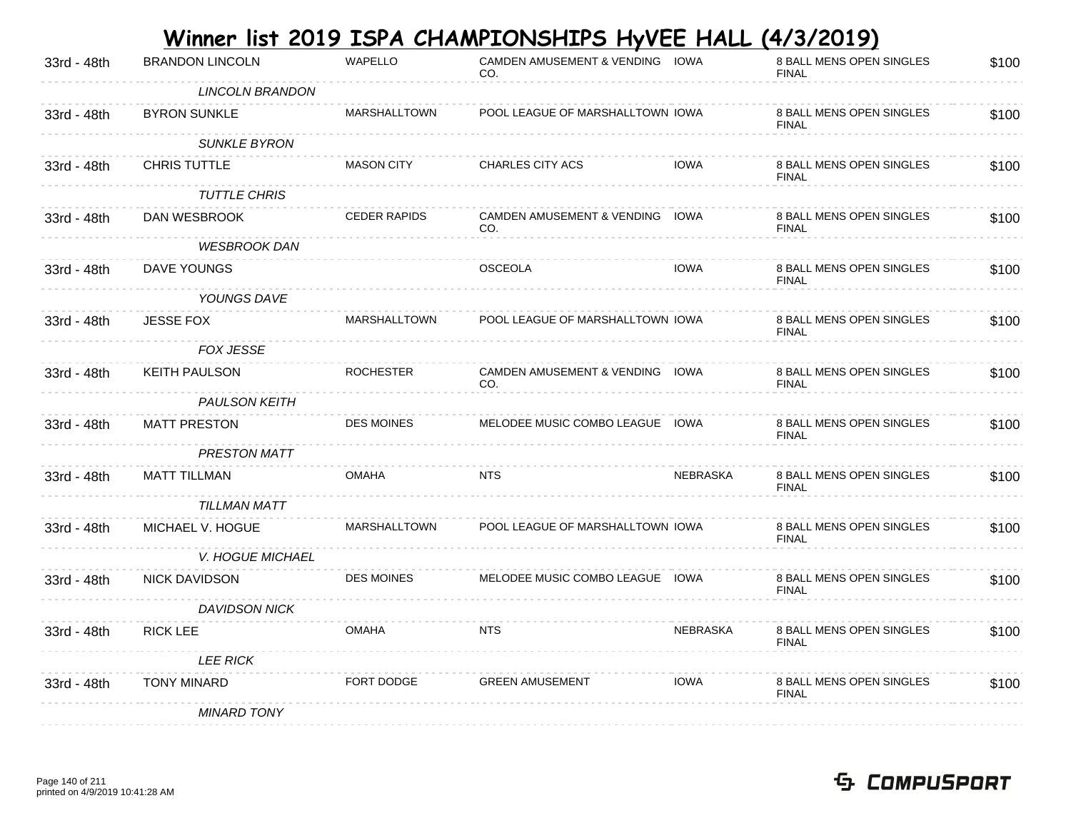# Winner list 2019 ISPA CHAMPIONSHIPS HyVEE HALL (4/3/2019)

| Place | Name | City | League | State | Event | Prize |
|---|---|---|---|---|---|---|
| 33rd - 48th | BRANDON LINCOLN | WAPELLO | CAMDEN AMUSEMENT & VENDING CO. | IOWA | 8 BALL MENS OPEN SINGLES FINAL | $100 |
| | *LINCOLN BRANDON* | | | | | |
| 33rd - 48th | BYRON SUNKLE | MARSHALLTOWN | POOL LEAGUE OF MARSHALLTOWN | IOWA | 8 BALL MENS OPEN SINGLES FINAL | $100 |
| | *SUNKLE BYRON* | | | | | |
| 33rd - 48th | CHRIS TUTTLE | MASON CITY | CHARLES CITY ACS | IOWA | 8 BALL MENS OPEN SINGLES FINAL | $100 |
| | *TUTTLE CHRIS* | | | | | |
| 33rd - 48th | DAN WESBROOK | CEDER RAPIDS | CAMDEN AMUSEMENT & VENDING CO. | IOWA | 8 BALL MENS OPEN SINGLES FINAL | $100 |
| | *WESBROOK DAN* | | | | | |
| 33rd - 48th | DAVE YOUNGS | | OSCEOLA | IOWA | 8 BALL MENS OPEN SINGLES FINAL | $100 |
| | *YOUNGS DAVE* | | | | | |
| 33rd - 48th | JESSE FOX | MARSHALLTOWN | POOL LEAGUE OF MARSHALLTOWN | IOWA | 8 BALL MENS OPEN SINGLES FINAL | $100 |
| | *FOX JESSE* | | | | | |
| 33rd - 48th | KEITH PAULSON | ROCHESTER | CAMDEN AMUSEMENT & VENDING CO. | IOWA | 8 BALL MENS OPEN SINGLES FINAL | $100 |
| | *PAULSON KEITH* | | | | | |
| 33rd - 48th | MATT PRESTON | DES MOINES | MELODEE MUSIC COMBO LEAGUE | IOWA | 8 BALL MENS OPEN SINGLES FINAL | $100 |
| | *PRESTON MATT* | | | | | |
| 33rd - 48th | MATT TILLMAN | OMAHA | NTS | NEBRASKA | 8 BALL MENS OPEN SINGLES FINAL | $100 |
| | *TILLMAN MATT* | | | | | |
| 33rd - 48th | MICHAEL V. HOGUE | MARSHALLTOWN | POOL LEAGUE OF MARSHALLTOWN | IOWA | 8 BALL MENS OPEN SINGLES FINAL | $100 |
| | *V. HOGUE MICHAEL* | | | | | |
| 33rd - 48th | NICK DAVIDSON | DES MOINES | MELODEE MUSIC COMBO LEAGUE | IOWA | 8 BALL MENS OPEN SINGLES FINAL | $100 |
| | *DAVIDSON NICK* | | | | | |
| 33rd - 48th | RICK LEE | OMAHA | NTS | NEBRASKA | 8 BALL MENS OPEN SINGLES FINAL | $100 |
| | *LEE RICK* | | | | | |
| 33rd - 48th | TONY MINARD | FORT DODGE | GREEN AMUSEMENT | IOWA | 8 BALL MENS OPEN SINGLES FINAL | $100 |
| | *MINARD TONY* | | | | | |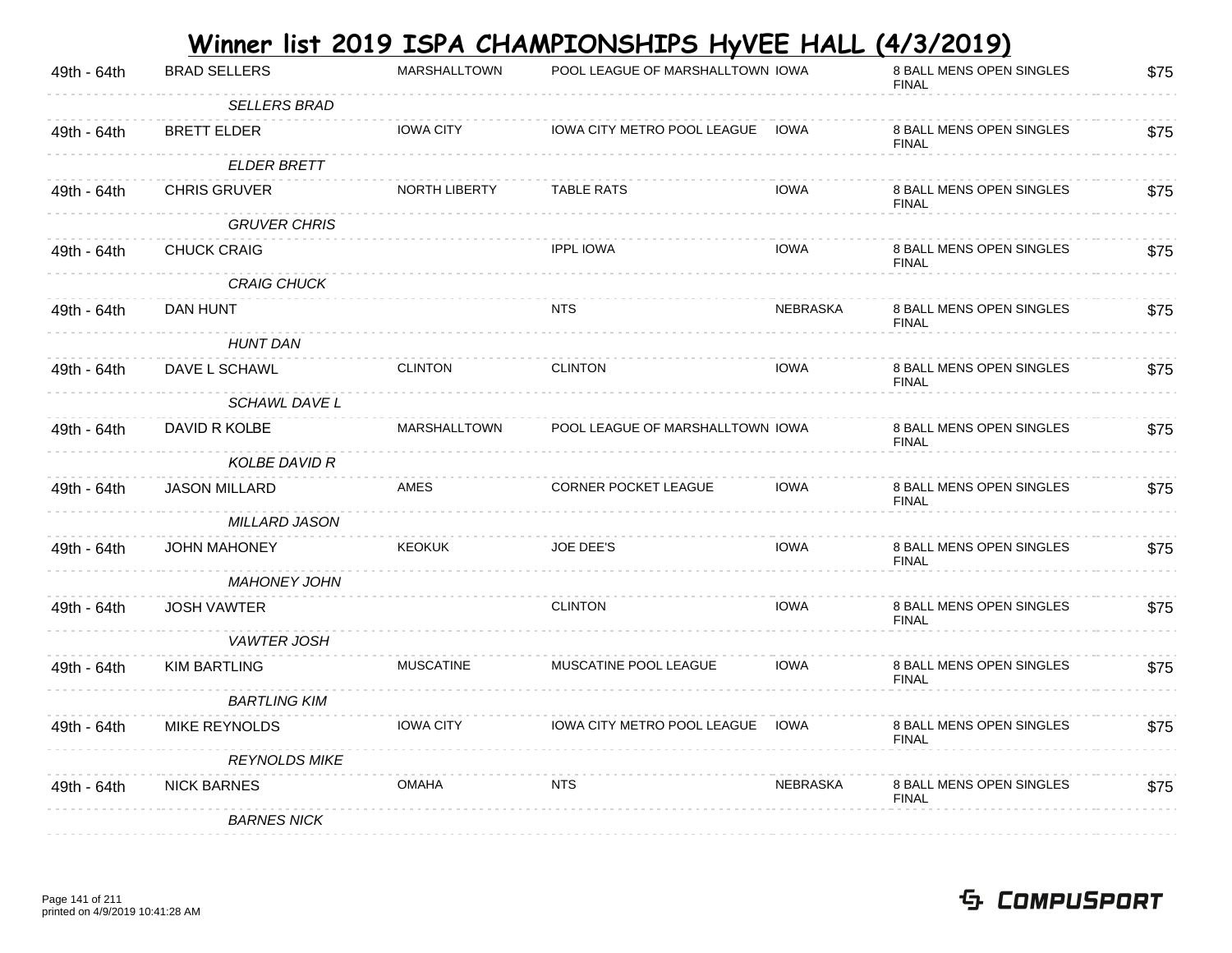# Winner list 2019 ISPA CHAMPIONSHIPS HyVEE HALL (4/3/2019)

| Place | Name | City | League | State | Event | Prize |
|---|---|---|---|---|---|---|
| 49th - 64th | BRAD SELLERS | MARSHALLTOWN | POOL LEAGUE OF MARSHALLTOWN | IOWA | 8 BALL MENS OPEN SINGLES FINAL | $75 |
| | *SELLERS BRAD* | | | | | |
| 49th - 64th | BRETT ELDER | IOWA CITY | IOWA CITY METRO POOL LEAGUE | IOWA | 8 BALL MENS OPEN SINGLES FINAL | $75 |
| | *ELDER BRETT* | | | | | |
| 49th - 64th | CHRIS GRUVER | NORTH LIBERTY | TABLE RATS | IOWA | 8 BALL MENS OPEN SINGLES FINAL | $75 |
| | *GRUVER CHRIS* | | | | | |
| 49th - 64th | CHUCK CRAIG | | IPPL IOWA | IOWA | 8 BALL MENS OPEN SINGLES FINAL | $75 |
| | *CRAIG CHUCK* | | | | | |
| 49th - 64th | DAN HUNT | | NTS | NEBRASKA | 8 BALL MENS OPEN SINGLES FINAL | $75 |
| | *HUNT DAN* | | | | | |
| 49th - 64th | DAVE L SCHAWL | CLINTON | CLINTON | IOWA | 8 BALL MENS OPEN SINGLES FINAL | $75 |
| | *SCHAWL DAVE L* | | | | | |
| 49th - 64th | DAVID R KOLBE | MARSHALLTOWN | POOL LEAGUE OF MARSHALLTOWN | IOWA | 8 BALL MENS OPEN SINGLES FINAL | $75 |
| | *KOLBE DAVID R* | | | | | |
| 49th - 64th | JASON MILLARD | AMES | CORNER POCKET LEAGUE | IOWA | 8 BALL MENS OPEN SINGLES FINAL | $75 |
| | *MILLARD JASON* | | | | | |
| 49th - 64th | JOHN MAHONEY | KEOKUK | JOE DEE'S | IOWA | 8 BALL MENS OPEN SINGLES FINAL | $75 |
| | *MAHONEY JOHN* | | | | | |
| 49th - 64th | JOSH VAWTER | | CLINTON | IOWA | 8 BALL MENS OPEN SINGLES FINAL | $75 |
| | *VAWTER JOSH* | | | | | |
| 49th - 64th | KIM BARTLING | MUSCATINE | MUSCATINE POOL LEAGUE | IOWA | 8 BALL MENS OPEN SINGLES FINAL | $75 |
| | *BARTLING KIM* | | | | | |
| 49th - 64th | MIKE REYNOLDS | IOWA CITY | IOWA CITY METRO POOL LEAGUE | IOWA | 8 BALL MENS OPEN SINGLES FINAL | $75 |
| | *REYNOLDS MIKE* | | | | | |
| 49th - 64th | NICK BARNES | OMAHA | NTS | NEBRASKA | 8 BALL MENS OPEN SINGLES FINAL | $75 |
| | *BARNES NICK* | | | | | |

printed on 4/9/2019 10:41:28 AM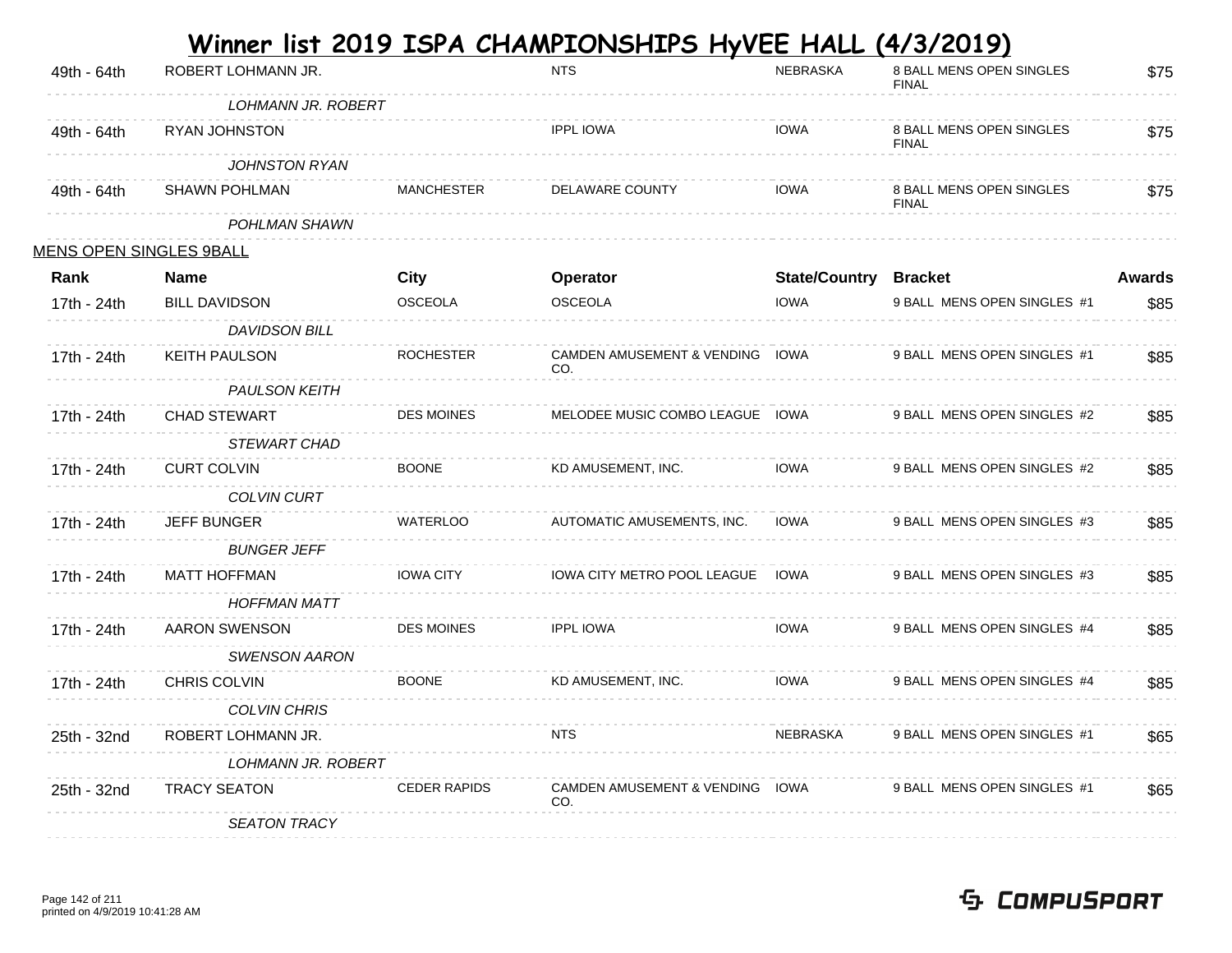# Winner list 2019 ISPA CHAMPIONSHIPS HyVEE HALL (4/3/2019)

| Rank | Name | City | Operator | State/Country | Bracket | Awards |
|---|---|---|---|---|---|---|
| 49th - 64th | ROBERT LOHMANN JR. | | NTS | NEBRASKA | 8 BALL MENS OPEN SINGLES FINAL | $75 |
| | *LOHMANN JR. ROBERT* | | | | | |
| 49th - 64th | RYAN JOHNSTON | | IPPL IOWA | IOWA | 8 BALL MENS OPEN SINGLES FINAL | $75 |
| | *JOHNSTON RYAN* | | | | | |
| 49th - 64th | SHAWN POHLMAN | MANCHESTER | DELAWARE COUNTY | IOWA | 8 BALL MENS OPEN SINGLES FINAL | $75 |
| | *POHLMAN SHAWN* | | | | | |

MENS OPEN SINGLES 9BALL

| Rank | Name | City | Operator | State/Country | Bracket | Awards |
|---|---|---|---|---|---|---|
| 17th - 24th | BILL DAVIDSON | OSCEOLA | OSCEOLA | IOWA | 9 BALL MENS OPEN SINGLES #1 | $85 |
| | *DAVIDSON BILL* | | | | | |
| 17th - 24th | KEITH PAULSON | ROCHESTER | CAMDEN AMUSEMENT & VENDING CO. | IOWA | 9 BALL MENS OPEN SINGLES #1 | $85 |
| | *PAULSON KEITH* | | | | | |
| 17th - 24th | CHAD STEWART | DES MOINES | MELODEE MUSIC COMBO LEAGUE | IOWA | 9 BALL MENS OPEN SINGLES #2 | $85 |
| | *STEWART CHAD* | | | | | |
| 17th - 24th | CURT COLVIN | BOONE | KD AMUSEMENT, INC. | IOWA | 9 BALL MENS OPEN SINGLES #2 | $85 |
| | *COLVIN CURT* | | | | | |
| 17th - 24th | JEFF BUNGER | WATERLOO | AUTOMATIC AMUSEMENTS, INC. | IOWA | 9 BALL MENS OPEN SINGLES #3 | $85 |
| | *BUNGER JEFF* | | | | | |
| 17th - 24th | MATT HOFFMAN | IOWA CITY | IOWA CITY METRO POOL LEAGUE | IOWA | 9 BALL MENS OPEN SINGLES #3 | $85 |
| | *HOFFMAN MATT* | | | | | |
| 17th - 24th | AARON SWENSON | DES MOINES | IPPL IOWA | IOWA | 9 BALL MENS OPEN SINGLES #4 | $85 |
| | *SWENSON AARON* | | | | | |
| 17th - 24th | CHRIS COLVIN | BOONE | KD AMUSEMENT, INC. | IOWA | 9 BALL MENS OPEN SINGLES #4 | $85 |
| | *COLVIN CHRIS* | | | | | |
| 25th - 32nd | ROBERT LOHMANN JR. | | NTS | NEBRASKA | 9 BALL MENS OPEN SINGLES #1 | $65 |
| | *LOHMANN JR. ROBERT* | | | | | |
| 25th - 32nd | TRACY SEATON | CEDER RAPIDS | CAMDEN AMUSEMENT & VENDING CO. | IOWA | 9 BALL MENS OPEN SINGLES #1 | $65 |
| | *SEATON TRACY* | | | | | |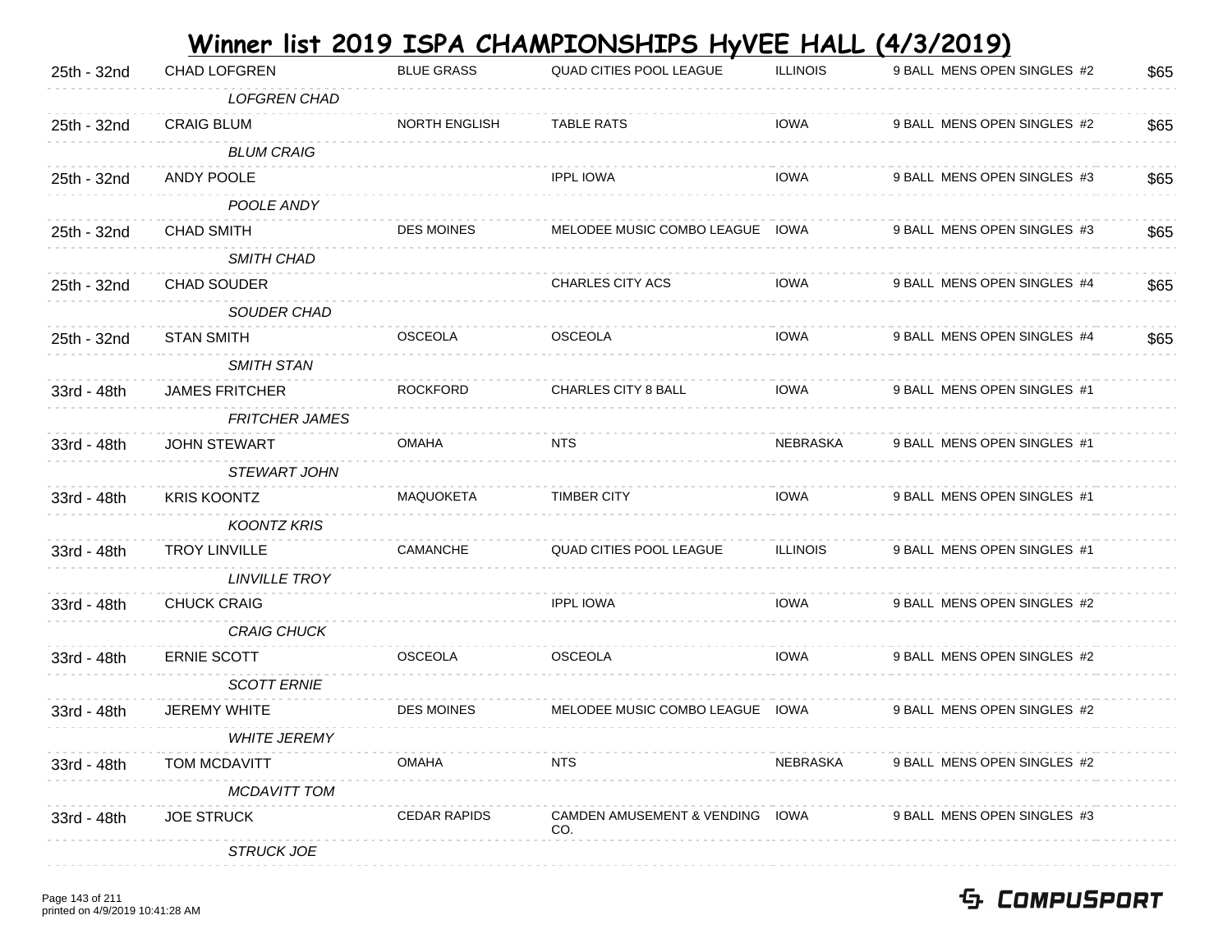# Winner list 2019 ISPA CHAMPIONSHIPS HyVEE HALL (4/3/2019)

| Place | Name | City | League | State | Event | Prize |
|---|---|---|---|---|---|---|
| 25th - 32nd | CHAD LOFGREN | BLUE GRASS | QUAD CITIES POOL LEAGUE | ILLINOIS | 9 BALL MENS OPEN SINGLES #2 | $65 |
| | *LOFGREN CHAD* | | | | | |
| 25th - 32nd | CRAIG BLUM | NORTH ENGLISH | TABLE RATS | IOWA | 9 BALL MENS OPEN SINGLES #2 | $65 |
| | *BLUM CRAIG* | | | | | |
| 25th - 32nd | ANDY POOLE | | IPPL IOWA | IOWA | 9 BALL MENS OPEN SINGLES #3 | $65 |
| | *POOLE ANDY* | | | | | |
| 25th - 32nd | CHAD SMITH | DES MOINES | MELODEE MUSIC COMBO LEAGUE | IOWA | 9 BALL MENS OPEN SINGLES #3 | $65 |
| | *SMITH CHAD* | | | | | |
| 25th - 32nd | CHAD SOUDER | | CHARLES CITY ACS | IOWA | 9 BALL MENS OPEN SINGLES #4 | $65 |
| | *SOUDER CHAD* | | | | | |
| 25th - 32nd | STAN SMITH | OSCEOLA | OSCEOLA | IOWA | 9 BALL MENS OPEN SINGLES #4 | $65 |
| | *SMITH STAN* | | | | | |
| 33rd - 48th | JAMES FRITCHER | ROCKFORD | CHARLES CITY 8 BALL | IOWA | 9 BALL MENS OPEN SINGLES #1 | |
| | *FRITCHER JAMES* | | | | | |
| 33rd - 48th | JOHN STEWART | OMAHA | NTS | NEBRASKA | 9 BALL MENS OPEN SINGLES #1 | |
| | *STEWART JOHN* | | | | | |
| 33rd - 48th | KRIS KOONTZ | MAQUOKETA | TIMBER CITY | IOWA | 9 BALL MENS OPEN SINGLES #1 | |
| | *KOONTZ KRIS* | | | | | |
| 33rd - 48th | TROY LINVILLE | CAMANCHE | QUAD CITIES POOL LEAGUE | ILLINOIS | 9 BALL MENS OPEN SINGLES #1 | |
| | *LINVILLE TROY* | | | | | |
| 33rd - 48th | CHUCK CRAIG | | IPPL IOWA | IOWA | 9 BALL MENS OPEN SINGLES #2 | |
| | *CRAIG CHUCK* | | | | | |
| 33rd - 48th | ERNIE SCOTT | OSCEOLA | OSCEOLA | IOWA | 9 BALL MENS OPEN SINGLES #2 | |
| | *SCOTT ERNIE* | | | | | |
| 33rd - 48th | JEREMY WHITE | DES MOINES | MELODEE MUSIC COMBO LEAGUE | IOWA | 9 BALL MENS OPEN SINGLES #2 | |
| | *WHITE JEREMY* | | | | | |
| 33rd - 48th | TOM MCDAVITT | OMAHA | NTS | NEBRASKA | 9 BALL MENS OPEN SINGLES #2 | |
| | *MCDAVITT TOM* | | | | | |
| 33rd - 48th | JOE STRUCK | CEDAR RAPIDS | CAMDEN AMUSEMENT & VENDING CO. | IOWA | 9 BALL MENS OPEN SINGLES #3 | |
| | *STRUCK JOE* | | | | | |

printed on 4/9/2019 10:41:28 AM

COMPUSPORT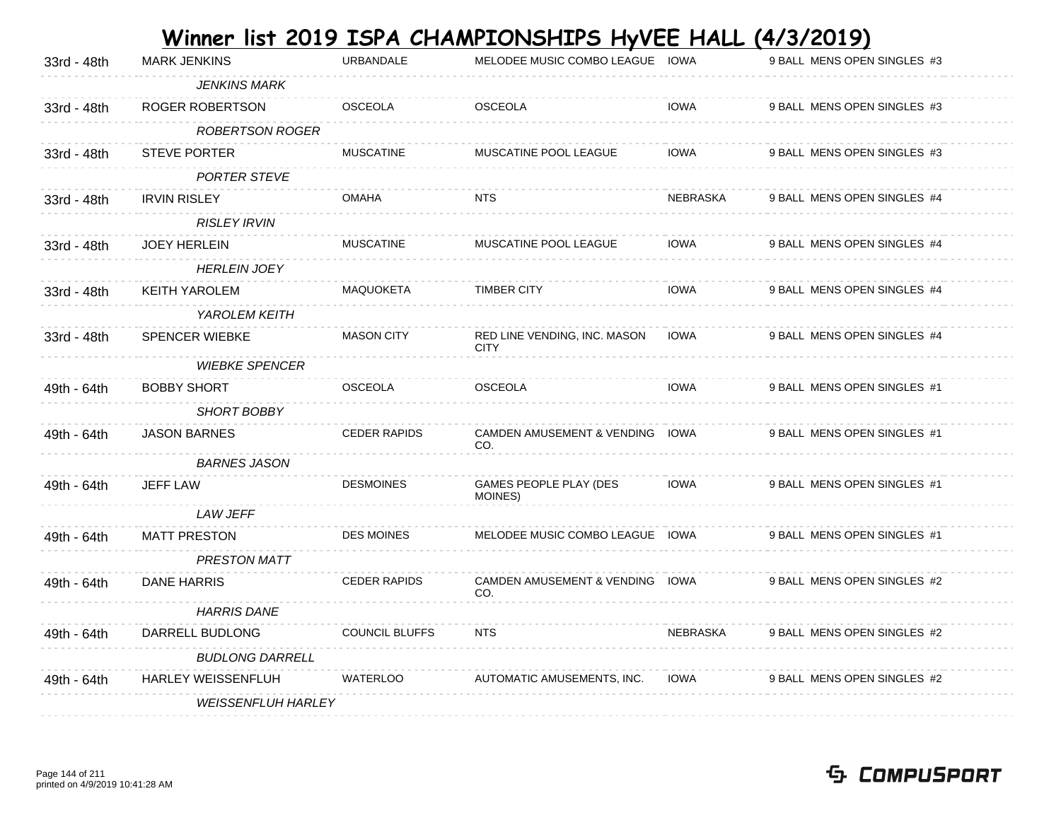# Winner list 2019 ISPA CHAMPIONSHIPS HyVEE HALL (4/3/2019)

| | | | | | |
|---|---|---|---|---|---|
| 33rd - 48th | MARK JENKINS | URBANDALE | MELODEE MUSIC COMBO LEAGUE | IOWA | 9 BALL MENS OPEN SINGLES #3 |
| | *JENKINS MARK* | | | | |
| 33rd - 48th | ROGER ROBERTSON | OSCEOLA | OSCEOLA | IOWA | 9 BALL MENS OPEN SINGLES #3 |
| | *ROBERTSON ROGER* | | | | |
| 33rd - 48th | STEVE PORTER | MUSCATINE | MUSCATINE POOL LEAGUE | IOWA | 9 BALL MENS OPEN SINGLES #3 |
| | *PORTER STEVE* | | | | |
| 33rd - 48th | IRVIN RISLEY | OMAHA | NTS | NEBRASKA | 9 BALL MENS OPEN SINGLES #4 |
| | *RISLEY IRVIN* | | | | |
| 33rd - 48th | JOEY HERLEIN | MUSCATINE | MUSCATINE POOL LEAGUE | IOWA | 9 BALL MENS OPEN SINGLES #4 |
| | *HERLEIN JOEY* | | | | |
| 33rd - 48th | KEITH YAROLEM | MAQUOKETA | TIMBER CITY | IOWA | 9 BALL MENS OPEN SINGLES #4 |
| | *YAROLEM KEITH* | | | | |
| 33rd - 48th | SPENCER WIEBKE | MASON CITY | RED LINE VENDING, INC. MASON CITY | IOWA | 9 BALL MENS OPEN SINGLES #4 |
| | *WIEBKE SPENCER* | | | | |
| 49th - 64th | BOBBY SHORT | OSCEOLA | OSCEOLA | IOWA | 9 BALL MENS OPEN SINGLES #1 |
| | *SHORT BOBBY* | | | | |
| 49th - 64th | JASON BARNES | CEDER RAPIDS | CAMDEN AMUSEMENT & VENDING CO. | IOWA | 9 BALL MENS OPEN SINGLES #1 |
| | *BARNES JASON* | | | | |
| 49th - 64th | JEFF LAW | DESMOINES | GAMES PEOPLE PLAY (DES MOINES) | IOWA | 9 BALL MENS OPEN SINGLES #1 |
| | *LAW JEFF* | | | | |
| 49th - 64th | MATT PRESTON | DES MOINES | MELODEE MUSIC COMBO LEAGUE | IOWA | 9 BALL MENS OPEN SINGLES #1 |
| | *PRESTON MATT* | | | | |
| 49th - 64th | DANE HARRIS | CEDER RAPIDS | CAMDEN AMUSEMENT & VENDING CO. | IOWA | 9 BALL MENS OPEN SINGLES #2 |
| | *HARRIS DANE* | | | | |
| 49th - 64th | DARRELL BUDLONG | COUNCIL BLUFFS | NTS | NEBRASKA | 9 BALL MENS OPEN SINGLES #2 |
| | *BUDLONG DARRELL* | | | | |
| 49th - 64th | HARLEY WEISSENFLUH | WATERLOO | AUTOMATIC AMUSEMENTS, INC. | IOWA | 9 BALL MENS OPEN SINGLES #2 |
| | *WEISSENFLUH HARLEY* | | | | |

printed on 4/9/2019 10:41:28 AM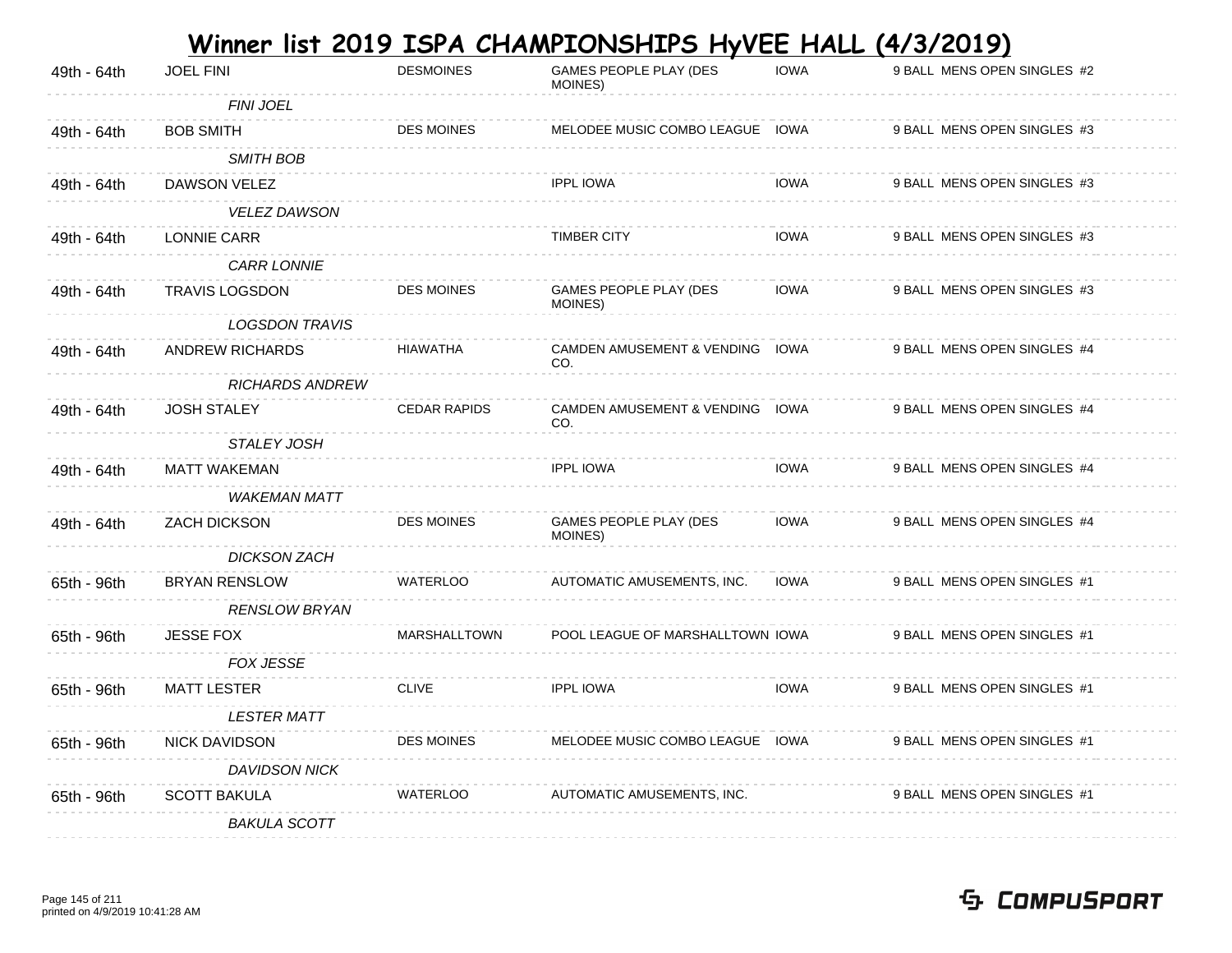# Winner list 2019 ISPA CHAMPIONSHIPS HyVEE HALL (4/3/2019)

| Place | Name | City | Sponsor | State | Event |
|---|---|---|---|---|---|
| 49th - 64th | JOEL FINI | DESMOINES | GAMES PEOPLE PLAY (DES MOINES) | IOWA | 9 BALL MENS OPEN SINGLES #2 |
| | *FINI JOEL* | | | | |
| 49th - 64th | BOB SMITH | DES MOINES | MELODEE MUSIC COMBO LEAGUE | IOWA | 9 BALL MENS OPEN SINGLES #3 |
| | *SMITH BOB* | | | | |
| 49th - 64th | DAWSON VELEZ | | IPPL IOWA | IOWA | 9 BALL MENS OPEN SINGLES #3 |
| | *VELEZ DAWSON* | | | | |
| 49th - 64th | LONNIE CARR | | TIMBER CITY | IOWA | 9 BALL MENS OPEN SINGLES #3 |
| | *CARR LONNIE* | | | | |
| 49th - 64th | TRAVIS LOGSDON | DES MOINES | GAMES PEOPLE PLAY (DES MOINES) | IOWA | 9 BALL MENS OPEN SINGLES #3 |
| | *LOGSDON TRAVIS* | | | | |
| 49th - 64th | ANDREW RICHARDS | HIAWATHA | CAMDEN AMUSEMENT & VENDING CO. | IOWA | 9 BALL MENS OPEN SINGLES #4 |
| | *RICHARDS ANDREW* | | | | |
| 49th - 64th | JOSH STALEY | CEDAR RAPIDS | CAMDEN AMUSEMENT & VENDING CO. | IOWA | 9 BALL MENS OPEN SINGLES #4 |
| | *STALEY JOSH* | | | | |
| 49th - 64th | MATT WAKEMAN | | IPPL IOWA | IOWA | 9 BALL MENS OPEN SINGLES #4 |
| | *WAKEMAN MATT* | | | | |
| 49th - 64th | ZACH DICKSON | DES MOINES | GAMES PEOPLE PLAY (DES MOINES) | IOWA | 9 BALL MENS OPEN SINGLES #4 |
| | *DICKSON ZACH* | | | | |
| 65th - 96th | BRYAN RENSLOW | WATERLOO | AUTOMATIC AMUSEMENTS, INC. | IOWA | 9 BALL MENS OPEN SINGLES #1 |
| | *RENSLOW BRYAN* | | | | |
| 65th - 96th | JESSE FOX | MARSHALLTOWN | POOL LEAGUE OF MARSHALLTOWN | IOWA | 9 BALL MENS OPEN SINGLES #1 |
| | *FOX JESSE* | | | | |
| 65th - 96th | MATT LESTER | CLIVE | IPPL IOWA | IOWA | 9 BALL MENS OPEN SINGLES #1 |
| | *LESTER MATT* | | | | |
| 65th - 96th | NICK DAVIDSON | DES MOINES | MELODEE MUSIC COMBO LEAGUE | IOWA | 9 BALL MENS OPEN SINGLES #1 |
| | *DAVIDSON NICK* | | | | |
| 65th - 96th | SCOTT BAKULA | WATERLOO | AUTOMATIC AMUSEMENTS, INC. | | 9 BALL MENS OPEN SINGLES #1 |
| | *BAKULA SCOTT* | | | | |

printed on 4/9/2019 10:41:28 AM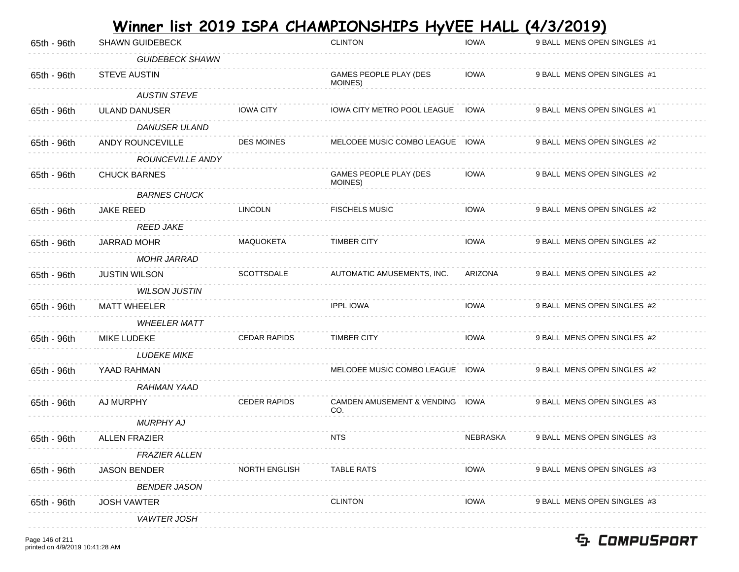# Winner list 2019 ISPA CHAMPIONSHIPS HyVEE HALL (4/3/2019)

| Place | Name | City | Team/League | State | Event |
|---|---|---|---|---|---|
| 65th - 96th | SHAWN GUIDEBECK | | CLINTON | IOWA | 9 BALL MENS OPEN SINGLES #1 |
| | *GUIDEBECK SHAWN* | | | | |
| 65th - 96th | STEVE AUSTIN | | GAMES PEOPLE PLAY (DES MOINES) | IOWA | 9 BALL MENS OPEN SINGLES #1 |
| | *AUSTIN STEVE* | | | | |
| 65th - 96th | ULAND DANUSER | IOWA CITY | IOWA CITY METRO POOL LEAGUE | IOWA | 9 BALL MENS OPEN SINGLES #1 |
| | *DANUSER ULAND* | | | | |
| 65th - 96th | ANDY ROUNCEVILLE | DES MOINES | MELODEE MUSIC COMBO LEAGUE | IOWA | 9 BALL MENS OPEN SINGLES #2 |
| | *ROUNCEVILLE ANDY* | | | | |
| 65th - 96th | CHUCK BARNES | | GAMES PEOPLE PLAY (DES MOINES) | IOWA | 9 BALL MENS OPEN SINGLES #2 |
| | *BARNES CHUCK* | | | | |
| 65th - 96th | JAKE REED | LINCOLN | FISCHELS MUSIC | IOWA | 9 BALL MENS OPEN SINGLES #2 |
| | *REED JAKE* | | | | |
| 65th - 96th | JARRAD MOHR | MAQUOKETA | TIMBER CITY | IOWA | 9 BALL MENS OPEN SINGLES #2 |
| | *MOHR JARRAD* | | | | |
| 65th - 96th | JUSTIN WILSON | SCOTTSDALE | AUTOMATIC AMUSEMENTS, INC. | ARIZONA | 9 BALL MENS OPEN SINGLES #2 |
| | *WILSON JUSTIN* | | | | |
| 65th - 96th | MATT WHEELER | | IPPL IOWA | IOWA | 9 BALL MENS OPEN SINGLES #2 |
| | *WHEELER MATT* | | | | |
| 65th - 96th | MIKE LUDEKE | CEDAR RAPIDS | TIMBER CITY | IOWA | 9 BALL MENS OPEN SINGLES #2 |
| | *LUDEKE MIKE* | | | | |
| 65th - 96th | YAAD RAHMAN | | MELODEE MUSIC COMBO LEAGUE | IOWA | 9 BALL MENS OPEN SINGLES #2 |
| | *RAHMAN YAAD* | | | | |
| 65th - 96th | AJ MURPHY | CEDER RAPIDS | CAMDEN AMUSEMENT & VENDING CO. | IOWA | 9 BALL MENS OPEN SINGLES #3 |
| | *MURPHY AJ* | | | | |
| 65th - 96th | ALLEN FRAZIER | | NTS | NEBRASKA | 9 BALL MENS OPEN SINGLES #3 |
| | *FRAZIER ALLEN* | | | | |
| 65th - 96th | JASON BENDER | NORTH ENGLISH | TABLE RATS | IOWA | 9 BALL MENS OPEN SINGLES #3 |
| | *BENDER JASON* | | | | |
| 65th - 96th | JOSH VAWTER | | CLINTON | IOWA | 9 BALL MENS OPEN SINGLES #3 |
| | *VAWTER JOSH* | | | | |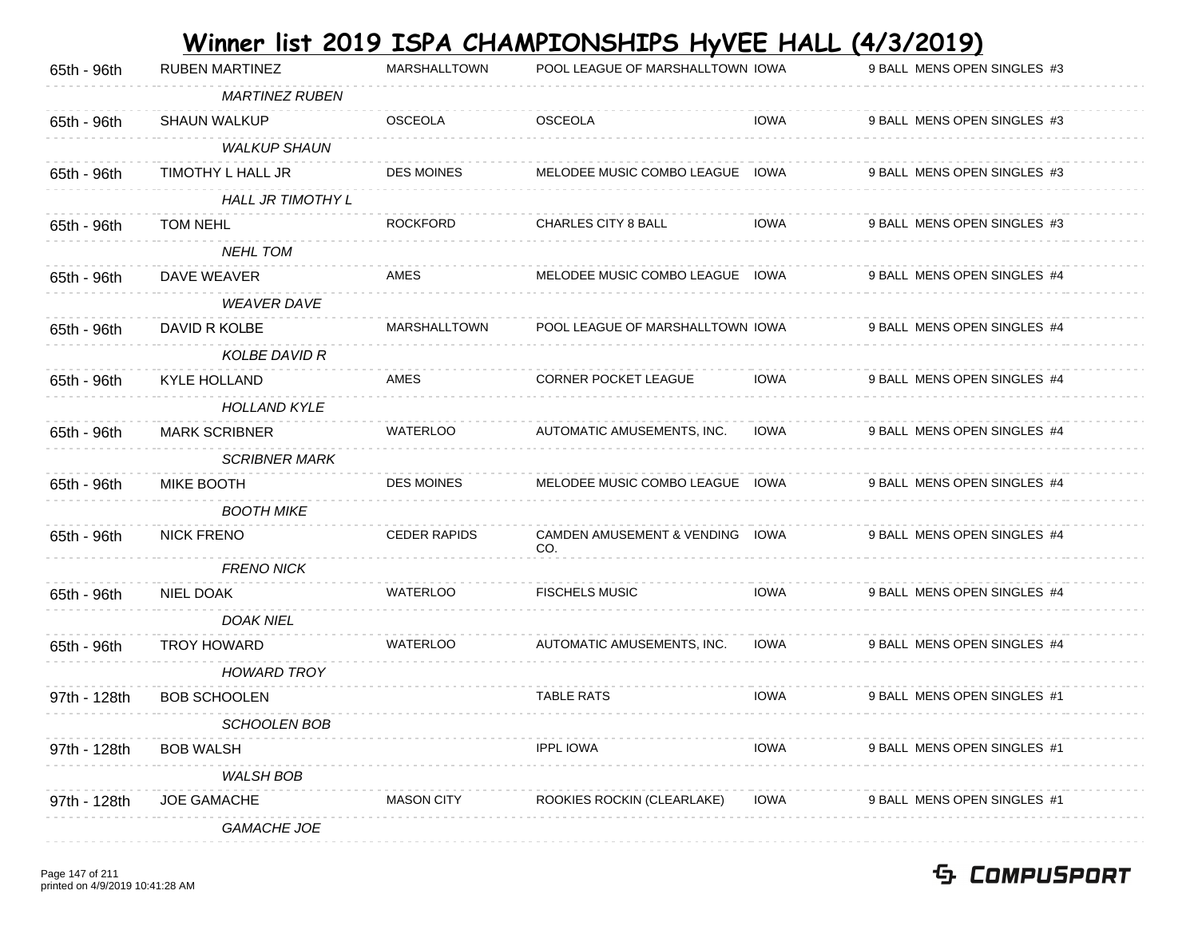# Winner list 2019 ISPA CHAMPIONSHIPS HyVEE HALL (4/3/2019)

| Place | Name | City | League | State | Event |
|---|---|---|---|---|---|
| 65th - 96th | RUBEN MARTINEZ | MARSHALLTOWN | POOL LEAGUE OF MARSHALLTOWN | IOWA | 9 BALL MENS OPEN SINGLES #3 |
| | *MARTINEZ RUBEN* | | | | |
| 65th - 96th | SHAUN WALKUP | OSCEOLA | OSCEOLA | IOWA | 9 BALL MENS OPEN SINGLES #3 |
| | *WALKUP SHAUN* | | | | |
| 65th - 96th | TIMOTHY L HALL JR | DES MOINES | MELODEE MUSIC COMBO LEAGUE | IOWA | 9 BALL MENS OPEN SINGLES #3 |
| | *HALL JR TIMOTHY L* | | | | |
| 65th - 96th | TOM NEHL | ROCKFORD | CHARLES CITY 8 BALL | IOWA | 9 BALL MENS OPEN SINGLES #3 |
| | *NEHL TOM* | | | | |
| 65th - 96th | DAVE WEAVER | AMES | MELODEE MUSIC COMBO LEAGUE | IOWA | 9 BALL MENS OPEN SINGLES #4 |
| | *WEAVER DAVE* | | | | |
| 65th - 96th | DAVID R KOLBE | MARSHALLTOWN | POOL LEAGUE OF MARSHALLTOWN | IOWA | 9 BALL MENS OPEN SINGLES #4 |
| | *KOLBE DAVID R* | | | | |
| 65th - 96th | KYLE HOLLAND | AMES | CORNER POCKET LEAGUE | IOWA | 9 BALL MENS OPEN SINGLES #4 |
| | *HOLLAND KYLE* | | | | |
| 65th - 96th | MARK SCRIBNER | WATERLOO | AUTOMATIC AMUSEMENTS, INC. | IOWA | 9 BALL MENS OPEN SINGLES #4 |
| | *SCRIBNER MARK* | | | | |
| 65th - 96th | MIKE BOOTH | DES MOINES | MELODEE MUSIC COMBO LEAGUE | IOWA | 9 BALL MENS OPEN SINGLES #4 |
| | *BOOTH MIKE* | | | | |
| 65th - 96th | NICK FRENO | CEDER RAPIDS | CAMDEN AMUSEMENT & VENDING CO. | IOWA | 9 BALL MENS OPEN SINGLES #4 |
| | *FRENO NICK* | | | | |
| 65th - 96th | NIEL DOAK | WATERLOO | FISCHELS MUSIC | IOWA | 9 BALL MENS OPEN SINGLES #4 |
| | *DOAK NIEL* | | | | |
| 65th - 96th | TROY HOWARD | WATERLOO | AUTOMATIC AMUSEMENTS, INC. | IOWA | 9 BALL MENS OPEN SINGLES #4 |
| | *HOWARD TROY* | | | | |
| 97th - 128th | BOB SCHOOLEN | | TABLE RATS | IOWA | 9 BALL MENS OPEN SINGLES #1 |
| | *SCHOOLEN BOB* | | | | |
| 97th - 128th | BOB WALSH | | IPPL IOWA | IOWA | 9 BALL MENS OPEN SINGLES #1 |
| | *WALSH BOB* | | | | |
| 97th - 128th | JOE GAMACHE | MASON CITY | ROOKIES ROCKIN (CLEARLAKE) | IOWA | 9 BALL MENS OPEN SINGLES #1 |
| | *GAMACHE JOE* | | | | |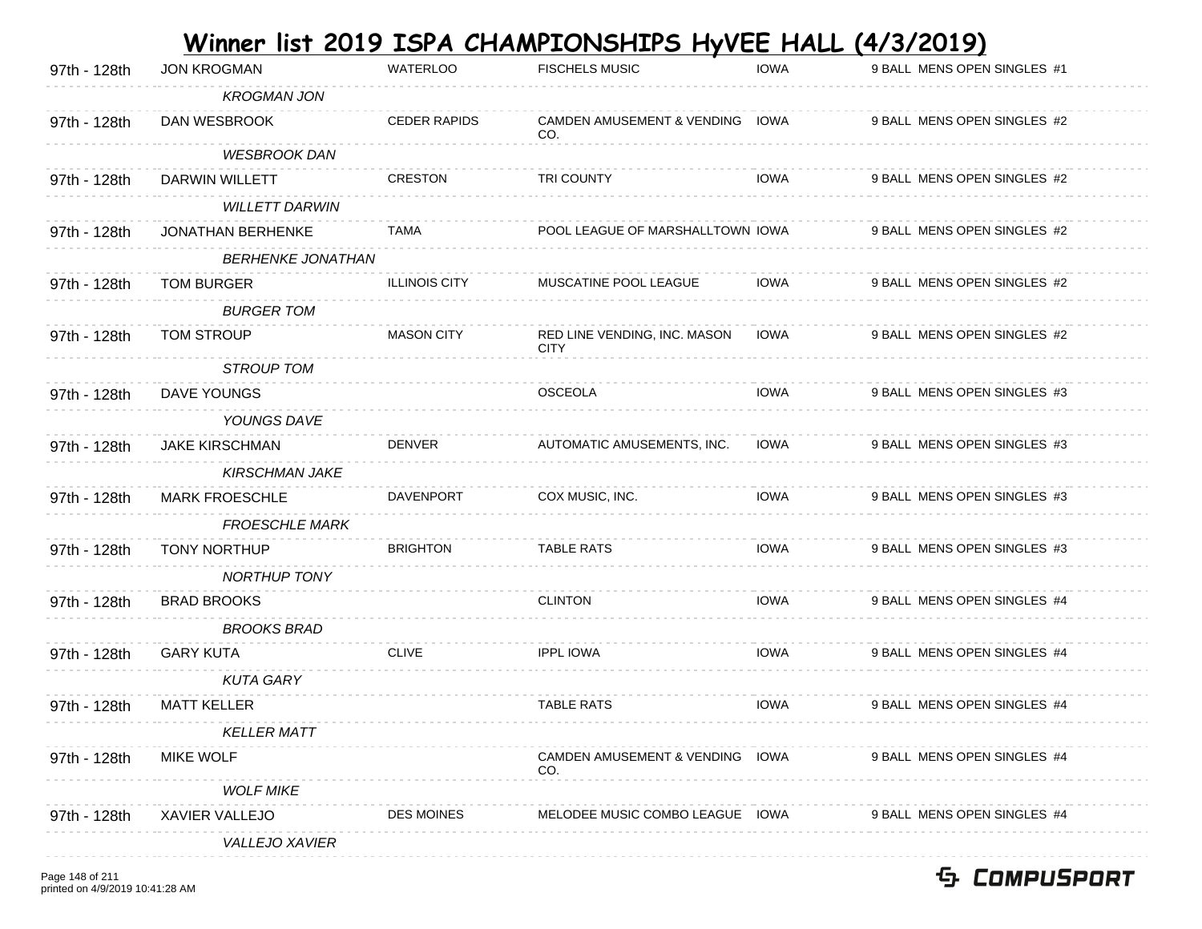# Winner list 2019 ISPA CHAMPIONSHIPS HyVEE HALL (4/3/2019)

| Place | Name | City | Sponsor | State | Event |
|---|---|---|---|---|---|
| 97th - 128th | JON KROGMAN | WATERLOO | FISCHELS MUSIC | IOWA | 9 BALL MENS OPEN SINGLES #1 |
| | *KROGMAN JON* | | | | |
| 97th - 128th | DAN WESBROOK | CEDER RAPIDS | CAMDEN AMUSEMENT & VENDING CO. | IOWA | 9 BALL MENS OPEN SINGLES #2 |
| | *WESBROOK DAN* | | | | |
| 97th - 128th | DARWIN WILLETT | CRESTON | TRI COUNTY | IOWA | 9 BALL MENS OPEN SINGLES #2 |
| | *WILLETT DARWIN* | | | | |
| 97th - 128th | JONATHAN BERHENKE | TAMA | POOL LEAGUE OF MARSHALLTOWN | IOWA | 9 BALL MENS OPEN SINGLES #2 |
| | *BERHENKE JONATHAN* | | | | |
| 97th - 128th | TOM BURGER | ILLINOIS CITY | MUSCATINE POOL LEAGUE | IOWA | 9 BALL MENS OPEN SINGLES #2 |
| | *BURGER TOM* | | | | |
| 97th - 128th | TOM STROUP | MASON CITY | RED LINE VENDING, INC. MASON CITY | IOWA | 9 BALL MENS OPEN SINGLES #2 |
| | *STROUP TOM* | | | | |
| 97th - 128th | DAVE YOUNGS | | OSCEOLA | IOWA | 9 BALL MENS OPEN SINGLES #3 |
| | *YOUNGS DAVE* | | | | |
| 97th - 128th | JAKE KIRSCHMAN | DENVER | AUTOMATIC AMUSEMENTS, INC. | IOWA | 9 BALL MENS OPEN SINGLES #3 |
| | *KIRSCHMAN JAKE* | | | | |
| 97th - 128th | MARK FROESCHLE | DAVENPORT | COX MUSIC, INC. | IOWA | 9 BALL MENS OPEN SINGLES #3 |
| | *FROESCHLE MARK* | | | | |
| 97th - 128th | TONY NORTHUP | BRIGHTON | TABLE RATS | IOWA | 9 BALL MENS OPEN SINGLES #3 |
| | *NORTHUP TONY* | | | | |
| 97th - 128th | BRAD BROOKS | | CLINTON | IOWA | 9 BALL MENS OPEN SINGLES #4 |
| | *BROOKS BRAD* | | | | |
| 97th - 128th | GARY KUTA | CLIVE | IPPL IOWA | IOWA | 9 BALL MENS OPEN SINGLES #4 |
| | *KUTA GARY* | | | | |
| 97th - 128th | MATT KELLER | | TABLE RATS | IOWA | 9 BALL MENS OPEN SINGLES #4 |
| | *KELLER MATT* | | | | |
| 97th - 128th | MIKE WOLF | | CAMDEN AMUSEMENT & VENDING CO. | IOWA | 9 BALL MENS OPEN SINGLES #4 |
| | *WOLF MIKE* | | | | |
| 97th - 128th | XAVIER VALLEJO | DES MOINES | MELODEE MUSIC COMBO LEAGUE | IOWA | 9 BALL MENS OPEN SINGLES #4 |
| | *VALLEJO XAVIER* | | | | |

printed on 4/9/2019 10:41:28 AM

COMPUSPORT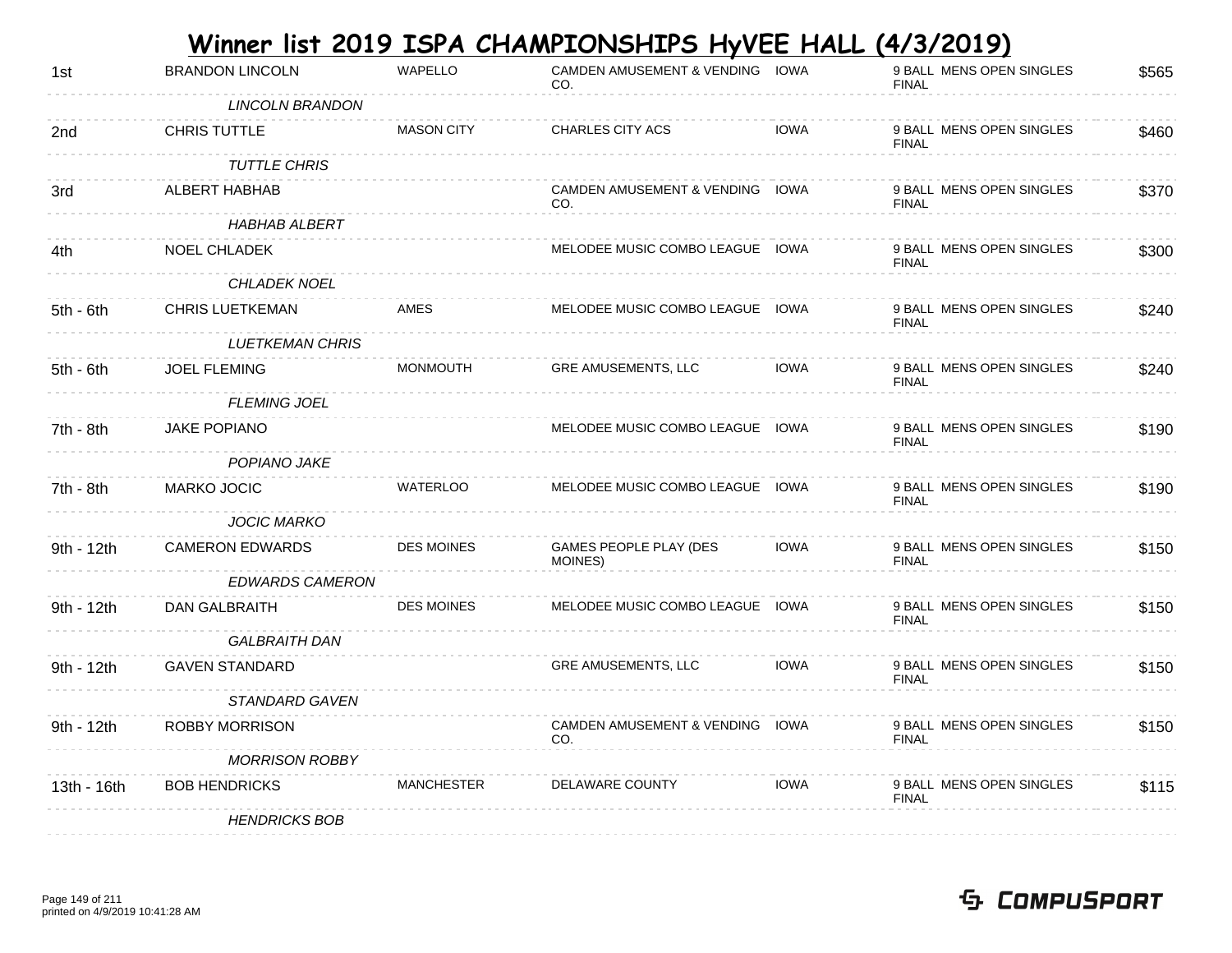# Winner list 2019 ISPA CHAMPIONSHIPS HyVEE HALL (4/3/2019)

| Place | Name | City | Team | State | Event | Prize |
|---|---|---|---|---|---|---|
| 1st | BRANDON LINCOLN<br>*LINCOLN BRANDON* | WAPELLO | CAMDEN AMUSEMENT & VENDING CO. | IOWA | 9 BALL MENS OPEN SINGLES FINAL | $565 |
| 2nd | CHRIS TUTTLE<br>*TUTTLE CHRIS* | MASON CITY | CHARLES CITY ACS | IOWA | 9 BALL MENS OPEN SINGLES FINAL | $460 |
| 3rd | ALBERT HABHAB<br>*HABHAB ALBERT* | | CAMDEN AMUSEMENT & VENDING CO. | IOWA | 9 BALL MENS OPEN SINGLES FINAL | $370 |
| 4th | NOEL CHLADEK<br>*CHLADEK NOEL* | | MELODEE MUSIC COMBO LEAGUE | IOWA | 9 BALL MENS OPEN SINGLES FINAL | $300 |
| 5th - 6th | CHRIS LUETKEMAN<br>*LUETKEMAN CHRIS* | AMES | MELODEE MUSIC COMBO LEAGUE | IOWA | 9 BALL MENS OPEN SINGLES FINAL | $240 |
| 5th - 6th | JOEL FLEMING<br>*FLEMING JOEL* | MONMOUTH | GRE AMUSEMENTS, LLC | IOWA | 9 BALL MENS OPEN SINGLES FINAL | $240 |
| 7th - 8th | JAKE POPIANO<br>*POPIANO JAKE* | | MELODEE MUSIC COMBO LEAGUE | IOWA | 9 BALL MENS OPEN SINGLES FINAL | $190 |
| 7th - 8th | MARKO JOCIC<br>*JOCIC MARKO* | WATERLOO | MELODEE MUSIC COMBO LEAGUE | IOWA | 9 BALL MENS OPEN SINGLES FINAL | $190 |
| 9th - 12th | CAMERON EDWARDS<br>*EDWARDS CAMERON* | DES MOINES | GAMES PEOPLE PLAY (DES MOINES) | IOWA | 9 BALL MENS OPEN SINGLES FINAL | $150 |
| 9th - 12th | DAN GALBRAITH<br>*GALBRAITH DAN* | DES MOINES | MELODEE MUSIC COMBO LEAGUE | IOWA | 9 BALL MENS OPEN SINGLES FINAL | $150 |
| 9th - 12th | GAVEN STANDARD<br>*STANDARD GAVEN* | | GRE AMUSEMENTS, LLC | IOWA | 9 BALL MENS OPEN SINGLES FINAL | $150 |
| 9th - 12th | ROBBY MORRISON<br>*MORRISON ROBBY* | | CAMDEN AMUSEMENT & VENDING CO. | IOWA | 9 BALL MENS OPEN SINGLES FINAL | $150 |
| 13th - 16th | BOB HENDRICKS<br>*HENDRICKS BOB* | MANCHESTER | DELAWARE COUNTY | IOWA | 9 BALL MENS OPEN SINGLES FINAL | $115 |

printed on 4/9/2019 10:41:28 AM

COMPUSPORT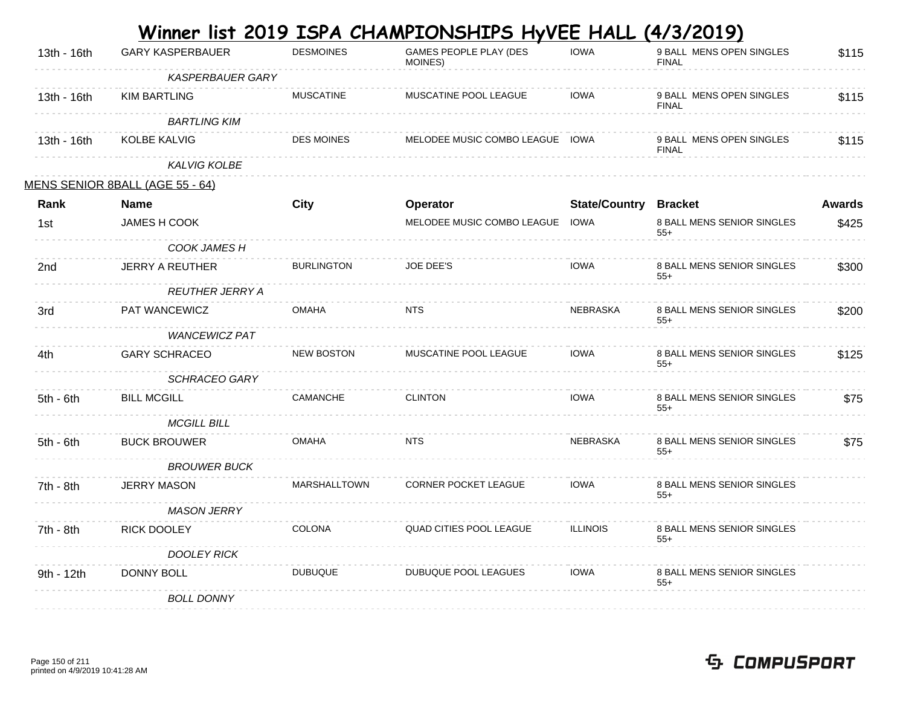# Winner list 2019 ISPA CHAMPIONSHIPS HyVEE HALL (4/3/2019)

| Rank | Name | City | Operator | State/Country | Bracket | Awards |
|---|---|---|---|---|---|---|
| 13th - 16th | GARY KASPERBAUER | DESMOINES | GAMES PEOPLE PLAY (DES MOINES) | IOWA | 9 BALL MENS OPEN SINGLES FINAL | $115 |
| | *KASPERBAUER GARY* | | | | | |
| 13th - 16th | KIM BARTLING | MUSCATINE | MUSCATINE POOL LEAGUE | IOWA | 9 BALL MENS OPEN SINGLES FINAL | $115 |
| | *BARTLING KIM* | | | | | |
| 13th - 16th | KOLBE KALVIG | DES MOINES | MELODEE MUSIC COMBO LEAGUE | IOWA | 9 BALL MENS OPEN SINGLES FINAL | $115 |
| | *KALVIG KOLBE* | | | | | |

MENS SENIOR 8BALL (AGE 55 - 64)

| Rank | Name | City | Operator | State/Country | Bracket | Awards |
|---|---|---|---|---|---|---|
| 1st | JAMES H COOK | | MELODEE MUSIC COMBO LEAGUE | IOWA | 8 BALL MENS SENIOR SINGLES 55+ | $425 |
| | *COOK JAMES H* | | | | | |
| 2nd | JERRY A REUTHER | BURLINGTON | JOE DEE'S | IOWA | 8 BALL MENS SENIOR SINGLES 55+ | $300 |
| | *REUTHER JERRY A* | | | | | |
| 3rd | PAT WANCEWICZ | OMAHA | NTS | NEBRASKA | 8 BALL MENS SENIOR SINGLES 55+ | $200 |
| | *WANCEWICZ PAT* | | | | | |
| 4th | GARY SCHRACEO | NEW BOSTON | MUSCATINE POOL LEAGUE | IOWA | 8 BALL MENS SENIOR SINGLES 55+ | $125 |
| | *SCHRACEO GARY* | | | | | |
| 5th - 6th | BILL MCGILL | CAMANCHE | CLINTON | IOWA | 8 BALL MENS SENIOR SINGLES 55+ | $75 |
| | *MCGILL BILL* | | | | | |
| 5th - 6th | BUCK BROUWER | OMAHA | NTS | NEBRASKA | 8 BALL MENS SENIOR SINGLES 55+ | $75 |
| | *BROUWER BUCK* | | | | | |
| 7th - 8th | JERRY MASON | MARSHALLTOWN | CORNER POCKET LEAGUE | IOWA | 8 BALL MENS SENIOR SINGLES 55+ | |
| | *MASON JERRY* | | | | | |
| 7th - 8th | RICK DOOLEY | COLONA | QUAD CITIES POOL LEAGUE | ILLINOIS | 8 BALL MENS SENIOR SINGLES 55+ | |
| | *DOOLEY RICK* | | | | | |
| 9th - 12th | DONNY BOLL | DUBUQUE | DUBUQUE POOL LEAGUES | IOWA | 8 BALL MENS SENIOR SINGLES 55+ | |
| | *BOLL DONNY* | | | | | |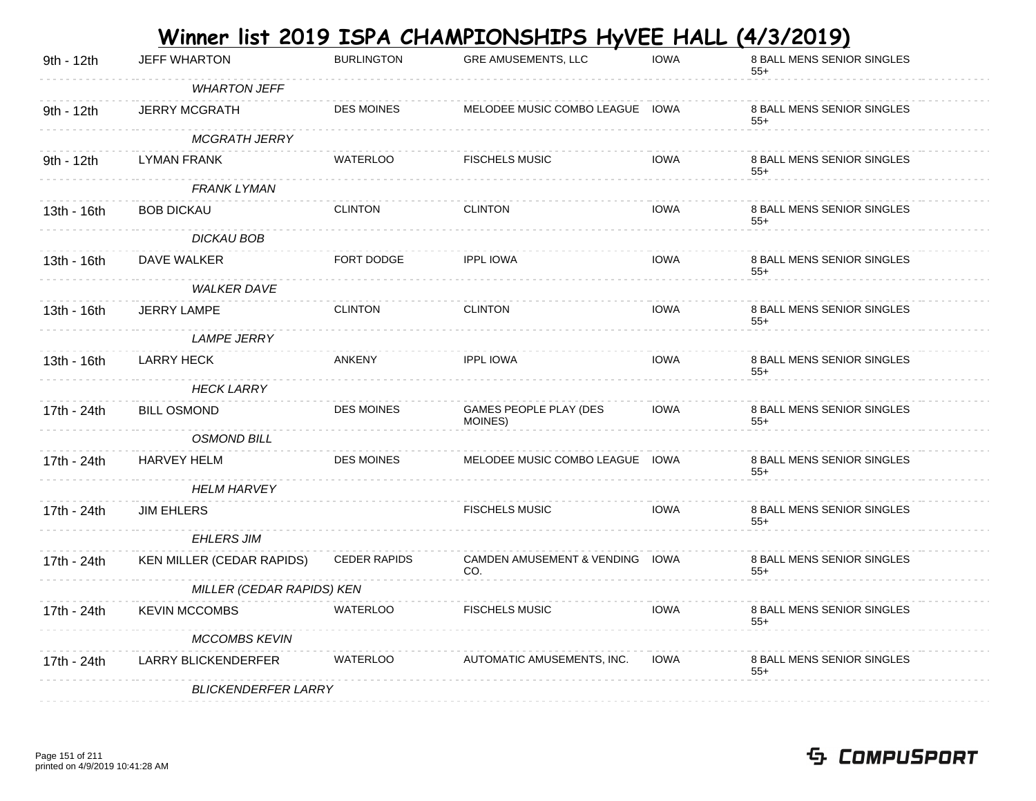# Winner list 2019 ISPA CHAMPIONSHIPS HyVEE HALL (4/3/2019)

| Place | Name | City | Sponsor | State | Event |
|---|---|---|---|---|---|
| 9th - 12th | JEFF WHARTON | BURLINGTON | GRE AMUSEMENTS, LLC | IOWA | 8 BALL MENS SENIOR SINGLES 55+ |
| | *WHARTON JEFF* | | | | |
| 9th - 12th | JERRY MCGRATH | DES MOINES | MELODEE MUSIC COMBO LEAGUE | IOWA | 8 BALL MENS SENIOR SINGLES 55+ |
| | *MCGRATH JERRY* | | | | |
| 9th - 12th | LYMAN FRANK | WATERLOO | FISCHELS MUSIC | IOWA | 8 BALL MENS SENIOR SINGLES 55+ |
| | *FRANK LYMAN* | | | | |
| 13th - 16th | BOB DICKAU | CLINTON | CLINTON | IOWA | 8 BALL MENS SENIOR SINGLES 55+ |
| | *DICKAU BOB* | | | | |
| 13th - 16th | DAVE WALKER | FORT DODGE | IPPL IOWA | IOWA | 8 BALL MENS SENIOR SINGLES 55+ |
| | *WALKER DAVE* | | | | |
| 13th - 16th | JERRY LAMPE | CLINTON | CLINTON | IOWA | 8 BALL MENS SENIOR SINGLES 55+ |
| | *LAMPE JERRY* | | | | |
| 13th - 16th | LARRY HECK | ANKENY | IPPL IOWA | IOWA | 8 BALL MENS SENIOR SINGLES 55+ |
| | *HECK LARRY* | | | | |
| 17th - 24th | BILL OSMOND | DES MOINES | GAMES PEOPLE PLAY (DES MOINES) | IOWA | 8 BALL MENS SENIOR SINGLES 55+ |
| | *OSMOND BILL* | | | | |
| 17th - 24th | HARVEY HELM | DES MOINES | MELODEE MUSIC COMBO LEAGUE | IOWA | 8 BALL MENS SENIOR SINGLES 55+ |
| | *HELM HARVEY* | | | | |
| 17th - 24th | JIM EHLERS | | FISCHELS MUSIC | IOWA | 8 BALL MENS SENIOR SINGLES 55+ |
| | *EHLERS JIM* | | | | |
| 17th - 24th | KEN MILLER (CEDAR RAPIDS) | CEDER RAPIDS | CAMDEN AMUSEMENT & VENDING CO. | IOWA | 8 BALL MENS SENIOR SINGLES 55+ |
| | *MILLER (CEDAR RAPIDS) KEN* | | | | |
| 17th - 24th | KEVIN MCCOMBS | WATERLOO | FISCHELS MUSIC | IOWA | 8 BALL MENS SENIOR SINGLES 55+ |
| | *MCCOMBS KEVIN* | | | | |
| 17th - 24th | LARRY BLICKENDERFER | WATERLOO | AUTOMATIC AMUSEMENTS, INC. | IOWA | 8 BALL MENS SENIOR SINGLES 55+ |
| | *BLICKENDERFER LARRY* | | | | |

printed on 4/9/2019 10:41:28 AM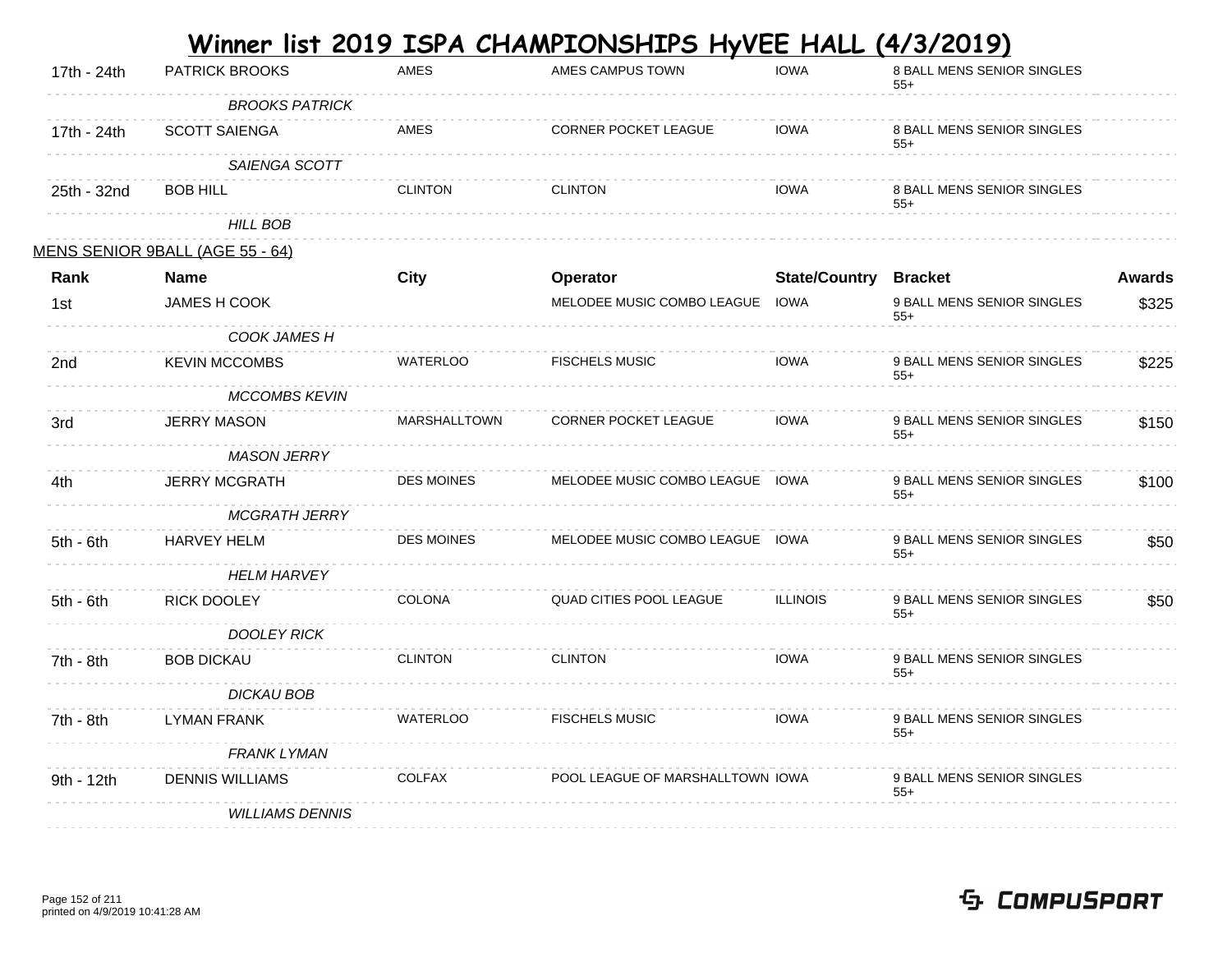# Winner list 2019 ISPA CHAMPIONSHIPS HyVEE HALL (4/3/2019)

| Rank | Name | City | Operator | State/Country | Bracket | Awards |
|---|---|---|---|---|---|---|
| 17th - 24th | PATRICK BROOKS | AMES | AMES CAMPUS TOWN | IOWA | 8 BALL MENS SENIOR SINGLES 55+ | |
| | *BROOKS PATRICK* | | | | | |
| 17th - 24th | SCOTT SAIENGA | AMES | CORNER POCKET LEAGUE | IOWA | 8 BALL MENS SENIOR SINGLES 55+ | |
| | *SAIENGA SCOTT* | | | | | |
| 25th - 32nd | BOB HILL | CLINTON | CLINTON | IOWA | 8 BALL MENS SENIOR SINGLES 55+ | |
| | *HILL BOB* | | | | | |

## MENS SENIOR 9BALL (AGE 55 - 64)

| Rank | Name | City | Operator | State/Country | Bracket | Awards |
|---|---|---|---|---|---|---|
| 1st | JAMES H COOK | | MELODEE MUSIC COMBO LEAGUE | IOWA | 9 BALL MENS SENIOR SINGLES 55+ | $325 |
| | *COOK JAMES H* | | | | | |
| 2nd | KEVIN MCCOMBS | WATERLOO | FISCHELS MUSIC | IOWA | 9 BALL MENS SENIOR SINGLES 55+ | $225 |
| | *MCCOMBS KEVIN* | | | | | |
| 3rd | JERRY MASON | MARSHALLTOWN | CORNER POCKET LEAGUE | IOWA | 9 BALL MENS SENIOR SINGLES 55+ | $150 |
| | *MASON JERRY* | | | | | |
| 4th | JERRY MCGRATH | DES MOINES | MELODEE MUSIC COMBO LEAGUE | IOWA | 9 BALL MENS SENIOR SINGLES 55+ | $100 |
| | *MCGRATH JERRY* | | | | | |
| 5th - 6th | HARVEY HELM | DES MOINES | MELODEE MUSIC COMBO LEAGUE | IOWA | 9 BALL MENS SENIOR SINGLES 55+ | $50 |
| | *HELM HARVEY* | | | | | |
| 5th - 6th | RICK DOOLEY | COLONA | QUAD CITIES POOL LEAGUE | ILLINOIS | 9 BALL MENS SENIOR SINGLES 55+ | $50 |
| | *DOOLEY RICK* | | | | | |
| 7th - 8th | BOB DICKAU | CLINTON | CLINTON | IOWA | 9 BALL MENS SENIOR SINGLES 55+ | |
| | *DICKAU BOB* | | | | | |
| 7th - 8th | LYMAN FRANK | WATERLOO | FISCHELS MUSIC | IOWA | 9 BALL MENS SENIOR SINGLES 55+ | |
| | *FRANK LYMAN* | | | | | |
| 9th - 12th | DENNIS WILLIAMS | COLFAX | POOL LEAGUE OF MARSHALLTOWN | IOWA | 9 BALL MENS SENIOR SINGLES 55+ | |
| | *WILLIAMS DENNIS* | | | | | |

printed on 4/9/2019 10:41:28 AM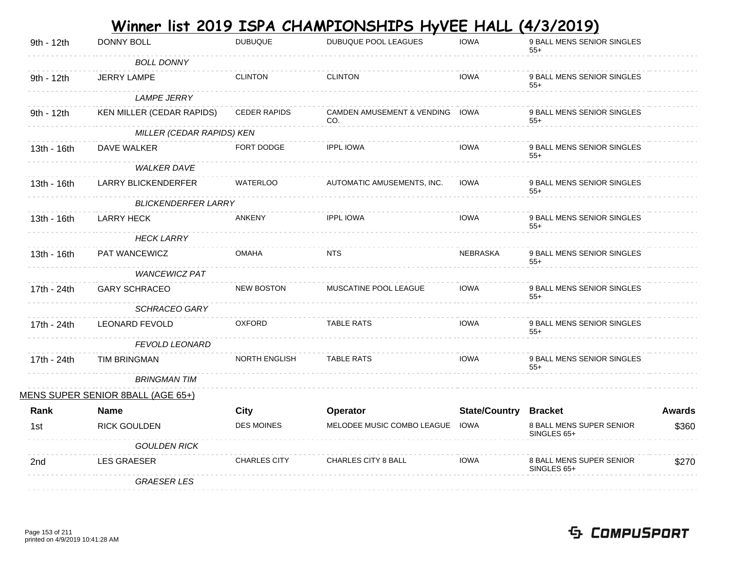# Winner list 2019 ISPA CHAMPIONSHIPS HyVEE HALL (4/3/2019)

| Rank | Name | City | Operator | State/Country | Bracket | Awards |
|---|---|---|---|---|---|---|
| 9th - 12th | DONNY BOLL | DUBUQUE | DUBUQUE POOL LEAGUES | IOWA | 9 BALL MENS SENIOR SINGLES 55+ | |
| | *BOLL DONNY* | | | | | |
| 9th - 12th | JERRY LAMPE | CLINTON | CLINTON | IOWA | 9 BALL MENS SENIOR SINGLES 55+ | |
| | *LAMPE JERRY* | | | | | |
| 9th - 12th | KEN MILLER (CEDAR RAPIDS) | CEDER RAPIDS | CAMDEN AMUSEMENT & VENDING CO. | IOWA | 9 BALL MENS SENIOR SINGLES 55+ | |
| | *MILLER (CEDAR RAPIDS) KEN* | | | | | |
| 13th - 16th | DAVE WALKER | FORT DODGE | IPPL IOWA | IOWA | 9 BALL MENS SENIOR SINGLES 55+ | |
| | *WALKER DAVE* | | | | | |
| 13th - 16th | LARRY BLICKENDERFER | WATERLOO | AUTOMATIC AMUSEMENTS, INC. | IOWA | 9 BALL MENS SENIOR SINGLES 55+ | |
| | *BLICKENDERFER LARRY* | | | | | |
| 13th - 16th | LARRY HECK | ANKENY | IPPL IOWA | IOWA | 9 BALL MENS SENIOR SINGLES 55+ | |
| | *HECK LARRY* | | | | | |
| 13th - 16th | PAT WANCEWICZ | OMAHA | NTS | NEBRASKA | 9 BALL MENS SENIOR SINGLES 55+ | |
| | *WANCEWICZ PAT* | | | | | |
| 17th - 24th | GARY SCHRACEO | NEW BOSTON | MUSCATINE POOL LEAGUE | IOWA | 9 BALL MENS SENIOR SINGLES 55+ | |
| | *SCHRACEO GARY* | | | | | |
| 17th - 24th | LEONARD FEVOLD | OXFORD | TABLE RATS | IOWA | 9 BALL MENS SENIOR SINGLES 55+ | |
| | *FEVOLD LEONARD* | | | | | |
| 17th - 24th | TIM BRINGMAN | NORTH ENGLISH | TABLE RATS | IOWA | 9 BALL MENS SENIOR SINGLES 55+ | |
| | *BRINGMAN TIM* | | | | | |

## MENS SUPER SENIOR 8BALL (AGE 65+)

| Rank | Name | City | Operator | State/Country | Bracket | Awards |
|---|---|---|---|---|---|---|
| 1st | RICK GOULDEN | DES MOINES | MELODEE MUSIC COMBO LEAGUE | IOWA | 8 BALL MENS SUPER SENIOR SINGLES 65+ | $360 |
| | *GOULDEN RICK* | | | | | |
| 2nd | LES GRAESER | CHARLES CITY | CHARLES CITY 8 BALL | IOWA | 8 BALL MENS SUPER SENIOR SINGLES 65+ | $270 |
| | *GRAESER LES* | | | | | |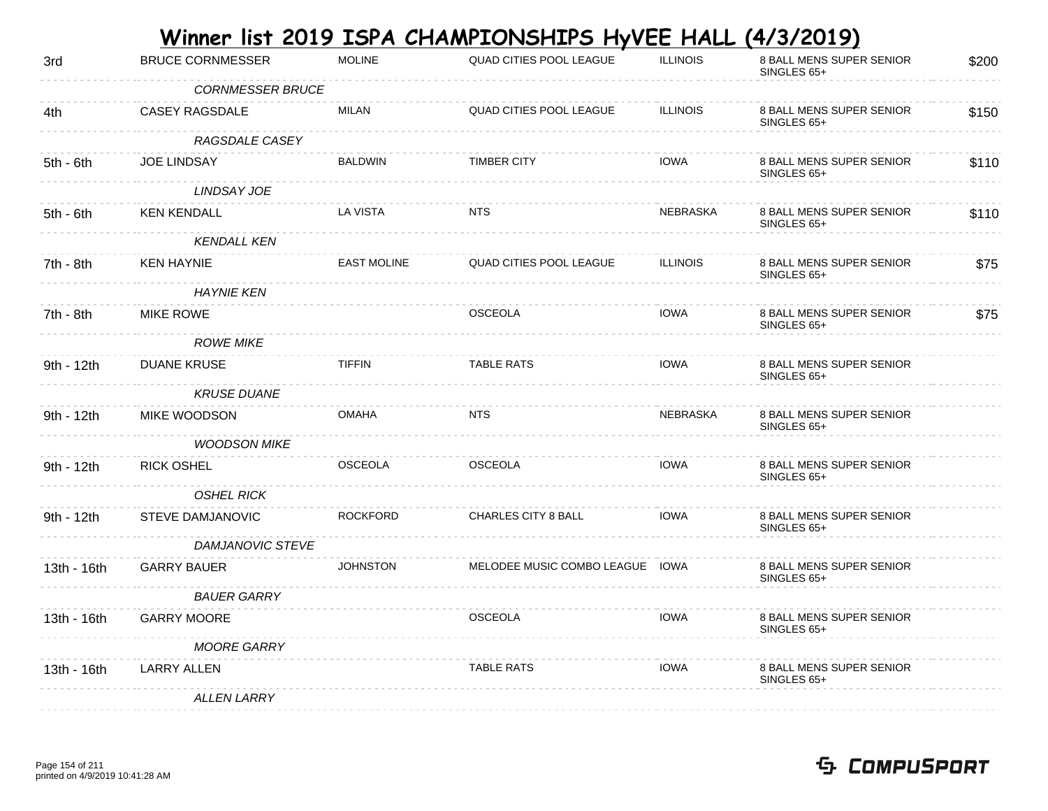# Winner list 2019 ISPA CHAMPIONSHIPS HyVEE HALL (4/3/2019)

| Place | Name | City | League | State | Event | Prize |
|---|---|---|---|---|---|---|
| 3rd | BRUCE CORNMESSER | MOLINE | QUAD CITIES POOL LEAGUE | ILLINOIS | 8 BALL MENS SUPER SENIOR SINGLES 65+ | $200 |
| | *CORNMESSER BRUCE* | | | | | |
| 4th | CASEY RAGSDALE | MILAN | QUAD CITIES POOL LEAGUE | ILLINOIS | 8 BALL MENS SUPER SENIOR SINGLES 65+ | $150 |
| | *RAGSDALE CASEY* | | | | | |
| 5th - 6th | JOE LINDSAY | BALDWIN | TIMBER CITY | IOWA | 8 BALL MENS SUPER SENIOR SINGLES 65+ | $110 |
| | *LINDSAY JOE* | | | | | |
| 5th - 6th | KEN KENDALL | LA VISTA | NTS | NEBRASKA | 8 BALL MENS SUPER SENIOR SINGLES 65+ | $110 |
| | *KENDALL KEN* | | | | | |
| 7th - 8th | KEN HAYNIE | EAST MOLINE | QUAD CITIES POOL LEAGUE | ILLINOIS | 8 BALL MENS SUPER SENIOR SINGLES 65+ | $75 |
| | *HAYNIE KEN* | | | | | |
| 7th - 8th | MIKE ROWE | | OSCEOLA | IOWA | 8 BALL MENS SUPER SENIOR SINGLES 65+ | $75 |
| | *ROWE MIKE* | | | | | |
| 9th - 12th | DUANE KRUSE | TIFFIN | TABLE RATS | IOWA | 8 BALL MENS SUPER SENIOR SINGLES 65+ | |
| | *KRUSE DUANE* | | | | | |
| 9th - 12th | MIKE WOODSON | OMAHA | NTS | NEBRASKA | 8 BALL MENS SUPER SENIOR SINGLES 65+ | |
| | *WOODSON MIKE* | | | | | |
| 9th - 12th | RICK OSHEL | OSCEOLA | OSCEOLA | IOWA | 8 BALL MENS SUPER SENIOR SINGLES 65+ | |
| | *OSHEL RICK* | | | | | |
| 9th - 12th | STEVE DAMJANOVIC | ROCKFORD | CHARLES CITY 8 BALL | IOWA | 8 BALL MENS SUPER SENIOR SINGLES 65+ | |
| | *DAMJANOVIC STEVE* | | | | | |
| 13th - 16th | GARRY BAUER | JOHNSTON | MELODEE MUSIC COMBO LEAGUE | IOWA | 8 BALL MENS SUPER SENIOR SINGLES 65+ | |
| | *BAUER GARRY* | | | | | |
| 13th - 16th | GARRY MOORE | | OSCEOLA | IOWA | 8 BALL MENS SUPER SENIOR SINGLES 65+ | |
| | *MOORE GARRY* | | | | | |
| 13th - 16th | LARRY ALLEN | | TABLE RATS | IOWA | 8 BALL MENS SUPER SENIOR SINGLES 65+ | |
| | *ALLEN LARRY* | | | | | |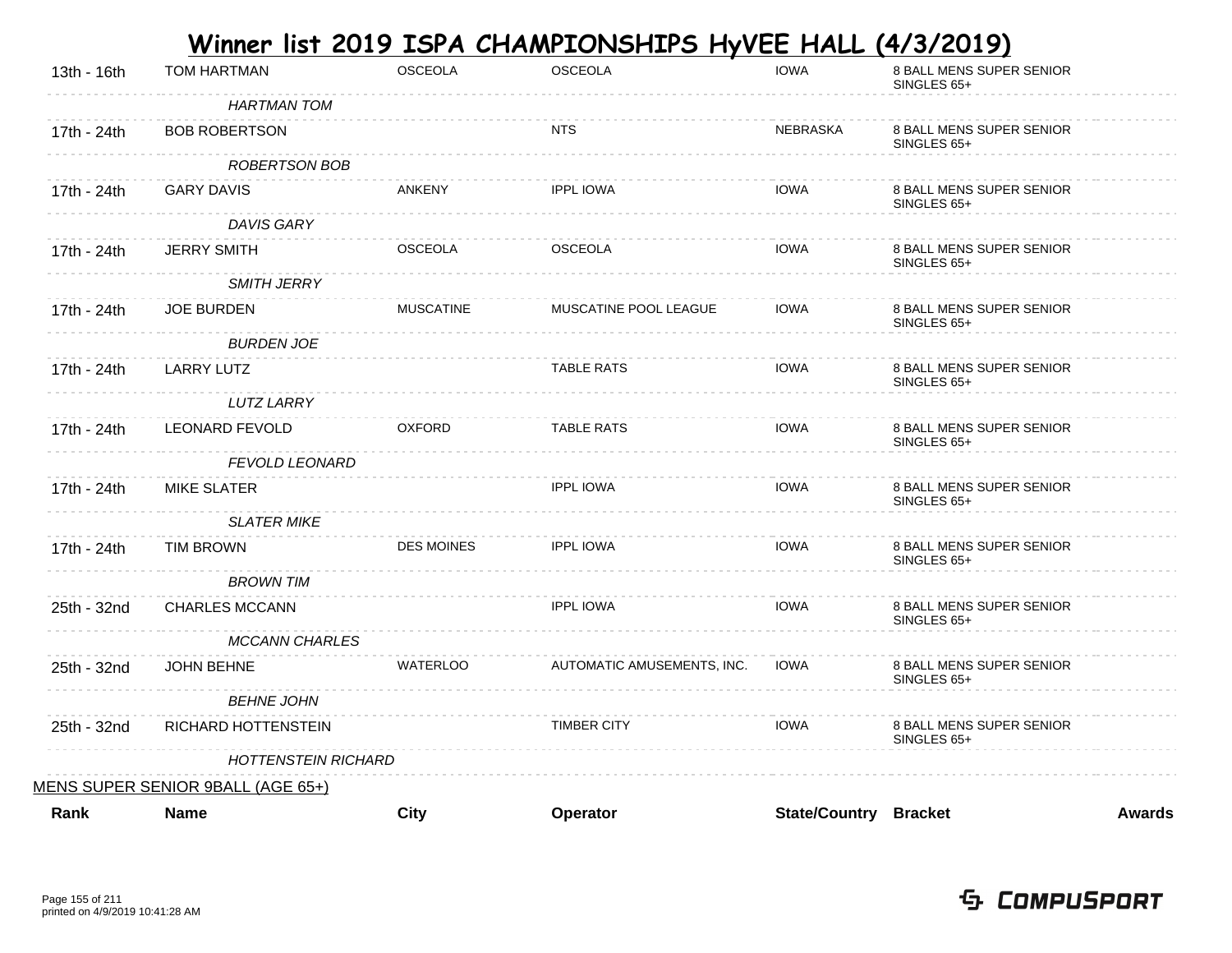# Winner list 2019 ISPA CHAMPIONSHIPS HyVEE HALL (4/3/2019)

| Rank | Name | City | Operator | State/Country | Bracket | Awards |
|---|---|---|---|---|---|---|
| 13th - 16th | TOM HARTMAN | OSCEOLA | OSCEOLA | IOWA | 8 BALL MENS SUPER SENIOR SINGLES 65+ | |
| | *HARTMAN TOM* | | | | | |
| 17th - 24th | BOB ROBERTSON | | NTS | NEBRASKA | 8 BALL MENS SUPER SENIOR SINGLES 65+ | |
| | *ROBERTSON BOB* | | | | | |
| 17th - 24th | GARY DAVIS | ANKENY | IPPL IOWA | IOWA | 8 BALL MENS SUPER SENIOR SINGLES 65+ | |
| | *DAVIS GARY* | | | | | |
| 17th - 24th | JERRY SMITH | OSCEOLA | OSCEOLA | IOWA | 8 BALL MENS SUPER SENIOR SINGLES 65+ | |
| | *SMITH JERRY* | | | | | |
| 17th - 24th | JOE BURDEN | MUSCATINE | MUSCATINE POOL LEAGUE | IOWA | 8 BALL MENS SUPER SENIOR SINGLES 65+ | |
| | *BURDEN JOE* | | | | | |
| 17th - 24th | LARRY LUTZ | | TABLE RATS | IOWA | 8 BALL MENS SUPER SENIOR SINGLES 65+ | |
| | *LUTZ LARRY* | | | | | |
| 17th - 24th | LEONARD FEVOLD | OXFORD | TABLE RATS | IOWA | 8 BALL MENS SUPER SENIOR SINGLES 65+ | |
| | *FEVOLD LEONARD* | | | | | |
| 17th - 24th | MIKE SLATER | | IPPL IOWA | IOWA | 8 BALL MENS SUPER SENIOR SINGLES 65+ | |
| | *SLATER MIKE* | | | | | |
| 17th - 24th | TIM BROWN | DES MOINES | IPPL IOWA | IOWA | 8 BALL MENS SUPER SENIOR SINGLES 65+ | |
| | *BROWN TIM* | | | | | |
| 25th - 32nd | CHARLES MCCANN | | IPPL IOWA | IOWA | 8 BALL MENS SUPER SENIOR SINGLES 65+ | |
| | *MCCANN CHARLES* | | | | | |
| 25th - 32nd | JOHN BEHNE | WATERLOO | AUTOMATIC AMUSEMENTS, INC. | IOWA | 8 BALL MENS SUPER SENIOR SINGLES 65+ | |
| | *BEHNE JOHN* | | | | | |
| 25th - 32nd | RICHARD HOTTENSTEIN | | TIMBER CITY | IOWA | 8 BALL MENS SUPER SENIOR SINGLES 65+ | |
| | *HOTTENSTEIN RICHARD* | | | | | |

MENS SUPER SENIOR 9BALL (AGE 65+)

| Rank | Name | City | Operator | State/Country | Bracket | Awards |
|---|---|---|---|---|---|---|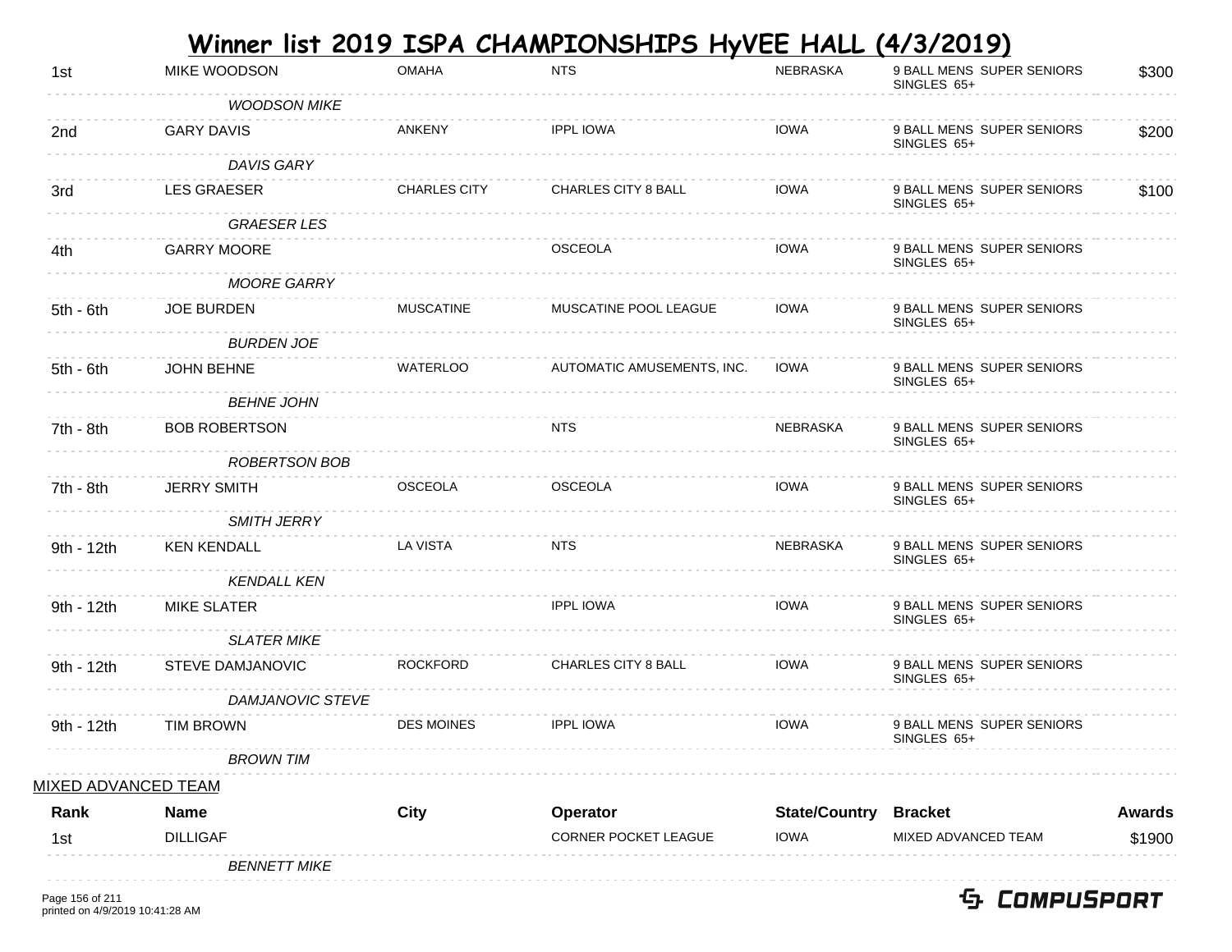# Winner list 2019 ISPA CHAMPIONSHIPS HyVEE HALL (4/3/2019)

| Rank | Name | City | Operator | State/Country | Bracket | Awards |
|---|---|---|---|---|---|---|
| 1st | MIKE WOODSON | OMAHA | NTS | NEBRASKA | 9 BALL MENS SUPER SENIORS SINGLES 65+ | $300 |
| | *WOODSON MIKE* | | | | | |
| 2nd | GARY DAVIS | ANKENY | IPPL IOWA | IOWA | 9 BALL MENS SUPER SENIORS SINGLES 65+ | $200 |
| | *DAVIS GARY* | | | | | |
| 3rd | LES GRAESER | CHARLES CITY | CHARLES CITY 8 BALL | IOWA | 9 BALL MENS SUPER SENIORS SINGLES 65+ | $100 |
| | *GRAESER LES* | | | | | |
| 4th | GARRY MOORE | | OSCEOLA | IOWA | 9 BALL MENS SUPER SENIORS SINGLES 65+ | |
| | *MOORE GARRY* | | | | | |
| 5th - 6th | JOE BURDEN | MUSCATINE | MUSCATINE POOL LEAGUE | IOWA | 9 BALL MENS SUPER SENIORS SINGLES 65+ | |
| | *BURDEN JOE* | | | | | |
| 5th - 6th | JOHN BEHNE | WATERLOO | AUTOMATIC AMUSEMENTS, INC. | IOWA | 9 BALL MENS SUPER SENIORS SINGLES 65+ | |
| | *BEHNE JOHN* | | | | | |
| 7th - 8th | BOB ROBERTSON | | NTS | NEBRASKA | 9 BALL MENS SUPER SENIORS SINGLES 65+ | |
| | *ROBERTSON BOB* | | | | | |
| 7th - 8th | JERRY SMITH | OSCEOLA | OSCEOLA | IOWA | 9 BALL MENS SUPER SENIORS SINGLES 65+ | |
| | *SMITH JERRY* | | | | | |
| 9th - 12th | KEN KENDALL | LA VISTA | NTS | NEBRASKA | 9 BALL MENS SUPER SENIORS SINGLES 65+ | |
| | *KENDALL KEN* | | | | | |
| 9th - 12th | MIKE SLATER | | IPPL IOWA | IOWA | 9 BALL MENS SUPER SENIORS SINGLES 65+ | |
| | *SLATER MIKE* | | | | | |
| 9th - 12th | STEVE DAMJANOVIC | ROCKFORD | CHARLES CITY 8 BALL | IOWA | 9 BALL MENS SUPER SENIORS SINGLES 65+ | |
| | *DAMJANOVIC STEVE* | | | | | |
| 9th - 12th | TIM BROWN | DES MOINES | IPPL IOWA | IOWA | 9 BALL MENS SUPER SENIORS SINGLES 65+ | |
| | *BROWN TIM* | | | | | |

## MIXED ADVANCED TEAM

| Rank | Name | City | Operator | State/Country | Bracket | Awards |
|---|---|---|---|---|---|---|
| 1st | DILLIGAF | | CORNER POCKET LEAGUE | IOWA | MIXED ADVANCED TEAM | $1900 |
| | *BENNETT MIKE* | | | | | |

printed on 4/9/2019 10:41:28 AM

COMPUSPORT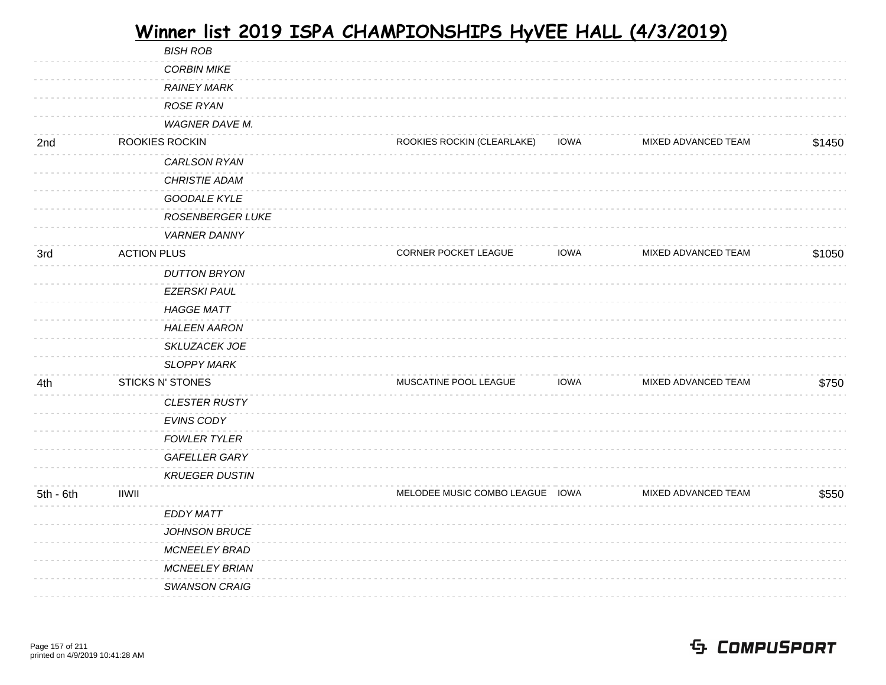# Winner list 2019 ISPA CHAMPIONSHIPS HyVEE HALL (4/3/2019)

| Place | Team / Player | League | State | Division | Prize |
|---|---|---|---|---|---|
| | *BISH ROB* | | | | |
| | *CORBIN MIKE* | | | | |
| | *RAINEY MARK* | | | | |
| | *ROSE RYAN* | | | | |
| | *WAGNER DAVE M.* | | | | |
| 2nd | ROOKIES ROCKIN | ROOKIES ROCKIN (CLEARLAKE) | IOWA | MIXED ADVANCED TEAM | $1450 |
| | *CARLSON RYAN* | | | | |
| | *CHRISTIE ADAM* | | | | |
| | *GOODALE KYLE* | | | | |
| | *ROSENBERGER LUKE* | | | | |
| | *VARNER DANNY* | | | | |
| 3rd | ACTION PLUS | CORNER POCKET LEAGUE | IOWA | MIXED ADVANCED TEAM | $1050 |
| | *DUTTON BRYON* | | | | |
| | *EZERSKI PAUL* | | | | |
| | *HAGGE MATT* | | | | |
| | *HALEEN AARON* | | | | |
| | *SKLUZACEK JOE* | | | | |
| | *SLOPPY MARK* | | | | |
| 4th | STICKS N' STONES | MUSCATINE POOL LEAGUE | IOWA | MIXED ADVANCED TEAM | $750 |
| | *CLESTER RUSTY* | | | | |
| | *EVINS CODY* | | | | |
| | *FOWLER TYLER* | | | | |
| | *GAFELLER GARY* | | | | |
| | *KRUEGER DUSTIN* | | | | |
| 5th - 6th | IIWII | MELODEE MUSIC COMBO LEAGUE | IOWA | MIXED ADVANCED TEAM | $550 |
| | *EDDY MATT* | | | | |
| | *JOHNSON BRUCE* | | | | |
| | *MCNEELEY BRAD* | | | | |
| | *MCNEELEY BRIAN* | | | | |
| | *SWANSON CRAIG* | | | | |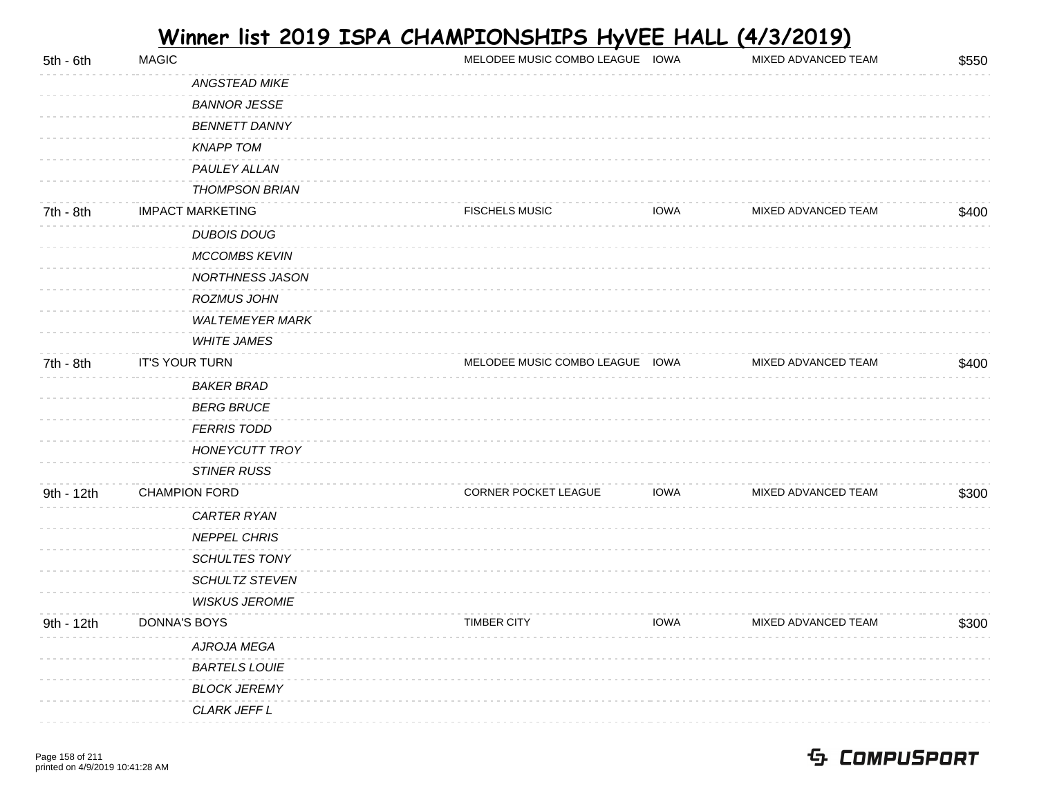# Winner list 2019 ISPA CHAMPIONSHIPS HyVEE HALL (4/3/2019)

| | | | | | |
|---|---|---|---|---|---|
| 5th - 6th | MAGIC | MELODEE MUSIC COMBO LEAGUE | IOWA | MIXED ADVANCED TEAM | $550 |
| | *ANGSTEAD MIKE* | | | | |
| | *BANNOR JESSE* | | | | |
| | *BENNETT DANNY* | | | | |
| | *KNAPP TOM* | | | | |
| | *PAULEY ALLAN* | | | | |
| | *THOMPSON BRIAN* | | | | |
| 7th - 8th | IMPACT MARKETING | FISCHELS MUSIC | IOWA | MIXED ADVANCED TEAM | $400 |
| | *DUBOIS DOUG* | | | | |
| | *MCCOMBS KEVIN* | | | | |
| | *NORTHNESS JASON* | | | | |
| | *ROZMUS JOHN* | | | | |
| | *WALTEMEYER MARK* | | | | |
| | *WHITE JAMES* | | | | |
| 7th - 8th | IT'S YOUR TURN | MELODEE MUSIC COMBO LEAGUE | IOWA | MIXED ADVANCED TEAM | $400 |
| | *BAKER BRAD* | | | | |
| | *BERG BRUCE* | | | | |
| | *FERRIS TODD* | | | | |
| | *HONEYCUTT TROY* | | | | |
| | *STINER RUSS* | | | | |
| 9th - 12th | CHAMPION FORD | CORNER POCKET LEAGUE | IOWA | MIXED ADVANCED TEAM | $300 |
| | *CARTER RYAN* | | | | |
| | *NEPPEL CHRIS* | | | | |
| | *SCHULTES TONY* | | | | |
| | *SCHULTZ STEVEN* | | | | |
| | *WISKUS JEROMIE* | | | | |
| 9th - 12th | DONNA'S BOYS | TIMBER CITY | IOWA | MIXED ADVANCED TEAM | $300 |
| | *AJROJA MEGA* | | | | |
| | *BARTELS LOUIE* | | | | |
| | *BLOCK JEREMY* | | | | |
| | *CLARK JEFF L* | | | | |

printed on 4/9/2019 10:41:28 AM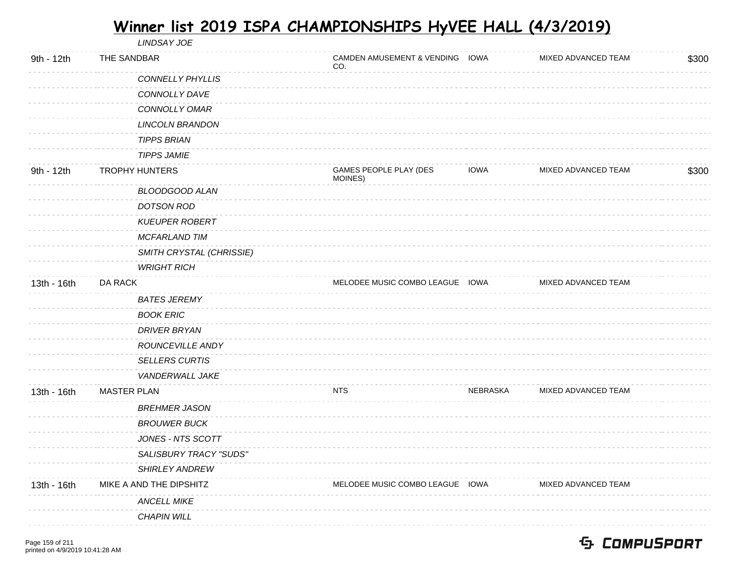# Winner list 2019 ISPA CHAMPIONSHIPS HyVEE HALL (4/3/2019)

| Place | Team / Player | Sponsor | State | Division | Prize |
|---|---|---|---|---|---|
| | *LINDSAY JOE* | | | | |
| 9th - 12th | THE SANDBAR | CAMDEN AMUSEMENT & VENDING CO. | IOWA | MIXED ADVANCED TEAM | $300 |
| | *CONNELLY PHYLLIS* | | | | |
| | *CONNOLLY DAVE* | | | | |
| | *CONNOLLY OMAR* | | | | |
| | *LINCOLN BRANDON* | | | | |
| | *TIPPS BRIAN* | | | | |
| | *TIPPS JAMIE* | | | | |
| 9th - 12th | TROPHY HUNTERS | GAMES PEOPLE PLAY (DES MOINES) | IOWA | MIXED ADVANCED TEAM | $300 |
| | *BLOODGOOD ALAN* | | | | |
| | *DOTSON ROD* | | | | |
| | *KUEUPER ROBERT* | | | | |
| | *MCFARLAND TIM* | | | | |
| | *SMITH CRYSTAL (CHRISSIE)* | | | | |
| | *WRIGHT RICH* | | | | |
| 13th - 16th | DA RACK | MELODEE MUSIC COMBO LEAGUE | IOWA | MIXED ADVANCED TEAM | |
| | *BATES JEREMY* | | | | |
| | *BOOK ERIC* | | | | |
| | *DRIVER BRYAN* | | | | |
| | *ROUNCEVILLE ANDY* | | | | |
| | *SELLERS CURTIS* | | | | |
| | *VANDERWALL JAKE* | | | | |
| 13th - 16th | MASTER PLAN | NTS | NEBRASKA | MIXED ADVANCED TEAM | |
| | *BREHMER JASON* | | | | |
| | *BROUWER BUCK* | | | | |
| | *JONES - NTS SCOTT* | | | | |
| | *SALISBURY TRACY "SUDS"* | | | | |
| | *SHIRLEY ANDREW* | | | | |
| 13th - 16th | MIKE A AND THE DIPSHITZ | MELODEE MUSIC COMBO LEAGUE | IOWA | MIXED ADVANCED TEAM | |
| | *ANCELL MIKE* | | | | |
| | *CHAPIN WILL* | | | | |

printed on 4/9/2019 10:41:28 AM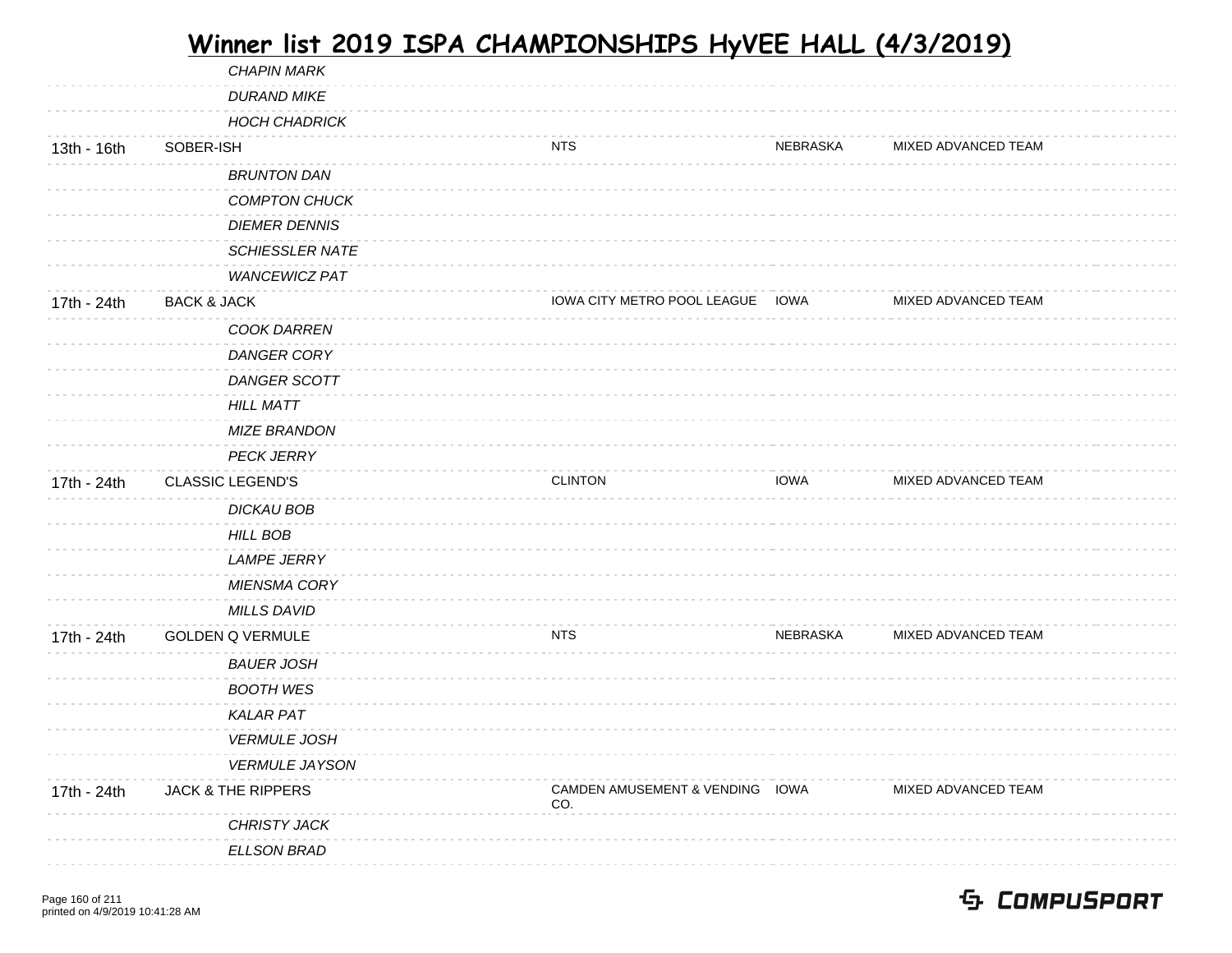# Winner list 2019 ISPA CHAMPIONSHIPS HyVEE HALL (4/3/2019)

| Place | Team / Player | League | State | Division |
|---|---|---|---|---|
| | *CHAPIN MARK* | | | |
| | *DURAND MIKE* | | | |
| | *HOCH CHADRICK* | | | |
| 13th - 16th | SOBER-ISH | NTS | NEBRASKA | MIXED ADVANCED TEAM |
| | *BRUNTON DAN* | | | |
| | *COMPTON CHUCK* | | | |
| | *DIEMER DENNIS* | | | |
| | *SCHIESSLER NATE* | | | |
| | *WANCEWICZ PAT* | | | |
| 17th - 24th | BACK & JACK | IOWA CITY METRO POOL LEAGUE | IOWA | MIXED ADVANCED TEAM |
| | *COOK DARREN* | | | |
| | *DANGER CORY* | | | |
| | *DANGER SCOTT* | | | |
| | *HILL MATT* | | | |
| | *MIZE BRANDON* | | | |
| | *PECK JERRY* | | | |
| 17th - 24th | CLASSIC LEGEND'S | CLINTON | IOWA | MIXED ADVANCED TEAM |
| | *DICKAU BOB* | | | |
| | *HILL BOB* | | | |
| | *LAMPE JERRY* | | | |
| | *MIENSMA CORY* | | | |
| | *MILLS DAVID* | | | |
| 17th - 24th | GOLDEN Q VERMULE | NTS | NEBRASKA | MIXED ADVANCED TEAM |
| | *BAUER JOSH* | | | |
| | *BOOTH WES* | | | |
| | *KALAR PAT* | | | |
| | *VERMULE JOSH* | | | |
| | *VERMULE JAYSON* | | | |
| 17th - 24th | JACK & THE RIPPERS | CAMDEN AMUSEMENT & VENDING CO. | IOWA | MIXED ADVANCED TEAM |
| | *CHRISTY JACK* | | | |
| | *ELLSON BRAD* | | | |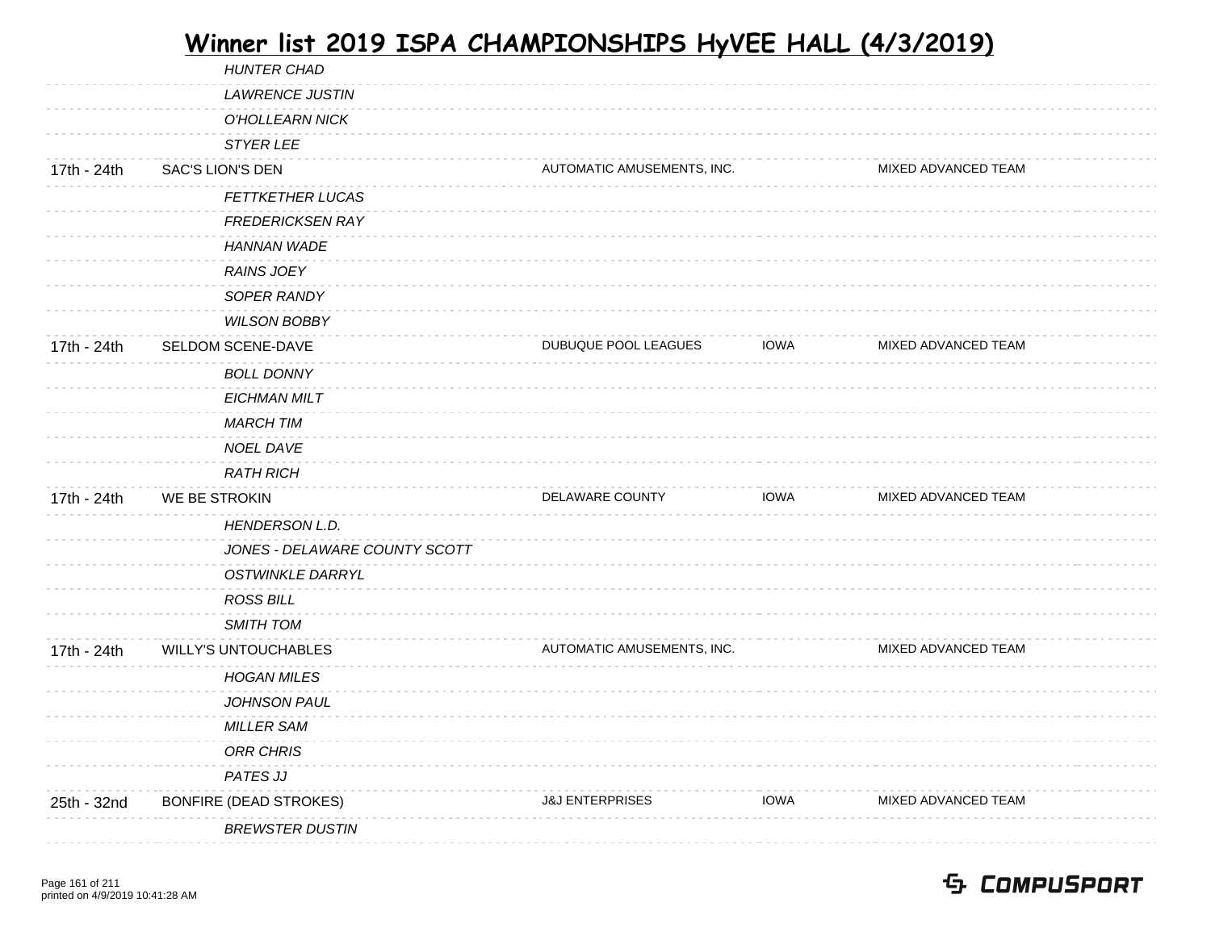# Winner list 2019 ISPA CHAMPIONSHIPS HyVEE HALL (4/3/2019)

| Place | Team / Player | Sponsor | State | Division |
|---|---|---|---|---|
| | *HUNTER CHAD* | | | |
| | *LAWRENCE JUSTIN* | | | |
| | *O'HOLLEARN NICK* | | | |
| | *STYER LEE* | | | |
| 17th - 24th | SAC'S LION'S DEN | AUTOMATIC AMUSEMENTS, INC. | | MIXED ADVANCED TEAM |
| | *FETTKETHER LUCAS* | | | |
| | *FREDERICKSEN RAY* | | | |
| | *HANNAN WADE* | | | |
| | *RAINS JOEY* | | | |
| | *SOPER RANDY* | | | |
| | *WILSON BOBBY* | | | |
| 17th - 24th | SELDOM SCENE-DAVE | DUBUQUE POOL LEAGUES | IOWA | MIXED ADVANCED TEAM |
| | *BOLL DONNY* | | | |
| | *EICHMAN MILT* | | | |
| | *MARCH TIM* | | | |
| | *NOEL DAVE* | | | |
| | *RATH RICH* | | | |
| 17th - 24th | WE BE STROKIN | DELAWARE COUNTY | IOWA | MIXED ADVANCED TEAM |
| | *HENDERSON L.D.* | | | |
| | *JONES - DELAWARE COUNTY SCOTT* | | | |
| | *OSTWINKLE DARRYL* | | | |
| | *ROSS BILL* | | | |
| | *SMITH TOM* | | | |
| 17th - 24th | WILLY'S UNTOUCHABLES | AUTOMATIC AMUSEMENTS, INC. | | MIXED ADVANCED TEAM |
| | *HOGAN MILES* | | | |
| | *JOHNSON PAUL* | | | |
| | *MILLER SAM* | | | |
| | *ORR CHRIS* | | | |
| | *PATES JJ* | | | |
| 25th - 32nd | BONFIRE (DEAD STROKES) | J&J ENTERPRISES | IOWA | MIXED ADVANCED TEAM |
| | *BREWSTER DUSTIN* | | | |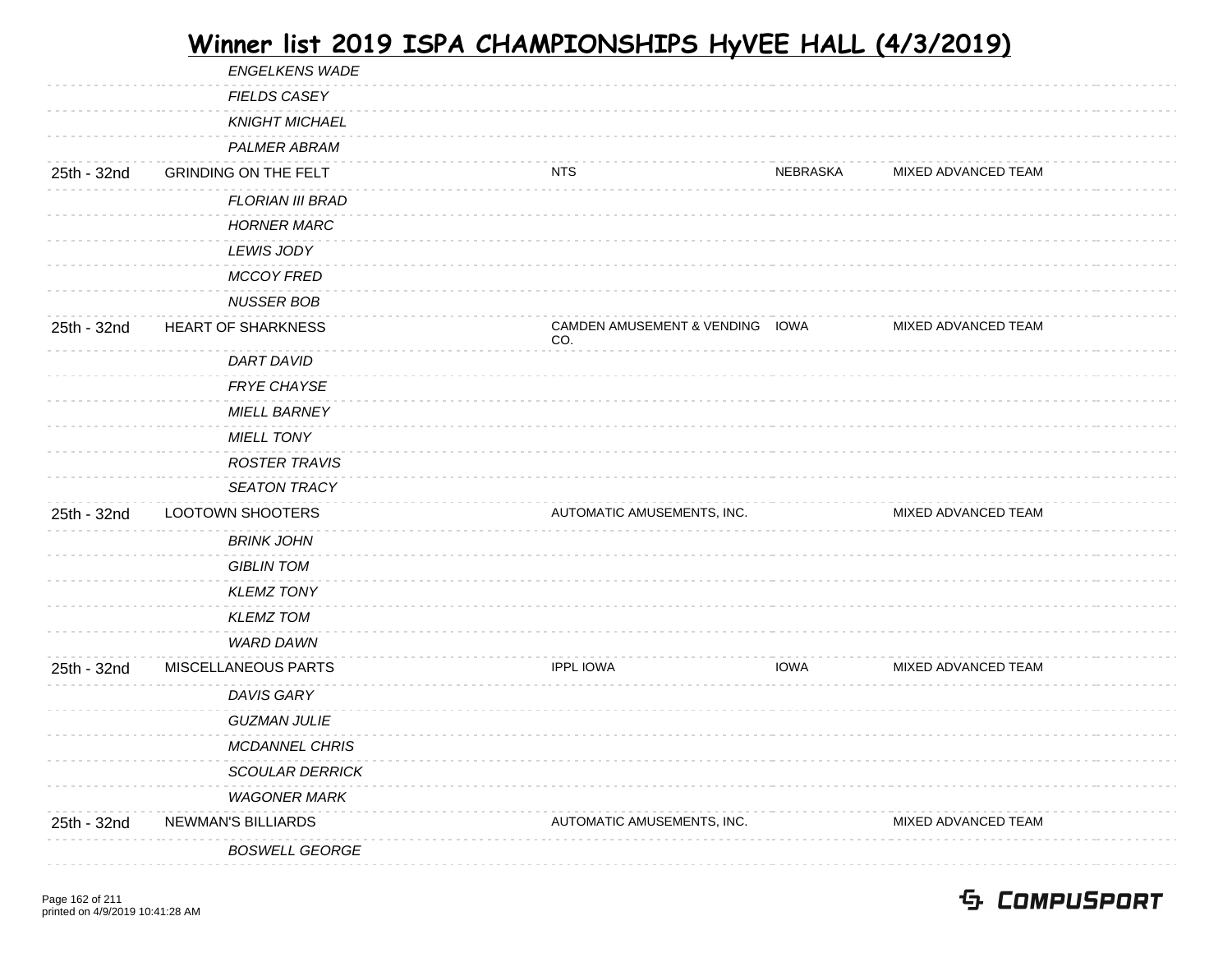## Winner list 2019 ISPA CHAMPIONSHIPS HyVEE HALL (4/3/2019)

| | | | | |
|---|---|---|---|---|
| | *ENGELKENS WADE* | | | |
| | *FIELDS CASEY* | | | |
| | *KNIGHT MICHAEL* | | | |
| | *PALMER ABRAM* | | | |
| 25th - 32nd | GRINDING ON THE FELT | NTS | NEBRASKA | MIXED ADVANCED TEAM |
| | *FLORIAN III BRAD* | | | |
| | *HORNER MARC* | | | |
| | *LEWIS JODY* | | | |
| | *MCCOY FRED* | | | |
| | *NUSSER BOB* | | | |
| 25th - 32nd | HEART OF SHARKNESS | CAMDEN AMUSEMENT & VENDING CO. | IOWA | MIXED ADVANCED TEAM |
| | *DART DAVID* | | | |
| | *FRYE CHAYSE* | | | |
| | *MIELL BARNEY* | | | |
| | *MIELL TONY* | | | |
| | *ROSTER TRAVIS* | | | |
| | *SEATON TRACY* | | | |
| 25th - 32nd | LOOTOWN SHOOTERS | AUTOMATIC AMUSEMENTS, INC. | | MIXED ADVANCED TEAM |
| | *BRINK JOHN* | | | |
| | *GIBLIN TOM* | | | |
| | *KLEMZ TONY* | | | |
| | *KLEMZ TOM* | | | |
| | *WARD DAWN* | | | |
| 25th - 32nd | MISCELLANEOUS PARTS | IPPL IOWA | IOWA | MIXED ADVANCED TEAM |
| | *DAVIS GARY* | | | |
| | *GUZMAN JULIE* | | | |
| | *MCDANNEL CHRIS* | | | |
| | *SCOULAR DERRICK* | | | |
| | *WAGONER MARK* | | | |
| 25th - 32nd | NEWMAN'S BILLIARDS | AUTOMATIC AMUSEMENTS, INC. | | MIXED ADVANCED TEAM |
| | *BOSWELL GEORGE* | | | |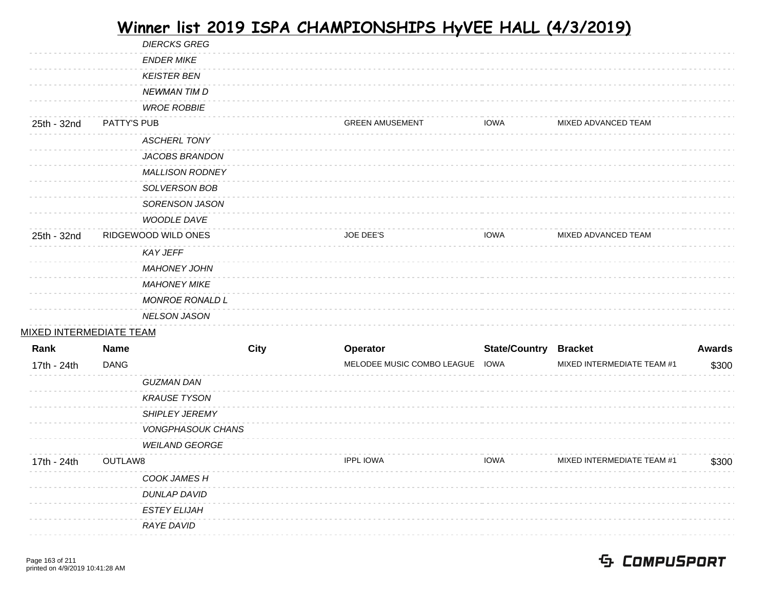# Winner list 2019 ISPA CHAMPIONSHIPS HyVEE HALL (4/3/2019)

| Rank | Name | City | Operator | State/Country | Bracket | Awards |
|---|---|---|---|---|---|---|
| | *DIERCKS GREG* | | | | | |
| | *ENDER MIKE* | | | | | |
| | *KEISTER BEN* | | | | | |
| | *NEWMAN TIM D* | | | | | |
| | *WROE ROBBIE* | | | | | |
| 25th - 32nd | PATTY'S PUB | | GREEN AMUSEMENT | IOWA | MIXED ADVANCED TEAM | |
| | *ASCHERL TONY* | | | | | |
| | *JACOBS BRANDON* | | | | | |
| | *MALLISON RODNEY* | | | | | |
| | *SOLVERSON BOB* | | | | | |
| | *SORENSON JASON* | | | | | |
| | *WOODLE DAVE* | | | | | |
| 25th - 32nd | RIDGEWOOD WILD ONES | | JOE DEE'S | IOWA | MIXED ADVANCED TEAM | |
| | *KAY JEFF* | | | | | |
| | *MAHONEY JOHN* | | | | | |
| | *MAHONEY MIKE* | | | | | |
| | *MONROE RONALD L* | | | | | |
| | *NELSON JASON* | | | | | |

MIXED INTERMEDIATE TEAM

| Rank | Name | City | Operator | State/Country | Bracket | Awards |
|---|---|---|---|---|---|---|
| 17th - 24th | DANG | | MELODEE MUSIC COMBO LEAGUE | IOWA | MIXED INTERMEDIATE TEAM #1 | $300 |
| | *GUZMAN DAN* | | | | | |
| | *KRAUSE TYSON* | | | | | |
| | *SHIPLEY JEREMY* | | | | | |
| | *VONGPHASOUK CHANS* | | | | | |
| | *WEILAND GEORGE* | | | | | |
| 17th - 24th | OUTLAW8 | | IPPL IOWA | IOWA | MIXED INTERMEDIATE TEAM #1 | $300 |
| | *COOK JAMES H* | | | | | |
| | *DUNLAP DAVID* | | | | | |
| | *ESTEY ELIJAH* | | | | | |
| | *RAYE DAVID* | | | | | |

printed on 4/9/2019 10:41:28 AM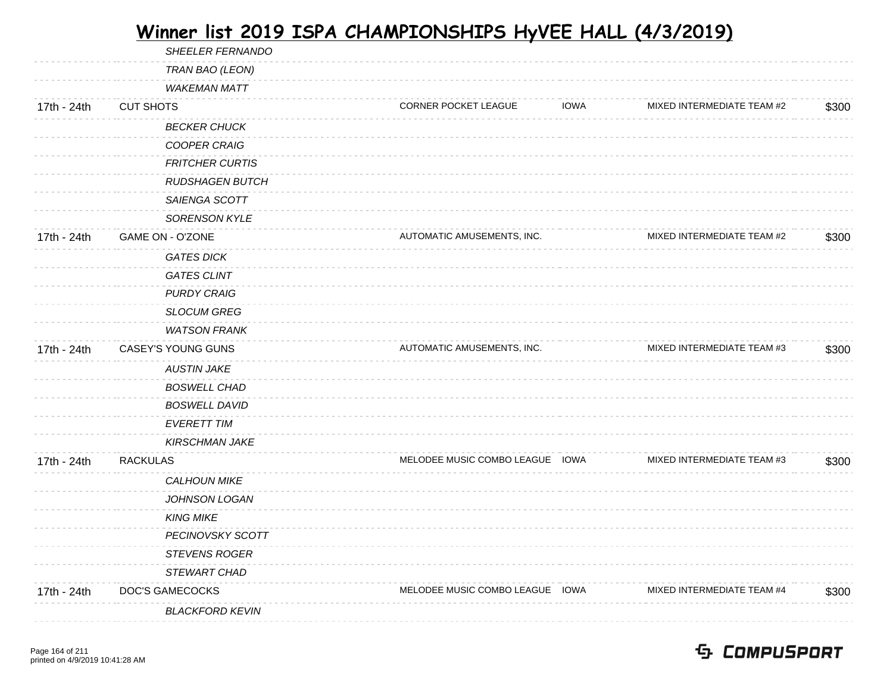# Winner list 2019 ISPA CHAMPIONSHIPS HyVEE HALL (4/3/2019)

| Place | Team / Player | League | State | Division | Prize |
|---|---|---|---|---|---|
| | *SHEELER FERNANDO* | | | | |
| | *TRAN BAO (LEON)* | | | | |
| | *WAKEMAN MATT* | | | | |
| 17th - 24th | CUT SHOTS | CORNER POCKET LEAGUE | IOWA | MIXED INTERMEDIATE TEAM #2 | $300 |
| | *BECKER CHUCK* | | | | |
| | *COOPER CRAIG* | | | | |
| | *FRITCHER CURTIS* | | | | |
| | *RUDSHAGEN BUTCH* | | | | |
| | *SAIENGA SCOTT* | | | | |
| | *SORENSON KYLE* | | | | |
| 17th - 24th | GAME ON - O'ZONE | AUTOMATIC AMUSEMENTS, INC. | | MIXED INTERMEDIATE TEAM #2 | $300 |
| | *GATES DICK* | | | | |
| | *GATES CLINT* | | | | |
| | *PURDY CRAIG* | | | | |
| | *SLOCUM GREG* | | | | |
| | *WATSON FRANK* | | | | |
| 17th - 24th | CASEY'S YOUNG GUNS | AUTOMATIC AMUSEMENTS, INC. | | MIXED INTERMEDIATE TEAM #3 | $300 |
| | *AUSTIN JAKE* | | | | |
| | *BOSWELL CHAD* | | | | |
| | *BOSWELL DAVID* | | | | |
| | *EVERETT TIM* | | | | |
| | *KIRSCHMAN JAKE* | | | | |
| 17th - 24th | RACKULAS | MELODEE MUSIC COMBO LEAGUE | IOWA | MIXED INTERMEDIATE TEAM #3 | $300 |
| | *CALHOUN MIKE* | | | | |
| | *JOHNSON LOGAN* | | | | |
| | *KING MIKE* | | | | |
| | *PECINOVSKY SCOTT* | | | | |
| | *STEVENS ROGER* | | | | |
| | *STEWART CHAD* | | | | |
| 17th - 24th | DOC'S GAMECOCKS | MELODEE MUSIC COMBO LEAGUE | IOWA | MIXED INTERMEDIATE TEAM #4 | $300 |
| | *BLACKFORD KEVIN* | | | | |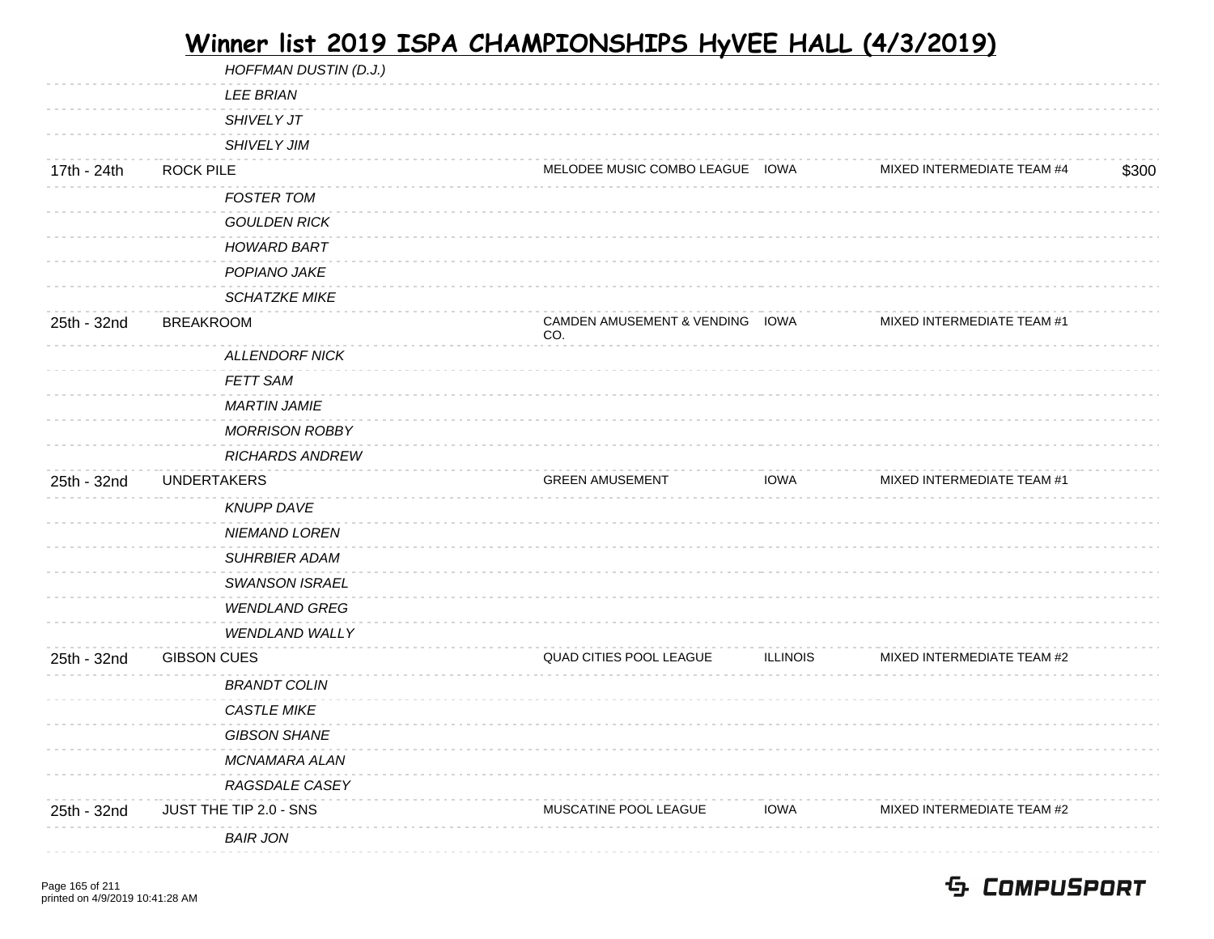# Winner list 2019 ISPA CHAMPIONSHIPS HyVEE HALL (4/3/2019)

| Place | Team / Player | League | State | Division | Prize |
|---|---|---|---|---|---|
| | *HOFFMAN DUSTIN (D.J.)* | | | | |
| | *LEE BRIAN* | | | | |
| | *SHIVELY JT* | | | | |
| | *SHIVELY JIM* | | | | |
| 17th - 24th | ROCK PILE | MELODEE MUSIC COMBO LEAGUE | IOWA | MIXED INTERMEDIATE TEAM #4 | $300 |
| | *FOSTER TOM* | | | | |
| | *GOULDEN RICK* | | | | |
| | *HOWARD BART* | | | | |
| | *POPIANO JAKE* | | | | |
| | *SCHATZKE MIKE* | | | | |
| 25th - 32nd | BREAKROOM | CAMDEN AMUSEMENT & VENDING CO. | IOWA | MIXED INTERMEDIATE TEAM #1 | |
| | *ALLENDORF NICK* | | | | |
| | *FETT SAM* | | | | |
| | *MARTIN JAMIE* | | | | |
| | *MORRISON ROBBY* | | | | |
| | *RICHARDS ANDREW* | | | | |
| 25th - 32nd | UNDERTAKERS | GREEN AMUSEMENT | IOWA | MIXED INTERMEDIATE TEAM #1 | |
| | *KNUPP DAVE* | | | | |
| | *NIEMAND LOREN* | | | | |
| | *SUHRBIER ADAM* | | | | |
| | *SWANSON ISRAEL* | | | | |
| | *WENDLAND GREG* | | | | |
| | *WENDLAND WALLY* | | | | |
| 25th - 32nd | GIBSON CUES | QUAD CITIES POOL LEAGUE | ILLINOIS | MIXED INTERMEDIATE TEAM #2 | |
| | *BRANDT COLIN* | | | | |
| | *CASTLE MIKE* | | | | |
| | *GIBSON SHANE* | | | | |
| | *MCNAMARA ALAN* | | | | |
| | *RAGSDALE CASEY* | | | | |
| 25th - 32nd | JUST THE TIP 2.0 - SNS | MUSCATINE POOL LEAGUE | IOWA | MIXED INTERMEDIATE TEAM #2 | |
| | *BAIR JON* | | | | |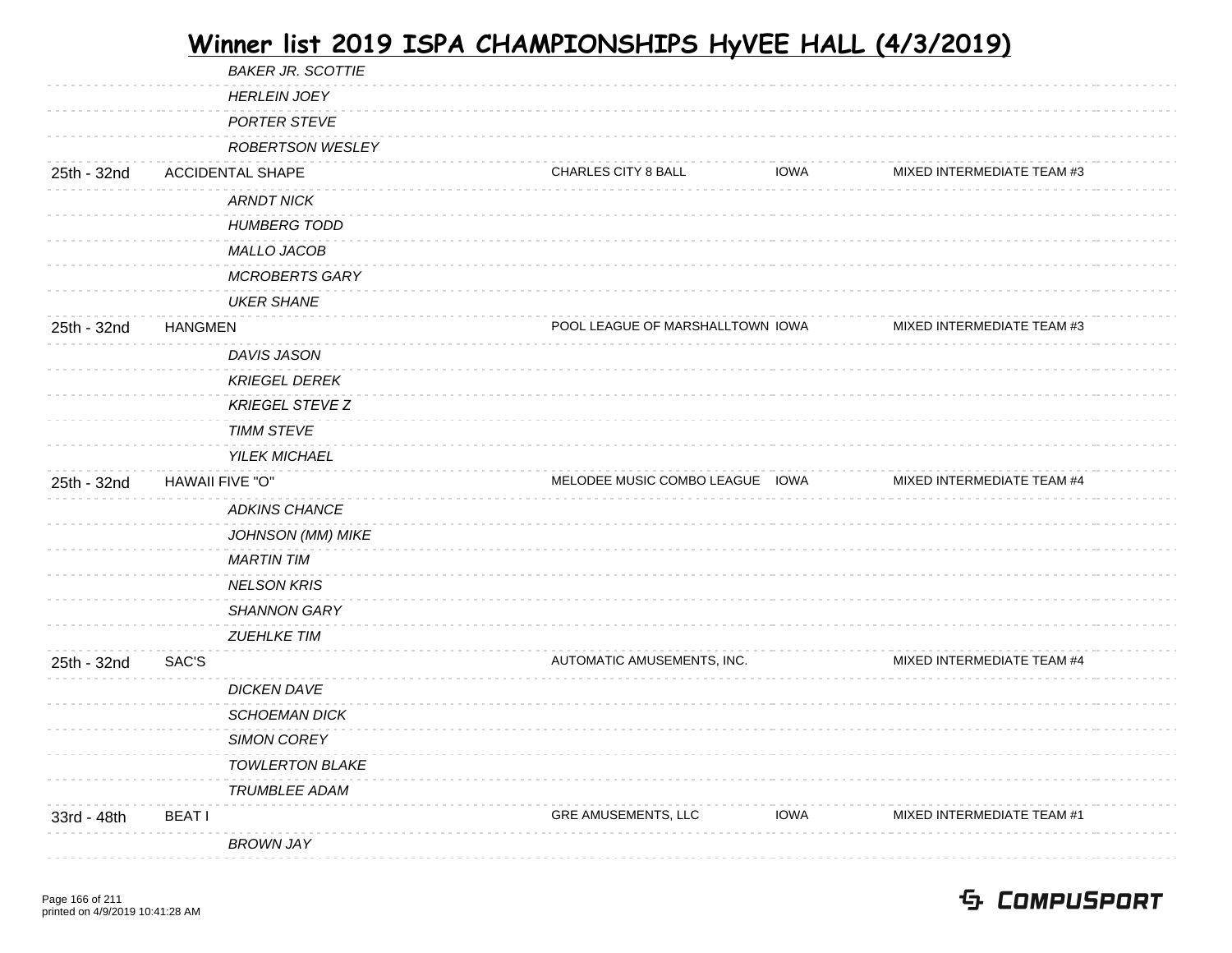# Winner list 2019 ISPA CHAMPIONSHIPS HyVEE HALL (4/3/2019)

| Place | Team / Player | League | State | Division |
|---|---|---|---|---|
| | *BAKER JR. SCOTTIE* | | | |
| | *HERLEIN JOEY* | | | |
| | *PORTER STEVE* | | | |
| | *ROBERTSON WESLEY* | | | |
| 25th - 32nd | ACCIDENTAL SHAPE | CHARLES CITY 8 BALL | IOWA | MIXED INTERMEDIATE TEAM #3 |
| | *ARNDT NICK* | | | |
| | *HUMBERG TODD* | | | |
| | *MALLO JACOB* | | | |
| | *MCROBERTS GARY* | | | |
| | *UKER SHANE* | | | |
| 25th - 32nd | HANGMEN | POOL LEAGUE OF MARSHALLTOWN | IOWA | MIXED INTERMEDIATE TEAM #3 |
| | *DAVIS JASON* | | | |
| | *KRIEGEL DEREK* | | | |
| | *KRIEGEL STEVE Z* | | | |
| | *TIMM STEVE* | | | |
| | *YILEK MICHAEL* | | | |
| 25th - 32nd | HAWAII FIVE "O" | MELODEE MUSIC COMBO LEAGUE | IOWA | MIXED INTERMEDIATE TEAM #4 |
| | *ADKINS CHANCE* | | | |
| | *JOHNSON (MM) MIKE* | | | |
| | *MARTIN TIM* | | | |
| | *NELSON KRIS* | | | |
| | *SHANNON GARY* | | | |
| | *ZUEHLKE TIM* | | | |
| 25th - 32nd | SAC'S | AUTOMATIC AMUSEMENTS, INC. | | MIXED INTERMEDIATE TEAM #4 |
| | *DICKEN DAVE* | | | |
| | *SCHOEMAN DICK* | | | |
| | *SIMON COREY* | | | |
| | *TOWLERTON BLAKE* | | | |
| | *TRUMBLEE ADAM* | | | |
| 33rd - 48th | BEAT I | GRE AMUSEMENTS, LLC | IOWA | MIXED INTERMEDIATE TEAM #1 |
| | *BROWN JAY* | | | |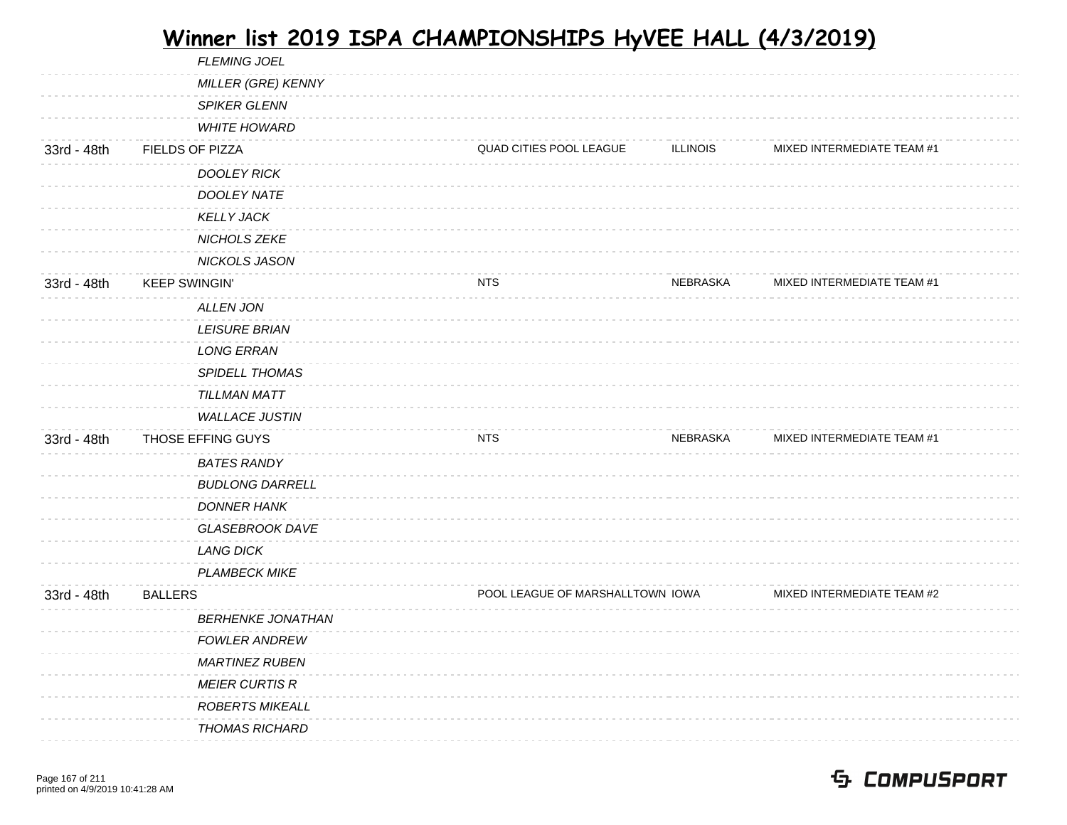# Winner list 2019 ISPA CHAMPIONSHIPS HyVEE HALL (4/3/2019)

| Place | Team / Player | League | State | Division |
|---|---|---|---|---|
| | *FLEMING JOEL* | | | |
| | *MILLER (GRE) KENNY* | | | |
| | *SPIKER GLENN* | | | |
| | *WHITE HOWARD* | | | |
| 33rd - 48th | FIELDS OF PIZZA | QUAD CITIES POOL LEAGUE | ILLINOIS | MIXED INTERMEDIATE TEAM #1 |
| | *DOOLEY RICK* | | | |
| | *DOOLEY NATE* | | | |
| | *KELLY JACK* | | | |
| | *NICHOLS ZEKE* | | | |
| | *NICKOLS JASON* | | | |
| 33rd - 48th | KEEP SWINGIN' | NTS | NEBRASKA | MIXED INTERMEDIATE TEAM #1 |
| | *ALLEN JON* | | | |
| | *LEISURE BRIAN* | | | |
| | *LONG ERRAN* | | | |
| | *SPIDELL THOMAS* | | | |
| | *TILLMAN MATT* | | | |
| | *WALLACE JUSTIN* | | | |
| 33rd - 48th | THOSE EFFING GUYS | NTS | NEBRASKA | MIXED INTERMEDIATE TEAM #1 |
| | *BATES RANDY* | | | |
| | *BUDLONG DARRELL* | | | |
| | *DONNER HANK* | | | |
| | *GLASEBROOK DAVE* | | | |
| | *LANG DICK* | | | |
| | *PLAMBECK MIKE* | | | |
| 33rd - 48th | BALLERS | POOL LEAGUE OF MARSHALLTOWN | IOWA | MIXED INTERMEDIATE TEAM #2 |
| | *BERHENKE JONATHAN* | | | |
| | *FOWLER ANDREW* | | | |
| | *MARTINEZ RUBEN* | | | |
| | *MEIER CURTIS R* | | | |
| | *ROBERTS MIKEALL* | | | |
| | *THOMAS RICHARD* | | | |

printed on 4/9/2019 10:41:28 AM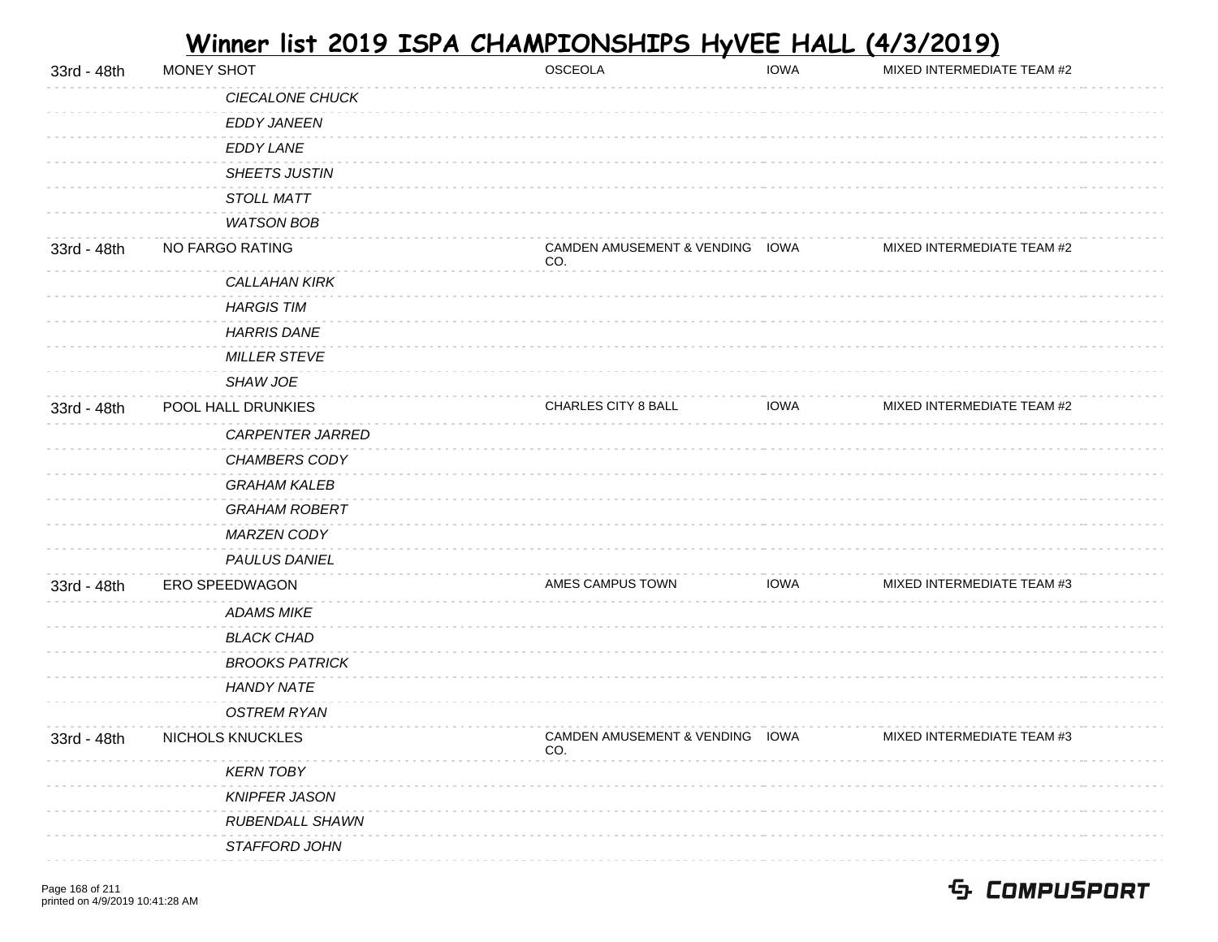# Winner list 2019 ISPA CHAMPIONSHIPS HyVEE HALL (4/3/2019)

| Place | Team / Player | Location | State | Division |
|---|---|---|---|---|
| 33rd - 48th | MONEY SHOT | OSCEOLA | IOWA | MIXED INTERMEDIATE TEAM #2 |
| | *CIECALONE CHUCK* | | | |
| | *EDDY JANEEN* | | | |
| | *EDDY LANE* | | | |
| | *SHEETS JUSTIN* | | | |
| | *STOLL MATT* | | | |
| | *WATSON BOB* | | | |
| 33rd - 48th | NO FARGO RATING | CAMDEN AMUSEMENT & VENDING CO. | IOWA | MIXED INTERMEDIATE TEAM #2 |
| | *CALLAHAN KIRK* | | | |
| | *HARGIS TIM* | | | |
| | *HARRIS DANE* | | | |
| | *MILLER STEVE* | | | |
| | *SHAW JOE* | | | |
| 33rd - 48th | POOL HALL DRUNKIES | CHARLES CITY 8 BALL | IOWA | MIXED INTERMEDIATE TEAM #2 |
| | *CARPENTER JARRED* | | | |
| | *CHAMBERS CODY* | | | |
| | *GRAHAM KALEB* | | | |
| | *GRAHAM ROBERT* | | | |
| | *MARZEN CODY* | | | |
| | *PAULUS DANIEL* | | | |
| 33rd - 48th | ERO SPEEDWAGON | AMES CAMPUS TOWN | IOWA | MIXED INTERMEDIATE TEAM #3 |
| | *ADAMS MIKE* | | | |
| | *BLACK CHAD* | | | |
| | *BROOKS PATRICK* | | | |
| | *HANDY NATE* | | | |
| | *OSTREM RYAN* | | | |
| 33rd - 48th | NICHOLS KNUCKLES | CAMDEN AMUSEMENT & VENDING CO. | IOWA | MIXED INTERMEDIATE TEAM #3 |
| | *KERN TOBY* | | | |
| | *KNIPFER JASON* | | | |
| | *RUBENDALL SHAWN* | | | |
| | *STAFFORD JOHN* | | | |

printed on 4/9/2019 10:41:28 AM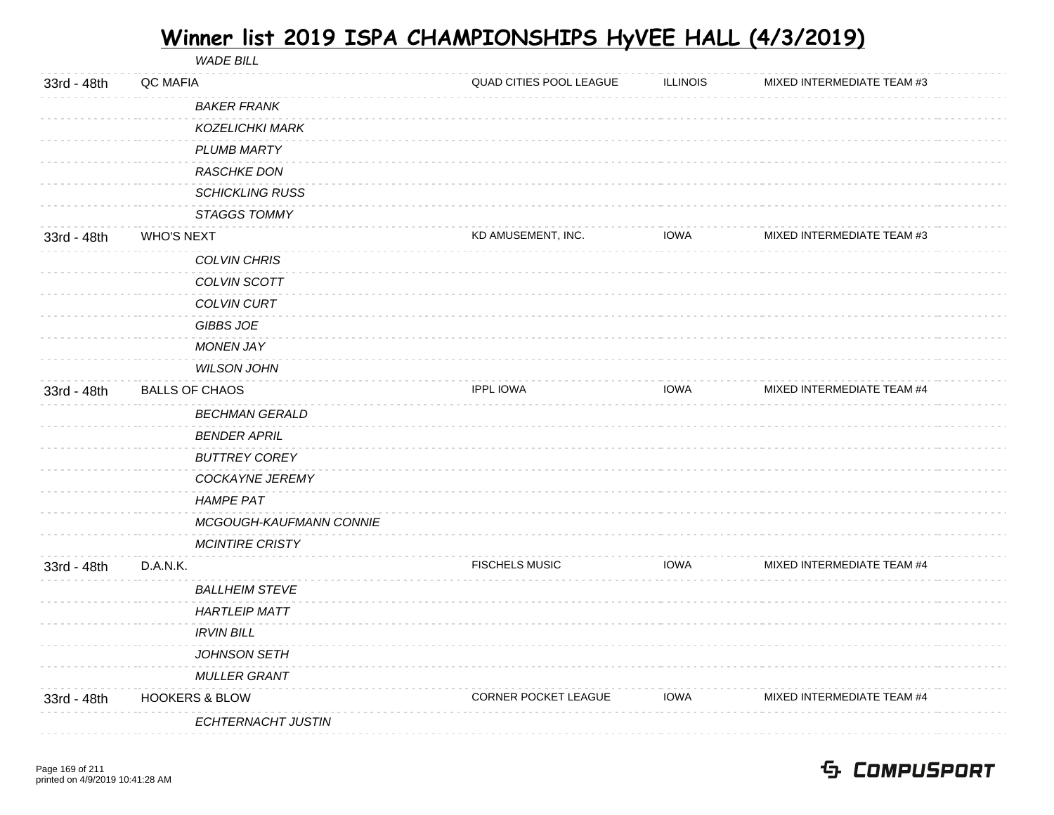# Winner list 2019 ISPA CHAMPIONSHIPS HyVEE HALL (4/3/2019)

| Place | Team / Player | League | State | Division |
|---|---|---|---|---|
| | *WADE BILL* | | | |
| 33rd - 48th | QC MAFIA | QUAD CITIES POOL LEAGUE | ILLINOIS | MIXED INTERMEDIATE TEAM #3 |
| | *BAKER FRANK* | | | |
| | *KOZELICHKI MARK* | | | |
| | *PLUMB MARTY* | | | |
| | *RASCHKE DON* | | | |
| | *SCHICKLING RUSS* | | | |
| | *STAGGS TOMMY* | | | |
| 33rd - 48th | WHO'S NEXT | KD AMUSEMENT, INC. | IOWA | MIXED INTERMEDIATE TEAM #3 |
| | *COLVIN CHRIS* | | | |
| | *COLVIN SCOTT* | | | |
| | *COLVIN CURT* | | | |
| | *GIBBS JOE* | | | |
| | *MONEN JAY* | | | |
| | *WILSON JOHN* | | | |
| 33rd - 48th | BALLS OF CHAOS | IPPL IOWA | IOWA | MIXED INTERMEDIATE TEAM #4 |
| | *BECHMAN GERALD* | | | |
| | *BENDER APRIL* | | | |
| | *BUTTREY COREY* | | | |
| | *COCKAYNE JEREMY* | | | |
| | *HAMPE PAT* | | | |
| | *MCGOUGH-KAUFMANN CONNIE* | | | |
| | *MCINTIRE CRISTY* | | | |
| 33rd - 48th | D.A.N.K. | FISCHELS MUSIC | IOWA | MIXED INTERMEDIATE TEAM #4 |
| | *BALLHEIM STEVE* | | | |
| | *HARTLEIP MATT* | | | |
| | *IRVIN BILL* | | | |
| | *JOHNSON SETH* | | | |
| | *MULLER GRANT* | | | |
| 33rd - 48th | HOOKERS & BLOW | CORNER POCKET LEAGUE | IOWA | MIXED INTERMEDIATE TEAM #4 |
| | *ECHTERNACHT JUSTIN* | | | |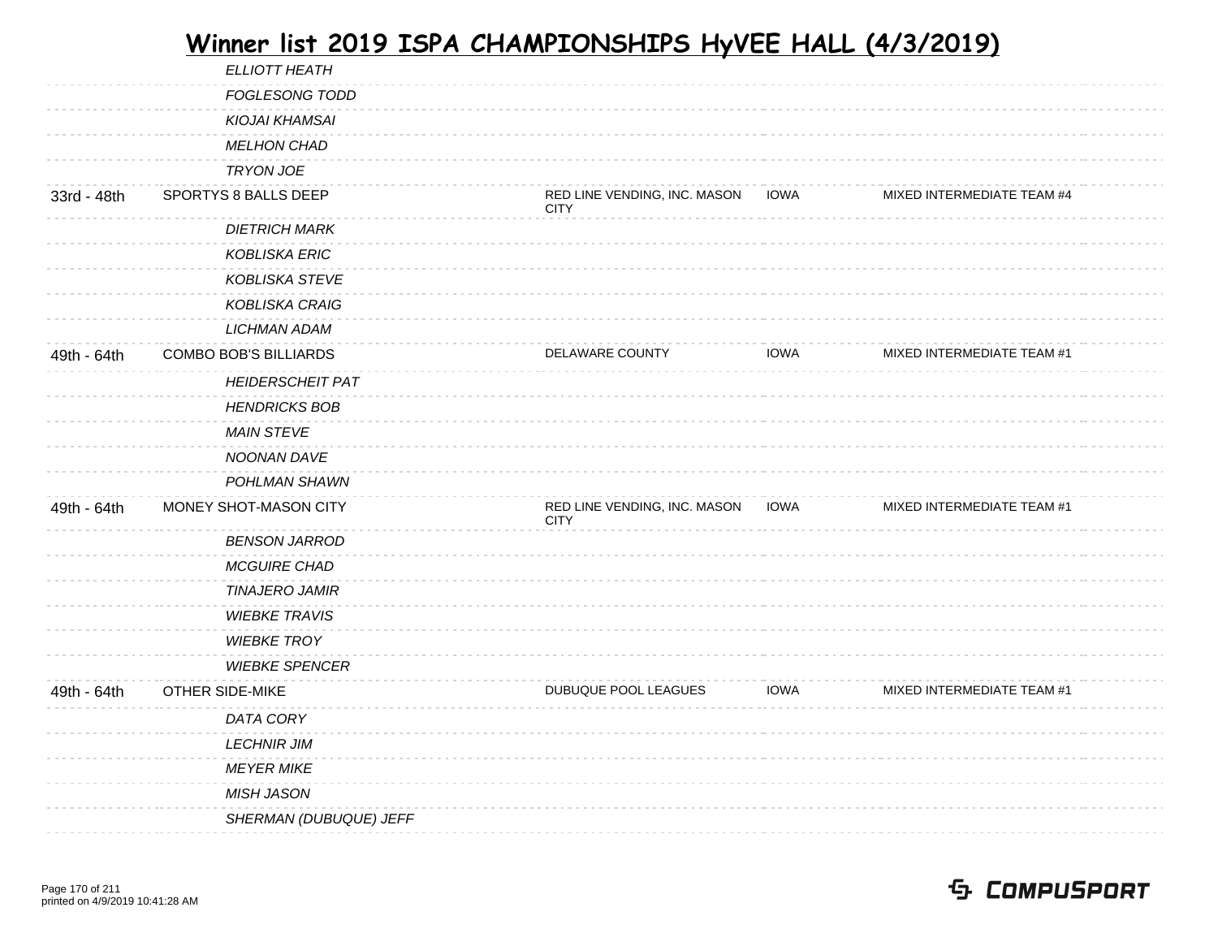# Winner list 2019 ISPA CHAMPIONSHIPS HyVEE HALL (4/3/2019)

| Place | Team / Player | Sponsor | State | Division |
|---|---|---|---|---|
| | *ELLIOTT HEATH* | | | |
| | *FOGLESONG TODD* | | | |
| | *KIOJAI KHAMSAI* | | | |
| | *MELHON CHAD* | | | |
| | *TRYON JOE* | | | |
| 33rd - 48th | SPORTYS 8 BALLS DEEP | RED LINE VENDING, INC. MASON CITY | IOWA | MIXED INTERMEDIATE TEAM #4 |
| | *DIETRICH MARK* | | | |
| | *KOBLISKA ERIC* | | | |
| | *KOBLISKA STEVE* | | | |
| | *KOBLISKA CRAIG* | | | |
| | *LICHMAN ADAM* | | | |
| 49th - 64th | COMBO BOB'S BILLIARDS | DELAWARE COUNTY | IOWA | MIXED INTERMEDIATE TEAM #1 |
| | *HEIDERSCHEIT PAT* | | | |
| | *HENDRICKS BOB* | | | |
| | *MAIN STEVE* | | | |
| | *NOONAN DAVE* | | | |
| | *POHLMAN SHAWN* | | | |
| 49th - 64th | MONEY SHOT-MASON CITY | RED LINE VENDING, INC. MASON CITY | IOWA | MIXED INTERMEDIATE TEAM #1 |
| | *BENSON JARROD* | | | |
| | *MCGUIRE CHAD* | | | |
| | *TINAJERO JAMIR* | | | |
| | *WIEBKE TRAVIS* | | | |
| | *WIEBKE TROY* | | | |
| | *WIEBKE SPENCER* | | | |
| 49th - 64th | OTHER SIDE-MIKE | DUBUQUE POOL LEAGUES | IOWA | MIXED INTERMEDIATE TEAM #1 |
| | *DATA CORY* | | | |
| | *LECHNIR JIM* | | | |
| | *MEYER MIKE* | | | |
| | *MISH JASON* | | | |
| | *SHERMAN (DUBUQUE) JEFF* | | | |

printed on 4/9/2019 10:41:28 AM

COMPUSPORT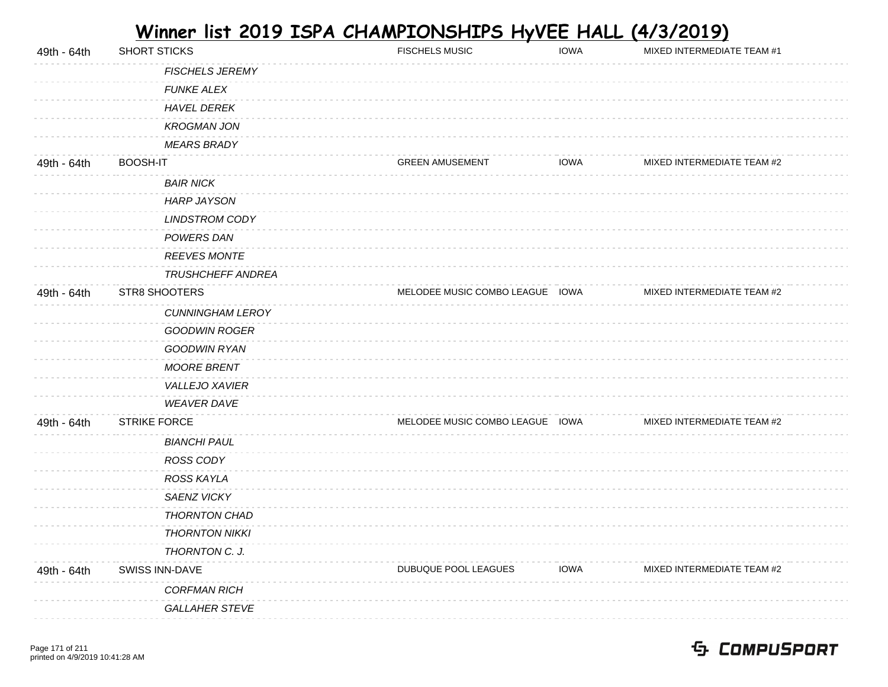# Winner list 2019 ISPA CHAMPIONSHIPS HyVEE HALL (4/3/2019)

| Place | Team / Player | Sponsor | State | Division |
|---|---|---|---|---|
| 49th - 64th | SHORT STICKS | FISCHELS MUSIC | IOWA | MIXED INTERMEDIATE TEAM #1 |
| | *FISCHELS JEREMY* | | | |
| | *FUNKE ALEX* | | | |
| | *HAVEL DEREK* | | | |
| | *KROGMAN JON* | | | |
| | *MEARS BRADY* | | | |
| 49th - 64th | BOOSH-IT | GREEN AMUSEMENT | IOWA | MIXED INTERMEDIATE TEAM #2 |
| | *BAIR NICK* | | | |
| | *HARP JAYSON* | | | |
| | *LINDSTROM CODY* | | | |
| | *POWERS DAN* | | | |
| | *REEVES MONTE* | | | |
| | *TRUSHCHEFF ANDREA* | | | |
| 49th - 64th | STR8 SHOOTERS | MELODEE MUSIC COMBO LEAGUE | IOWA | MIXED INTERMEDIATE TEAM #2 |
| | *CUNNINGHAM LEROY* | | | |
| | *GOODWIN ROGER* | | | |
| | *GOODWIN RYAN* | | | |
| | *MOORE BRENT* | | | |
| | *VALLEJO XAVIER* | | | |
| | *WEAVER DAVE* | | | |
| 49th - 64th | STRIKE FORCE | MELODEE MUSIC COMBO LEAGUE | IOWA | MIXED INTERMEDIATE TEAM #2 |
| | *BIANCHI PAUL* | | | |
| | *ROSS CODY* | | | |
| | *ROSS KAYLA* | | | |
| | *SAENZ VICKY* | | | |
| | *THORNTON CHAD* | | | |
| | *THORNTON NIKKI* | | | |
| | *THORNTON C. J.* | | | |
| 49th - 64th | SWISS INN-DAVE | DUBUQUE POOL LEAGUES | IOWA | MIXED INTERMEDIATE TEAM #2 |
| | *CORFMAN RICH* | | | |
| | *GALLAHER STEVE* | | | |

printed on 4/9/2019 10:41:28 AM

COMPUSPORT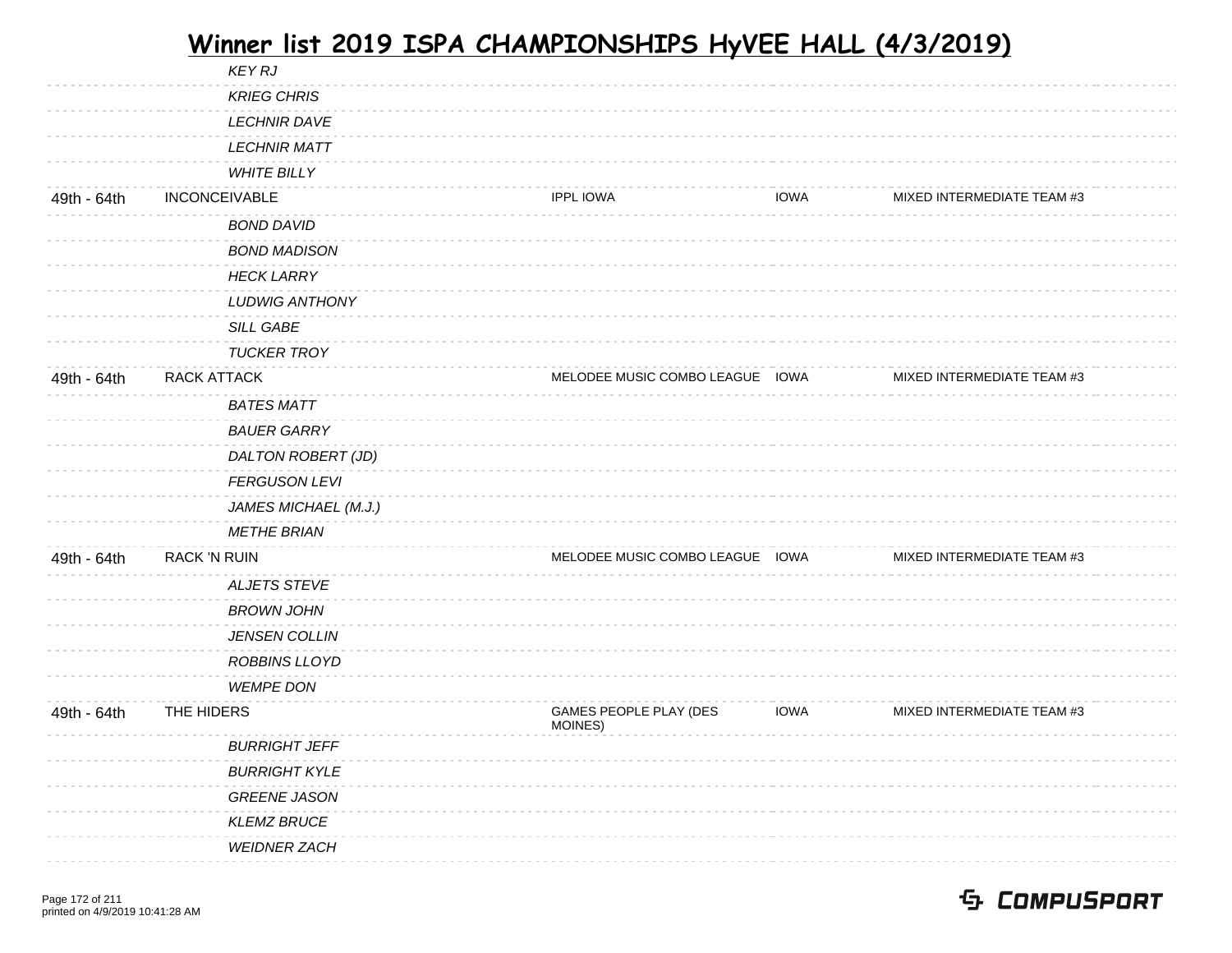# Winner list 2019 ISPA CHAMPIONSHIPS HyVEE HALL (4/3/2019)

| Place | Team / Player | League | State | Division |
|---|---|---|---|---|
| | *KEY RJ* | | | |
| | *KRIEG CHRIS* | | | |
| | *LECHNIR DAVE* | | | |
| | *LECHNIR MATT* | | | |
| | *WHITE BILLY* | | | |
| 49th - 64th | INCONCEIVABLE | IPPL IOWA | IOWA | MIXED INTERMEDIATE TEAM #3 |
| | *BOND DAVID* | | | |
| | *BOND MADISON* | | | |
| | *HECK LARRY* | | | |
| | *LUDWIG ANTHONY* | | | |
| | *SILL GABE* | | | |
| | *TUCKER TROY* | | | |
| 49th - 64th | RACK ATTACK | MELODEE MUSIC COMBO LEAGUE | IOWA | MIXED INTERMEDIATE TEAM #3 |
| | *BATES MATT* | | | |
| | *BAUER GARRY* | | | |
| | *DALTON ROBERT (JD)* | | | |
| | *FERGUSON LEVI* | | | |
| | *JAMES MICHAEL (M.J.)* | | | |
| | *METHE BRIAN* | | | |
| 49th - 64th | RACK 'N RUIN | MELODEE MUSIC COMBO LEAGUE | IOWA | MIXED INTERMEDIATE TEAM #3 |
| | *ALJETS STEVE* | | | |
| | *BROWN JOHN* | | | |
| | *JENSEN COLLIN* | | | |
| | *ROBBINS LLOYD* | | | |
| | *WEMPE DON* | | | |
| 49th - 64th | THE HIDERS | GAMES PEOPLE PLAY (DES MOINES) | IOWA | MIXED INTERMEDIATE TEAM #3 |
| | *BURRIGHT JEFF* | | | |
| | *BURRIGHT KYLE* | | | |
| | *GREENE JASON* | | | |
| | *KLEMZ BRUCE* | | | |
| | *WEIDNER ZACH* | | | |

printed on 4/9/2019 10:41:28 AM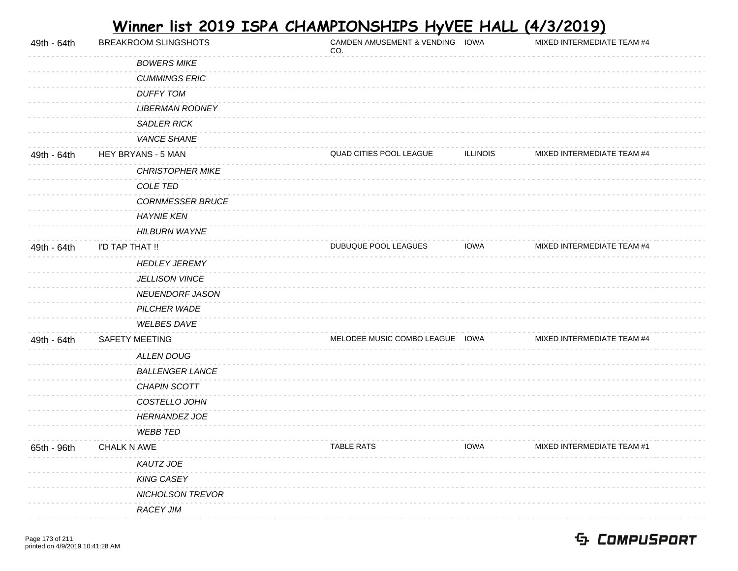# Winner list 2019 ISPA CHAMPIONSHIPS HyVEE HALL (4/3/2019)

| Place | Team / Player | League | State | Division |
|---|---|---|---|---|
| 49th - 64th | BREAKROOM SLINGSHOTS | CAMDEN AMUSEMENT & VENDING CO. | IOWA | MIXED INTERMEDIATE TEAM #4 |
| | *BOWERS MIKE* | | | |
| | *CUMMINGS ERIC* | | | |
| | *DUFFY TOM* | | | |
| | *LIBERMAN RODNEY* | | | |
| | *SADLER RICK* | | | |
| | *VANCE SHANE* | | | |
| 49th - 64th | HEY BRYANS - 5 MAN | QUAD CITIES POOL LEAGUE | ILLINOIS | MIXED INTERMEDIATE TEAM #4 |
| | *CHRISTOPHER MIKE* | | | |
| | *COLE TED* | | | |
| | *CORNMESSER BRUCE* | | | |
| | *HAYNIE KEN* | | | |
| | *HILBURN WAYNE* | | | |
| 49th - 64th | I'D TAP THAT !! | DUBUQUE POOL LEAGUES | IOWA | MIXED INTERMEDIATE TEAM #4 |
| | *HEDLEY JEREMY* | | | |
| | *JELLISON VINCE* | | | |
| | *NEUENDORF JASON* | | | |
| | *PILCHER WADE* | | | |
| | *WELBES DAVE* | | | |
| 49th - 64th | SAFETY MEETING | MELODEE MUSIC COMBO LEAGUE | IOWA | MIXED INTERMEDIATE TEAM #4 |
| | *ALLEN DOUG* | | | |
| | *BALLENGER LANCE* | | | |
| | *CHAPIN SCOTT* | | | |
| | *COSTELLO JOHN* | | | |
| | *HERNANDEZ JOE* | | | |
| | *WEBB TED* | | | |
| 65th - 96th | CHALK N AWE | TABLE RATS | IOWA | MIXED INTERMEDIATE TEAM #1 |
| | *KAUTZ JOE* | | | |
| | *KING CASEY* | | | |
| | *NICHOLSON TREVOR* | | | |
| | *RACEY JIM* | | | |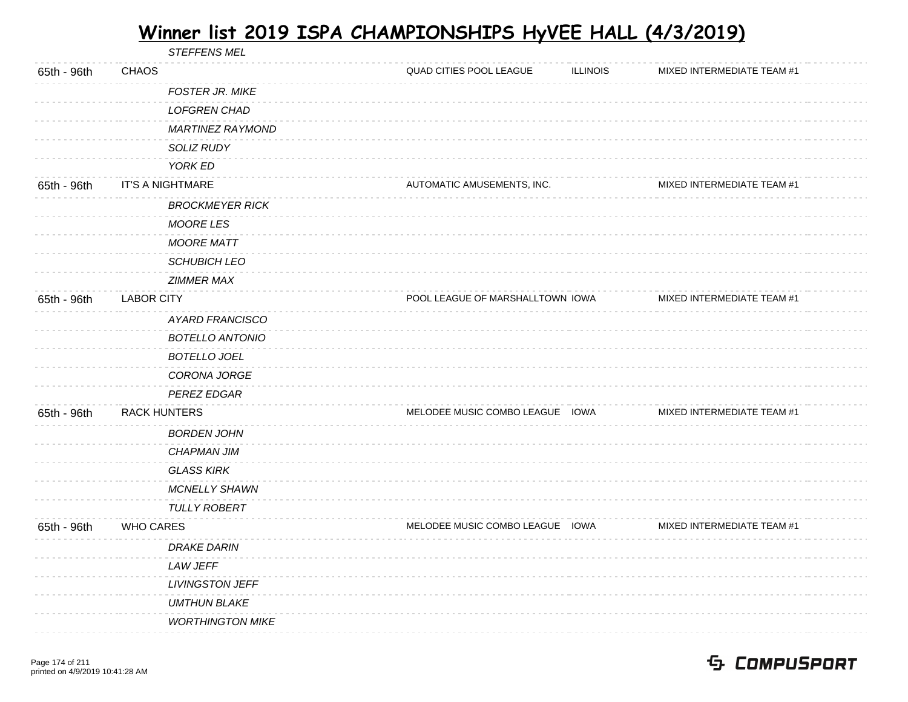# Winner list 2019 ISPA CHAMPIONSHIPS HyVEE HALL (4/3/2019)

| | | | | |
|---|---|---|---|---|
| | *STEFFENS MEL* | | | |
| 65th - 96th | CHAOS | QUAD CITIES POOL LEAGUE | ILLINOIS | MIXED INTERMEDIATE TEAM #1 |
| | *FOSTER JR. MIKE* | | | |
| | *LOFGREN CHAD* | | | |
| | *MARTINEZ RAYMOND* | | | |
| | *SOLIZ RUDY* | | | |
| | *YORK ED* | | | |
| 65th - 96th | IT'S A NIGHTMARE | AUTOMATIC AMUSEMENTS, INC. | | MIXED INTERMEDIATE TEAM #1 |
| | *BROCKMEYER RICK* | | | |
| | *MOORE LES* | | | |
| | *MOORE MATT* | | | |
| | *SCHUBICH LEO* | | | |
| | *ZIMMER MAX* | | | |
| 65th - 96th | LABOR CITY | POOL LEAGUE OF MARSHALLTOWN | IOWA | MIXED INTERMEDIATE TEAM #1 |
| | *AYARD FRANCISCO* | | | |
| | *BOTELLO ANTONIO* | | | |
| | *BOTELLO JOEL* | | | |
| | *CORONA JORGE* | | | |
| | *PEREZ EDGAR* | | | |
| 65th - 96th | RACK HUNTERS | MELODEE MUSIC COMBO LEAGUE | IOWA | MIXED INTERMEDIATE TEAM #1 |
| | *BORDEN JOHN* | | | |
| | *CHAPMAN JIM* | | | |
| | *GLASS KIRK* | | | |
| | *MCNELLY SHAWN* | | | |
| | *TULLY ROBERT* | | | |
| 65th - 96th | WHO CARES | MELODEE MUSIC COMBO LEAGUE | IOWA | MIXED INTERMEDIATE TEAM #1 |
| | *DRAKE DARIN* | | | |
| | *LAW JEFF* | | | |
| | *LIVINGSTON JEFF* | | | |
| | *UMTHUN BLAKE* | | | |
| | *WORTHINGTON MIKE* | | | |

printed on 4/9/2019 10:41:28 AM

COMPUSPORT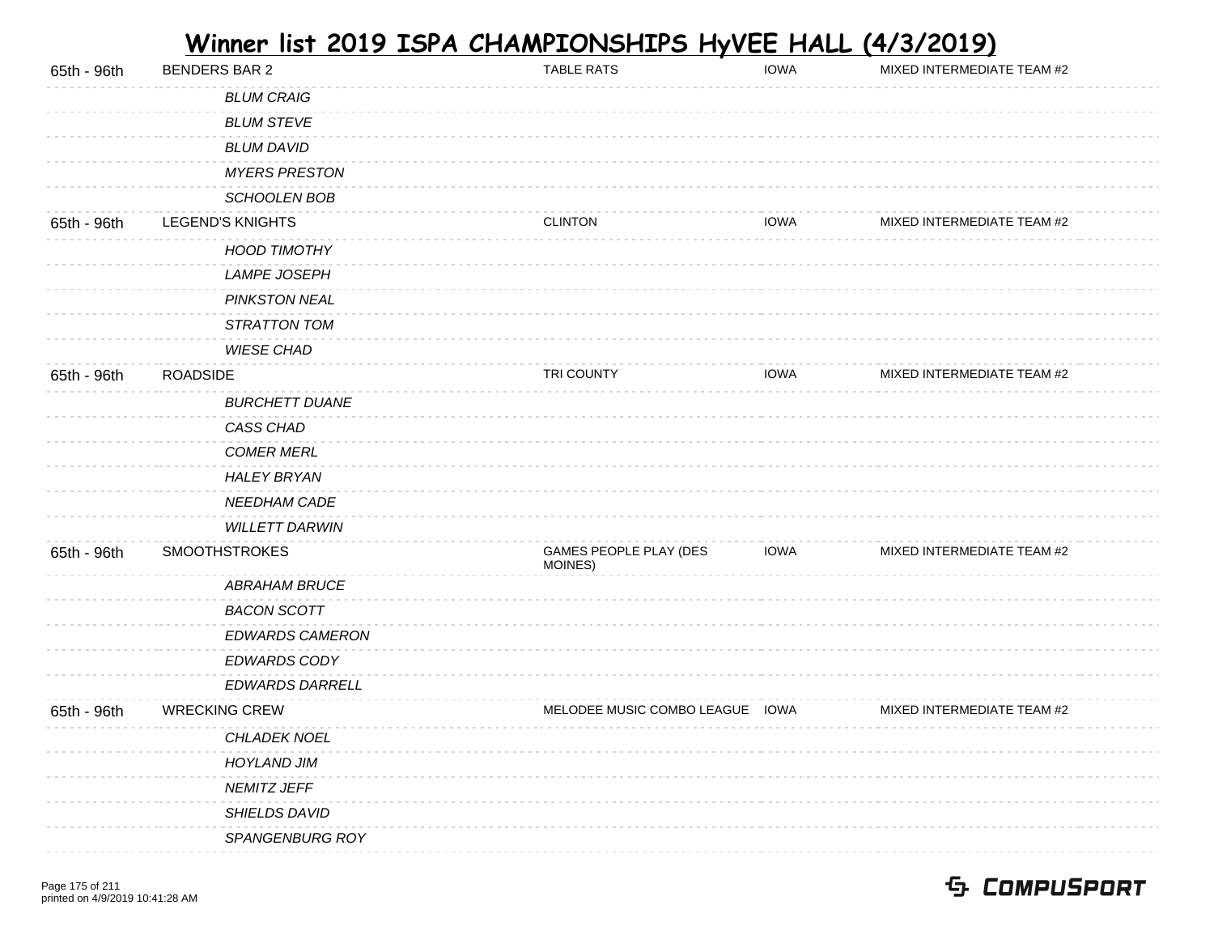# Winner list 2019 ISPA CHAMPIONSHIPS HyVEE HALL (4/3/2019)

| | | | | |
|---|---|---|---|---|
| 65th - 96th | BENDERS BAR 2 | TABLE RATS | IOWA | MIXED INTERMEDIATE TEAM #2 |
| | *BLUM CRAIG* | | | |
| | *BLUM STEVE* | | | |
| | *BLUM DAVID* | | | |
| | *MYERS PRESTON* | | | |
| | *SCHOOLEN BOB* | | | |
| 65th - 96th | LEGEND'S KNIGHTS | CLINTON | IOWA | MIXED INTERMEDIATE TEAM #2 |
| | *HOOD TIMOTHY* | | | |
| | *LAMPE JOSEPH* | | | |
| | *PINKSTON NEAL* | | | |
| | *STRATTON TOM* | | | |
| | *WIESE CHAD* | | | |
| 65th - 96th | ROADSIDE | TRI COUNTY | IOWA | MIXED INTERMEDIATE TEAM #2 |
| | *BURCHETT DUANE* | | | |
| | *CASS CHAD* | | | |
| | *COMER MERL* | | | |
| | *HALEY BRYAN* | | | |
| | *NEEDHAM CADE* | | | |
| | *WILLETT DARWIN* | | | |
| 65th - 96th | SMOOTHSTROKES | GAMES PEOPLE PLAY (DES MOINES) | IOWA | MIXED INTERMEDIATE TEAM #2 |
| | *ABRAHAM BRUCE* | | | |
| | *BACON SCOTT* | | | |
| | *EDWARDS CAMERON* | | | |
| | *EDWARDS CODY* | | | |
| | *EDWARDS DARRELL* | | | |
| 65th - 96th | WRECKING CREW | MELODEE MUSIC COMBO LEAGUE | IOWA | MIXED INTERMEDIATE TEAM #2 |
| | *CHLADEK NOEL* | | | |
| | *HOYLAND JIM* | | | |
| | *NEMITZ JEFF* | | | |
| | *SHIELDS DAVID* | | | |
| | *SPANGENBURG ROY* | | | |

printed on 4/9/2019 10:41:28 AM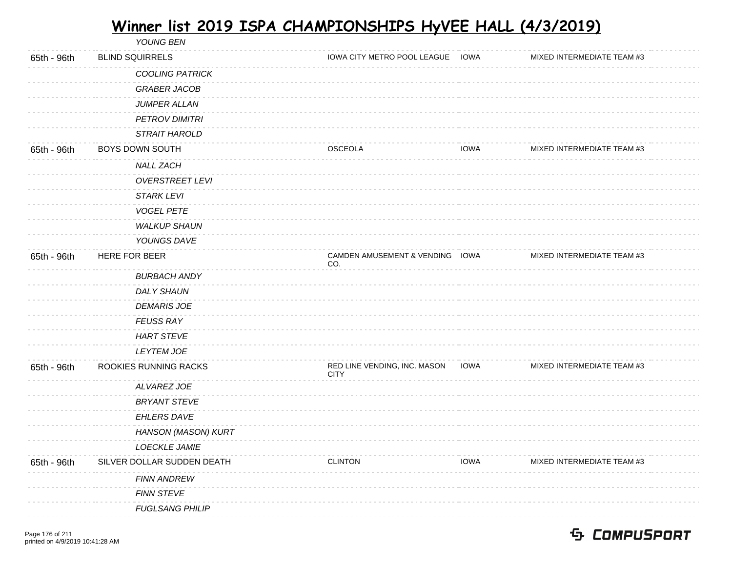# Winner list 2019 ISPA CHAMPIONSHIPS HyVEE HALL (4/3/2019)

| Place | Team / Player | Sponsor | State | Division |
|---|---|---|---|---|
| | *YOUNG BEN* | | | |
| 65th - 96th | BLIND SQUIRRELS | IOWA CITY METRO POOL LEAGUE | IOWA | MIXED INTERMEDIATE TEAM #3 |
| | *COOLING PATRICK* | | | |
| | *GRABER JACOB* | | | |
| | *JUMPER ALLAN* | | | |
| | *PETROV DIMITRI* | | | |
| | *STRAIT HAROLD* | | | |
| 65th - 96th | BOYS DOWN SOUTH | OSCEOLA | IOWA | MIXED INTERMEDIATE TEAM #3 |
| | *NALL ZACH* | | | |
| | *OVERSTREET LEVI* | | | |
| | *STARK LEVI* | | | |
| | *VOGEL PETE* | | | |
| | *WALKUP SHAUN* | | | |
| | *YOUNGS DAVE* | | | |
| 65th - 96th | HERE FOR BEER | CAMDEN AMUSEMENT & VENDING CO. | IOWA | MIXED INTERMEDIATE TEAM #3 |
| | *BURBACH ANDY* | | | |
| | *DALY SHAUN* | | | |
| | *DEMARIS JOE* | | | |
| | *FEUSS RAY* | | | |
| | *HART STEVE* | | | |
| | *LEYTEM JOE* | | | |
| 65th - 96th | ROOKIES RUNNING RACKS | RED LINE VENDING, INC. MASON CITY | IOWA | MIXED INTERMEDIATE TEAM #3 |
| | *ALVAREZ JOE* | | | |
| | *BRYANT STEVE* | | | |
| | *EHLERS DAVE* | | | |
| | *HANSON (MASON) KURT* | | | |
| | *LOECKLE JAMIE* | | | |
| 65th - 96th | SILVER DOLLAR SUDDEN DEATH | CLINTON | IOWA | MIXED INTERMEDIATE TEAM #3 |
| | *FINN ANDREW* | | | |
| | *FINN STEVE* | | | |
| | *FUGLSANG PHILIP* | | | |

printed on 4/9/2019 10:41:28 AM

COMPUSPORT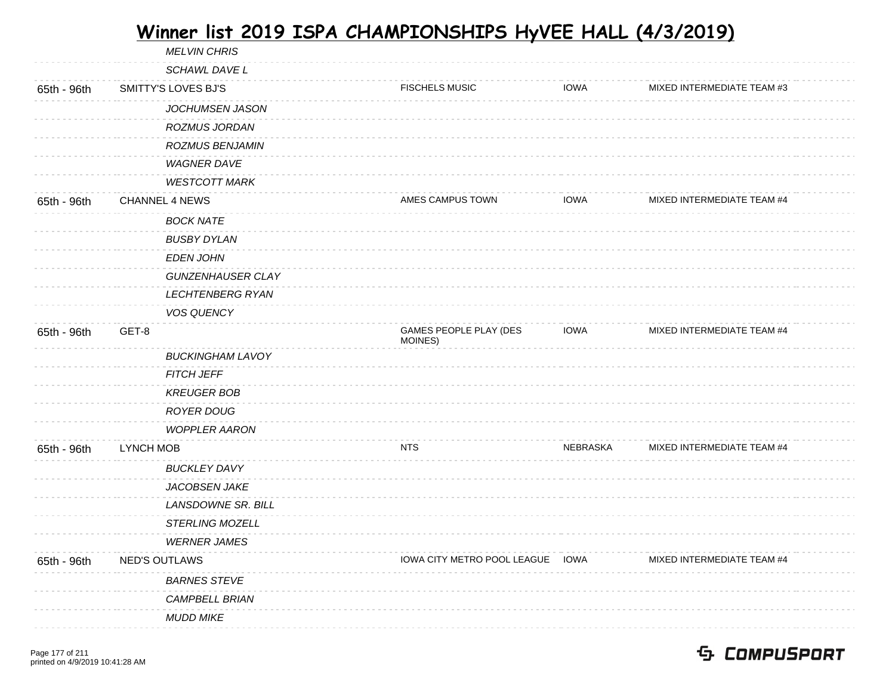# Winner list 2019 ISPA CHAMPIONSHIPS HyVEE HALL (4/3/2019)

| Place | Team / Player | Location | State | Division |
|---|---|---|---|---|
| | *MELVIN CHRIS* | | | |
| | *SCHAWL DAVE L* | | | |
| 65th - 96th | SMITTY'S LOVES BJ'S | FISCHELS MUSIC | IOWA | MIXED INTERMEDIATE TEAM #3 |
| | *JOCHUMSEN JASON* | | | |
| | *ROZMUS JORDAN* | | | |
| | *ROZMUS BENJAMIN* | | | |
| | *WAGNER DAVE* | | | |
| | *WESTCOTT MARK* | | | |
| 65th - 96th | CHANNEL 4 NEWS | AMES CAMPUS TOWN | IOWA | MIXED INTERMEDIATE TEAM #4 |
| | *BOCK NATE* | | | |
| | *BUSBY DYLAN* | | | |
| | *EDEN JOHN* | | | |
| | *GUNZENHAUSER CLAY* | | | |
| | *LECHTENBERG RYAN* | | | |
| | *VOS QUENCY* | | | |
| 65th - 96th | GET-8 | GAMES PEOPLE PLAY (DES MOINES) | IOWA | MIXED INTERMEDIATE TEAM #4 |
| | *BUCKINGHAM LAVOY* | | | |
| | *FITCH JEFF* | | | |
| | *KREUGER BOB* | | | |
| | *ROYER DOUG* | | | |
| | *WOPPLER AARON* | | | |
| 65th - 96th | LYNCH MOB | NTS | NEBRASKA | MIXED INTERMEDIATE TEAM #4 |
| | *BUCKLEY DAVY* | | | |
| | *JACOBSEN JAKE* | | | |
| | *LANSDOWNE SR. BILL* | | | |
| | *STERLING MOZELL* | | | |
| | *WERNER JAMES* | | | |
| 65th - 96th | NED'S OUTLAWS | IOWA CITY METRO POOL LEAGUE | IOWA | MIXED INTERMEDIATE TEAM #4 |
| | *BARNES STEVE* | | | |
| | *CAMPBELL BRIAN* | | | |
| | *MUDD MIKE* | | | |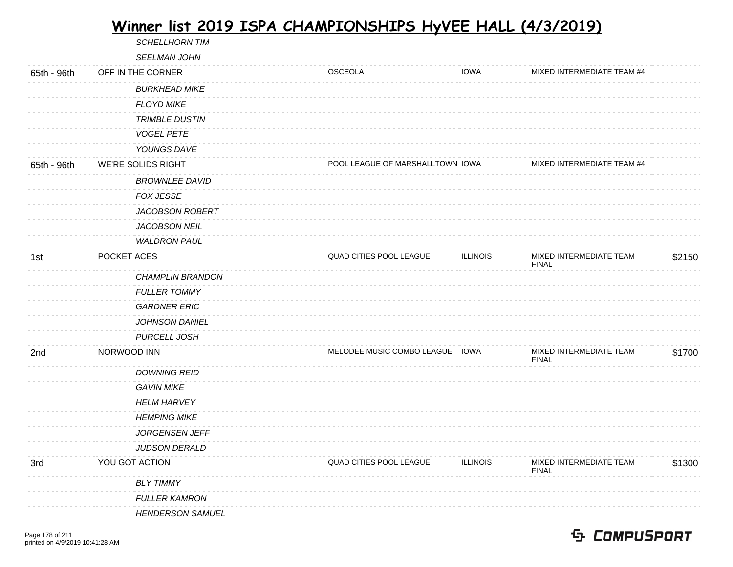# Winner list 2019 ISPA CHAMPIONSHIPS HyVEE HALL (4/3/2019)

| Place | Team / Player | League | State | Division | Prize |
|---|---|---|---|---|---|
| | *SCHELLHORN TIM* | | | | |
| | *SEELMAN JOHN* | | | | |
| 65th - 96th | OFF IN THE CORNER | OSCEOLA | IOWA | MIXED INTERMEDIATE TEAM #4 | |
| | *BURKHEAD MIKE* | | | | |
| | *FLOYD MIKE* | | | | |
| | *TRIMBLE DUSTIN* | | | | |
| | *VOGEL PETE* | | | | |
| | *YOUNGS DAVE* | | | | |
| 65th - 96th | WE'RE SOLIDS RIGHT | POOL LEAGUE OF MARSHALLTOWN | IOWA | MIXED INTERMEDIATE TEAM #4 | |
| | *BROWNLEE DAVID* | | | | |
| | *FOX JESSE* | | | | |
| | *JACOBSON ROBERT* | | | | |
| | *JACOBSON NEIL* | | | | |
| | *WALDRON PAUL* | | | | |
| 1st | POCKET ACES | QUAD CITIES POOL LEAGUE | ILLINOIS | MIXED INTERMEDIATE TEAM FINAL | $2150 |
| | *CHAMPLIN BRANDON* | | | | |
| | *FULLER TOMMY* | | | | |
| | *GARDNER ERIC* | | | | |
| | *JOHNSON DANIEL* | | | | |
| | *PURCELL JOSH* | | | | |
| 2nd | NORWOOD INN | MELODEE MUSIC COMBO LEAGUE | IOWA | MIXED INTERMEDIATE TEAM FINAL | $1700 |
| | *DOWNING REID* | | | | |
| | *GAVIN MIKE* | | | | |
| | *HELM HARVEY* | | | | |
| | *HEMPING MIKE* | | | | |
| | *JORGENSEN JEFF* | | | | |
| | *JUDSON DERALD* | | | | |
| 3rd | YOU GOT ACTION | QUAD CITIES POOL LEAGUE | ILLINOIS | MIXED INTERMEDIATE TEAM FINAL | $1300 |
| | *BLY TIMMY* | | | | |
| | *FULLER KAMRON* | | | | |
| | *HENDERSON SAMUEL* | | | | |

printed on 4/9/2019 10:41:28 AM

COMPUSPORT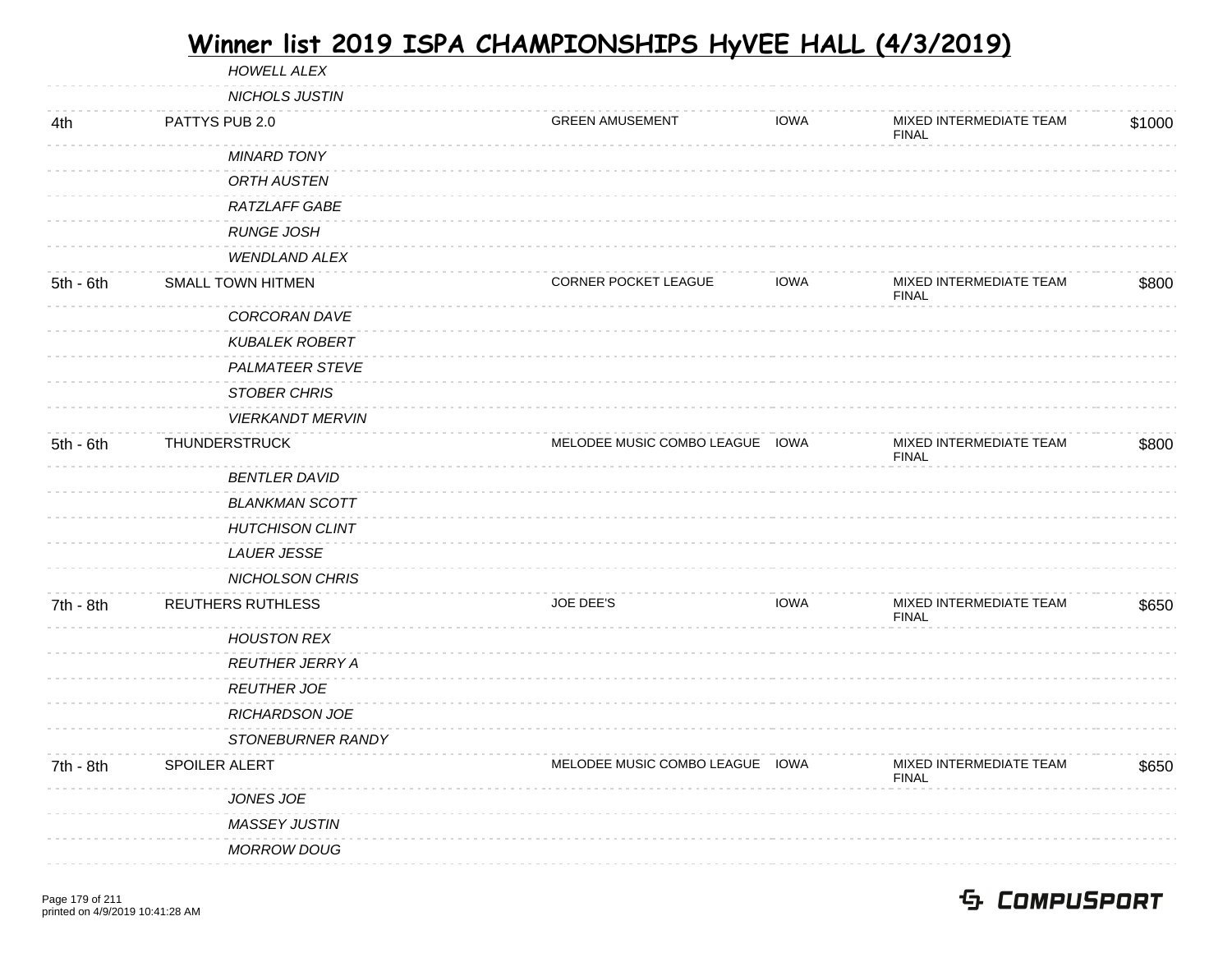# Winner list 2019 ISPA CHAMPIONSHIPS HyVEE HALL (4/3/2019)

| Place | Team / Player | League | State | Event | Prize |
|---|---|---|---|---|---|
| | *HOWELL ALEX* | | | | |
| | *NICHOLS JUSTIN* | | | | |
| 4th | PATTYS PUB 2.0 | GREEN AMUSEMENT | IOWA | MIXED INTERMEDIATE TEAM FINAL | $1000 |
| | *MINARD TONY* | | | | |
| | *ORTH AUSTEN* | | | | |
| | *RATZLAFF GABE* | | | | |
| | *RUNGE JOSH* | | | | |
| | *WENDLAND ALEX* | | | | |
| 5th - 6th | SMALL TOWN HITMEN | CORNER POCKET LEAGUE | IOWA | MIXED INTERMEDIATE TEAM FINAL | $800 |
| | *CORCORAN DAVE* | | | | |
| | *KUBALEK ROBERT* | | | | |
| | *PALMATEER STEVE* | | | | |
| | *STOBER CHRIS* | | | | |
| | *VIERKANDT MERVIN* | | | | |
| 5th - 6th | THUNDERSTRUCK | MELODEE MUSIC COMBO LEAGUE | IOWA | MIXED INTERMEDIATE TEAM FINAL | $800 |
| | *BENTLER DAVID* | | | | |
| | *BLANKMAN SCOTT* | | | | |
| | *HUTCHISON CLINT* | | | | |
| | *LAUER JESSE* | | | | |
| | *NICHOLSON CHRIS* | | | | |
| 7th - 8th | REUTHERS RUTHLESS | JOE DEE'S | IOWA | MIXED INTERMEDIATE TEAM FINAL | $650 |
| | *HOUSTON REX* | | | | |
| | *REUTHER JERRY A* | | | | |
| | *REUTHER JOE* | | | | |
| | *RICHARDSON JOE* | | | | |
| | *STONEBURNER RANDY* | | | | |
| 7th - 8th | SPOILER ALERT | MELODEE MUSIC COMBO LEAGUE | IOWA | MIXED INTERMEDIATE TEAM FINAL | $650 |
| | *JONES JOE* | | | | |
| | *MASSEY JUSTIN* | | | | |
| | *MORROW DOUG* | | | | |

printed on 4/9/2019 10:41:28 AM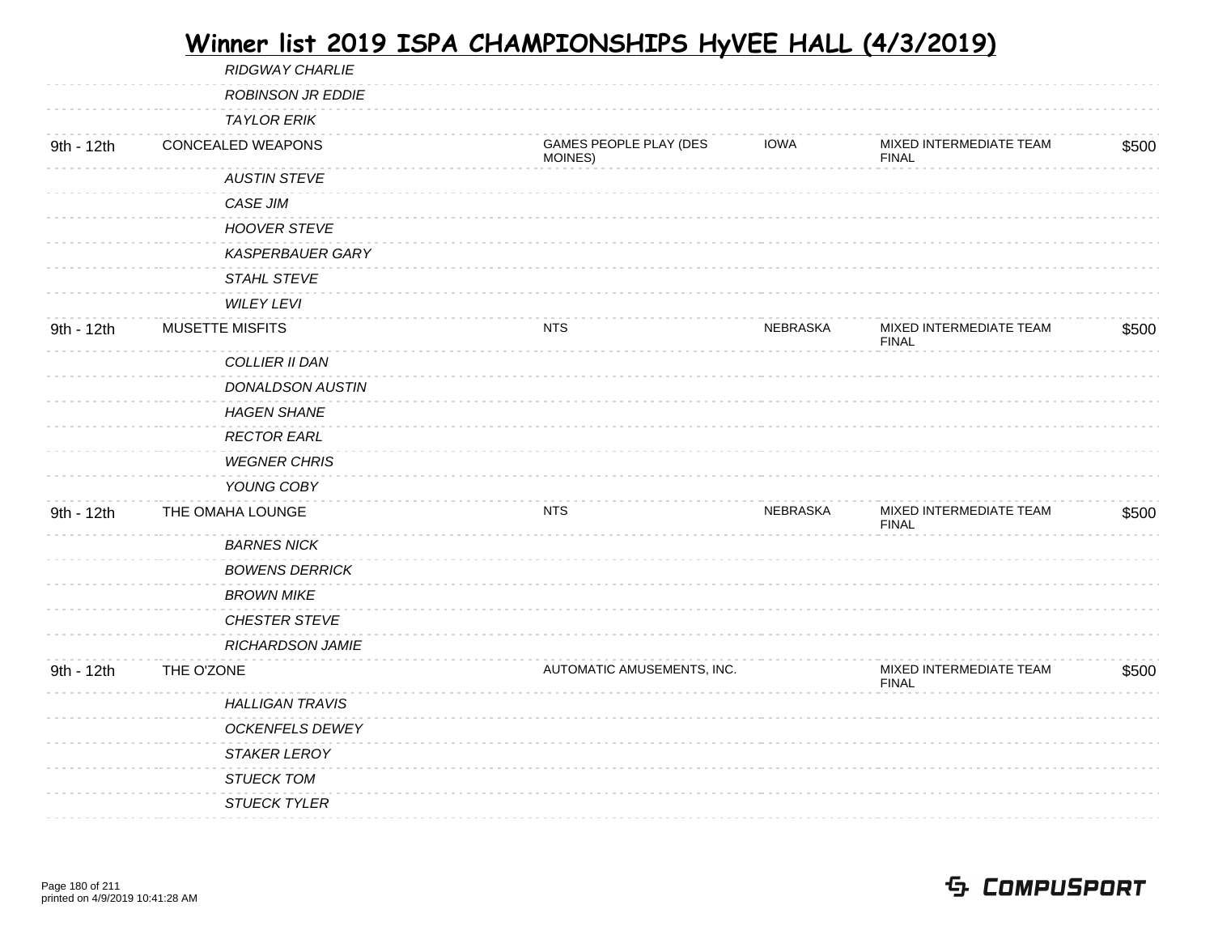# Winner list 2019 ISPA CHAMPIONSHIPS HyVEE HALL (4/3/2019)

| Place | Team / Player | Sponsor | State | Event | Prize |
|---|---|---|---|---|---|
| | *RIDGWAY CHARLIE* | | | | |
| | *ROBINSON JR EDDIE* | | | | |
| | *TAYLOR ERIK* | | | | |
| 9th - 12th | CONCEALED WEAPONS | GAMES PEOPLE PLAY (DES MOINES) | IOWA | MIXED INTERMEDIATE TEAM FINAL | $500 |
| | *AUSTIN STEVE* | | | | |
| | *CASE JIM* | | | | |
| | *HOOVER STEVE* | | | | |
| | *KASPERBAUER GARY* | | | | |
| | *STAHL STEVE* | | | | |
| | *WILEY LEVI* | | | | |
| 9th - 12th | MUSETTE MISFITS | NTS | NEBRASKA | MIXED INTERMEDIATE TEAM FINAL | $500 |
| | *COLLIER II DAN* | | | | |
| | *DONALDSON AUSTIN* | | | | |
| | *HAGEN SHANE* | | | | |
| | *RECTOR EARL* | | | | |
| | *WEGNER CHRIS* | | | | |
| | *YOUNG COBY* | | | | |
| 9th - 12th | THE OMAHA LOUNGE | NTS | NEBRASKA | MIXED INTERMEDIATE TEAM FINAL | $500 |
| | *BARNES NICK* | | | | |
| | *BOWENS DERRICK* | | | | |
| | *BROWN MIKE* | | | | |
| | *CHESTER STEVE* | | | | |
| | *RICHARDSON JAMIE* | | | | |
| 9th - 12th | THE O'ZONE | AUTOMATIC AMUSEMENTS, INC. | | MIXED INTERMEDIATE TEAM FINAL | $500 |
| | *HALLIGAN TRAVIS* | | | | |
| | *OCKENFELS DEWEY* | | | | |
| | *STAKER LEROY* | | | | |
| | *STUECK TOM* | | | | |
| | *STUECK TYLER* | | | | |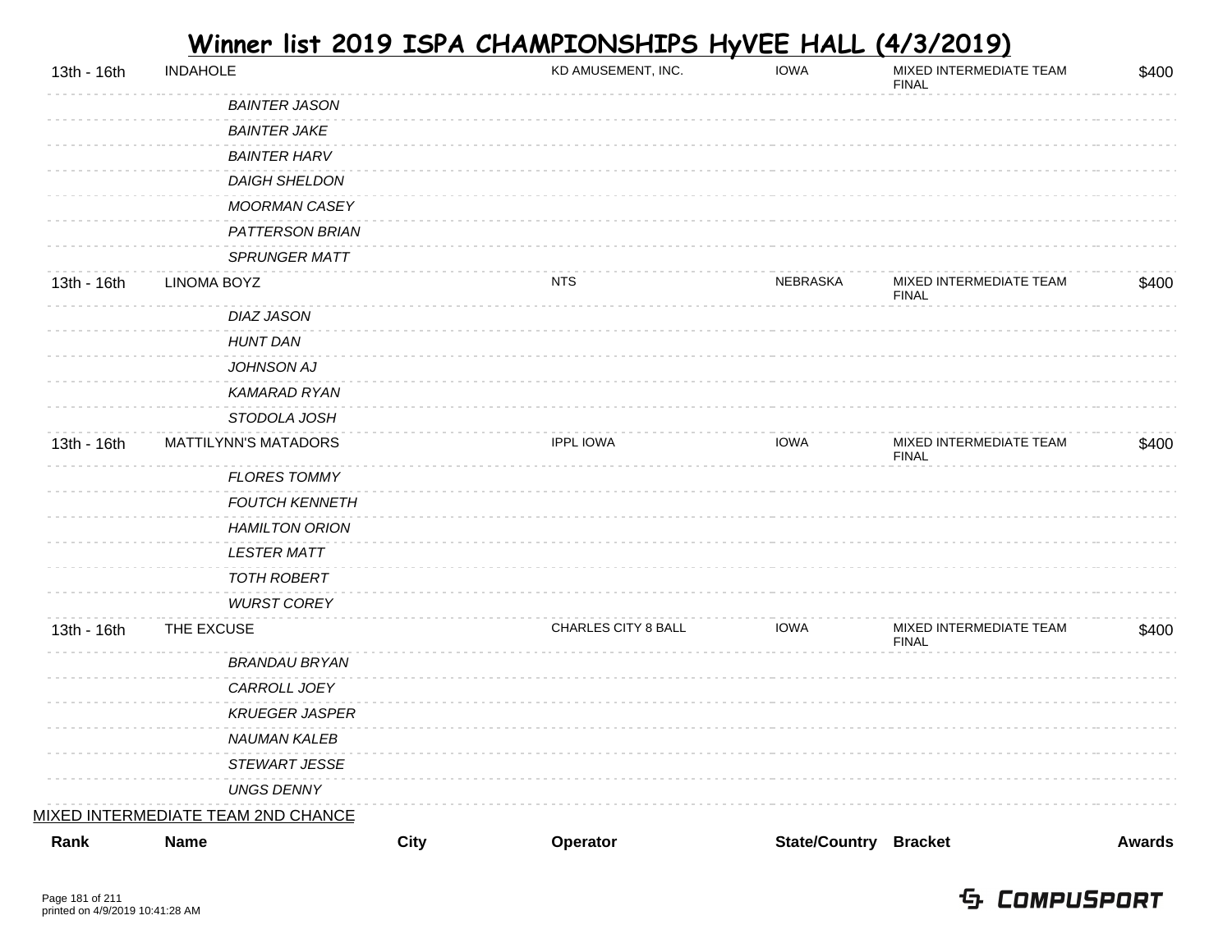# Winner list 2019 ISPA CHAMPIONSHIPS HyVEE HALL (4/3/2019)

| Rank | Name | City | Operator | State/Country | Bracket | Awards |
|---|---|---|---|---|---|---|
| 13th - 16th | INDAHOLE | | KD AMUSEMENT, INC. | IOWA | MIXED INTERMEDIATE TEAM FINAL | $400 |
| | *BAINTER JASON* | | | | | |
| | *BAINTER JAKE* | | | | | |
| | *BAINTER HARV* | | | | | |
| | *DAIGH SHELDON* | | | | | |
| | *MOORMAN CASEY* | | | | | |
| | *PATTERSON BRIAN* | | | | | |
| | *SPRUNGER MATT* | | | | | |
| 13th - 16th | LINOMA BOYZ | | NTS | NEBRASKA | MIXED INTERMEDIATE TEAM FINAL | $400 |
| | *DIAZ JASON* | | | | | |
| | *HUNT DAN* | | | | | |
| | *JOHNSON AJ* | | | | | |
| | *KAMARAD RYAN* | | | | | |
| | *STODOLA JOSH* | | | | | |
| 13th - 16th | MATTILYNN'S MATADORS | | IPPL IOWA | IOWA | MIXED INTERMEDIATE TEAM FINAL | $400 |
| | *FLORES TOMMY* | | | | | |
| | *FOUTCH KENNETH* | | | | | |
| | *HAMILTON ORION* | | | | | |
| | *LESTER MATT* | | | | | |
| | *TOTH ROBERT* | | | | | |
| | *WURST COREY* | | | | | |
| 13th - 16th | THE EXCUSE | | CHARLES CITY 8 BALL | IOWA | MIXED INTERMEDIATE TEAM FINAL | $400 |
| | *BRANDAU BRYAN* | | | | | |
| | *CARROLL JOEY* | | | | | |
| | *KRUEGER JASPER* | | | | | |
| | *NAUMAN KALEB* | | | | | |
| | *STEWART JESSE* | | | | | |
| | *UNGS DENNY* | | | | | |

MIXED INTERMEDIATE TEAM 2ND CHANCE

| Rank | Name | City | Operator | State/Country | Bracket | Awards |
|---|---|---|---|---|---|---|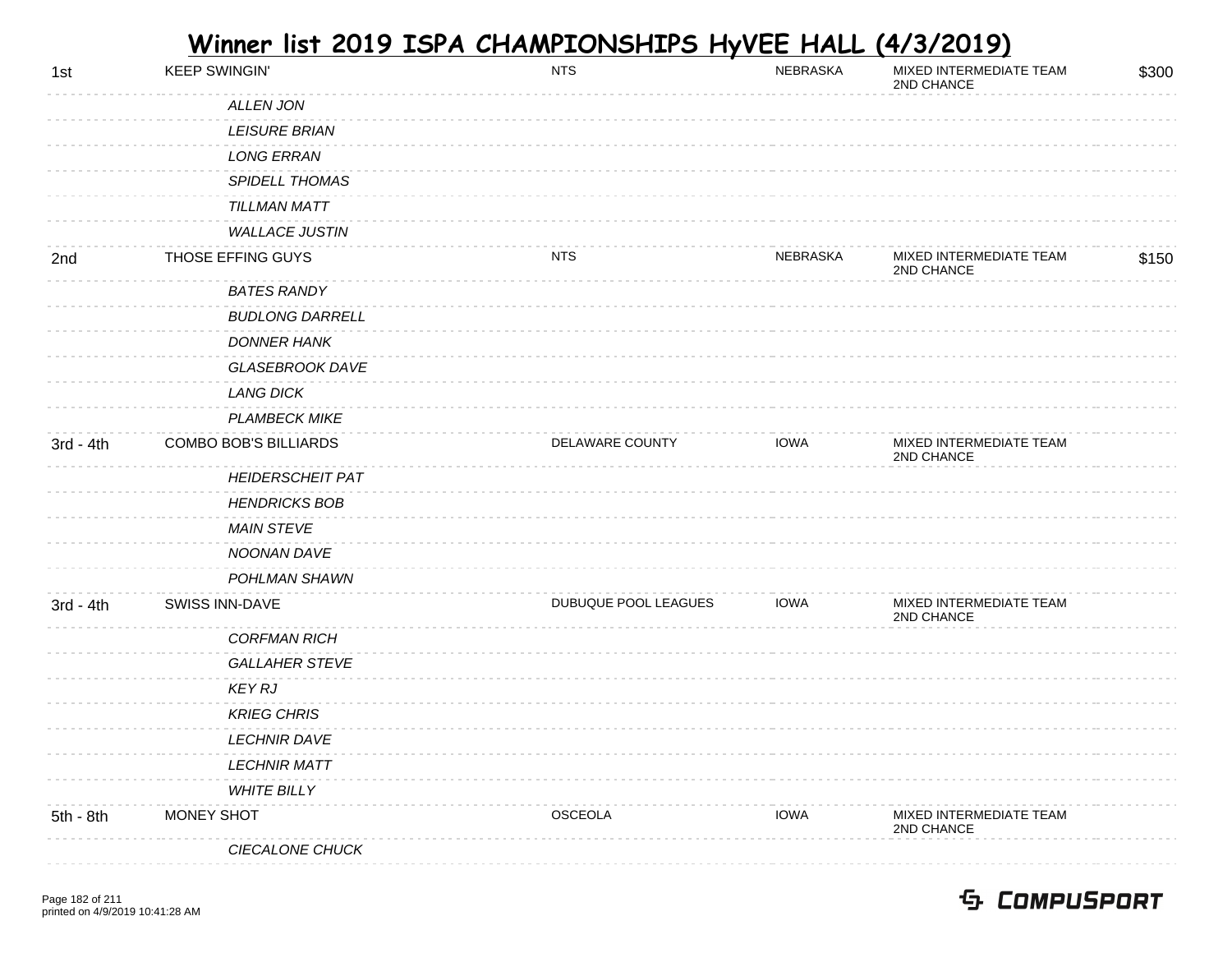# Winner list 2019 ISPA CHAMPIONSHIPS HyVEE HALL (4/3/2019)

| Place | Team / Player | League | State | Division | Prize |
|---|---|---|---|---|---|
| 1st | KEEP SWINGIN' | NTS | NEBRASKA | MIXED INTERMEDIATE TEAM 2ND CHANCE | $300 |
| | *ALLEN JON* | | | | |
| | *LEISURE BRIAN* | | | | |
| | *LONG ERRAN* | | | | |
| | *SPIDELL THOMAS* | | | | |
| | *TILLMAN MATT* | | | | |
| | *WALLACE JUSTIN* | | | | |
| 2nd | THOSE EFFING GUYS | NTS | NEBRASKA | MIXED INTERMEDIATE TEAM 2ND CHANCE | $150 |
| | *BATES RANDY* | | | | |
| | *BUDLONG DARRELL* | | | | |
| | *DONNER HANK* | | | | |
| | *GLASEBROOK DAVE* | | | | |
| | *LANG DICK* | | | | |
| | *PLAMBECK MIKE* | | | | |
| 3rd - 4th | COMBO BOB'S BILLIARDS | DELAWARE COUNTY | IOWA | MIXED INTERMEDIATE TEAM 2ND CHANCE | |
| | *HEIDERSCHEIT PAT* | | | | |
| | *HENDRICKS BOB* | | | | |
| | *MAIN STEVE* | | | | |
| | *NOONAN DAVE* | | | | |
| | *POHLMAN SHAWN* | | | | |
| 3rd - 4th | SWISS INN-DAVE | DUBUQUE POOL LEAGUES | IOWA | MIXED INTERMEDIATE TEAM 2ND CHANCE | |
| | *CORFMAN RICH* | | | | |
| | *GALLAHER STEVE* | | | | |
| | *KEY RJ* | | | | |
| | *KRIEG CHRIS* | | | | |
| | *LECHNIR DAVE* | | | | |
| | *LECHNIR MATT* | | | | |
| | *WHITE BILLY* | | | | |
| 5th - 8th | MONEY SHOT | OSCEOLA | IOWA | MIXED INTERMEDIATE TEAM 2ND CHANCE | |
| | *CIECALONE CHUCK* | | | | |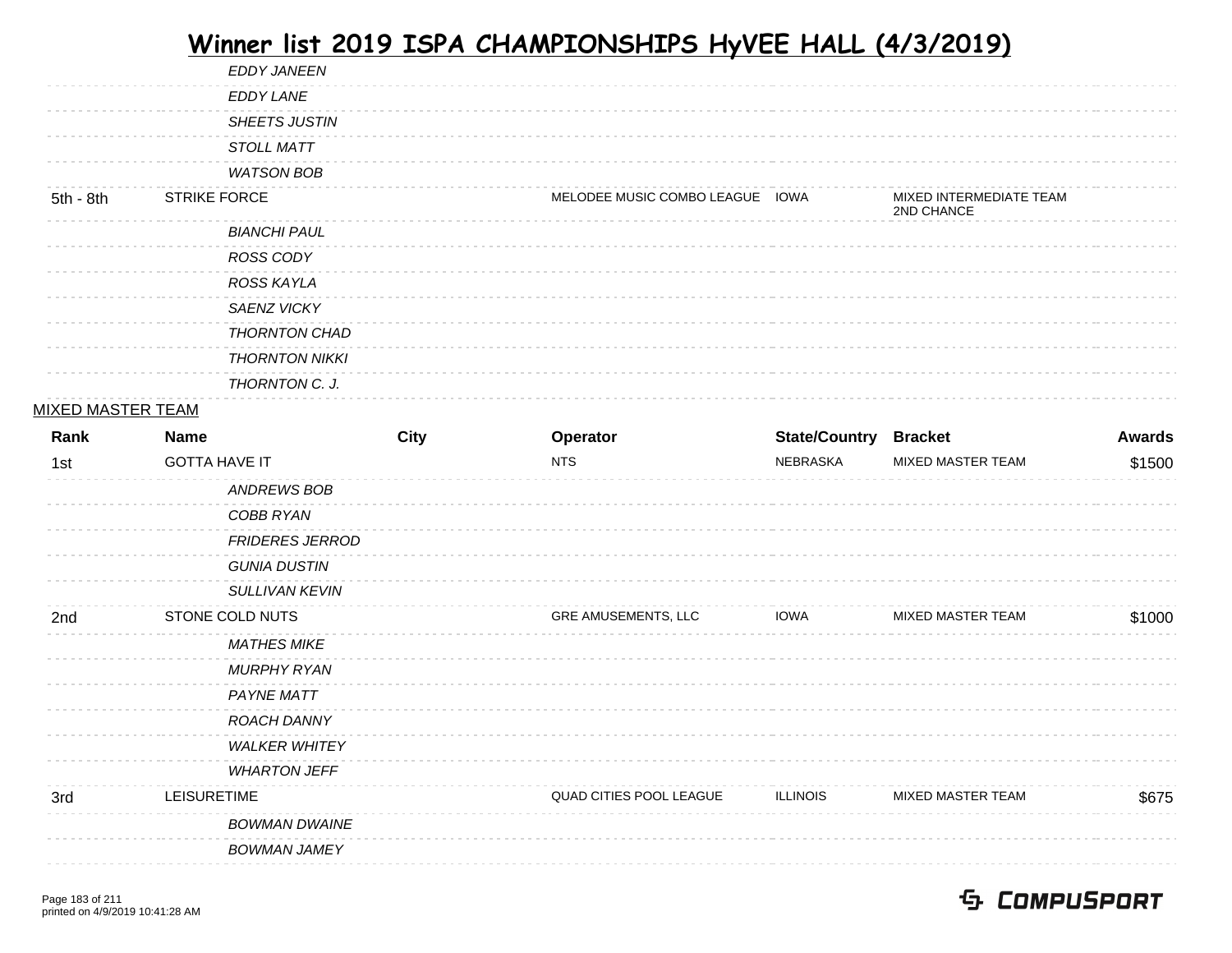# Winner list 2019 ISPA CHAMPIONSHIPS HyVEE HALL (4/3/2019)

| Rank | Name | City | Operator | State/Country | Bracket | Awards |
|---|---|---|---|---|---|---|
| | *EDDY JANEEN* | | | | | |
| | *EDDY LANE* | | | | | |
| | *SHEETS JUSTIN* | | | | | |
| | *STOLL MATT* | | | | | |
| | *WATSON BOB* | | | | | |
| 5th - 8th | STRIKE FORCE | | MELODEE MUSIC COMBO LEAGUE | IOWA | MIXED INTERMEDIATE TEAM 2ND CHANCE | |
| | *BIANCHI PAUL* | | | | | |
| | *ROSS CODY* | | | | | |
| | *ROSS KAYLA* | | | | | |
| | *SAENZ VICKY* | | | | | |
| | *THORNTON CHAD* | | | | | |
| | *THORNTON NIKKI* | | | | | |
| | *THORNTON C. J.* | | | | | |

MIXED MASTER TEAM

| Rank | Name | City | Operator | State/Country | Bracket | Awards |
|---|---|---|---|---|---|---|
| 1st | GOTTA HAVE IT | | NTS | NEBRASKA | MIXED MASTER TEAM | $1500 |
| | *ANDREWS BOB* | | | | | |
| | *COBB RYAN* | | | | | |
| | *FRIDERES JERROD* | | | | | |
| | *GUNIA DUSTIN* | | | | | |
| | *SULLIVAN KEVIN* | | | | | |
| 2nd | STONE COLD NUTS | | GRE AMUSEMENTS, LLC | IOWA | MIXED MASTER TEAM | $1000 |
| | *MATHES MIKE* | | | | | |
| | *MURPHY RYAN* | | | | | |
| | *PAYNE MATT* | | | | | |
| | *ROACH DANNY* | | | | | |
| | *WALKER WHITEY* | | | | | |
| | *WHARTON JEFF* | | | | | |
| 3rd | LEISURETIME | | QUAD CITIES POOL LEAGUE | ILLINOIS | MIXED MASTER TEAM | $675 |
| | *BOWMAN DWAINE* | | | | | |
| | *BOWMAN JAMEY* | | | | | |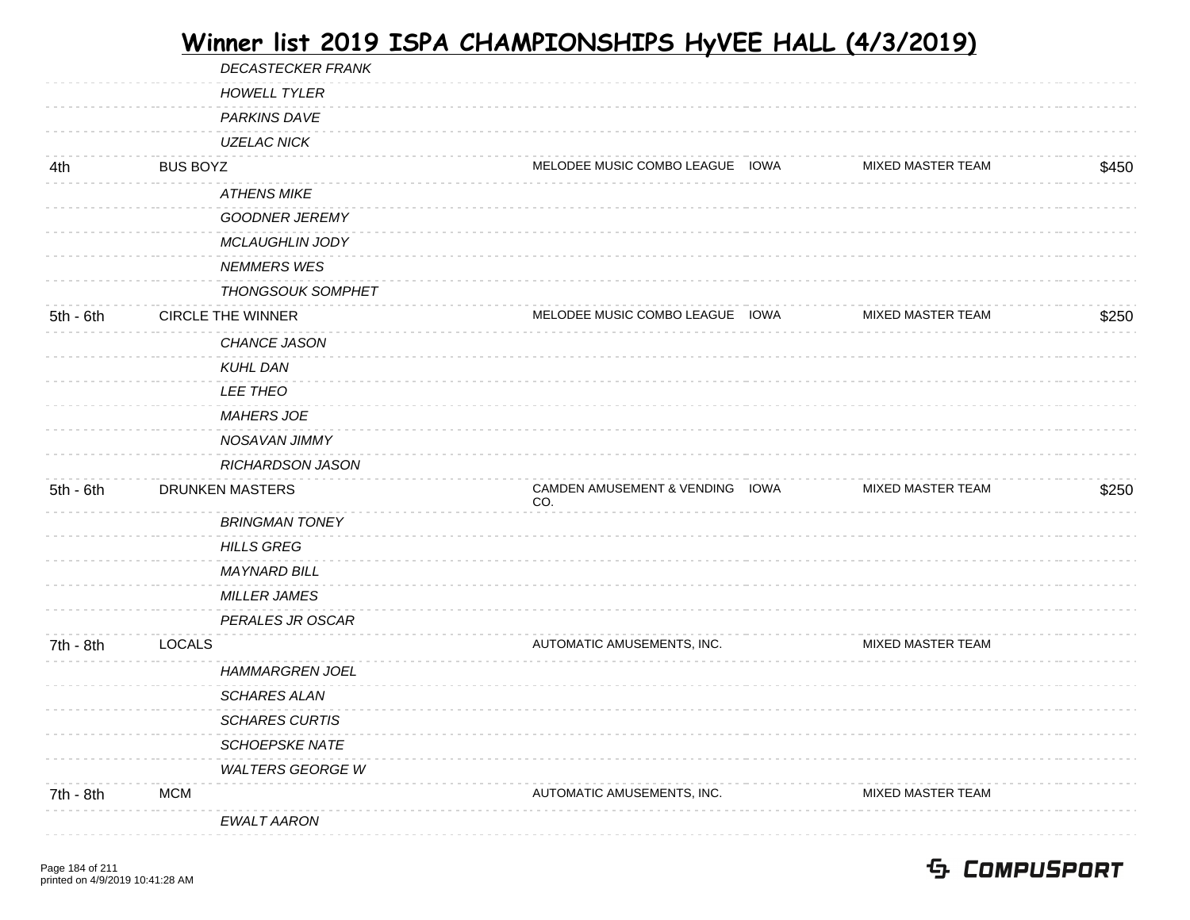# Winner list 2019 ISPA CHAMPIONSHIPS HyVEE HALL (4/3/2019)

| Place | Team / Player | Sponsor | State | Division | Prize |
|---|---|---|---|---|---|
| | *DECASTECKER FRANK* | | | | |
| | *HOWELL TYLER* | | | | |
| | *PARKINS DAVE* | | | | |
| | *UZELAC NICK* | | | | |
| 4th | BUS BOYZ | MELODEE MUSIC COMBO LEAGUE | IOWA | MIXED MASTER TEAM | $450 |
| | *ATHENS MIKE* | | | | |
| | *GOODNER JEREMY* | | | | |
| | *MCLAUGHLIN JODY* | | | | |
| | *NEMMERS WES* | | | | |
| | *THONGSOUK SOMPHET* | | | | |
| 5th - 6th | CIRCLE THE WINNER | MELODEE MUSIC COMBO LEAGUE | IOWA | MIXED MASTER TEAM | $250 |
| | *CHANCE JASON* | | | | |
| | *KUHL DAN* | | | | |
| | *LEE THEO* | | | | |
| | *MAHERS JOE* | | | | |
| | *NOSAVAN JIMMY* | | | | |
| | *RICHARDSON JASON* | | | | |
| 5th - 6th | DRUNKEN MASTERS | CAMDEN AMUSEMENT & VENDING CO. | IOWA | MIXED MASTER TEAM | $250 |
| | *BRINGMAN TONEY* | | | | |
| | *HILLS GREG* | | | | |
| | *MAYNARD BILL* | | | | |
| | *MILLER JAMES* | | | | |
| | *PERALES JR OSCAR* | | | | |
| 7th - 8th | LOCALS | AUTOMATIC AMUSEMENTS, INC. | | MIXED MASTER TEAM | |
| | *HAMMARGREN JOEL* | | | | |
| | *SCHARES ALAN* | | | | |
| | *SCHARES CURTIS* | | | | |
| | *SCHOEPSKE NATE* | | | | |
| | *WALTERS GEORGE W* | | | | |
| 7th - 8th | MCM | AUTOMATIC AMUSEMENTS, INC. | | MIXED MASTER TEAM | |
| | *EWALT AARON* | | | | |

printed on 4/9/2019 10:41:28 AM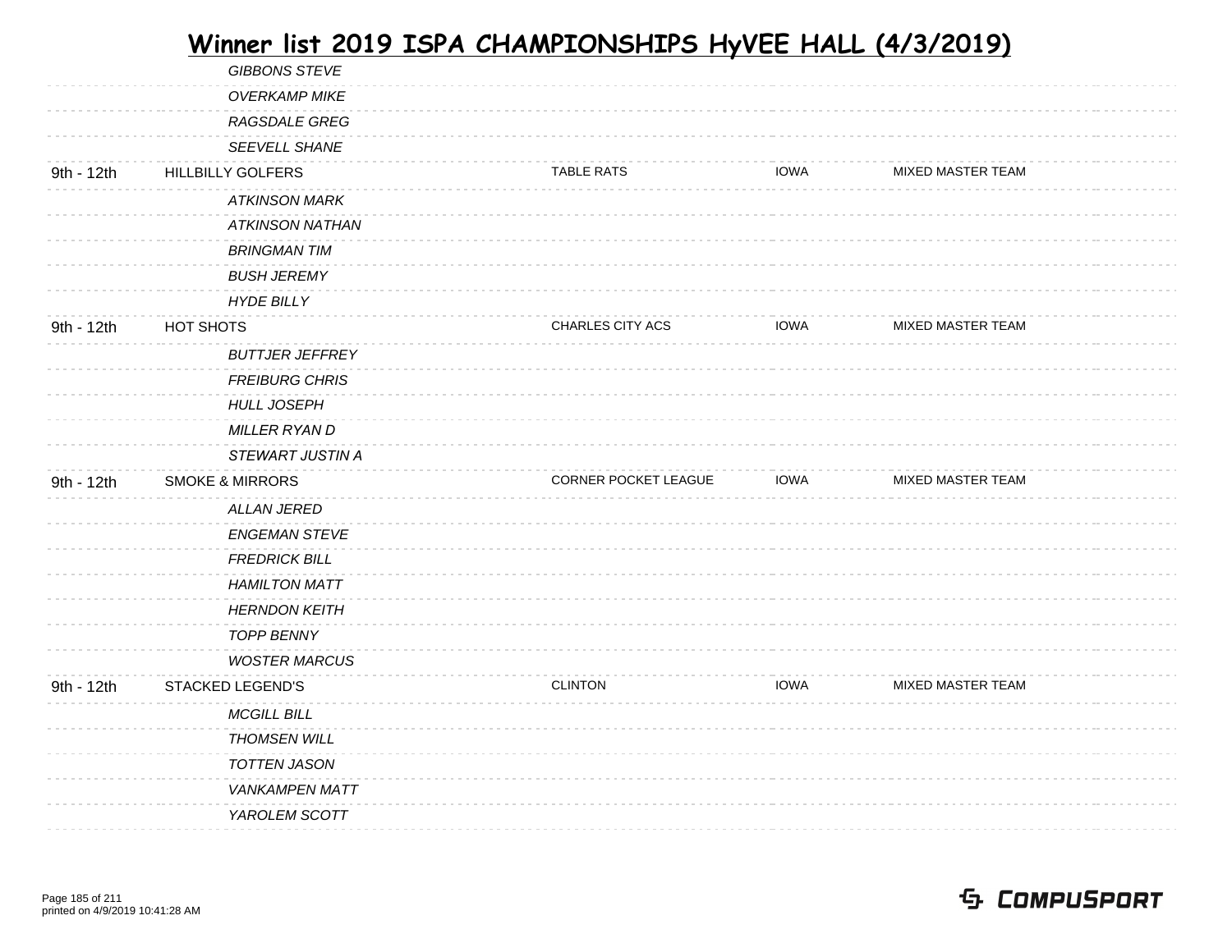# Winner list 2019 ISPA CHAMPIONSHIPS HyVEE HALL (4/3/2019)

| Place | Team / Player | League | State | Division |
|---|---|---|---|---|
| | *GIBBONS STEVE* | | | |
| | *OVERKAMP MIKE* | | | |
| | *RAGSDALE GREG* | | | |
| | *SEEVELL SHANE* | | | |
| 9th - 12th | HILLBILLY GOLFERS | TABLE RATS | IOWA | MIXED MASTER TEAM |
| | *ATKINSON MARK* | | | |
| | *ATKINSON NATHAN* | | | |
| | *BRINGMAN TIM* | | | |
| | *BUSH JEREMY* | | | |
| | *HYDE BILLY* | | | |
| 9th - 12th | HOT SHOTS | CHARLES CITY ACS | IOWA | MIXED MASTER TEAM |
| | *BUTTJER JEFFREY* | | | |
| | *FREIBURG CHRIS* | | | |
| | *HULL JOSEPH* | | | |
| | *MILLER RYAN D* | | | |
| | *STEWART JUSTIN A* | | | |
| 9th - 12th | SMOKE & MIRRORS | CORNER POCKET LEAGUE | IOWA | MIXED MASTER TEAM |
| | *ALLAN JERED* | | | |
| | *ENGEMAN STEVE* | | | |
| | *FREDRICK BILL* | | | |
| | *HAMILTON MATT* | | | |
| | *HERNDON KEITH* | | | |
| | *TOPP BENNY* | | | |
| | *WOSTER MARCUS* | | | |
| 9th - 12th | STACKED LEGEND'S | CLINTON | IOWA | MIXED MASTER TEAM |
| | *MCGILL BILL* | | | |
| | *THOMSEN WILL* | | | |
| | *TOTTEN JASON* | | | |
| | *VANKAMPEN MATT* | | | |
| | *YAROLEM SCOTT* | | | |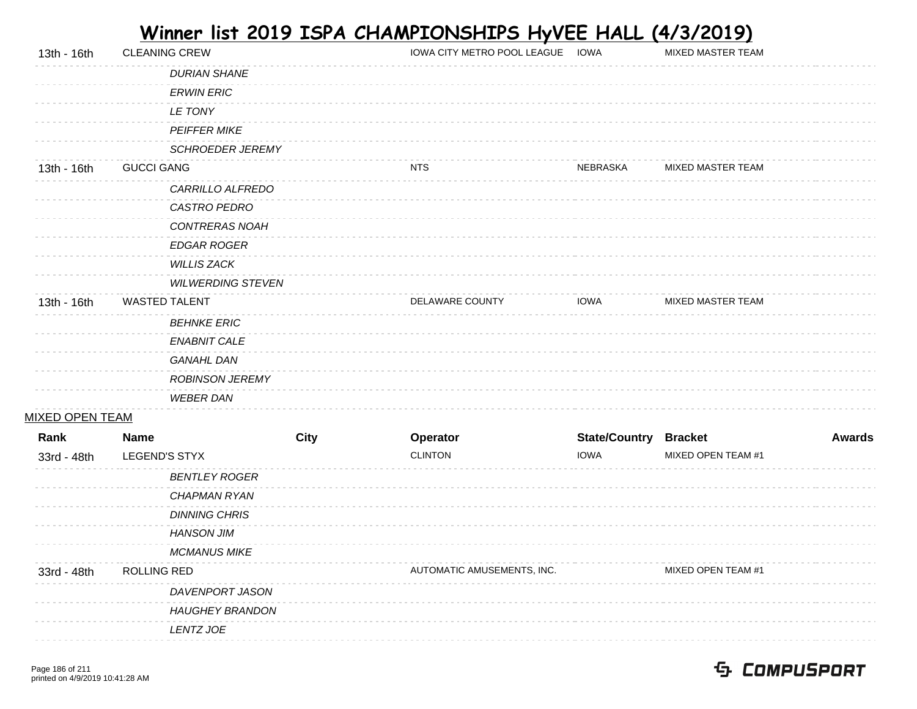# Winner list 2019 ISPA CHAMPIONSHIPS HyVEE HALL (4/3/2019)

| Rank | Name | City | Operator | State/Country | Bracket | Awards |
|---|---|---|---|---|---|---|
| 13th - 16th | CLEANING CREW | | IOWA CITY METRO POOL LEAGUE | IOWA | MIXED MASTER TEAM | |
| | *DURIAN SHANE* | | | | | |
| | *ERWIN ERIC* | | | | | |
| | *LE TONY* | | | | | |
| | *PEIFFER MIKE* | | | | | |
| | *SCHROEDER JEREMY* | | | | | |
| 13th - 16th | GUCCI GANG | | NTS | NEBRASKA | MIXED MASTER TEAM | |
| | *CARRILLO ALFREDO* | | | | | |
| | *CASTRO PEDRO* | | | | | |
| | *CONTRERAS NOAH* | | | | | |
| | *EDGAR ROGER* | | | | | |
| | *WILLIS ZACK* | | | | | |
| | *WILWERDING STEVEN* | | | | | |
| 13th - 16th | WASTED TALENT | | DELAWARE COUNTY | IOWA | MIXED MASTER TEAM | |
| | *BEHNKE ERIC* | | | | | |
| | *ENABNIT CALE* | | | | | |
| | *GANAHL DAN* | | | | | |
| | *ROBINSON JEREMY* | | | | | |
| | *WEBER DAN* | | | | | |

MIXED OPEN TEAM

| Rank | Name | City | Operator | State/Country | Bracket | Awards |
|---|---|---|---|---|---|---|
| 33rd - 48th | LEGEND'S STYX | | CLINTON | IOWA | MIXED OPEN TEAM #1 | |
| | *BENTLEY ROGER* | | | | | |
| | *CHAPMAN RYAN* | | | | | |
| | *DINNING CHRIS* | | | | | |
| | *HANSON JIM* | | | | | |
| | *MCMANUS MIKE* | | | | | |
| 33rd - 48th | ROLLING RED | | AUTOMATIC AMUSEMENTS, INC. | | MIXED OPEN TEAM #1 | |
| | *DAVENPORT JASON* | | | | | |
| | *HAUGHEY BRANDON* | | | | | |
| | *LENTZ JOE* | | | | | |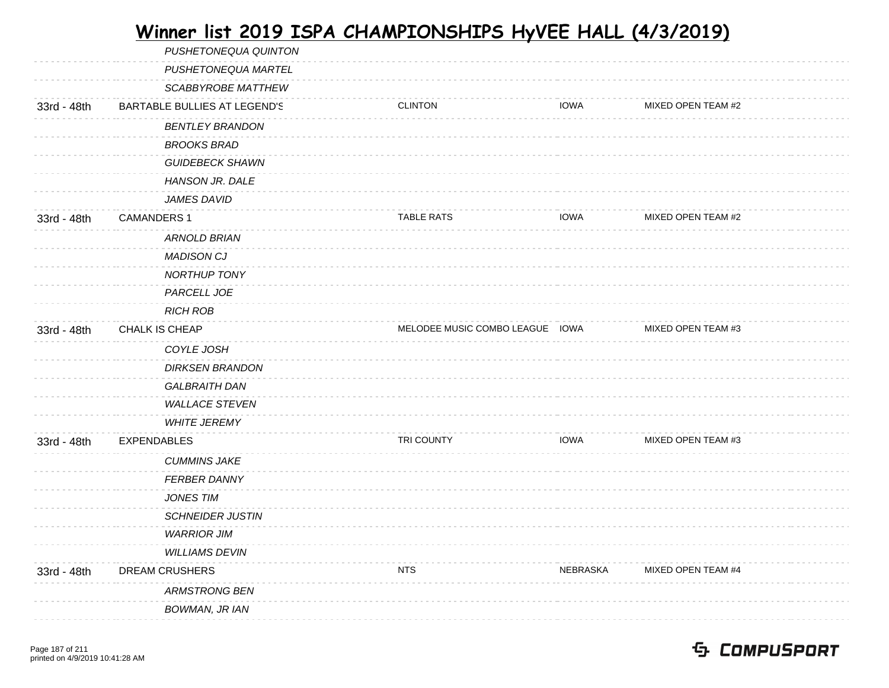# Winner list 2019 ISPA CHAMPIONSHIPS HyVEE HALL (4/3/2019)

| Place | Team / Player | League | State | Division |
|---|---|---|---|---|
| | *PUSHETONEQUA QUINTON* | | | |
| | *PUSHETONEQUA MARTEL* | | | |
| | *SCABBYROBE MATTHEW* | | | |
| 33rd - 48th | BARTABLE BULLIES AT LEGEND'S | CLINTON | IOWA | MIXED OPEN TEAM #2 |
| | *BENTLEY BRANDON* | | | |
| | *BROOKS BRAD* | | | |
| | *GUIDEBECK SHAWN* | | | |
| | *HANSON JR. DALE* | | | |
| | *JAMES DAVID* | | | |
| 33rd - 48th | CAMANDERS 1 | TABLE RATS | IOWA | MIXED OPEN TEAM #2 |
| | *ARNOLD BRIAN* | | | |
| | *MADISON CJ* | | | |
| | *NORTHUP TONY* | | | |
| | *PARCELL JOE* | | | |
| | *RICH ROB* | | | |
| 33rd - 48th | CHALK IS CHEAP | MELODEE MUSIC COMBO LEAGUE | IOWA | MIXED OPEN TEAM #3 |
| | *COYLE JOSH* | | | |
| | *DIRKSEN BRANDON* | | | |
| | *GALBRAITH DAN* | | | |
| | *WALLACE STEVEN* | | | |
| | *WHITE JEREMY* | | | |
| 33rd - 48th | EXPENDABLES | TRI COUNTY | IOWA | MIXED OPEN TEAM #3 |
| | *CUMMINS JAKE* | | | |
| | *FERBER DANNY* | | | |
| | *JONES TIM* | | | |
| | *SCHNEIDER JUSTIN* | | | |
| | *WARRIOR JIM* | | | |
| | *WILLIAMS DEVIN* | | | |
| 33rd - 48th | DREAM CRUSHERS | NTS | NEBRASKA | MIXED OPEN TEAM #4 |
| | *ARMSTRONG BEN* | | | |
| | *BOWMAN, JR IAN* | | | |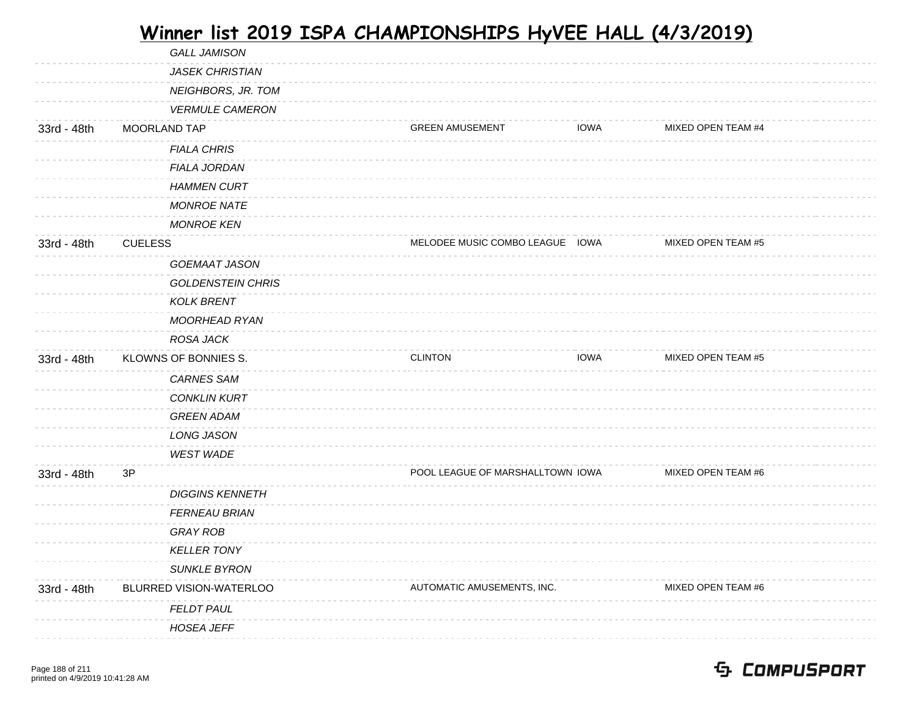# Winner list 2019 ISPA CHAMPIONSHIPS HyVEE HALL (4/3/2019)

| Place | Team / Player | Sponsor | State | Division |
|---|---|---|---|---|
| | *GALL JAMISON* | | | |
| | *JASEK CHRISTIAN* | | | |
| | *NEIGHBORS, JR. TOM* | | | |
| | *VERMULE CAMERON* | | | |
| 33rd - 48th | MOORLAND TAP | GREEN AMUSEMENT | IOWA | MIXED OPEN TEAM #4 |
| | *FIALA CHRIS* | | | |
| | *FIALA JORDAN* | | | |
| | *HAMMEN CURT* | | | |
| | *MONROE NATE* | | | |
| | *MONROE KEN* | | | |
| 33rd - 48th | CUELESS | MELODEE MUSIC COMBO LEAGUE | IOWA | MIXED OPEN TEAM #5 |
| | *GOEMAAT JASON* | | | |
| | *GOLDENSTEIN CHRIS* | | | |
| | *KOLK BRENT* | | | |
| | *MOORHEAD RYAN* | | | |
| | *ROSA JACK* | | | |
| 33rd - 48th | KLOWNS OF BONNIES S. | CLINTON | IOWA | MIXED OPEN TEAM #5 |
| | *CARNES SAM* | | | |
| | *CONKLIN KURT* | | | |
| | *GREEN ADAM* | | | |
| | *LONG JASON* | | | |
| | *WEST WADE* | | | |
| 33rd - 48th | 3P | POOL LEAGUE OF MARSHALLTOWN | IOWA | MIXED OPEN TEAM #6 |
| | *DIGGINS KENNETH* | | | |
| | *FERNEAU BRIAN* | | | |
| | *GRAY ROB* | | | |
| | *KELLER TONY* | | | |
| | *SUNKLE BYRON* | | | |
| 33rd - 48th | BLURRED VISION-WATERLOO | AUTOMATIC AMUSEMENTS, INC. | | MIXED OPEN TEAM #6 |
| | *FELDT PAUL* | | | |
| | *HOSEA JEFF* | | | |

printed on 4/9/2019 10:41:28 AM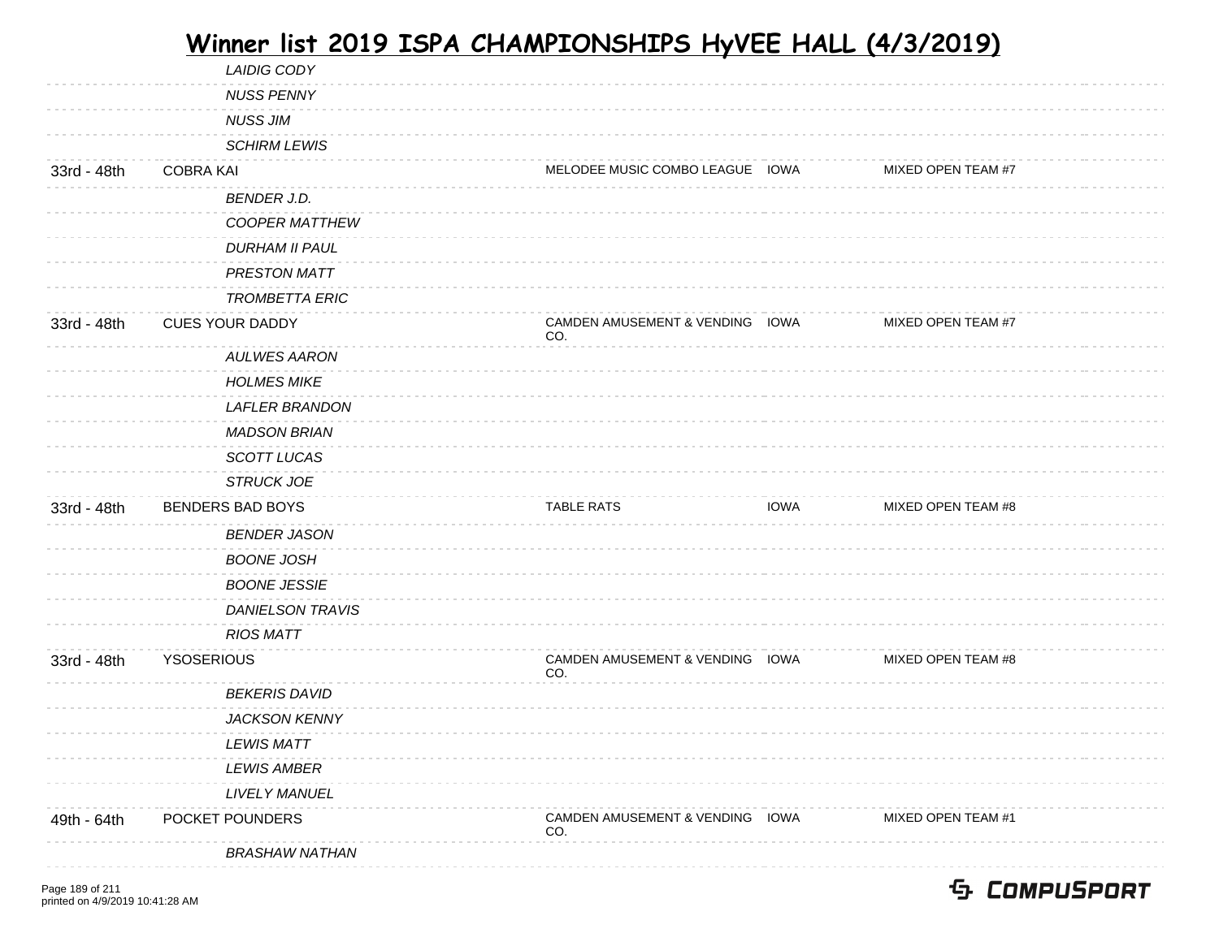# Winner list 2019 ISPA CHAMPIONSHIPS HyVEE HALL (4/3/2019)

| Place | Team / Player | League | State | Division |
|---|---|---|---|---|
| | *LAIDIG CODY* | | | |
| | *NUSS PENNY* | | | |
| | *NUSS JIM* | | | |
| | *SCHIRM LEWIS* | | | |
| 33rd - 48th | COBRA KAI | MELODEE MUSIC COMBO LEAGUE | IOWA | MIXED OPEN TEAM #7 |
| | *BENDER J.D.* | | | |
| | *COOPER MATTHEW* | | | |
| | *DURHAM II PAUL* | | | |
| | *PRESTON MATT* | | | |
| | *TROMBETTA ERIC* | | | |
| 33rd - 48th | CUES YOUR DADDY | CAMDEN AMUSEMENT & VENDING CO. | IOWA | MIXED OPEN TEAM #7 |
| | *AULWES AARON* | | | |
| | *HOLMES MIKE* | | | |
| | *LAFLER BRANDON* | | | |
| | *MADSON BRIAN* | | | |
| | *SCOTT LUCAS* | | | |
| | *STRUCK JOE* | | | |
| 33rd - 48th | BENDERS BAD BOYS | TABLE RATS | IOWA | MIXED OPEN TEAM #8 |
| | *BENDER JASON* | | | |
| | *BOONE JOSH* | | | |
| | *BOONE JESSIE* | | | |
| | *DANIELSON TRAVIS* | | | |
| | *RIOS MATT* | | | |
| 33rd - 48th | YSOSERIOUS | CAMDEN AMUSEMENT & VENDING CO. | IOWA | MIXED OPEN TEAM #8 |
| | *BEKERIS DAVID* | | | |
| | *JACKSON KENNY* | | | |
| | *LEWIS MATT* | | | |
| | *LEWIS AMBER* | | | |
| | *LIVELY MANUEL* | | | |
| 49th - 64th | POCKET POUNDERS | CAMDEN AMUSEMENT & VENDING CO. | IOWA | MIXED OPEN TEAM #1 |
| | *BRASHAW NATHAN* | | | |

printed on 4/9/2019 10:41:28 AM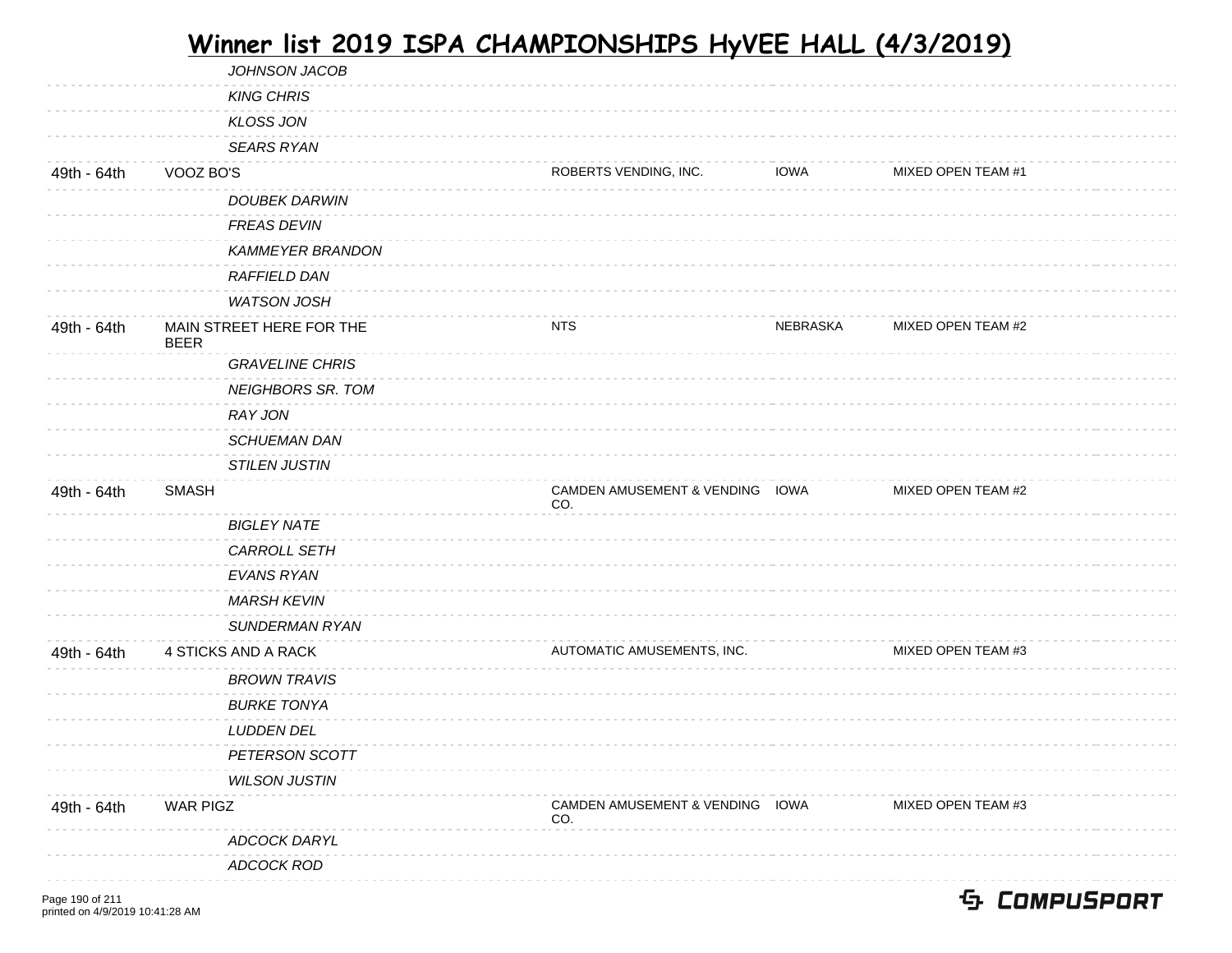# Winner list 2019 ISPA CHAMPIONSHIPS HyVEE HALL (4/3/2019)

| Place | Team / Player | Sponsor | State | Division |
|---|---|---|---|---|
| | *JOHNSON JACOB* | | | |
| | *KING CHRIS* | | | |
| | *KLOSS JON* | | | |
| | *SEARS RYAN* | | | |
| 49th - 64th | VOOZ BO'S | ROBERTS VENDING, INC. | IOWA | MIXED OPEN TEAM #1 |
| | *DOUBEK DARWIN* | | | |
| | *FREAS DEVIN* | | | |
| | *KAMMEYER BRANDON* | | | |
| | *RAFFIELD DAN* | | | |
| | *WATSON JOSH* | | | |
| 49th - 64th | MAIN STREET HERE FOR THE BEER | NTS | NEBRASKA | MIXED OPEN TEAM #2 |
| | *GRAVELINE CHRIS* | | | |
| | *NEIGHBORS SR. TOM* | | | |
| | *RAY JON* | | | |
| | *SCHUEMAN DAN* | | | |
| | *STILEN JUSTIN* | | | |
| 49th - 64th | SMASH | CAMDEN AMUSEMENT & VENDING CO. | IOWA | MIXED OPEN TEAM #2 |
| | *BIGLEY NATE* | | | |
| | *CARROLL SETH* | | | |
| | *EVANS RYAN* | | | |
| | *MARSH KEVIN* | | | |
| | *SUNDERMAN RYAN* | | | |
| 49th - 64th | 4 STICKS AND A RACK | AUTOMATIC AMUSEMENTS, INC. | | MIXED OPEN TEAM #3 |
| | *BROWN TRAVIS* | | | |
| | *BURKE TONYA* | | | |
| | *LUDDEN DEL* | | | |
| | *PETERSON SCOTT* | | | |
| | *WILSON JUSTIN* | | | |
| 49th - 64th | WAR PIGZ | CAMDEN AMUSEMENT & VENDING CO. | IOWA | MIXED OPEN TEAM #3 |
| | *ADCOCK DARYL* | | | |
| | *ADCOCK ROD* | | | |

printed on 4/9/2019 10:41:28 AM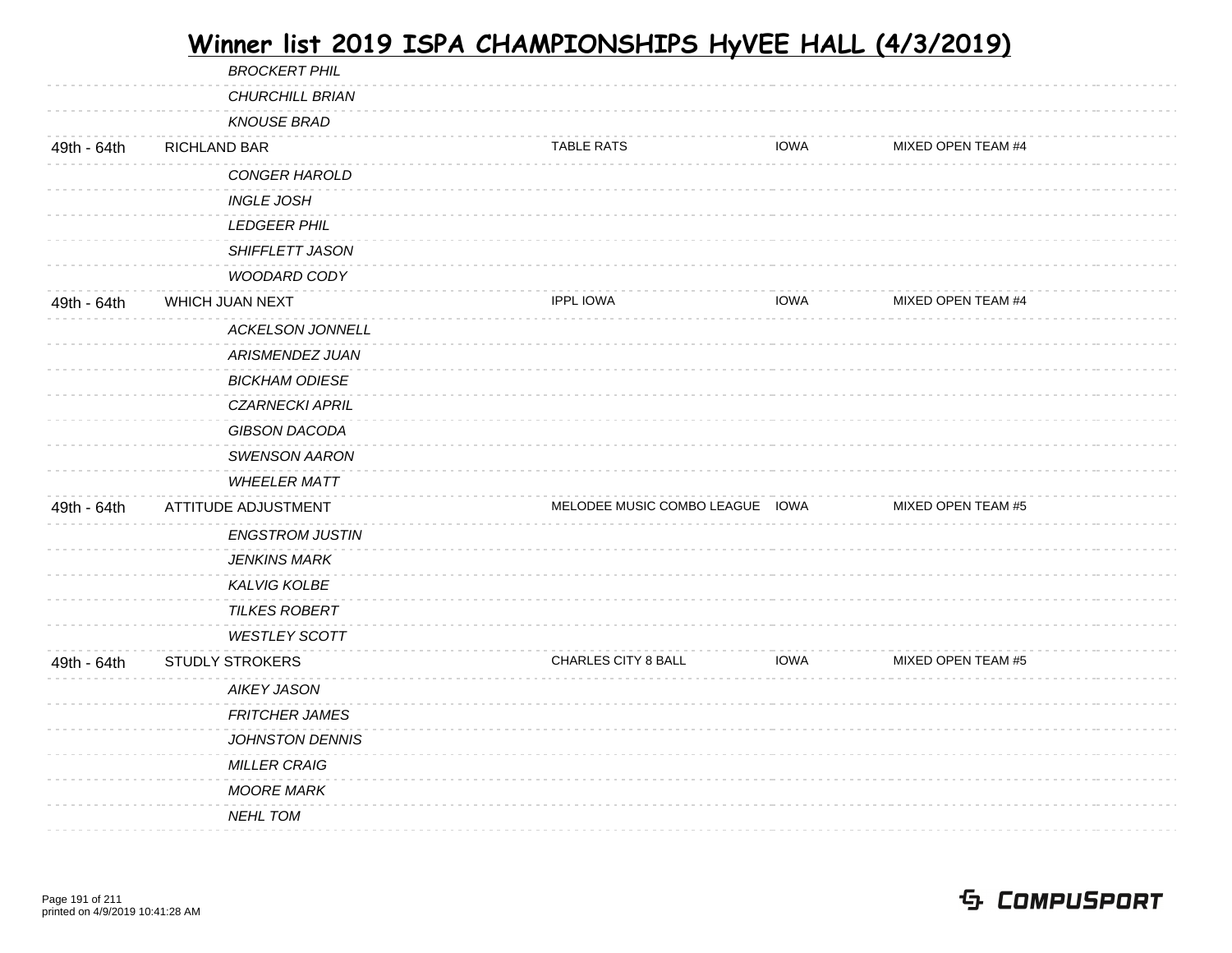# Winner list 2019 ISPA CHAMPIONSHIPS HyVEE HALL (4/3/2019)

| Place | Team / Player | League | State | Division |
|---|---|---|---|---|
| | *BROCKERT PHIL* | | | |
| | *CHURCHILL BRIAN* | | | |
| | *KNOUSE BRAD* | | | |
| 49th - 64th | RICHLAND BAR | TABLE RATS | IOWA | MIXED OPEN TEAM #4 |
| | *CONGER HAROLD* | | | |
| | *INGLE JOSH* | | | |
| | *LEDGEER PHIL* | | | |
| | *SHIFFLETT JASON* | | | |
| | *WOODARD CODY* | | | |
| 49th - 64th | WHICH JUAN NEXT | IPPL IOWA | IOWA | MIXED OPEN TEAM #4 |
| | *ACKELSON JONNELL* | | | |
| | *ARISMENDEZ JUAN* | | | |
| | *BICKHAM ODIESE* | | | |
| | *CZARNECKI APRIL* | | | |
| | *GIBSON DACODA* | | | |
| | *SWENSON AARON* | | | |
| | *WHEELER MATT* | | | |
| 49th - 64th | ATTITUDE ADJUSTMENT | MELODEE MUSIC COMBO LEAGUE | IOWA | MIXED OPEN TEAM #5 |
| | *ENGSTROM JUSTIN* | | | |
| | *JENKINS MARK* | | | |
| | *KALVIG KOLBE* | | | |
| | *TILKES ROBERT* | | | |
| | *WESTLEY SCOTT* | | | |
| 49th - 64th | STUDLY STROKERS | CHARLES CITY 8 BALL | IOWA | MIXED OPEN TEAM #5 |
| | *AIKEY JASON* | | | |
| | *FRITCHER JAMES* | | | |
| | *JOHNSTON DENNIS* | | | |
| | *MILLER CRAIG* | | | |
| | *MOORE MARK* | | | |
| | *NEHL TOM* | | | |

printed on 4/9/2019 10:41:28 AM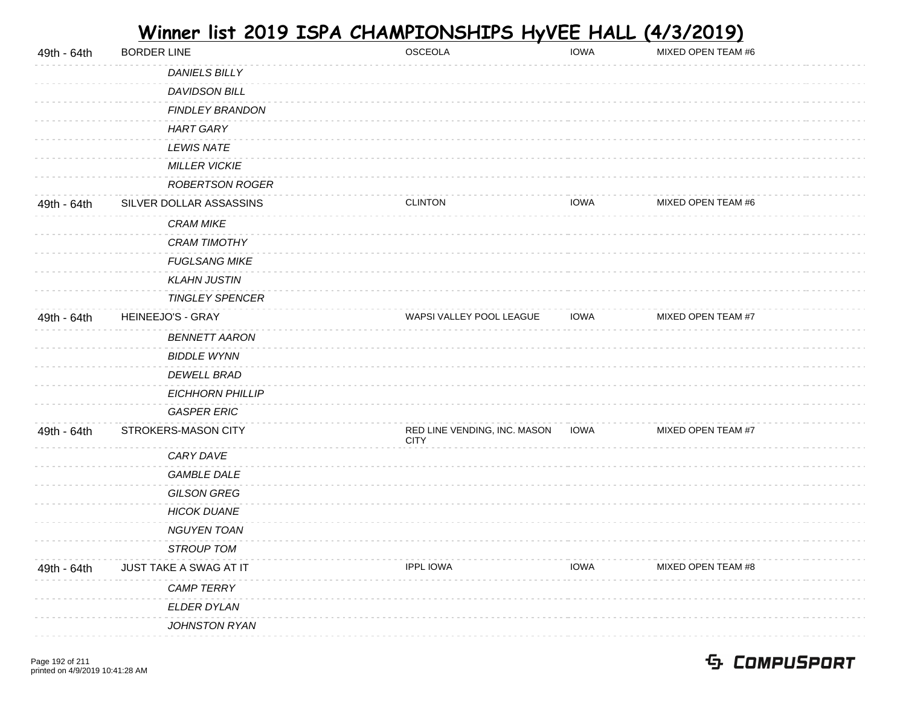# Winner list 2019 ISPA CHAMPIONSHIPS HyVEE HALL (4/3/2019)

| Place | Team / Player | City / League | State | Division |
|---|---|---|---|---|
| 49th - 64th | BORDER LINE | OSCEOLA | IOWA | MIXED OPEN TEAM #6 |
| | *DANIELS BILLY* | | | |
| | *DAVIDSON BILL* | | | |
| | *FINDLEY BRANDON* | | | |
| | *HART GARY* | | | |
| | *LEWIS NATE* | | | |
| | *MILLER VICKIE* | | | |
| | *ROBERTSON ROGER* | | | |
| 49th - 64th | SILVER DOLLAR ASSASSINS | CLINTON | IOWA | MIXED OPEN TEAM #6 |
| | *CRAM MIKE* | | | |
| | *CRAM TIMOTHY* | | | |
| | *FUGLSANG MIKE* | | | |
| | *KLAHN JUSTIN* | | | |
| | *TINGLEY SPENCER* | | | |
| 49th - 64th | HEINEEJO'S - GRAY | WAPSI VALLEY POOL LEAGUE | IOWA | MIXED OPEN TEAM #7 |
| | *BENNETT AARON* | | | |
| | *BIDDLE WYNN* | | | |
| | *DEWELL BRAD* | | | |
| | *EICHHORN PHILLIP* | | | |
| | *GASPER ERIC* | | | |
| 49th - 64th | STROKERS-MASON CITY | RED LINE VENDING, INC. MASON CITY | IOWA | MIXED OPEN TEAM #7 |
| | *CARY DAVE* | | | |
| | *GAMBLE DALE* | | | |
| | *GILSON GREG* | | | |
| | *HICOK DUANE* | | | |
| | *NGUYEN TOAN* | | | |
| | *STROUP TOM* | | | |
| 49th - 64th | JUST TAKE A SWAG AT IT | IPPL IOWA | IOWA | MIXED OPEN TEAM #8 |
| | *CAMP TERRY* | | | |
| | *ELDER DYLAN* | | | |
| | *JOHNSTON RYAN* | | | |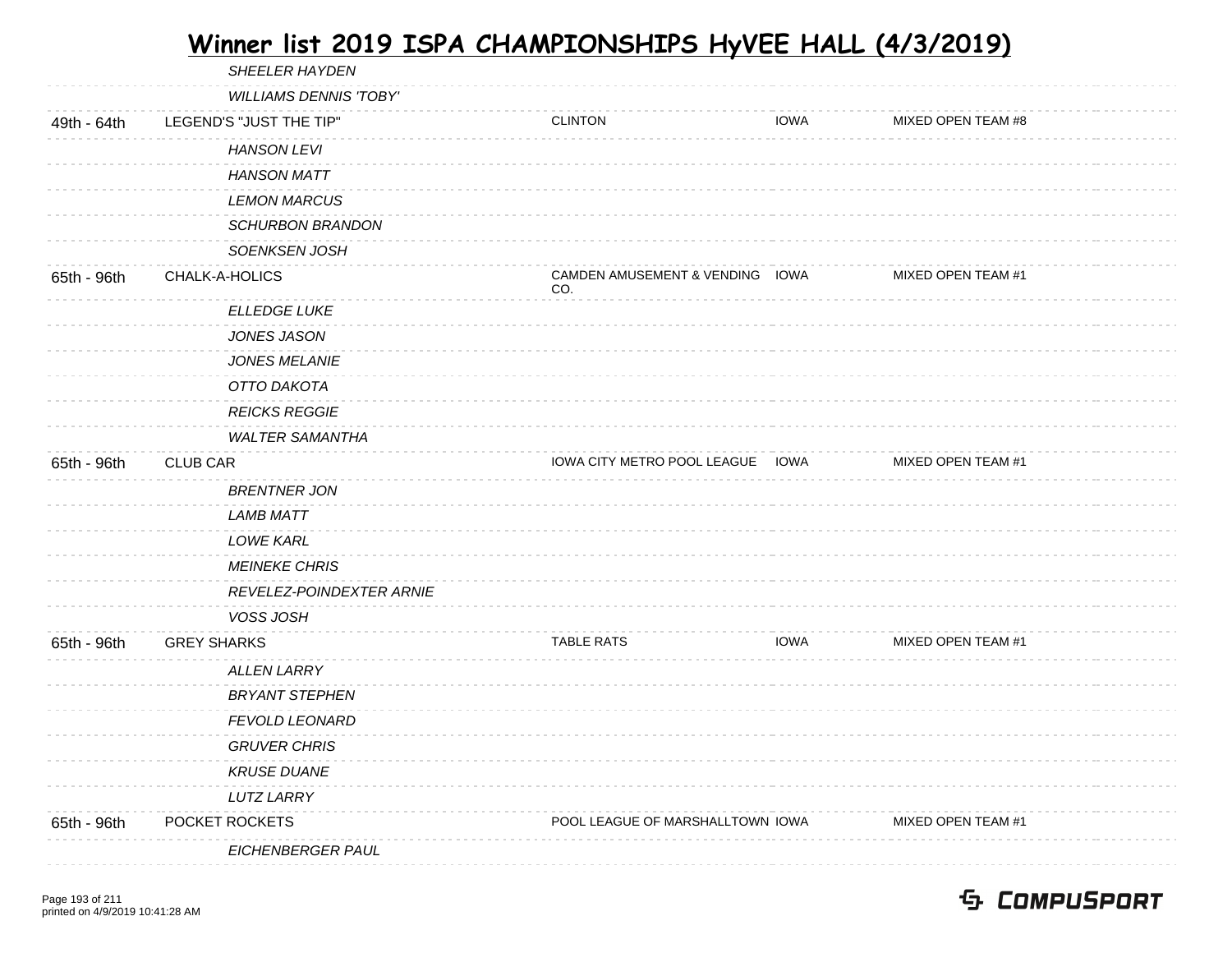# Winner list 2019 ISPA CHAMPIONSHIPS HyVEE HALL (4/3/2019)

| | | | | |
|---|---|---|---|---|
| | *SHEELER HAYDEN* | | | |
| | *WILLIAMS DENNIS 'TOBY'* | | | |
| 49th - 64th | LEGEND'S "JUST THE TIP" | CLINTON | IOWA | MIXED OPEN TEAM #8 |
| | *HANSON LEVI* | | | |
| | *HANSON MATT* | | | |
| | *LEMON MARCUS* | | | |
| | *SCHURBON BRANDON* | | | |
| | *SOENKSEN JOSH* | | | |
| 65th - 96th | CHALK-A-HOLICS | CAMDEN AMUSEMENT & VENDING CO. | IOWA | MIXED OPEN TEAM #1 |
| | *ELLEDGE LUKE* | | | |
| | *JONES JASON* | | | |
| | *JONES MELANIE* | | | |
| | *OTTO DAKOTA* | | | |
| | *REICKS REGGIE* | | | |
| | *WALTER SAMANTHA* | | | |
| 65th - 96th | CLUB CAR | IOWA CITY METRO POOL LEAGUE | IOWA | MIXED OPEN TEAM #1 |
| | *BRENTNER JON* | | | |
| | *LAMB MATT* | | | |
| | *LOWE KARL* | | | |
| | *MEINEKE CHRIS* | | | |
| | *REVELEZ-POINDEXTER ARNIE* | | | |
| | *VOSS JOSH* | | | |
| 65th - 96th | GREY SHARKS | TABLE RATS | IOWA | MIXED OPEN TEAM #1 |
| | *ALLEN LARRY* | | | |
| | *BRYANT STEPHEN* | | | |
| | *FEVOLD LEONARD* | | | |
| | *GRUVER CHRIS* | | | |
| | *KRUSE DUANE* | | | |
| | *LUTZ LARRY* | | | |
| 65th - 96th | POCKET ROCKETS | POOL LEAGUE OF MARSHALLTOWN | IOWA | MIXED OPEN TEAM #1 |
| | *EICHENBERGER PAUL* | | | |

printed on 4/9/2019 10:41:28 AM

COMPUSPORT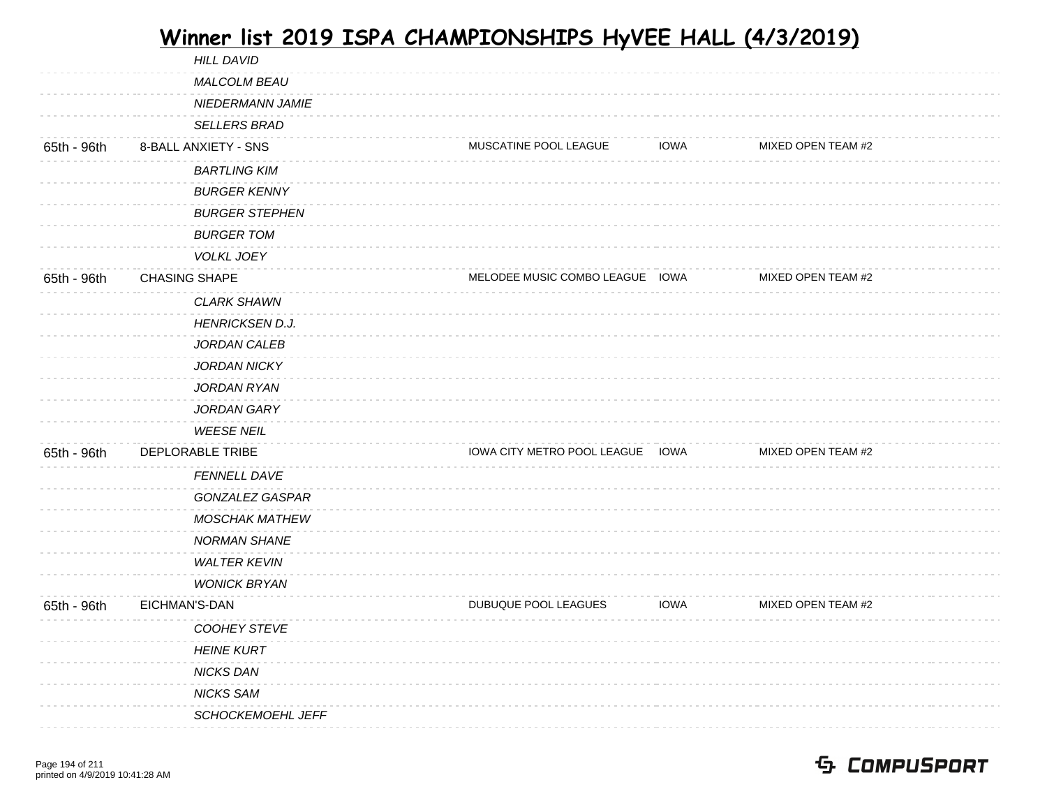# Winner list 2019 ISPA CHAMPIONSHIPS HyVEE HALL (4/3/2019)

| Place | Team / Player | League | State | Event |
|---|---|---|---|---|
| | *HILL DAVID* | | | |
| | *MALCOLM BEAU* | | | |
| | *NIEDERMANN JAMIE* | | | |
| | *SELLERS BRAD* | | | |
| 65th - 96th | 8-BALL ANXIETY - SNS | MUSCATINE POOL LEAGUE | IOWA | MIXED OPEN TEAM #2 |
| | *BARTLING KIM* | | | |
| | *BURGER KENNY* | | | |
| | *BURGER STEPHEN* | | | |
| | *BURGER TOM* | | | |
| | *VOLKL JOEY* | | | |
| 65th - 96th | CHASING SHAPE | MELODEE MUSIC COMBO LEAGUE | IOWA | MIXED OPEN TEAM #2 |
| | *CLARK SHAWN* | | | |
| | *HENRICKSEN D.J.* | | | |
| | *JORDAN CALEB* | | | |
| | *JORDAN NICKY* | | | |
| | *JORDAN RYAN* | | | |
| | *JORDAN GARY* | | | |
| | *WEESE NEIL* | | | |
| 65th - 96th | DEPLORABLE TRIBE | IOWA CITY METRO POOL LEAGUE | IOWA | MIXED OPEN TEAM #2 |
| | *FENNELL DAVE* | | | |
| | *GONZALEZ GASPAR* | | | |
| | *MOSCHAK MATHEW* | | | |
| | *NORMAN SHANE* | | | |
| | *WALTER KEVIN* | | | |
| | *WONICK BRYAN* | | | |
| 65th - 96th | EICHMAN'S-DAN | DUBUQUE POOL LEAGUES | IOWA | MIXED OPEN TEAM #2 |
| | *COOHEY STEVE* | | | |
| | *HEINE KURT* | | | |
| | *NICKS DAN* | | | |
| | *NICKS SAM* | | | |
| | *SCHOCKEMOEHL JEFF* | | | |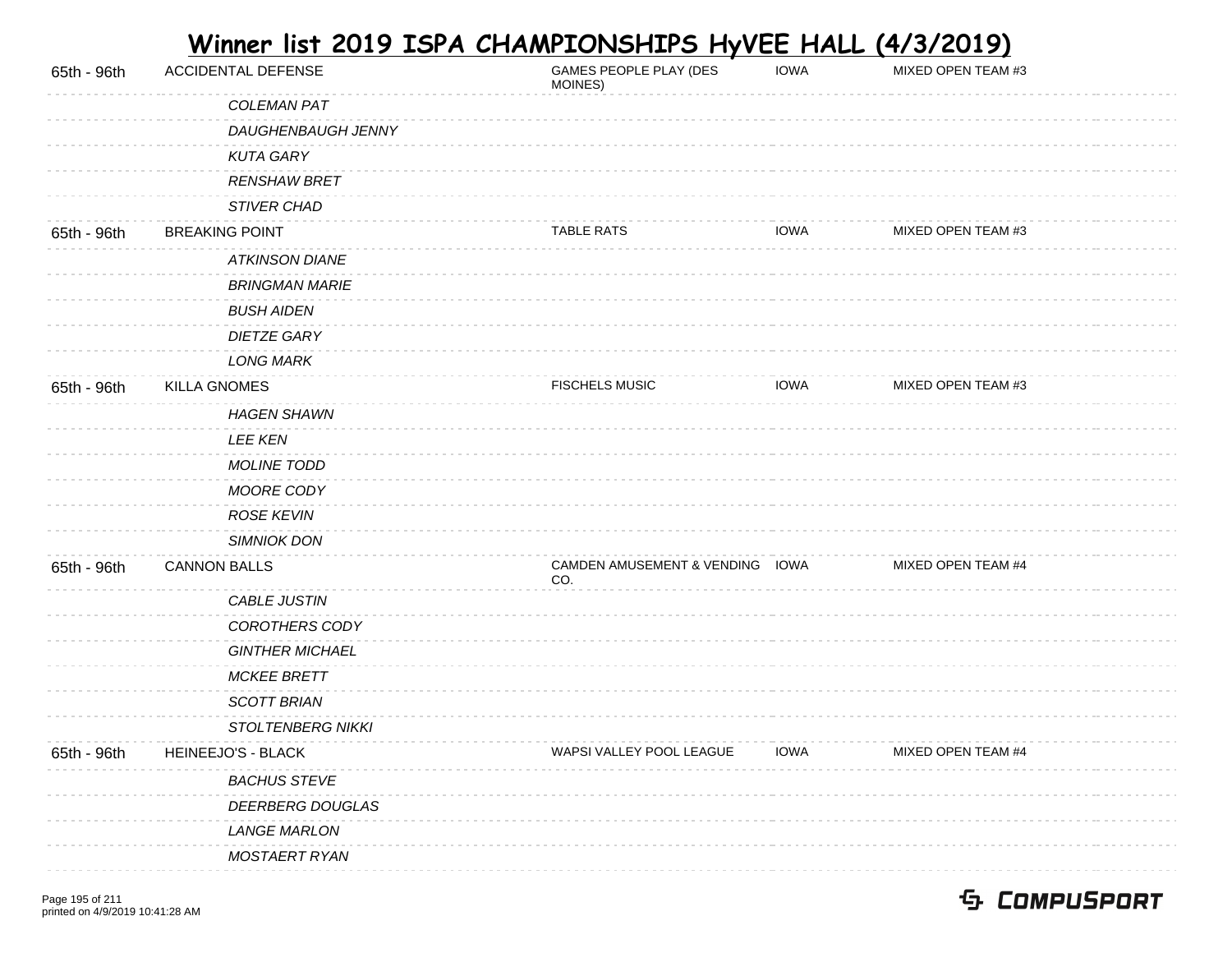# Winner list 2019 ISPA CHAMPIONSHIPS HyVEE HALL (4/3/2019)

| Place | Team / Player | Sponsor | State | Division |
|---|---|---|---|---|
| 65th - 96th | ACCIDENTAL DEFENSE | GAMES PEOPLE PLAY (DES MOINES) | IOWA | MIXED OPEN TEAM #3 |
| | *COLEMAN PAT* | | | |
| | *DAUGHENBAUGH JENNY* | | | |
| | *KUTA GARY* | | | |
| | *RENSHAW BRET* | | | |
| | *STIVER CHAD* | | | |
| 65th - 96th | BREAKING POINT | TABLE RATS | IOWA | MIXED OPEN TEAM #3 |
| | *ATKINSON DIANE* | | | |
| | *BRINGMAN MARIE* | | | |
| | *BUSH AIDEN* | | | |
| | *DIETZE GARY* | | | |
| | *LONG MARK* | | | |
| 65th - 96th | KILLA GNOMES | FISCHELS MUSIC | IOWA | MIXED OPEN TEAM #3 |
| | *HAGEN SHAWN* | | | |
| | *LEE KEN* | | | |
| | *MOLINE TODD* | | | |
| | *MOORE CODY* | | | |
| | *ROSE KEVIN* | | | |
| | *SIMNIOK DON* | | | |
| 65th - 96th | CANNON BALLS | CAMDEN AMUSEMENT & VENDING CO. | IOWA | MIXED OPEN TEAM #4 |
| | *CABLE JUSTIN* | | | |
| | *COROTHERS CODY* | | | |
| | *GINTHER MICHAEL* | | | |
| | *MCKEE BRETT* | | | |
| | *SCOTT BRIAN* | | | |
| | *STOLTENBERG NIKKI* | | | |
| 65th - 96th | HEINEEJO'S - BLACK | WAPSI VALLEY POOL LEAGUE | IOWA | MIXED OPEN TEAM #4 |
| | *BACHUS STEVE* | | | |
| | *DEERBERG DOUGLAS* | | | |
| | *LANGE MARLON* | | | |
| | *MOSTAERT RYAN* | | | |

printed on 4/9/2019 10:41:28 AM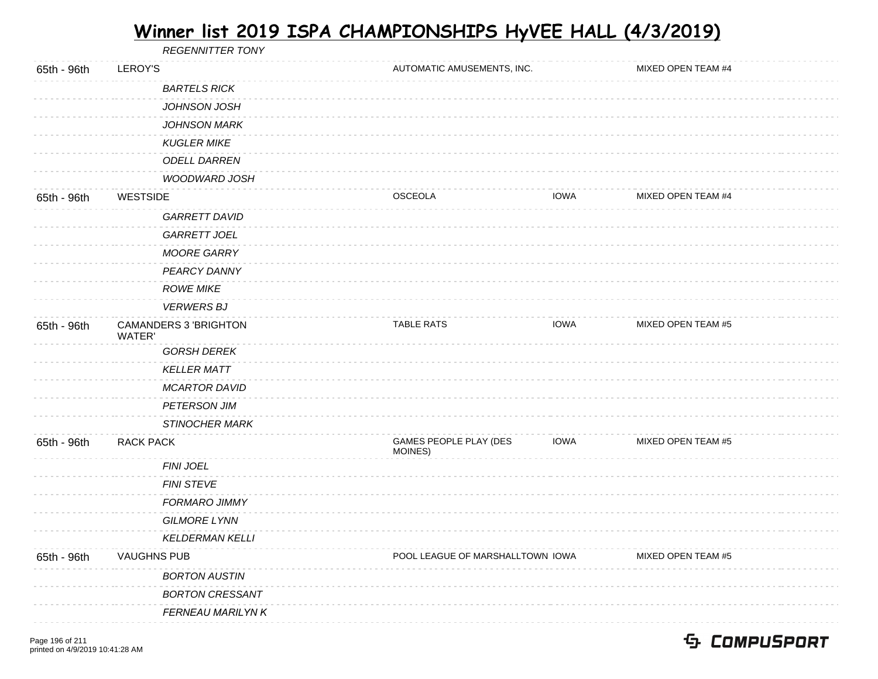# Winner list 2019 ISPA CHAMPIONSHIPS HyVEE HALL (4/3/2019)

| Place | Team / Player | Sponsor | State | Division |
|---|---|---|---|---|
| | *REGENNITTER TONY* | | | |
| 65th - 96th | LEROY'S | AUTOMATIC AMUSEMENTS, INC. | | MIXED OPEN TEAM #4 |
| | *BARTELS RICK* | | | |
| | *JOHNSON JOSH* | | | |
| | *JOHNSON MARK* | | | |
| | *KUGLER MIKE* | | | |
| | *ODELL DARREN* | | | |
| | *WOODWARD JOSH* | | | |
| 65th - 96th | WESTSIDE | OSCEOLA | IOWA | MIXED OPEN TEAM #4 |
| | *GARRETT DAVID* | | | |
| | *GARRETT JOEL* | | | |
| | *MOORE GARRY* | | | |
| | *PEARCY DANNY* | | | |
| | *ROWE MIKE* | | | |
| | *VERWERS BJ* | | | |
| 65th - 96th | CAMANDERS 3 'BRIGHTON WATER' | TABLE RATS | IOWA | MIXED OPEN TEAM #5 |
| | *GORSH DEREK* | | | |
| | *KELLER MATT* | | | |
| | *MCARTOR DAVID* | | | |
| | *PETERSON JIM* | | | |
| | *STINOCHER MARK* | | | |
| 65th - 96th | RACK PACK | GAMES PEOPLE PLAY (DES MOINES) | IOWA | MIXED OPEN TEAM #5 |
| | *FINI JOEL* | | | |
| | *FINI STEVE* | | | |
| | *FORMARO JIMMY* | | | |
| | *GILMORE LYNN* | | | |
| | *KELDERMAN KELLI* | | | |
| 65th - 96th | VAUGHNS PUB | POOL LEAGUE OF MARSHALLTOWN | IOWA | MIXED OPEN TEAM #5 |
| | *BORTON AUSTIN* | | | |
| | *BORTON CRESSANT* | | | |
| | *FERNEAU MARILYN K* | | | |

printed on 4/9/2019 10:41:28 AM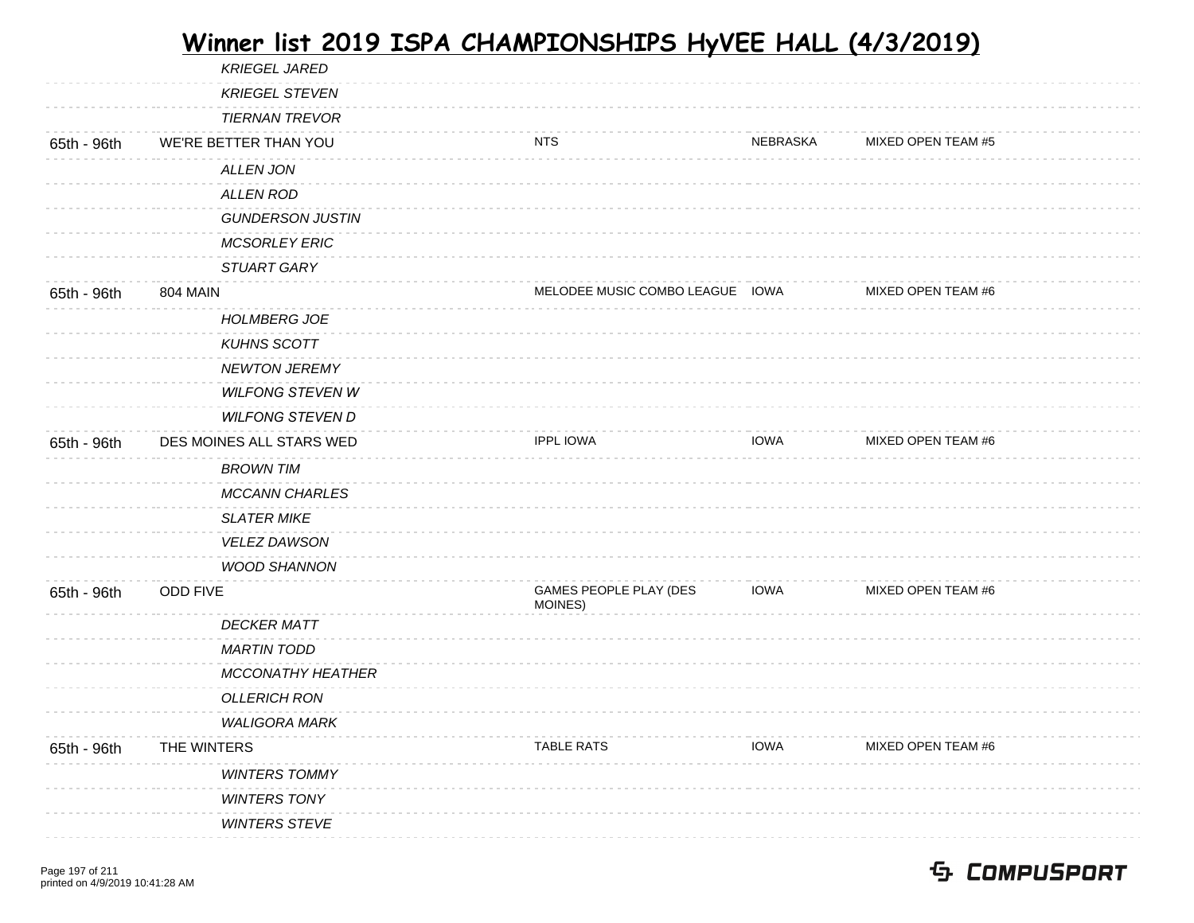# Winner list 2019 ISPA CHAMPIONSHIPS HyVEE HALL (4/3/2019)

| Place | Team / Player | League | State | Division |
|---|---|---|---|---|
| | *KRIEGEL JARED* | | | |
| | *KRIEGEL STEVEN* | | | |
| | *TIERNAN TREVOR* | | | |
| 65th - 96th | WE'RE BETTER THAN YOU | NTS | NEBRASKA | MIXED OPEN TEAM #5 |
| | *ALLEN JON* | | | |
| | *ALLEN ROD* | | | |
| | *GUNDERSON JUSTIN* | | | |
| | *MCSORLEY ERIC* | | | |
| | *STUART GARY* | | | |
| 65th - 96th | 804 MAIN | MELODEE MUSIC COMBO LEAGUE | IOWA | MIXED OPEN TEAM #6 |
| | *HOLMBERG JOE* | | | |
| | *KUHNS SCOTT* | | | |
| | *NEWTON JEREMY* | | | |
| | *WILFONG STEVEN W* | | | |
| | *WILFONG STEVEN D* | | | |
| 65th - 96th | DES MOINES ALL STARS WED | IPPL IOWA | IOWA | MIXED OPEN TEAM #6 |
| | *BROWN TIM* | | | |
| | *MCCANN CHARLES* | | | |
| | *SLATER MIKE* | | | |
| | *VELEZ DAWSON* | | | |
| | *WOOD SHANNON* | | | |
| 65th - 96th | ODD FIVE | GAMES PEOPLE PLAY (DES MOINES) | IOWA | MIXED OPEN TEAM #6 |
| | *DECKER MATT* | | | |
| | *MARTIN TODD* | | | |
| | *MCCONATHY HEATHER* | | | |
| | *OLLERICH RON* | | | |
| | *WALIGORA MARK* | | | |
| 65th - 96th | THE WINTERS | TABLE RATS | IOWA | MIXED OPEN TEAM #6 |
| | *WINTERS TOMMY* | | | |
| | *WINTERS TONY* | | | |
| | *WINTERS STEVE* | | | |

printed on 4/9/2019 10:41:28 AM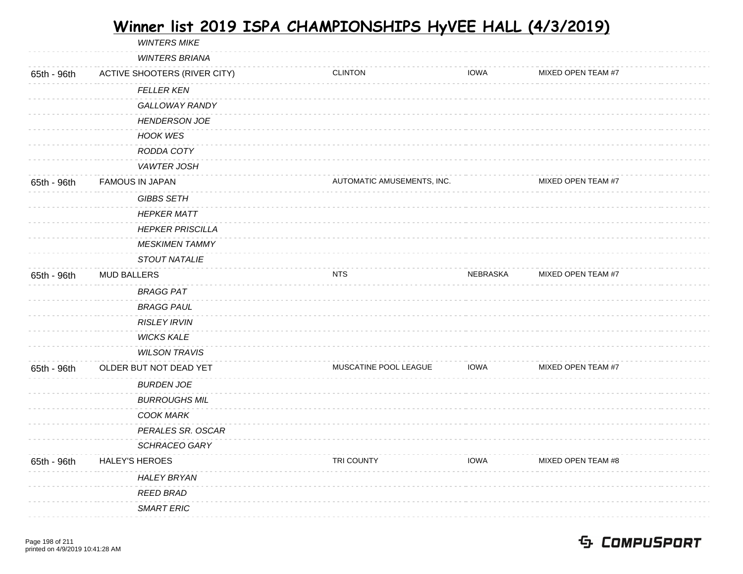# Winner list 2019 ISPA CHAMPIONSHIPS HyVEE HALL (4/3/2019)

| Place | Team / Player | League | State | Event |
|---|---|---|---|---|
| | *WINTERS MIKE* | | | |
| | *WINTERS BRIANA* | | | |
| 65th - 96th | ACTIVE SHOOTERS (RIVER CITY) | CLINTON | IOWA | MIXED OPEN TEAM #7 |
| | *FELLER KEN* | | | |
| | *GALLOWAY RANDY* | | | |
| | *HENDERSON JOE* | | | |
| | *HOOK WES* | | | |
| | *RODDA COTY* | | | |
| | *VAWTER JOSH* | | | |
| 65th - 96th | FAMOUS IN JAPAN | AUTOMATIC AMUSEMENTS, INC. | | MIXED OPEN TEAM #7 |
| | *GIBBS SETH* | | | |
| | *HEPKER MATT* | | | |
| | *HEPKER PRISCILLA* | | | |
| | *MESKIMEN TAMMY* | | | |
| | *STOUT NATALIE* | | | |
| 65th - 96th | MUD BALLERS | NTS | NEBRASKA | MIXED OPEN TEAM #7 |
| | *BRAGG PAT* | | | |
| | *BRAGG PAUL* | | | |
| | *RISLEY IRVIN* | | | |
| | *WICKS KALE* | | | |
| | *WILSON TRAVIS* | | | |
| 65th - 96th | OLDER BUT NOT DEAD YET | MUSCATINE POOL LEAGUE | IOWA | MIXED OPEN TEAM #7 |
| | *BURDEN JOE* | | | |
| | *BURROUGHS MIL* | | | |
| | *COOK MARK* | | | |
| | *PERALES SR. OSCAR* | | | |
| | *SCHRACEO GARY* | | | |
| 65th - 96th | HALEY'S HEROES | TRI COUNTY | IOWA | MIXED OPEN TEAM #8 |
| | *HALEY BRYAN* | | | |
| | *REED BRAD* | | | |
| | *SMART ERIC* | | | |

printed on 4/9/2019 10:41:28 AM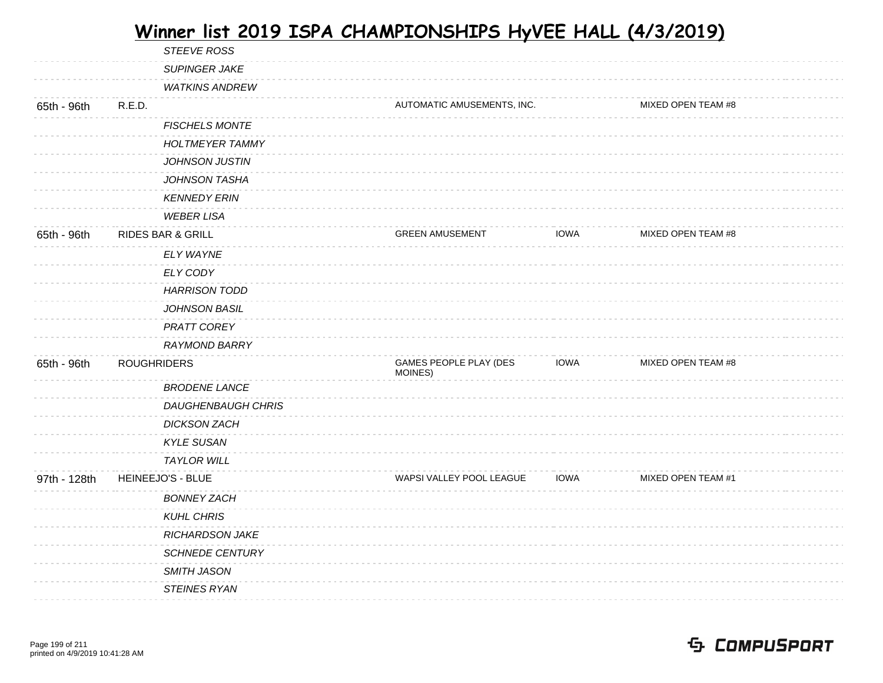# Winner list 2019 ISPA CHAMPIONSHIPS HyVEE HALL (4/3/2019)

| Place | Team / Player | Sponsor | State | Division |
|---|---|---|---|---|
| | *STEEVE ROSS* | | | |
| | *SUPINGER JAKE* | | | |
| | *WATKINS ANDREW* | | | |
| 65th - 96th | R.E.D. | AUTOMATIC AMUSEMENTS, INC. | | MIXED OPEN TEAM #8 |
| | *FISCHELS MONTE* | | | |
| | *HOLTMEYER TAMMY* | | | |
| | *JOHNSON JUSTIN* | | | |
| | *JOHNSON TASHA* | | | |
| | *KENNEDY ERIN* | | | |
| | *WEBER LISA* | | | |
| 65th - 96th | RIDES BAR & GRILL | GREEN AMUSEMENT | IOWA | MIXED OPEN TEAM #8 |
| | *ELY WAYNE* | | | |
| | *ELY CODY* | | | |
| | *HARRISON TODD* | | | |
| | *JOHNSON BASIL* | | | |
| | *PRATT COREY* | | | |
| | *RAYMOND BARRY* | | | |
| 65th - 96th | ROUGHRIDERS | GAMES PEOPLE PLAY (DES MOINES) | IOWA | MIXED OPEN TEAM #8 |
| | *BRODENE LANCE* | | | |
| | *DAUGHENBAUGH CHRIS* | | | |
| | *DICKSON ZACH* | | | |
| | *KYLE SUSAN* | | | |
| | *TAYLOR WILL* | | | |
| 97th - 128th | HEINEEJO'S - BLUE | WAPSI VALLEY POOL LEAGUE | IOWA | MIXED OPEN TEAM #1 |
| | *BONNEY ZACH* | | | |
| | *KUHL CHRIS* | | | |
| | *RICHARDSON JAKE* | | | |
| | *SCHNEDE CENTURY* | | | |
| | *SMITH JASON* | | | |
| | *STEINES RYAN* | | | |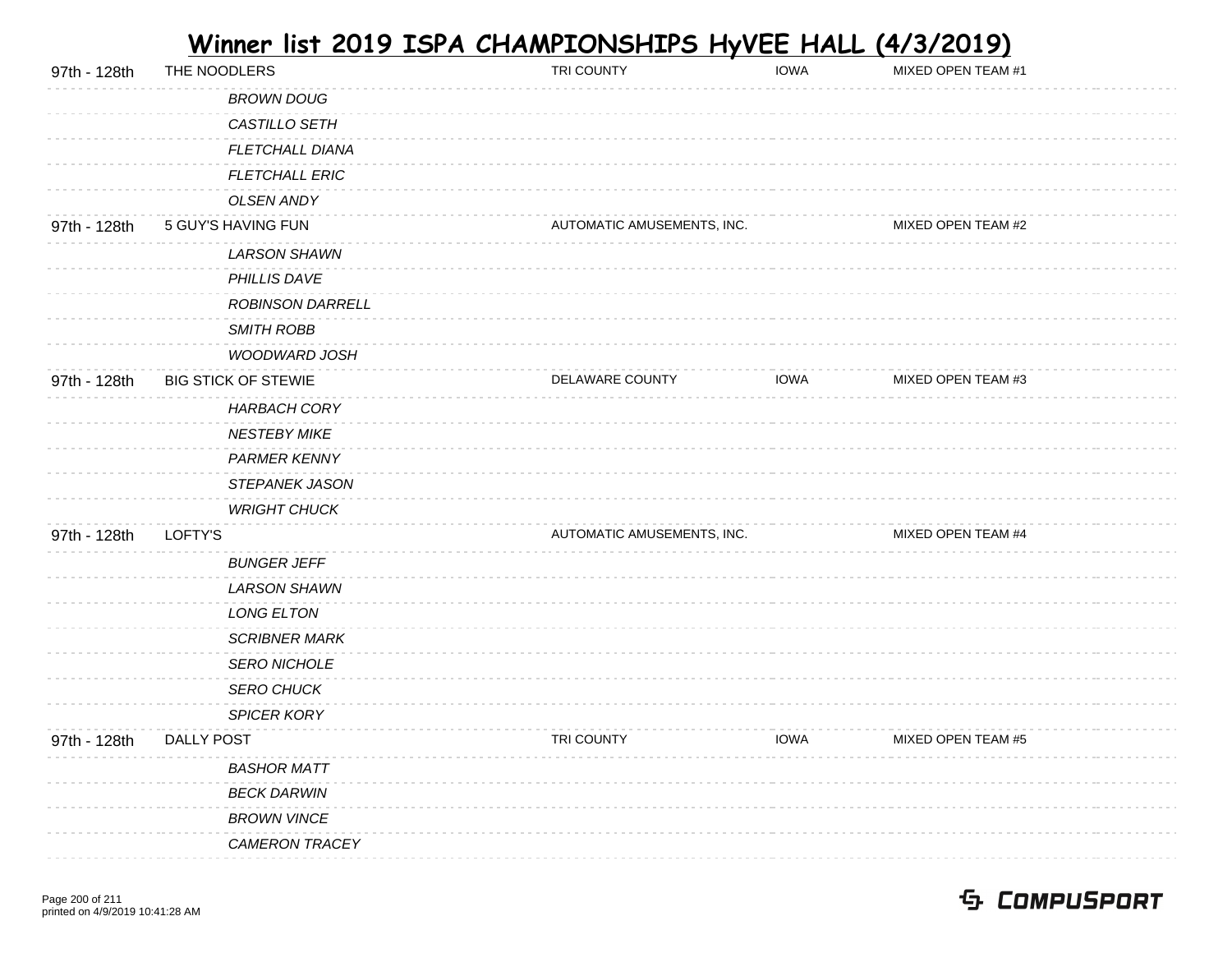# Winner list 2019 ISPA CHAMPIONSHIPS HyVEE HALL (4/3/2019)

| Place | Team / Player | Sponsor | State | Division |
|---|---|---|---|---|
| 97th - 128th | THE NOODLERS | TRI COUNTY | IOWA | MIXED OPEN TEAM #1 |
| | *BROWN DOUG* | | | |
| | *CASTILLO SETH* | | | |
| | *FLETCHALL DIANA* | | | |
| | *FLETCHALL ERIC* | | | |
| | *OLSEN ANDY* | | | |
| 97th - 128th | 5 GUY'S HAVING FUN | AUTOMATIC AMUSEMENTS, INC. | | MIXED OPEN TEAM #2 |
| | *LARSON SHAWN* | | | |
| | *PHILLIS DAVE* | | | |
| | *ROBINSON DARRELL* | | | |
| | *SMITH ROBB* | | | |
| | *WOODWARD JOSH* | | | |
| 97th - 128th | BIG STICK OF STEWIE | DELAWARE COUNTY | IOWA | MIXED OPEN TEAM #3 |
| | *HARBACH CORY* | | | |
| | *NESTEBY MIKE* | | | |
| | *PARMER KENNY* | | | |
| | *STEPANEK JASON* | | | |
| | *WRIGHT CHUCK* | | | |
| 97th - 128th | LOFTY'S | AUTOMATIC AMUSEMENTS, INC. | | MIXED OPEN TEAM #4 |
| | *BUNGER JEFF* | | | |
| | *LARSON SHAWN* | | | |
| | *LONG ELTON* | | | |
| | *SCRIBNER MARK* | | | |
| | *SERO NICHOLE* | | | |
| | *SERO CHUCK* | | | |
| | *SPICER KORY* | | | |
| 97th - 128th | DALLY POST | TRI COUNTY | IOWA | MIXED OPEN TEAM #5 |
| | *BASHOR MATT* | | | |
| | *BECK DARWIN* | | | |
| | *BROWN VINCE* | | | |
| | *CAMERON TRACEY* | | | |

printed on 4/9/2019 10:41:28 AM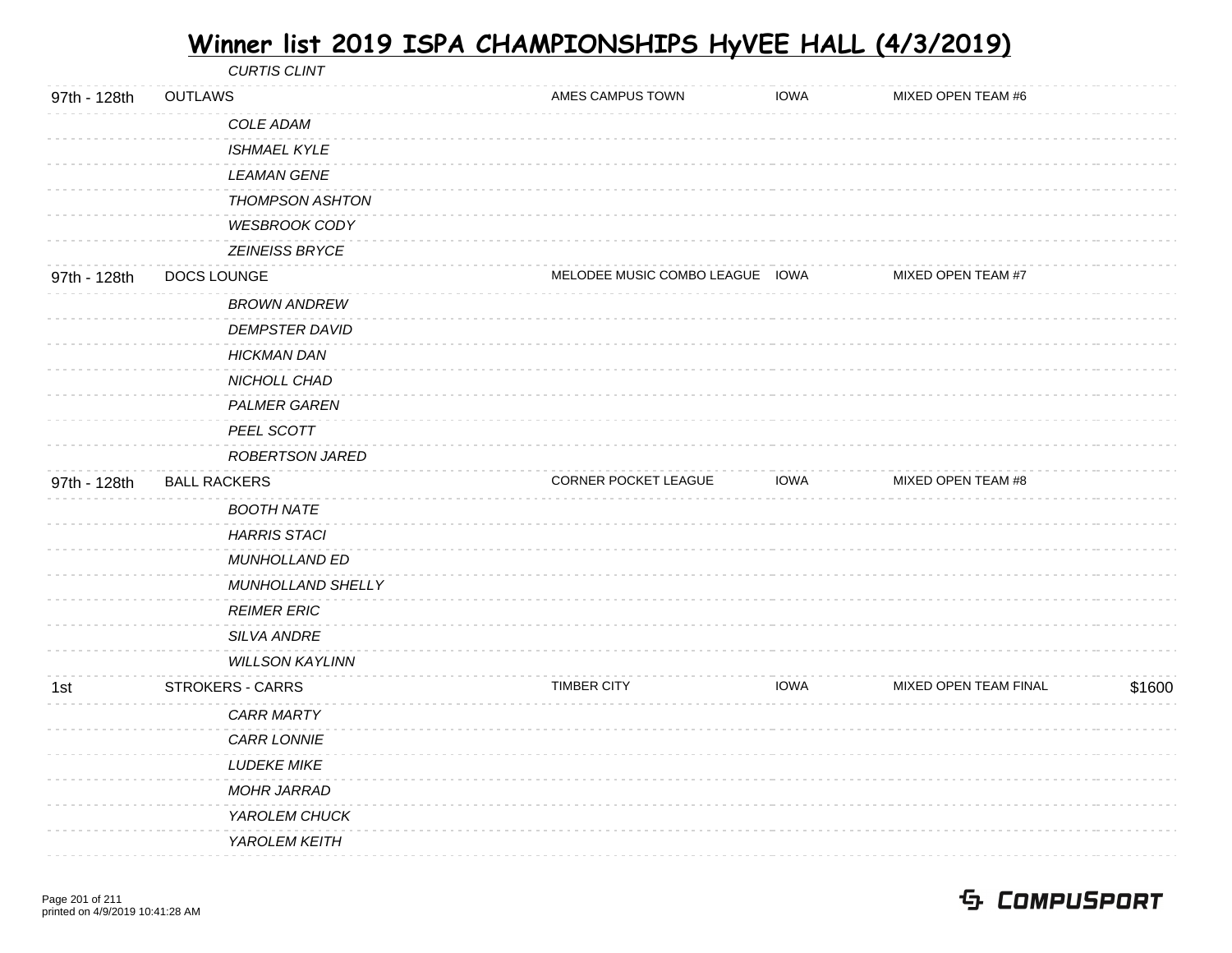# Winner list 2019 ISPA CHAMPIONSHIPS HyVEE HALL (4/3/2019)

| Place | Team / Player | League | State | Event | Prize |
|---|---|---|---|---|---|
| | *CURTIS CLINT* | | | | |
| 97th - 128th | OUTLAWS | AMES CAMPUS TOWN | IOWA | MIXED OPEN TEAM #6 | |
| | *COLE ADAM* | | | | |
| | *ISHMAEL KYLE* | | | | |
| | *LEAMAN GENE* | | | | |
| | *THOMPSON ASHTON* | | | | |
| | *WESBROOK CODY* | | | | |
| | *ZEINEISS BRYCE* | | | | |
| 97th - 128th | DOCS LOUNGE | MELODEE MUSIC COMBO LEAGUE | IOWA | MIXED OPEN TEAM #7 | |
| | *BROWN ANDREW* | | | | |
| | *DEMPSTER DAVID* | | | | |
| | *HICKMAN DAN* | | | | |
| | *NICHOLL CHAD* | | | | |
| | *PALMER GAREN* | | | | |
| | *PEEL SCOTT* | | | | |
| | *ROBERTSON JARED* | | | | |
| 97th - 128th | BALL RACKERS | CORNER POCKET LEAGUE | IOWA | MIXED OPEN TEAM #8 | |
| | *BOOTH NATE* | | | | |
| | *HARRIS STACI* | | | | |
| | *MUNHOLLAND ED* | | | | |
| | *MUNHOLLAND SHELLY* | | | | |
| | *REIMER ERIC* | | | | |
| | *SILVA ANDRE* | | | | |
| | *WILLSON KAYLINN* | | | | |
| 1st | STROKERS - CARRS | TIMBER CITY | IOWA | MIXED OPEN TEAM FINAL | $1600 |
| | *CARR MARTY* | | | | |
| | *CARR LONNIE* | | | | |
| | *LUDEKE MIKE* | | | | |
| | *MOHR JARRAD* | | | | |
| | *YAROLEM CHUCK* | | | | |
| | *YAROLEM KEITH* | | | | |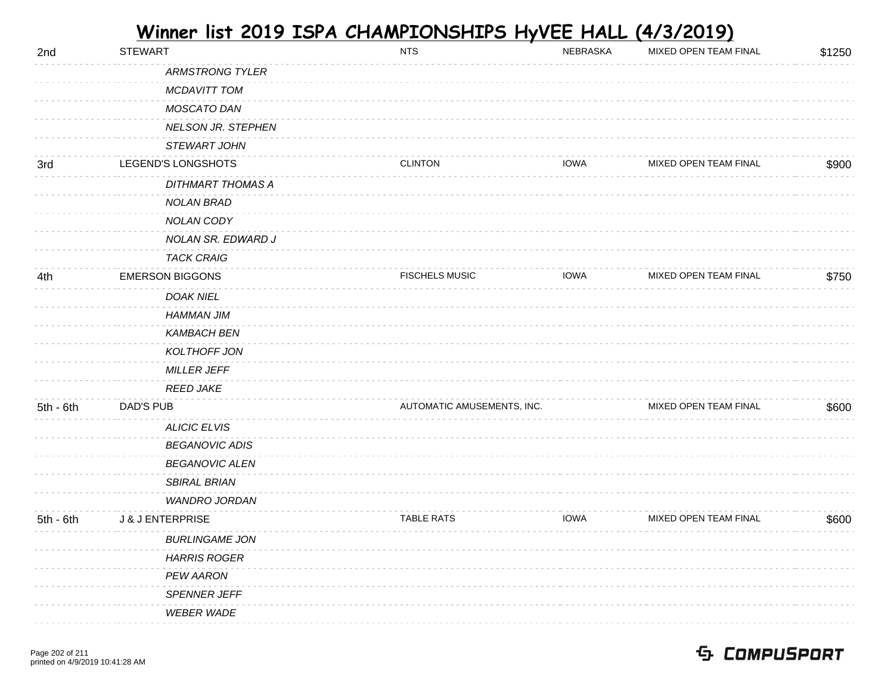# Winner list 2019 ISPA CHAMPIONSHIPS HyVEE HALL (4/3/2019)

| Place | Team / Player | Sponsor | State | Event | Prize |
|---|---|---|---|---|---|
| 2nd | STEWART | NTS | NEBRASKA | MIXED OPEN TEAM FINAL | $1250 |
| | *ARMSTRONG TYLER* | | | | |
| | *MCDAVITT TOM* | | | | |
| | *MOSCATO DAN* | | | | |
| | *NELSON JR. STEPHEN* | | | | |
| | *STEWART JOHN* | | | | |
| 3rd | LEGEND'S LONGSHOTS | CLINTON | IOWA | MIXED OPEN TEAM FINAL | $900 |
| | *DITHMART THOMAS A* | | | | |
| | *NOLAN BRAD* | | | | |
| | *NOLAN CODY* | | | | |
| | *NOLAN SR. EDWARD J* | | | | |
| | *TACK CRAIG* | | | | |
| 4th | EMERSON BIGGONS | FISCHELS MUSIC | IOWA | MIXED OPEN TEAM FINAL | $750 |
| | *DOAK NIEL* | | | | |
| | *HAMMAN JIM* | | | | |
| | *KAMBACH BEN* | | | | |
| | *KOLTHOFF JON* | | | | |
| | *MILLER JEFF* | | | | |
| | *REED JAKE* | | | | |
| 5th - 6th | DAD'S PUB | AUTOMATIC AMUSEMENTS, INC. | | MIXED OPEN TEAM FINAL | $600 |
| | *ALICIC ELVIS* | | | | |
| | *BEGANOVIC ADIS* | | | | |
| | *BEGANOVIC ALEN* | | | | |
| | *SBIRAL BRIAN* | | | | |
| | *WANDRO JORDAN* | | | | |
| 5th - 6th | J & J ENTERPRISE | TABLE RATS | IOWA | MIXED OPEN TEAM FINAL | $600 |
| | *BURLINGAME JON* | | | | |
| | *HARRIS ROGER* | | | | |
| | *PEW AARON* | | | | |
| | *SPENNER JEFF* | | | | |
| | *WEBER WADE* | | | | |

printed on 4/9/2019 10:41:28 AM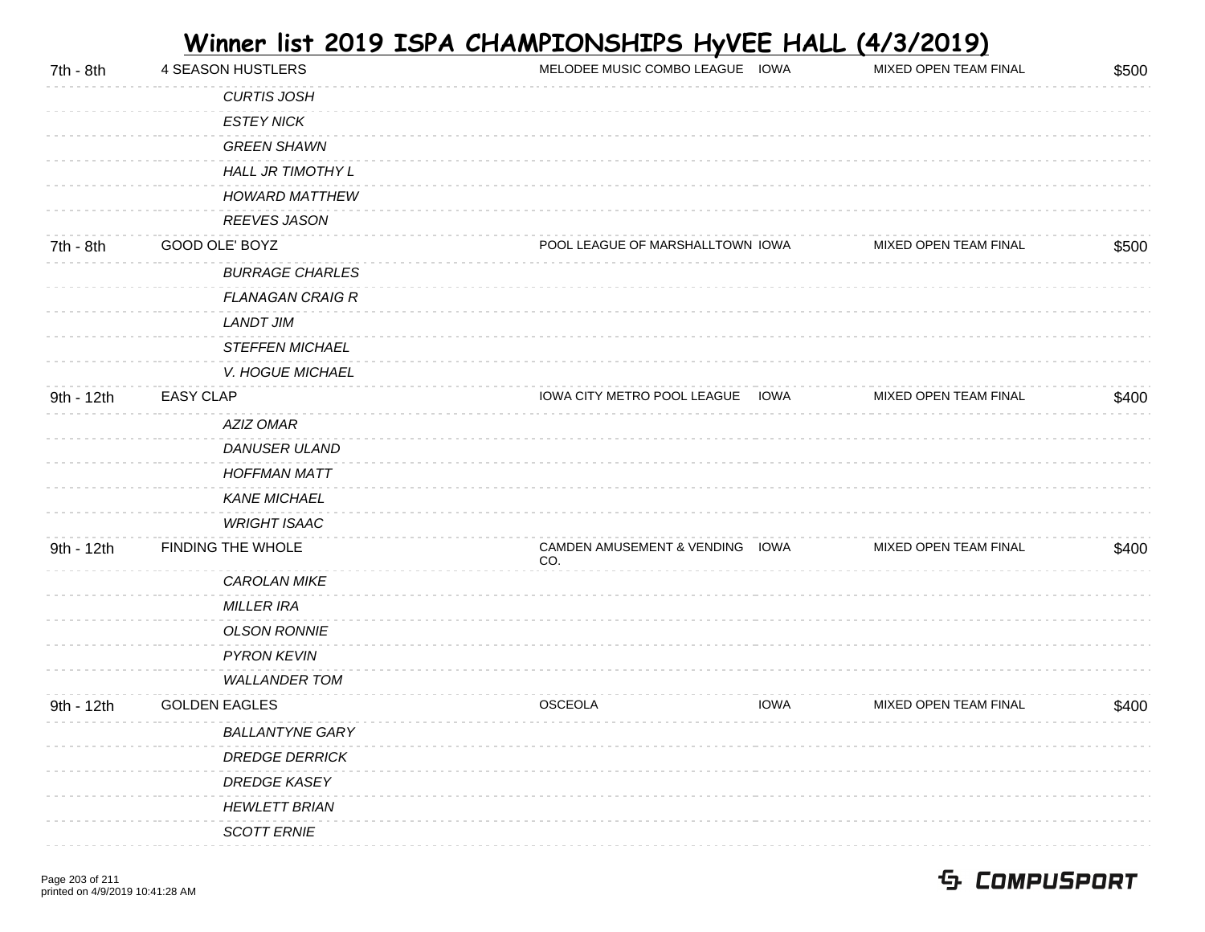# Winner list 2019 ISPA CHAMPIONSHIPS HyVEE HALL (4/3/2019)

| Place | Team / Player | League | State | Event | Prize |
|---|---|---|---|---|---|
| 7th - 8th | 4 SEASON HUSTLERS | MELODEE MUSIC COMBO LEAGUE | IOWA | MIXED OPEN TEAM FINAL | $500 |
| | *CURTIS JOSH* | | | | |
| | *ESTEY NICK* | | | | |
| | *GREEN SHAWN* | | | | |
| | *HALL JR TIMOTHY L* | | | | |
| | *HOWARD MATTHEW* | | | | |
| | *REEVES JASON* | | | | |
| 7th - 8th | GOOD OLE' BOYZ | POOL LEAGUE OF MARSHALLTOWN | IOWA | MIXED OPEN TEAM FINAL | $500 |
| | *BURRAGE CHARLES* | | | | |
| | *FLANAGAN CRAIG R* | | | | |
| | *LANDT JIM* | | | | |
| | *STEFFEN MICHAEL* | | | | |
| | *V. HOGUE MICHAEL* | | | | |
| 9th - 12th | EASY CLAP | IOWA CITY METRO POOL LEAGUE | IOWA | MIXED OPEN TEAM FINAL | $400 |
| | *AZIZ OMAR* | | | | |
| | *DANUSER ULAND* | | | | |
| | *HOFFMAN MATT* | | | | |
| | *KANE MICHAEL* | | | | |
| | *WRIGHT ISAAC* | | | | |
| 9th - 12th | FINDING THE WHOLE | CAMDEN AMUSEMENT & VENDING CO. | IOWA | MIXED OPEN TEAM FINAL | $400 |
| | *CAROLAN MIKE* | | | | |
| | *MILLER IRA* | | | | |
| | *OLSON RONNIE* | | | | |
| | *PYRON KEVIN* | | | | |
| | *WALLANDER TOM* | | | | |
| 9th - 12th | GOLDEN EAGLES | OSCEOLA | IOWA | MIXED OPEN TEAM FINAL | $400 |
| | *BALLANTYNE GARY* | | | | |
| | *DREDGE DERRICK* | | | | |
| | *DREDGE KASEY* | | | | |
| | *HEWLETT BRIAN* | | | | |
| | *SCOTT ERNIE* | | | | |

printed on 4/9/2019 10:41:28 AM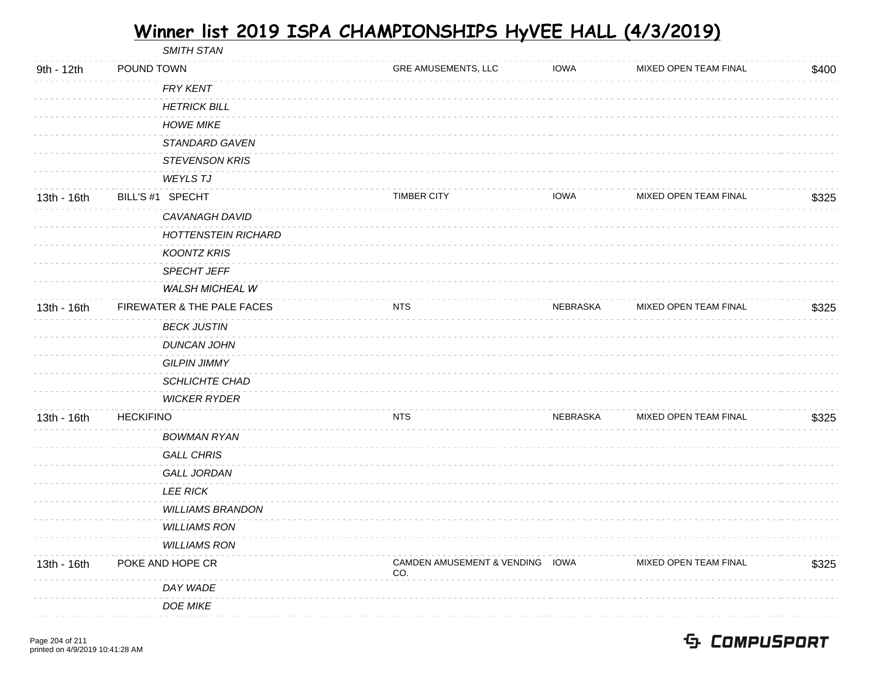# Winner list 2019 ISPA CHAMPIONSHIPS HyVEE HALL (4/3/2019)

| Place | Team / Player | Sponsor | State | Event | Prize |
|---|---|---|---|---|---|
| | *SMITH STAN* | | | | |
| 9th - 12th | POUND TOWN | GRE AMUSEMENTS, LLC | IOWA | MIXED OPEN TEAM FINAL | $400 |
| | *FRY KENT* | | | | |
| | *HETRICK BILL* | | | | |
| | *HOWE MIKE* | | | | |
| | *STANDARD GAVEN* | | | | |
| | *STEVENSON KRIS* | | | | |
| | *WEYLS TJ* | | | | |
| 13th - 16th | BILL'S #1 SPECHT | TIMBER CITY | IOWA | MIXED OPEN TEAM FINAL | $325 |
| | *CAVANAGH DAVID* | | | | |
| | *HOTTENSTEIN RICHARD* | | | | |
| | *KOONTZ KRIS* | | | | |
| | *SPECHT JEFF* | | | | |
| | *WALSH MICHEAL W* | | | | |
| 13th - 16th | FIREWATER & THE PALE FACES | NTS | NEBRASKA | MIXED OPEN TEAM FINAL | $325 |
| | *BECK JUSTIN* | | | | |
| | *DUNCAN JOHN* | | | | |
| | *GILPIN JIMMY* | | | | |
| | *SCHLICHTE CHAD* | | | | |
| | *WICKER RYDER* | | | | |
| 13th - 16th | HECKIFINO | NTS | NEBRASKA | MIXED OPEN TEAM FINAL | $325 |
| | *BOWMAN RYAN* | | | | |
| | *GALL CHRIS* | | | | |
| | *GALL JORDAN* | | | | |
| | *LEE RICK* | | | | |
| | *WILLIAMS BRANDON* | | | | |
| | *WILLIAMS RON* | | | | |
| | *WILLIAMS RON* | | | | |
| 13th - 16th | POKE AND HOPE CR | CAMDEN AMUSEMENT & VENDING CO. | IOWA | MIXED OPEN TEAM FINAL | $325 |
| | *DAY WADE* | | | | |
| | *DOE MIKE* | | | | |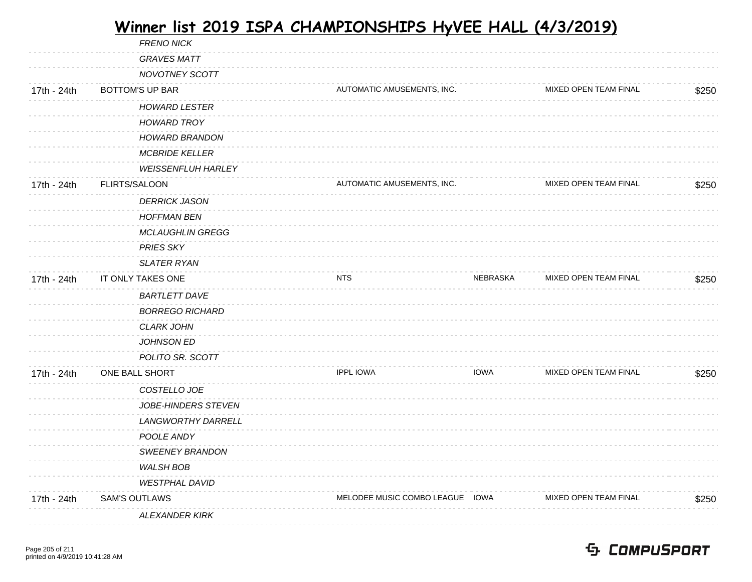# Winner list 2019 ISPA CHAMPIONSHIPS HyVEE HALL (4/3/2019)

| Place | Team / Player | League | State | Event | Prize |
|---|---|---|---|---|---|
| | *FRENO NICK* | | | | |
| | *GRAVES MATT* | | | | |
| | *NOVOTNEY SCOTT* | | | | |
| 17th - 24th | BOTTOM'S UP BAR | AUTOMATIC AMUSEMENTS, INC. | | MIXED OPEN TEAM FINAL | $250 |
| | *HOWARD LESTER* | | | | |
| | *HOWARD TROY* | | | | |
| | *HOWARD BRANDON* | | | | |
| | *MCBRIDE KELLER* | | | | |
| | *WEISSENFLUH HARLEY* | | | | |
| 17th - 24th | FLIRTS/SALOON | AUTOMATIC AMUSEMENTS, INC. | | MIXED OPEN TEAM FINAL | $250 |
| | *DERRICK JASON* | | | | |
| | *HOFFMAN BEN* | | | | |
| | *MCLAUGHLIN GREGG* | | | | |
| | *PRIES SKY* | | | | |
| | *SLATER RYAN* | | | | |
| 17th - 24th | IT ONLY TAKES ONE | NTS | NEBRASKA | MIXED OPEN TEAM FINAL | $250 |
| | *BARTLETT DAVE* | | | | |
| | *BORREGO RICHARD* | | | | |
| | *CLARK JOHN* | | | | |
| | *JOHNSON ED* | | | | |
| | *POLITO SR. SCOTT* | | | | |
| 17th - 24th | ONE BALL SHORT | IPPL IOWA | IOWA | MIXED OPEN TEAM FINAL | $250 |
| | *COSTELLO JOE* | | | | |
| | *JOBE-HINDERS STEVEN* | | | | |
| | *LANGWORTHY DARRELL* | | | | |
| | *POOLE ANDY* | | | | |
| | *SWEENEY BRANDON* | | | | |
| | *WALSH BOB* | | | | |
| | *WESTPHAL DAVID* | | | | |
| 17th - 24th | SAM'S OUTLAWS | MELODEE MUSIC COMBO LEAGUE | IOWA | MIXED OPEN TEAM FINAL | $250 |
| | *ALEXANDER KIRK* | | | | |

printed on 4/9/2019 10:41:28 AM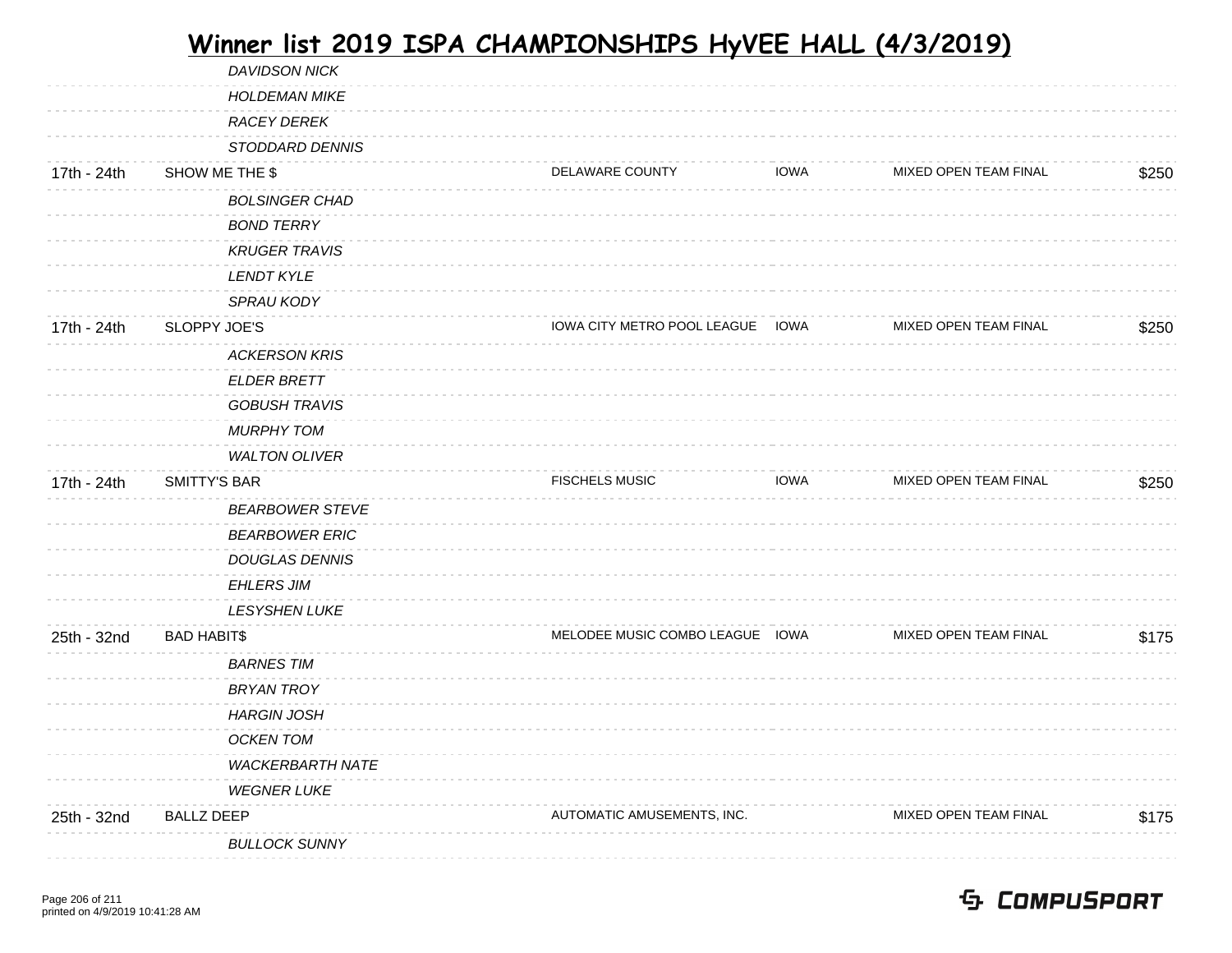# Winner list 2019 ISPA CHAMPIONSHIPS HyVEE HALL (4/3/2019)

| Place | Team / Player | League | State | Event | Prize |
|---|---|---|---|---|---|
| | *DAVIDSON NICK* | | | | |
| | *HOLDEMAN MIKE* | | | | |
| | *RACEY DEREK* | | | | |
| | *STODDARD DENNIS* | | | | |
| 17th - 24th | SHOW ME THE $ | DELAWARE COUNTY | IOWA | MIXED OPEN TEAM FINAL | $250 |
| | *BOLSINGER CHAD* | | | | |
| | *BOND TERRY* | | | | |
| | *KRUGER TRAVIS* | | | | |
| | *LENDT KYLE* | | | | |
| | *SPRAU KODY* | | | | |
| 17th - 24th | SLOPPY JOE'S | IOWA CITY METRO POOL LEAGUE | IOWA | MIXED OPEN TEAM FINAL | $250 |
| | *ACKERSON KRIS* | | | | |
| | *ELDER BRETT* | | | | |
| | *GOBUSH TRAVIS* | | | | |
| | *MURPHY TOM* | | | | |
| | *WALTON OLIVER* | | | | |
| 17th - 24th | SMITTY'S BAR | FISCHELS MUSIC | IOWA | MIXED OPEN TEAM FINAL | $250 |
| | *BEARBOWER STEVE* | | | | |
| | *BEARBOWER ERIC* | | | | |
| | *DOUGLAS DENNIS* | | | | |
| | *EHLERS JIM* | | | | |
| | *LESYSHEN LUKE* | | | | |
| 25th - 32nd | BAD HABIT$ | MELODEE MUSIC COMBO LEAGUE | IOWA | MIXED OPEN TEAM FINAL | $175 |
| | *BARNES TIM* | | | | |
| | *BRYAN TROY* | | | | |
| | *HARGIN JOSH* | | | | |
| | *OCKEN TOM* | | | | |
| | *WACKERBARTH NATE* | | | | |
| | *WEGNER LUKE* | | | | |
| 25th - 32nd | BALLZ DEEP | AUTOMATIC AMUSEMENTS, INC. | | MIXED OPEN TEAM FINAL | $175 |
| | *BULLOCK SUNNY* | | | | |

printed on 4/9/2019 10:41:28 AM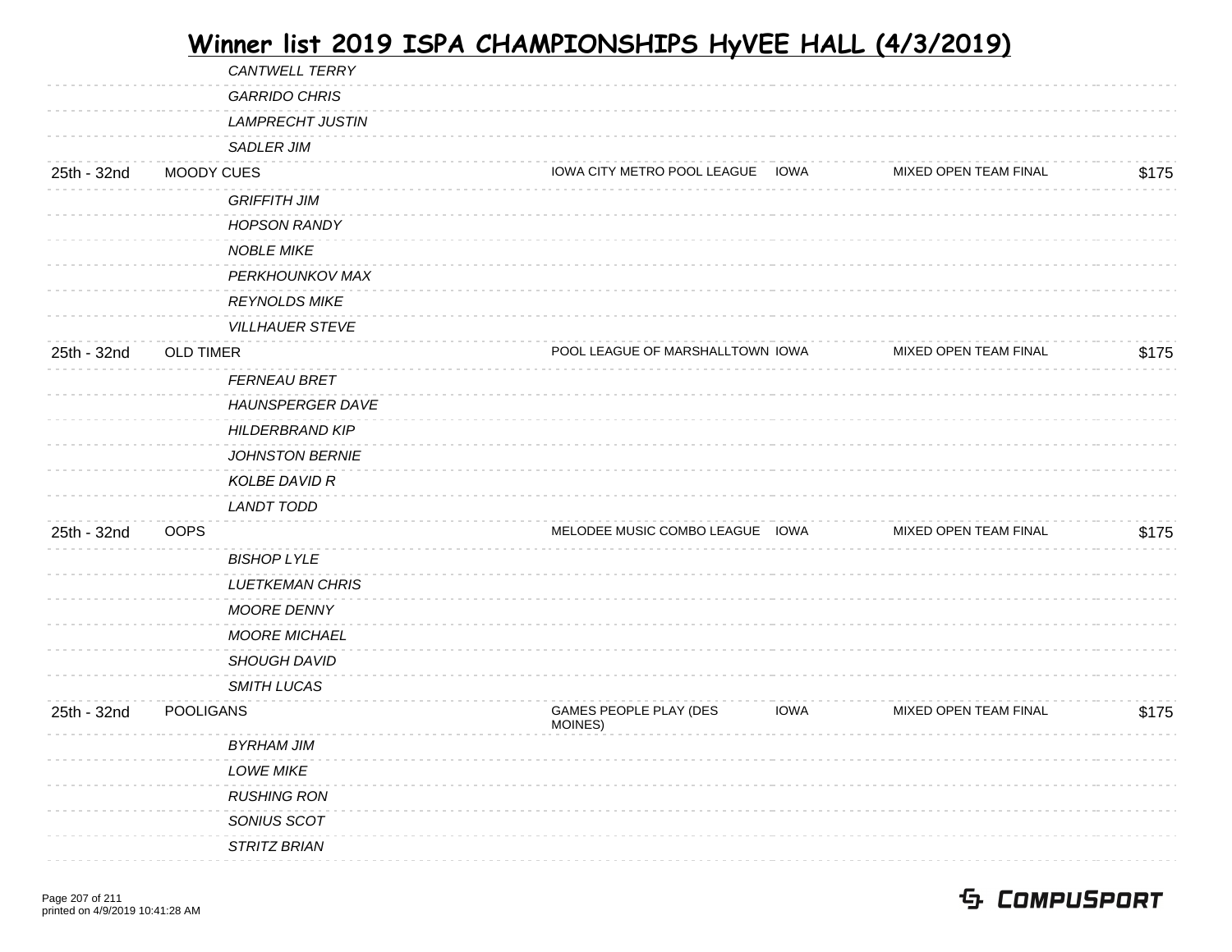# Winner list 2019 ISPA CHAMPIONSHIPS HyVEE HALL (4/3/2019)

| Place | Team / Player | League | State | Event | Prize |
|---|---|---|---|---|---|
| | *CANTWELL TERRY* | | | | |
| | *GARRIDO CHRIS* | | | | |
| | *LAMPRECHT JUSTIN* | | | | |
| | *SADLER JIM* | | | | |
| 25th - 32nd | MOODY CUES | IOWA CITY METRO POOL LEAGUE | IOWA | MIXED OPEN TEAM FINAL | $175 |
| | *GRIFFITH JIM* | | | | |
| | *HOPSON RANDY* | | | | |
| | *NOBLE MIKE* | | | | |
| | *PERKHOUNKOV MAX* | | | | |
| | *REYNOLDS MIKE* | | | | |
| | *VILLHAUER STEVE* | | | | |
| 25th - 32nd | OLD TIMER | POOL LEAGUE OF MARSHALLTOWN | IOWA | MIXED OPEN TEAM FINAL | $175 |
| | *FERNEAU BRET* | | | | |
| | *HAUNSPERGER DAVE* | | | | |
| | *HILDERBRAND KIP* | | | | |
| | *JOHNSTON BERNIE* | | | | |
| | *KOLBE DAVID R* | | | | |
| | *LANDT TODD* | | | | |
| 25th - 32nd | OOPS | MELODEE MUSIC COMBO LEAGUE | IOWA | MIXED OPEN TEAM FINAL | $175 |
| | *BISHOP LYLE* | | | | |
| | *LUETKEMAN CHRIS* | | | | |
| | *MOORE DENNY* | | | | |
| | *MOORE MICHAEL* | | | | |
| | *SHOUGH DAVID* | | | | |
| | *SMITH LUCAS* | | | | |
| 25th - 32nd | POOLIGANS | GAMES PEOPLE PLAY (DES MOINES) | IOWA | MIXED OPEN TEAM FINAL | $175 |
| | *BYRHAM JIM* | | | | |
| | *LOWE MIKE* | | | | |
| | *RUSHING RON* | | | | |
| | *SONIUS SCOT* | | | | |
| | *STRITZ BRIAN* | | | | |

printed on 4/9/2019 10:41:28 AM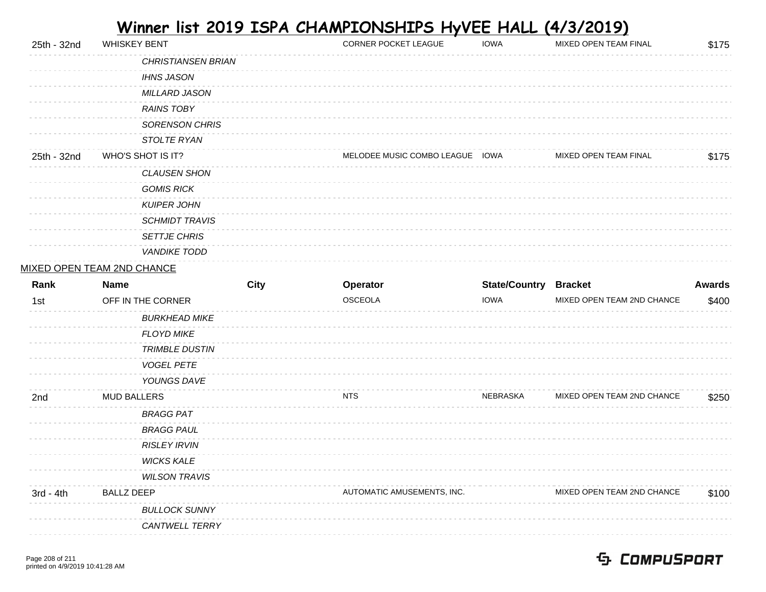# Winner list 2019 ISPA CHAMPIONSHIPS HyVEE HALL (4/3/2019)

| Rank | Name | City | Operator | State/Country | Bracket | Awards |
|---|---|---|---|---|---|---|
| 25th - 32nd | WHISKEY BENT | | CORNER POCKET LEAGUE | IOWA | MIXED OPEN TEAM FINAL | $175 |
| | *CHRISTIANSEN BRIAN* | | | | | |
| | *IHNS JASON* | | | | | |
| | *MILLARD JASON* | | | | | |
| | *RAINS TOBY* | | | | | |
| | *SORENSON CHRIS* | | | | | |
| | *STOLTE RYAN* | | | | | |
| 25th - 32nd | WHO'S SHOT IS IT? | | MELODEE MUSIC COMBO LEAGUE | IOWA | MIXED OPEN TEAM FINAL | $175 |
| | *CLAUSEN SHON* | | | | | |
| | *GOMIS RICK* | | | | | |
| | *KUIPER JOHN* | | | | | |
| | *SCHMIDT TRAVIS* | | | | | |
| | *SETTJE CHRIS* | | | | | |
| | *VANDIKE TODD* | | | | | |

## MIXED OPEN TEAM 2ND CHANCE

| Rank | Name | City | Operator | State/Country | Bracket | Awards |
|---|---|---|---|---|---|---|
| 1st | OFF IN THE CORNER | | OSCEOLA | IOWA | MIXED OPEN TEAM 2ND CHANCE | $400 |
| | *BURKHEAD MIKE* | | | | | |
| | *FLOYD MIKE* | | | | | |
| | *TRIMBLE DUSTIN* | | | | | |
| | *VOGEL PETE* | | | | | |
| | *YOUNGS DAVE* | | | | | |
| 2nd | MUD BALLERS | | NTS | NEBRASKA | MIXED OPEN TEAM 2ND CHANCE | $250 |
| | *BRAGG PAT* | | | | | |
| | *BRAGG PAUL* | | | | | |
| | *RISLEY IRVIN* | | | | | |
| | *WICKS KALE* | | | | | |
| | *WILSON TRAVIS* | | | | | |
| 3rd - 4th | BALLZ DEEP | | AUTOMATIC AMUSEMENTS, INC. | | MIXED OPEN TEAM 2ND CHANCE | $100 |
| | *BULLOCK SUNNY* | | | | | |
| | *CANTWELL TERRY* | | | | | |

printed on 4/9/2019 10:41:28 AM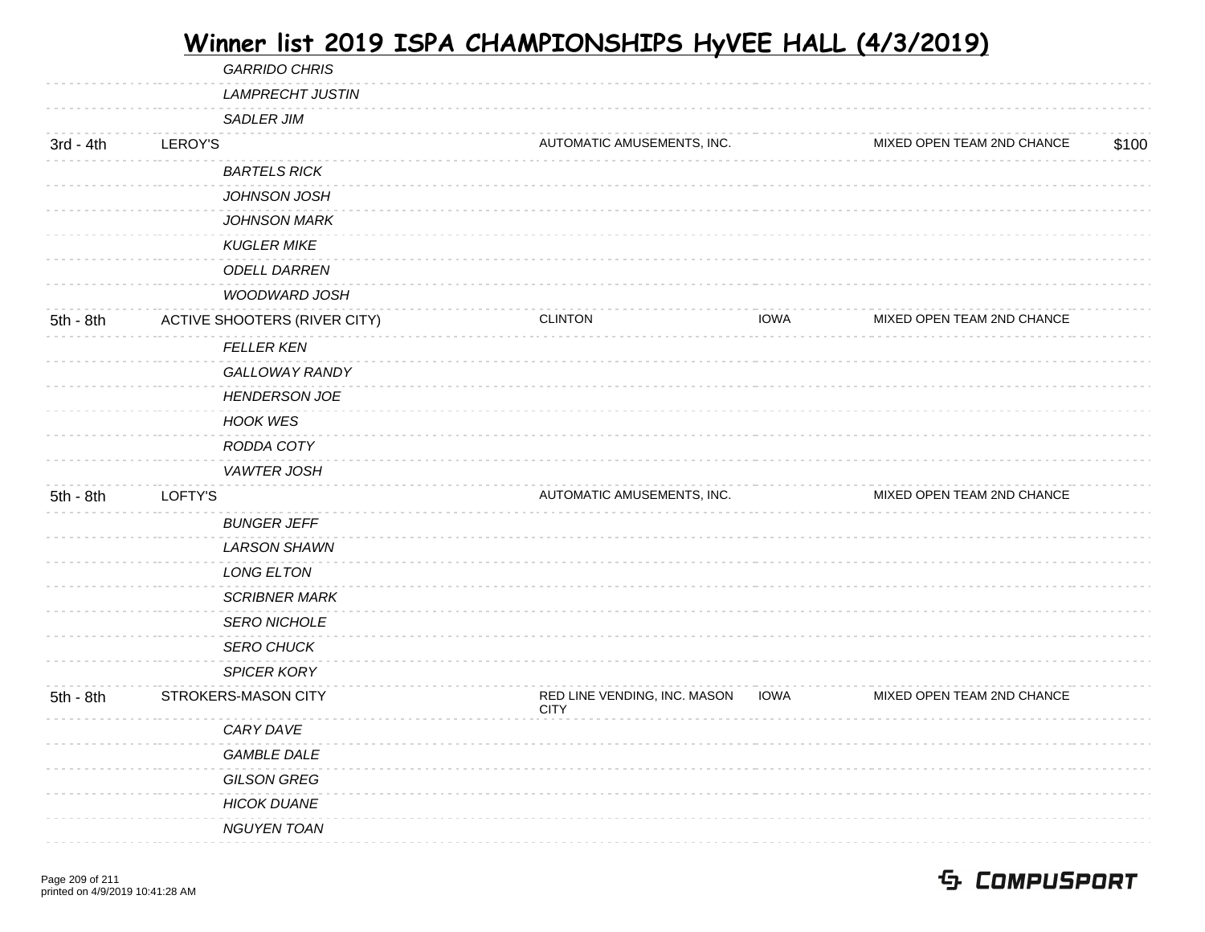# Winner list 2019 ISPA CHAMPIONSHIPS HyVEE HALL (4/3/2019)

| Place | Team / Player | Sponsor | State | Event | Prize |
|---|---|---|---|---|---|
| | *GARRIDO CHRIS* | | | | |
| | *LAMPRECHT JUSTIN* | | | | |
| | *SADLER JIM* | | | | |
| 3rd - 4th | LEROY'S | AUTOMATIC AMUSEMENTS, INC. | | MIXED OPEN TEAM 2ND CHANCE | $100 |
| | *BARTELS RICK* | | | | |
| | *JOHNSON JOSH* | | | | |
| | *JOHNSON MARK* | | | | |
| | *KUGLER MIKE* | | | | |
| | *ODELL DARREN* | | | | |
| | *WOODWARD JOSH* | | | | |
| 5th - 8th | ACTIVE SHOOTERS (RIVER CITY) | CLINTON | IOWA | MIXED OPEN TEAM 2ND CHANCE | |
| | *FELLER KEN* | | | | |
| | *GALLOWAY RANDY* | | | | |
| | *HENDERSON JOE* | | | | |
| | *HOOK WES* | | | | |
| | *RODDA COTY* | | | | |
| | *VAWTER JOSH* | | | | |
| 5th - 8th | LOFTY'S | AUTOMATIC AMUSEMENTS, INC. | | MIXED OPEN TEAM 2ND CHANCE | |
| | *BUNGER JEFF* | | | | |
| | *LARSON SHAWN* | | | | |
| | *LONG ELTON* | | | | |
| | *SCRIBNER MARK* | | | | |
| | *SERO NICHOLE* | | | | |
| | *SERO CHUCK* | | | | |
| | *SPICER KORY* | | | | |
| 5th - 8th | STROKERS-MASON CITY | RED LINE VENDING, INC. MASON CITY | IOWA | MIXED OPEN TEAM 2ND CHANCE | |
| | *CARY DAVE* | | | | |
| | *GAMBLE DALE* | | | | |
| | *GILSON GREG* | | | | |
| | *HICOK DUANE* | | | | |
| | *NGUYEN TOAN* | | | | |

printed on 4/9/2019 10:41:28 AM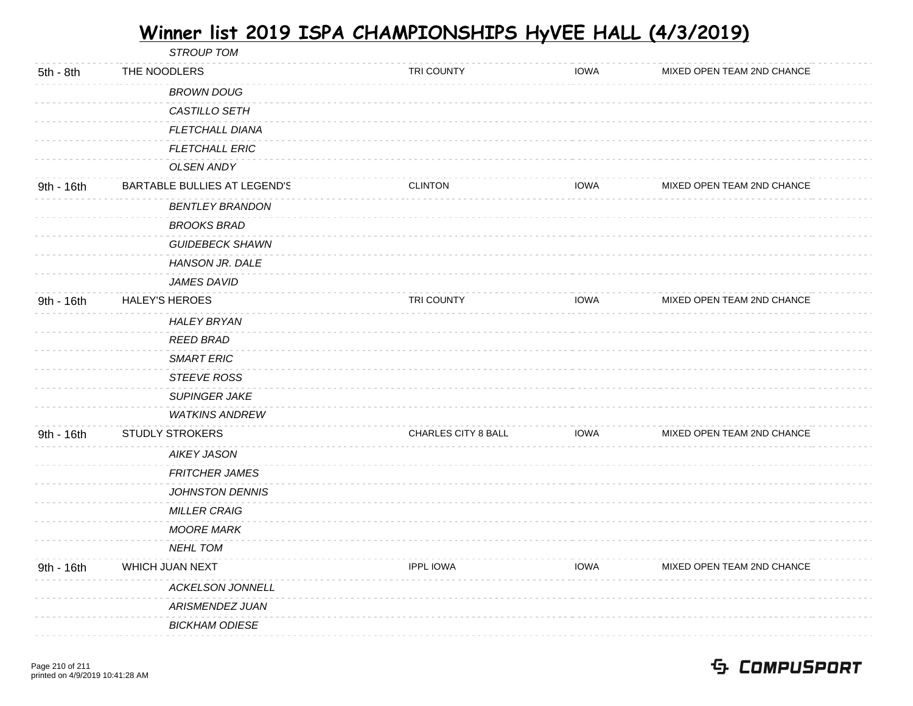# Winner list 2019 ISPA CHAMPIONSHIPS HyVEE HALL (4/3/2019)

| | | | | |
|---|---|---|---|---|
| | *STROUP TOM* | | | |
| 5th - 8th | THE NOODLERS | TRI COUNTY | IOWA | MIXED OPEN TEAM 2ND CHANCE |
| | *BROWN DOUG* | | | |
| | *CASTILLO SETH* | | | |
| | *FLETCHALL DIANA* | | | |
| | *FLETCHALL ERIC* | | | |
| | *OLSEN ANDY* | | | |
| 9th - 16th | BARTABLE BULLIES AT LEGEND'S | CLINTON | IOWA | MIXED OPEN TEAM 2ND CHANCE |
| | *BENTLEY BRANDON* | | | |
| | *BROOKS BRAD* | | | |
| | *GUIDEBECK SHAWN* | | | |
| | *HANSON JR. DALE* | | | |
| | *JAMES DAVID* | | | |
| 9th - 16th | HALEY'S HEROES | TRI COUNTY | IOWA | MIXED OPEN TEAM 2ND CHANCE |
| | *HALEY BRYAN* | | | |
| | *REED BRAD* | | | |
| | *SMART ERIC* | | | |
| | *STEEVE ROSS* | | | |
| | *SUPINGER JAKE* | | | |
| | *WATKINS ANDREW* | | | |
| 9th - 16th | STUDLY STROKERS | CHARLES CITY 8 BALL | IOWA | MIXED OPEN TEAM 2ND CHANCE |
| | *AIKEY JASON* | | | |
| | *FRITCHER JAMES* | | | |
| | *JOHNSTON DENNIS* | | | |
| | *MILLER CRAIG* | | | |
| | *MOORE MARK* | | | |
| | *NEHL TOM* | | | |
| 9th - 16th | WHICH JUAN NEXT | IPPL IOWA | IOWA | MIXED OPEN TEAM 2ND CHANCE |
| | *ACKELSON JONNELL* | | | |
| | *ARISMENDEZ JUAN* | | | |
| | *BICKHAM ODIESE* | | | |

printed on 4/9/2019 10:41:28 AM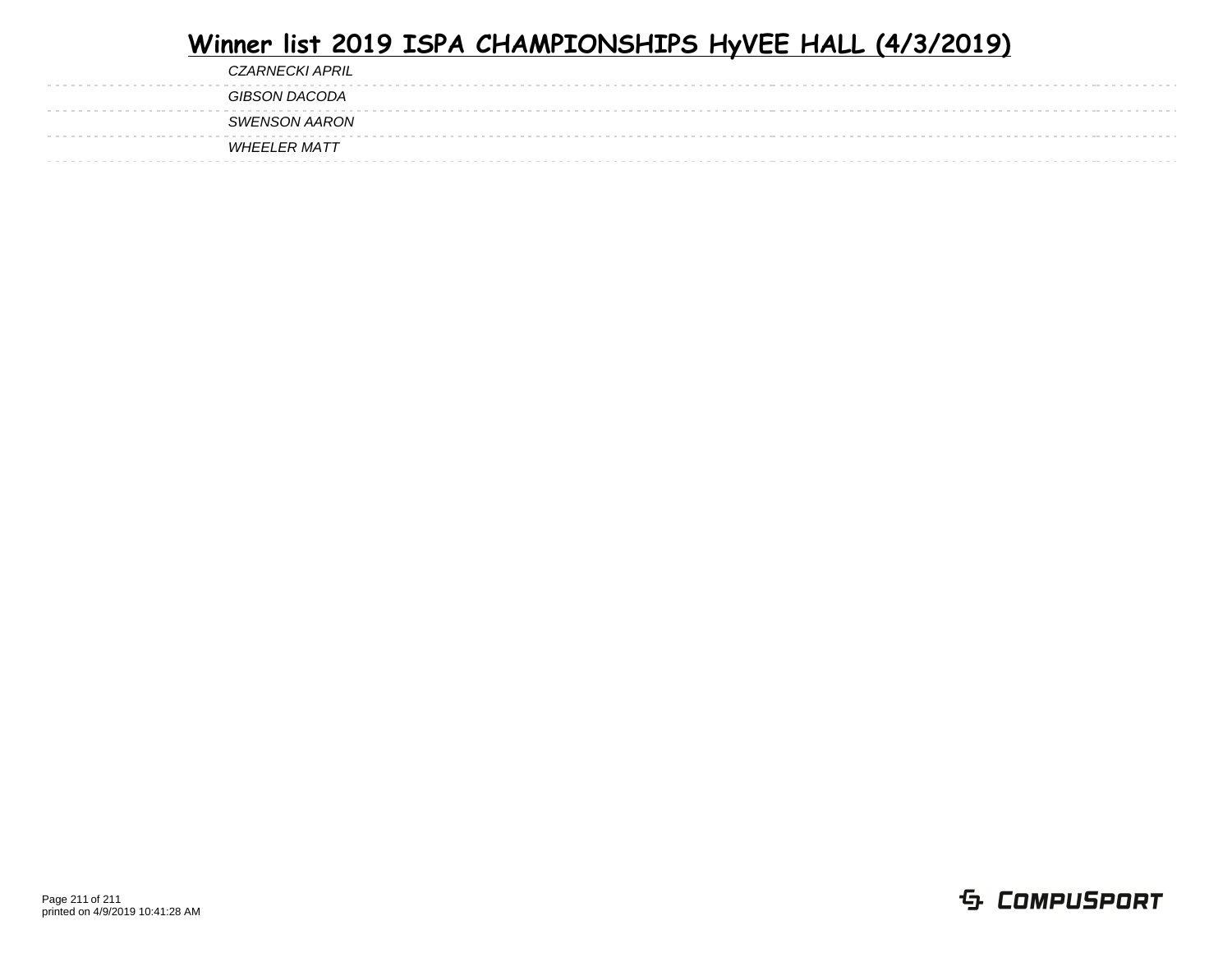# Winner list 2019 ISPA CHAMPIONSHIPS HyVEE HALL (4/3/2019)

*CZARNECKI APRIL*

*GIBSON DACODA*

*SWENSON AARON*

*WHEELER MATT*

printed on 4/9/2019 10:41:28 AM